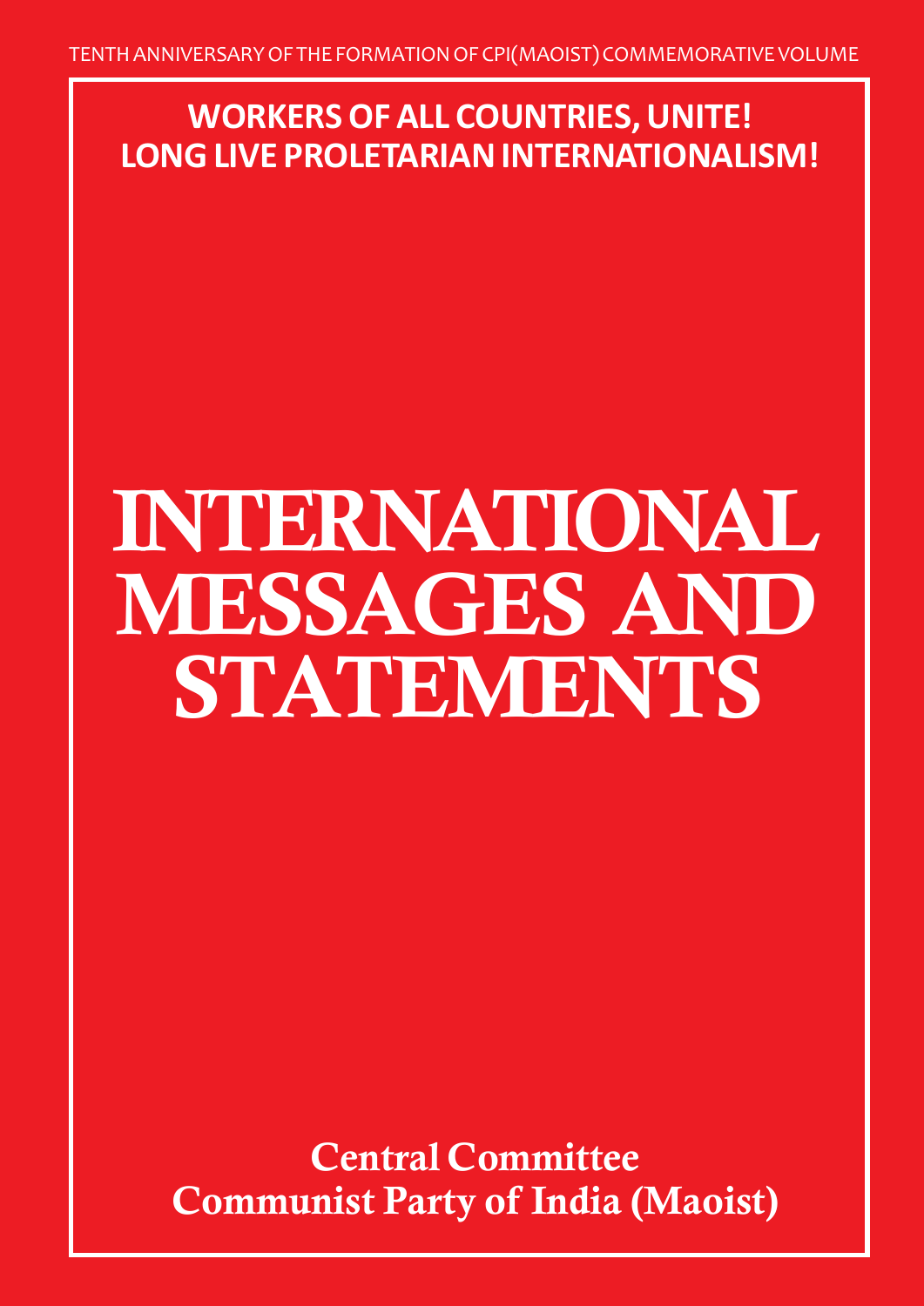TENTH ANNIVERSARY OF THE FORMATION OF CPI(MAOIST) COMMEMORATIVE VOLUME

**WORKERS OF ALL COUNTRIES, UNITE!**
**LONG LIVE PROLETARIAN INTERNATIONALISM!**

# INTERNATIONAL MESSAGES AND STATEMENTS

**Central Committee**
**Communist Party of India (Maoist)**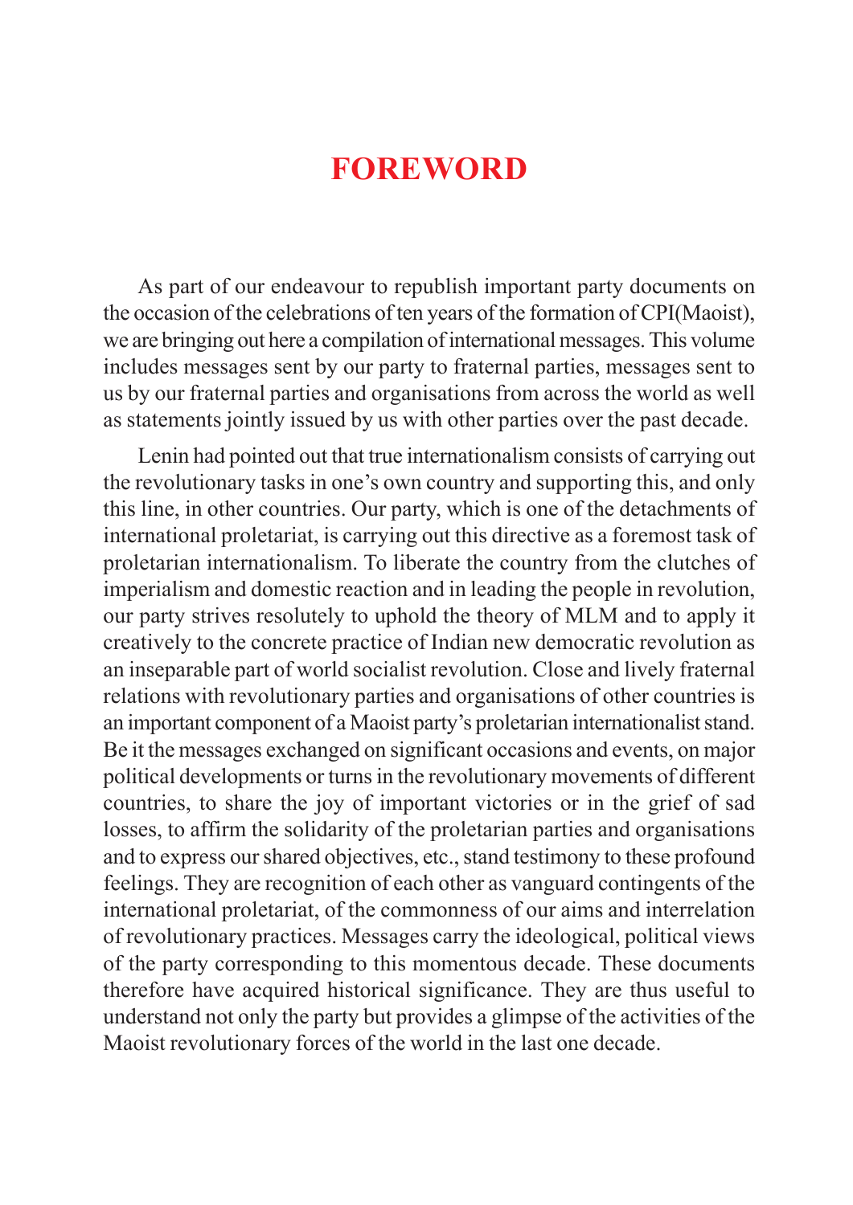# FOREWORD

As part of our endeavour to republish important party documents on the occasion of the celebrations of ten years of the formation of CPI(Maoist), we are bringing out here a compilation of international messages. This volume includes messages sent by our party to fraternal parties, messages sent to us by our fraternal parties and organisations from across the world as well as statements jointly issued by us with other parties over the past decade.

Lenin had pointed out that true internationalism consists of carrying out the revolutionary tasks in one's own country and supporting this, and only this line, in other countries. Our party, which is one of the detachments of international proletariat, is carrying out this directive as a foremost task of proletarian internationalism. To liberate the country from the clutches of imperialism and domestic reaction and in leading the people in revolution, our party strives resolutely to uphold the theory of MLM and to apply it creatively to the concrete practice of Indian new democratic revolution as an inseparable part of world socialist revolution. Close and lively fraternal relations with revolutionary parties and organisations of other countries is an important component of a Maoist party's proletarian internationalist stand. Be it the messages exchanged on significant occasions and events, on major political developments or turns in the revolutionary movements of different countries, to share the joy of important victories or in the grief of sad losses, to affirm the solidarity of the proletarian parties and organisations and to express our shared objectives, etc., stand testimony to these profound feelings. They are recognition of each other as vanguard contingents of the international proletariat, of the commonness of our aims and interrelation of revolutionary practices. Messages carry the ideological, political views of the party corresponding to this momentous decade. These documents therefore have acquired historical significance. They are thus useful to understand not only the party but provides a glimpse of the activities of the Maoist revolutionary forces of the world in the last one decade.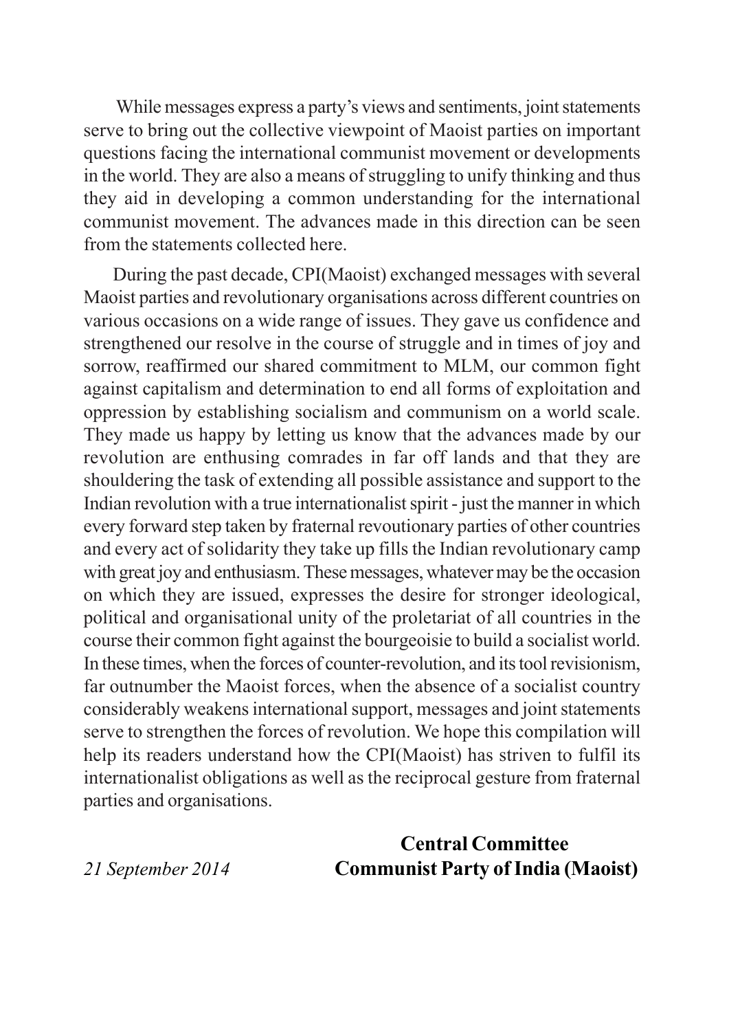While messages express a party's views and sentiments, joint statements serve to bring out the collective viewpoint of Maoist parties on important questions facing the international communist movement or developments in the world. They are also a means of struggling to unify thinking and thus they aid in developing a common understanding for the international communist movement. The advances made in this direction can be seen from the statements collected here.

During the past decade, CPI(Maoist) exchanged messages with several Maoist parties and revolutionary organisations across different countries on various occasions on a wide range of issues. They gave us confidence and strengthened our resolve in the course of struggle and in times of joy and sorrow, reaffirmed our shared commitment to MLM, our common fight against capitalism and determination to end all forms of exploitation and oppression by establishing socialism and communism on a world scale. They made us happy by letting us know that the advances made by our revolution are enthusing comrades in far off lands and that they are shouldering the task of extending all possible assistance and support to the Indian revolution with a true internationalist spirit - just the manner in which every forward step taken by fraternal revoutionary parties of other countries and every act of solidarity they take up fills the Indian revolutionary camp with great joy and enthusiasm. These messages, whatever may be the occasion on which they are issued, expresses the desire for stronger ideological, political and organisational unity of the proletariat of all countries in the course their common fight against the bourgeoisie to build a socialist world. In these times, when the forces of counter-revolution, and its tool revisionism, far outnumber the Maoist forces, when the absence of a socialist country considerably weakens international support, messages and joint statements serve to strengthen the forces of revolution. We hope this compilation will help its readers understand how the CPI(Maoist) has striven to fulfil its internationalist obligations as well as the reciprocal gesture from fraternal parties and organisations.

*21 September 2014*

**Central Committee**
**Communist Party of India (Maoist)**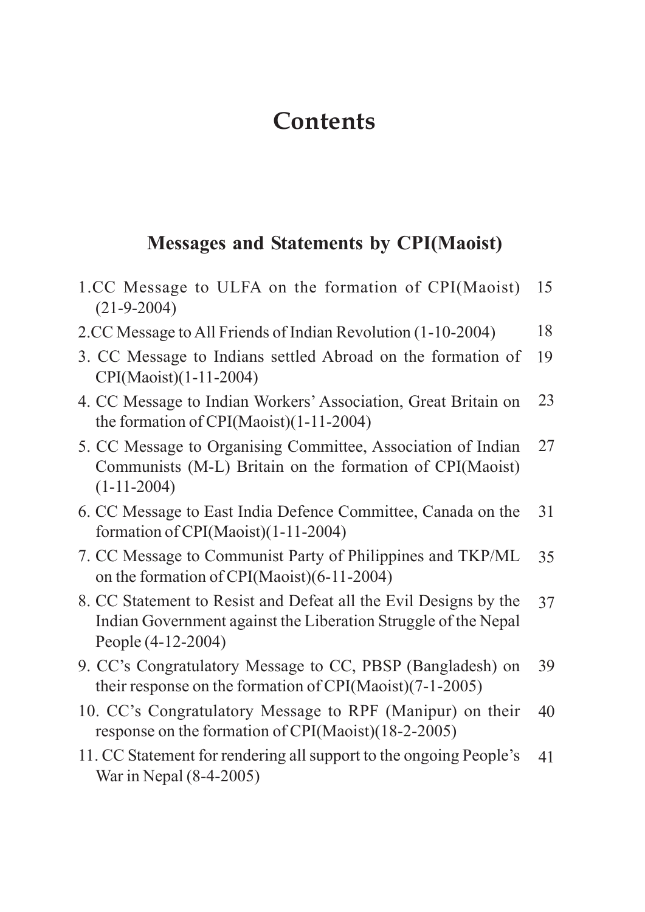# Contents

## Messages and Statements by CPI(Maoist)

| | |
|---|---|
| 1.CC Message to ULFA on the formation of CPI(Maoist) (21-9-2004) | 15 |
| 2.CC Message to All Friends of Indian Revolution (1-10-2004) | 18 |
| 3. CC Message to Indians settled Abroad on the formation of CPI(Maoist)(1-11-2004) | 19 |
| 4. CC Message to Indian Workers' Association, Great Britain on the formation of CPI(Maoist)(1-11-2004) | 23 |
| 5. CC Message to Organising Committee, Association of Indian Communists (M-L) Britain on the formation of CPI(Maoist) (1-11-2004) | 27 |
| 6. CC Message to East India Defence Committee, Canada on the formation of CPI(Maoist)(1-11-2004) | 31 |
| 7. CC Message to Communist Party of Philippines and TKP/ML on the formation of CPI(Maoist)(6-11-2004) | 35 |
| 8. CC Statement to Resist and Defeat all the Evil Designs by the Indian Government against the Liberation Struggle of the Nepal People (4-12-2004) | 37 |
| 9. CC's Congratulatory Message to CC, PBSP (Bangladesh) on their response on the formation of CPI(Maoist)(7-1-2005) | 39 |
| 10. CC's Congratulatory Message to RPF (Manipur) on their response on the formation of CPI(Maoist)(18-2-2005) | 40 |
| 11. CC Statement for rendering all support to the ongoing People's War in Nepal (8-4-2005) | 41 |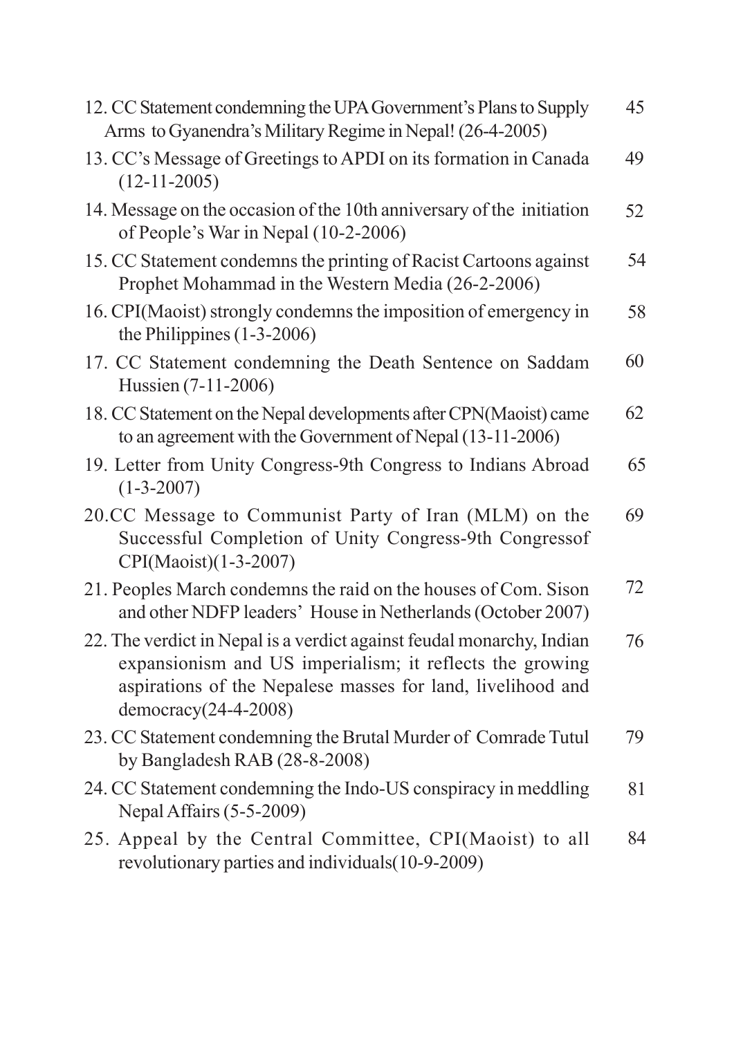| | |
|---|---|
| 12. CC Statement condemning the UPA Government's Plans to Supply Arms to Gyanendra's Military Regime in Nepal! (26-4-2005) | 45 |
| 13. CC's Message of Greetings to APDI on its formation in Canada (12-11-2005) | 49 |
| 14. Message on the occasion of the 10th anniversary of the initiation of People's War in Nepal (10-2-2006) | 52 |
| 15. CC Statement condemns the printing of Racist Cartoons against Prophet Mohammad in the Western Media (26-2-2006) | 54 |
| 16. CPI(Maoist) strongly condemns the imposition of emergency in the Philippines (1-3-2006) | 58 |
| 17. CC Statement condemning the Death Sentence on Saddam Hussien (7-11-2006) | 60 |
| 18. CC Statement on the Nepal developments after CPN(Maoist) came to an agreement with the Government of Nepal (13-11-2006) | 62 |
| 19. Letter from Unity Congress-9th Congress to Indians Abroad (1-3-2007) | 65 |
| 20.CC Message to Communist Party of Iran (MLM) on the Successful Completion of Unity Congress-9th Congressof CPI(Maoist)(1-3-2007) | 69 |
| 21. Peoples March condemns the raid on the houses of Com. Sison and other NDFP leaders' House in Netherlands (October 2007) | 72 |
| 22. The verdict in Nepal is a verdict against feudal monarchy, Indian expansionism and US imperialism; it reflects the growing aspirations of the Nepalese masses for land, livelihood and democracy(24-4-2008) | 76 |
| 23. CC Statement condemning the Brutal Murder of Comrade Tutul by Bangladesh RAB (28-8-2008) | 79 |
| 24. CC Statement condemning the Indo-US conspiracy in meddling Nepal Affairs (5-5-2009) | 81 |
| 25. Appeal by the Central Committee, CPI(Maoist) to all revolutionary parties and individuals(10-9-2009) | 84 |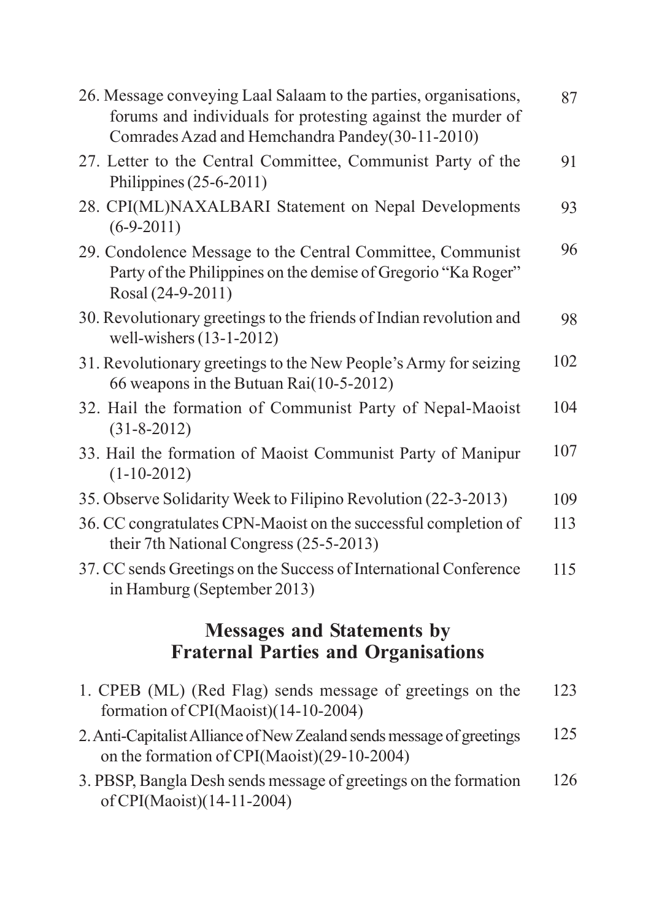26. Message conveying Laal Salaam to the parties, organisations, forums and individuals for protesting against the murder of Comrades Azad and Hemchandra Pandey(30-11-2010) 87
27. Letter to the Central Committee, Communist Party of the Philippines (25-6-2011) 91
28. CPI(ML)NAXALBARI Statement on Nepal Developments (6-9-2011) 93
29. Condolence Message to the Central Committee, Communist Party of the Philippines on the demise of Gregorio "Ka Roger" Rosal (24-9-2011) 96
30. Revolutionary greetings to the friends of Indian revolution and well-wishers (13-1-2012) 98
31. Revolutionary greetings to the New People's Army for seizing 66 weapons in the Butuan Rai(10-5-2012) 102
32. Hail the formation of Communist Party of Nepal-Maoist (31-8-2012) 104
33. Hail the formation of Maoist Communist Party of Manipur (1-10-2012) 107
35. Observe Solidarity Week to Filipino Revolution (22-3-2013) 109
36. CC congratulates CPN-Maoist on the successful completion of their 7th National Congress (25-5-2013) 113
37. CC sends Greetings on the Success of International Conference in Hamburg (September 2013) 115

## Messages and Statements by Fraternal Parties and Organisations

1. CPEB (ML) (Red Flag) sends message of greetings on the formation of CPI(Maoist)(14-10-2004) 123
2. Anti-Capitalist Alliance of New Zealand sends message of greetings on the formation of CPI(Maoist)(29-10-2004) 125
3. PBSP, Bangla Desh sends message of greetings on the formation of CPI(Maoist)(14-11-2004) 126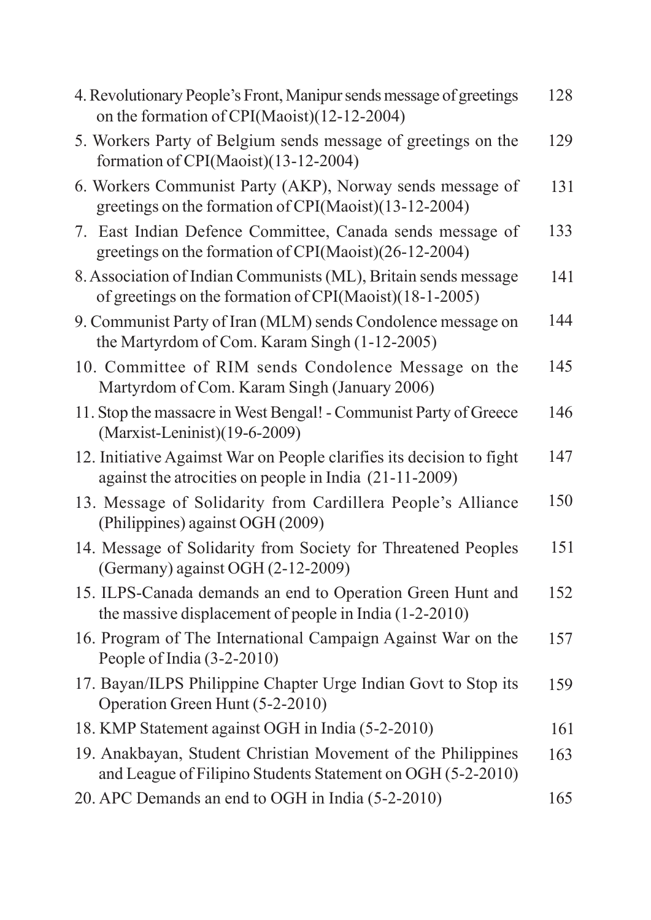| | |
|---|---|
| 4. Revolutionary People's Front, Manipur sends message of greetings on the formation of CPI(Maoist)(12-12-2004) | 128 |
| 5. Workers Party of Belgium sends message of greetings on the formation of CPI(Maoist)(13-12-2004) | 129 |
| 6. Workers Communist Party (AKP), Norway sends message of greetings on the formation of CPI(Maoist)(13-12-2004) | 131 |
| 7. East Indian Defence Committee, Canada sends message of greetings on the formation of CPI(Maoist)(26-12-2004) | 133 |
| 8. Association of Indian Communists (ML), Britain sends message of greetings on the formation of CPI(Maoist)(18-1-2005) | 141 |
| 9. Communist Party of Iran (MLM) sends Condolence message on the Martyrdom of Com. Karam Singh (1-12-2005) | 144 |
| 10. Committee of RIM sends Condolence Message on the Martyrdom of Com. Karam Singh (January 2006) | 145 |
| 11. Stop the massacre in West Bengal! - Communist Party of Greece (Marxist-Leninist)(19-6-2009) | 146 |
| 12. Initiative Agaimst War on People clarifies its decision to fight against the atrocities on people in India (21-11-2009) | 147 |
| 13. Message of Solidarity from Cardillera People's Alliance (Philippines) against OGH (2009) | 150 |
| 14. Message of Solidarity from Society for Threatened Peoples (Germany) against OGH (2-12-2009) | 151 |
| 15. ILPS-Canada demands an end to Operation Green Hunt and the massive displacement of people in India (1-2-2010) | 152 |
| 16. Program of The International Campaign Against War on the People of India (3-2-2010) | 157 |
| 17. Bayan/ILPS Philippine Chapter Urge Indian Govt to Stop its Operation Green Hunt (5-2-2010) | 159 |
| 18. KMP Statement against OGH in India (5-2-2010) | 161 |
| 19. Anakbayan, Student Christian Movement of the Philippines and League of Filipino Students Statement on OGH (5-2-2010) | 163 |
| 20. APC Demands an end to OGH in India (5-2-2010) | 165 |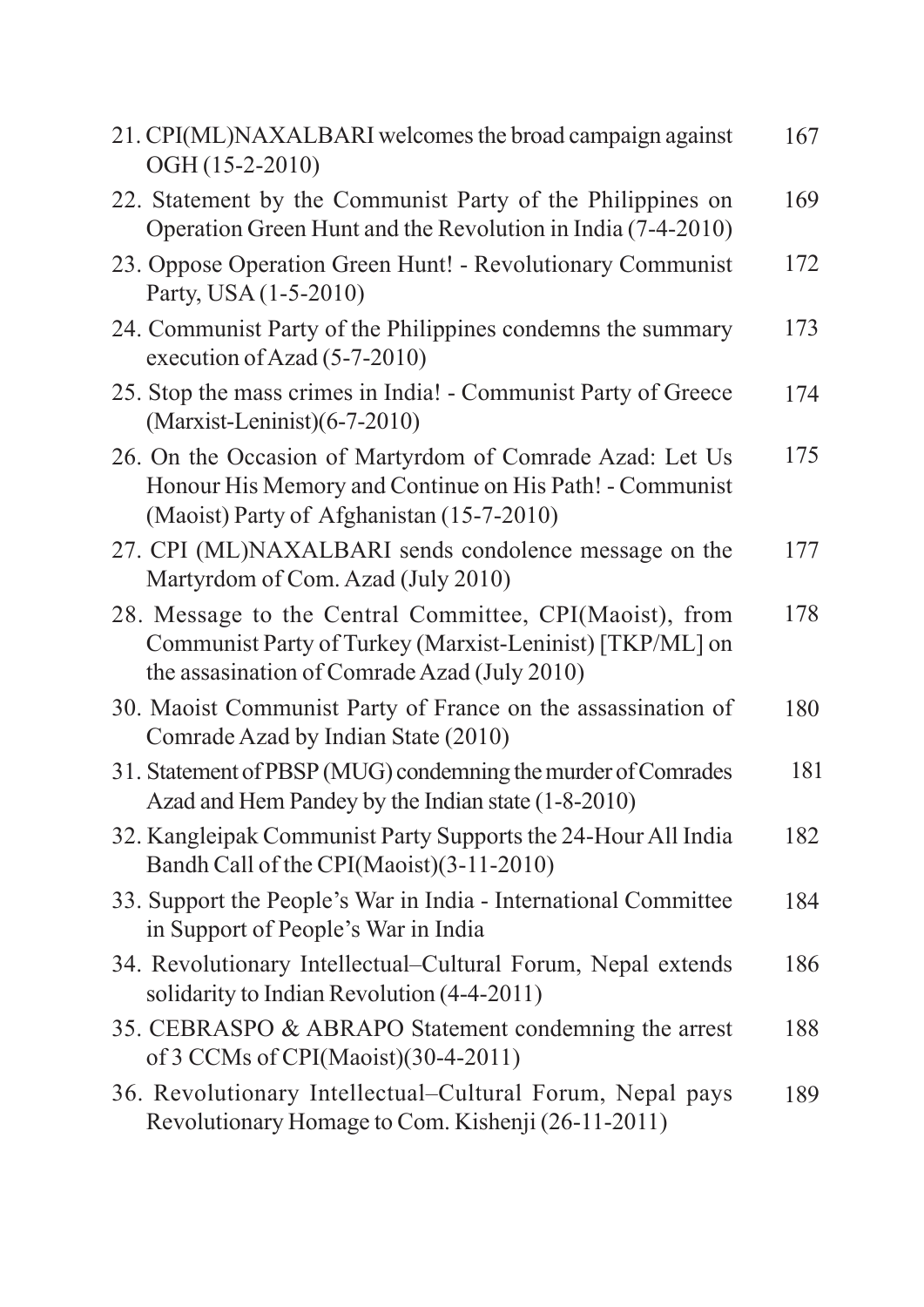21. CPI(ML)NAXALBARI welcomes the broad campaign against OGH (15-2-2010) 167

22. Statement by the Communist Party of the Philippines on Operation Green Hunt and the Revolution in India (7-4-2010) 169

23. Oppose Operation Green Hunt! - Revolutionary Communist Party, USA (1-5-2010) 172

24. Communist Party of the Philippines condemns the summary execution of Azad (5-7-2010) 173

25. Stop the mass crimes in India! - Communist Party of Greece (Marxist-Leninist)(6-7-2010) 174

26. On the Occasion of Martyrdom of Comrade Azad: Let Us Honour His Memory and Continue on His Path! - Communist (Maoist) Party of Afghanistan (15-7-2010) 175

27. CPI (ML)NAXALBARI sends condolence message on the Martyrdom of Com. Azad (July 2010) 177

28. Message to the Central Committee, CPI(Maoist), from Communist Party of Turkey (Marxist-Leninist) [TKP/ML] on the assasination of Comrade Azad (July 2010) 178

30. Maoist Communist Party of France on the assassination of Comrade Azad by Indian State (2010) 180

31. Statement of PBSP (MUG) condemning the murder of Comrades Azad and Hem Pandey by the Indian state (1-8-2010) 181

32. Kangleipak Communist Party Supports the 24-Hour All India Bandh Call of the CPI(Maoist)(3-11-2010) 182

33. Support the People's War in India - International Committee in Support of People's War in India 184

34. Revolutionary Intellectual–Cultural Forum, Nepal extends solidarity to Indian Revolution (4-4-2011) 186

35. CEBRASPO & ABRAPO Statement condemning the arrest of 3 CCMs of CPI(Maoist)(30-4-2011) 188

36. Revolutionary Intellectual–Cultural Forum, Nepal pays Revolutionary Homage to Com. Kishenji (26-11-2011) 189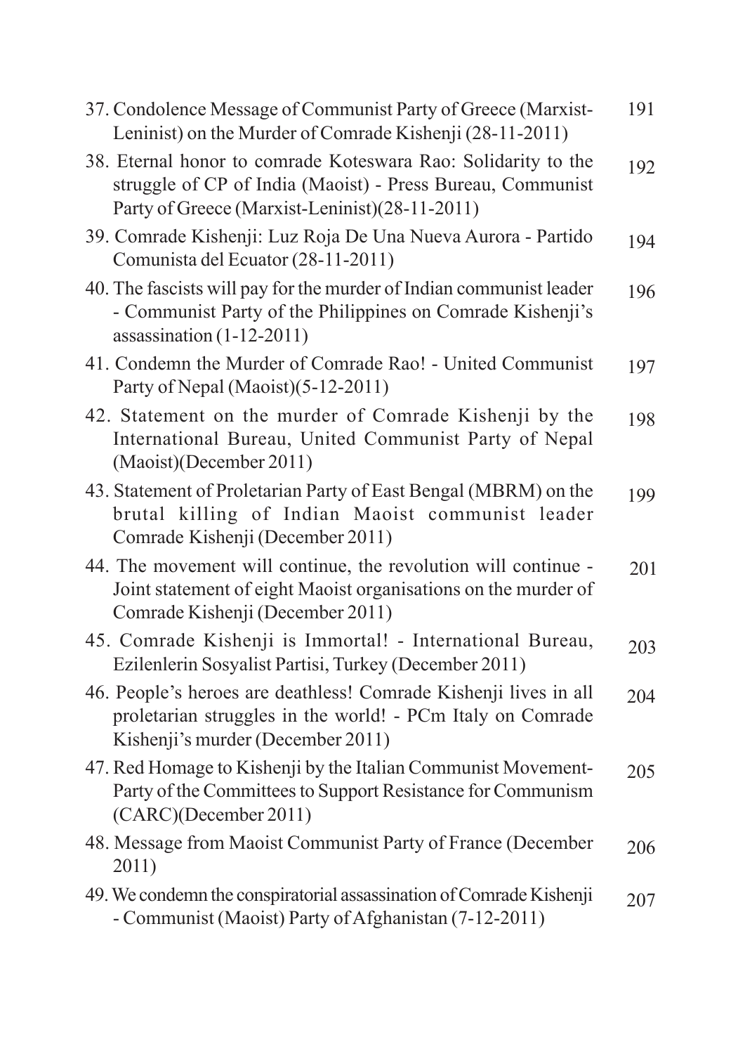37. Condolence Message of Communist Party of Greece (Marxist-Leninist) on the Murder of Comrade Kishenji (28-11-2011) 191

38. Eternal honor to comrade Koteswara Rao: Solidarity to the struggle of CP of India (Maoist) - Press Bureau, Communist Party of Greece (Marxist-Leninist)(28-11-2011) 192

39. Comrade Kishenji: Luz Roja De Una Nueva Aurora - Partido Comunista del Ecuator (28-11-2011) 194

40. The fascists will pay for the murder of Indian communist leader - Communist Party of the Philippines on Comrade Kishenji's assassination (1-12-2011) 196

41. Condemn the Murder of Comrade Rao! - United Communist Party of Nepal (Maoist)(5-12-2011) 197

42. Statement on the murder of Comrade Kishenji by the International Bureau, United Communist Party of Nepal (Maoist)(December 2011) 198

43. Statement of Proletarian Party of East Bengal (MBRM) on the brutal killing of Indian Maoist communist leader Comrade Kishenji (December 2011) 199

44. The movement will continue, the revolution will continue - Joint statement of eight Maoist organisations on the murder of Comrade Kishenji (December 2011) 201

45. Comrade Kishenji is Immortal! - International Bureau, Ezilenlerin Sosyalist Partisi, Turkey (December 2011) 203

46. People's heroes are deathless! Comrade Kishenji lives in all proletarian struggles in the world! - PCm Italy on Comrade Kishenji's murder (December 2011) 204

47. Red Homage to Kishenji by the Italian Communist Movement-Party of the Committees to Support Resistance for Communism (CARC)(December 2011) 205

48. Message from Maoist Communist Party of France (December 2011) 206

49. We condemn the conspiratorial assassination of Comrade Kishenji - Communist (Maoist) Party of Afghanistan (7-12-2011) 207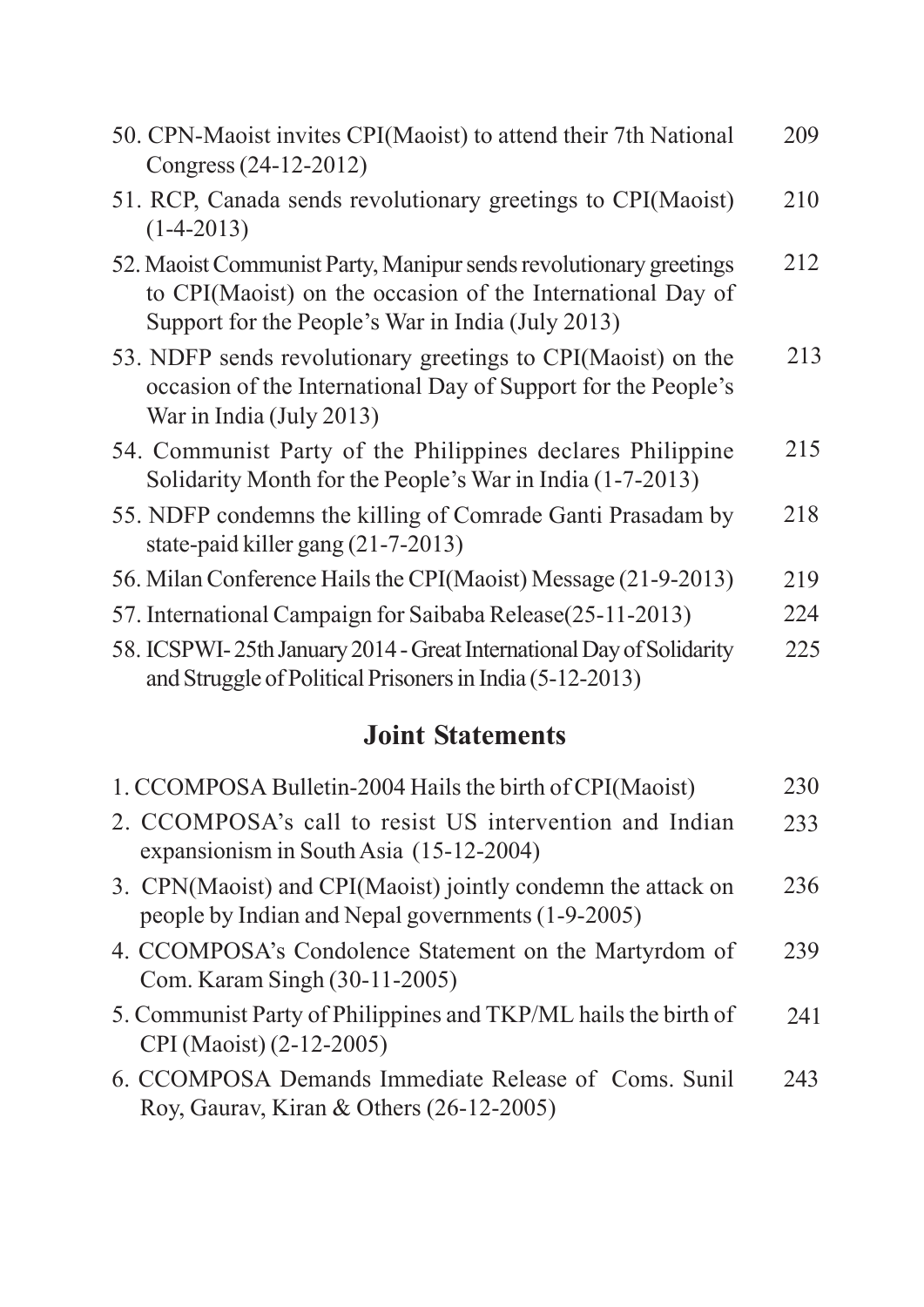| | |
|---|---|
| 50. CPN-Maoist invites CPI(Maoist) to attend their 7th National Congress (24-12-2012) | 209 |
| 51. RCP, Canada sends revolutionary greetings to CPI(Maoist) (1-4-2013) | 210 |
| 52. Maoist Communist Party, Manipur sends revolutionary greetings to CPI(Maoist) on the occasion of the International Day of Support for the People's War in India (July 2013) | 212 |
| 53. NDFP sends revolutionary greetings to CPI(Maoist) on the occasion of the International Day of Support for the People's War in India (July 2013) | 213 |
| 54. Communist Party of the Philippines declares Philippine Solidarity Month for the People's War in India (1-7-2013) | 215 |
| 55. NDFP condemns the killing of Comrade Ganti Prasadam by state-paid killer gang (21-7-2013) | 218 |
| 56. Milan Conference Hails the CPI(Maoist) Message (21-9-2013) | 219 |
| 57. International Campaign for Saibaba Release(25-11-2013) | 224 |
| 58. ICSPWI- 25th January 2014 - Great International Day of Solidarity and Struggle of Political Prisoners in India (5-12-2013) | 225 |

## Joint Statements

| | |
|---|---|
| 1. CCOMPOSA Bulletin-2004 Hails the birth of CPI(Maoist) | 230 |
| 2. CCOMPOSA's call to resist US intervention and Indian expansionism in South Asia (15-12-2004) | 233 |
| 3. CPN(Maoist) and CPI(Maoist) jointly condemn the attack on people by Indian and Nepal governments (1-9-2005) | 236 |
| 4. CCOMPOSA's Condolence Statement on the Martyrdom of Com. Karam Singh (30-11-2005) | 239 |
| 5. Communist Party of Philippines and TKP/ML hails the birth of CPI (Maoist) (2-12-2005) | 241 |
| 6. CCOMPOSA Demands Immediate Release of Coms. Sunil Roy, Gaurav, Kiran & Others (26-12-2005) | 243 |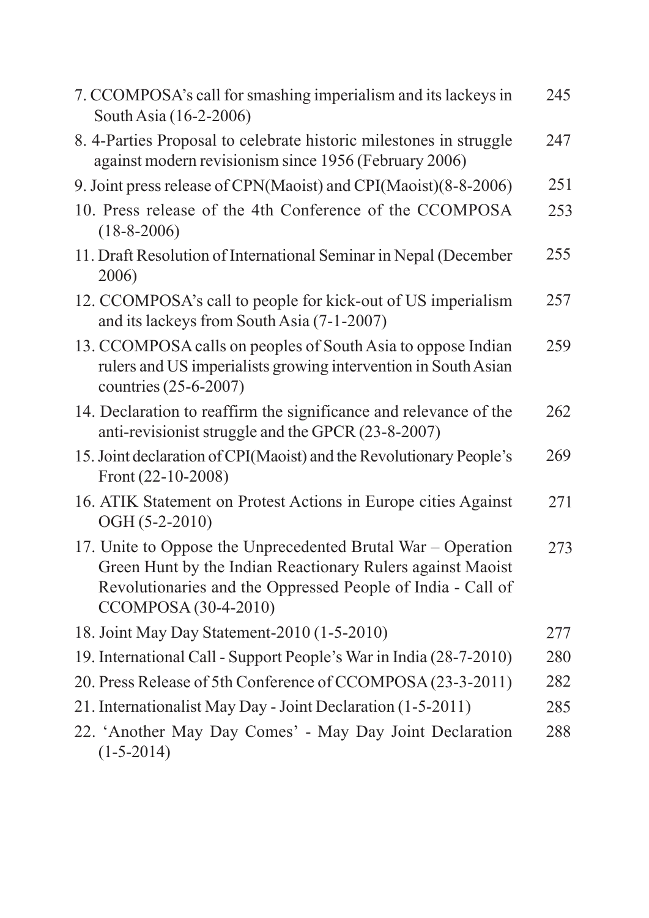| | |
|---|---|
| 7. CCOMPOSA's call for smashing imperialism and its lackeys in South Asia (16-2-2006) | 245 |
| 8. 4-Parties Proposal to celebrate historic milestones in struggle against modern revisionism since 1956 (February 2006) | 247 |
| 9. Joint press release of CPN(Maoist) and CPI(Maoist)(8-8-2006) | 251 |
| 10. Press release of the 4th Conference of the CCOMPOSA (18-8-2006) | 253 |
| 11. Draft Resolution of International Seminar in Nepal (December 2006) | 255 |
| 12. CCOMPOSA's call to people for kick-out of US imperialism and its lackeys from South Asia (7-1-2007) | 257 |
| 13. CCOMPOSA calls on peoples of South Asia to oppose Indian rulers and US imperialists growing intervention in South Asian countries (25-6-2007) | 259 |
| 14. Declaration to reaffirm the significance and relevance of the anti-revisionist struggle and the GPCR (23-8-2007) | 262 |
| 15. Joint declaration of CPI(Maoist) and the Revolutionary People's Front (22-10-2008) | 269 |
| 16. ATIK Statement on Protest Actions in Europe cities Against OGH (5-2-2010) | 271 |
| 17. Unite to Oppose the Unprecedented Brutal War – Operation Green Hunt by the Indian Reactionary Rulers against Maoist Revolutionaries and the Oppressed People of India - Call of CCOMPOSA (30-4-2010) | 273 |
| 18. Joint May Day Statement-2010 (1-5-2010) | 277 |
| 19. International Call - Support People's War in India (28-7-2010) | 280 |
| 20. Press Release of 5th Conference of CCOMPOSA (23-3-2011) | 282 |
| 21. Internationalist May Day - Joint Declaration (1-5-2011) | 285 |
| 22. 'Another May Day Comes' - May Day Joint Declaration (1-5-2014) | 288 |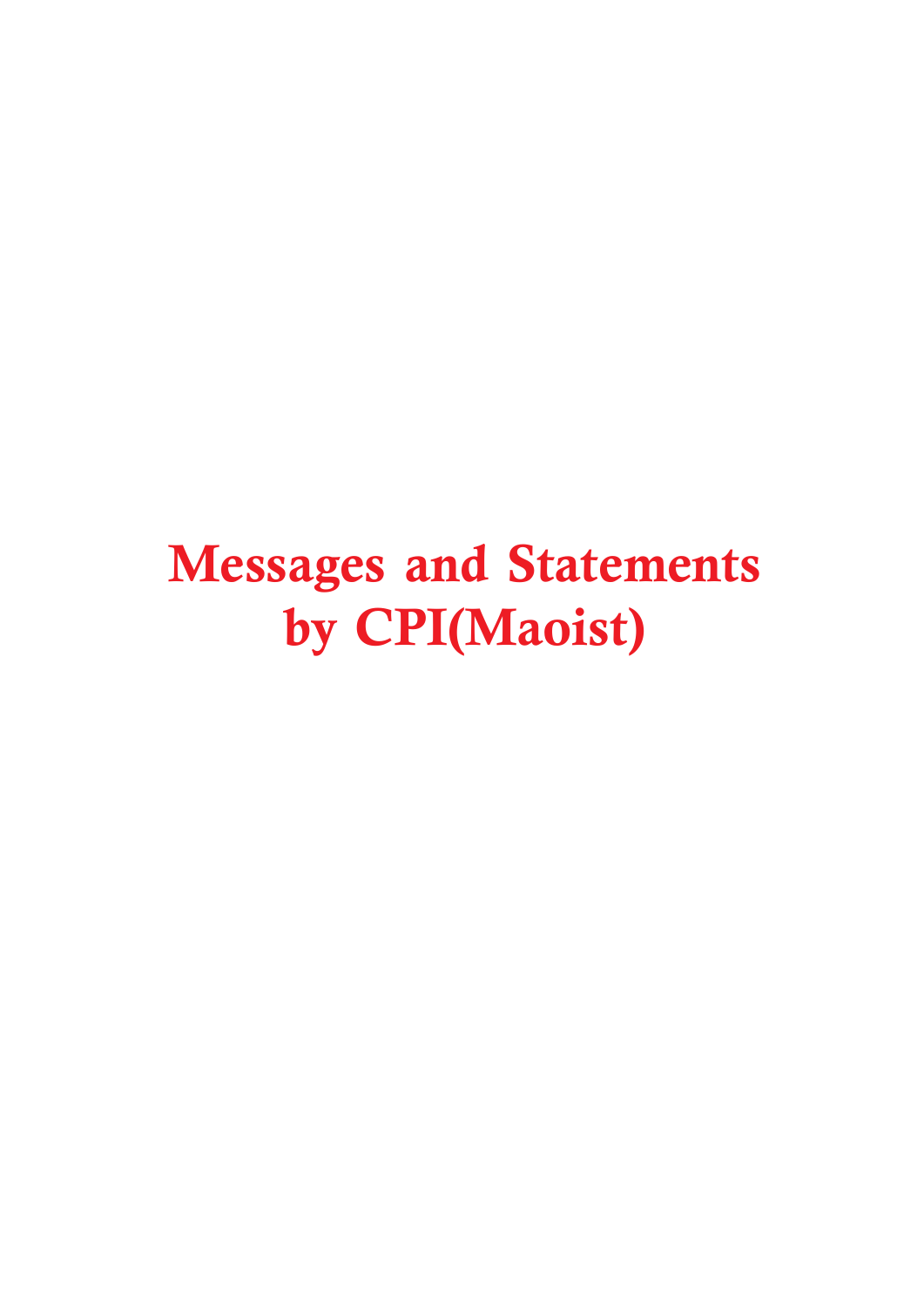# Messages and Statements by CPI(Maoist)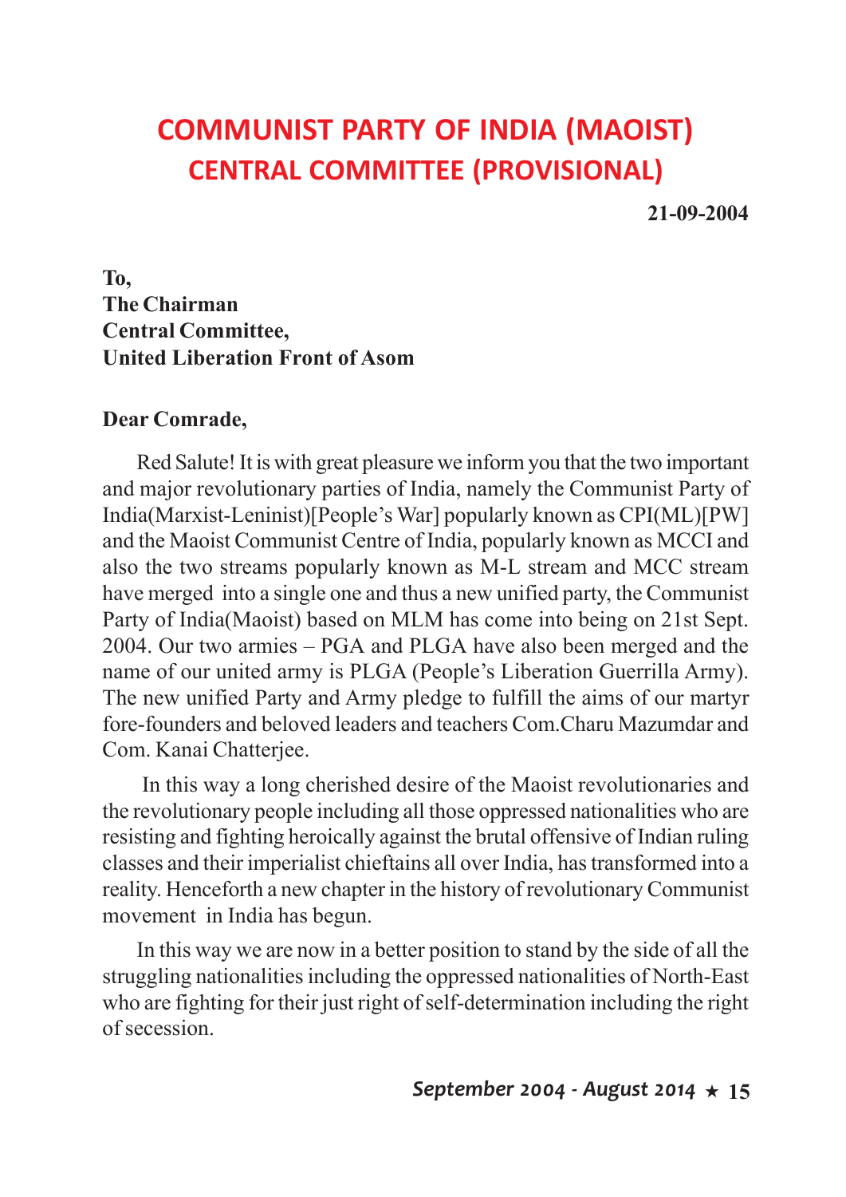# COMMUNIST PARTY OF INDIA (MAOIST)
## CENTRAL COMMITTEE (PROVISIONAL)

**21-09-2004**

**To,**
**The Chairman**
**Central Committee,**
**United Liberation Front of Asom**

**Dear Comrade,**

Red Salute! It is with great pleasure we inform you that the two important and major revolutionary parties of India, namely the Communist Party of India(Marxist-Leninist)[People's War] popularly known as CPI(ML)[PW] and the Maoist Communist Centre of India, popularly known as MCCI and also the two streams popularly known as M-L stream and MCC stream have merged into a single one and thus a new unified party, the Communist Party of India(Maoist) based on MLM has come into being on 21st Sept. 2004. Our two armies – PGA and PLGA have also been merged and the name of our united army is PLGA (People's Liberation Guerrilla Army). The new unified Party and Army pledge to fulfill the aims of our martyr fore-founders and beloved leaders and teachers Com.Charu Mazumdar and Com. Kanai Chatterjee.

In this way a long cherished desire of the Maoist revolutionaries and the revolutionary people including all those oppressed nationalities who are resisting and fighting heroically against the brutal offensive of Indian ruling classes and their imperialist chieftains all over India, has transformed into a reality. Henceforth a new chapter in the history of revolutionary Communist movement in India has begun.

In this way we are now in a better position to stand by the side of all the struggling nationalities including the oppressed nationalities of North-East who are fighting for their just right of self-determination including the right of secession.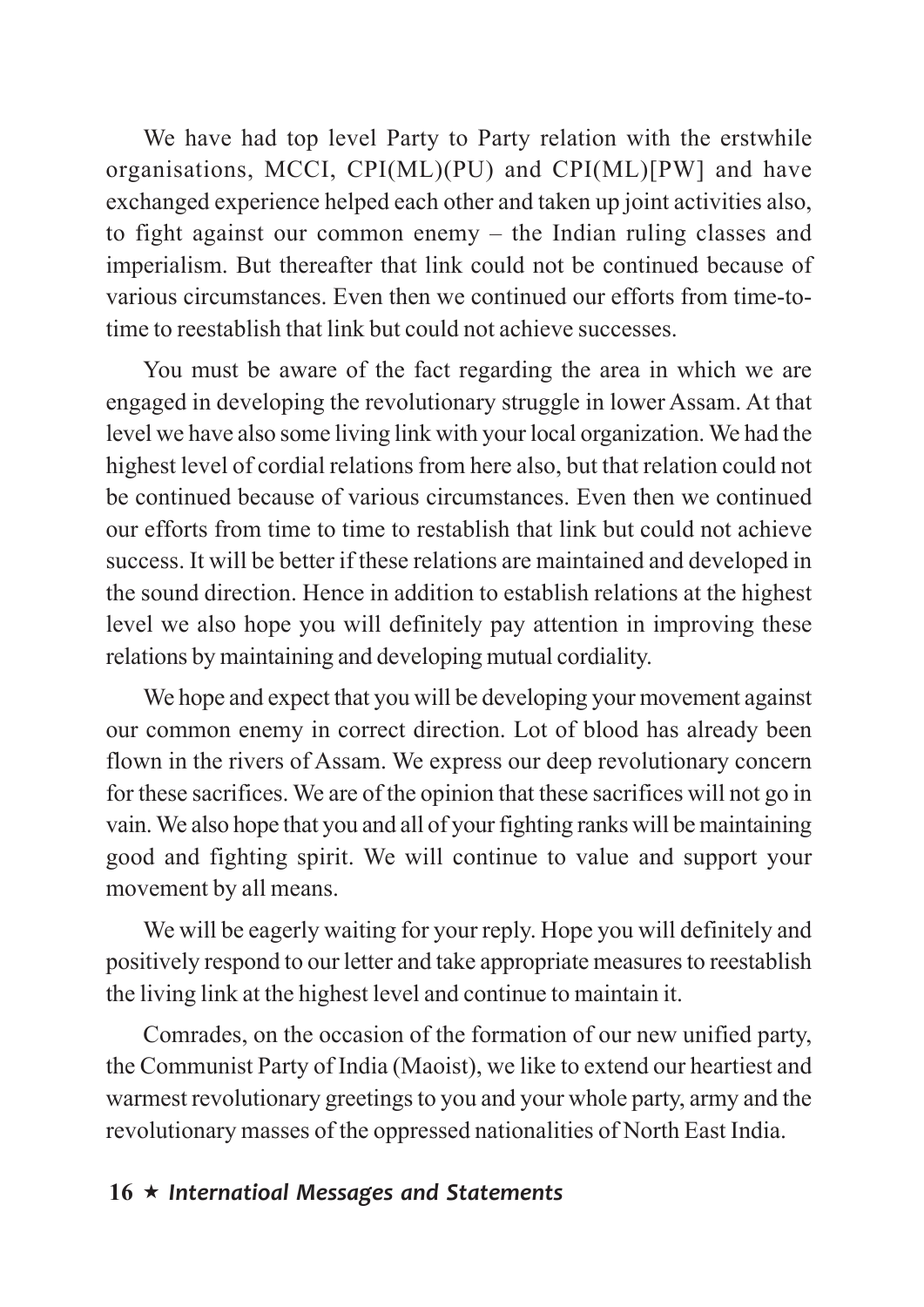We have had top level Party to Party relation with the erstwhile organisations, MCCI, CPI(ML)(PU) and CPI(ML)[PW] and have exchanged experience helped each other and taken up joint activities also, to fight against our common enemy – the Indian ruling classes and imperialism. But thereafter that link could not be continued because of various circumstances. Even then we continued our efforts from time-to-time to reestablish that link but could not achieve successes.

You must be aware of the fact regarding the area in which we are engaged in developing the revolutionary struggle in lower Assam. At that level we have also some living link with your local organization. We had the highest level of cordial relations from here also, but that relation could not be continued because of various circumstances. Even then we continued our efforts from time to time to restablish that link but could not achieve success. It will be better if these relations are maintained and developed in the sound direction. Hence in addition to establish relations at the highest level we also hope you will definitely pay attention in improving these relations by maintaining and developing mutual cordiality.

We hope and expect that you will be developing your movement against our common enemy in correct direction. Lot of blood has already been flown in the rivers of Assam. We express our deep revolutionary concern for these sacrifices. We are of the opinion that these sacrifices will not go in vain. We also hope that you and all of your fighting ranks will be maintaining good and fighting spirit. We will continue to value and support your movement by all means.

We will be eagerly waiting for your reply. Hope you will definitely and positively respond to our letter and take appropriate measures to reestablish the living link at the highest level and continue to maintain it.

Comrades, on the occasion of the formation of our new unified party, the Communist Party of India (Maoist), we like to extend our heartiest and warmest revolutionary greetings to you and your whole party, army and the revolutionary masses of the oppressed nationalities of North East India.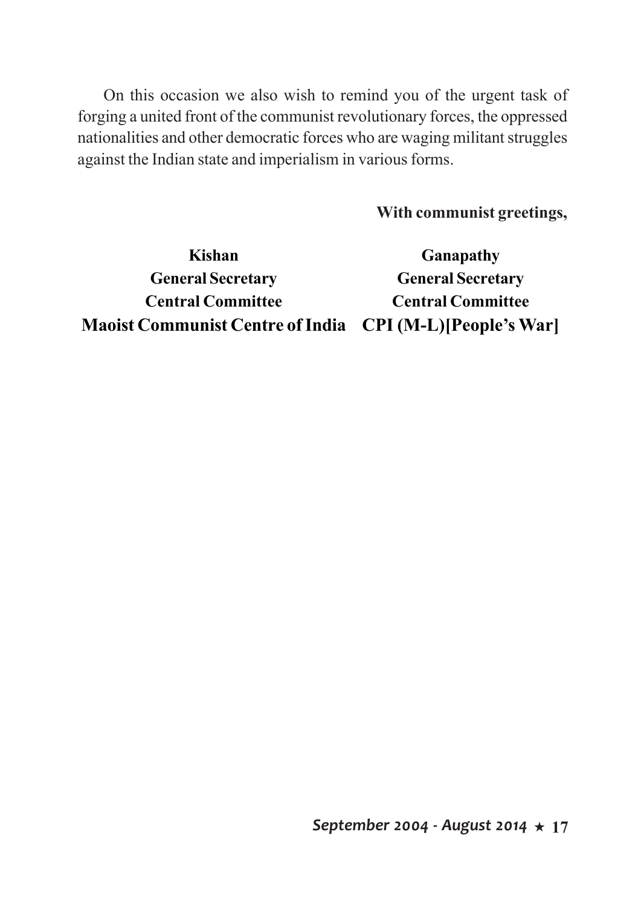On this occasion we also wish to remind you of the urgent task of forging a united front of the communist revolutionary forces, the oppressed nationalities and other democratic forces who are waging militant struggles against the Indian state and imperialism in various forms.

**With communist greetings,**

| | |
|---|---|
| **Kishan** | **Ganapathy** |
| **General Secretary** | **General Secretary** |
| **Central Committee** | **Central Committee** |
| **Maoist Communist Centre of India** | **CPI (M-L)[People's War]** |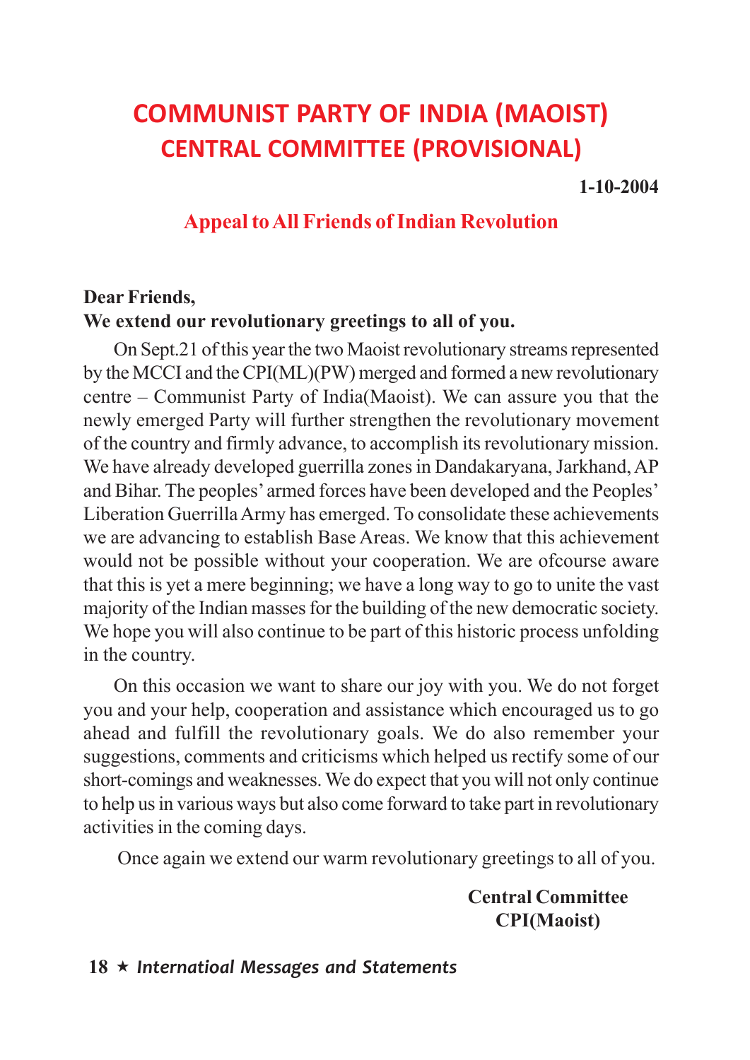# COMMUNIST PARTY OF INDIA (MAOIST)
## CENTRAL COMMITTEE (PROVISIONAL)

**1-10-2004**

### Appeal to All Friends of Indian Revolution

**Dear Friends,**
**We extend our revolutionary greetings to all of you.**

On Sept.21 of this year the two Maoist revolutionary streams represented by the MCCI and the CPI(ML)(PW) merged and formed a new revolutionary centre – Communist Party of India(Maoist). We can assure you that the newly emerged Party will further strengthen the revolutionary movement of the country and firmly advance, to accomplish its revolutionary mission. We have already developed guerrilla zones in Dandakaryana, Jharkhand, AP and Bihar. The peoples' armed forces have been developed and the Peoples' Liberation Guerrilla Army has emerged. To consolidate these achievements we are advancing to establish Base Areas. We know that this achievement would not be possible without your cooperation. We are ofcourse aware that this is yet a mere beginning; we have a long way to go to unite the vast majority of the Indian masses for the building of the new democratic society. We hope you will also continue to be part of this historic process unfolding in the country.

On this occasion we want to share our joy with you. We do not forget you and your help, cooperation and assistance which encouraged us to go ahead and fulfill the revolutionary goals. We do also remember your suggestions, comments and criticisms which helped us rectify some of our short-comings and weaknesses. We do expect that you will not only continue to help us in various ways but also come forward to take part in revolutionary activities in the coming days.

Once again we extend our warm revolutionary greetings to all of you.

**Central Committee**
**CPI(Maoist)**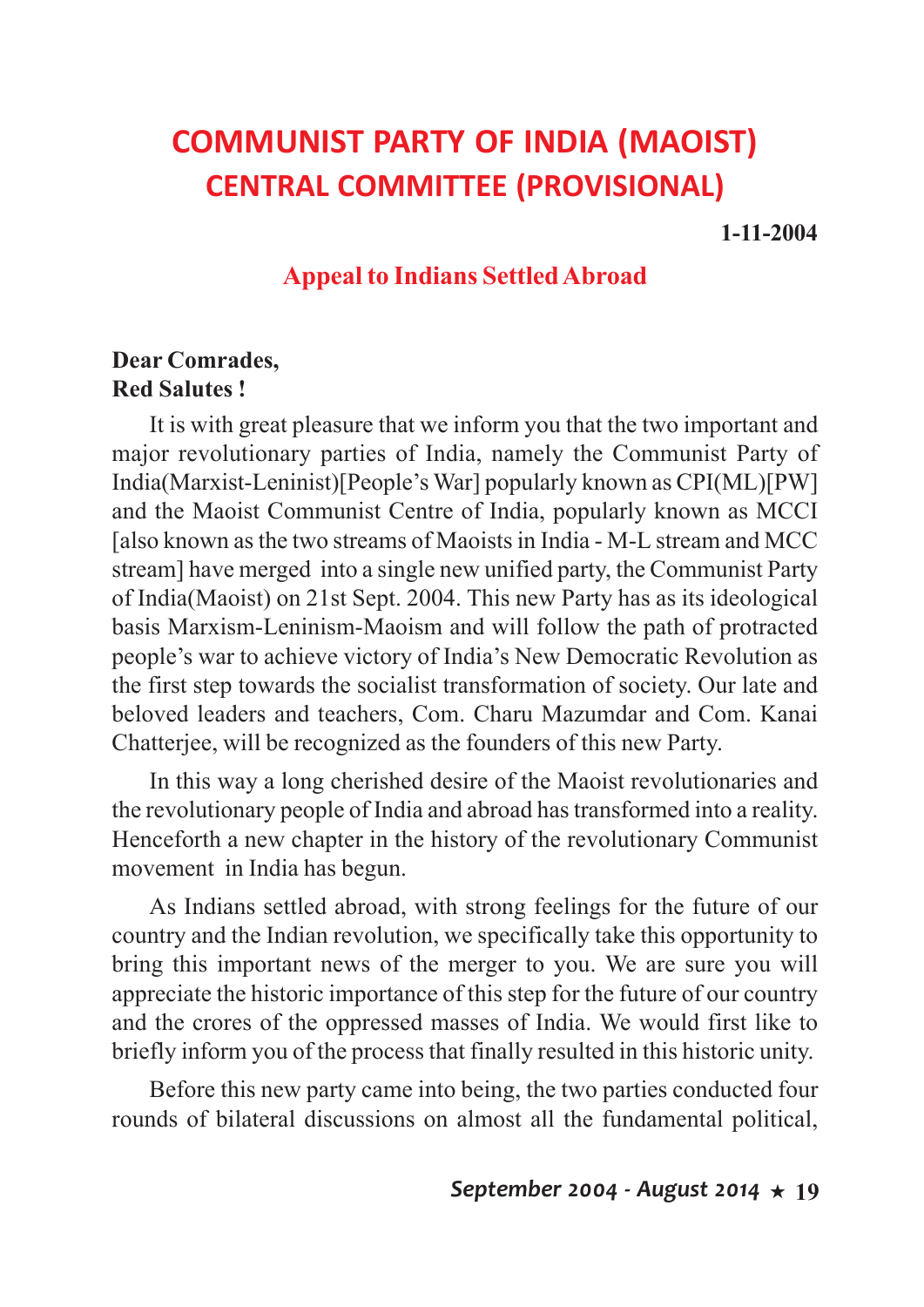# COMMUNIST PARTY OF INDIA (MAOIST)
## CENTRAL COMMITTEE (PROVISIONAL)

**1-11-2004**

### Appeal to Indians Settled Abroad

**Dear Comrades,**
**Red Salutes !**

It is with great pleasure that we inform you that the two important and major revolutionary parties of India, namely the Communist Party of India(Marxist-Leninist)[People's War] popularly known as CPI(ML)[PW] and the Maoist Communist Centre of India, popularly known as MCCI [also known as the two streams of Maoists in India - M-L stream and MCC stream] have merged into a single new unified party, the Communist Party of India(Maoist) on 21st Sept. 2004. This new Party has as its ideological basis Marxism-Leninism-Maoism and will follow the path of protracted people's war to achieve victory of India's New Democratic Revolution as the first step towards the socialist transformation of society. Our late and beloved leaders and teachers, Com. Charu Mazumdar and Com. Kanai Chatterjee, will be recognized as the founders of this new Party.

In this way a long cherished desire of the Maoist revolutionaries and the revolutionary people of India and abroad has transformed into a reality. Henceforth a new chapter in the history of the revolutionary Communist movement in India has begun.

As Indians settled abroad, with strong feelings for the future of our country and the Indian revolution, we specifically take this opportunity to bring this important news of the merger to you. We are sure you will appreciate the historic importance of this step for the future of our country and the crores of the oppressed masses of India. We would first like to briefly inform you of the process that finally resulted in this historic unity.

Before this new party came into being, the two parties conducted four rounds of bilateral discussions on almost all the fundamental political,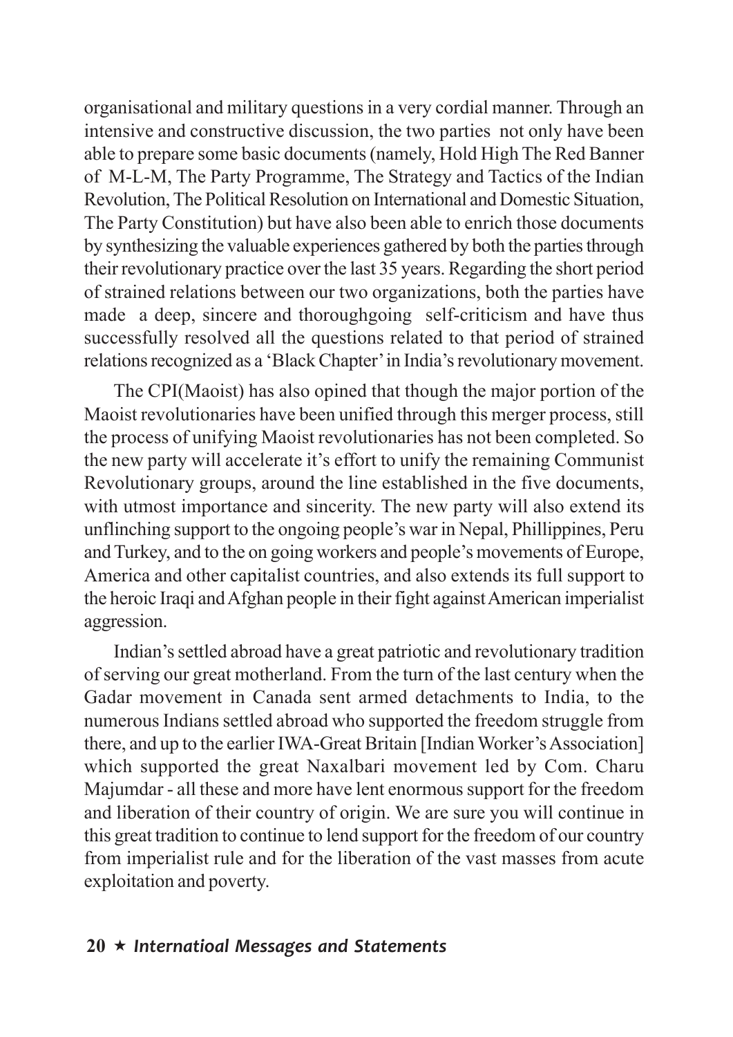organisational and military questions in a very cordial manner. Through an intensive and constructive discussion, the two parties not only have been able to prepare some basic documents (namely, Hold High The Red Banner of M-L-M, The Party Programme, The Strategy and Tactics of the Indian Revolution, The Political Resolution on International and Domestic Situation, The Party Constitution) but have also been able to enrich those documents by synthesizing the valuable experiences gathered by both the parties through their revolutionary practice over the last 35 years. Regarding the short period of strained relations between our two organizations, both the parties have made a deep, sincere and thoroughgoing self-criticism and have thus successfully resolved all the questions related to that period of strained relations recognized as a 'Black Chapter' in India's revolutionary movement.

The CPI(Maoist) has also opined that though the major portion of the Maoist revolutionaries have been unified through this merger process, still the process of unifying Maoist revolutionaries has not been completed. So the new party will accelerate it's effort to unify the remaining Communist Revolutionary groups, around the line established in the five documents, with utmost importance and sincerity. The new party will also extend its unflinching support to the ongoing people's war in Nepal, Phillippines, Peru and Turkey, and to the on going workers and people's movements of Europe, America and other capitalist countries, and also extends its full support to the heroic Iraqi and Afghan people in their fight against American imperialist aggression.

Indian's settled abroad have a great patriotic and revolutionary tradition of serving our great motherland. From the turn of the last century when the Gadar movement in Canada sent armed detachments to India, to the numerous Indians settled abroad who supported the freedom struggle from there, and up to the earlier IWA-Great Britain [Indian Worker's Association] which supported the great Naxalbari movement led by Com. Charu Majumdar - all these and more have lent enormous support for the freedom and liberation of their country of origin. We are sure you will continue in this great tradition to continue to lend support for the freedom of our country from imperialist rule and for the liberation of the vast masses from acute exploitation and poverty.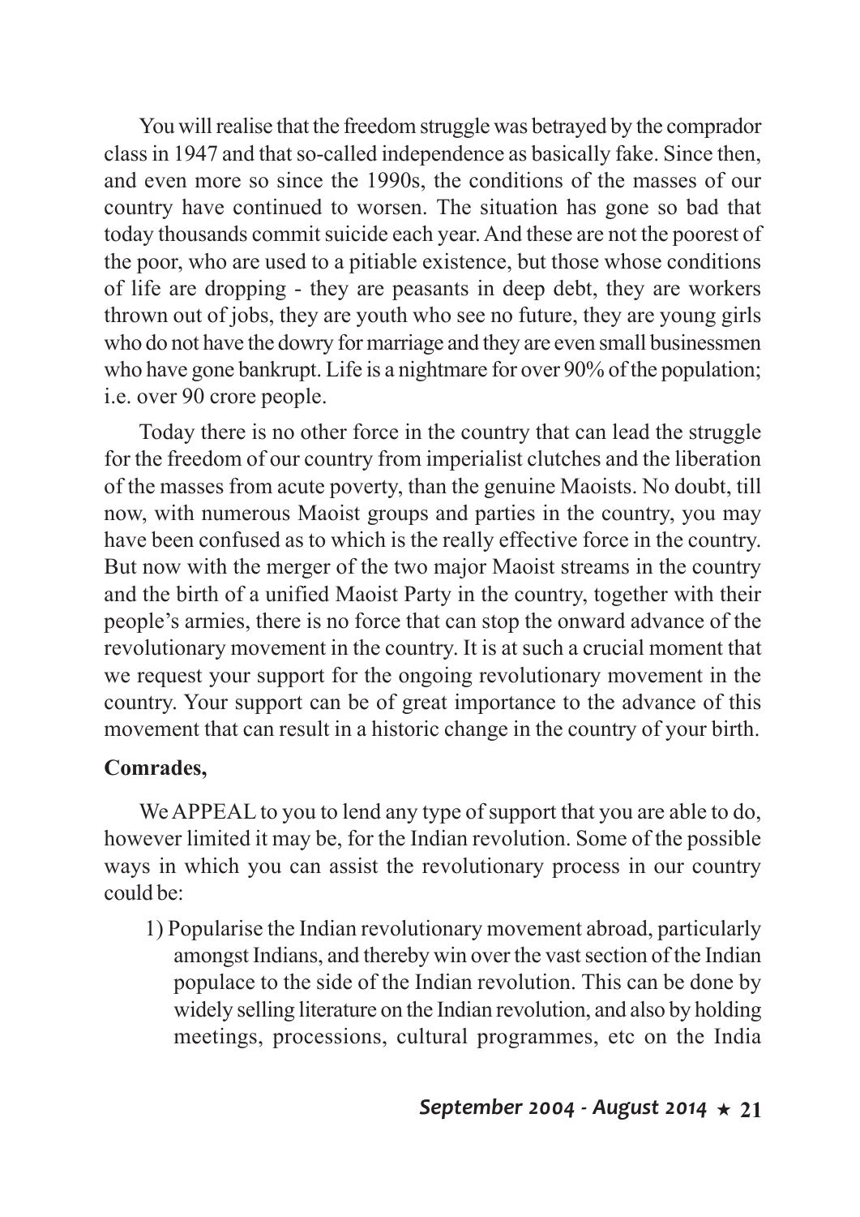You will realise that the freedom struggle was betrayed by the comprador class in 1947 and that so-called independence as basically fake. Since then, and even more so since the 1990s, the conditions of the masses of our country have continued to worsen. The situation has gone so bad that today thousands commit suicide each year. And these are not the poorest of the poor, who are used to a pitiable existence, but those whose conditions of life are dropping - they are peasants in deep debt, they are workers thrown out of jobs, they are youth who see no future, they are young girls who do not have the dowry for marriage and they are even small businessmen who have gone bankrupt. Life is a nightmare for over 90% of the population; i.e. over 90 crore people.

Today there is no other force in the country that can lead the struggle for the freedom of our country from imperialist clutches and the liberation of the masses from acute poverty, than the genuine Maoists. No doubt, till now, with numerous Maoist groups and parties in the country, you may have been confused as to which is the really effective force in the country. But now with the merger of the two major Maoist streams in the country and the birth of a unified Maoist Party in the country, together with their people's armies, there is no force that can stop the onward advance of the revolutionary movement in the country. It is at such a crucial moment that we request your support for the ongoing revolutionary movement in the country. Your support can be of great importance to the advance of this movement that can result in a historic change in the country of your birth.

**Comrades,**

We APPEAL to you to lend any type of support that you are able to do, however limited it may be, for the Indian revolution. Some of the possible ways in which you can assist the revolutionary process in our country could be:

1) Popularise the Indian revolutionary movement abroad, particularly amongst Indians, and thereby win over the vast section of the Indian populace to the side of the Indian revolution. This can be done by widely selling literature on the Indian revolution, and also by holding meetings, processions, cultural programmes, etc on the India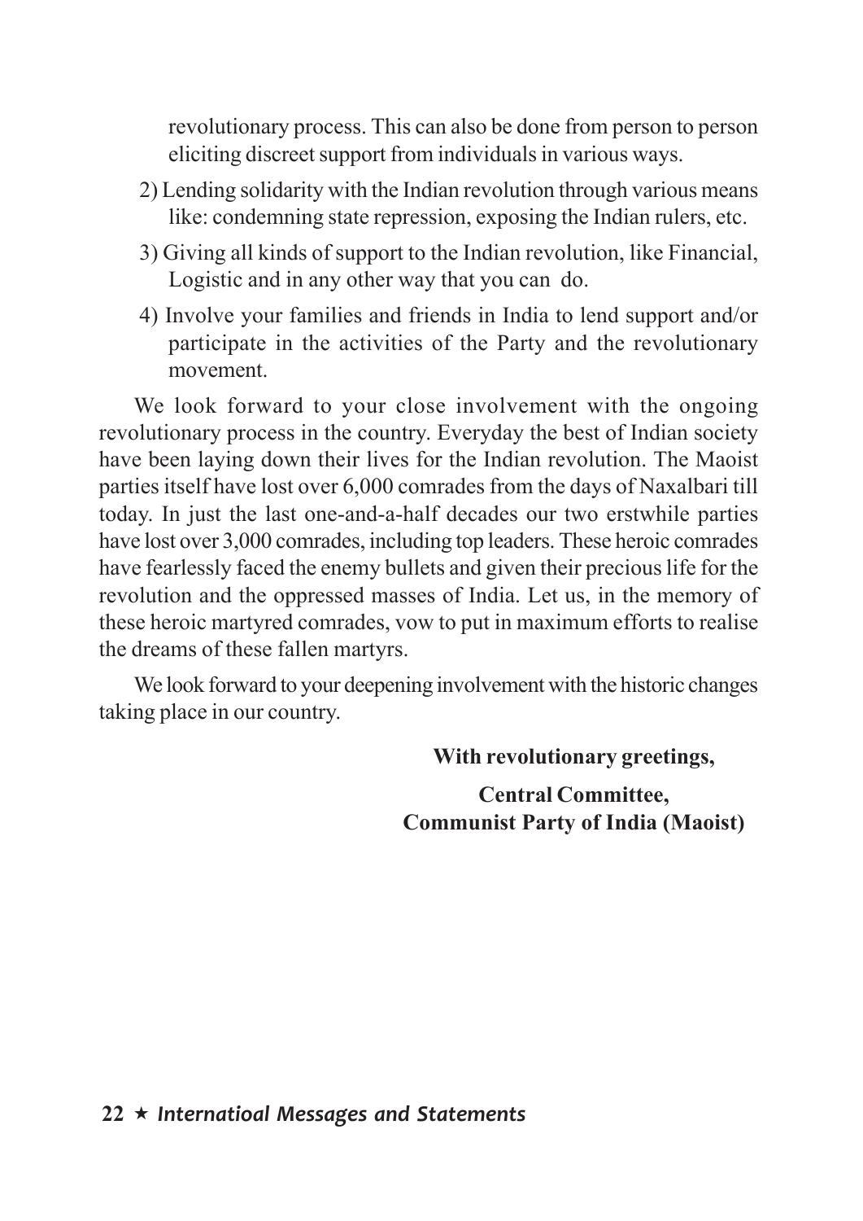revolutionary process. This can also be done from person to person eliciting discreet support from individuals in various ways.

2) Lending solidarity with the Indian revolution through various means like: condemning state repression, exposing the Indian rulers, etc.

3) Giving all kinds of support to the Indian revolution, like Financial, Logistic and in any other way that you can do.

4) Involve your families and friends in India to lend support and/or participate in the activities of the Party and the revolutionary movement.

We look forward to your close involvement with the ongoing revolutionary process in the country. Everyday the best of Indian society have been laying down their lives for the Indian revolution. The Maoist parties itself have lost over 6,000 comrades from the days of Naxalbari till today. In just the last one-and-a-half decades our two erstwhile parties have lost over 3,000 comrades, including top leaders. These heroic comrades have fearlessly faced the enemy bullets and given their precious life for the revolution and the oppressed masses of India. Let us, in the memory of these heroic martyred comrades, vow to put in maximum efforts to realise the dreams of these fallen martyrs.

We look forward to your deepening involvement with the historic changes taking place in our country.

**With revolutionary greetings,**

**Central Committee,**
**Communist Party of India (Maoist)**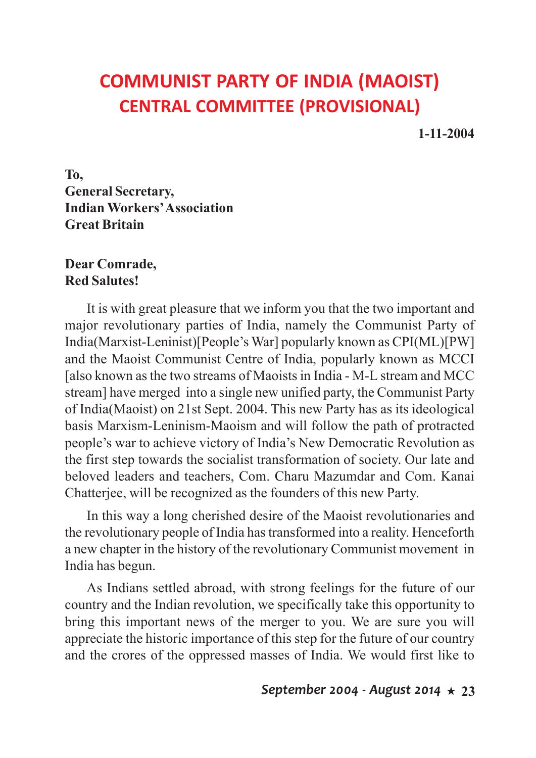# COMMUNIST PARTY OF INDIA (MAOIST)
## CENTRAL COMMITTEE (PROVISIONAL)

**1-11-2004**

**To,**
**General Secretary,**
**Indian Workers' Association**
**Great Britain**

**Dear Comrade,**
**Red Salutes!**

It is with great pleasure that we inform you that the two important and major revolutionary parties of India, namely the Communist Party of India(Marxist-Leninist)[People's War] popularly known as CPI(ML)[PW] and the Maoist Communist Centre of India, popularly known as MCCI [also known as the two streams of Maoists in India - M-L stream and MCC stream] have merged into a single new unified party, the Communist Party of India(Maoist) on 21st Sept. 2004. This new Party has as its ideological basis Marxism-Leninism-Maoism and will follow the path of protracted people's war to achieve victory of India's New Democratic Revolution as the first step towards the socialist transformation of society. Our late and beloved leaders and teachers, Com. Charu Mazumdar and Com. Kanai Chatterjee, will be recognized as the founders of this new Party.

In this way a long cherished desire of the Maoist revolutionaries and the revolutionary people of India has transformed into a reality. Henceforth a new chapter in the history of the revolutionary Communist movement in India has begun.

As Indians settled abroad, with strong feelings for the future of our country and the Indian revolution, we specifically take this opportunity to bring this important news of the merger to you. We are sure you will appreciate the historic importance of this step for the future of our country and the crores of the oppressed masses of India. We would first like to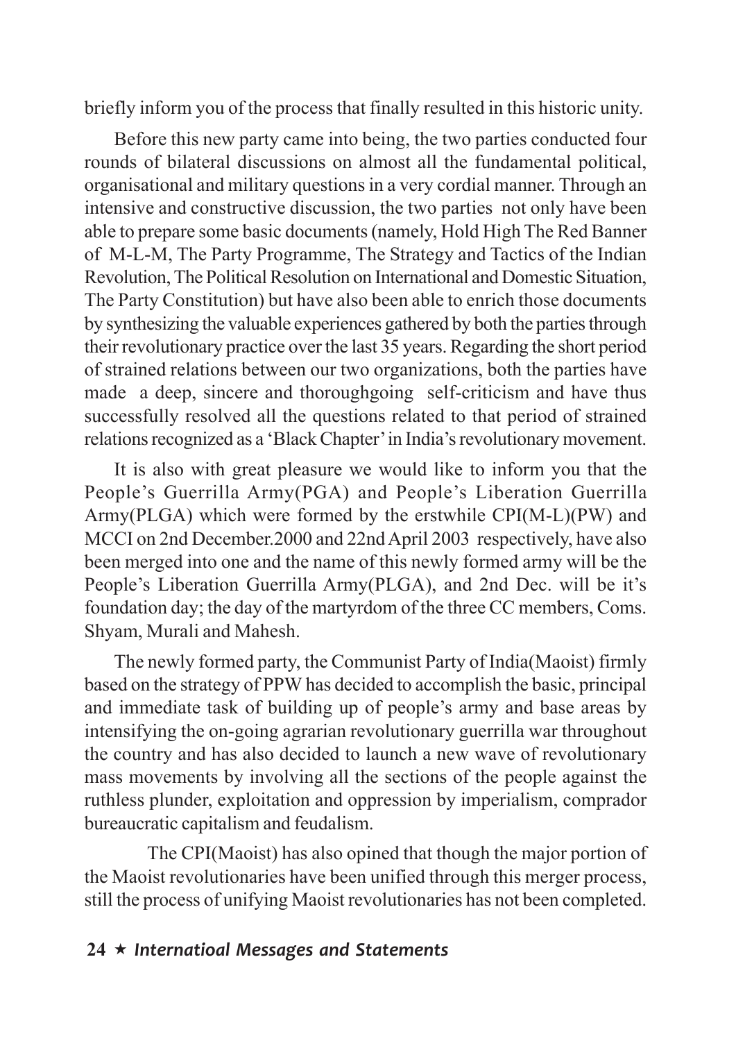briefly inform you of the process that finally resulted in this historic unity.

Before this new party came into being, the two parties conducted four rounds of bilateral discussions on almost all the fundamental political, organisational and military questions in a very cordial manner. Through an intensive and constructive discussion, the two parties not only have been able to prepare some basic documents (namely, Hold High The Red Banner of M-L-M, The Party Programme, The Strategy and Tactics of the Indian Revolution, The Political Resolution on International and Domestic Situation, The Party Constitution) but have also been able to enrich those documents by synthesizing the valuable experiences gathered by both the parties through their revolutionary practice over the last 35 years. Regarding the short period of strained relations between our two organizations, both the parties have made a deep, sincere and thoroughgoing self-criticism and have thus successfully resolved all the questions related to that period of strained relations recognized as a 'Black Chapter' in India's revolutionary movement.

It is also with great pleasure we would like to inform you that the People's Guerrilla Army(PGA) and People's Liberation Guerrilla Army(PLGA) which were formed by the erstwhile CPI(M-L)(PW) and MCCI on 2nd December.2000 and 22nd April 2003 respectively, have also been merged into one and the name of this newly formed army will be the People's Liberation Guerrilla Army(PLGA), and 2nd Dec. will be it's foundation day; the day of the martyrdom of the three CC members, Coms. Shyam, Murali and Mahesh.

The newly formed party, the Communist Party of India(Maoist) firmly based on the strategy of PPW has decided to accomplish the basic, principal and immediate task of building up of people's army and base areas by intensifying the on-going agrarian revolutionary guerrilla war throughout the country and has also decided to launch a new wave of revolutionary mass movements by involving all the sections of the people against the ruthless plunder, exploitation and oppression by imperialism, comprador bureaucratic capitalism and feudalism.

The CPI(Maoist) has also opined that though the major portion of the Maoist revolutionaries have been unified through this merger process, still the process of unifying Maoist revolutionaries has not been completed.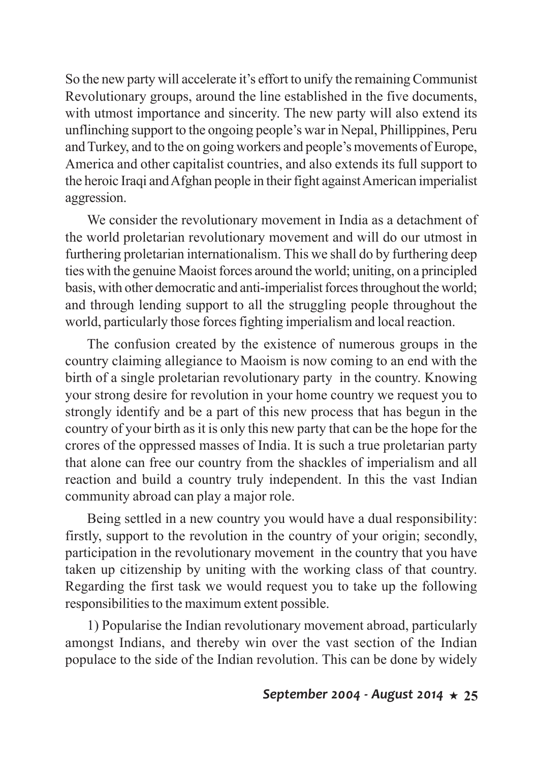So the new party will accelerate it's effort to unify the remaining Communist Revolutionary groups, around the line established in the five documents, with utmost importance and sincerity. The new party will also extend its unflinching support to the ongoing people's war in Nepal, Phillippines, Peru and Turkey, and to the on going workers and people's movements of Europe, America and other capitalist countries, and also extends its full support to the heroic Iraqi and Afghan people in their fight against American imperialist aggression.

We consider the revolutionary movement in India as a detachment of the world proletarian revolutionary movement and will do our utmost in furthering proletarian internationalism. This we shall do by furthering deep ties with the genuine Maoist forces around the world; uniting, on a principled basis, with other democratic and anti-imperialist forces throughout the world; and through lending support to all the struggling people throughout the world, particularly those forces fighting imperialism and local reaction.

The confusion created by the existence of numerous groups in the country claiming allegiance to Maoism is now coming to an end with the birth of a single proletarian revolutionary party in the country. Knowing your strong desire for revolution in your home country we request you to strongly identify and be a part of this new process that has begun in the country of your birth as it is only this new party that can be the hope for the crores of the oppressed masses of India. It is such a true proletarian party that alone can free our country from the shackles of imperialism and all reaction and build a country truly independent. In this the vast Indian community abroad can play a major role.

Being settled in a new country you would have a dual responsibility: firstly, support to the revolution in the country of your origin; secondly, participation in the revolutionary movement in the country that you have taken up citizenship by uniting with the working class of that country. Regarding the first task we would request you to take up the following responsibilities to the maximum extent possible.

1) Popularise the Indian revolutionary movement abroad, particularly amongst Indians, and thereby win over the vast section of the Indian populace to the side of the Indian revolution. This can be done by widely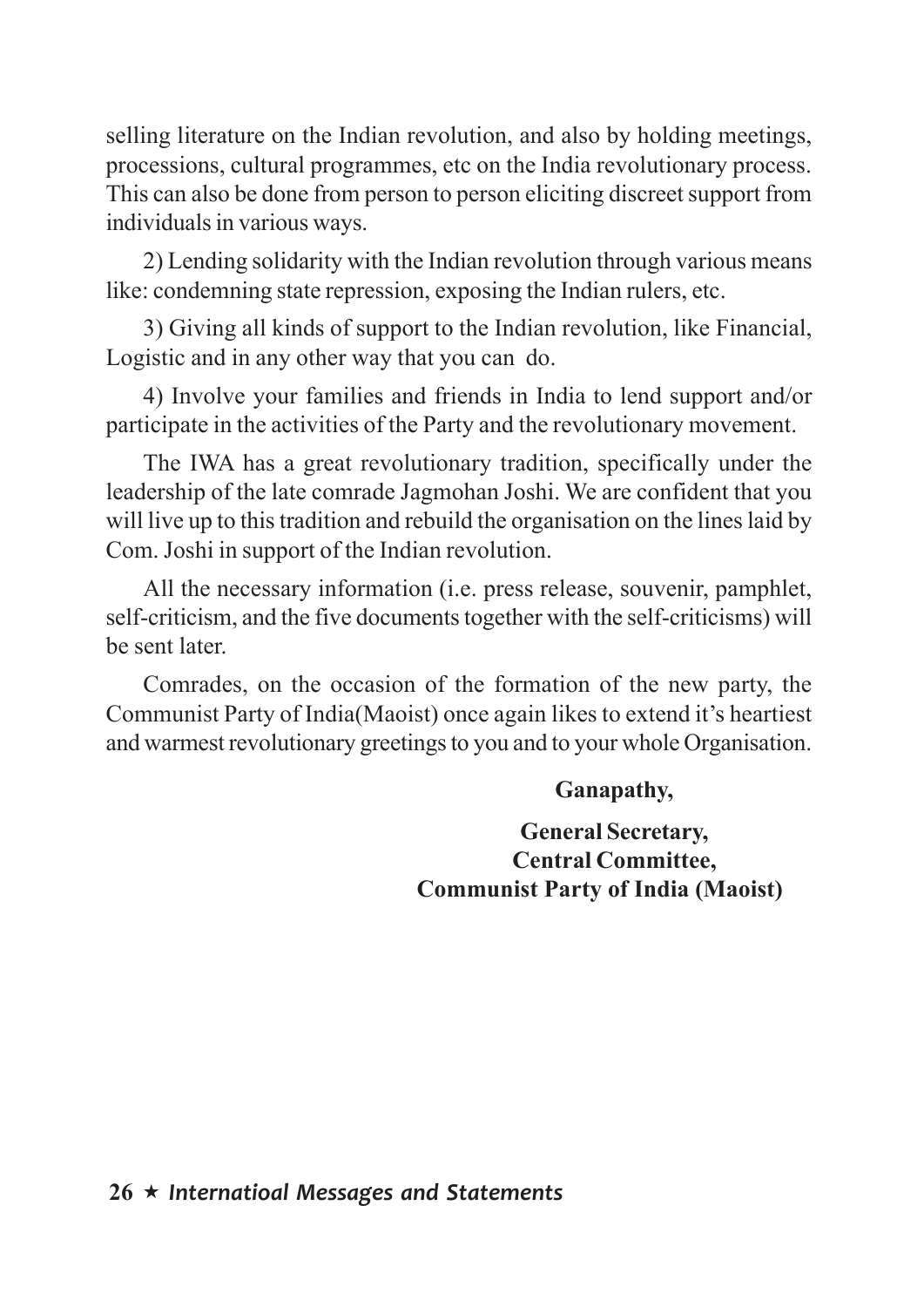selling literature on the Indian revolution, and also by holding meetings, processions, cultural programmes, etc on the India revolutionary process. This can also be done from person to person eliciting discreet support from individuals in various ways.

2) Lending solidarity with the Indian revolution through various means like: condemning state repression, exposing the Indian rulers, etc.

3) Giving all kinds of support to the Indian revolution, like Financial, Logistic and in any other way that you can do.

4) Involve your families and friends in India to lend support and/or participate in the activities of the Party and the revolutionary movement.

The IWA has a great revolutionary tradition, specifically under the leadership of the late comrade Jagmohan Joshi. We are confident that you will live up to this tradition and rebuild the organisation on the lines laid by Com. Joshi in support of the Indian revolution.

All the necessary information (i.e. press release, souvenir, pamphlet, self-criticism, and the five documents together with the self-criticisms) will be sent later.

Comrades, on the occasion of the formation of the new party, the Communist Party of India(Maoist) once again likes to extend it's heartiest and warmest revolutionary greetings to you and to your whole Organisation.

**Ganapathy,**

**General Secretary,**
**Central Committee,**
**Communist Party of India (Maoist)**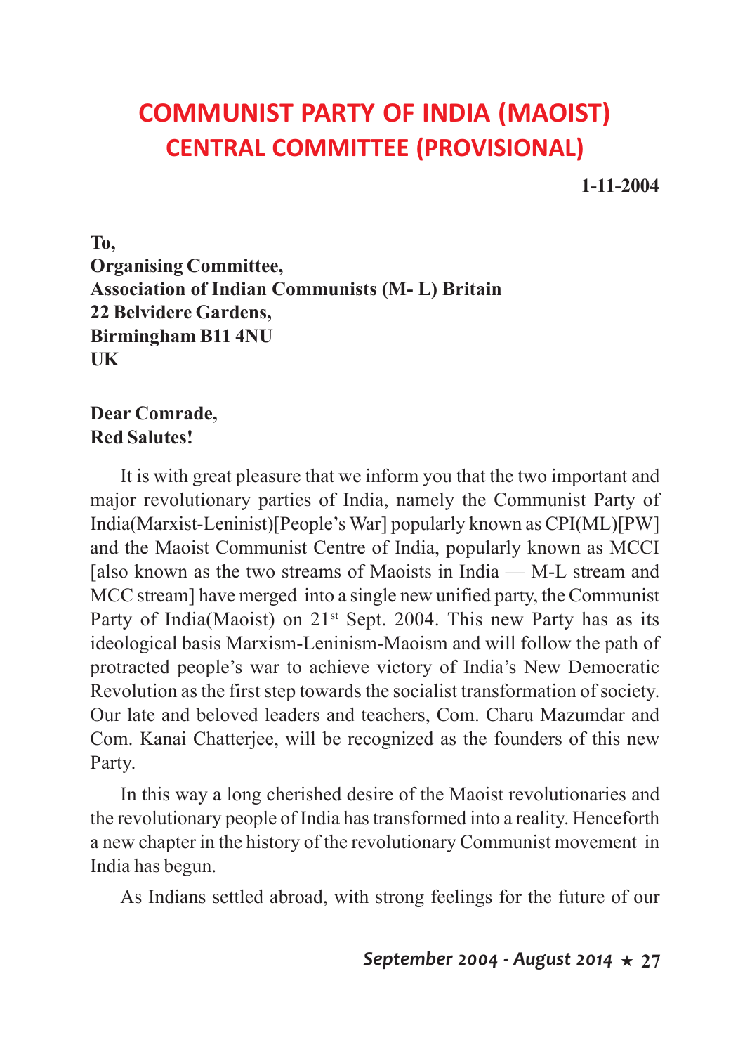# COMMUNIST PARTY OF INDIA (MAOIST)
## CENTRAL COMMITTEE (PROVISIONAL)

**1-11-2004**

**To,**
**Organising Committee,**
**Association of Indian Communists (M- L) Britain**
**22 Belvidere Gardens,**
**Birmingham B11 4NU**
**UK**

**Dear Comrade,**
**Red Salutes!**

It is with great pleasure that we inform you that the two important and major revolutionary parties of India, namely the Communist Party of India(Marxist-Leninist)[People's War] popularly known as CPI(ML)[PW] and the Maoist Communist Centre of India, popularly known as MCCI [also known as the two streams of Maoists in India — M-L stream and MCC stream] have merged into a single new unified party, the Communist Party of India(Maoist) on 21st Sept. 2004. This new Party has as its ideological basis Marxism-Leninism-Maoism and will follow the path of protracted people's war to achieve victory of India's New Democratic Revolution as the first step towards the socialist transformation of society. Our late and beloved leaders and teachers, Com. Charu Mazumdar and Com. Kanai Chatterjee, will be recognized as the founders of this new Party.

In this way a long cherished desire of the Maoist revolutionaries and the revolutionary people of India has transformed into a reality. Henceforth a new chapter in the history of the revolutionary Communist movement in India has begun.

As Indians settled abroad, with strong feelings for the future of our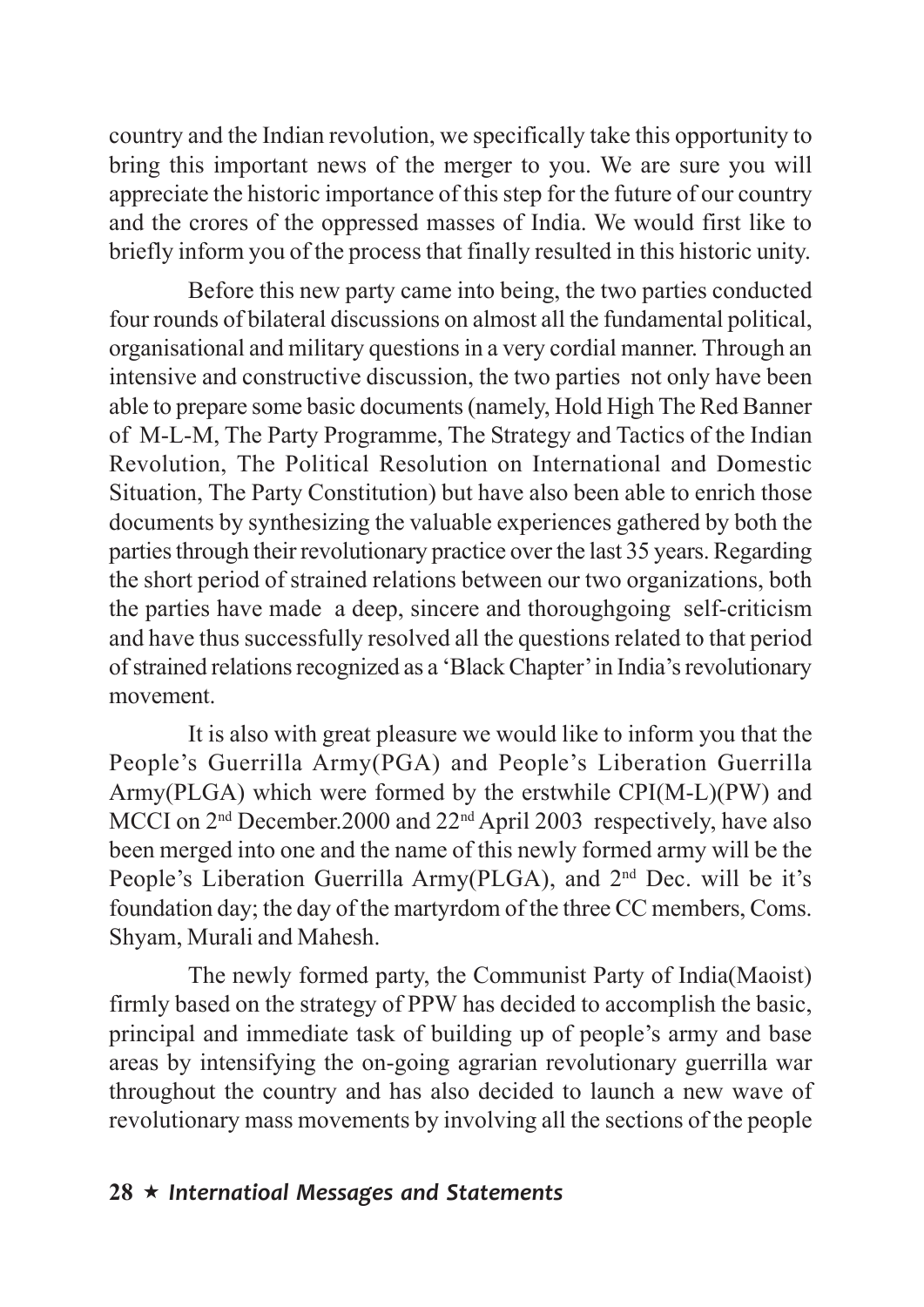country and the Indian revolution, we specifically take this opportunity to bring this important news of the merger to you. We are sure you will appreciate the historic importance of this step for the future of our country and the crores of the oppressed masses of India. We would first like to briefly inform you of the process that finally resulted in this historic unity.

Before this new party came into being, the two parties conducted four rounds of bilateral discussions on almost all the fundamental political, organisational and military questions in a very cordial manner. Through an intensive and constructive discussion, the two parties not only have been able to prepare some basic documents (namely, Hold High The Red Banner of M-L-M, The Party Programme, The Strategy and Tactics of the Indian Revolution, The Political Resolution on International and Domestic Situation, The Party Constitution) but have also been able to enrich those documents by synthesizing the valuable experiences gathered by both the parties through their revolutionary practice over the last 35 years. Regarding the short period of strained relations between our two organizations, both the parties have made a deep, sincere and thoroughgoing self-criticism and have thus successfully resolved all the questions related to that period of strained relations recognized as a 'Black Chapter' in India's revolutionary movement.

It is also with great pleasure we would like to inform you that the People's Guerrilla Army(PGA) and People's Liberation Guerrilla Army(PLGA) which were formed by the erstwhile CPI(M-L)(PW) and MCCI on 2nd December.2000 and 22nd April 2003 respectively, have also been merged into one and the name of this newly formed army will be the People's Liberation Guerrilla Army(PLGA), and 2nd Dec. will be it's foundation day; the day of the martyrdom of the three CC members, Coms. Shyam, Murali and Mahesh.

The newly formed party, the Communist Party of India(Maoist) firmly based on the strategy of PPW has decided to accomplish the basic, principal and immediate task of building up of people's army and base areas by intensifying the on-going agrarian revolutionary guerrilla war throughout the country and has also decided to launch a new wave of revolutionary mass movements by involving all the sections of the people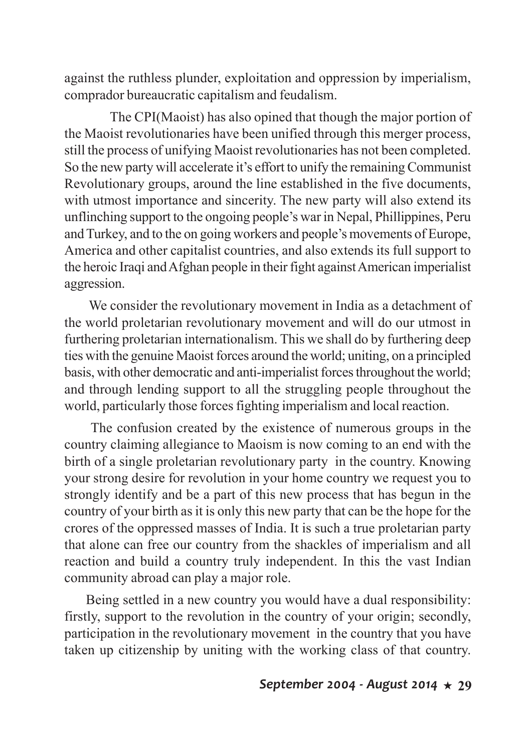against the ruthless plunder, exploitation and oppression by imperialism, comprador bureaucratic capitalism and feudalism.

The CPI(Maoist) has also opined that though the major portion of the Maoist revolutionaries have been unified through this merger process, still the process of unifying Maoist revolutionaries has not been completed. So the new party will accelerate it's effort to unify the remaining Communist Revolutionary groups, around the line established in the five documents, with utmost importance and sincerity. The new party will also extend its unflinching support to the ongoing people's war in Nepal, Phillippines, Peru and Turkey, and to the on going workers and people's movements of Europe, America and other capitalist countries, and also extends its full support to the heroic Iraqi and Afghan people in their fight against American imperialist aggression.

We consider the revolutionary movement in India as a detachment of the world proletarian revolutionary movement and will do our utmost in furthering proletarian internationalism. This we shall do by furthering deep ties with the genuine Maoist forces around the world; uniting, on a principled basis, with other democratic and anti-imperialist forces throughout the world; and through lending support to all the struggling people throughout the world, particularly those forces fighting imperialism and local reaction.

The confusion created by the existence of numerous groups in the country claiming allegiance to Maoism is now coming to an end with the birth of a single proletarian revolutionary party in the country. Knowing your strong desire for revolution in your home country we request you to strongly identify and be a part of this new process that has begun in the country of your birth as it is only this new party that can be the hope for the crores of the oppressed masses of India. It is such a true proletarian party that alone can free our country from the shackles of imperialism and all reaction and build a country truly independent. In this the vast Indian community abroad can play a major role.

Being settled in a new country you would have a dual responsibility: firstly, support to the revolution in the country of your origin; secondly, participation in the revolutionary movement in the country that you have taken up citizenship by uniting with the working class of that country.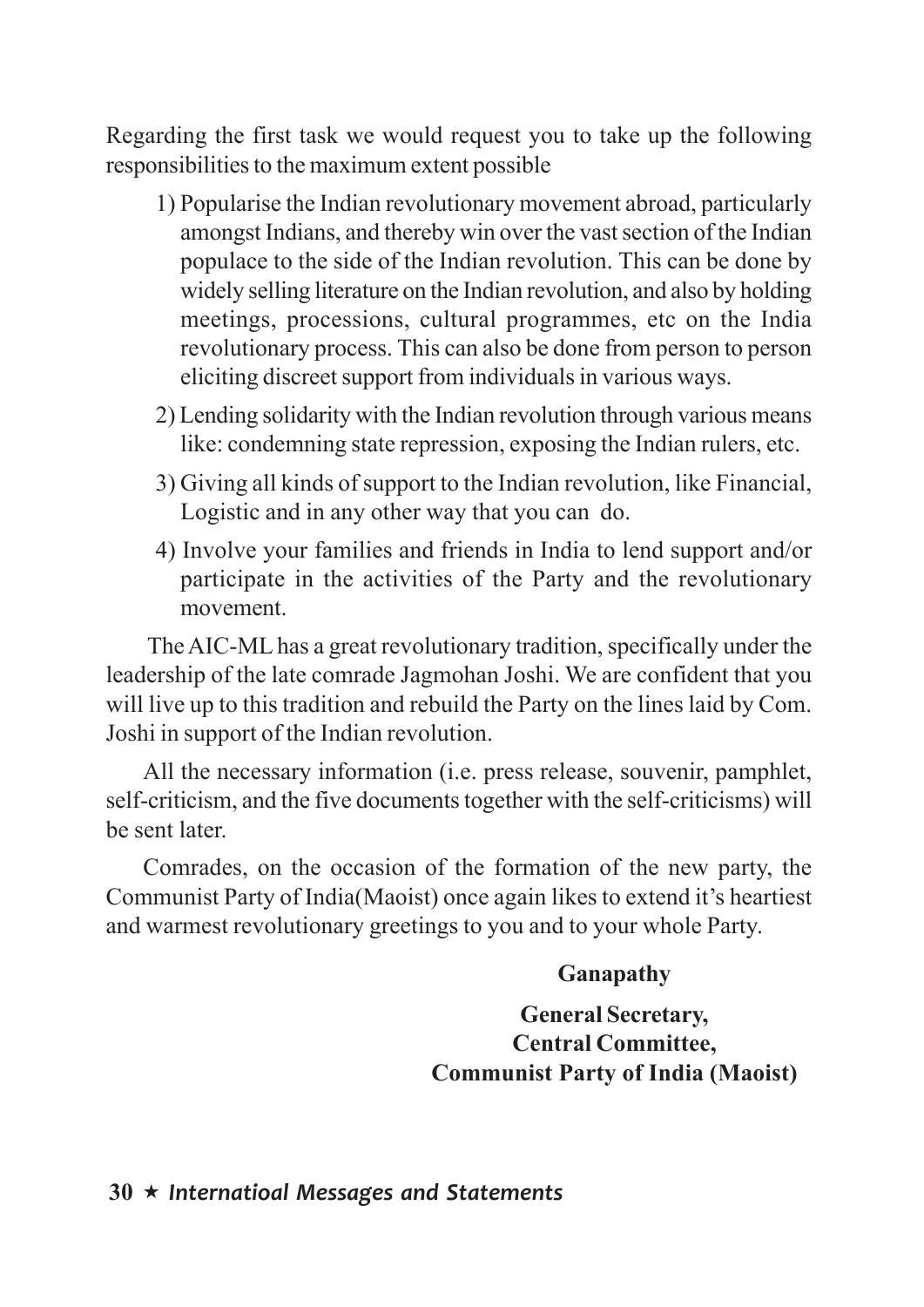Regarding the first task we would request you to take up the following responsibilities to the maximum extent possible

1) Popularise the Indian revolutionary movement abroad, particularly amongst Indians, and thereby win over the vast section of the Indian populace to the side of the Indian revolution. This can be done by widely selling literature on the Indian revolution, and also by holding meetings, processions, cultural programmes, etc on the India revolutionary process. This can also be done from person to person eliciting discreet support from individuals in various ways.
2) Lending solidarity with the Indian revolution through various means like: condemning state repression, exposing the Indian rulers, etc.
3) Giving all kinds of support to the Indian revolution, like Financial, Logistic and in any other way that you can do.
4) Involve your families and friends in India to lend support and/or participate in the activities of the Party and the revolutionary movement.

The AIC-ML has a great revolutionary tradition, specifically under the leadership of the late comrade Jagmohan Joshi. We are confident that you will live up to this tradition and rebuild the Party on the lines laid by Com. Joshi in support of the Indian revolution.

All the necessary information (i.e. press release, souvenir, pamphlet, self-criticism, and the five documents together with the self-criticisms) will be sent later.

Comrades, on the occasion of the formation of the new party, the Communist Party of India(Maoist) once again likes to extend it's heartiest and warmest revolutionary greetings to you and to your whole Party.

**Ganapathy**

**General Secretary,**
**Central Committee,**
**Communist Party of India (Maoist)**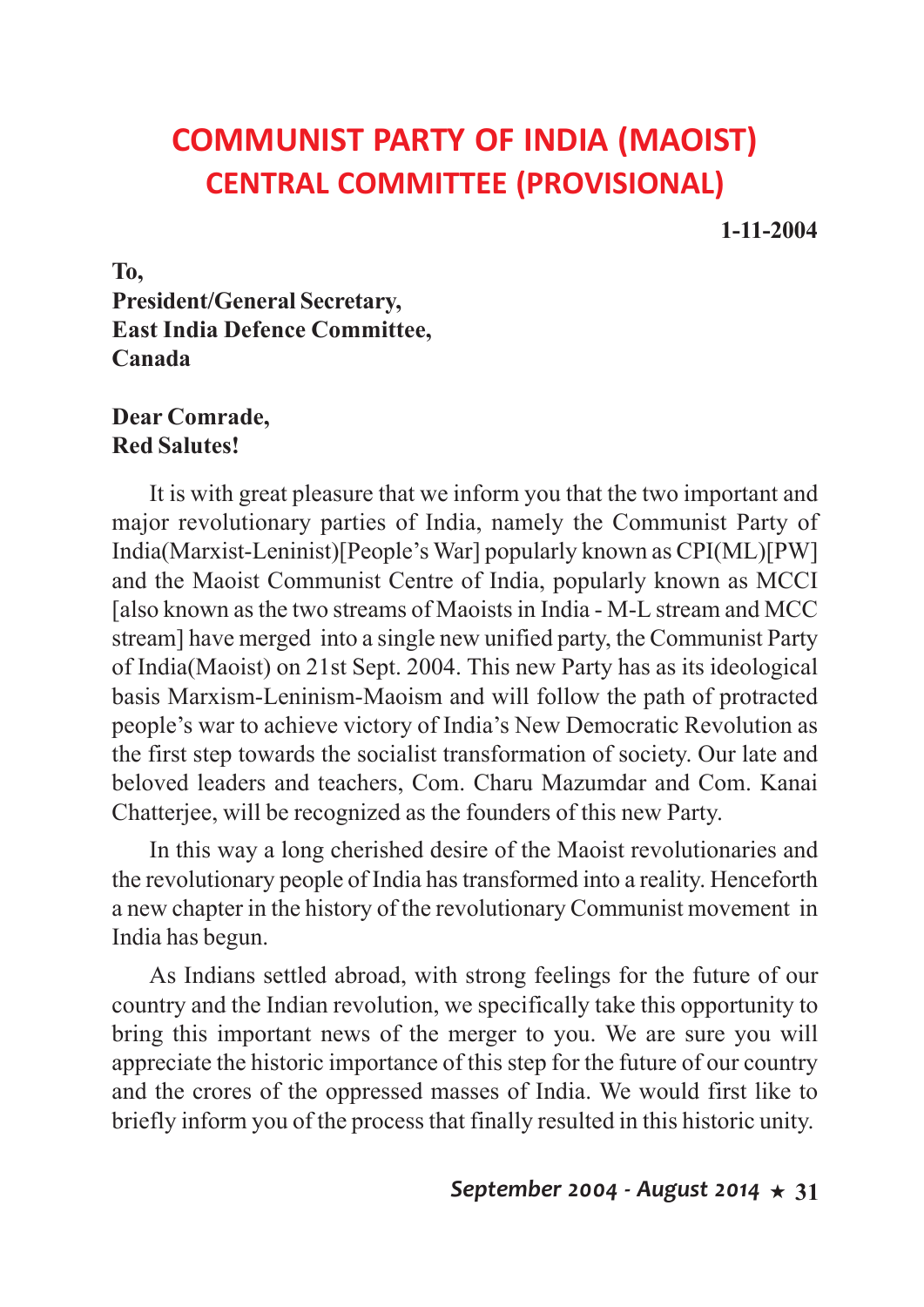# COMMUNIST PARTY OF INDIA (MAOIST)
## CENTRAL COMMITTEE (PROVISIONAL)

**1-11-2004**

**To,**
**President/General Secretary,**
**East India Defence Committee,**
**Canada**

**Dear Comrade,**
**Red Salutes!**

It is with great pleasure that we inform you that the two important and major revolutionary parties of India, namely the Communist Party of India(Marxist-Leninist)[People's War] popularly known as CPI(ML)[PW] and the Maoist Communist Centre of India, popularly known as MCCI [also known as the two streams of Maoists in India - M-L stream and MCC stream] have merged into a single new unified party, the Communist Party of India(Maoist) on 21st Sept. 2004. This new Party has as its ideological basis Marxism-Leninism-Maoism and will follow the path of protracted people's war to achieve victory of India's New Democratic Revolution as the first step towards the socialist transformation of society. Our late and beloved leaders and teachers, Com. Charu Mazumdar and Com. Kanai Chatterjee, will be recognized as the founders of this new Party.

In this way a long cherished desire of the Maoist revolutionaries and the revolutionary people of India has transformed into a reality. Henceforth a new chapter in the history of the revolutionary Communist movement in India has begun.

As Indians settled abroad, with strong feelings for the future of our country and the Indian revolution, we specifically take this opportunity to bring this important news of the merger to you. We are sure you will appreciate the historic importance of this step for the future of our country and the crores of the oppressed masses of India. We would first like to briefly inform you of the process that finally resulted in this historic unity.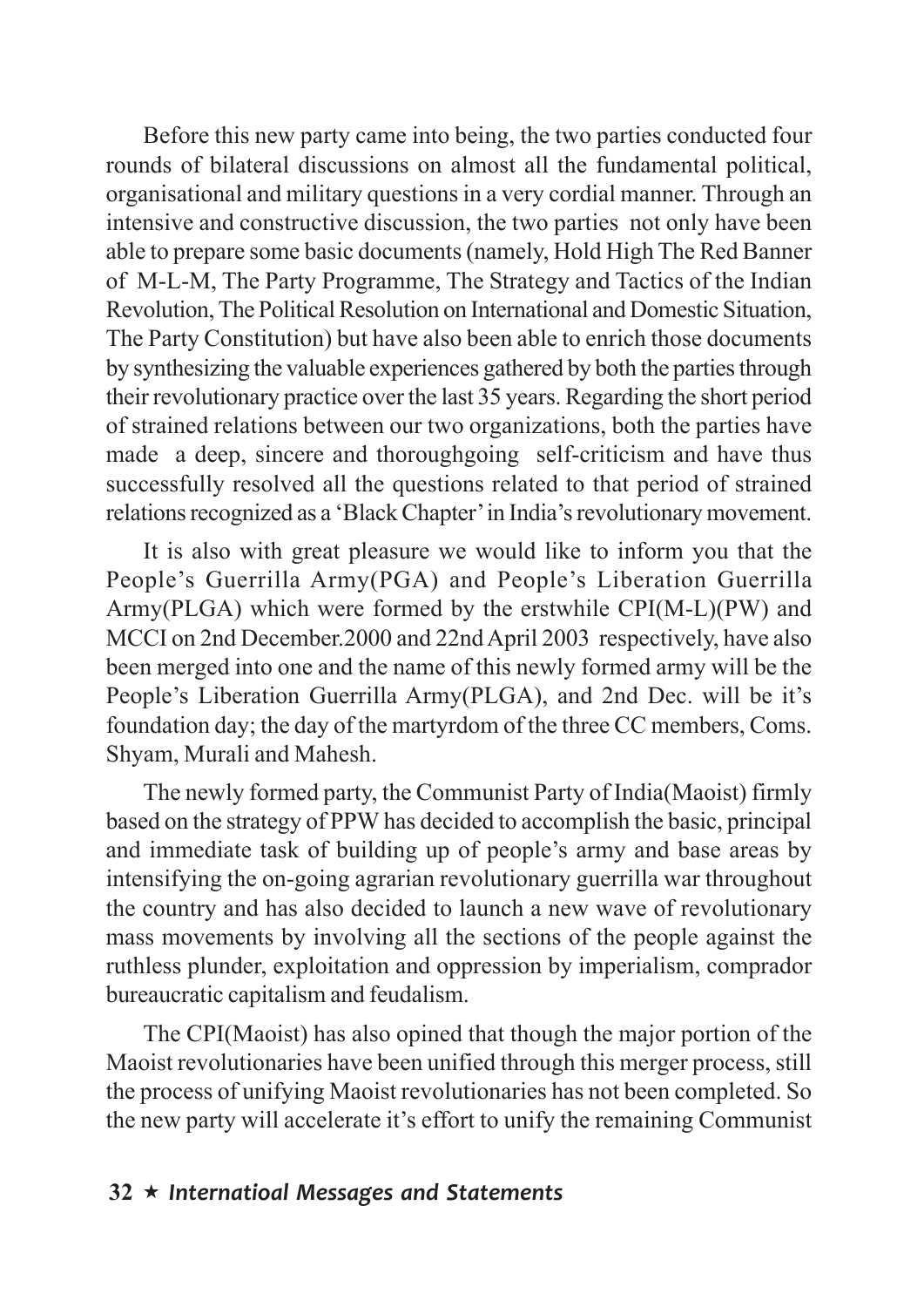Before this new party came into being, the two parties conducted four rounds of bilateral discussions on almost all the fundamental political, organisational and military questions in a very cordial manner. Through an intensive and constructive discussion, the two parties not only have been able to prepare some basic documents (namely, Hold High The Red Banner of M-L-M, The Party Programme, The Strategy and Tactics of the Indian Revolution, The Political Resolution on International and Domestic Situation, The Party Constitution) but have also been able to enrich those documents by synthesizing the valuable experiences gathered by both the parties through their revolutionary practice over the last 35 years. Regarding the short period of strained relations between our two organizations, both the parties have made a deep, sincere and thoroughgoing self-criticism and have thus successfully resolved all the questions related to that period of strained relations recognized as a 'Black Chapter' in India's revolutionary movement.

It is also with great pleasure we would like to inform you that the People's Guerrilla Army(PGA) and People's Liberation Guerrilla Army(PLGA) which were formed by the erstwhile CPI(M-L)(PW) and MCCI on 2nd December.2000 and 22nd April 2003 respectively, have also been merged into one and the name of this newly formed army will be the People's Liberation Guerrilla Army(PLGA), and 2nd Dec. will be it's foundation day; the day of the martyrdom of the three CC members, Coms. Shyam, Murali and Mahesh.

The newly formed party, the Communist Party of India(Maoist) firmly based on the strategy of PPW has decided to accomplish the basic, principal and immediate task of building up of people's army and base areas by intensifying the on-going agrarian revolutionary guerrilla war throughout the country and has also decided to launch a new wave of revolutionary mass movements by involving all the sections of the people against the ruthless plunder, exploitation and oppression by imperialism, comprador bureaucratic capitalism and feudalism.

The CPI(Maoist) has also opined that though the major portion of the Maoist revolutionaries have been unified through this merger process, still the process of unifying Maoist revolutionaries has not been completed. So the new party will accelerate it's effort to unify the remaining Communist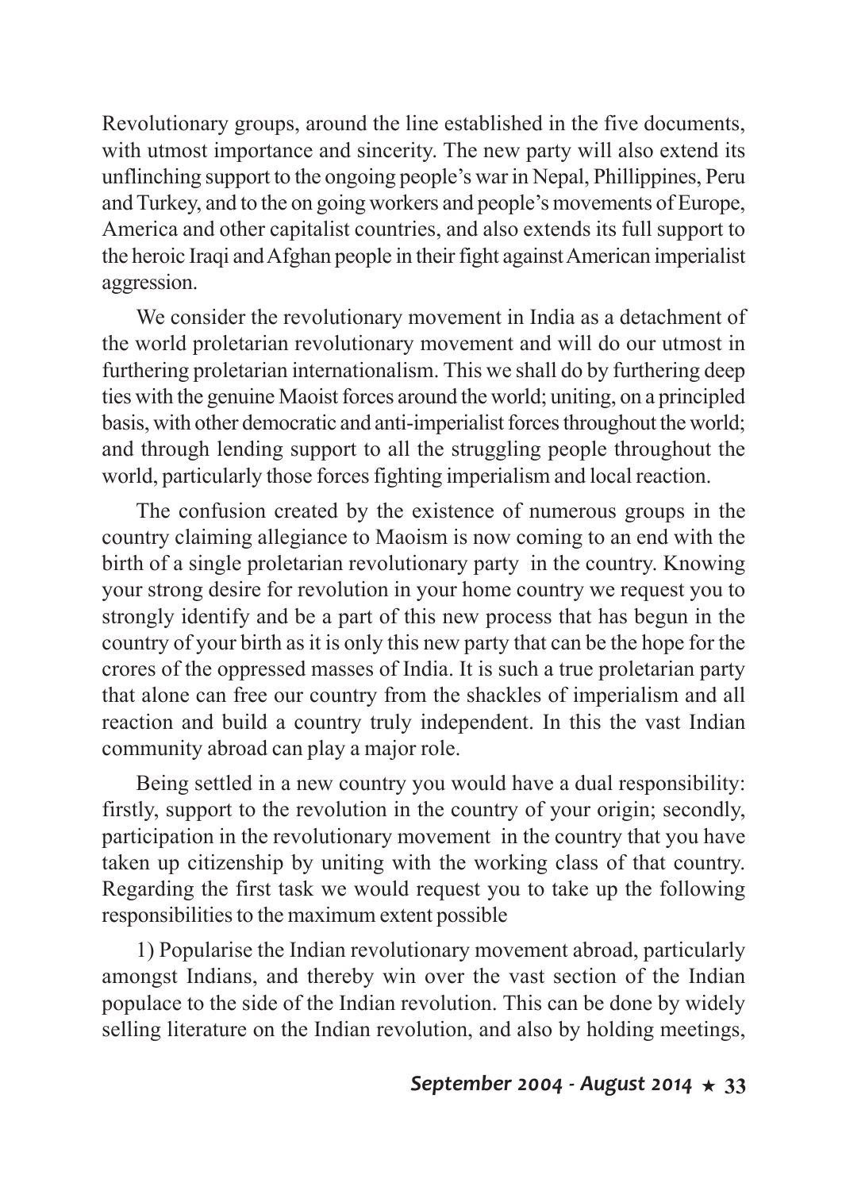Revolutionary groups, around the line established in the five documents, with utmost importance and sincerity. The new party will also extend its unflinching support to the ongoing people's war in Nepal, Phillippines, Peru and Turkey, and to the on going workers and people's movements of Europe, America and other capitalist countries, and also extends its full support to the heroic Iraqi and Afghan people in their fight against American imperialist aggression.

We consider the revolutionary movement in India as a detachment of the world proletarian revolutionary movement and will do our utmost in furthering proletarian internationalism. This we shall do by furthering deep ties with the genuine Maoist forces around the world; uniting, on a principled basis, with other democratic and anti-imperialist forces throughout the world; and through lending support to all the struggling people throughout the world, particularly those forces fighting imperialism and local reaction.

The confusion created by the existence of numerous groups in the country claiming allegiance to Maoism is now coming to an end with the birth of a single proletarian revolutionary party in the country. Knowing your strong desire for revolution in your home country we request you to strongly identify and be a part of this new process that has begun in the country of your birth as it is only this new party that can be the hope for the crores of the oppressed masses of India. It is such a true proletarian party that alone can free our country from the shackles of imperialism and all reaction and build a country truly independent. In this the vast Indian community abroad can play a major role.

Being settled in a new country you would have a dual responsibility: firstly, support to the revolution in the country of your origin; secondly, participation in the revolutionary movement in the country that you have taken up citizenship by uniting with the working class of that country. Regarding the first task we would request you to take up the following responsibilities to the maximum extent possible

1) Popularise the Indian revolutionary movement abroad, particularly amongst Indians, and thereby win over the vast section of the Indian populace to the side of the Indian revolution. This can be done by widely selling literature on the Indian revolution, and also by holding meetings,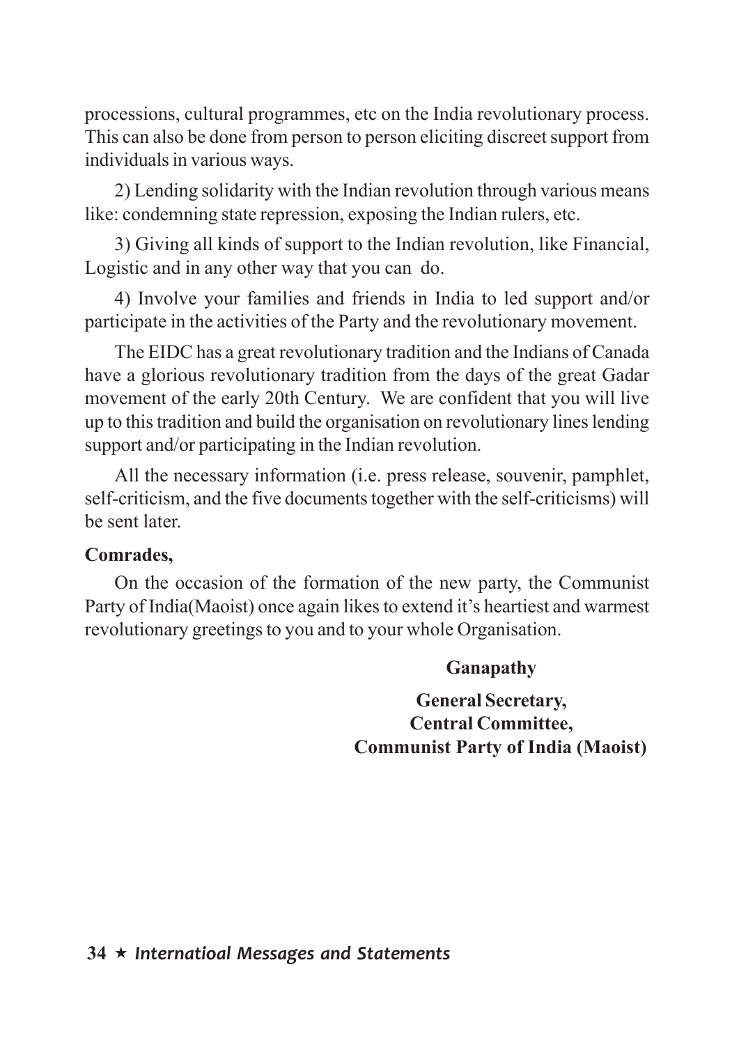processions, cultural programmes, etc on the India revolutionary process. This can also be done from person to person eliciting discreet support from individuals in various ways.

2) Lending solidarity with the Indian revolution through various means like: condemning state repression, exposing the Indian rulers, etc.

3) Giving all kinds of support to the Indian revolution, like Financial, Logistic and in any other way that you can do.

4) Involve your families and friends in India to led support and/or participate in the activities of the Party and the revolutionary movement.

The EIDC has a great revolutionary tradition and the Indians of Canada have a glorious revolutionary tradition from the days of the great Gadar movement of the early 20th Century. We are confident that you will live up to this tradition and build the organisation on revolutionary lines lending support and/or participating in the Indian revolution.

All the necessary information (i.e. press release, souvenir, pamphlet, self-criticism, and the five documents together with the self-criticisms) will be sent later.

**Comrades,**

On the occasion of the formation of the new party, the Communist Party of India(Maoist) once again likes to extend it's heartiest and warmest revolutionary greetings to you and to your whole Organisation.

**Ganapathy**

**General Secretary,**
**Central Committee,**
**Communist Party of India (Maoist)**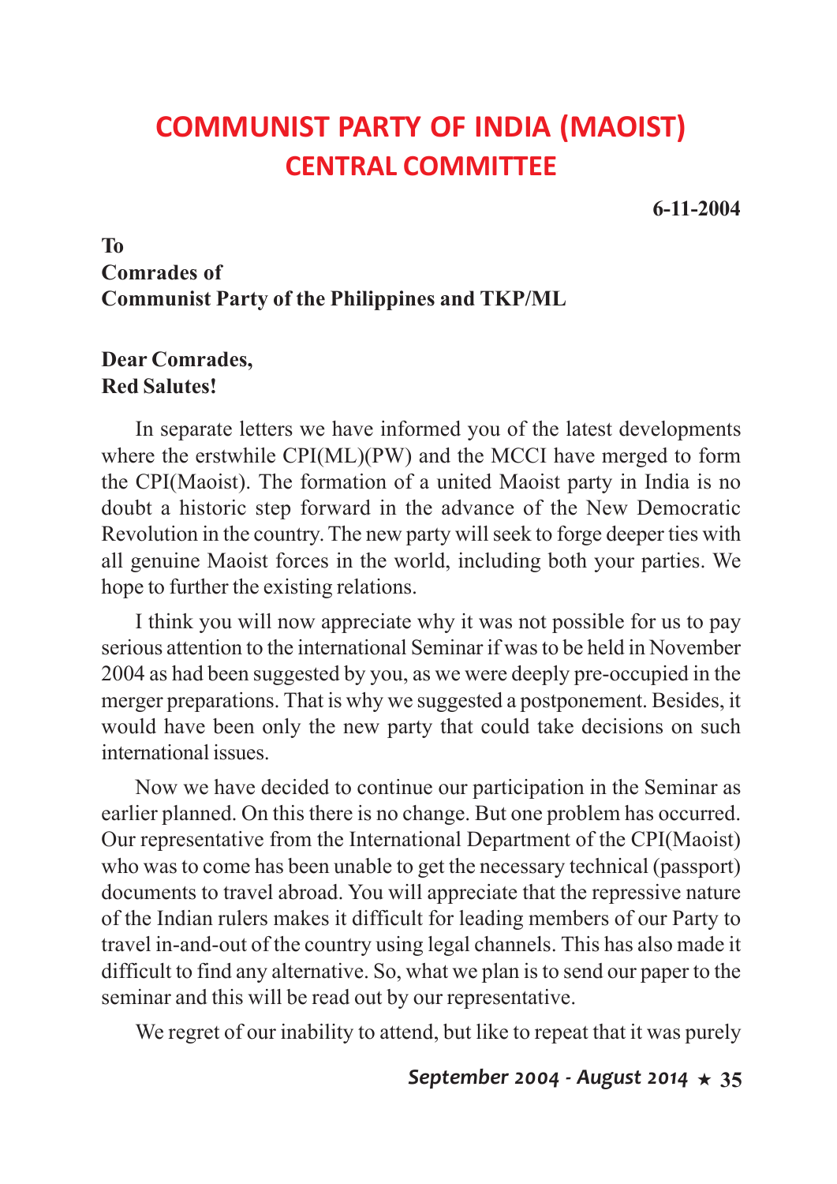# COMMUNIST PARTY OF INDIA (MAOIST)
## CENTRAL COMMITTEE

**6-11-2004**

**To**
**Comrades of**
**Communist Party of the Philippines and TKP/ML**

**Dear Comrades,**
**Red Salutes!**

In separate letters we have informed you of the latest developments where the erstwhile CPI(ML)(PW) and the MCCI have merged to form the CPI(Maoist). The formation of a united Maoist party in India is no doubt a historic step forward in the advance of the New Democratic Revolution in the country. The new party will seek to forge deeper ties with all genuine Maoist forces in the world, including both your parties. We hope to further the existing relations.

I think you will now appreciate why it was not possible for us to pay serious attention to the international Seminar if was to be held in November 2004 as had been suggested by you, as we were deeply pre-occupied in the merger preparations. That is why we suggested a postponement. Besides, it would have been only the new party that could take decisions on such international issues.

Now we have decided to continue our participation in the Seminar as earlier planned. On this there is no change. But one problem has occurred. Our representative from the International Department of the CPI(Maoist) who was to come has been unable to get the necessary technical (passport) documents to travel abroad. You will appreciate that the repressive nature of the Indian rulers makes it difficult for leading members of our Party to travel in-and-out of the country using legal channels. This has also made it difficult to find any alternative. So, what we plan is to send our paper to the seminar and this will be read out by our representative.

We regret of our inability to attend, but like to repeat that it was purely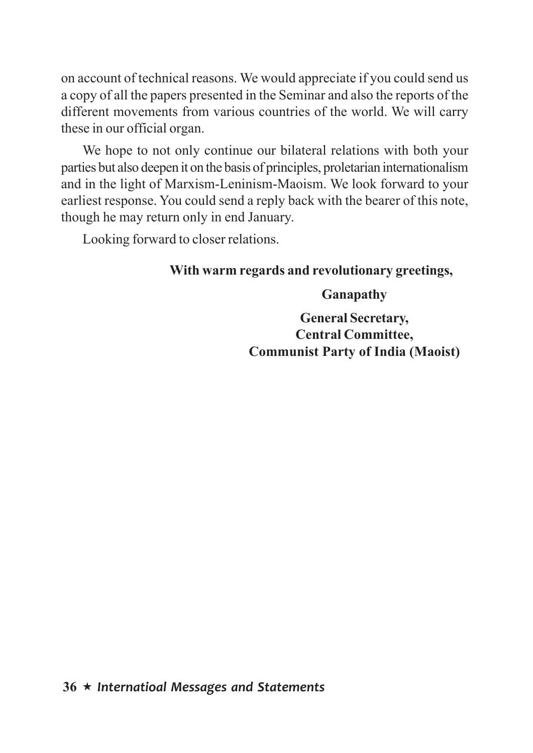on account of technical reasons. We would appreciate if you could send us a copy of all the papers presented in the Seminar and also the reports of the different movements from various countries of the world. We will carry these in our official organ.

We hope to not only continue our bilateral relations with both your parties but also deepen it on the basis of principles, proletarian internationalism and in the light of Marxism-Leninism-Maoism. We look forward to your earliest response. You could send a reply back with the bearer of this note, though he may return only in end January.

Looking forward to closer relations.

**With warm regards and revolutionary greetings,**

**Ganapathy**

**General Secretary,**
**Central Committee,**
**Communist Party of India (Maoist)**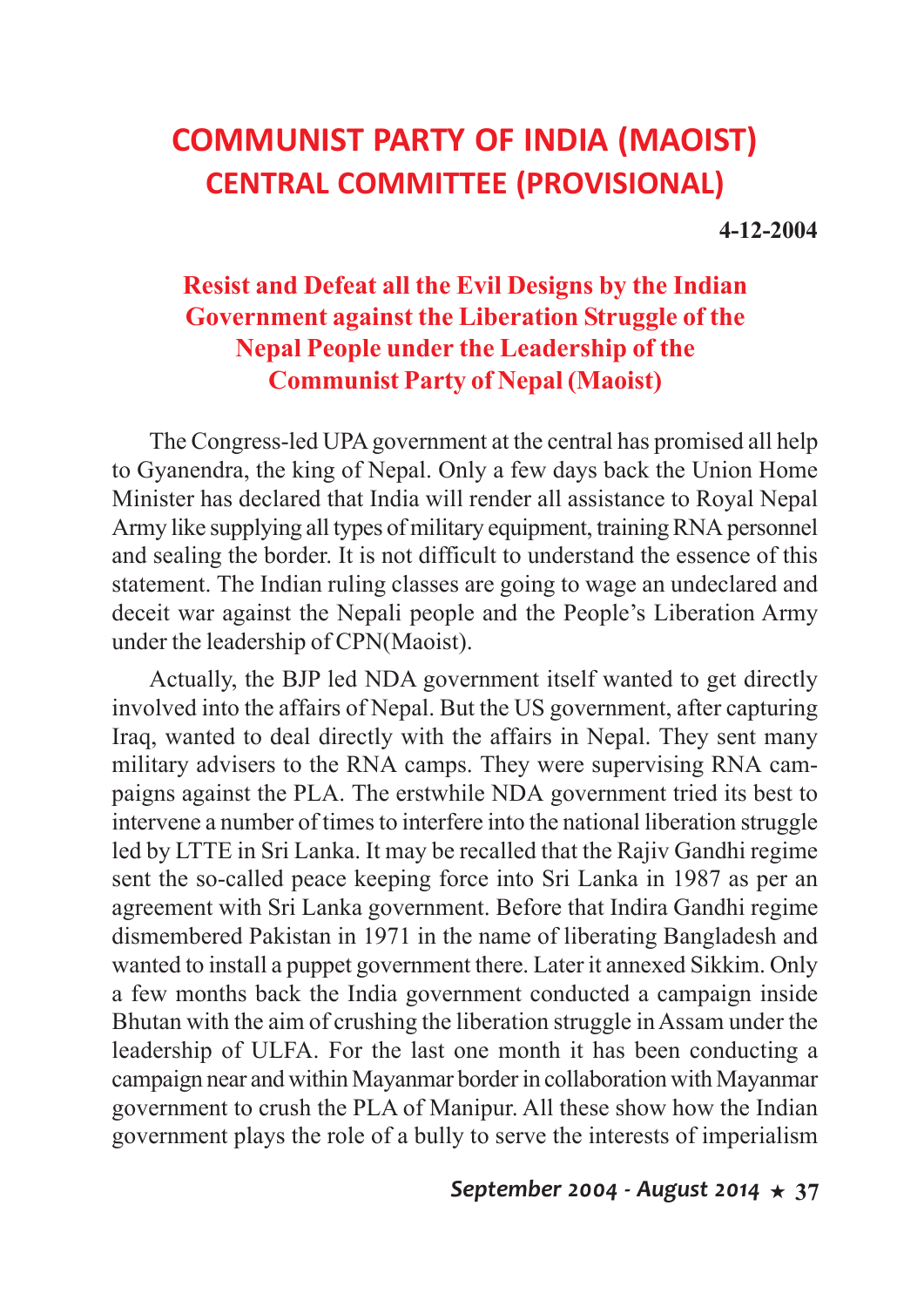# COMMUNIST PARTY OF INDIA (MAOIST)
## CENTRAL COMMITTEE (PROVISIONAL)

**4-12-2004**

### Resist and Defeat all the Evil Designs by the Indian Government against the Liberation Struggle of the Nepal People under the Leadership of the Communist Party of Nepal (Maoist)

The Congress-led UPA government at the central has promised all help to Gyanendra, the king of Nepal. Only a few days back the Union Home Minister has declared that India will render all assistance to Royal Nepal Army like supplying all types of military equipment, training RNA personnel and sealing the border. It is not difficult to understand the essence of this statement. The Indian ruling classes are going to wage an undeclared and deceit war against the Nepali people and the People's Liberation Army under the leadership of CPN(Maoist).

Actually, the BJP led NDA government itself wanted to get directly involved into the affairs of Nepal. But the US government, after capturing Iraq, wanted to deal directly with the affairs in Nepal. They sent many military advisers to the RNA camps. They were supervising RNA campaigns against the PLA. The erstwhile NDA government tried its best to intervene a number of times to interfere into the national liberation struggle led by LTTE in Sri Lanka. It may be recalled that the Rajiv Gandhi regime sent the so-called peace keeping force into Sri Lanka in 1987 as per an agreement with Sri Lanka government. Before that Indira Gandhi regime dismembered Pakistan in 1971 in the name of liberating Bangladesh and wanted to install a puppet government there. Later it annexed Sikkim. Only a few months back the India government conducted a campaign inside Bhutan with the aim of crushing the liberation struggle in Assam under the leadership of ULFA. For the last one month it has been conducting a campaign near and within Mayanmar border in collaboration with Mayanmar government to crush the PLA of Manipur. All these show how the Indian government plays the role of a bully to serve the interests of imperialism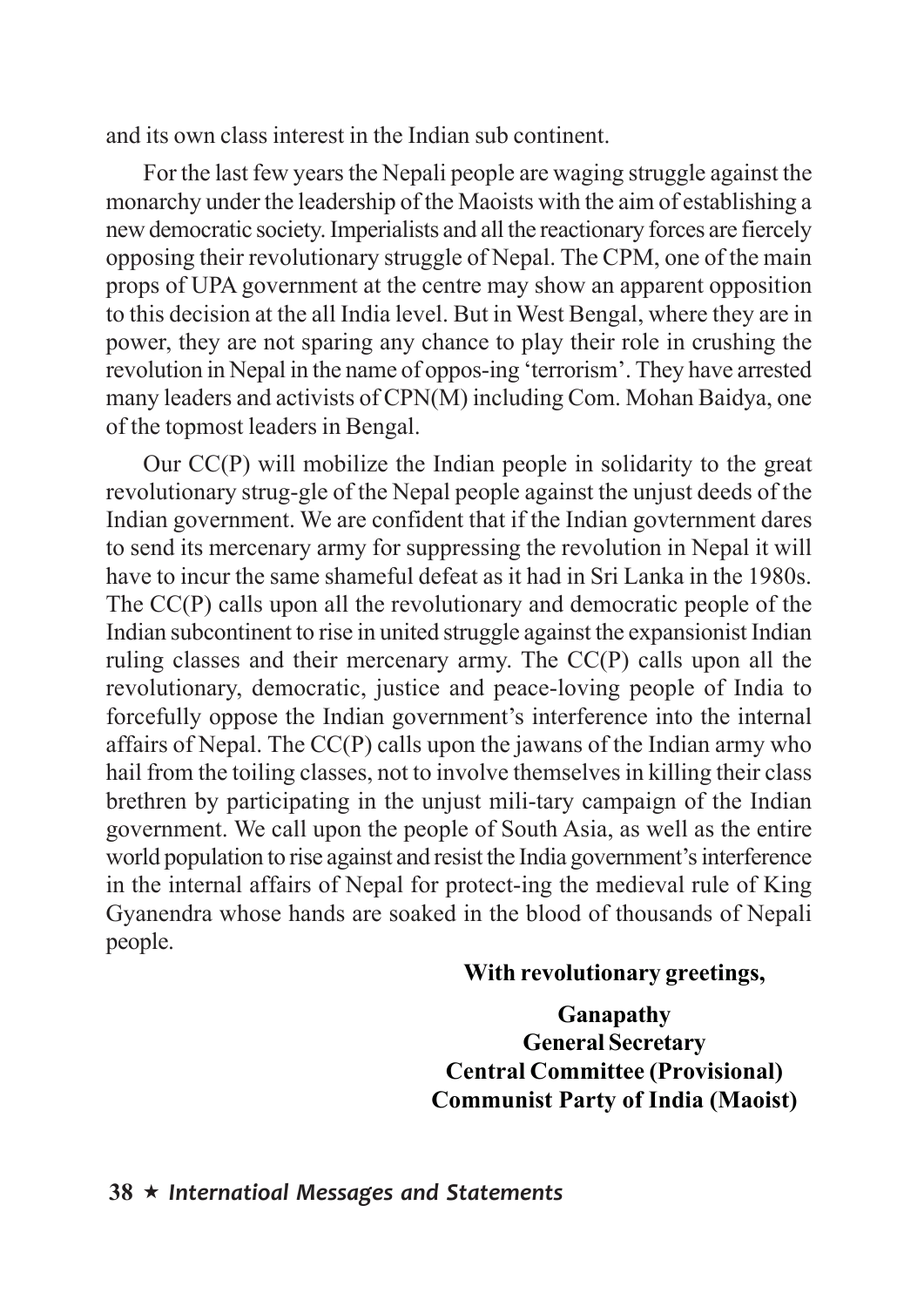and its own class interest in the Indian sub continent.

For the last few years the Nepali people are waging struggle against the monarchy under the leadership of the Maoists with the aim of establishing a new democratic society. Imperialists and all the reactionary forces are fiercely opposing their revolutionary struggle of Nepal. The CPM, one of the main props of UPA government at the centre may show an apparent opposition to this decision at the all India level. But in West Bengal, where they are in power, they are not sparing any chance to play their role in crushing the revolution in Nepal in the name of oppos-ing 'terrorism'. They have arrested many leaders and activists of CPN(M) including Com. Mohan Baidya, one of the topmost leaders in Bengal.

Our CC(P) will mobilize the Indian people in solidarity to the great revolutionary strug-gle of the Nepal people against the unjust deeds of the Indian government. We are confident that if the Indian govternment dares to send its mercenary army for suppressing the revolution in Nepal it will have to incur the same shameful defeat as it had in Sri Lanka in the 1980s. The CC(P) calls upon all the revolutionary and democratic people of the Indian subcontinent to rise in united struggle against the expansionist Indian ruling classes and their mercenary army. The CC(P) calls upon all the revolutionary, democratic, justice and peace-loving people of India to forcefully oppose the Indian government's interference into the internal affairs of Nepal. The CC(P) calls upon the jawans of the Indian army who hail from the toiling classes, not to involve themselves in killing their class brethren by participating in the unjust mili-tary campaign of the Indian government. We call upon the people of South Asia, as well as the entire world population to rise against and resist the India government's interference in the internal affairs of Nepal for protect-ing the medieval rule of King Gyanendra whose hands are soaked in the blood of thousands of Nepali people.

**With revolutionary greetings,**

**Ganapathy**
**General Secretary**
**Central Committee (Provisional)**
**Communist Party of India (Maoist)**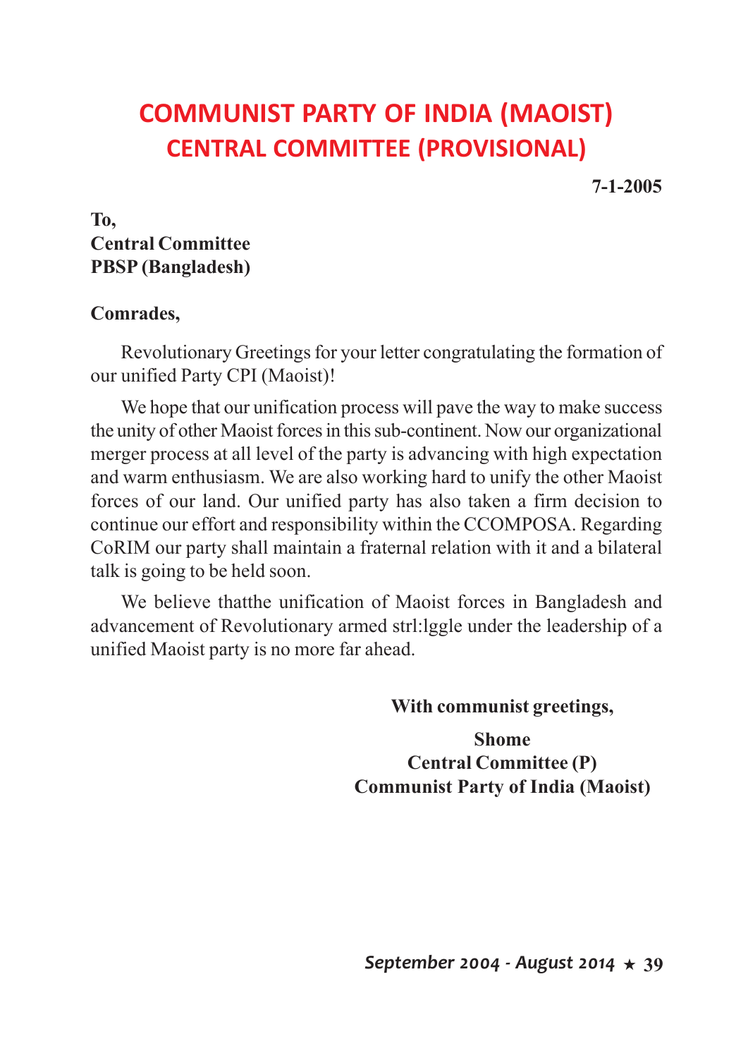# COMMUNIST PARTY OF INDIA (MAOIST)
## CENTRAL COMMITTEE (PROVISIONAL)

**7-1-2005**

**To,**
**Central Committee**
**PBSP (Bangladesh)**

**Comrades,**

Revolutionary Greetings for your letter congratulating the formation of our unified Party CPI (Maoist)!

We hope that our unification process will pave the way to make success the unity of other Maoist forces in this sub-continent. Now our organizational merger process at all level of the party is advancing with high expectation and warm enthusiasm. We are also working hard to unify the other Maoist forces of our land. Our unified party has also taken a firm decision to continue our effort and responsibility within the CCOMPOSA. Regarding CoRIM our party shall maintain a fraternal relation with it and a bilateral talk is going to be held soon.

We believe thatthe unification of Maoist forces in Bangladesh and advancement of Revolutionary armed strl:lggle under the leadership of a unified Maoist party is no more far ahead.

**With communist greetings,**

**Shome**
**Central Committee (P)**
**Communist Party of India (Maoist)**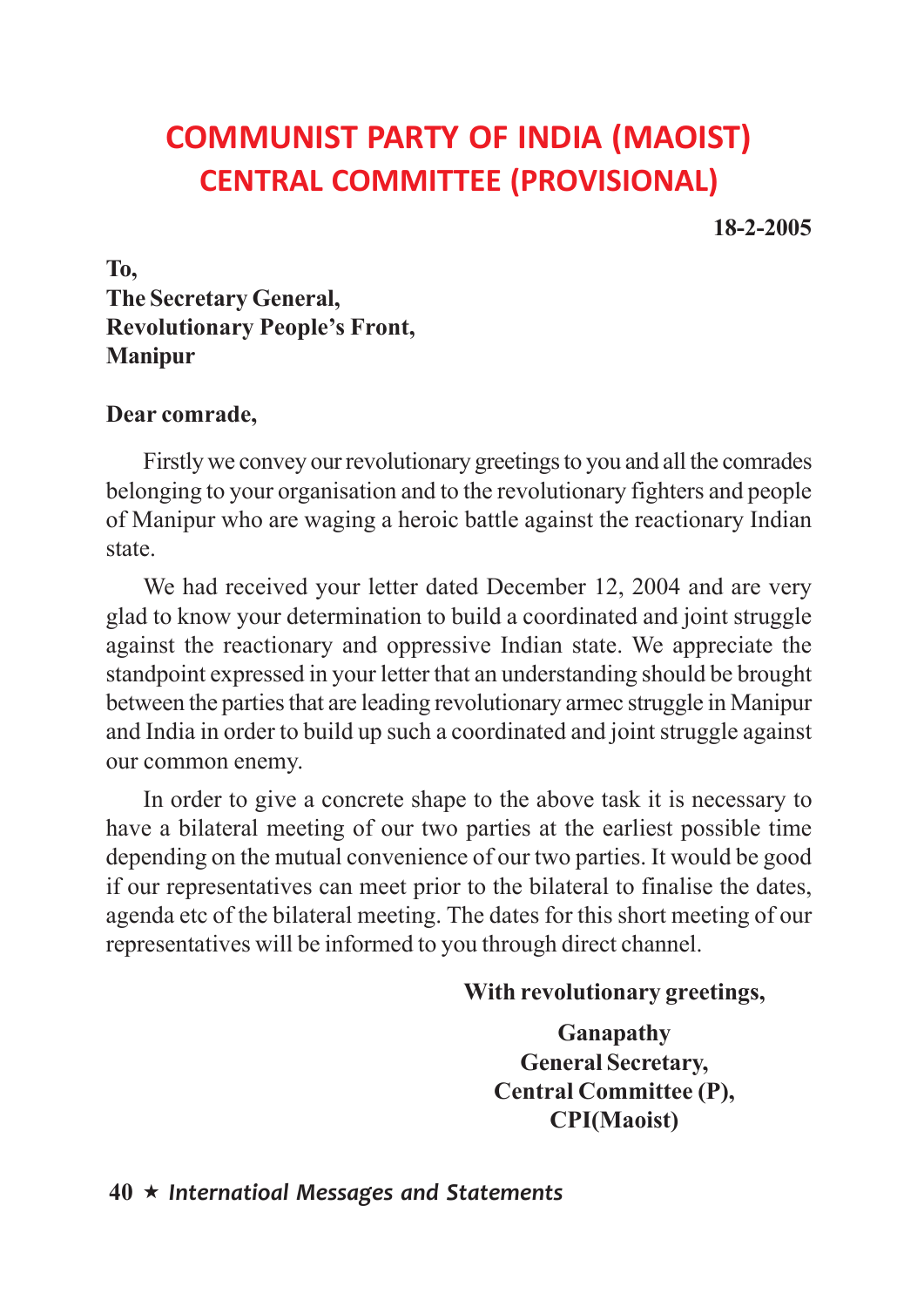# COMMUNIST PARTY OF INDIA (MAOIST)
## CENTRAL COMMITTEE (PROVISIONAL)

**18-2-2005**

**To,**
**The Secretary General,**
**Revolutionary People's Front,**
**Manipur**

**Dear comrade,**

Firstly we convey our revolutionary greetings to you and all the comrades belonging to your organisation and to the revolutionary fighters and people of Manipur who are waging a heroic battle against the reactionary Indian state.

We had received your letter dated December 12, 2004 and are very glad to know your determination to build a coordinated and joint struggle against the reactionary and oppressive Indian state. We appreciate the standpoint expressed in your letter that an understanding should be brought between the parties that are leading revolutionary armec struggle in Manipur and India in order to build up such a coordinated and joint struggle against our common enemy.

In order to give a concrete shape to the above task it is necessary to have a bilateral meeting of our two parties at the earliest possible time depending on the mutual convenience of our two parties. It would be good if our representatives can meet prior to the bilateral to finalise the dates, agenda etc of the bilateral meeting. The dates for this short meeting of our representatives will be informed to you through direct channel.

**With revolutionary greetings,**

**Ganapathy**
**General Secretary,**
**Central Committee (P),**
**CPI(Maoist)**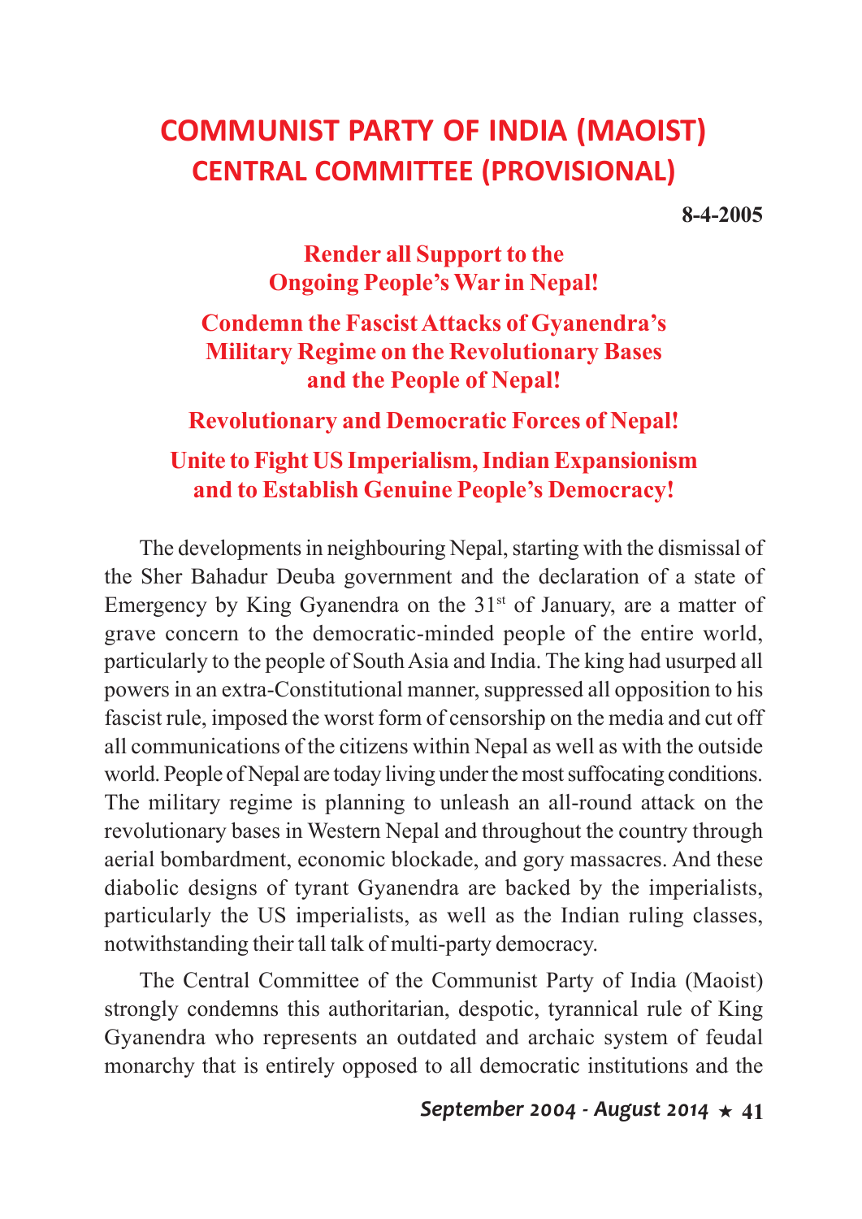# COMMUNIST PARTY OF INDIA (MAOIST)
## CENTRAL COMMITTEE (PROVISIONAL)

**8-4-2005**

### Render all Support to the Ongoing People's War in Nepal!

### Condemn the Fascist Attacks of Gyanendra's Military Regime on the Revolutionary Bases and the People of Nepal!

### Revolutionary and Democratic Forces of Nepal!

### Unite to Fight US Imperialism, Indian Expansionism and to Establish Genuine People's Democracy!

The developments in neighbouring Nepal, starting with the dismissal of the Sher Bahadur Deuba government and the declaration of a state of Emergency by King Gyanendra on the 31st of January, are a matter of grave concern to the democratic-minded people of the entire world, particularly to the people of South Asia and India. The king had usurped all powers in an extra-Constitutional manner, suppressed all opposition to his fascist rule, imposed the worst form of censorship on the media and cut off all communications of the citizens within Nepal as well as with the outside world. People of Nepal are today living under the most suffocating conditions. The military regime is planning to unleash an all-round attack on the revolutionary bases in Western Nepal and throughout the country through aerial bombardment, economic blockade, and gory massacres. And these diabolic designs of tyrant Gyanendra are backed by the imperialists, particularly the US imperialists, as well as the Indian ruling classes, notwithstanding their tall talk of multi-party democracy.

The Central Committee of the Communist Party of India (Maoist) strongly condemns this authoritarian, despotic, tyrannical rule of King Gyanendra who represents an outdated and archaic system of feudal monarchy that is entirely opposed to all democratic institutions and the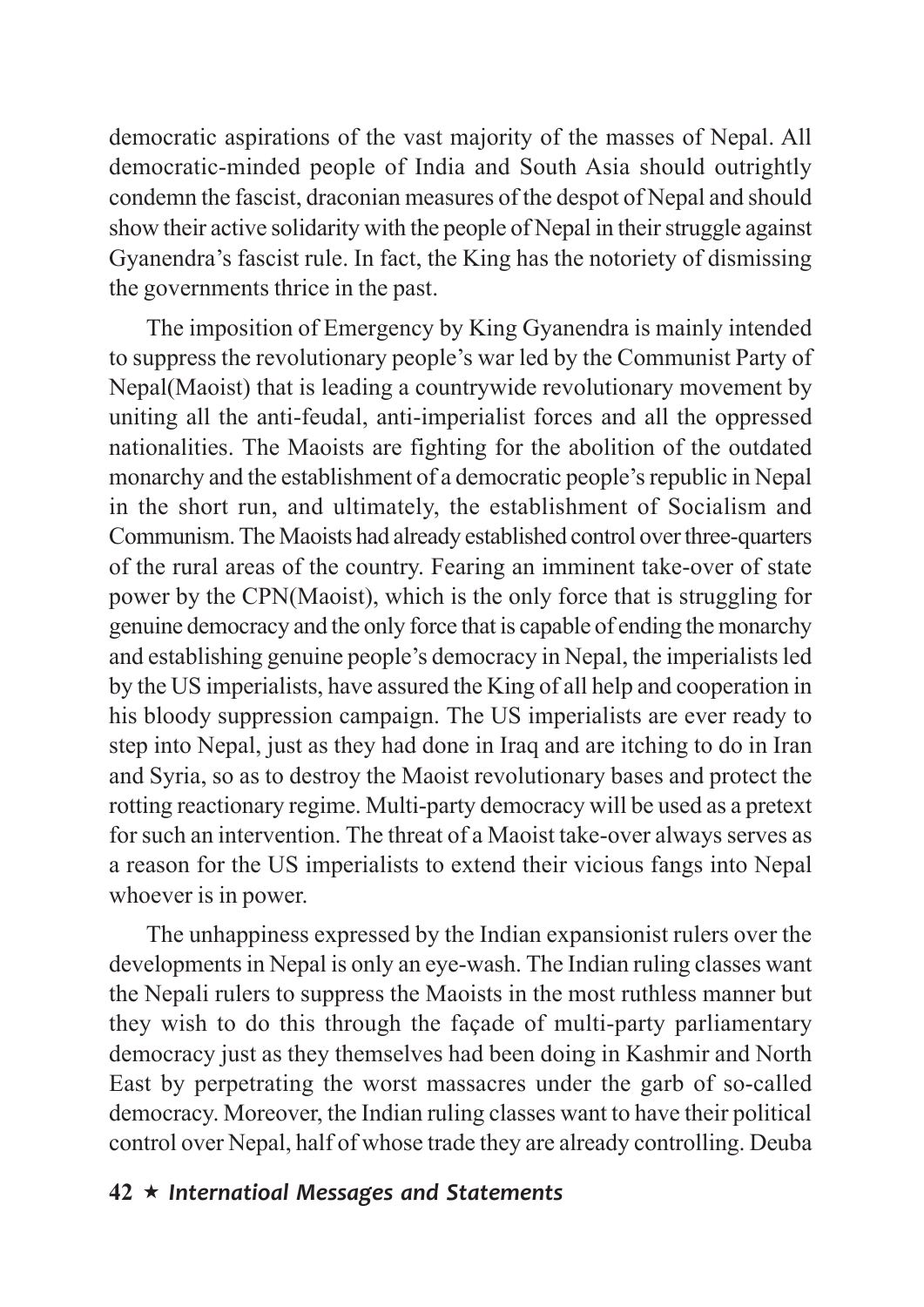democratic aspirations of the vast majority of the masses of Nepal. All democratic-minded people of India and South Asia should outrightly condemn the fascist, draconian measures of the despot of Nepal and should show their active solidarity with the people of Nepal in their struggle against Gyanendra's fascist rule. In fact, the King has the notoriety of dismissing the governments thrice in the past.

The imposition of Emergency by King Gyanendra is mainly intended to suppress the revolutionary people's war led by the Communist Party of Nepal(Maoist) that is leading a countrywide revolutionary movement by uniting all the anti-feudal, anti-imperialist forces and all the oppressed nationalities. The Maoists are fighting for the abolition of the outdated monarchy and the establishment of a democratic people's republic in Nepal in the short run, and ultimately, the establishment of Socialism and Communism. The Maoists had already established control over three-quarters of the rural areas of the country. Fearing an imminent take-over of state power by the CPN(Maoist), which is the only force that is struggling for genuine democracy and the only force that is capable of ending the monarchy and establishing genuine people's democracy in Nepal, the imperialists led by the US imperialists, have assured the King of all help and cooperation in his bloody suppression campaign. The US imperialists are ever ready to step into Nepal, just as they had done in Iraq and are itching to do in Iran and Syria, so as to destroy the Maoist revolutionary bases and protect the rotting reactionary regime. Multi-party democracy will be used as a pretext for such an intervention. The threat of a Maoist take-over always serves as a reason for the US imperialists to extend their vicious fangs into Nepal whoever is in power.

The unhappiness expressed by the Indian expansionist rulers over the developments in Nepal is only an eye-wash. The Indian ruling classes want the Nepali rulers to suppress the Maoists in the most ruthless manner but they wish to do this through the façade of multi-party parliamentary democracy just as they themselves had been doing in Kashmir and North East by perpetrating the worst massacres under the garb of so-called democracy. Moreover, the Indian ruling classes want to have their political control over Nepal, half of whose trade they are already controlling. Deuba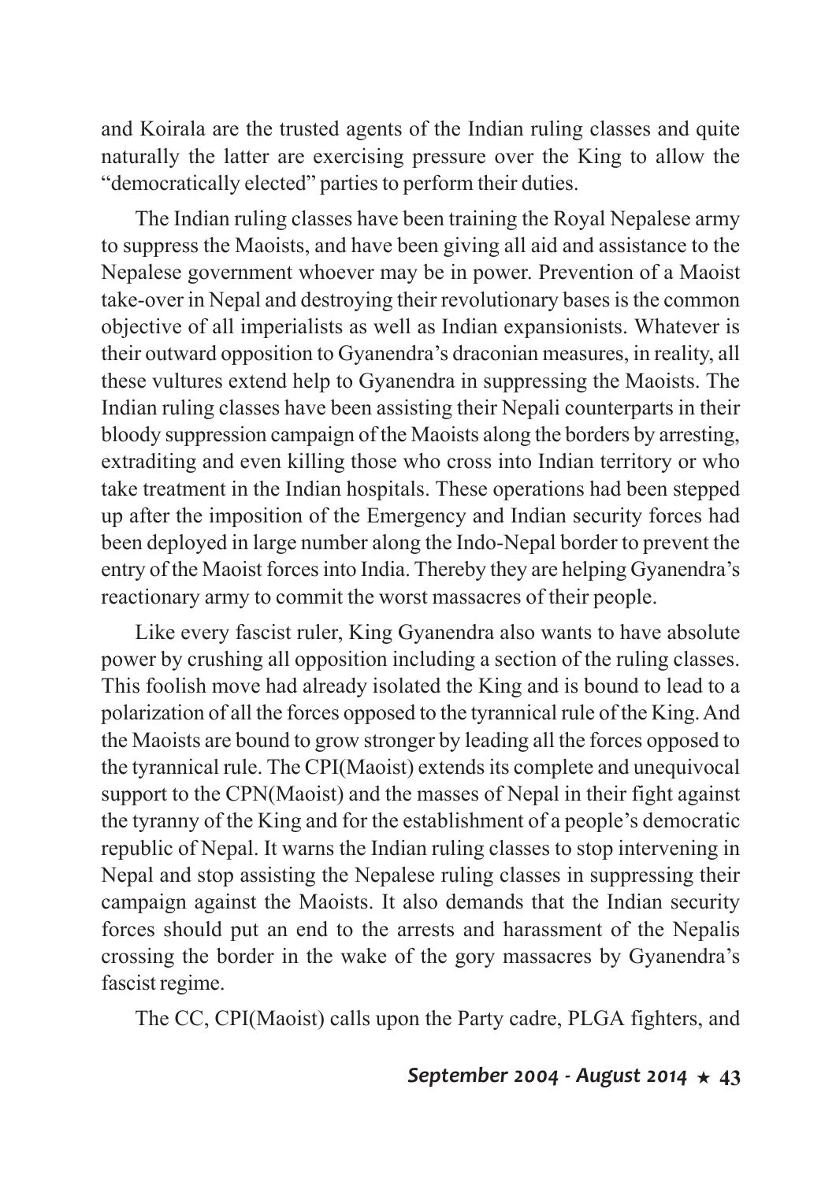and Koirala are the trusted agents of the Indian ruling classes and quite naturally the latter are exercising pressure over the King to allow the "democratically elected" parties to perform their duties.

The Indian ruling classes have been training the Royal Nepalese army to suppress the Maoists, and have been giving all aid and assistance to the Nepalese government whoever may be in power. Prevention of a Maoist take-over in Nepal and destroying their revolutionary bases is the common objective of all imperialists as well as Indian expansionists. Whatever is their outward opposition to Gyanendra's draconian measures, in reality, all these vultures extend help to Gyanendra in suppressing the Maoists. The Indian ruling classes have been assisting their Nepali counterparts in their bloody suppression campaign of the Maoists along the borders by arresting, extraditing and even killing those who cross into Indian territory or who take treatment in the Indian hospitals. These operations had been stepped up after the imposition of the Emergency and Indian security forces had been deployed in large number along the Indo-Nepal border to prevent the entry of the Maoist forces into India. Thereby they are helping Gyanendra's reactionary army to commit the worst massacres of their people.

Like every fascist ruler, King Gyanendra also wants to have absolute power by crushing all opposition including a section of the ruling classes. This foolish move had already isolated the King and is bound to lead to a polarization of all the forces opposed to the tyrannical rule of the King. And the Maoists are bound to grow stronger by leading all the forces opposed to the tyrannical rule. The CPI(Maoist) extends its complete and unequivocal support to the CPN(Maoist) and the masses of Nepal in their fight against the tyranny of the King and for the establishment of a people's democratic republic of Nepal. It warns the Indian ruling classes to stop intervening in Nepal and stop assisting the Nepalese ruling classes in suppressing their campaign against the Maoists. It also demands that the Indian security forces should put an end to the arrests and harassment of the Nepalis crossing the border in the wake of the gory massacres by Gyanendra's fascist regime.

The CC, CPI(Maoist) calls upon the Party cadre, PLGA fighters, and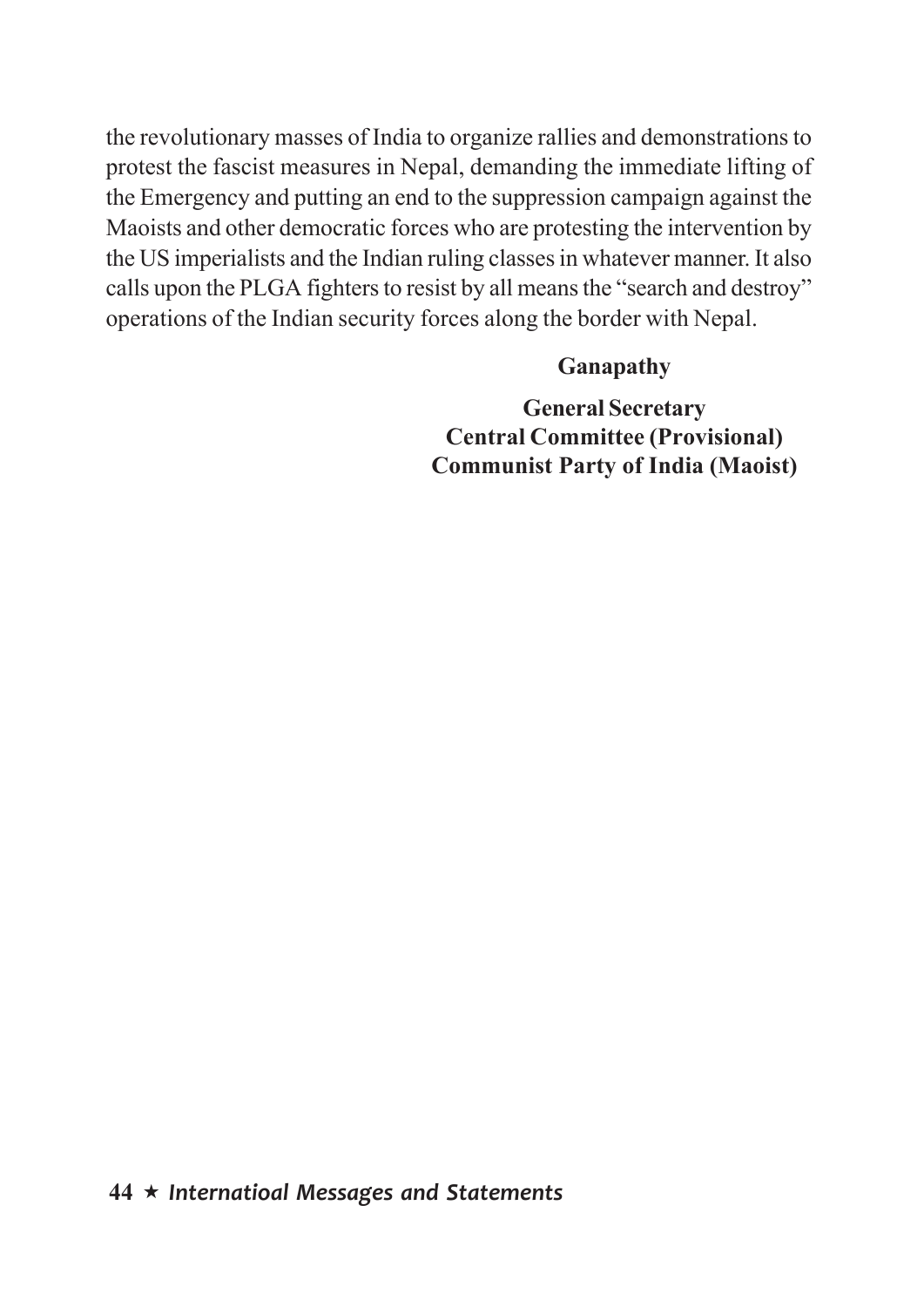the revolutionary masses of India to organize rallies and demonstrations to protest the fascist measures in Nepal, demanding the immediate lifting of the Emergency and putting an end to the suppression campaign against the Maoists and other democratic forces who are protesting the intervention by the US imperialists and the Indian ruling classes in whatever manner. It also calls upon the PLGA fighters to resist by all means the "search and destroy" operations of the Indian security forces along the border with Nepal.

**Ganapathy**

**General Secretary**
**Central Committee (Provisional)**
**Communist Party of India (Maoist)**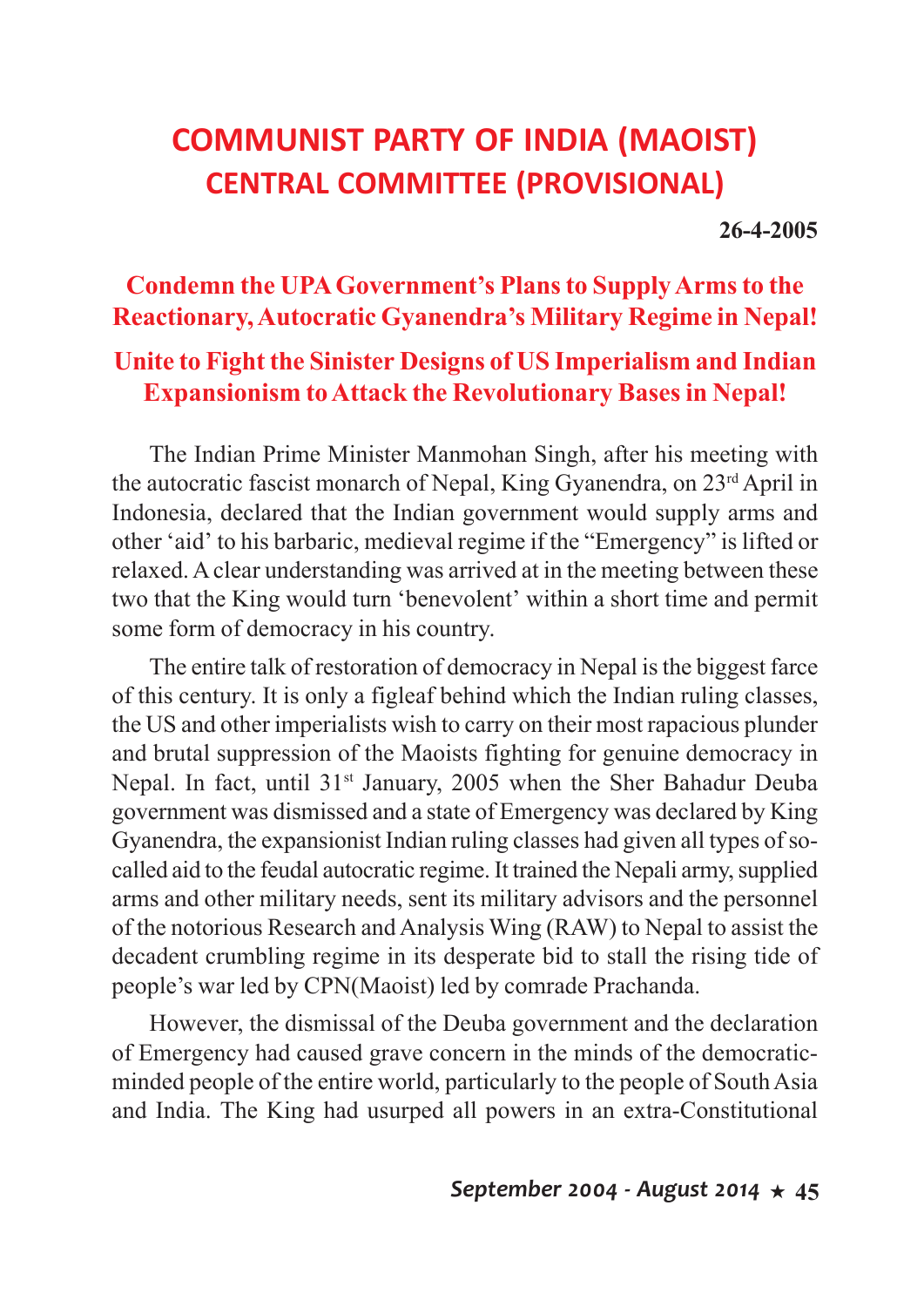# COMMUNIST PARTY OF INDIA (MAOIST)
## CENTRAL COMMITTEE (PROVISIONAL)

**26-4-2005**

### Condemn the UPA Government's Plans to Supply Arms to the Reactionary, Autocratic Gyanendra's Military Regime in Nepal!

### Unite to Fight the Sinister Designs of US Imperialism and Indian Expansionism to Attack the Revolutionary Bases in Nepal!

The Indian Prime Minister Manmohan Singh, after his meeting with the autocratic fascist monarch of Nepal, King Gyanendra, on 23rd April in Indonesia, declared that the Indian government would supply arms and other 'aid' to his barbaric, medieval regime if the "Emergency" is lifted or relaxed. A clear understanding was arrived at in the meeting between these two that the King would turn 'benevolent' within a short time and permit some form of democracy in his country.

The entire talk of restoration of democracy in Nepal is the biggest farce of this century. It is only a figleaf behind which the Indian ruling classes, the US and other imperialists wish to carry on their most rapacious plunder and brutal suppression of the Maoists fighting for genuine democracy in Nepal. In fact, until 31st January, 2005 when the Sher Bahadur Deuba government was dismissed and a state of Emergency was declared by King Gyanendra, the expansionist Indian ruling classes had given all types of so-called aid to the feudal autocratic regime. It trained the Nepali army, supplied arms and other military needs, sent its military advisors and the personnel of the notorious Research and Analysis Wing (RAW) to Nepal to assist the decadent crumbling regime in its desperate bid to stall the rising tide of people's war led by CPN(Maoist) led by comrade Prachanda.

However, the dismissal of the Deuba government and the declaration of Emergency had caused grave concern in the minds of the democratic-minded people of the entire world, particularly to the people of South Asia and India. The King had usurped all powers in an extra-Constitutional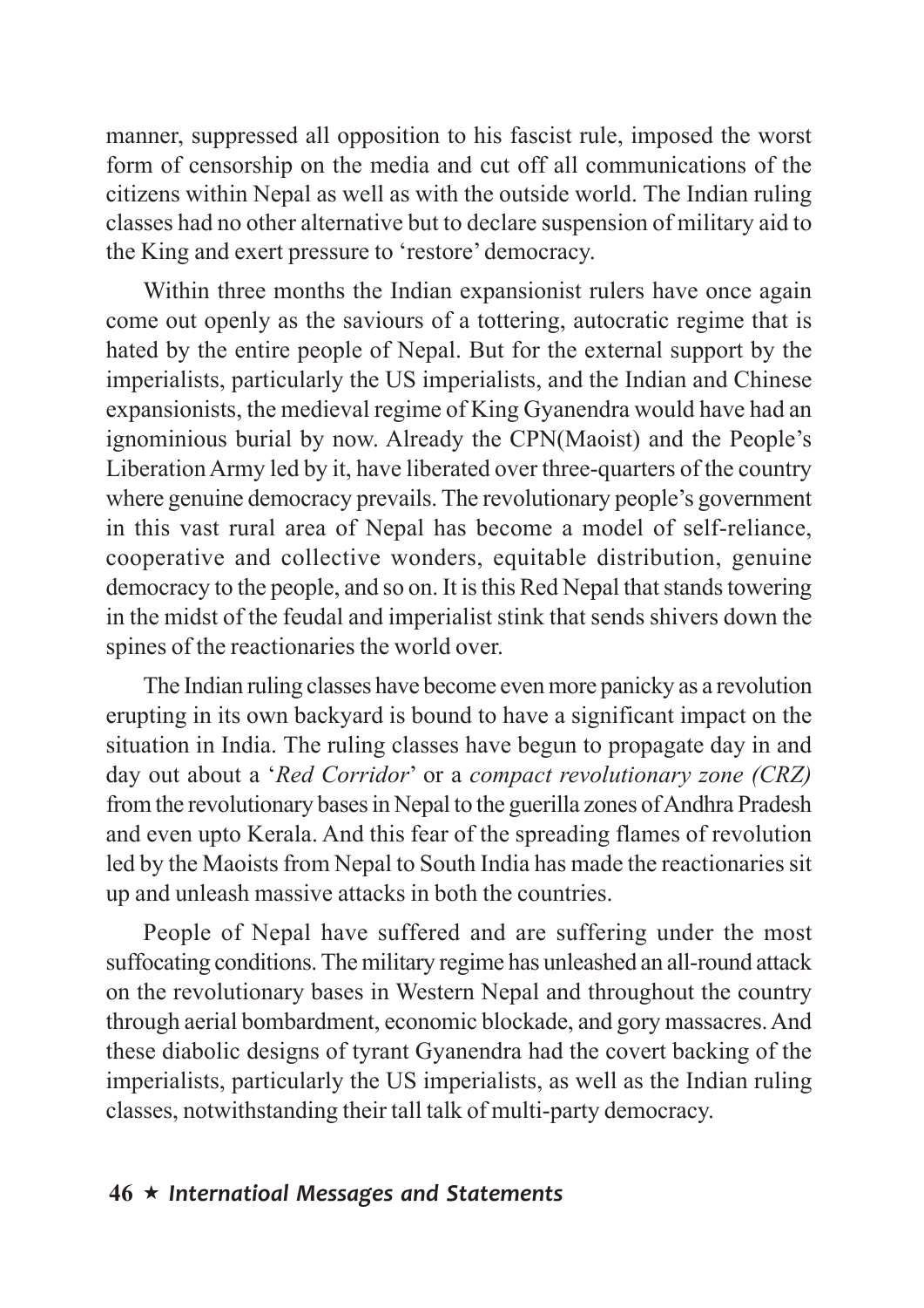manner, suppressed all opposition to his fascist rule, imposed the worst form of censorship on the media and cut off all communications of the citizens within Nepal as well as with the outside world. The Indian ruling classes had no other alternative but to declare suspension of military aid to the King and exert pressure to 'restore' democracy.

Within three months the Indian expansionist rulers have once again come out openly as the saviours of a tottering, autocratic regime that is hated by the entire people of Nepal. But for the external support by the imperialists, particularly the US imperialists, and the Indian and Chinese expansionists, the medieval regime of King Gyanendra would have had an ignominious burial by now. Already the CPN(Maoist) and the People's Liberation Army led by it, have liberated over three-quarters of the country where genuine democracy prevails. The revolutionary people's government in this vast rural area of Nepal has become a model of self-reliance, cooperative and collective wonders, equitable distribution, genuine democracy to the people, and so on. It is this Red Nepal that stands towering in the midst of the feudal and imperialist stink that sends shivers down the spines of the reactionaries the world over.

The Indian ruling classes have become even more panicky as a revolution erupting in its own backyard is bound to have a significant impact on the situation in India. The ruling classes have begun to propagate day in and day out about a '*Red Corridor*' or a *compact revolutionary zone (CRZ)* from the revolutionary bases in Nepal to the guerilla zones of Andhra Pradesh and even upto Kerala. And this fear of the spreading flames of revolution led by the Maoists from Nepal to South India has made the reactionaries sit up and unleash massive attacks in both the countries.

People of Nepal have suffered and are suffering under the most suffocating conditions. The military regime has unleashed an all-round attack on the revolutionary bases in Western Nepal and throughout the country through aerial bombardment, economic blockade, and gory massacres. And these diabolic designs of tyrant Gyanendra had the covert backing of the imperialists, particularly the US imperialists, as well as the Indian ruling classes, notwithstanding their tall talk of multi-party democracy.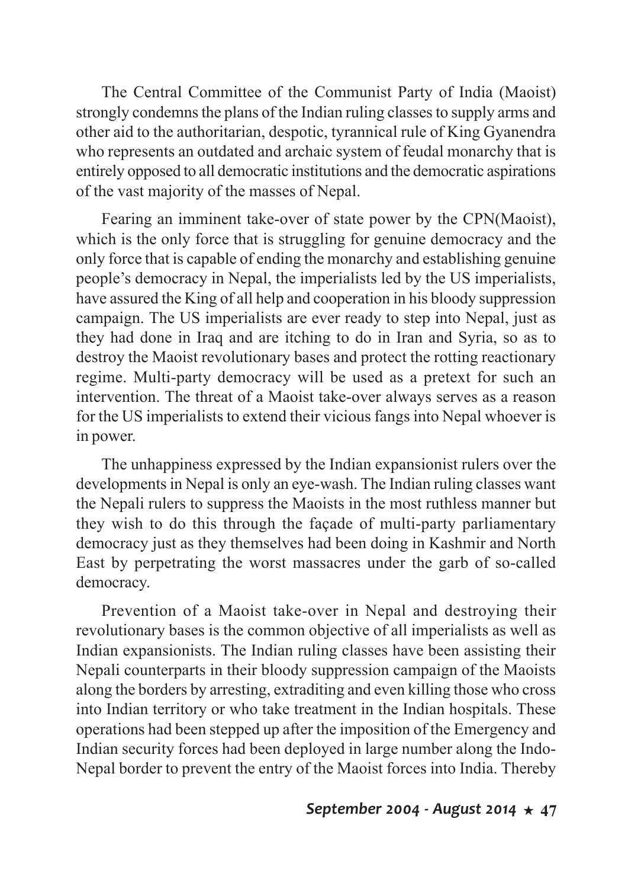The Central Committee of the Communist Party of India (Maoist) strongly condemns the plans of the Indian ruling classes to supply arms and other aid to the authoritarian, despotic, tyrannical rule of King Gyanendra who represents an outdated and archaic system of feudal monarchy that is entirely opposed to all democratic institutions and the democratic aspirations of the vast majority of the masses of Nepal.

Fearing an imminent take-over of state power by the CPN(Maoist), which is the only force that is struggling for genuine democracy and the only force that is capable of ending the monarchy and establishing genuine people's democracy in Nepal, the imperialists led by the US imperialists, have assured the King of all help and cooperation in his bloody suppression campaign. The US imperialists are ever ready to step into Nepal, just as they had done in Iraq and are itching to do in Iran and Syria, so as to destroy the Maoist revolutionary bases and protect the rotting reactionary regime. Multi-party democracy will be used as a pretext for such an intervention. The threat of a Maoist take-over always serves as a reason for the US imperialists to extend their vicious fangs into Nepal whoever is in power.

The unhappiness expressed by the Indian expansionist rulers over the developments in Nepal is only an eye-wash. The Indian ruling classes want the Nepali rulers to suppress the Maoists in the most ruthless manner but they wish to do this through the façade of multi-party parliamentary democracy just as they themselves had been doing in Kashmir and North East by perpetrating the worst massacres under the garb of so-called democracy.

Prevention of a Maoist take-over in Nepal and destroying their revolutionary bases is the common objective of all imperialists as well as Indian expansionists. The Indian ruling classes have been assisting their Nepali counterparts in their bloody suppression campaign of the Maoists along the borders by arresting, extraditing and even killing those who cross into Indian territory or who take treatment in the Indian hospitals. These operations had been stepped up after the imposition of the Emergency and Indian security forces had been deployed in large number along the Indo-Nepal border to prevent the entry of the Maoist forces into India. Thereby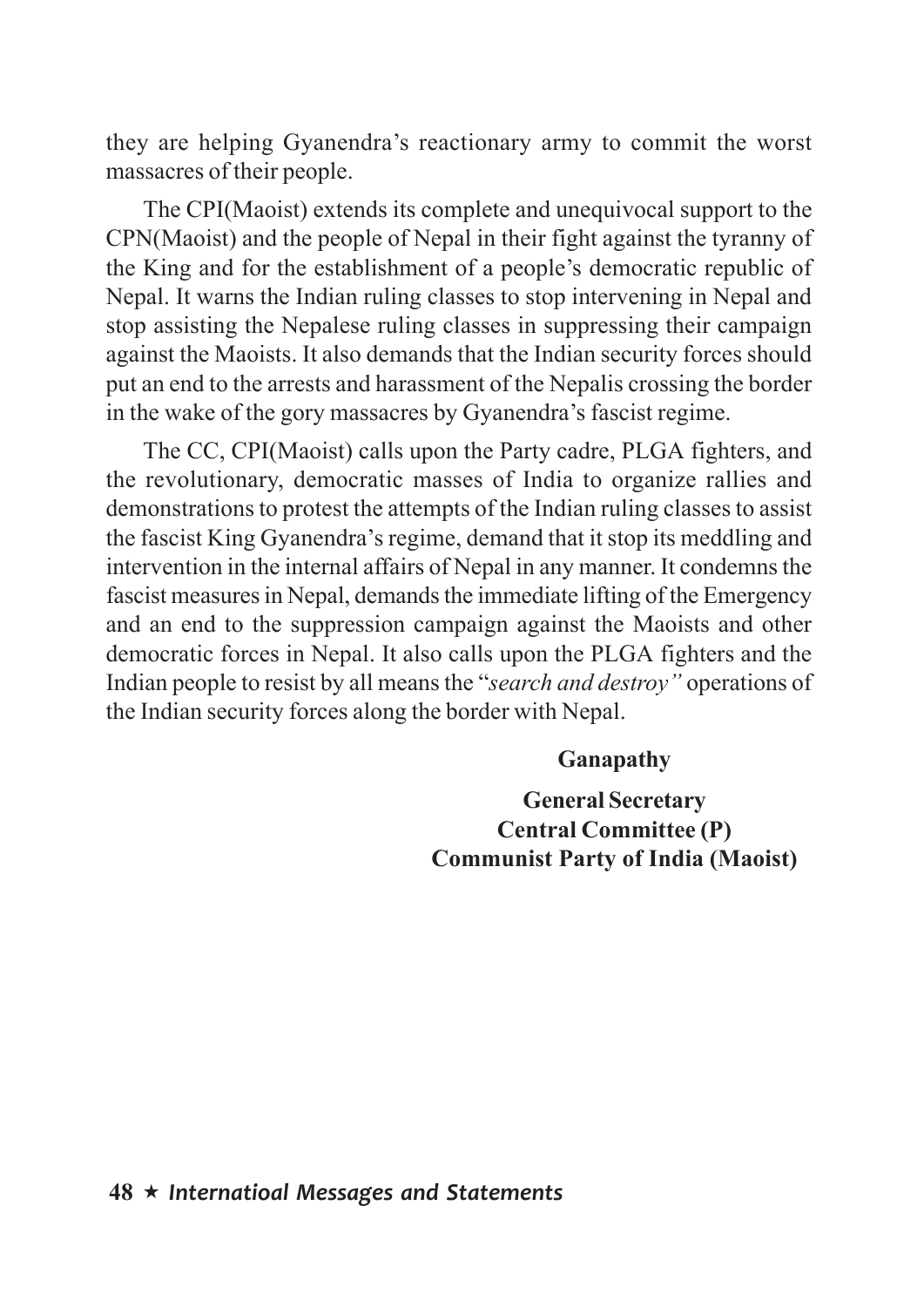they are helping Gyanendra's reactionary army to commit the worst massacres of their people.

The CPI(Maoist) extends its complete and unequivocal support to the CPN(Maoist) and the people of Nepal in their fight against the tyranny of the King and for the establishment of a people's democratic republic of Nepal. It warns the Indian ruling classes to stop intervening in Nepal and stop assisting the Nepalese ruling classes in suppressing their campaign against the Maoists. It also demands that the Indian security forces should put an end to the arrests and harassment of the Nepalis crossing the border in the wake of the gory massacres by Gyanendra's fascist regime.

The CC, CPI(Maoist) calls upon the Party cadre, PLGA fighters, and the revolutionary, democratic masses of India to organize rallies and demonstrations to protest the attempts of the Indian ruling classes to assist the fascist King Gyanendra's regime, demand that it stop its meddling and intervention in the internal affairs of Nepal in any manner. It condemns the fascist measures in Nepal, demands the immediate lifting of the Emergency and an end to the suppression campaign against the Maoists and other democratic forces in Nepal. It also calls upon the PLGA fighters and the Indian people to resist by all means the "*search and destroy"* operations of the Indian security forces along the border with Nepal.

**Ganapathy**

**General Secretary**
**Central Committee (P)**
**Communist Party of India (Maoist)**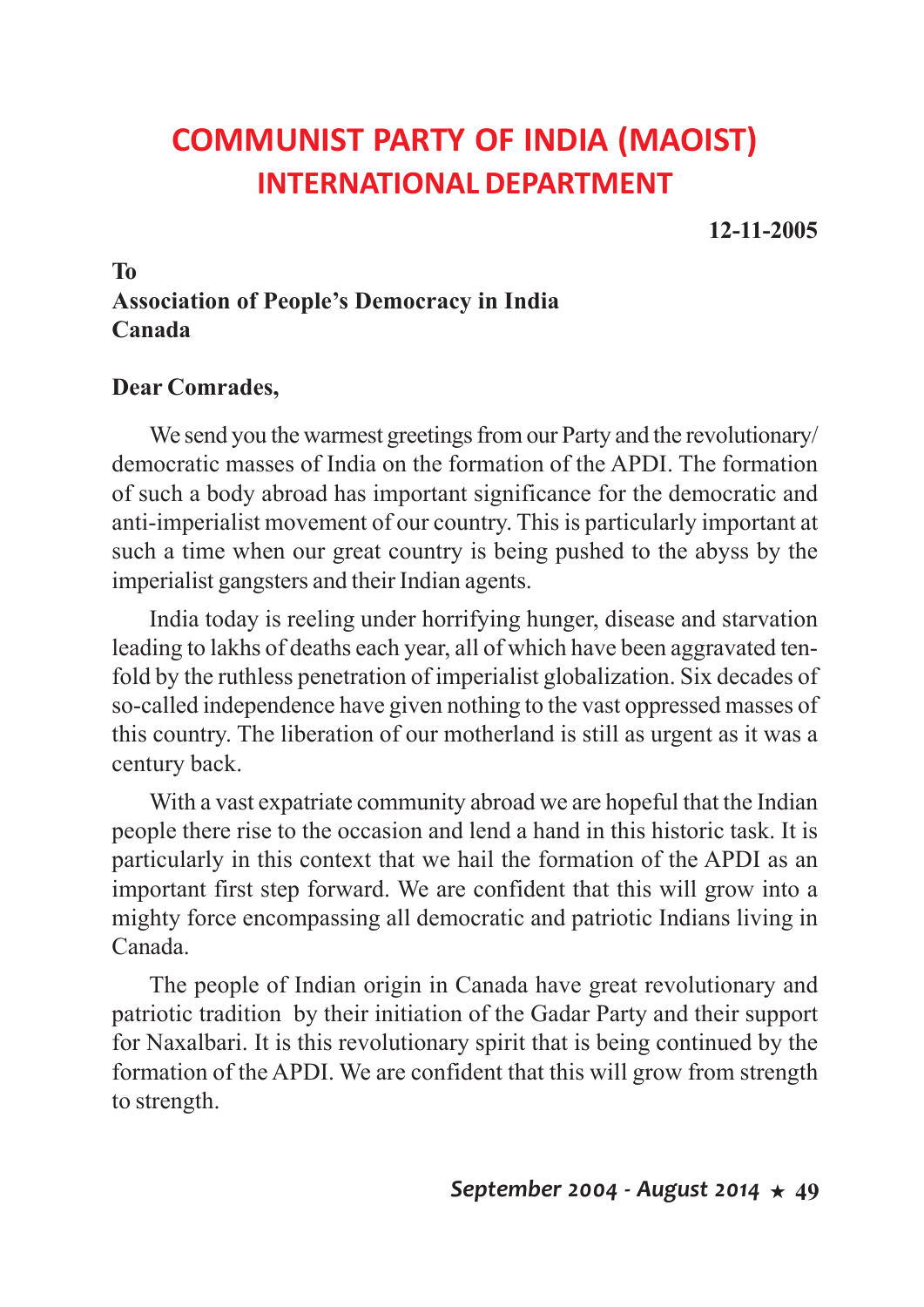# COMMUNIST PARTY OF INDIA (MAOIST)
## INTERNATIONAL DEPARTMENT

**12-11-2005**

**To**
**Association of People's Democracy in India**
**Canada**

**Dear Comrades,**

We send you the warmest greetings from our Party and the revolutionary/ democratic masses of India on the formation of the APDI. The formation of such a body abroad has important significance for the democratic and anti-imperialist movement of our country. This is particularly important at such a time when our great country is being pushed to the abyss by the imperialist gangsters and their Indian agents.

India today is reeling under horrifying hunger, disease and starvation leading to lakhs of deaths each year, all of which have been aggravated ten-fold by the ruthless penetration of imperialist globalization. Six decades of so-called independence have given nothing to the vast oppressed masses of this country. The liberation of our motherland is still as urgent as it was a century back.

With a vast expatriate community abroad we are hopeful that the Indian people there rise to the occasion and lend a hand in this historic task. It is particularly in this context that we hail the formation of the APDI as an important first step forward. We are confident that this will grow into a mighty force encompassing all democratic and patriotic Indians living in Canada.

The people of Indian origin in Canada have great revolutionary and patriotic tradition by their initiation of the Gadar Party and their support for Naxalbari. It is this revolutionary spirit that is being continued by the formation of the APDI. We are confident that this will grow from strength to strength.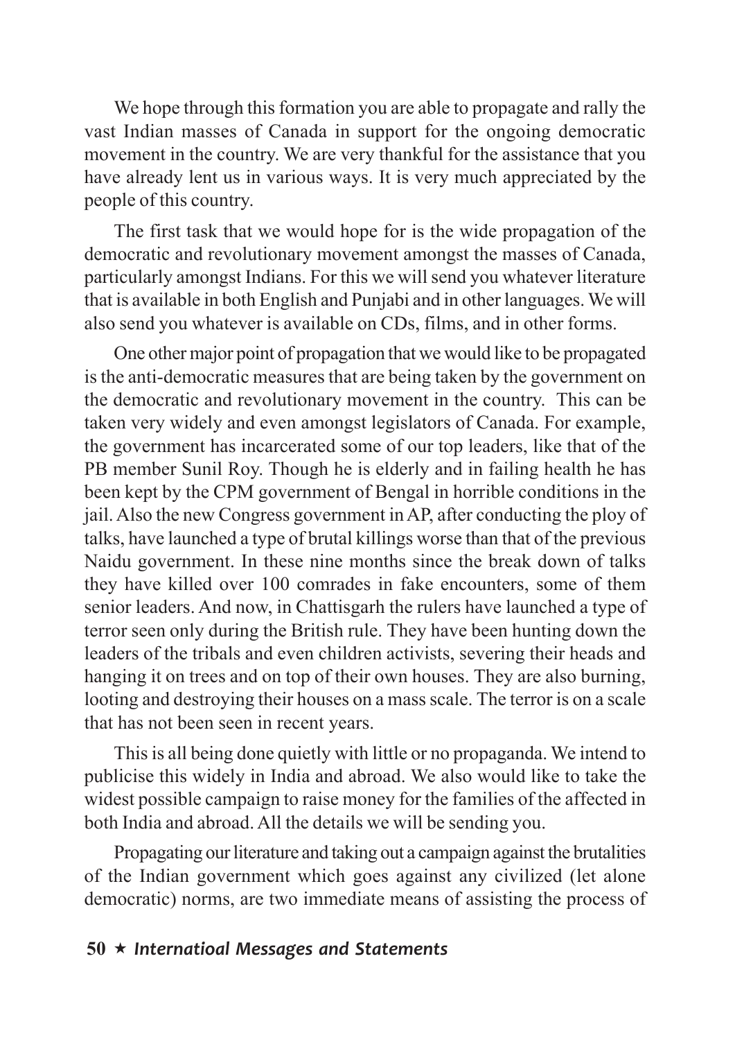We hope through this formation you are able to propagate and rally the vast Indian masses of Canada in support for the ongoing democratic movement in the country. We are very thankful for the assistance that you have already lent us in various ways. It is very much appreciated by the people of this country.

The first task that we would hope for is the wide propagation of the democratic and revolutionary movement amongst the masses of Canada, particularly amongst Indians. For this we will send you whatever literature that is available in both English and Punjabi and in other languages. We will also send you whatever is available on CDs, films, and in other forms.

One other major point of propagation that we would like to be propagated is the anti-democratic measures that are being taken by the government on the democratic and revolutionary movement in the country. This can be taken very widely and even amongst legislators of Canada. For example, the government has incarcerated some of our top leaders, like that of the PB member Sunil Roy. Though he is elderly and in failing health he has been kept by the CPM government of Bengal in horrible conditions in the jail. Also the new Congress government in AP, after conducting the ploy of talks, have launched a type of brutal killings worse than that of the previous Naidu government. In these nine months since the break down of talks they have killed over 100 comrades in fake encounters, some of them senior leaders. And now, in Chattisgarh the rulers have launched a type of terror seen only during the British rule. They have been hunting down the leaders of the tribals and even children activists, severing their heads and hanging it on trees and on top of their own houses. They are also burning, looting and destroying their houses on a mass scale. The terror is on a scale that has not been seen in recent years.

This is all being done quietly with little or no propaganda. We intend to publicise this widely in India and abroad. We also would like to take the widest possible campaign to raise money for the families of the affected in both India and abroad. All the details we will be sending you.

Propagating our literature and taking out a campaign against the brutalities of the Indian government which goes against any civilized (let alone democratic) norms, are two immediate means of assisting the process of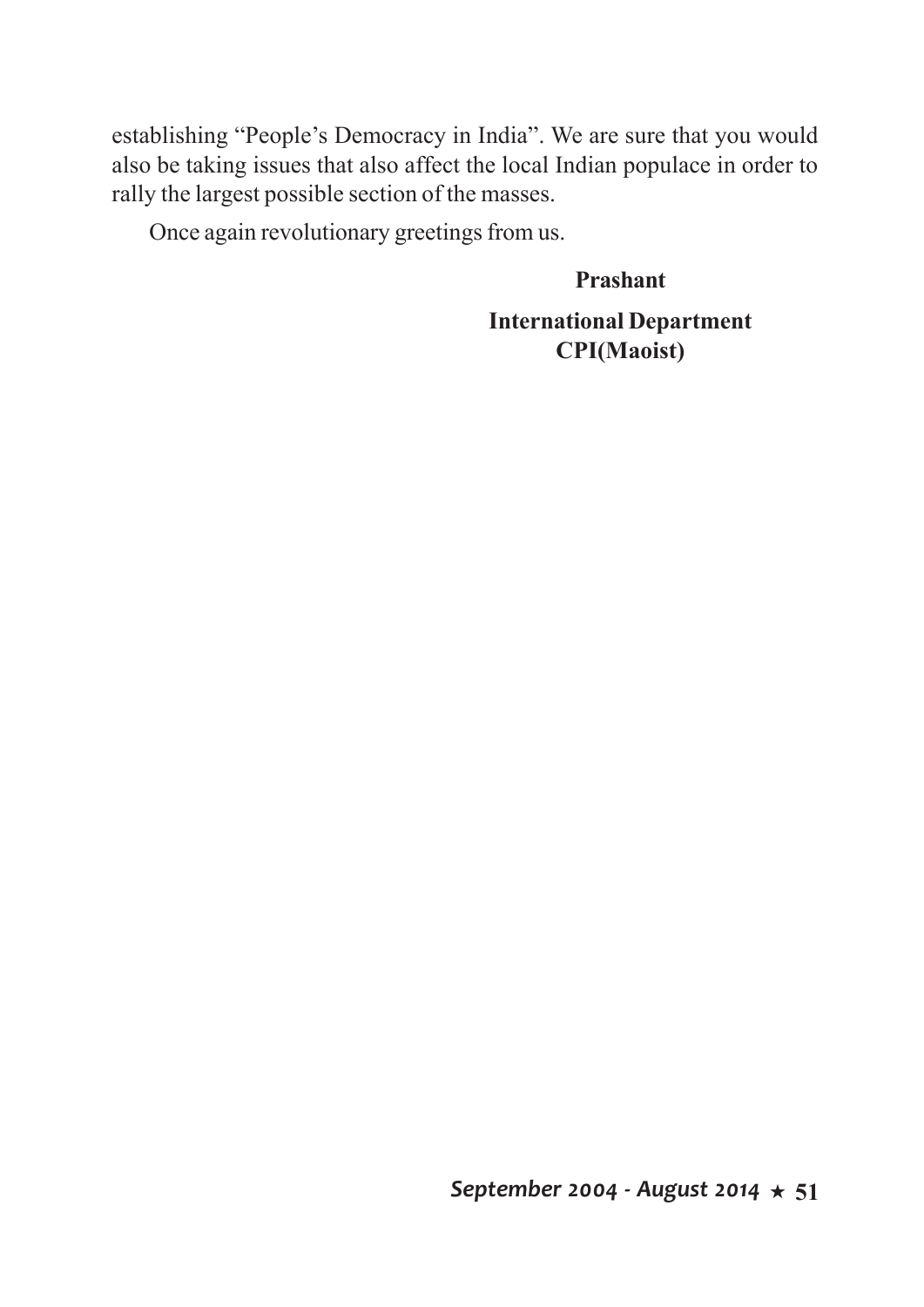establishing “People’s Democracy in India”. We are sure that you would also be taking issues that also affect the local Indian populace in order to rally the largest possible section of the masses.

Once again revolutionary greetings from us.

**Prashant**

**International Department**
**CPI(Maoist)**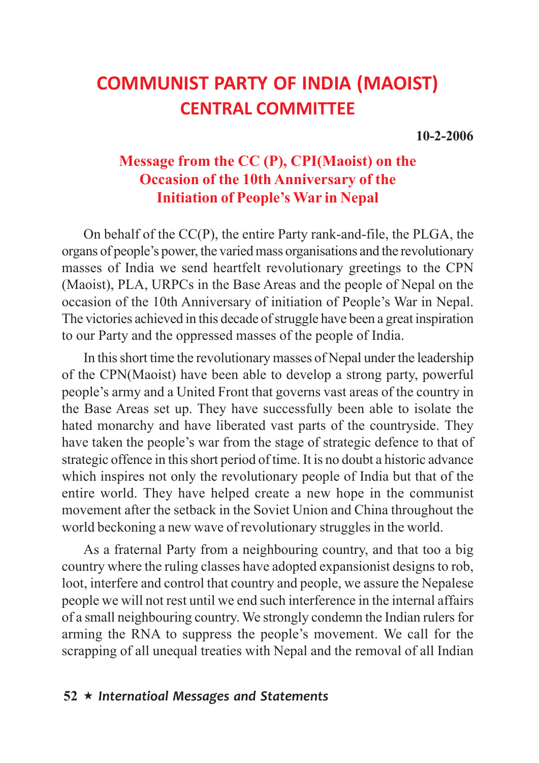# COMMUNIST PARTY OF INDIA (MAOIST)
## CENTRAL COMMITTEE

**10-2-2006**

### Message from the CC (P), CPI(Maoist) on the Occasion of the 10th Anniversary of the Initiation of People's War in Nepal

On behalf of the CC(P), the entire Party rank-and-file, the PLGA, the organs of people's power, the varied mass organisations and the revolutionary masses of India we send heartfelt revolutionary greetings to the CPN (Maoist), PLA, URPCs in the Base Areas and the people of Nepal on the occasion of the 10th Anniversary of initiation of People's War in Nepal. The victories achieved in this decade of struggle have been a great inspiration to our Party and the oppressed masses of the people of India.

In this short time the revolutionary masses of Nepal under the leadership of the CPN(Maoist) have been able to develop a strong party, powerful people's army and a United Front that governs vast areas of the country in the Base Areas set up. They have successfully been able to isolate the hated monarchy and have liberated vast parts of the countryside. They have taken the people's war from the stage of strategic defence to that of strategic offence in this short period of time. It is no doubt a historic advance which inspires not only the revolutionary people of India but that of the entire world. They have helped create a new hope in the communist movement after the setback in the Soviet Union and China throughout the world beckoning a new wave of revolutionary struggles in the world.

As a fraternal Party from a neighbouring country, and that too a big country where the ruling classes have adopted expansionist designs to rob, loot, interfere and control that country and people, we assure the Nepalese people we will not rest until we end such interference in the internal affairs of a small neighbouring country. We strongly condemn the Indian rulers for arming the RNA to suppress the people's movement. We call for the scrapping of all unequal treaties with Nepal and the removal of all Indian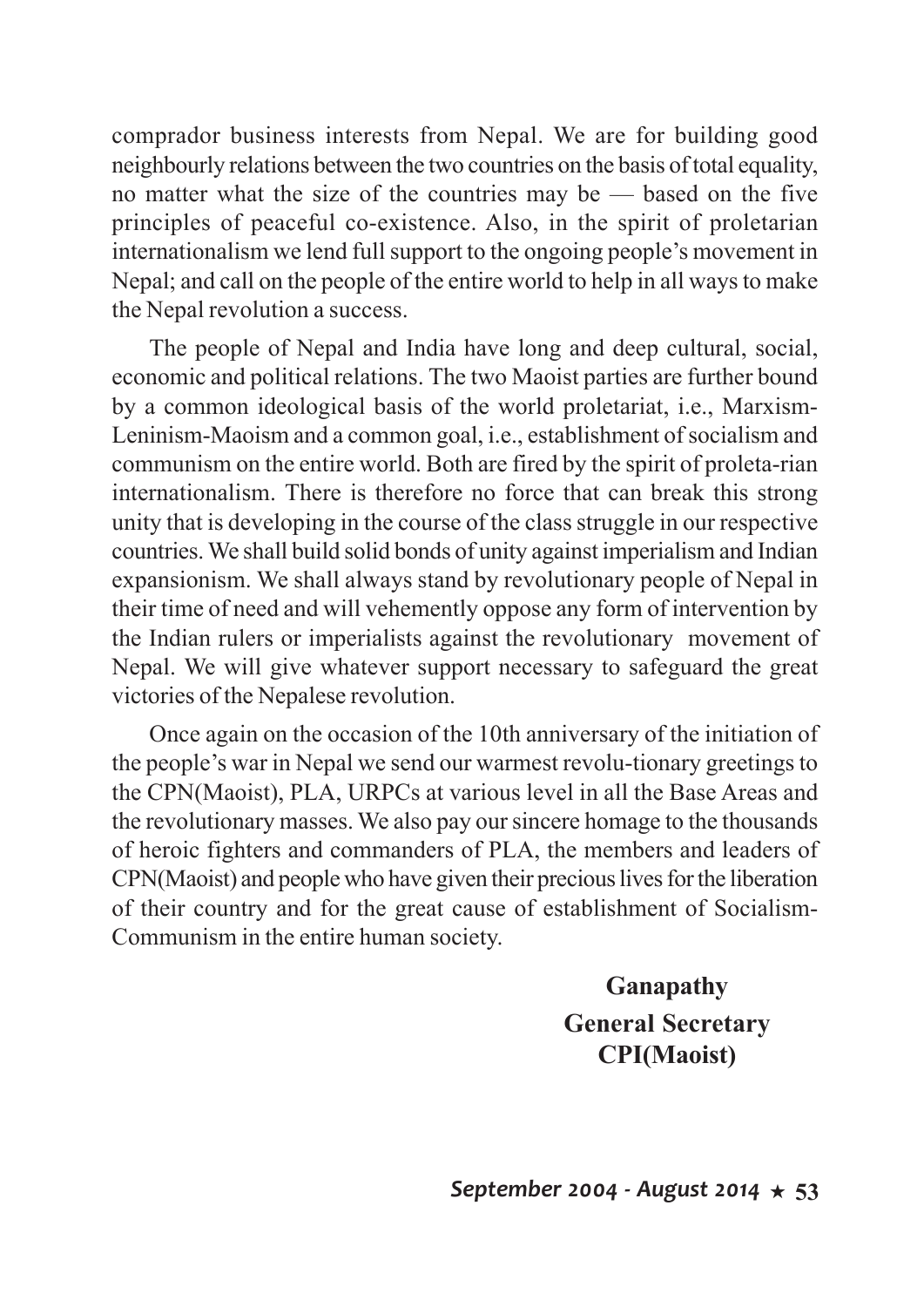comprador business interests from Nepal. We are for building good neighbourly relations between the two countries on the basis of total equality, no matter what the size of the countries may be — based on the five principles of peaceful co-existence. Also, in the spirit of proletarian internationalism we lend full support to the ongoing people's movement in Nepal; and call on the people of the entire world to help in all ways to make the Nepal revolution a success.

The people of Nepal and India have long and deep cultural, social, economic and political relations. The two Maoist parties are further bound by a common ideological basis of the world proletariat, i.e., Marxism-Leninism-Maoism and a common goal, i.e., establishment of socialism and communism on the entire world. Both are fired by the spirit of proleta-rian internationalism. There is therefore no force that can break this strong unity that is developing in the course of the class struggle in our respective countries. We shall build solid bonds of unity against imperialism and Indian expansionism. We shall always stand by revolutionary people of Nepal in their time of need and will vehemently oppose any form of intervention by the Indian rulers or imperialists against the revolutionary movement of Nepal. We will give whatever support necessary to safeguard the great victories of the Nepalese revolution.

Once again on the occasion of the 10th anniversary of the initiation of the people's war in Nepal we send our warmest revolu-tionary greetings to the CPN(Maoist), PLA, URPCs at various level in all the Base Areas and the revolutionary masses. We also pay our sincere homage to the thousands of heroic fighters and commanders of PLA, the members and leaders of CPN(Maoist) and people who have given their precious lives for the liberation of their country and for the great cause of establishment of Socialism-Communism in the entire human society.

**Ganapathy**
**General Secretary**
**CPI(Maoist)**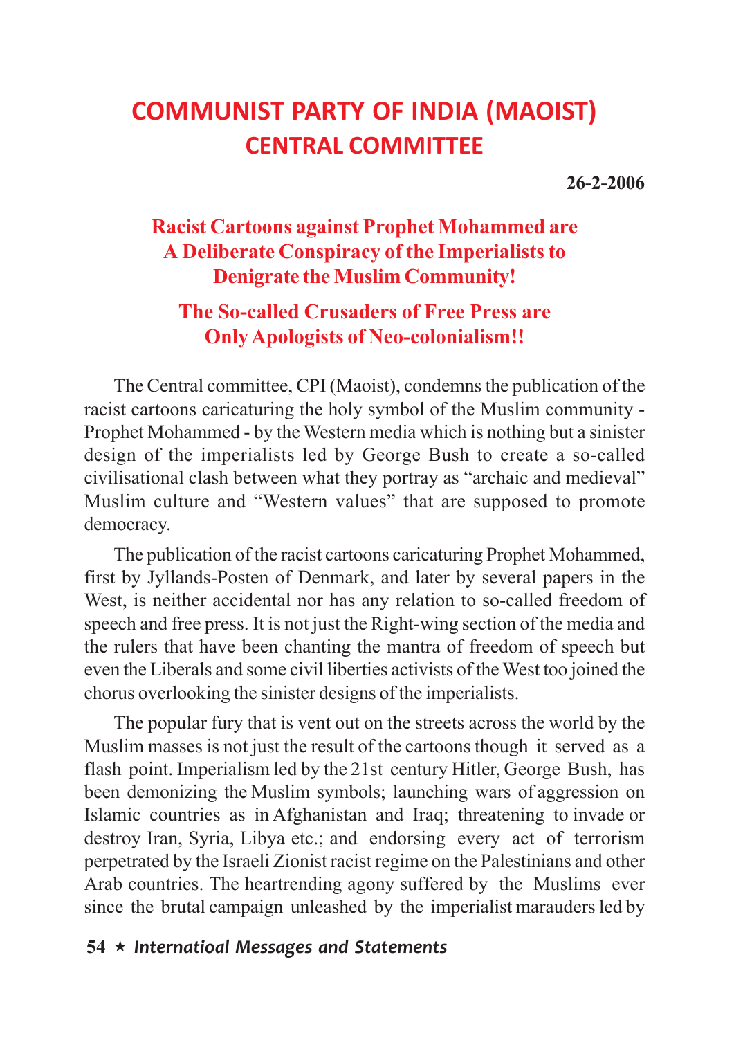# COMMUNIST PARTY OF INDIA (MAOIST)
## CENTRAL COMMITTEE

**26-2-2006**

### Racist Cartoons against Prophet Mohammed are A Deliberate Conspiracy of the Imperialists to Denigrate the Muslim Community!

### The So-called Crusaders of Free Press are Only Apologists of Neo-colonialism!!

The Central committee, CPI (Maoist), condemns the publication of the racist cartoons caricaturing the holy symbol of the Muslim community - Prophet Mohammed - by the Western media which is nothing but a sinister design of the imperialists led by George Bush to create a so-called civilisational clash between what they portray as "archaic and medieval" Muslim culture and "Western values" that are supposed to promote democracy.

The publication of the racist cartoons caricaturing Prophet Mohammed, first by Jyllands-Posten of Denmark, and later by several papers in the West, is neither accidental nor has any relation to so-called freedom of speech and free press. It is not just the Right-wing section of the media and the rulers that have been chanting the mantra of freedom of speech but even the Liberals and some civil liberties activists of the West too joined the chorus overlooking the sinister designs of the imperialists.

The popular fury that is vent out on the streets across the world by the Muslim masses is not just the result of the cartoons though it served as a flash point. Imperialism led by the 21st century Hitler, George Bush, has been demonizing the Muslim symbols; launching wars of aggression on Islamic countries as in Afghanistan and Iraq; threatening to invade or destroy Iran, Syria, Libya etc.; and endorsing every act of terrorism perpetrated by the Israeli Zionist racist regime on the Palestinians and other Arab countries. The heartrending agony suffered by the Muslims ever since the brutal campaign unleashed by the imperialist marauders led by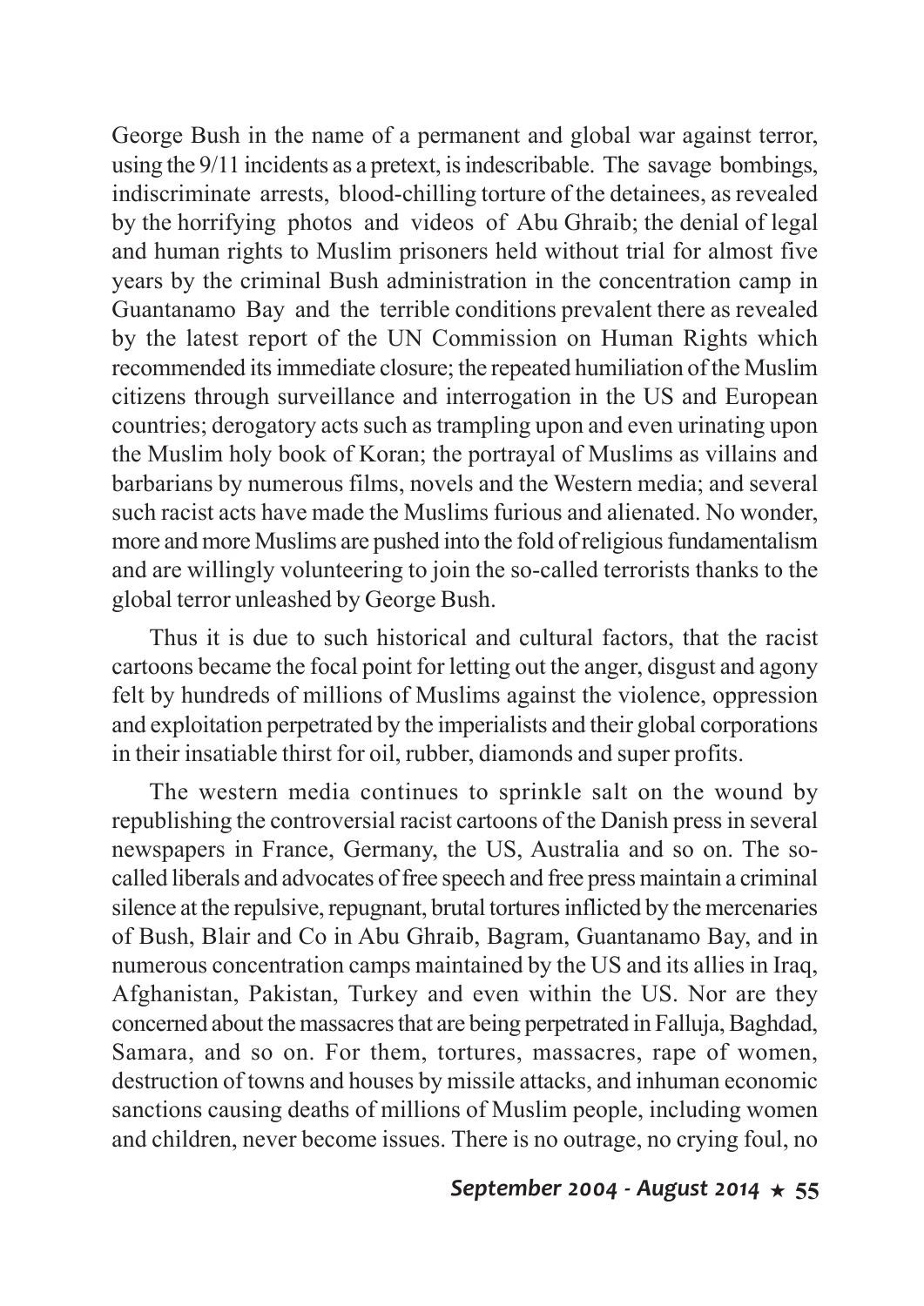George Bush in the name of a permanent and global war against terror, using the 9/11 incidents as a pretext, is indescribable. The savage bombings, indiscriminate arrests, blood-chilling torture of the detainees, as revealed by the horrifying photos and videos of Abu Ghraib; the denial of legal and human rights to Muslim prisoners held without trial for almost five years by the criminal Bush administration in the concentration camp in Guantanamo Bay and the terrible conditions prevalent there as revealed by the latest report of the UN Commission on Human Rights which recommended its immediate closure; the repeated humiliation of the Muslim citizens through surveillance and interrogation in the US and European countries; derogatory acts such as trampling upon and even urinating upon the Muslim holy book of Koran; the portrayal of Muslims as villains and barbarians by numerous films, novels and the Western media; and several such racist acts have made the Muslims furious and alienated. No wonder, more and more Muslims are pushed into the fold of religious fundamentalism and are willingly volunteering to join the so-called terrorists thanks to the global terror unleashed by George Bush.

Thus it is due to such historical and cultural factors, that the racist cartoons became the focal point for letting out the anger, disgust and agony felt by hundreds of millions of Muslims against the violence, oppression and exploitation perpetrated by the imperialists and their global corporations in their insatiable thirst for oil, rubber, diamonds and super profits.

The western media continues to sprinkle salt on the wound by republishing the controversial racist cartoons of the Danish press in several newspapers in France, Germany, the US, Australia and so on. The so-called liberals and advocates of free speech and free press maintain a criminal silence at the repulsive, repugnant, brutal tortures inflicted by the mercenaries of Bush, Blair and Co in Abu Ghraib, Bagram, Guantanamo Bay, and in numerous concentration camps maintained by the US and its allies in Iraq, Afghanistan, Pakistan, Turkey and even within the US. Nor are they concerned about the massacres that are being perpetrated in Falluja, Baghdad, Samara, and so on. For them, tortures, massacres, rape of women, destruction of towns and houses by missile attacks, and inhuman economic sanctions causing deaths of millions of Muslim people, including women and children, never become issues. There is no outrage, no crying foul, no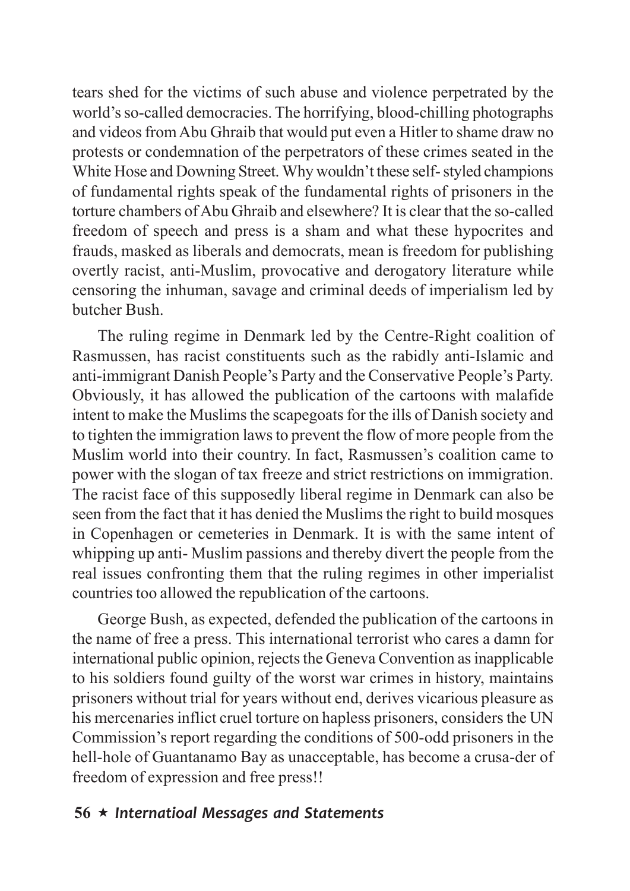tears shed for the victims of such abuse and violence perpetrated by the world's so-called democracies. The horrifying, blood-chilling photographs and videos from Abu Ghraib that would put even a Hitler to shame draw no protests or condemnation of the perpetrators of these crimes seated in the White Hose and Downing Street. Why wouldn't these self- styled champions of fundamental rights speak of the fundamental rights of prisoners in the torture chambers of Abu Ghraib and elsewhere? It is clear that the so-called freedom of speech and press is a sham and what these hypocrites and frauds, masked as liberals and democrats, mean is freedom for publishing overtly racist, anti-Muslim, provocative and derogatory literature while censoring the inhuman, savage and criminal deeds of imperialism led by butcher Bush.

The ruling regime in Denmark led by the Centre-Right coalition of Rasmussen, has racist constituents such as the rabidly anti-Islamic and anti-immigrant Danish People's Party and the Conservative People's Party. Obviously, it has allowed the publication of the cartoons with malafide intent to make the Muslims the scapegoats for the ills of Danish society and to tighten the immigration laws to prevent the flow of more people from the Muslim world into their country. In fact, Rasmussen's coalition came to power with the slogan of tax freeze and strict restrictions on immigration. The racist face of this supposedly liberal regime in Denmark can also be seen from the fact that it has denied the Muslims the right to build mosques in Copenhagen or cemeteries in Denmark. It is with the same intent of whipping up anti- Muslim passions and thereby divert the people from the real issues confronting them that the ruling regimes in other imperialist countries too allowed the republication of the cartoons.

George Bush, as expected, defended the publication of the cartoons in the name of free a press. This international terrorist who cares a damn for international public opinion, rejects the Geneva Convention as inapplicable to his soldiers found guilty of the worst war crimes in history, maintains prisoners without trial for years without end, derives vicarious pleasure as his mercenaries inflict cruel torture on hapless prisoners, considers the UN Commission's report regarding the conditions of 500-odd prisoners in the hell-hole of Guantanamo Bay as unacceptable, has become a crusa-der of freedom of expression and free press!!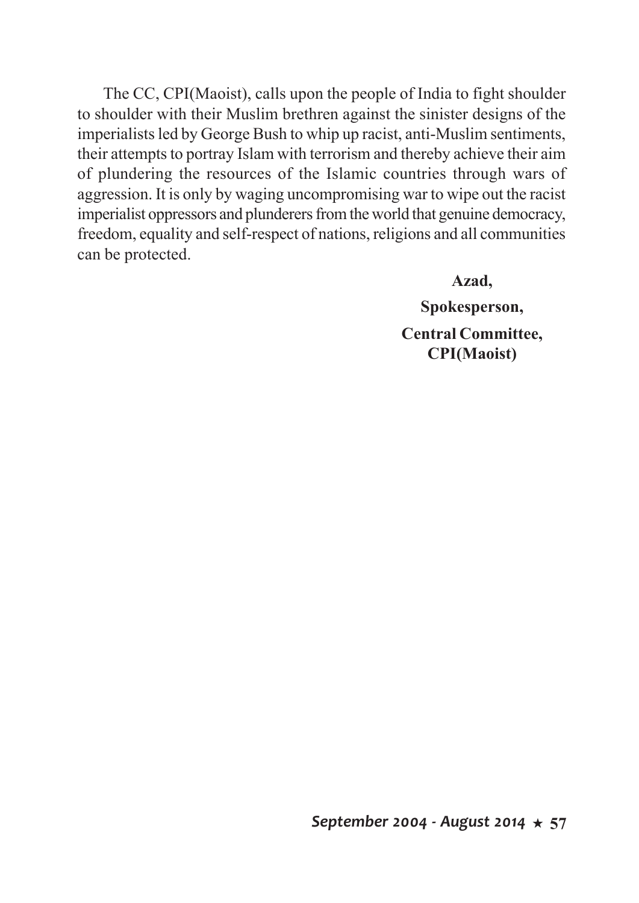The CC, CPI(Maoist), calls upon the people of India to fight shoulder to shoulder with their Muslim brethren against the sinister designs of the imperialists led by George Bush to whip up racist, anti-Muslim sentiments, their attempts to portray Islam with terrorism and thereby achieve their aim of plundering the resources of the Islamic countries through wars of aggression. It is only by waging uncompromising war to wipe out the racist imperialist oppressors and plunderers from the world that genuine democracy, freedom, equality and self-respect of nations, religions and all communities can be protected.

**Azad,**

**Spokesperson,**

**Central Committee,**
**CPI(Maoist)**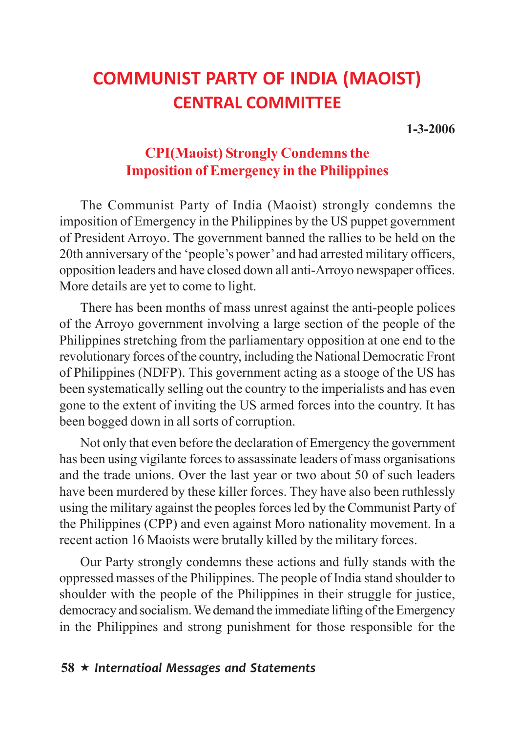# COMMUNIST PARTY OF INDIA (MAOIST)
## CENTRAL COMMITTEE

**1-3-2006**

### CPI(Maoist) Strongly Condemns the Imposition of Emergency in the Philippines

The Communist Party of India (Maoist) strongly condemns the imposition of Emergency in the Philippines by the US puppet government of President Arroyo. The government banned the rallies to be held on the 20th anniversary of the 'people's power' and had arrested military officers, opposition leaders and have closed down all anti-Arroyo newspaper offices. More details are yet to come to light.

There has been months of mass unrest against the anti-people polices of the Arroyo government involving a large section of the people of the Philippines stretching from the parliamentary opposition at one end to the revolutionary forces of the country, including the National Democratic Front of Philippines (NDFP). This government acting as a stooge of the US has been systematically selling out the country to the imperialists and has even gone to the extent of inviting the US armed forces into the country. It has been bogged down in all sorts of corruption.

Not only that even before the declaration of Emergency the government has been using vigilante forces to assassinate leaders of mass organisations and the trade unions. Over the last year or two about 50 of such leaders have been murdered by these killer forces. They have also been ruthlessly using the military against the peoples forces led by the Communist Party of the Philippines (CPP) and even against Moro nationality movement. In a recent action 16 Maoists were brutally killed by the military forces.

Our Party strongly condemns these actions and fully stands with the oppressed masses of the Philippines. The people of India stand shoulder to shoulder with the people of the Philippines in their struggle for justice, democracy and socialism. We demand the immediate lifting of the Emergency in the Philippines and strong punishment for those responsible for the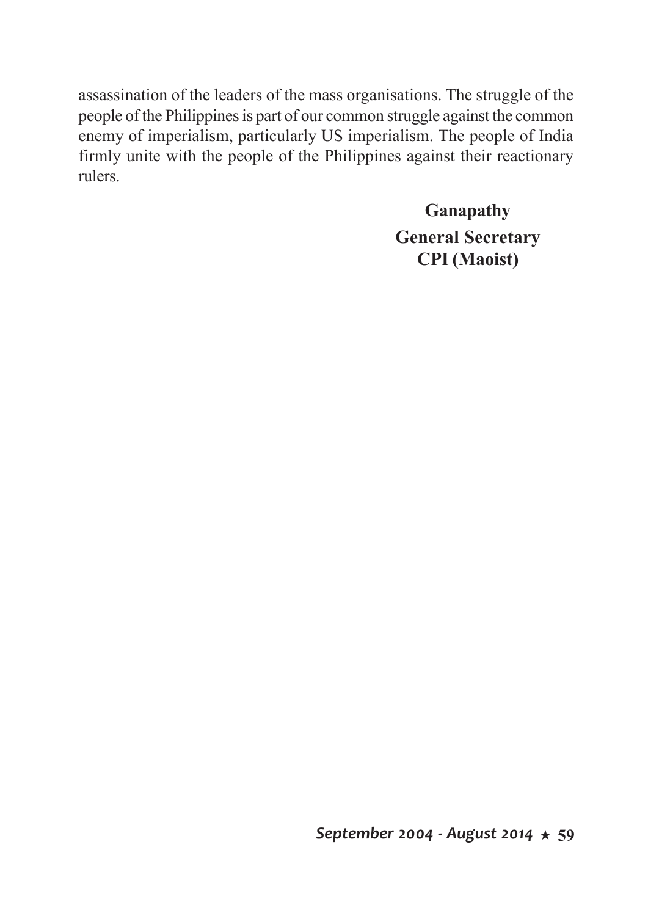assassination of the leaders of the mass organisations. The struggle of the people of the Philippines is part of our common struggle against the common enemy of imperialism, particularly US imperialism. The people of India firmly unite with the people of the Philippines against their reactionary rulers.

**Ganapathy**
**General Secretary**
**CPI (Maoist)**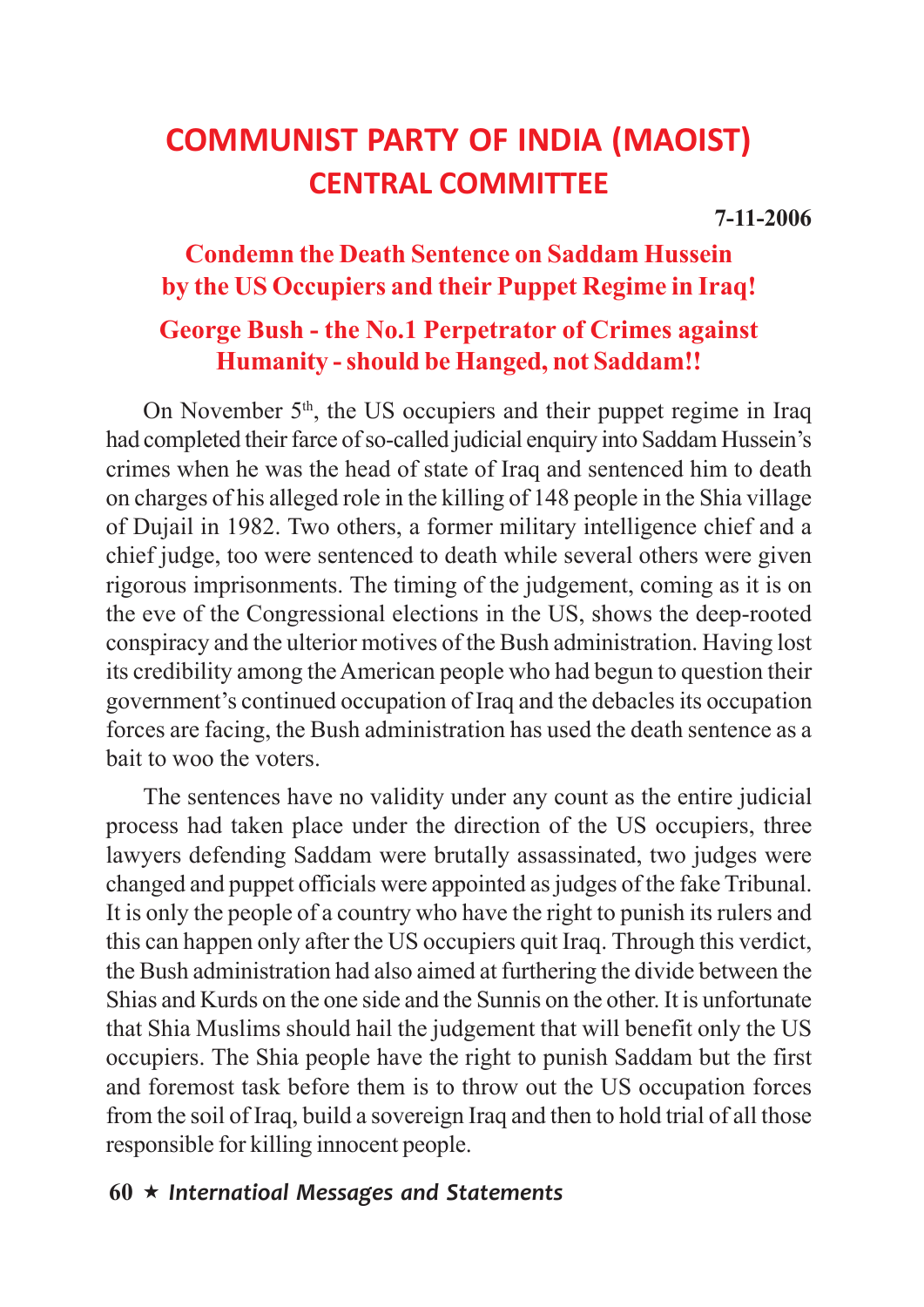# COMMUNIST PARTY OF INDIA (MAOIST)
## CENTRAL COMMITTEE

**7-11-2006**

### Condemn the Death Sentence on Saddam Hussein by the US Occupiers and their Puppet Regime in Iraq!

### George Bush - the No.1 Perpetrator of Crimes against Humanity - should be Hanged, not Saddam!!

On November 5th, the US occupiers and their puppet regime in Iraq had completed their farce of so-called judicial enquiry into Saddam Hussein's crimes when he was the head of state of Iraq and sentenced him to death on charges of his alleged role in the killing of 148 people in the Shia village of Dujail in 1982. Two others, a former military intelligence chief and a chief judge, too were sentenced to death while several others were given rigorous imprisonments. The timing of the judgement, coming as it is on the eve of the Congressional elections in the US, shows the deep-rooted conspiracy and the ulterior motives of the Bush administration. Having lost its credibility among the American people who had begun to question their government's continued occupation of Iraq and the debacles its occupation forces are facing, the Bush administration has used the death sentence as a bait to woo the voters.

The sentences have no validity under any count as the entire judicial process had taken place under the direction of the US occupiers, three lawyers defending Saddam were brutally assassinated, two judges were changed and puppet officials were appointed as judges of the fake Tribunal. It is only the people of a country who have the right to punish its rulers and this can happen only after the US occupiers quit Iraq. Through this verdict, the Bush administration had also aimed at furthering the divide between the Shias and Kurds on the one side and the Sunnis on the other. It is unfortunate that Shia Muslims should hail the judgement that will benefit only the US occupiers. The Shia people have the right to punish Saddam but the first and foremost task before them is to throw out the US occupation forces from the soil of Iraq, build a sovereign Iraq and then to hold trial of all those responsible for killing innocent people.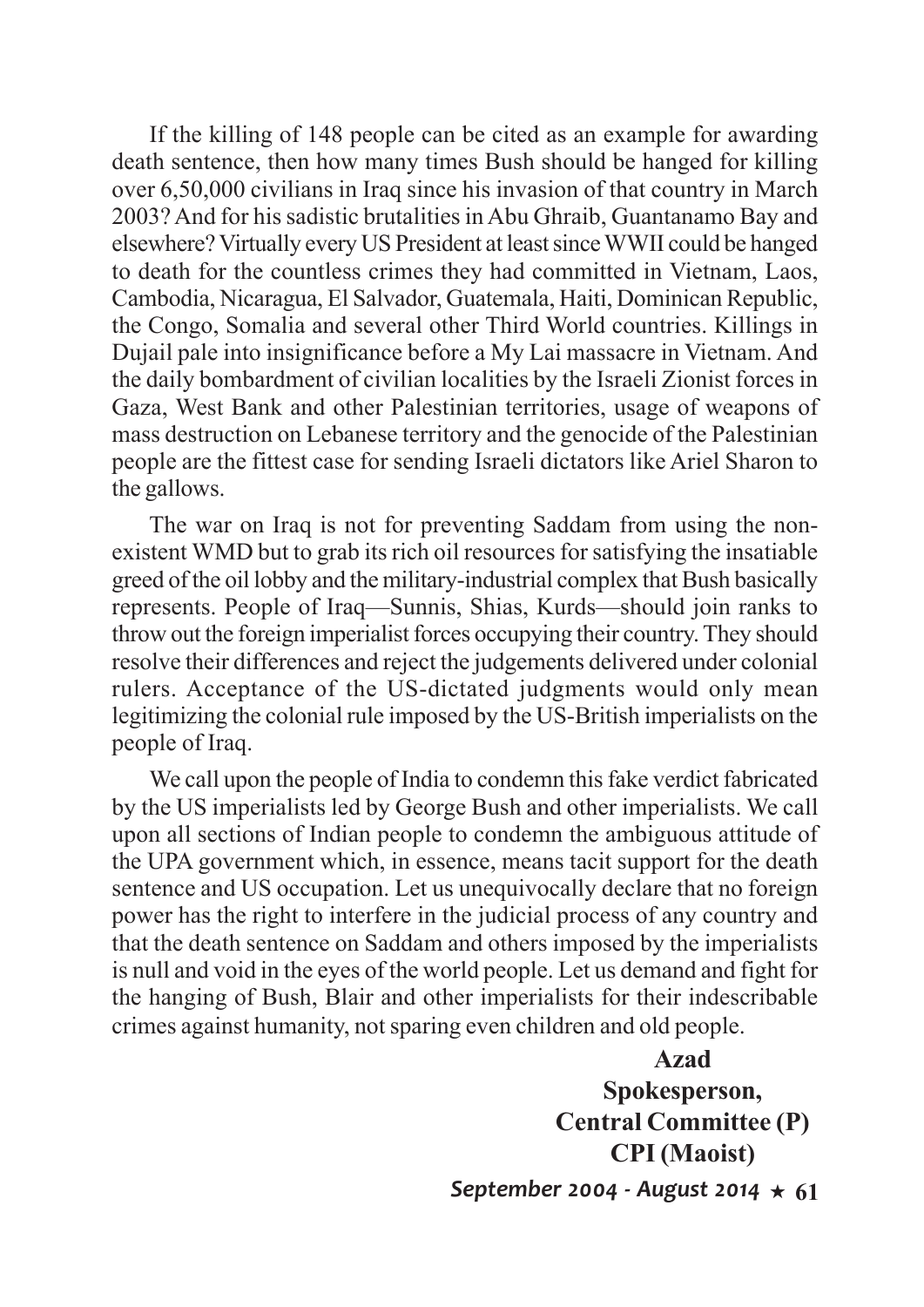If the killing of 148 people can be cited as an example for awarding death sentence, then how many times Bush should be hanged for killing over 6,50,000 civilians in Iraq since his invasion of that country in March 2003? And for his sadistic brutalities in Abu Ghraib, Guantanamo Bay and elsewhere? Virtually every US President at least since WWII could be hanged to death for the countless crimes they had committed in Vietnam, Laos, Cambodia, Nicaragua, El Salvador, Guatemala, Haiti, Dominican Republic, the Congo, Somalia and several other Third World countries. Killings in Dujail pale into insignificance before a My Lai massacre in Vietnam. And the daily bombardment of civilian localities by the Israeli Zionist forces in Gaza, West Bank and other Palestinian territories, usage of weapons of mass destruction on Lebanese territory and the genocide of the Palestinian people are the fittest case for sending Israeli dictators like Ariel Sharon to the gallows.

The war on Iraq is not for preventing Saddam from using the non-existent WMD but to grab its rich oil resources for satisfying the insatiable greed of the oil lobby and the military-industrial complex that Bush basically represents. People of Iraq—Sunnis, Shias, Kurds—should join ranks to throw out the foreign imperialist forces occupying their country. They should resolve their differences and reject the judgements delivered under colonial rulers. Acceptance of the US-dictated judgments would only mean legitimizing the colonial rule imposed by the US-British imperialists on the people of Iraq.

We call upon the people of India to condemn this fake verdict fabricated by the US imperialists led by George Bush and other imperialists. We call upon all sections of Indian people to condemn the ambiguous attitude of the UPA government which, in essence, means tacit support for the death sentence and US occupation. Let us unequivocally declare that no foreign power has the right to interfere in the judicial process of any country and that the death sentence on Saddam and others imposed by the imperialists is null and void in the eyes of the world people. Let us demand and fight for the hanging of Bush, Blair and other imperialists for their indescribable crimes against humanity, not sparing even children and old people.

**Azad**
**Spokesperson,**
**Central Committee (P)**
**CPI (Maoist)**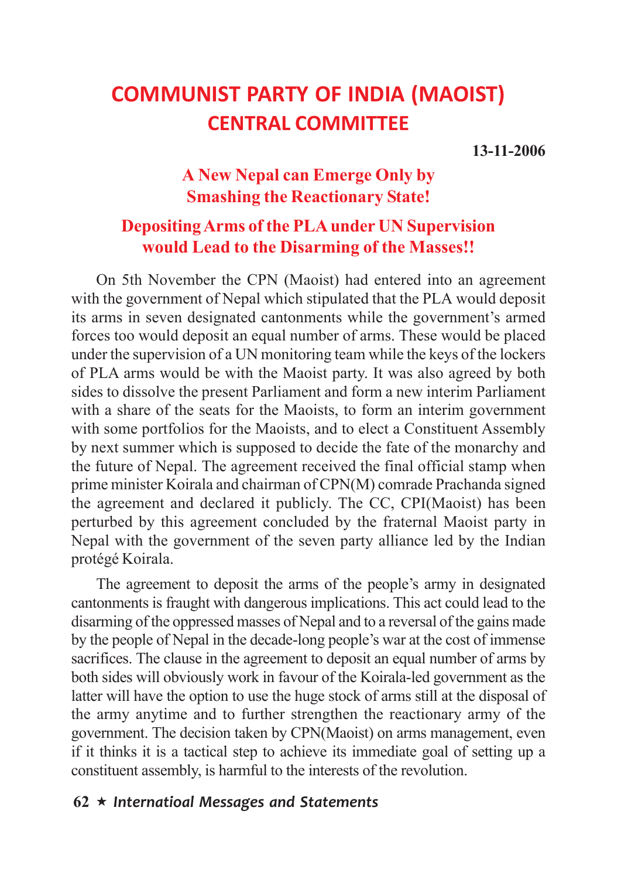# COMMUNIST PARTY OF INDIA (MAOIST)
## CENTRAL COMMITTEE

**13-11-2006**

### A New Nepal can Emerge Only by Smashing the Reactionary State!

### Depositing Arms of the PLA under UN Supervision would Lead to the Disarming of the Masses!!

On 5th November the CPN (Maoist) had entered into an agreement with the government of Nepal which stipulated that the PLA would deposit its arms in seven designated cantonments while the government's armed forces too would deposit an equal number of arms. These would be placed under the supervision of a UN monitoring team while the keys of the lockers of PLA arms would be with the Maoist party. It was also agreed by both sides to dissolve the present Parliament and form a new interim Parliament with a share of the seats for the Maoists, to form an interim government with some portfolios for the Maoists, and to elect a Constituent Assembly by next summer which is supposed to decide the fate of the monarchy and the future of Nepal. The agreement received the final official stamp when prime minister Koirala and chairman of CPN(M) comrade Prachanda signed the agreement and declared it publicly. The CC, CPI(Maoist) has been perturbed by this agreement concluded by the fraternal Maoist party in Nepal with the government of the seven party alliance led by the Indian protégé Koirala.

The agreement to deposit the arms of the people's army in designated cantonments is fraught with dangerous implications. This act could lead to the disarming of the oppressed masses of Nepal and to a reversal of the gains made by the people of Nepal in the decade-long people's war at the cost of immense sacrifices. The clause in the agreement to deposit an equal number of arms by both sides will obviously work in favour of the Koirala-led government as the latter will have the option to use the huge stock of arms still at the disposal of the army anytime and to further strengthen the reactionary army of the government. The decision taken by CPN(Maoist) on arms management, even if it thinks it is a tactical step to achieve its immediate goal of setting up a constituent assembly, is harmful to the interests of the revolution.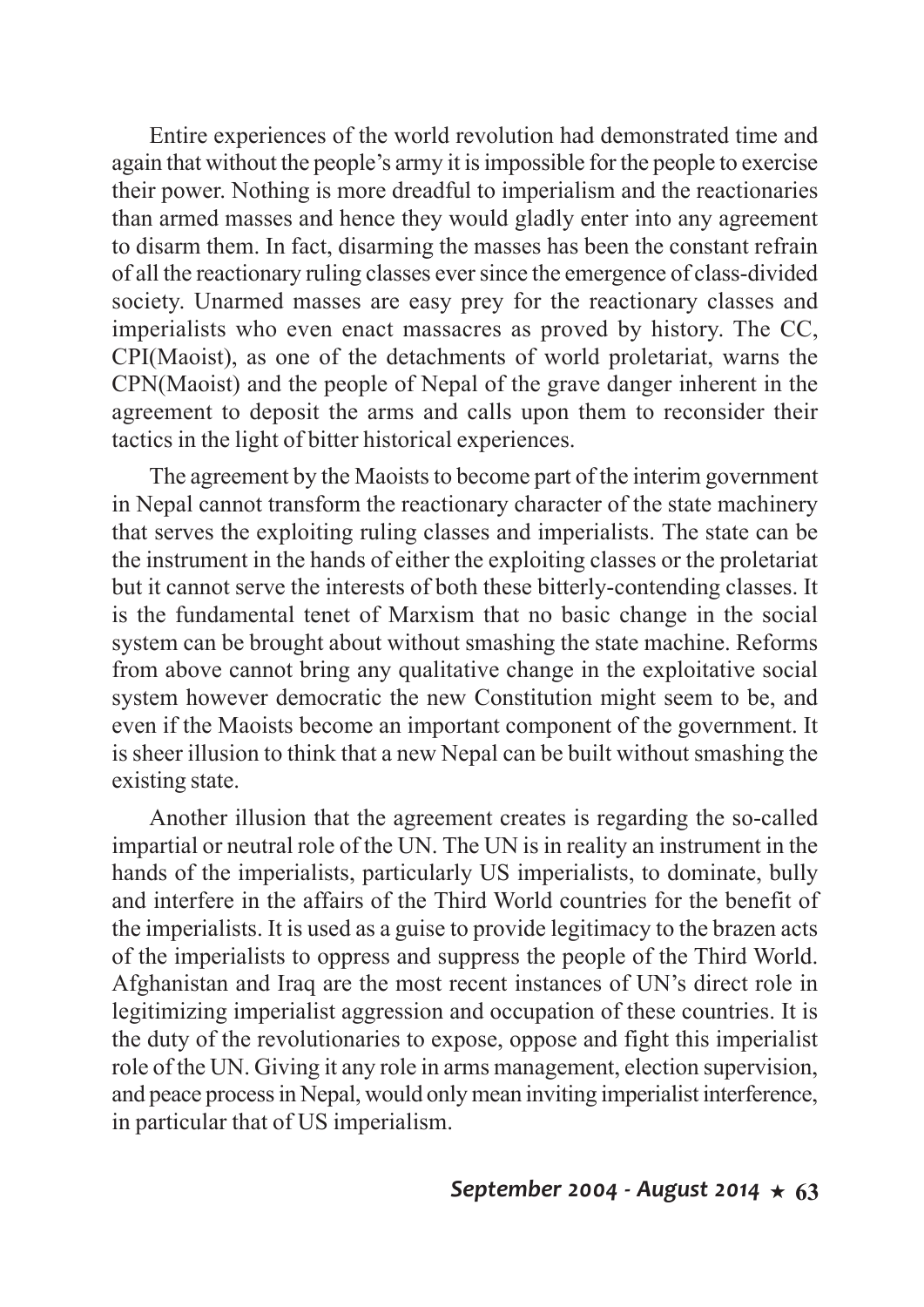Entire experiences of the world revolution had demonstrated time and again that without the people's army it is impossible for the people to exercise their power. Nothing is more dreadful to imperialism and the reactionaries than armed masses and hence they would gladly enter into any agreement to disarm them. In fact, disarming the masses has been the constant refrain of all the reactionary ruling classes ever since the emergence of class-divided society. Unarmed masses are easy prey for the reactionary classes and imperialists who even enact massacres as proved by history. The CC, CPI(Maoist), as one of the detachments of world proletariat, warns the CPN(Maoist) and the people of Nepal of the grave danger inherent in the agreement to deposit the arms and calls upon them to reconsider their tactics in the light of bitter historical experiences.

The agreement by the Maoists to become part of the interim government in Nepal cannot transform the reactionary character of the state machinery that serves the exploiting ruling classes and imperialists. The state can be the instrument in the hands of either the exploiting classes or the proletariat but it cannot serve the interests of both these bitterly-contending classes. It is the fundamental tenet of Marxism that no basic change in the social system can be brought about without smashing the state machine. Reforms from above cannot bring any qualitative change in the exploitative social system however democratic the new Constitution might seem to be, and even if the Maoists become an important component of the government. It is sheer illusion to think that a new Nepal can be built without smashing the existing state.

Another illusion that the agreement creates is regarding the so-called impartial or neutral role of the UN. The UN is in reality an instrument in the hands of the imperialists, particularly US imperialists, to dominate, bully and interfere in the affairs of the Third World countries for the benefit of the imperialists. It is used as a guise to provide legitimacy to the brazen acts of the imperialists to oppress and suppress the people of the Third World. Afghanistan and Iraq are the most recent instances of UN's direct role in legitimizing imperialist aggression and occupation of these countries. It is the duty of the revolutionaries to expose, oppose and fight this imperialist role of the UN. Giving it any role in arms management, election supervision, and peace process in Nepal, would only mean inviting imperialist interference, in particular that of US imperialism.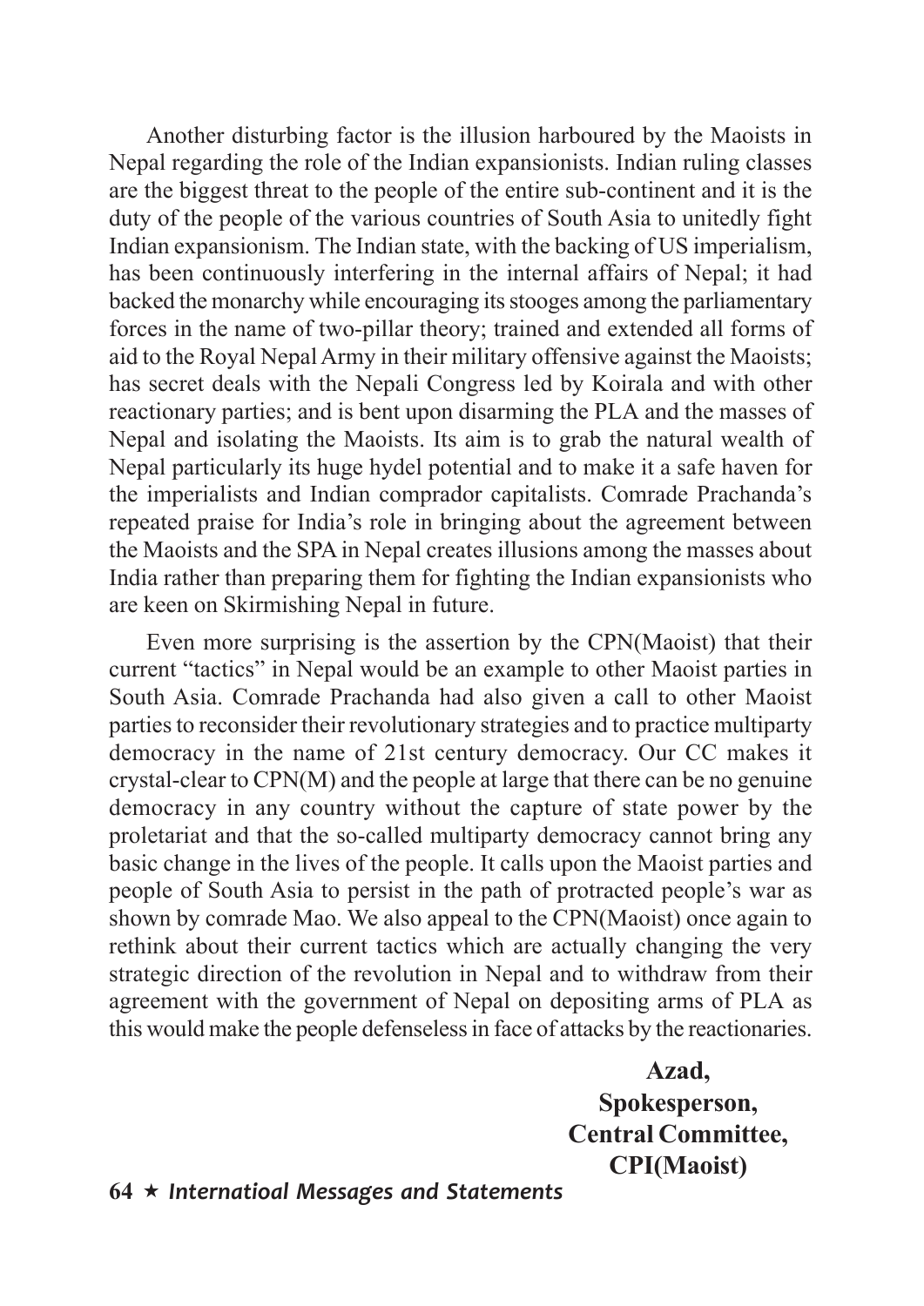Another disturbing factor is the illusion harboured by the Maoists in Nepal regarding the role of the Indian expansionists. Indian ruling classes are the biggest threat to the people of the entire sub-continent and it is the duty of the people of the various countries of South Asia to unitedly fight Indian expansionism. The Indian state, with the backing of US imperialism, has been continuously interfering in the internal affairs of Nepal; it had backed the monarchy while encouraging its stooges among the parliamentary forces in the name of two-pillar theory; trained and extended all forms of aid to the Royal Nepal Army in their military offensive against the Maoists; has secret deals with the Nepali Congress led by Koirala and with other reactionary parties; and is bent upon disarming the PLA and the masses of Nepal and isolating the Maoists. Its aim is to grab the natural wealth of Nepal particularly its huge hydel potential and to make it a safe haven for the imperialists and Indian comprador capitalists. Comrade Prachanda's repeated praise for India's role in bringing about the agreement between the Maoists and the SPA in Nepal creates illusions among the masses about India rather than preparing them for fighting the Indian expansionists who are keen on Skirmishing Nepal in future.

Even more surprising is the assertion by the CPN(Maoist) that their current "tactics" in Nepal would be an example to other Maoist parties in South Asia. Comrade Prachanda had also given a call to other Maoist parties to reconsider their revolutionary strategies and to practice multiparty democracy in the name of 21st century democracy. Our CC makes it crystal-clear to CPN(M) and the people at large that there can be no genuine democracy in any country without the capture of state power by the proletariat and that the so-called multiparty democracy cannot bring any basic change in the lives of the people. It calls upon the Maoist parties and people of South Asia to persist in the path of protracted people's war as shown by comrade Mao. We also appeal to the CPN(Maoist) once again to rethink about their current tactics which are actually changing the very strategic direction of the revolution in Nepal and to withdraw from their agreement with the government of Nepal on depositing arms of PLA as this would make the people defenseless in face of attacks by the reactionaries.

**Azad,**
**Spokesperson,**
**Central Committee,**
**CPI(Maoist)**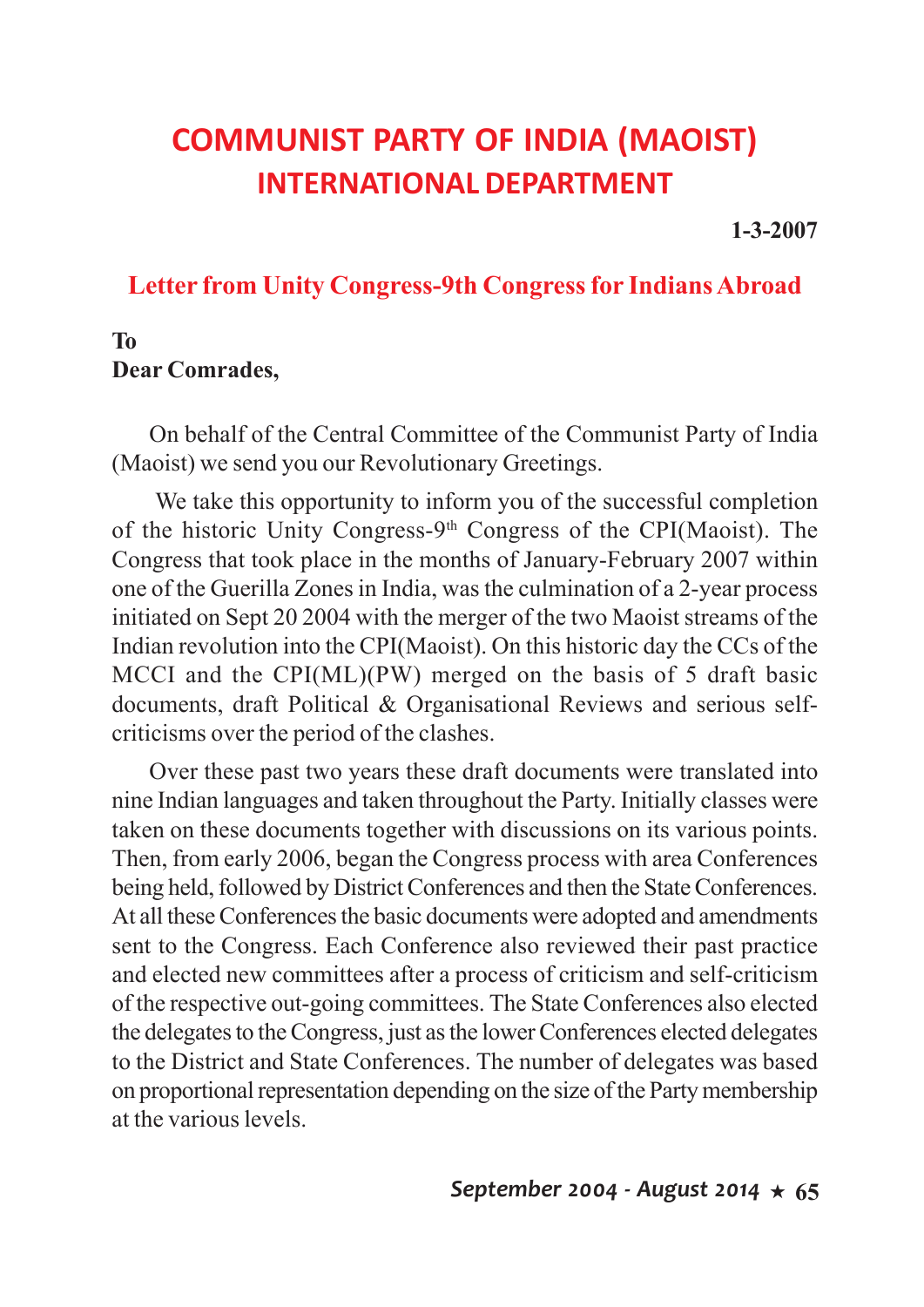# COMMUNIST PARTY OF INDIA (MAOIST)
## INTERNATIONAL DEPARTMENT

**1-3-2007**

### Letter from Unity Congress-9th Congress for Indians Abroad

**To**
**Dear Comrades,**

On behalf of the Central Committee of the Communist Party of India (Maoist) we send you our Revolutionary Greetings.

We take this opportunity to inform you of the successful completion of the historic Unity Congress-9th Congress of the CPI(Maoist). The Congress that took place in the months of January-February 2007 within one of the Guerilla Zones in India, was the culmination of a 2-year process initiated on Sept 20 2004 with the merger of the two Maoist streams of the Indian revolution into the CPI(Maoist). On this historic day the CCs of the MCCI and the CPI(ML)(PW) merged on the basis of 5 draft basic documents, draft Political & Organisational Reviews and serious self-criticisms over the period of the clashes.

Over these past two years these draft documents were translated into nine Indian languages and taken throughout the Party. Initially classes were taken on these documents together with discussions on its various points. Then, from early 2006, began the Congress process with area Conferences being held, followed by District Conferences and then the State Conferences. At all these Conferences the basic documents were adopted and amendments sent to the Congress. Each Conference also reviewed their past practice and elected new committees after a process of criticism and self-criticism of the respective out-going committees. The State Conferences also elected the delegates to the Congress, just as the lower Conferences elected delegates to the District and State Conferences. The number of delegates was based on proportional representation depending on the size of the Party membership at the various levels.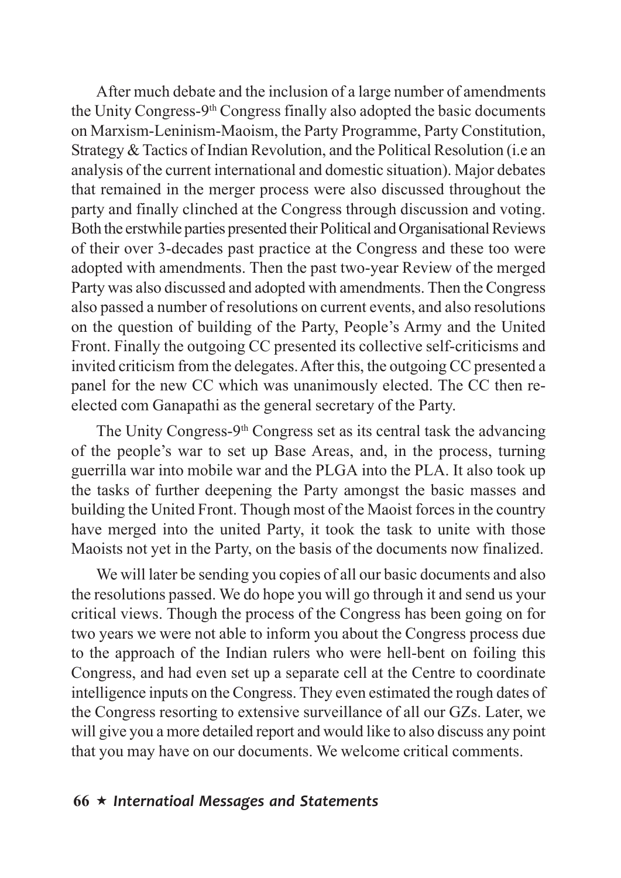After much debate and the inclusion of a large number of amendments the Unity Congress-9th Congress finally also adopted the basic documents on Marxism-Leninism-Maoism, the Party Programme, Party Constitution, Strategy & Tactics of Indian Revolution, and the Political Resolution (i.e an analysis of the current international and domestic situation). Major debates that remained in the merger process were also discussed throughout the party and finally clinched at the Congress through discussion and voting. Both the erstwhile parties presented their Political and Organisational Reviews of their over 3-decades past practice at the Congress and these too were adopted with amendments. Then the past two-year Review of the merged Party was also discussed and adopted with amendments. Then the Congress also passed a number of resolutions on current events, and also resolutions on the question of building of the Party, People's Army and the United Front. Finally the outgoing CC presented its collective self-criticisms and invited criticism from the delegates. After this, the outgoing CC presented a panel for the new CC which was unanimously elected. The CC then re-elected com Ganapathi as the general secretary of the Party.

The Unity Congress-9th Congress set as its central task the advancing of the people's war to set up Base Areas, and, in the process, turning guerrilla war into mobile war and the PLGA into the PLA. It also took up the tasks of further deepening the Party amongst the basic masses and building the United Front. Though most of the Maoist forces in the country have merged into the united Party, it took the task to unite with those Maoists not yet in the Party, on the basis of the documents now finalized.

We will later be sending you copies of all our basic documents and also the resolutions passed. We do hope you will go through it and send us your critical views. Though the process of the Congress has been going on for two years we were not able to inform you about the Congress process due to the approach of the Indian rulers who were hell-bent on foiling this Congress, and had even set up a separate cell at the Centre to coordinate intelligence inputs on the Congress. They even estimated the rough dates of the Congress resorting to extensive surveillance of all our GZs. Later, we will give you a more detailed report and would like to also discuss any point that you may have on our documents. We welcome critical comments.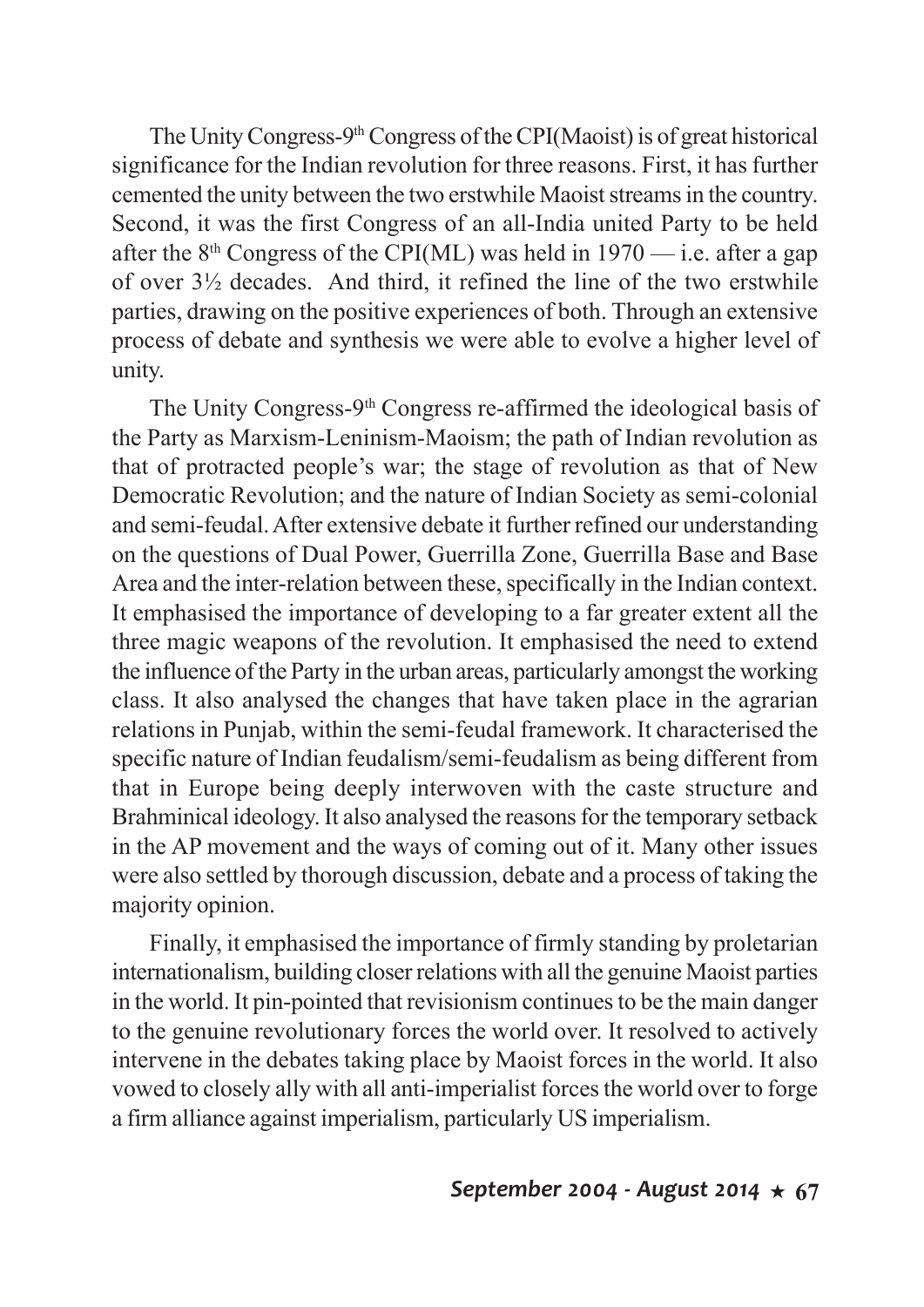The Unity Congress-9th Congress of the CPI(Maoist) is of great historical significance for the Indian revolution for three reasons. First, it has further cemented the unity between the two erstwhile Maoist streams in the country. Second, it was the first Congress of an all-India united Party to be held after the 8th Congress of the CPI(ML) was held in 1970 — i.e. after a gap of over 3½ decades. And third, it refined the line of the two erstwhile parties, drawing on the positive experiences of both. Through an extensive process of debate and synthesis we were able to evolve a higher level of unity.

The Unity Congress-9th Congress re-affirmed the ideological basis of the Party as Marxism-Leninism-Maoism; the path of Indian revolution as that of protracted people's war; the stage of revolution as that of New Democratic Revolution; and the nature of Indian Society as semi-colonial and semi-feudal. After extensive debate it further refined our understanding on the questions of Dual Power, Guerrilla Zone, Guerrilla Base and Base Area and the inter-relation between these, specifically in the Indian context. It emphasised the importance of developing to a far greater extent all the three magic weapons of the revolution. It emphasised the need to extend the influence of the Party in the urban areas, particularly amongst the working class. It also analysed the changes that have taken place in the agrarian relations in Punjab, within the semi-feudal framework. It characterised the specific nature of Indian feudalism/semi-feudalism as being different from that in Europe being deeply interwoven with the caste structure and Brahminical ideology. It also analysed the reasons for the temporary setback in the AP movement and the ways of coming out of it. Many other issues were also settled by thorough discussion, debate and a process of taking the majority opinion.

Finally, it emphasised the importance of firmly standing by proletarian internationalism, building closer relations with all the genuine Maoist parties in the world. It pin-pointed that revisionism continues to be the main danger to the genuine revolutionary forces the world over. It resolved to actively intervene in the debates taking place by Maoist forces in the world. It also vowed to closely ally with all anti-imperialist forces the world over to forge a firm alliance against imperialism, particularly US imperialism.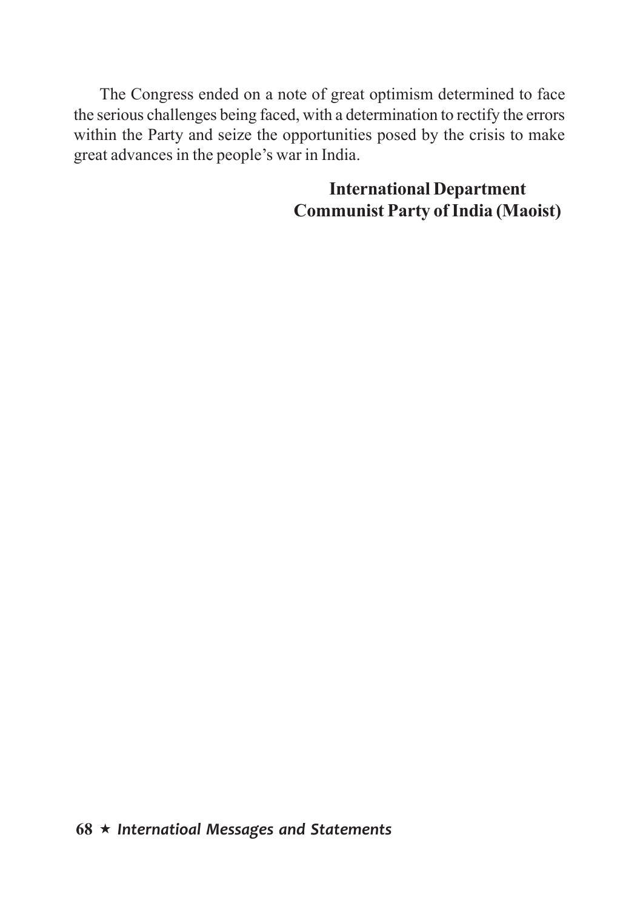The Congress ended on a note of great optimism determined to face the serious challenges being faced, with a determination to rectify the errors within the Party and seize the opportunities posed by the crisis to make great advances in the people's war in India.

**International Department**
**Communist Party of India (Maoist)**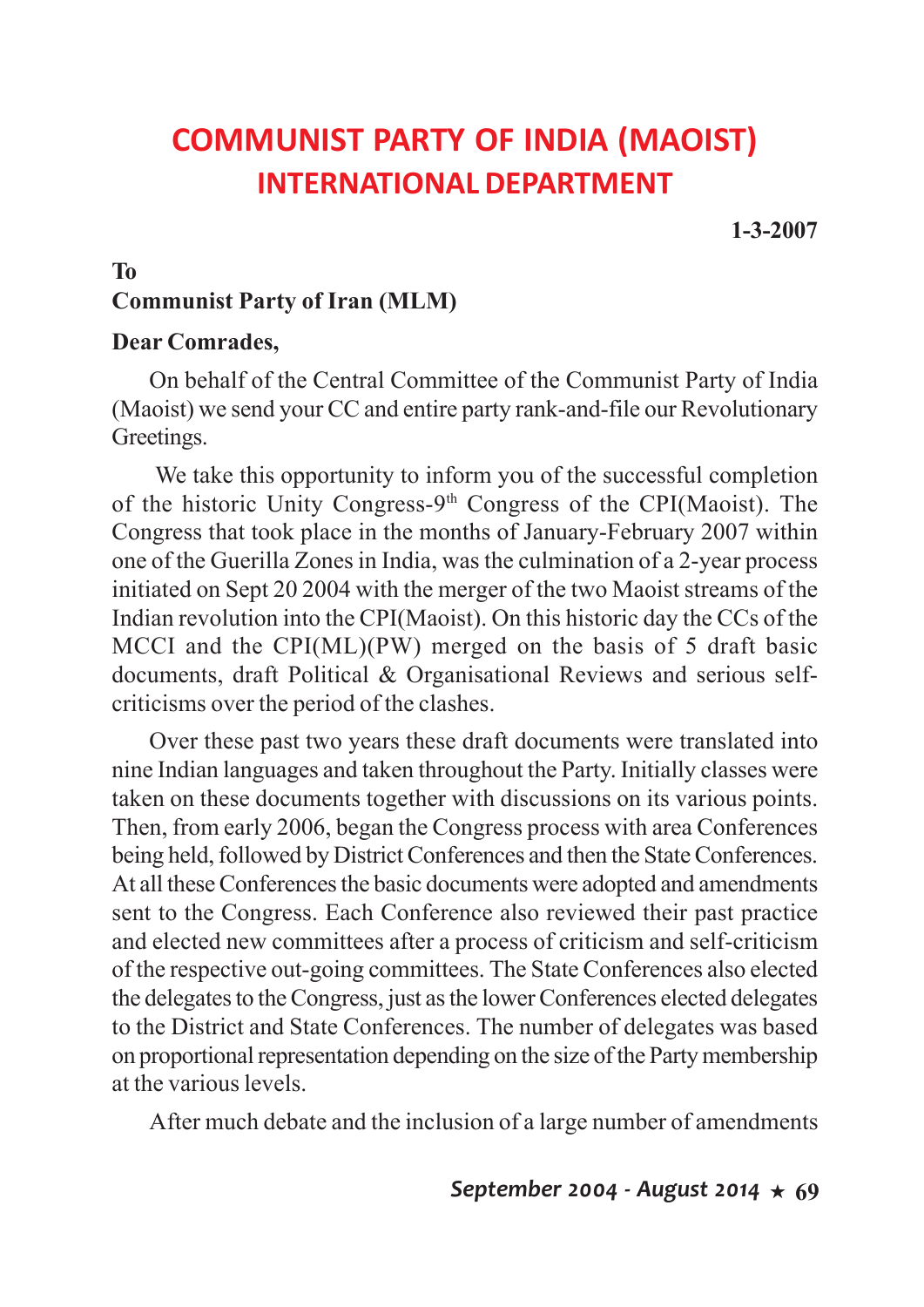# COMMUNIST PARTY OF INDIA (MAOIST)
## INTERNATIONAL DEPARTMENT

**1-3-2007**

**To**
**Communist Party of Iran (MLM)**

**Dear Comrades,**

On behalf of the Central Committee of the Communist Party of India (Maoist) we send your CC and entire party rank-and-file our Revolutionary Greetings.

We take this opportunity to inform you of the successful completion of the historic Unity Congress-9th Congress of the CPI(Maoist). The Congress that took place in the months of January-February 2007 within one of the Guerilla Zones in India, was the culmination of a 2-year process initiated on Sept 20 2004 with the merger of the two Maoist streams of the Indian revolution into the CPI(Maoist). On this historic day the CCs of the MCCI and the CPI(ML)(PW) merged on the basis of 5 draft basic documents, draft Political & Organisational Reviews and serious self-criticisms over the period of the clashes.

Over these past two years these draft documents were translated into nine Indian languages and taken throughout the Party. Initially classes were taken on these documents together with discussions on its various points. Then, from early 2006, began the Congress process with area Conferences being held, followed by District Conferences and then the State Conferences. At all these Conferences the basic documents were adopted and amendments sent to the Congress. Each Conference also reviewed their past practice and elected new committees after a process of criticism and self-criticism of the respective out-going committees. The State Conferences also elected the delegates to the Congress, just as the lower Conferences elected delegates to the District and State Conferences. The number of delegates was based on proportional representation depending on the size of the Party membership at the various levels.

After much debate and the inclusion of a large number of amendments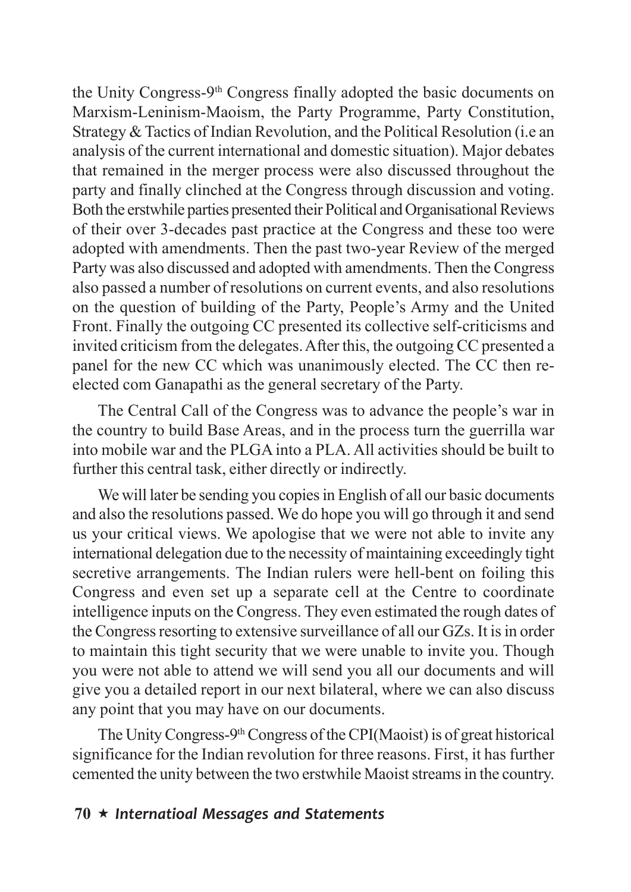the Unity Congress-9th Congress finally adopted the basic documents on Marxism-Leninism-Maoism, the Party Programme, Party Constitution, Strategy & Tactics of Indian Revolution, and the Political Resolution (i.e an analysis of the current international and domestic situation). Major debates that remained in the merger process were also discussed throughout the party and finally clinched at the Congress through discussion and voting. Both the erstwhile parties presented their Political and Organisational Reviews of their over 3-decades past practice at the Congress and these too were adopted with amendments. Then the past two-year Review of the merged Party was also discussed and adopted with amendments. Then the Congress also passed a number of resolutions on current events, and also resolutions on the question of building of the Party, People's Army and the United Front. Finally the outgoing CC presented its collective self-criticisms and invited criticism from the delegates. After this, the outgoing CC presented a panel for the new CC which was unanimously elected. The CC then re-elected com Ganapathi as the general secretary of the Party.

The Central Call of the Congress was to advance the people's war in the country to build Base Areas, and in the process turn the guerrilla war into mobile war and the PLGA into a PLA. All activities should be built to further this central task, either directly or indirectly.

We will later be sending you copies in English of all our basic documents and also the resolutions passed. We do hope you will go through it and send us your critical views. We apologise that we were not able to invite any international delegation due to the necessity of maintaining exceedingly tight secretive arrangements. The Indian rulers were hell-bent on foiling this Congress and even set up a separate cell at the Centre to coordinate intelligence inputs on the Congress. They even estimated the rough dates of the Congress resorting to extensive surveillance of all our GZs. It is in order to maintain this tight security that we were unable to invite you. Though you were not able to attend we will send you all our documents and will give you a detailed report in our next bilateral, where we can also discuss any point that you may have on our documents.

The Unity Congress-9th Congress of the CPI(Maoist) is of great historical significance for the Indian revolution for three reasons. First, it has further cemented the unity between the two erstwhile Maoist streams in the country.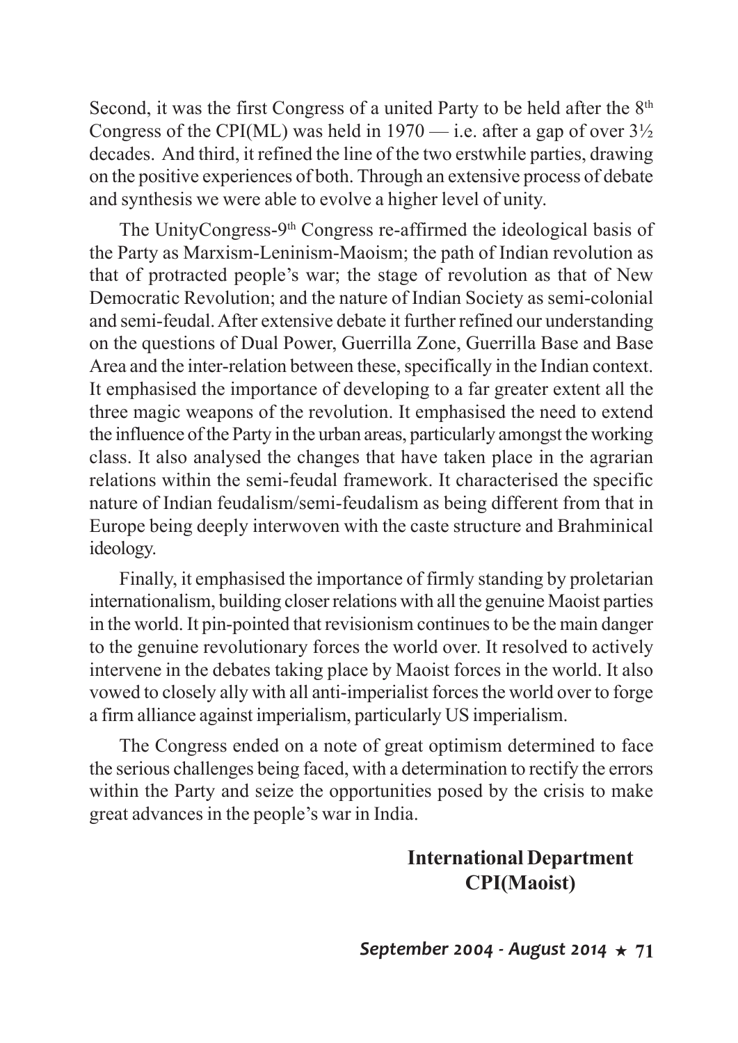Second, it was the first Congress of a united Party to be held after the 8th Congress of the CPI(ML) was held in 1970 — i.e. after a gap of over 3½ decades. And third, it refined the line of the two erstwhile parties, drawing on the positive experiences of both. Through an extensive process of debate and synthesis we were able to evolve a higher level of unity.

The UnityCongress-9th Congress re-affirmed the ideological basis of the Party as Marxism-Leninism-Maoism; the path of Indian revolution as that of protracted people's war; the stage of revolution as that of New Democratic Revolution; and the nature of Indian Society as semi-colonial and semi-feudal. After extensive debate it further refined our understanding on the questions of Dual Power, Guerrilla Zone, Guerrilla Base and Base Area and the inter-relation between these, specifically in the Indian context. It emphasised the importance of developing to a far greater extent all the three magic weapons of the revolution. It emphasised the need to extend the influence of the Party in the urban areas, particularly amongst the working class. It also analysed the changes that have taken place in the agrarian relations within the semi-feudal framework. It characterised the specific nature of Indian feudalism/semi-feudalism as being different from that in Europe being deeply interwoven with the caste structure and Brahminical ideology.

Finally, it emphasised the importance of firmly standing by proletarian internationalism, building closer relations with all the genuine Maoist parties in the world. It pin-pointed that revisionism continues to be the main danger to the genuine revolutionary forces the world over. It resolved to actively intervene in the debates taking place by Maoist forces in the world. It also vowed to closely ally with all anti-imperialist forces the world over to forge a firm alliance against imperialism, particularly US imperialism.

The Congress ended on a note of great optimism determined to face the serious challenges being faced, with a determination to rectify the errors within the Party and seize the opportunities posed by the crisis to make great advances in the people's war in India.

**International Department**
**CPI(Maoist)**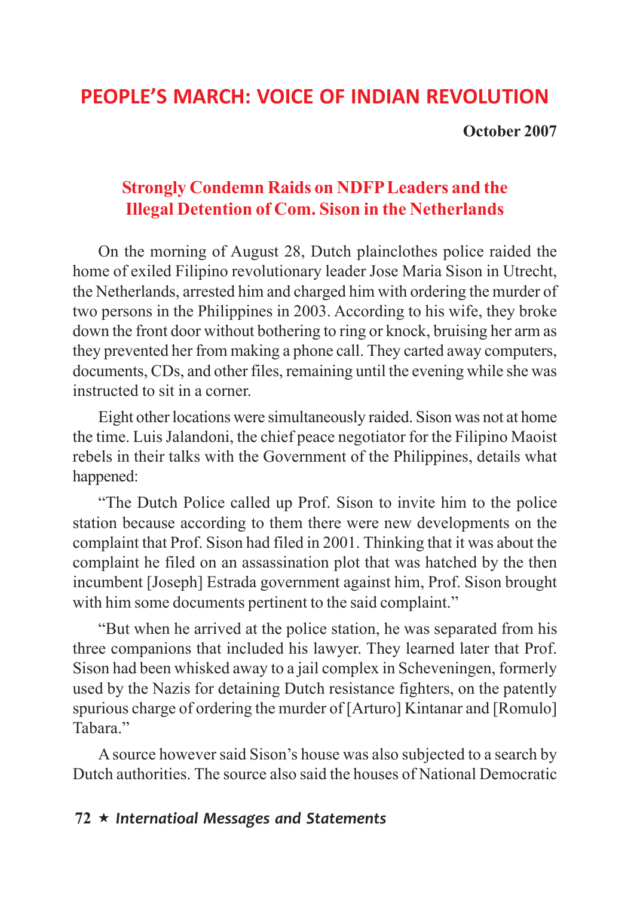## PEOPLE'S MARCH: VOICE OF INDIAN REVOLUTION

**October 2007**

### Strongly Condemn Raids on NDFP Leaders and the Illegal Detention of Com. Sison in the Netherlands

On the morning of August 28, Dutch plainclothes police raided the home of exiled Filipino revolutionary leader Jose Maria Sison in Utrecht, the Netherlands, arrested him and charged him with ordering the murder of two persons in the Philippines in 2003. According to his wife, they broke down the front door without bothering to ring or knock, bruising her arm as they prevented her from making a phone call. They carted away computers, documents, CDs, and other files, remaining until the evening while she was instructed to sit in a corner.

Eight other locations were simultaneously raided. Sison was not at home the time. Luis Jalandoni, the chief peace negotiator for the Filipino Maoist rebels in their talks with the Government of the Philippines, details what happened:

"The Dutch Police called up Prof. Sison to invite him to the police station because according to them there were new developments on the complaint that Prof. Sison had filed in 2001. Thinking that it was about the complaint he filed on an assassination plot that was hatched by the then incumbent [Joseph] Estrada government against him, Prof. Sison brought with him some documents pertinent to the said complaint."

"But when he arrived at the police station, he was separated from his three companions that included his lawyer. They learned later that Prof. Sison had been whisked away to a jail complex in Scheveningen, formerly used by the Nazis for detaining Dutch resistance fighters, on the patently spurious charge of ordering the murder of [Arturo] Kintanar and [Romulo] Tabara."

A source however said Sison's house was also subjected to a search by Dutch authorities. The source also said the houses of National Democratic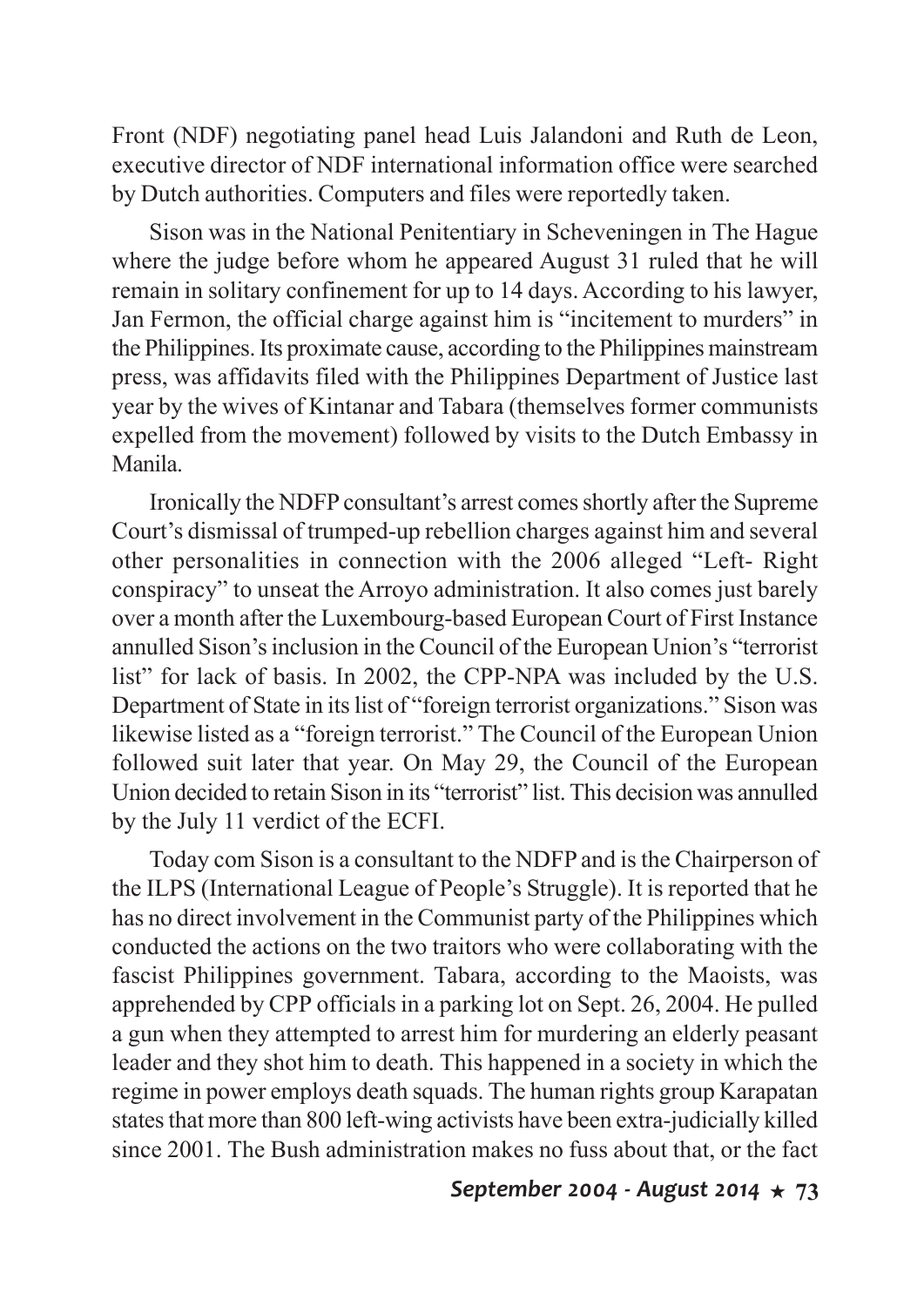Front (NDF) negotiating panel head Luis Jalandoni and Ruth de Leon, executive director of NDF international information office were searched by Dutch authorities. Computers and files were reportedly taken.

Sison was in the National Penitentiary in Scheveningen in The Hague where the judge before whom he appeared August 31 ruled that he will remain in solitary confinement for up to 14 days. According to his lawyer, Jan Fermon, the official charge against him is "incitement to murders" in the Philippines. Its proximate cause, according to the Philippines mainstream press, was affidavits filed with the Philippines Department of Justice last year by the wives of Kintanar and Tabara (themselves former communists expelled from the movement) followed by visits to the Dutch Embassy in Manila.

Ironically the NDFP consultant's arrest comes shortly after the Supreme Court's dismissal of trumped-up rebellion charges against him and several other personalities in connection with the 2006 alleged "Left- Right conspiracy" to unseat the Arroyo administration. It also comes just barely over a month after the Luxembourg-based European Court of First Instance annulled Sison's inclusion in the Council of the European Union's "terrorist list" for lack of basis. In 2002, the CPP-NPA was included by the U.S. Department of State in its list of "foreign terrorist organizations." Sison was likewise listed as a "foreign terrorist." The Council of the European Union followed suit later that year. On May 29, the Council of the European Union decided to retain Sison in its "terrorist" list. This decision was annulled by the July 11 verdict of the ECFI.

Today com Sison is a consultant to the NDFP and is the Chairperson of the ILPS (International League of People's Struggle). It is reported that he has no direct involvement in the Communist party of the Philippines which conducted the actions on the two traitors who were collaborating with the fascist Philippines government. Tabara, according to the Maoists, was apprehended by CPP officials in a parking lot on Sept. 26, 2004. He pulled a gun when they attempted to arrest him for murdering an elderly peasant leader and they shot him to death. This happened in a society in which the regime in power employs death squads. The human rights group Karapatan states that more than 800 left-wing activists have been extra-judicially killed since 2001. The Bush administration makes no fuss about that, or the fact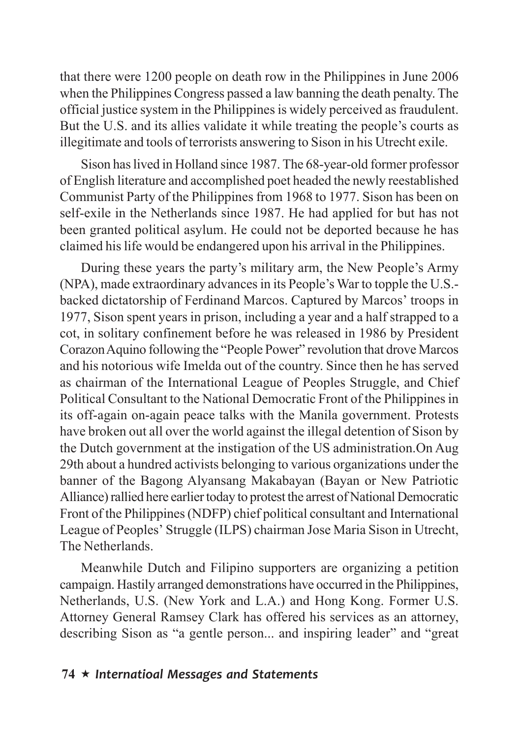that there were 1200 people on death row in the Philippines in June 2006 when the Philippines Congress passed a law banning the death penalty. The official justice system in the Philippines is widely perceived as fraudulent. But the U.S. and its allies validate it while treating the people's courts as illegitimate and tools of terrorists answering to Sison in his Utrecht exile.

Sison has lived in Holland since 1987. The 68-year-old former professor of English literature and accomplished poet headed the newly reestablished Communist Party of the Philippines from 1968 to 1977. Sison has been on self-exile in the Netherlands since 1987. He had applied for but has not been granted political asylum. He could not be deported because he has claimed his life would be endangered upon his arrival in the Philippines.

During these years the party's military arm, the New People's Army (NPA), made extraordinary advances in its People's War to topple the U.S.-backed dictatorship of Ferdinand Marcos. Captured by Marcos' troops in 1977, Sison spent years in prison, including a year and a half strapped to a cot, in solitary confinement before he was released in 1986 by President Corazon Aquino following the "People Power" revolution that drove Marcos and his notorious wife Imelda out of the country. Since then he has served as chairman of the International League of Peoples Struggle, and Chief Political Consultant to the National Democratic Front of the Philippines in its off-again on-again peace talks with the Manila government. Protests have broken out all over the world against the illegal detention of Sison by the Dutch government at the instigation of the US administration.On Aug 29th about a hundred activists belonging to various organizations under the banner of the Bagong Alyansang Makabayan (Bayan or New Patriotic Alliance) rallied here earlier today to protest the arrest of National Democratic Front of the Philippines (NDFP) chief political consultant and International League of Peoples' Struggle (ILPS) chairman Jose Maria Sison in Utrecht, The Netherlands.

Meanwhile Dutch and Filipino supporters are organizing a petition campaign. Hastily arranged demonstrations have occurred in the Philippines, Netherlands, U.S. (New York and L.A.) and Hong Kong. Former U.S. Attorney General Ramsey Clark has offered his services as an attorney, describing Sison as "a gentle person... and inspiring leader" and "great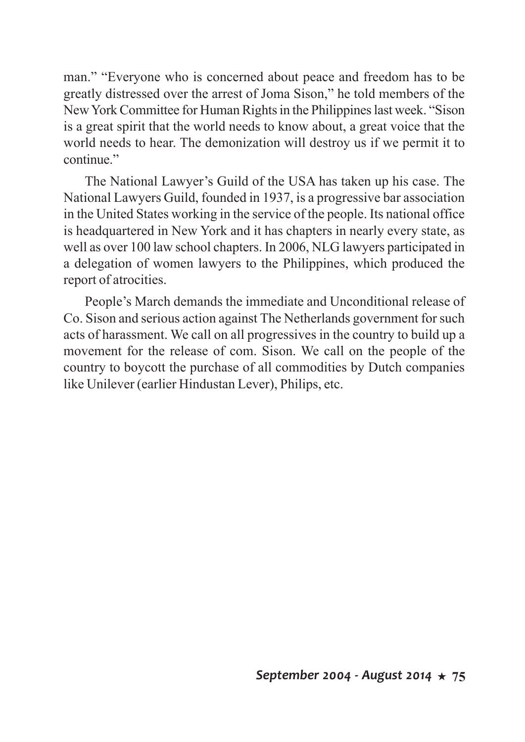man." "Everyone who is concerned about peace and freedom has to be greatly distressed over the arrest of Joma Sison," he told members of the New York Committee for Human Rights in the Philippines last week. "Sison is a great spirit that the world needs to know about, a great voice that the world needs to hear. The demonization will destroy us if we permit it to continue."

The National Lawyer's Guild of the USA has taken up his case. The National Lawyers Guild, founded in 1937, is a progressive bar association in the United States working in the service of the people. Its national office is headquartered in New York and it has chapters in nearly every state, as well as over 100 law school chapters. In 2006, NLG lawyers participated in a delegation of women lawyers to the Philippines, which produced the report of atrocities.

People's March demands the immediate and Unconditional release of Co. Sison and serious action against The Netherlands government for such acts of harassment. We call on all progressives in the country to build up a movement for the release of com. Sison. We call on the people of the country to boycott the purchase of all commodities by Dutch companies like Unilever (earlier Hindustan Lever), Philips, etc.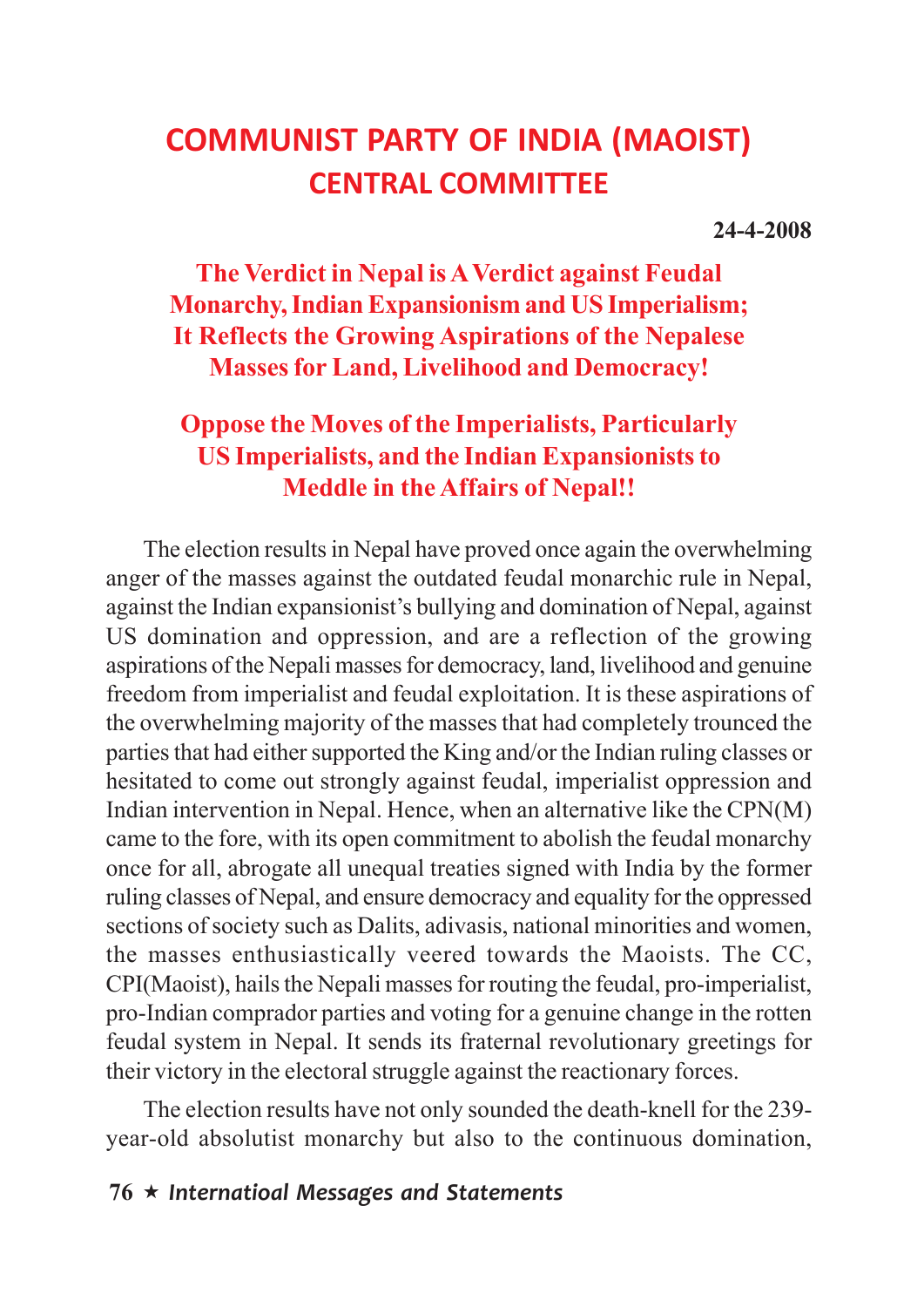# COMMUNIST PARTY OF INDIA (MAOIST)
## CENTRAL COMMITTEE

**24-4-2008**

### The Verdict in Nepal is A Verdict against Feudal Monarchy, Indian Expansionism and US Imperialism; It Reflects the Growing Aspirations of the Nepalese Masses for Land, Livelihood and Democracy!

### Oppose the Moves of the Imperialists, Particularly US Imperialists, and the Indian Expansionists to Meddle in the Affairs of Nepal!!

The election results in Nepal have proved once again the overwhelming anger of the masses against the outdated feudal monarchic rule in Nepal, against the Indian expansionist's bullying and domination of Nepal, against US domination and oppression, and are a reflection of the growing aspirations of the Nepali masses for democracy, land, livelihood and genuine freedom from imperialist and feudal exploitation. It is these aspirations of the overwhelming majority of the masses that had completely trounced the parties that had either supported the King and/or the Indian ruling classes or hesitated to come out strongly against feudal, imperialist oppression and Indian intervention in Nepal. Hence, when an alternative like the CPN(M) came to the fore, with its open commitment to abolish the feudal monarchy once for all, abrogate all unequal treaties signed with India by the former ruling classes of Nepal, and ensure democracy and equality for the oppressed sections of society such as Dalits, adivasis, national minorities and women, the masses enthusiastically veered towards the Maoists. The CC, CPI(Maoist), hails the Nepali masses for routing the feudal, pro-imperialist, pro-Indian comprador parties and voting for a genuine change in the rotten feudal system in Nepal. It sends its fraternal revolutionary greetings for their victory in the electoral struggle against the reactionary forces.

The election results have not only sounded the death-knell for the 239-year-old absolutist monarchy but also to the continuous domination,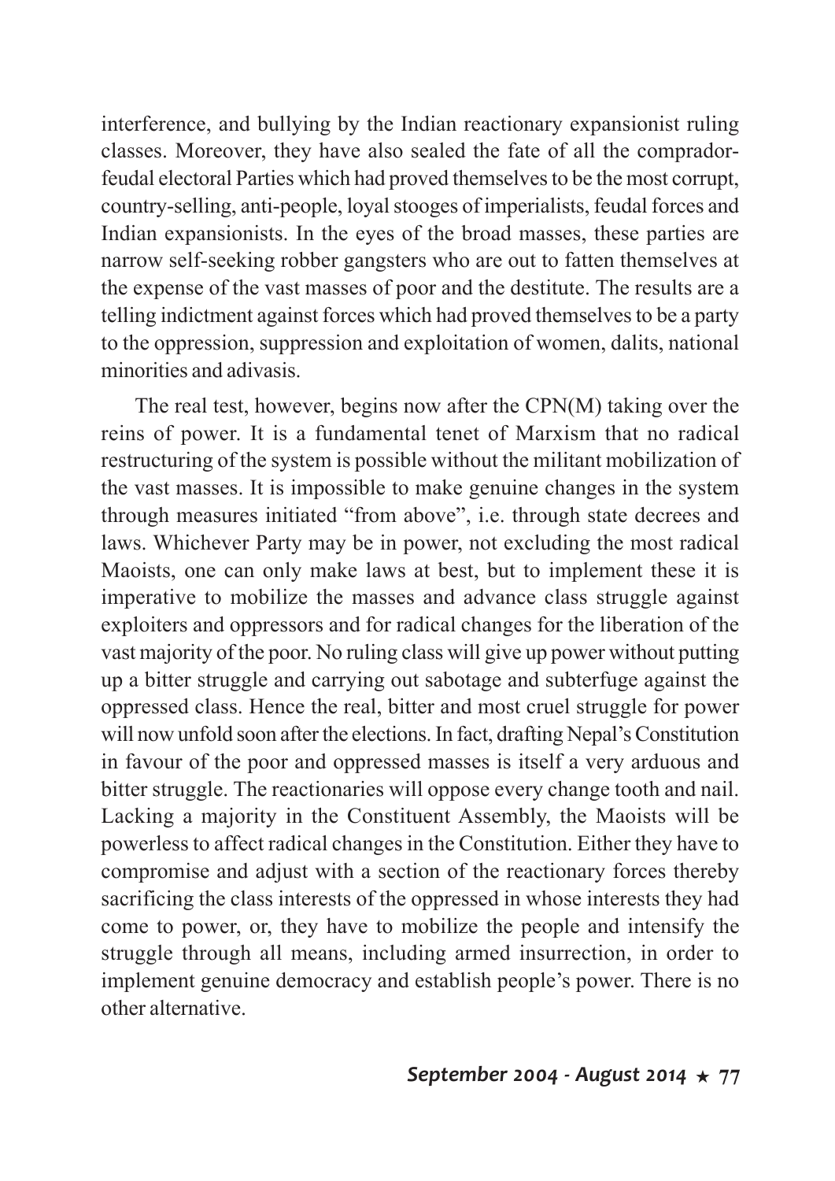interference, and bullying by the Indian reactionary expansionist ruling classes. Moreover, they have also sealed the fate of all the comprador-feudal electoral Parties which had proved themselves to be the most corrupt, country-selling, anti-people, loyal stooges of imperialists, feudal forces and Indian expansionists. In the eyes of the broad masses, these parties are narrow self-seeking robber gangsters who are out to fatten themselves at the expense of the vast masses of poor and the destitute. The results are a telling indictment against forces which had proved themselves to be a party to the oppression, suppression and exploitation of women, dalits, national minorities and adivasis.

The real test, however, begins now after the CPN(M) taking over the reins of power. It is a fundamental tenet of Marxism that no radical restructuring of the system is possible without the militant mobilization of the vast masses. It is impossible to make genuine changes in the system through measures initiated "from above", i.e. through state decrees and laws. Whichever Party may be in power, not excluding the most radical Maoists, one can only make laws at best, but to implement these it is imperative to mobilize the masses and advance class struggle against exploiters and oppressors and for radical changes for the liberation of the vast majority of the poor. No ruling class will give up power without putting up a bitter struggle and carrying out sabotage and subterfuge against the oppressed class. Hence the real, bitter and most cruel struggle for power will now unfold soon after the elections. In fact, drafting Nepal's Constitution in favour of the poor and oppressed masses is itself a very arduous and bitter struggle. The reactionaries will oppose every change tooth and nail. Lacking a majority in the Constituent Assembly, the Maoists will be powerless to affect radical changes in the Constitution. Either they have to compromise and adjust with a section of the reactionary forces thereby sacrificing the class interests of the oppressed in whose interests they had come to power, or, they have to mobilize the people and intensify the struggle through all means, including armed insurrection, in order to implement genuine democracy and establish people's power. There is no other alternative.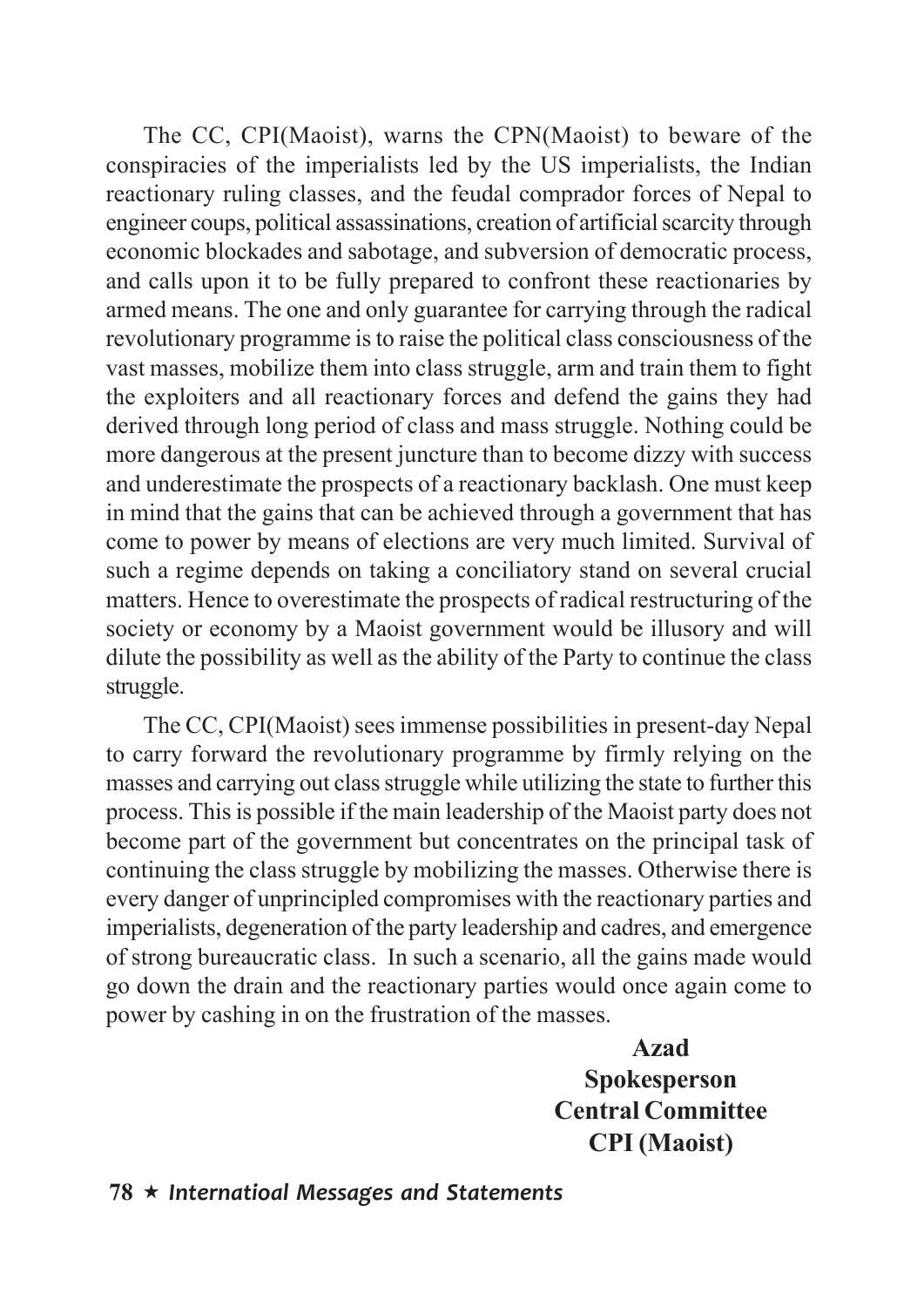The CC, CPI(Maoist), warns the CPN(Maoist) to beware of the conspiracies of the imperialists led by the US imperialists, the Indian reactionary ruling classes, and the feudal comprador forces of Nepal to engineer coups, political assassinations, creation of artificial scarcity through economic blockades and sabotage, and subversion of democratic process, and calls upon it to be fully prepared to confront these reactionaries by armed means. The one and only guarantee for carrying through the radical revolutionary programme is to raise the political class consciousness of the vast masses, mobilize them into class struggle, arm and train them to fight the exploiters and all reactionary forces and defend the gains they had derived through long period of class and mass struggle. Nothing could be more dangerous at the present juncture than to become dizzy with success and underestimate the prospects of a reactionary backlash. One must keep in mind that the gains that can be achieved through a government that has come to power by means of elections are very much limited. Survival of such a regime depends on taking a conciliatory stand on several crucial matters. Hence to overestimate the prospects of radical restructuring of the society or economy by a Maoist government would be illusory and will dilute the possibility as well as the ability of the Party to continue the class struggle.

The CC, CPI(Maoist) sees immense possibilities in present-day Nepal to carry forward the revolutionary programme by firmly relying on the masses and carrying out class struggle while utilizing the state to further this process. This is possible if the main leadership of the Maoist party does not become part of the government but concentrates on the principal task of continuing the class struggle by mobilizing the masses. Otherwise there is every danger of unprincipled compromises with the reactionary parties and imperialists, degeneration of the party leadership and cadres, and emergence of strong bureaucratic class. In such a scenario, all the gains made would go down the drain and the reactionary parties would once again come to power by cashing in on the frustration of the masses.

**Azad**
**Spokesperson**
**Central Committee**
**CPI (Maoist)**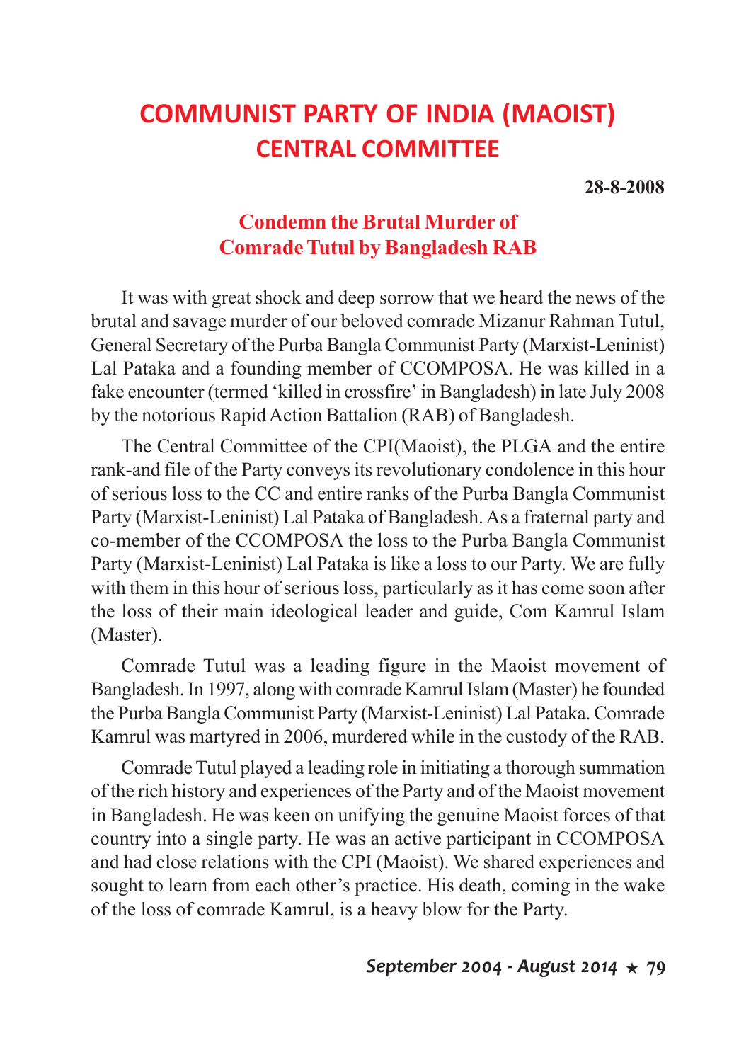# COMMUNIST PARTY OF INDIA (MAOIST)
## CENTRAL COMMITTEE

**28-8-2008**

### Condemn the Brutal Murder of Comrade Tutul by Bangladesh RAB

It was with great shock and deep sorrow that we heard the news of the brutal and savage murder of our beloved comrade Mizanur Rahman Tutul, General Secretary of the Purba Bangla Communist Party (Marxist-Leninist) Lal Pataka and a founding member of CCOMPOSA. He was killed in a fake encounter (termed 'killed in crossfire' in Bangladesh) in late July 2008 by the notorious Rapid Action Battalion (RAB) of Bangladesh.

The Central Committee of the CPI(Maoist), the PLGA and the entire rank-and file of the Party conveys its revolutionary condolence in this hour of serious loss to the CC and entire ranks of the Purba Bangla Communist Party (Marxist-Leninist) Lal Pataka of Bangladesh. As a fraternal party and co-member of the CCOMPOSA the loss to the Purba Bangla Communist Party (Marxist-Leninist) Lal Pataka is like a loss to our Party. We are fully with them in this hour of serious loss, particularly as it has come soon after the loss of their main ideological leader and guide, Com Kamrul Islam (Master).

Comrade Tutul was a leading figure in the Maoist movement of Bangladesh. In 1997, along with comrade Kamrul Islam (Master) he founded the Purba Bangla Communist Party (Marxist-Leninist) Lal Pataka. Comrade Kamrul was martyred in 2006, murdered while in the custody of the RAB.

Comrade Tutul played a leading role in initiating a thorough summation of the rich history and experiences of the Party and of the Maoist movement in Bangladesh. He was keen on unifying the genuine Maoist forces of that country into a single party. He was an active participant in CCOMPOSA and had close relations with the CPI (Maoist). We shared experiences and sought to learn from each other's practice. His death, coming in the wake of the loss of comrade Kamrul, is a heavy blow for the Party.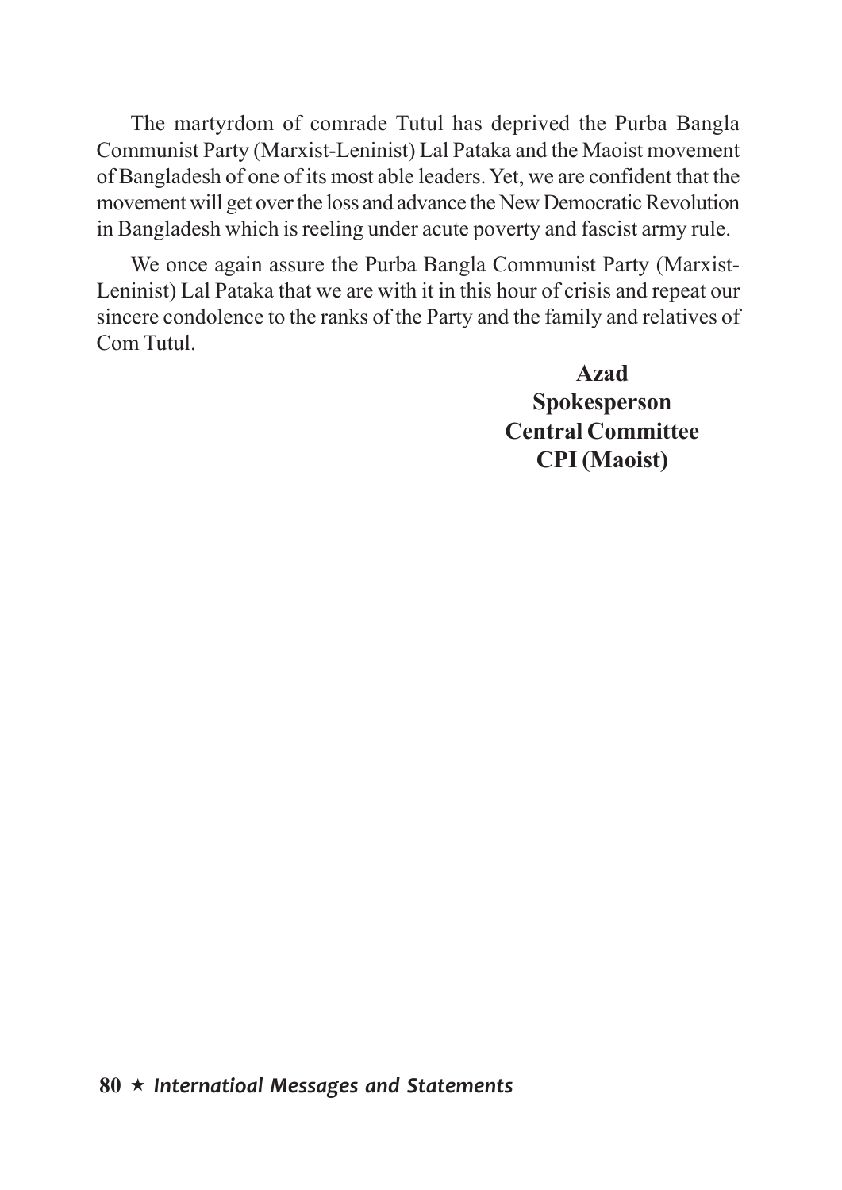The martyrdom of comrade Tutul has deprived the Purba Bangla Communist Party (Marxist-Leninist) Lal Pataka and the Maoist movement of Bangladesh of one of its most able leaders. Yet, we are confident that the movement will get over the loss and advance the New Democratic Revolution in Bangladesh which is reeling under acute poverty and fascist army rule.

We once again assure the Purba Bangla Communist Party (Marxist-Leninist) Lal Pataka that we are with it in this hour of crisis and repeat our sincere condolence to the ranks of the Party and the family and relatives of Com Tutul.

**Azad**
**Spokesperson**
**Central Committee**
**CPI (Maoist)**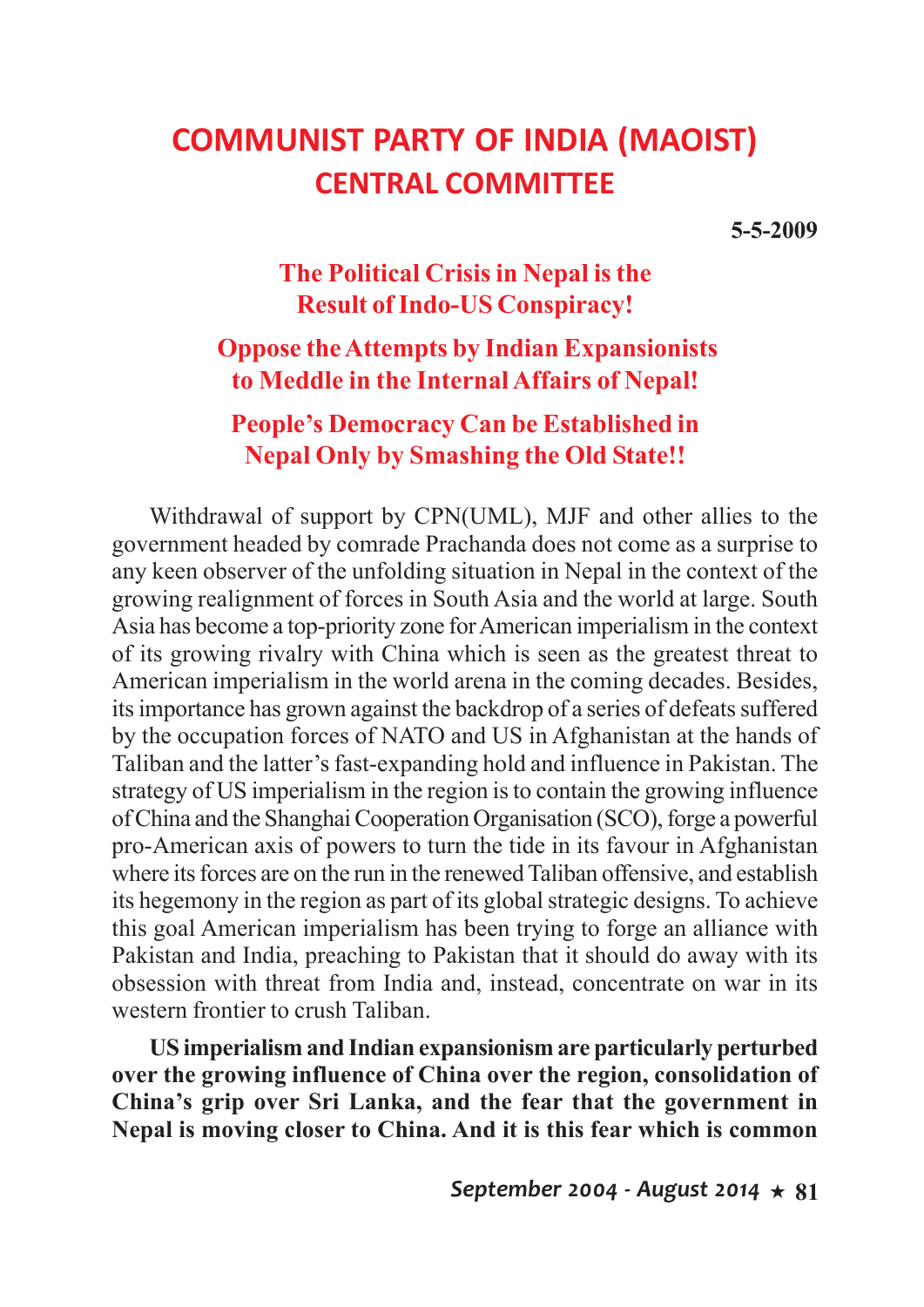# COMMUNIST PARTY OF INDIA (MAOIST)
## CENTRAL COMMITTEE

**5-5-2009**

### The Political Crisis in Nepal is the Result of Indo-US Conspiracy!

### Oppose the Attempts by Indian Expansionists to Meddle in the Internal Affairs of Nepal!

### People's Democracy Can be Established in Nepal Only by Smashing the Old State!!

Withdrawal of support by CPN(UML), MJF and other allies to the government headed by comrade Prachanda does not come as a surprise to any keen observer of the unfolding situation in Nepal in the context of the growing realignment of forces in South Asia and the world at large. South Asia has become a top-priority zone for American imperialism in the context of its growing rivalry with China which is seen as the greatest threat to American imperialism in the world arena in the coming decades. Besides, its importance has grown against the backdrop of a series of defeats suffered by the occupation forces of NATO and US in Afghanistan at the hands of Taliban and the latter's fast-expanding hold and influence in Pakistan. The strategy of US imperialism in the region is to contain the growing influence of China and the Shanghai Cooperation Organisation (SCO), forge a powerful pro-American axis of powers to turn the tide in its favour in Afghanistan where its forces are on the run in the renewed Taliban offensive, and establish its hegemony in the region as part of its global strategic designs. To achieve this goal American imperialism has been trying to forge an alliance with Pakistan and India, preaching to Pakistan that it should do away with its obsession with threat from India and, instead, concentrate on war in its western frontier to crush Taliban.

**US imperialism and Indian expansionism are particularly perturbed over the growing influence of China over the region, consolidation of China's grip over Sri Lanka, and the fear that the government in Nepal is moving closer to China. And it is this fear which is common**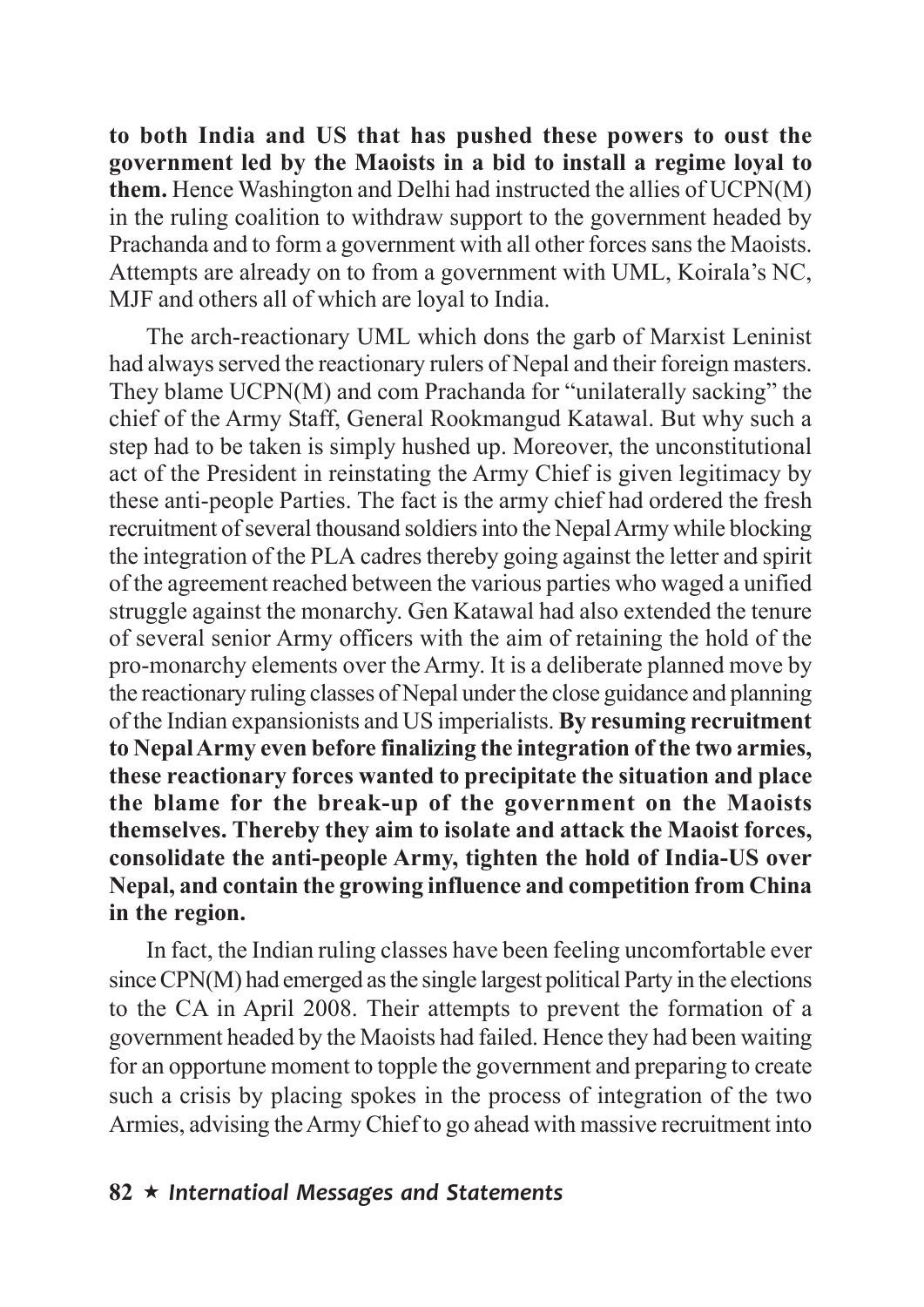**to both India and US that has pushed these powers to oust the government led by the Maoists in a bid to install a regime loyal to them.** Hence Washington and Delhi had instructed the allies of UCPN(M) in the ruling coalition to withdraw support to the government headed by Prachanda and to form a government with all other forces sans the Maoists. Attempts are already on to from a government with UML, Koirala's NC, MJF and others all of which are loyal to India.

The arch-reactionary UML which dons the garb of Marxist Leninist had always served the reactionary rulers of Nepal and their foreign masters. They blame UCPN(M) and com Prachanda for "unilaterally sacking" the chief of the Army Staff, General Rookmangud Katawal. But why such a step had to be taken is simply hushed up. Moreover, the unconstitutional act of the President in reinstating the Army Chief is given legitimacy by these anti-people Parties. The fact is the army chief had ordered the fresh recruitment of several thousand soldiers into the Nepal Army while blocking the integration of the PLA cadres thereby going against the letter and spirit of the agreement reached between the various parties who waged a unified struggle against the monarchy. Gen Katawal had also extended the tenure of several senior Army officers with the aim of retaining the hold of the pro-monarchy elements over the Army. It is a deliberate planned move by the reactionary ruling classes of Nepal under the close guidance and planning of the Indian expansionists and US imperialists. **By resuming recruitment to Nepal Army even before finalizing the integration of the two armies, these reactionary forces wanted to precipitate the situation and place the blame for the break-up of the government on the Maoists themselves. Thereby they aim to isolate and attack the Maoist forces, consolidate the anti-people Army, tighten the hold of India-US over Nepal, and contain the growing influence and competition from China in the region.**

In fact, the Indian ruling classes have been feeling uncomfortable ever since CPN(M) had emerged as the single largest political Party in the elections to the CA in April 2008. Their attempts to prevent the formation of a government headed by the Maoists had failed. Hence they had been waiting for an opportune moment to topple the government and preparing to create such a crisis by placing spokes in the process of integration of the two Armies, advising the Army Chief to go ahead with massive recruitment into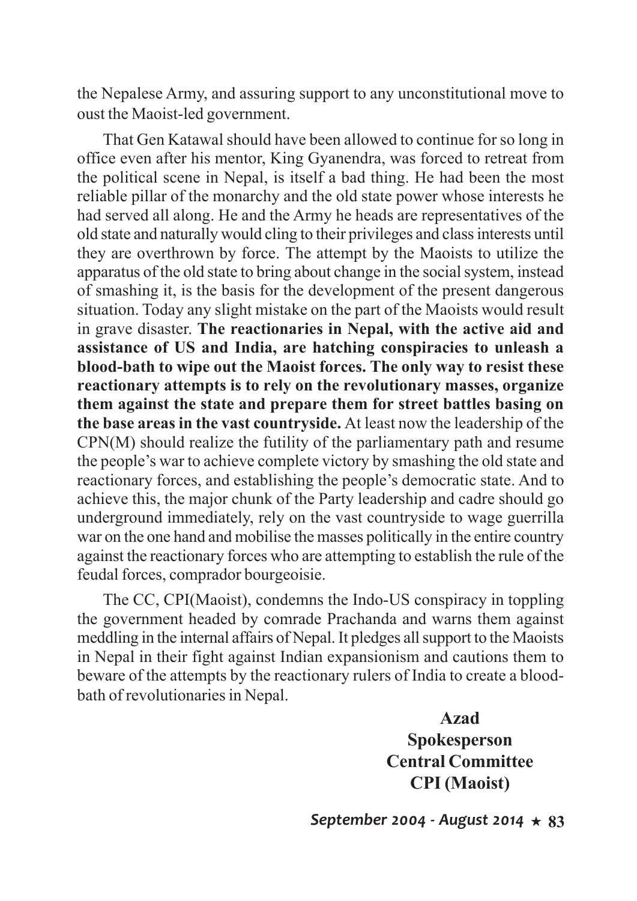the Nepalese Army, and assuring support to any unconstitutional move to oust the Maoist-led government.

That Gen Katawal should have been allowed to continue for so long in office even after his mentor, King Gyanendra, was forced to retreat from the political scene in Nepal, is itself a bad thing. He had been the most reliable pillar of the monarchy and the old state power whose interests he had served all along. He and the Army he heads are representatives of the old state and naturally would cling to their privileges and class interests until they are overthrown by force. The attempt by the Maoists to utilize the apparatus of the old state to bring about change in the social system, instead of smashing it, is the basis for the development of the present dangerous situation. Today any slight mistake on the part of the Maoists would result in grave disaster. **The reactionaries in Nepal, with the active aid and assistance of US and India, are hatching conspiracies to unleash a blood-bath to wipe out the Maoist forces. The only way to resist these reactionary attempts is to rely on the revolutionary masses, organize them against the state and prepare them for street battles basing on the base areas in the vast countryside.** At least now the leadership of the CPN(M) should realize the futility of the parliamentary path and resume the people's war to achieve complete victory by smashing the old state and reactionary forces, and establishing the people's democratic state. And to achieve this, the major chunk of the Party leadership and cadre should go underground immediately, rely on the vast countryside to wage guerrilla war on the one hand and mobilise the masses politically in the entire country against the reactionary forces who are attempting to establish the rule of the feudal forces, comprador bourgeoisie.

The CC, CPI(Maoist), condemns the Indo-US conspiracy in toppling the government headed by comrade Prachanda and warns them against meddling in the internal affairs of Nepal. It pledges all support to the Maoists in Nepal in their fight against Indian expansionism and cautions them to beware of the attempts by the reactionary rulers of India to create a blood-bath of revolutionaries in Nepal.

**Azad**
**Spokesperson**
**Central Committee**
**CPI (Maoist)**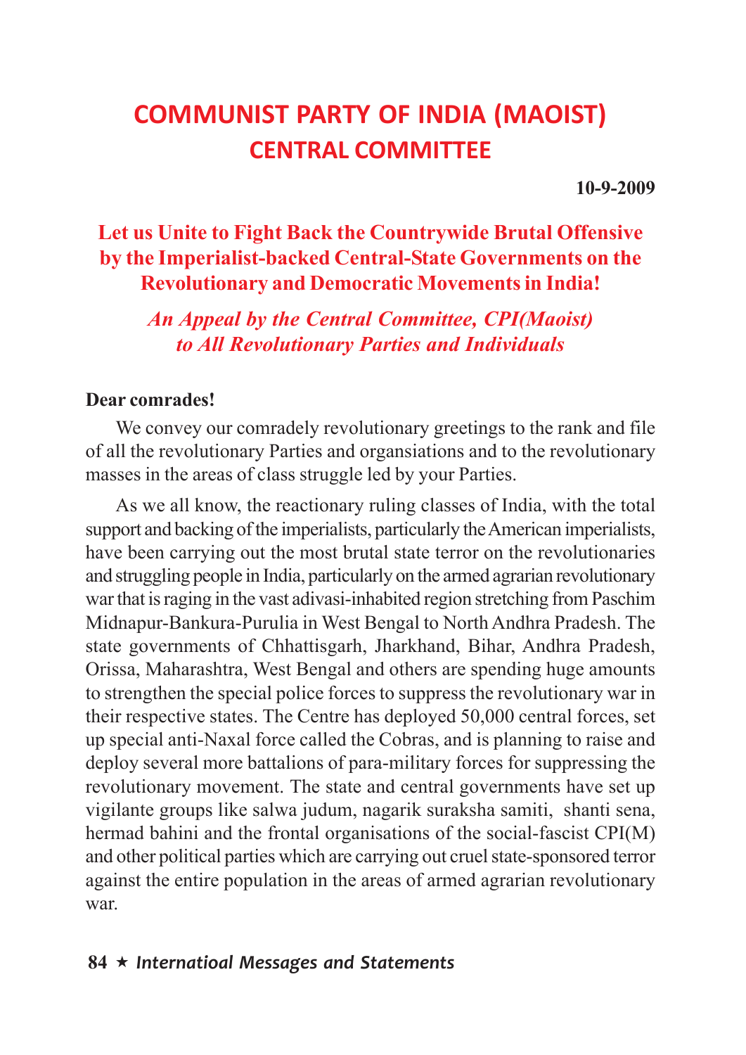# COMMUNIST PARTY OF INDIA (MAOIST)
## CENTRAL COMMITTEE

**10-9-2009**

## Let us Unite to Fight Back the Countrywide Brutal Offensive by the Imperialist-backed Central-State Governments on the Revolutionary and Democratic Movements in India!

### *An Appeal by the Central Committee, CPI(Maoist) to All Revolutionary Parties and Individuals*

**Dear comrades!**

We convey our comradely revolutionary greetings to the rank and file of all the revolutionary Parties and organsiations and to the revolutionary masses in the areas of class struggle led by your Parties.

As we all know, the reactionary ruling classes of India, with the total support and backing of the imperialists, particularly the American imperialists, have been carrying out the most brutal state terror on the revolutionaries and struggling people in India, particularly on the armed agrarian revolutionary war that is raging in the vast adivasi-inhabited region stretching from Paschim Midnapur-Bankura-Purulia in West Bengal to North Andhra Pradesh. The state governments of Chhattisgarh, Jharkhand, Bihar, Andhra Pradesh, Orissa, Maharashtra, West Bengal and others are spending huge amounts to strengthen the special police forces to suppress the revolutionary war in their respective states. The Centre has deployed 50,000 central forces, set up special anti-Naxal force called the Cobras, and is planning to raise and deploy several more battalions of para-military forces for suppressing the revolutionary movement. The state and central governments have set up vigilante groups like salwa judum, nagarik suraksha samiti, shanti sena, hermad bahini and the frontal organisations of the social-fascist CPI(M) and other political parties which are carrying out cruel state-sponsored terror against the entire population in the areas of armed agrarian revolutionary war.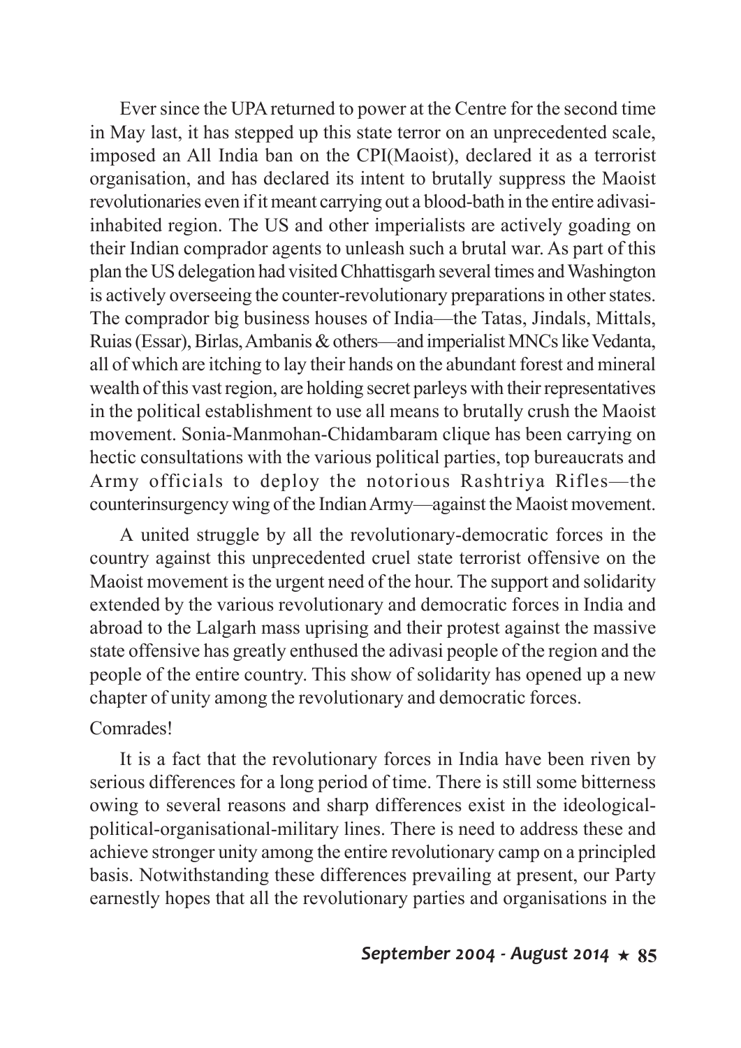Ever since the UPA returned to power at the Centre for the second time in May last, it has stepped up this state terror on an unprecedented scale, imposed an All India ban on the CPI(Maoist), declared it as a terrorist organisation, and has declared its intent to brutally suppress the Maoist revolutionaries even if it meant carrying out a blood-bath in the entire adivasi-inhabited region. The US and other imperialists are actively goading on their Indian comprador agents to unleash such a brutal war. As part of this plan the US delegation had visited Chhattisgarh several times and Washington is actively overseeing the counter-revolutionary preparations in other states. The comprador big business houses of India—the Tatas, Jindals, Mittals, Ruias (Essar), Birlas, Ambanis & others—and imperialist MNCs like Vedanta, all of which are itching to lay their hands on the abundant forest and mineral wealth of this vast region, are holding secret parleys with their representatives in the political establishment to use all means to brutally crush the Maoist movement. Sonia-Manmohan-Chidambaram clique has been carrying on hectic consultations with the various political parties, top bureaucrats and Army officials to deploy the notorious Rashtriya Rifles—the counterinsurgency wing of the Indian Army—against the Maoist movement.

A united struggle by all the revolutionary-democratic forces in the country against this unprecedented cruel state terrorist offensive on the Maoist movement is the urgent need of the hour. The support and solidarity extended by the various revolutionary and democratic forces in India and abroad to the Lalgarh mass uprising and their protest against the massive state offensive has greatly enthused the adivasi people of the region and the people of the entire country. This show of solidarity has opened up a new chapter of unity among the revolutionary and democratic forces.

Comrades!

It is a fact that the revolutionary forces in India have been riven by serious differences for a long period of time. There is still some bitterness owing to several reasons and sharp differences exist in the ideological-political-organisational-military lines. There is need to address these and achieve stronger unity among the entire revolutionary camp on a principled basis. Notwithstanding these differences prevailing at present, our Party earnestly hopes that all the revolutionary parties and organisations in the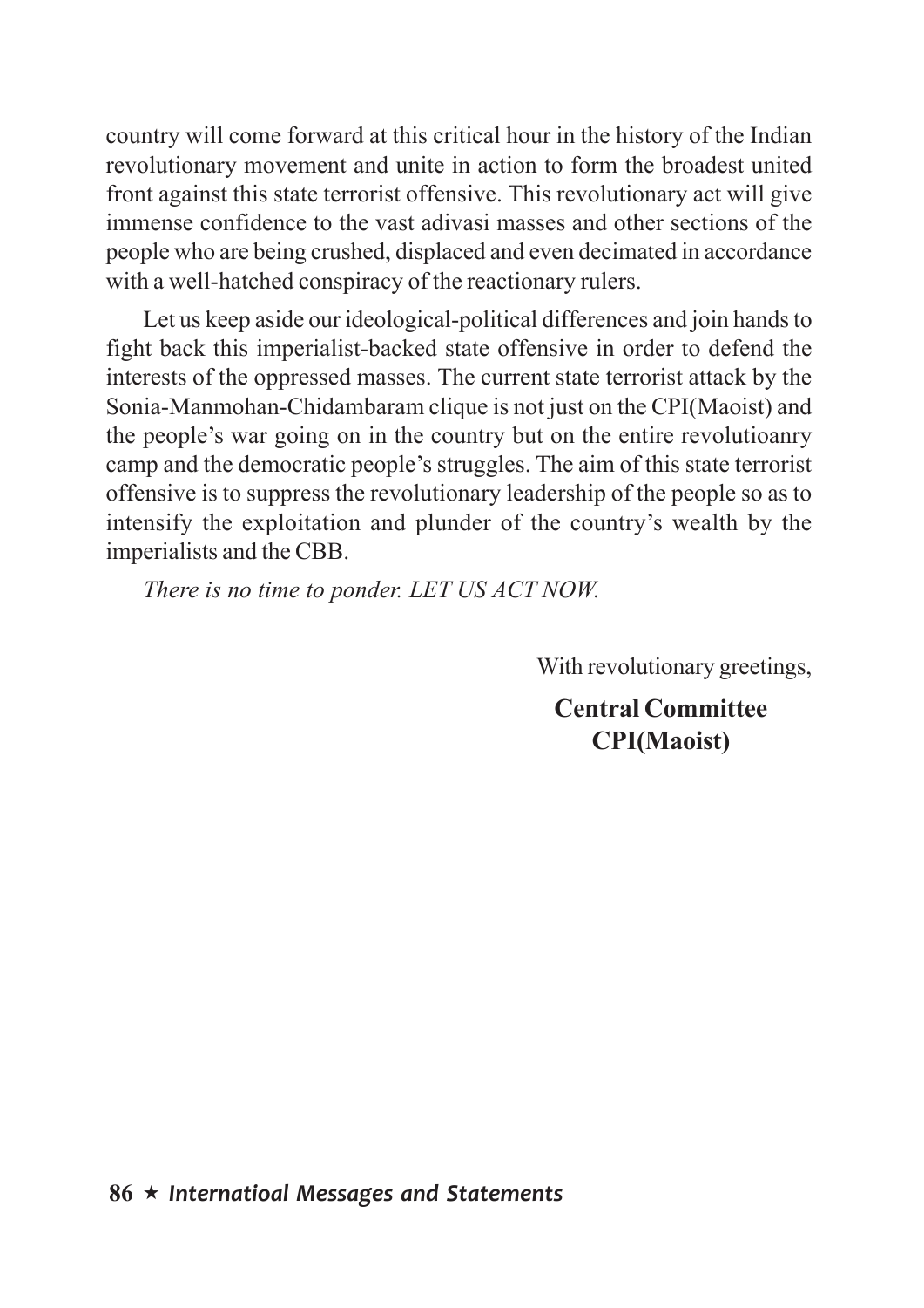country will come forward at this critical hour in the history of the Indian revolutionary movement and unite in action to form the broadest united front against this state terrorist offensive. This revolutionary act will give immense confidence to the vast adivasi masses and other sections of the people who are being crushed, displaced and even decimated in accordance with a well-hatched conspiracy of the reactionary rulers.

Let us keep aside our ideological-political differences and join hands to fight back this imperialist-backed state offensive in order to defend the interests of the oppressed masses. The current state terrorist attack by the Sonia-Manmohan-Chidambaram clique is not just on the CPI(Maoist) and the people's war going on in the country but on the entire revolutioanry camp and the democratic people's struggles. The aim of this state terrorist offensive is to suppress the revolutionary leadership of the people so as to intensify the exploitation and plunder of the country's wealth by the imperialists and the CBB.

*There is no time to ponder. LET US ACT NOW.*

With revolutionary greetings,

**Central Committee**
**CPI(Maoist)**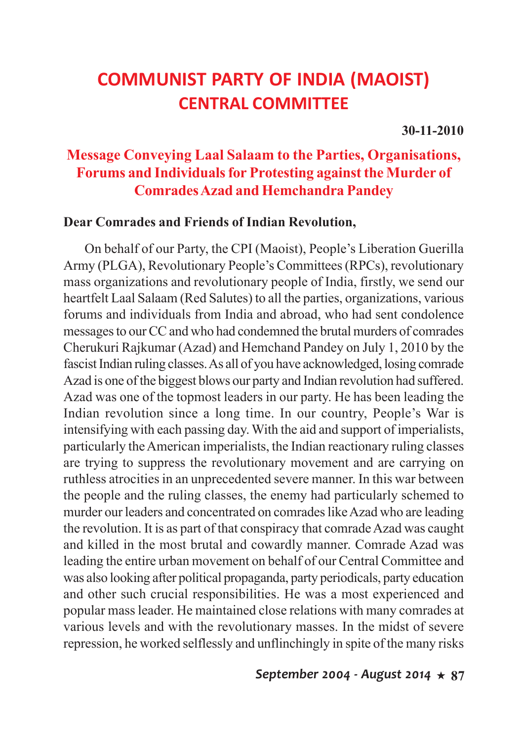# COMMUNIST PARTY OF INDIA (MAOIST)
## CENTRAL COMMITTEE

**30-11-2010**

### Message Conveying Laal Salaam to the Parties, Organisations, Forums and Individuals for Protesting against the Murder of Comrades Azad and Hemchandra Pandey

**Dear Comrades and Friends of Indian Revolution,**

On behalf of our Party, the CPI (Maoist), People's Liberation Guerilla Army (PLGA), Revolutionary People's Committees (RPCs), revolutionary mass organizations and revolutionary people of India, firstly, we send our heartfelt Laal Salaam (Red Salutes) to all the parties, organizations, various forums and individuals from India and abroad, who had sent condolence messages to our CC and who had condemned the brutal murders of comrades Cherukuri Rajkumar (Azad) and Hemchand Pandey on July 1, 2010 by the fascist Indian ruling classes. As all of you have acknowledged, losing comrade Azad is one of the biggest blows our party and Indian revolution had suffered. Azad was one of the topmost leaders in our party. He has been leading the Indian revolution since a long time. In our country, People's War is intensifying with each passing day. With the aid and support of imperialists, particularly the American imperialists, the Indian reactionary ruling classes are trying to suppress the revolutionary movement and are carrying on ruthless atrocities in an unprecedented severe manner. In this war between the people and the ruling classes, the enemy had particularly schemed to murder our leaders and concentrated on comrades like Azad who are leading the revolution. It is as part of that conspiracy that comrade Azad was caught and killed in the most brutal and cowardly manner. Comrade Azad was leading the entire urban movement on behalf of our Central Committee and was also looking after political propaganda, party periodicals, party education and other such crucial responsibilities. He was a most experienced and popular mass leader. He maintained close relations with many comrades at various levels and with the revolutionary masses. In the midst of severe repression, he worked selflessly and unflinchingly in spite of the many risks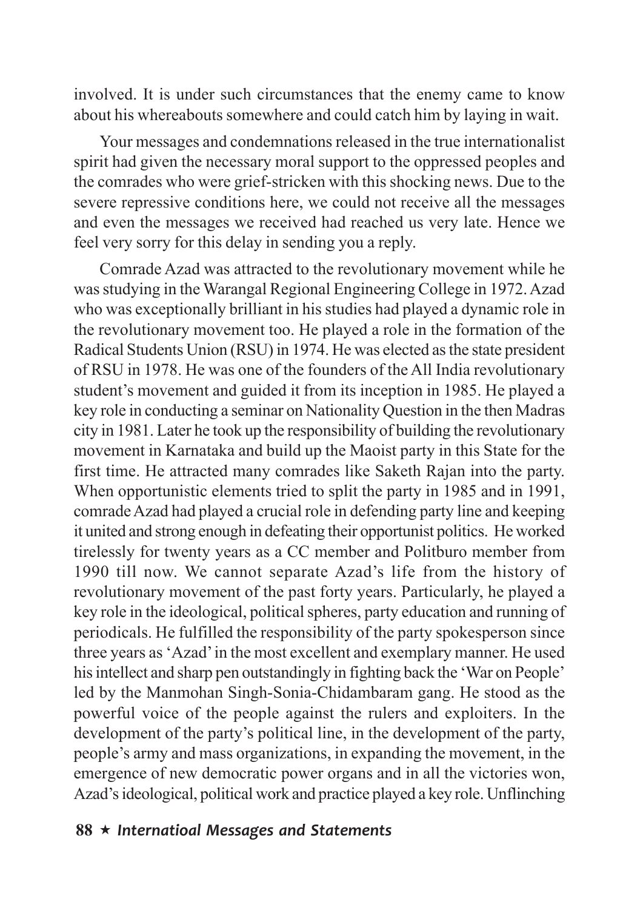involved. It is under such circumstances that the enemy came to know about his whereabouts somewhere and could catch him by laying in wait.

Your messages and condemnations released in the true internationalist spirit had given the necessary moral support to the oppressed peoples and the comrades who were grief-stricken with this shocking news. Due to the severe repressive conditions here, we could not receive all the messages and even the messages we received had reached us very late. Hence we feel very sorry for this delay in sending you a reply.

Comrade Azad was attracted to the revolutionary movement while he was studying in the Warangal Regional Engineering College in 1972. Azad who was exceptionally brilliant in his studies had played a dynamic role in the revolutionary movement too. He played a role in the formation of the Radical Students Union (RSU) in 1974. He was elected as the state president of RSU in 1978. He was one of the founders of the All India revolutionary student's movement and guided it from its inception in 1985. He played a key role in conducting a seminar on Nationality Question in the then Madras city in 1981. Later he took up the responsibility of building the revolutionary movement in Karnataka and build up the Maoist party in this State for the first time. He attracted many comrades like Saketh Rajan into the party. When opportunistic elements tried to split the party in 1985 and in 1991, comrade Azad had played a crucial role in defending party line and keeping it united and strong enough in defeating their opportunist politics. He worked tirelessly for twenty years as a CC member and Politburo member from 1990 till now. We cannot separate Azad's life from the history of revolutionary movement of the past forty years. Particularly, he played a key role in the ideological, political spheres, party education and running of periodicals. He fulfilled the responsibility of the party spokesperson since three years as 'Azad' in the most excellent and exemplary manner. He used his intellect and sharp pen outstandingly in fighting back the 'War on People' led by the Manmohan Singh-Sonia-Chidambaram gang. He stood as the powerful voice of the people against the rulers and exploiters. In the development of the party's political line, in the development of the party, people's army and mass organizations, in expanding the movement, in the emergence of new democratic power organs and in all the victories won, Azad's ideological, political work and practice played a key role. Unflinching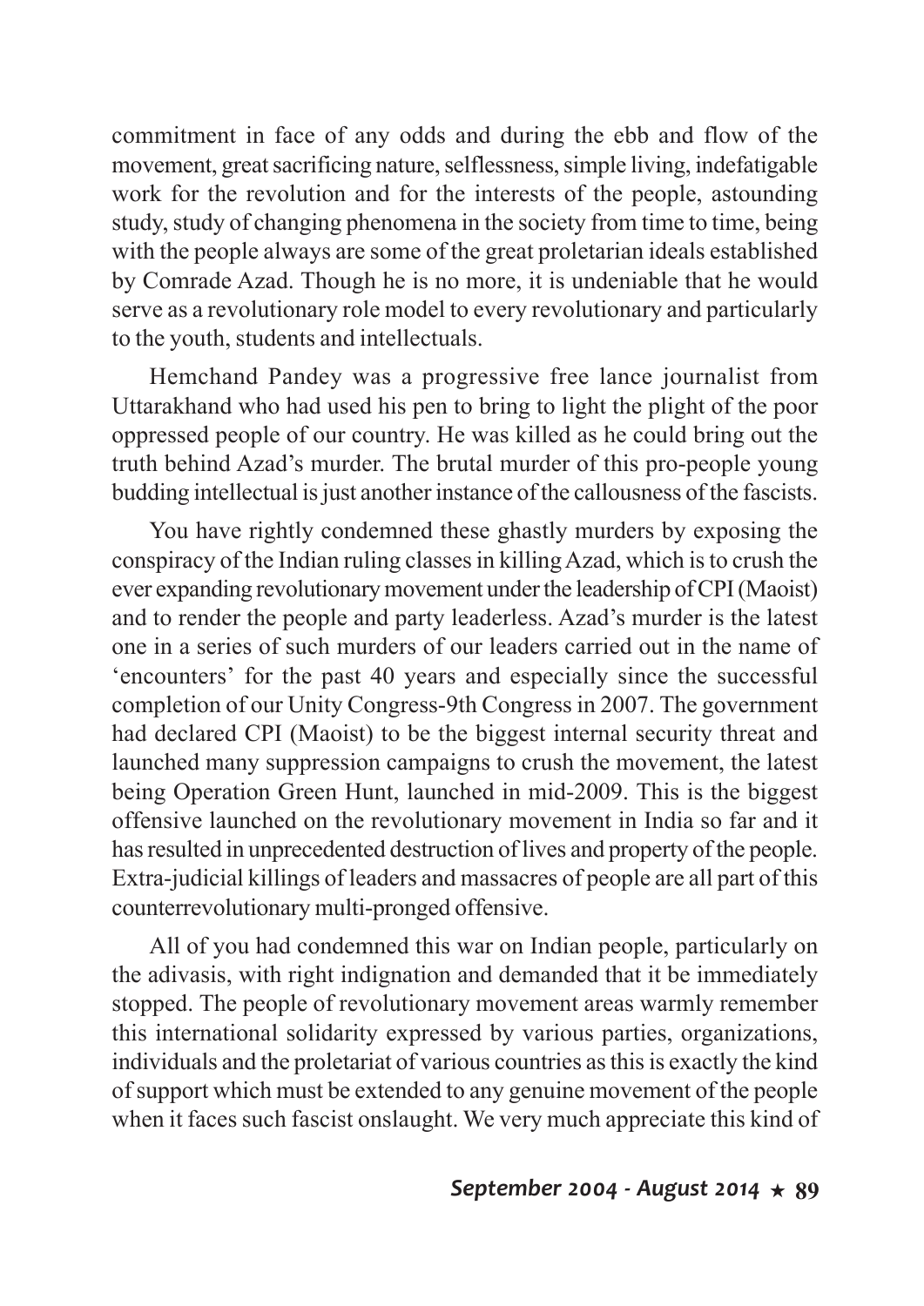commitment in face of any odds and during the ebb and flow of the movement, great sacrificing nature, selflessness, simple living, indefatigable work for the revolution and for the interests of the people, astounding study, study of changing phenomena in the society from time to time, being with the people always are some of the great proletarian ideals established by Comrade Azad. Though he is no more, it is undeniable that he would serve as a revolutionary role model to every revolutionary and particularly to the youth, students and intellectuals.

Hemchand Pandey was a progressive free lance journalist from Uttarakhand who had used his pen to bring to light the plight of the poor oppressed people of our country. He was killed as he could bring out the truth behind Azad's murder. The brutal murder of this pro-people young budding intellectual is just another instance of the callousness of the fascists.

You have rightly condemned these ghastly murders by exposing the conspiracy of the Indian ruling classes in killing Azad, which is to crush the ever expanding revolutionary movement under the leadership of CPI (Maoist) and to render the people and party leaderless. Azad's murder is the latest one in a series of such murders of our leaders carried out in the name of 'encounters' for the past 40 years and especially since the successful completion of our Unity Congress-9th Congress in 2007. The government had declared CPI (Maoist) to be the biggest internal security threat and launched many suppression campaigns to crush the movement, the latest being Operation Green Hunt, launched in mid-2009. This is the biggest offensive launched on the revolutionary movement in India so far and it has resulted in unprecedented destruction of lives and property of the people. Extra-judicial killings of leaders and massacres of people are all part of this counterrevolutionary multi-pronged offensive.

All of you had condemned this war on Indian people, particularly on the adivasis, with right indignation and demanded that it be immediately stopped. The people of revolutionary movement areas warmly remember this international solidarity expressed by various parties, organizations, individuals and the proletariat of various countries as this is exactly the kind of support which must be extended to any genuine movement of the people when it faces such fascist onslaught. We very much appreciate this kind of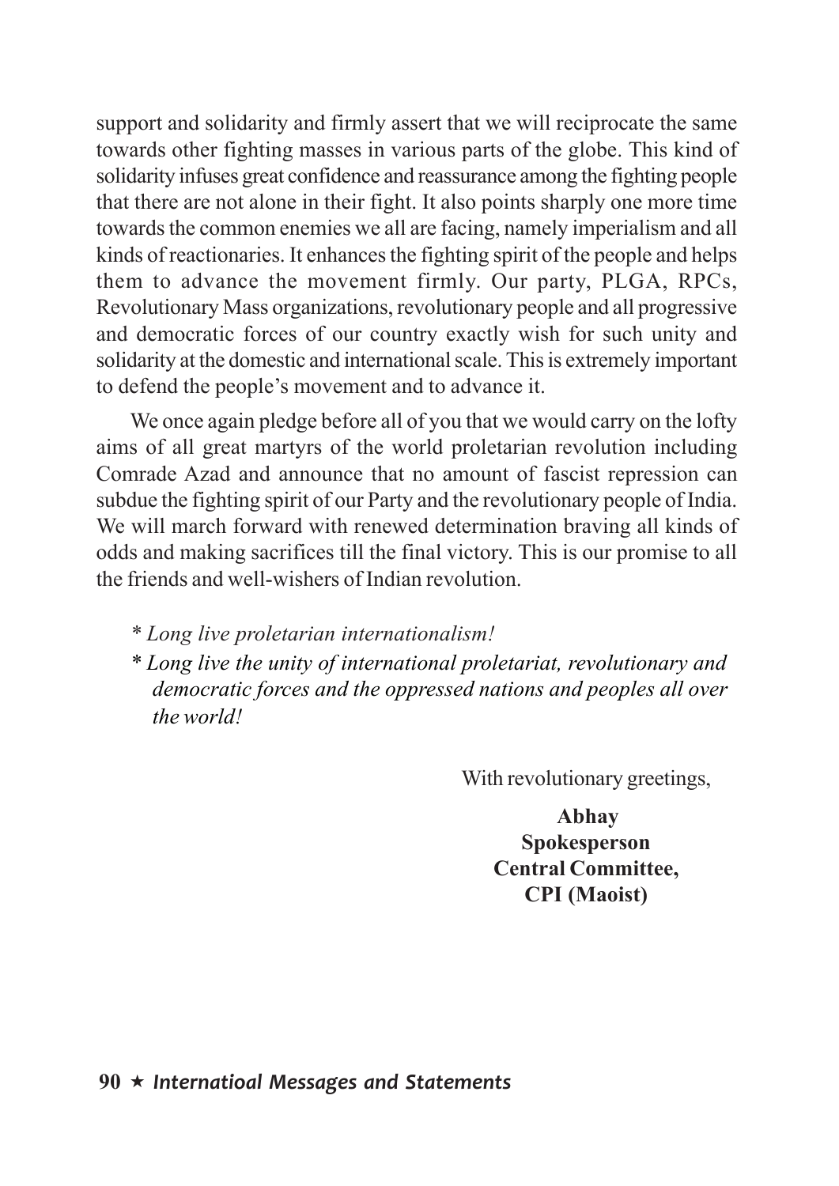support and solidarity and firmly assert that we will reciprocate the same towards other fighting masses in various parts of the globe. This kind of solidarity infuses great confidence and reassurance among the fighting people that there are not alone in their fight. It also points sharply one more time towards the common enemies we all are facing, namely imperialism and all kinds of reactionaries. It enhances the fighting spirit of the people and helps them to advance the movement firmly. Our party, PLGA, RPCs, Revolutionary Mass organizations, revolutionary people and all progressive and democratic forces of our country exactly wish for such unity and solidarity at the domestic and international scale. This is extremely important to defend the people's movement and to advance it.

We once again pledge before all of you that we would carry on the lofty aims of all great martyrs of the world proletarian revolution including Comrade Azad and announce that no amount of fascist repression can subdue the fighting spirit of our Party and the revolutionary people of India. We will march forward with renewed determination braving all kinds of odds and making sacrifices till the final victory. This is our promise to all the friends and well-wishers of Indian revolution.

* *Long live proletarian internationalism!*
* *Long live the unity of international proletariat, revolutionary and democratic forces and the oppressed nations and peoples all over the world!*

With revolutionary greetings,

**Abhay**
**Spokesperson**
**Central Committee,**
**CPI (Maoist)**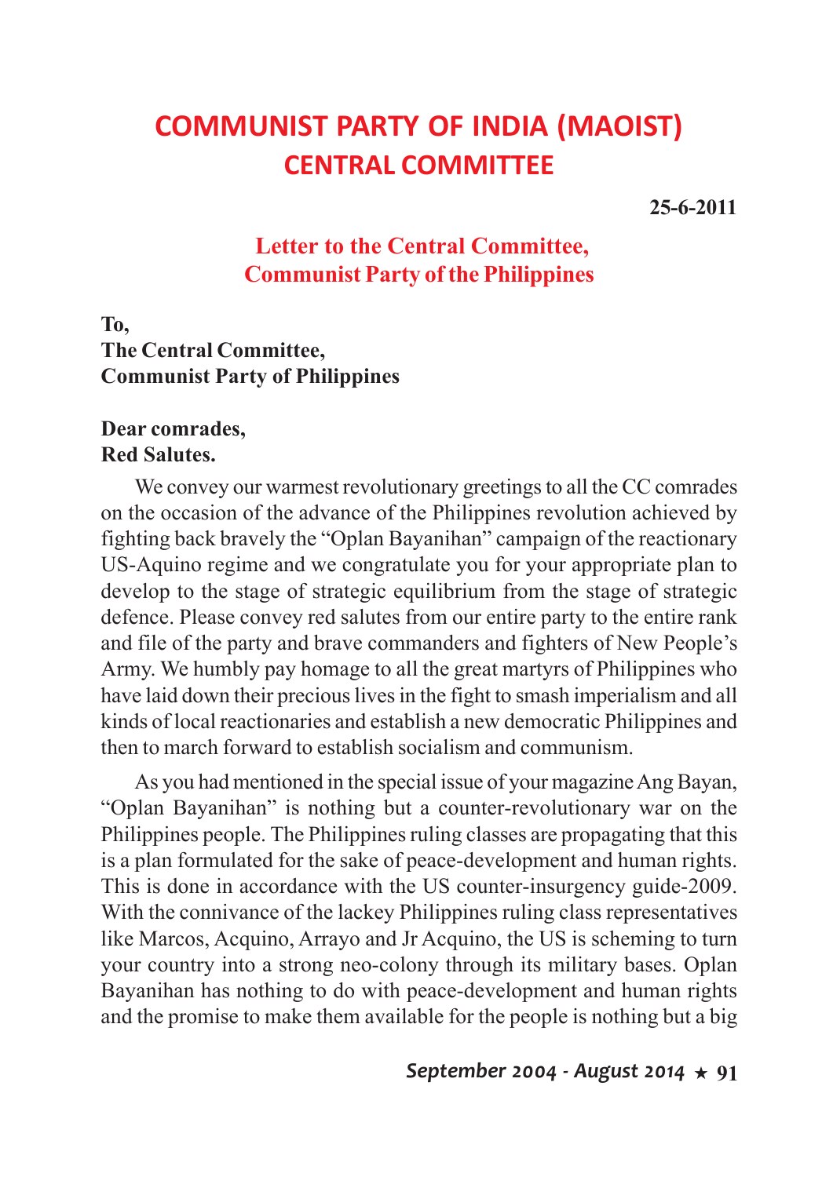# COMMUNIST PARTY OF INDIA (MAOIST)
## CENTRAL COMMITTEE

**25-6-2011**

### Letter to the Central Committee, Communist Party of the Philippines

**To,**
**The Central Committee,**
**Communist Party of Philippines**

**Dear comrades,**
**Red Salutes.**

We convey our warmest revolutionary greetings to all the CC comrades on the occasion of the advance of the Philippines revolution achieved by fighting back bravely the "Oplan Bayanihan" campaign of the reactionary US-Aquino regime and we congratulate you for your appropriate plan to develop to the stage of strategic equilibrium from the stage of strategic defence. Please convey red salutes from our entire party to the entire rank and file of the party and brave commanders and fighters of New People's Army. We humbly pay homage to all the great martyrs of Philippines who have laid down their precious lives in the fight to smash imperialism and all kinds of local reactionaries and establish a new democratic Philippines and then to march forward to establish socialism and communism.

As you had mentioned in the special issue of your magazine Ang Bayan, "Oplan Bayanihan" is nothing but a counter-revolutionary war on the Philippines people. The Philippines ruling classes are propagating that this is a plan formulated for the sake of peace-development and human rights. This is done in accordance with the US counter-insurgency guide-2009. With the connivance of the lackey Philippines ruling class representatives like Marcos, Acquino, Arrayo and Jr Acquino, the US is scheming to turn your country into a strong neo-colony through its military bases. Oplan Bayanihan has nothing to do with peace-development and human rights and the promise to make them available for the people is nothing but a big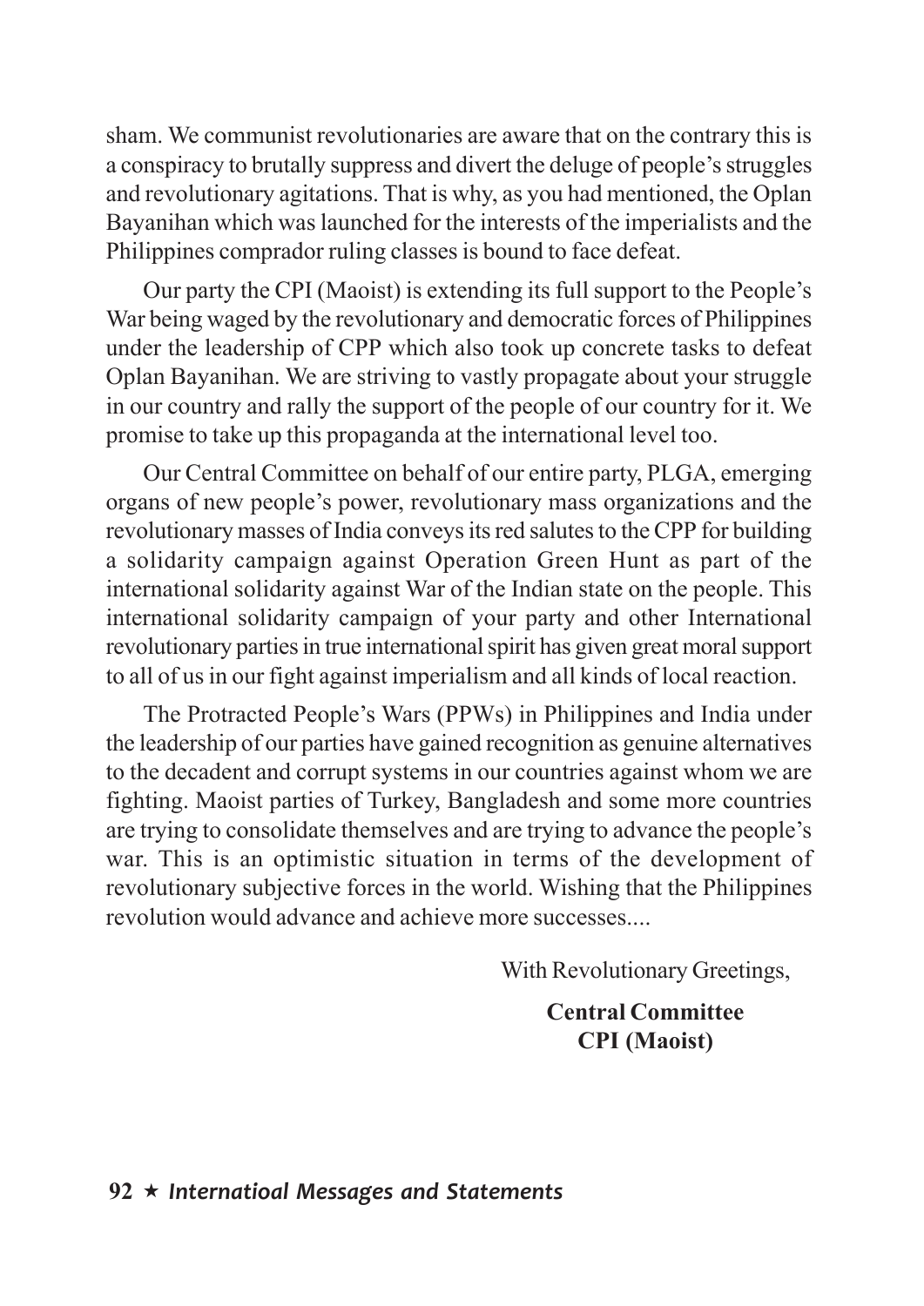sham. We communist revolutionaries are aware that on the contrary this is a conspiracy to brutally suppress and divert the deluge of people's struggles and revolutionary agitations. That is why, as you had mentioned, the Oplan Bayanihan which was launched for the interests of the imperialists and the Philippines comprador ruling classes is bound to face defeat.

Our party the CPI (Maoist) is extending its full support to the People's War being waged by the revolutionary and democratic forces of Philippines under the leadership of CPP which also took up concrete tasks to defeat Oplan Bayanihan. We are striving to vastly propagate about your struggle in our country and rally the support of the people of our country for it. We promise to take up this propaganda at the international level too.

Our Central Committee on behalf of our entire party, PLGA, emerging organs of new people's power, revolutionary mass organizations and the revolutionary masses of India conveys its red salutes to the CPP for building a solidarity campaign against Operation Green Hunt as part of the international solidarity against War of the Indian state on the people. This international solidarity campaign of your party and other International revolutionary parties in true international spirit has given great moral support to all of us in our fight against imperialism and all kinds of local reaction.

The Protracted People's Wars (PPWs) in Philippines and India under the leadership of our parties have gained recognition as genuine alternatives to the decadent and corrupt systems in our countries against whom we are fighting. Maoist parties of Turkey, Bangladesh and some more countries are trying to consolidate themselves and are trying to advance the people's war. This is an optimistic situation in terms of the development of revolutionary subjective forces in the world. Wishing that the Philippines revolution would advance and achieve more successes....

With Revolutionary Greetings,

**Central Committee**
**CPI (Maoist)**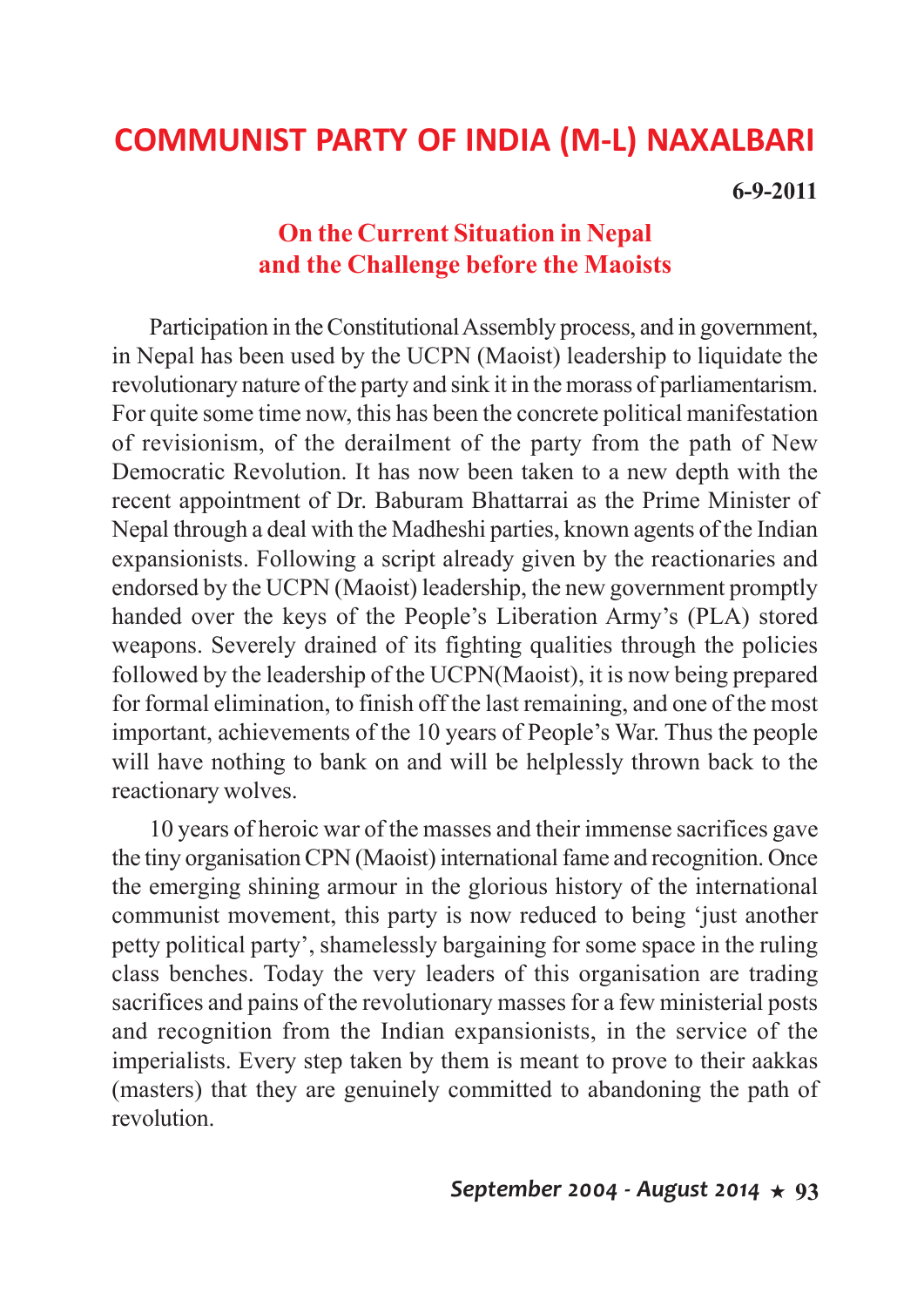# COMMUNIST PARTY OF INDIA (M-L) NAXALBARI

**6-9-2011**

## On the Current Situation in Nepal and the Challenge before the Maoists

Participation in the Constitutional Assembly process, and in government, in Nepal has been used by the UCPN (Maoist) leadership to liquidate the revolutionary nature of the party and sink it in the morass of parliamentarism. For quite some time now, this has been the concrete political manifestation of revisionism, of the derailment of the party from the path of New Democratic Revolution. It has now been taken to a new depth with the recent appointment of Dr. Baburam Bhattarrai as the Prime Minister of Nepal through a deal with the Madheshi parties, known agents of the Indian expansionists. Following a script already given by the reactionaries and endorsed by the UCPN (Maoist) leadership, the new government promptly handed over the keys of the People's Liberation Army's (PLA) stored weapons. Severely drained of its fighting qualities through the policies followed by the leadership of the UCPN(Maoist), it is now being prepared for formal elimination, to finish off the last remaining, and one of the most important, achievements of the 10 years of People's War. Thus the people will have nothing to bank on and will be helplessly thrown back to the reactionary wolves.

10 years of heroic war of the masses and their immense sacrifices gave the tiny organisation CPN (Maoist) international fame and recognition. Once the emerging shining armour in the glorious history of the international communist movement, this party is now reduced to being 'just another petty political party', shamelessly bargaining for some space in the ruling class benches. Today the very leaders of this organisation are trading sacrifices and pains of the revolutionary masses for a few ministerial posts and recognition from the Indian expansionists, in the service of the imperialists. Every step taken by them is meant to prove to their aakkas (masters) that they are genuinely committed to abandoning the path of revolution.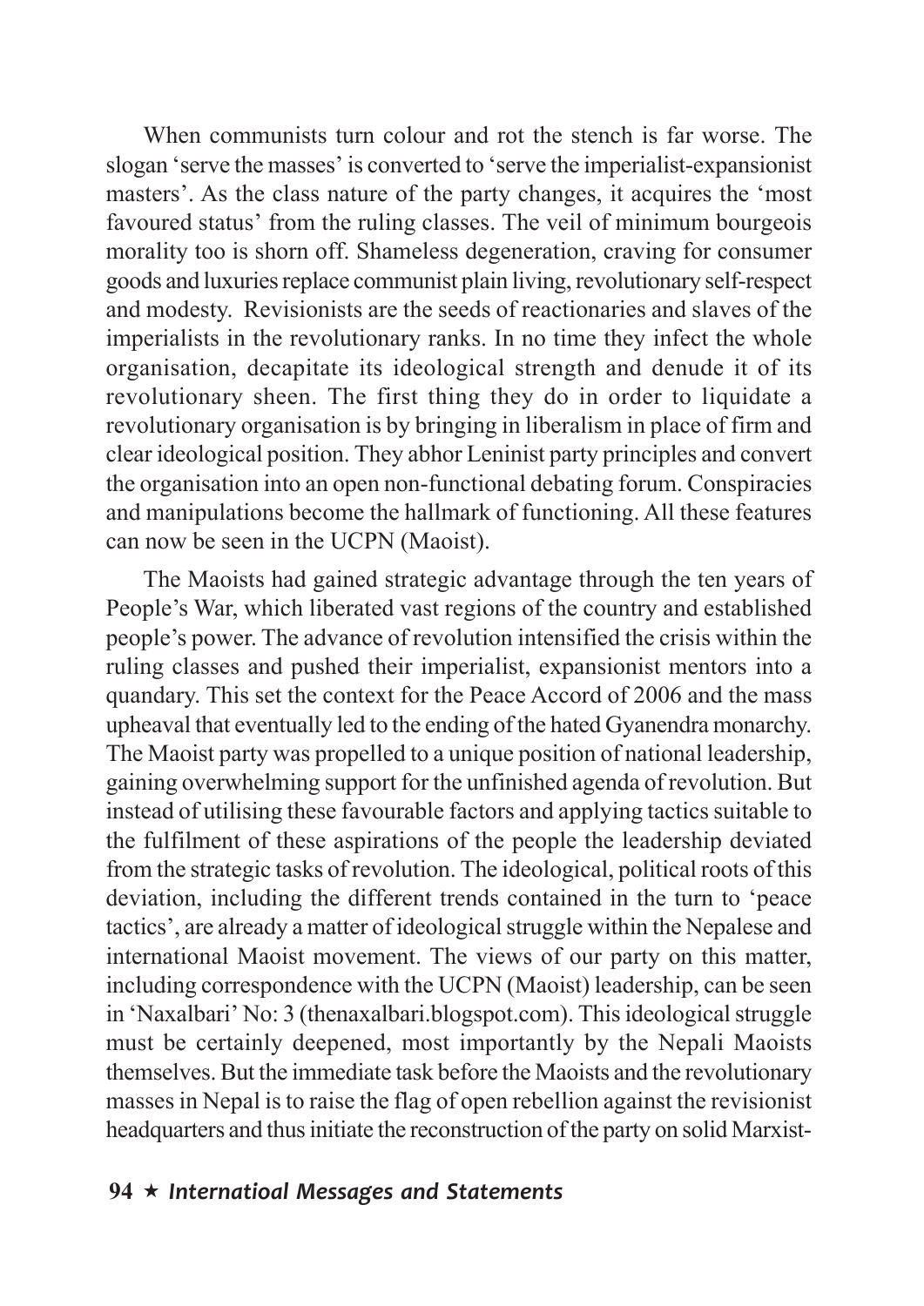When communists turn colour and rot the stench is far worse. The slogan 'serve the masses' is converted to 'serve the imperialist-expansionist masters'. As the class nature of the party changes, it acquires the 'most favoured status' from the ruling classes. The veil of minimum bourgeois morality too is shorn off. Shameless degeneration, craving for consumer goods and luxuries replace communist plain living, revolutionary self-respect and modesty. Revisionists are the seeds of reactionaries and slaves of the imperialists in the revolutionary ranks. In no time they infect the whole organisation, decapitate its ideological strength and denude it of its revolutionary sheen. The first thing they do in order to liquidate a revolutionary organisation is by bringing in liberalism in place of firm and clear ideological position. They abhor Leninist party principles and convert the organisation into an open non-functional debating forum. Conspiracies and manipulations become the hallmark of functioning. All these features can now be seen in the UCPN (Maoist).

The Maoists had gained strategic advantage through the ten years of People's War, which liberated vast regions of the country and established people's power. The advance of revolution intensified the crisis within the ruling classes and pushed their imperialist, expansionist mentors into a quandary. This set the context for the Peace Accord of 2006 and the mass upheaval that eventually led to the ending of the hated Gyanendra monarchy. The Maoist party was propelled to a unique position of national leadership, gaining overwhelming support for the unfinished agenda of revolution. But instead of utilising these favourable factors and applying tactics suitable to the fulfilment of these aspirations of the people the leadership deviated from the strategic tasks of revolution. The ideological, political roots of this deviation, including the different trends contained in the turn to 'peace tactics', are already a matter of ideological struggle within the Nepalese and international Maoist movement. The views of our party on this matter, including correspondence with the UCPN (Maoist) leadership, can be seen in 'Naxalbari' No: 3 (thenaxalbari.blogspot.com). This ideological struggle must be certainly deepened, most importantly by the Nepali Maoists themselves. But the immediate task before the Maoists and the revolutionary masses in Nepal is to raise the flag of open rebellion against the revisionist headquarters and thus initiate the reconstruction of the party on solid Marxist-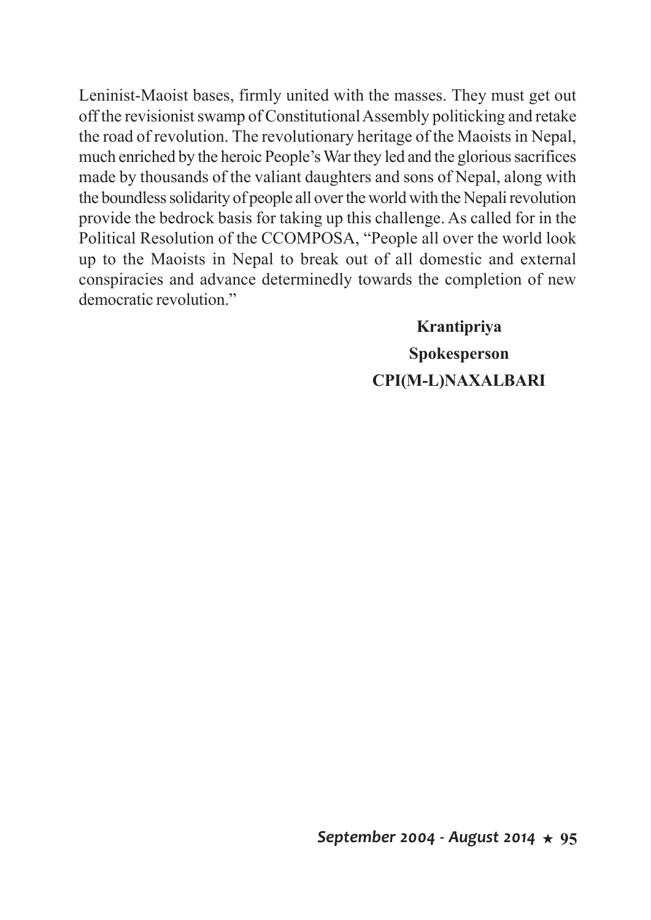Leninist-Maoist bases, firmly united with the masses. They must get out off the revisionist swamp of Constitutional Assembly politicking and retake the road of revolution. The revolutionary heritage of the Maoists in Nepal, much enriched by the heroic People's War they led and the glorious sacrifices made by thousands of the valiant daughters and sons of Nepal, along with the boundless solidarity of people all over the world with the Nepali revolution provide the bedrock basis for taking up this challenge. As called for in the Political Resolution of the CCOMPOSA, "People all over the world look up to the Maoists in Nepal to break out of all domestic and external conspiracies and advance determinedly towards the completion of new democratic revolution."

**Krantipriya**

**Spokesperson**

**CPI(M-L)NAXALBARI**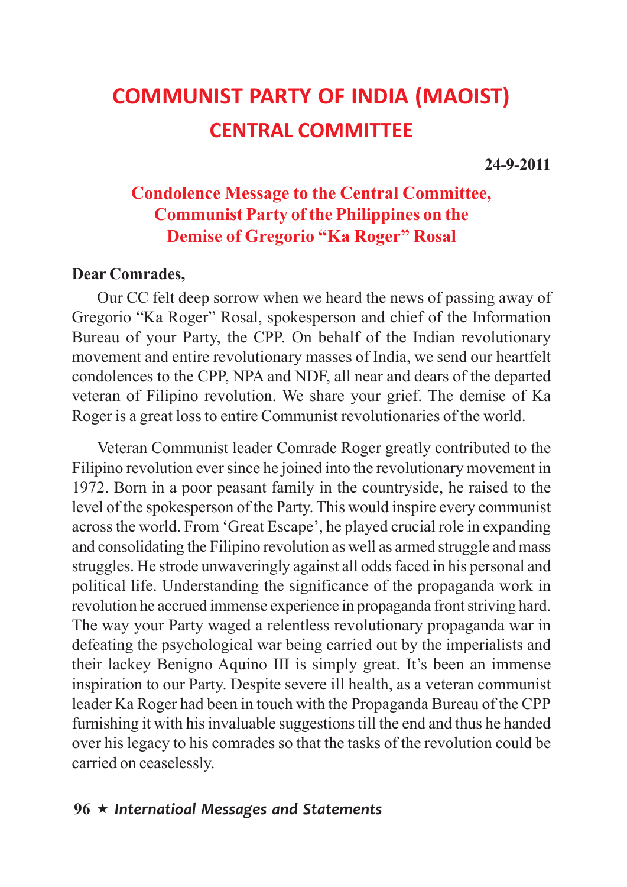# COMMUNIST PARTY OF INDIA (MAOIST)

## CENTRAL COMMITTEE

**24-9-2011**

### Condolence Message to the Central Committee, Communist Party of the Philippines on the Demise of Gregorio "Ka Roger" Rosal

**Dear Comrades,**

Our CC felt deep sorrow when we heard the news of passing away of Gregorio "Ka Roger" Rosal, spokesperson and chief of the Information Bureau of your Party, the CPP. On behalf of the Indian revolutionary movement and entire revolutionary masses of India, we send our heartfelt condolences to the CPP, NPA and NDF, all near and dears of the departed veteran of Filipino revolution. We share your grief. The demise of Ka Roger is a great loss to entire Communist revolutionaries of the world.

Veteran Communist leader Comrade Roger greatly contributed to the Filipino revolution ever since he joined into the revolutionary movement in 1972. Born in a poor peasant family in the countryside, he raised to the level of the spokesperson of the Party. This would inspire every communist across the world. From 'Great Escape', he played crucial role in expanding and consolidating the Filipino revolution as well as armed struggle and mass struggles. He strode unwaveringly against all odds faced in his personal and political life. Understanding the significance of the propaganda work in revolution he accrued immense experience in propaganda front striving hard. The way your Party waged a relentless revolutionary propaganda war in defeating the psychological war being carried out by the imperialists and their lackey Benigno Aquino III is simply great. It's been an immense inspiration to our Party. Despite severe ill health, as a veteran communist leader Ka Roger had been in touch with the Propaganda Bureau of the CPP furnishing it with his invaluable suggestions till the end and thus he handed over his legacy to his comrades so that the tasks of the revolution could be carried on ceaselessly.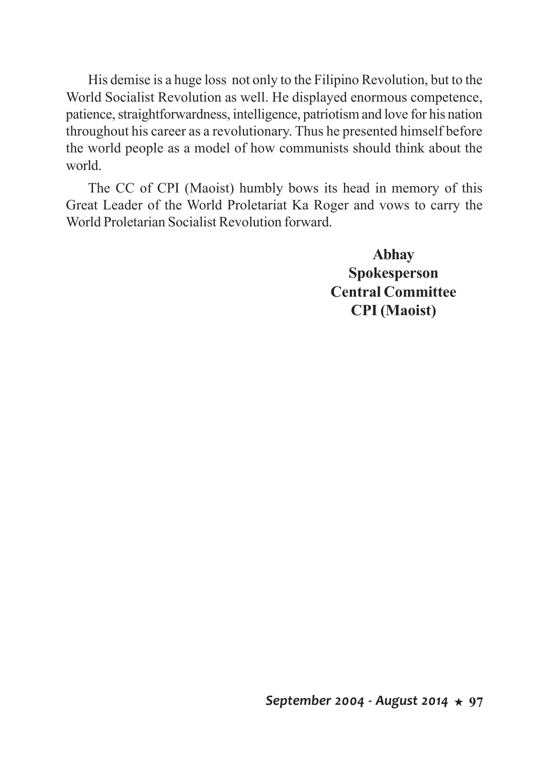His demise is a huge loss not only to the Filipino Revolution, but to the World Socialist Revolution as well. He displayed enormous competence, patience, straightforwardness, intelligence, patriotism and love for his nation throughout his career as a revolutionary. Thus he presented himself before the world people as a model of how communists should think about the world.

The CC of CPI (Maoist) humbly bows its head in memory of this Great Leader of the World Proletariat Ka Roger and vows to carry the World Proletarian Socialist Revolution forward.

**Abhay**
**Spokesperson**
**Central Committee**
**CPI (Maoist)**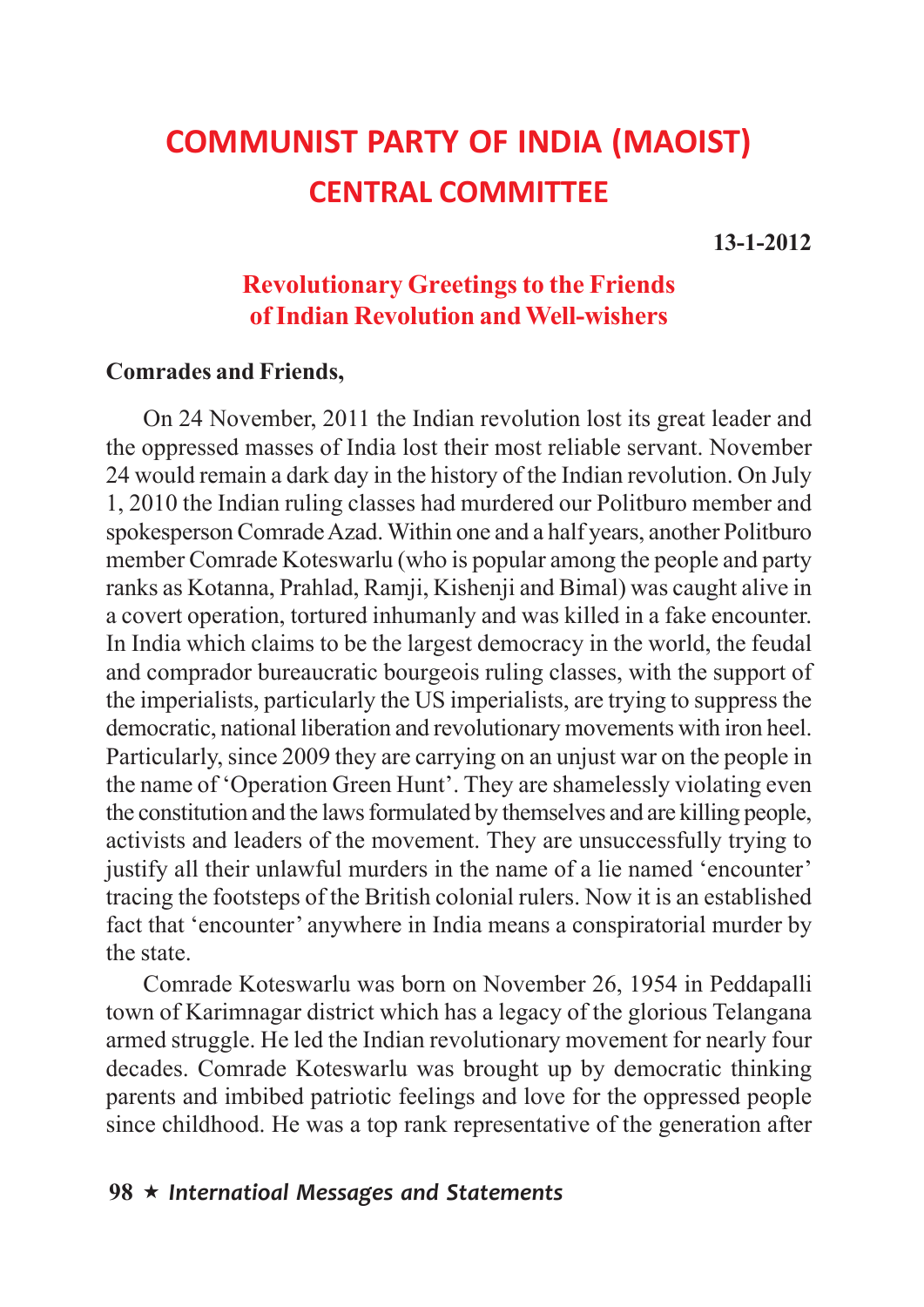# COMMUNIST PARTY OF INDIA (MAOIST)
## CENTRAL COMMITTEE

**13-1-2012**

### Revolutionary Greetings to the Friends of Indian Revolution and Well-wishers

**Comrades and Friends,**

On 24 November, 2011 the Indian revolution lost its great leader and the oppressed masses of India lost their most reliable servant. November 24 would remain a dark day in the history of the Indian revolution. On July 1, 2010 the Indian ruling classes had murdered our Politburo member and spokesperson Comrade Azad. Within one and a half years, another Politburo member Comrade Koteswarlu (who is popular among the people and party ranks as Kotanna, Prahlad, Ramji, Kishenji and Bimal) was caught alive in a covert operation, tortured inhumanly and was killed in a fake encounter. In India which claims to be the largest democracy in the world, the feudal and comprador bureaucratic bourgeois ruling classes, with the support of the imperialists, particularly the US imperialists, are trying to suppress the democratic, national liberation and revolutionary movements with iron heel. Particularly, since 2009 they are carrying on an unjust war on the people in the name of 'Operation Green Hunt'. They are shamelessly violating even the constitution and the laws formulated by themselves and are killing people, activists and leaders of the movement. They are unsuccessfully trying to justify all their unlawful murders in the name of a lie named 'encounter' tracing the footsteps of the British colonial rulers. Now it is an established fact that 'encounter' anywhere in India means a conspiratorial murder by the state.

Comrade Koteswarlu was born on November 26, 1954 in Peddapalli town of Karimnagar district which has a legacy of the glorious Telangana armed struggle. He led the Indian revolutionary movement for nearly four decades. Comrade Koteswarlu was brought up by democratic thinking parents and imbibed patriotic feelings and love for the oppressed people since childhood. He was a top rank representative of the generation after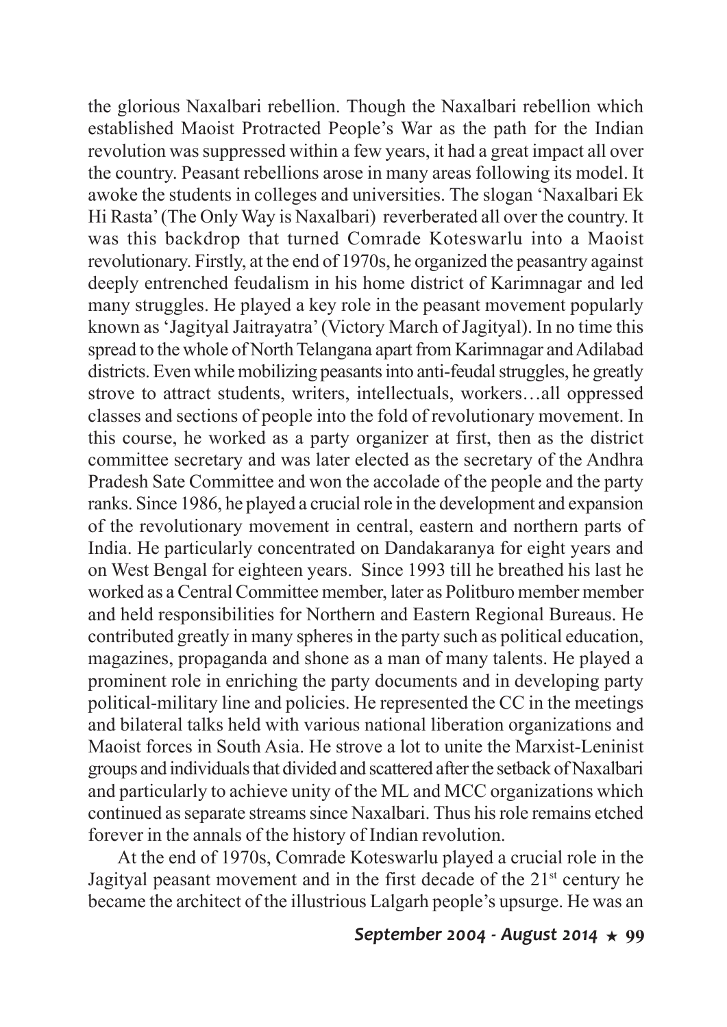the glorious Naxalbari rebellion. Though the Naxalbari rebellion which established Maoist Protracted People's War as the path for the Indian revolution was suppressed within a few years, it had a great impact all over the country. Peasant rebellions arose in many areas following its model. It awoke the students in colleges and universities. The slogan 'Naxalbari Ek Hi Rasta' (The Only Way is Naxalbari) reverberated all over the country. It was this backdrop that turned Comrade Koteswarlu into a Maoist revolutionary. Firstly, at the end of 1970s, he organized the peasantry against deeply entrenched feudalism in his home district of Karimnagar and led many struggles. He played a key role in the peasant movement popularly known as 'Jagityal Jaitrayatra' (Victory March of Jagityal). In no time this spread to the whole of North Telangana apart from Karimnagar and Adilabad districts. Even while mobilizing peasants into anti-feudal struggles, he greatly strove to attract students, writers, intellectuals, workers…all oppressed classes and sections of people into the fold of revolutionary movement. In this course, he worked as a party organizer at first, then as the district committee secretary and was later elected as the secretary of the Andhra Pradesh Sate Committee and won the accolade of the people and the party ranks. Since 1986, he played a crucial role in the development and expansion of the revolutionary movement in central, eastern and northern parts of India. He particularly concentrated on Dandakaranya for eight years and on West Bengal for eighteen years. Since 1993 till he breathed his last he worked as a Central Committee member, later as Politburo member member and held responsibilities for Northern and Eastern Regional Bureaus. He contributed greatly in many spheres in the party such as political education, magazines, propaganda and shone as a man of many talents. He played a prominent role in enriching the party documents and in developing party political-military line and policies. He represented the CC in the meetings and bilateral talks held with various national liberation organizations and Maoist forces in South Asia. He strove a lot to unite the Marxist-Leninist groups and individuals that divided and scattered after the setback of Naxalbari and particularly to achieve unity of the ML and MCC organizations which continued as separate streams since Naxalbari. Thus his role remains etched forever in the annals of the history of Indian revolution.

At the end of 1970s, Comrade Koteswarlu played a crucial role in the Jagityal peasant movement and in the first decade of the 21st century he became the architect of the illustrious Lalgarh people's upsurge. He was an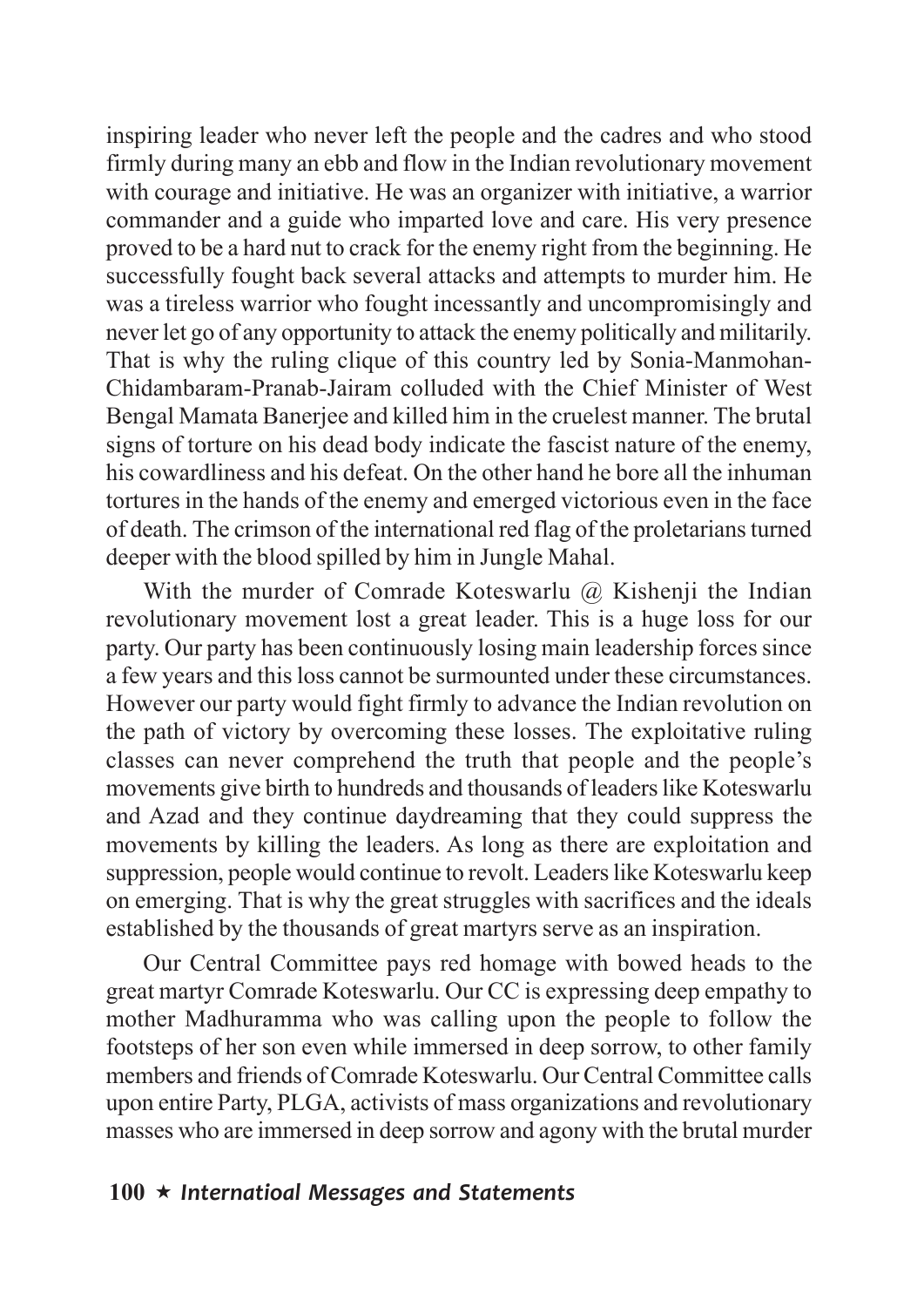inspiring leader who never left the people and the cadres and who stood firmly during many an ebb and flow in the Indian revolutionary movement with courage and initiative. He was an organizer with initiative, a warrior commander and a guide who imparted love and care. His very presence proved to be a hard nut to crack for the enemy right from the beginning. He successfully fought back several attacks and attempts to murder him. He was a tireless warrior who fought incessantly and uncompromisingly and never let go of any opportunity to attack the enemy politically and militarily. That is why the ruling clique of this country led by Sonia-Manmohan-Chidambaram-Pranab-Jairam colluded with the Chief Minister of West Bengal Mamata Banerjee and killed him in the cruelest manner. The brutal signs of torture on his dead body indicate the fascist nature of the enemy, his cowardliness and his defeat. On the other hand he bore all the inhuman tortures in the hands of the enemy and emerged victorious even in the face of death. The crimson of the international red flag of the proletarians turned deeper with the blood spilled by him in Jungle Mahal.

With the murder of Comrade Koteswarlu @ Kishenji the Indian revolutionary movement lost a great leader. This is a huge loss for our party. Our party has been continuously losing main leadership forces since a few years and this loss cannot be surmounted under these circumstances. However our party would fight firmly to advance the Indian revolution on the path of victory by overcoming these losses. The exploitative ruling classes can never comprehend the truth that people and the people's movements give birth to hundreds and thousands of leaders like Koteswarlu and Azad and they continue daydreaming that they could suppress the movements by killing the leaders. As long as there are exploitation and suppression, people would continue to revolt. Leaders like Koteswarlu keep on emerging. That is why the great struggles with sacrifices and the ideals established by the thousands of great martyrs serve as an inspiration.

Our Central Committee pays red homage with bowed heads to the great martyr Comrade Koteswarlu. Our CC is expressing deep empathy to mother Madhuramma who was calling upon the people to follow the footsteps of her son even while immersed in deep sorrow, to other family members and friends of Comrade Koteswarlu. Our Central Committee calls upon entire Party, PLGA, activists of mass organizations and revolutionary masses who are immersed in deep sorrow and agony with the brutal murder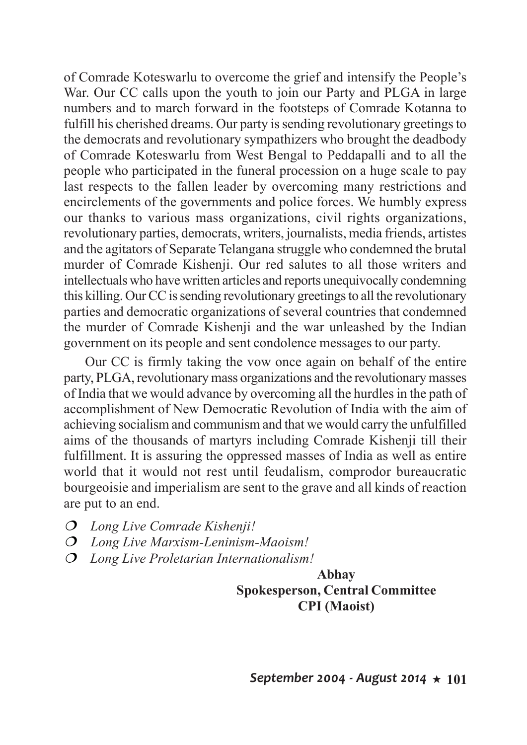of Comrade Koteswarlu to overcome the grief and intensify the People's War. Our CC calls upon the youth to join our Party and PLGA in large numbers and to march forward in the footsteps of Comrade Kotanna to fulfill his cherished dreams. Our party is sending revolutionary greetings to the democrats and revolutionary sympathizers who brought the deadbody of Comrade Koteswarlu from West Bengal to Peddapalli and to all the people who participated in the funeral procession on a huge scale to pay last respects to the fallen leader by overcoming many restrictions and encirclements of the governments and police forces. We humbly express our thanks to various mass organizations, civil rights organizations, revolutionary parties, democrats, writers, journalists, media friends, artistes and the agitators of Separate Telangana struggle who condemned the brutal murder of Comrade Kishenji. Our red salutes to all those writers and intellectuals who have written articles and reports unequivocally condemning this killing. Our CC is sending revolutionary greetings to all the revolutionary parties and democratic organizations of several countries that condemned the murder of Comrade Kishenji and the war unleashed by the Indian government on its people and sent condolence messages to our party.

Our CC is firmly taking the vow once again on behalf of the entire party, PLGA, revolutionary mass organizations and the revolutionary masses of India that we would advance by overcoming all the hurdles in the path of accomplishment of New Democratic Revolution of India with the aim of achieving socialism and communism and that we would carry the unfulfilled aims of the thousands of martyrs including Comrade Kishenji till their fulfillment. It is assuring the oppressed masses of India as well as entire world that it would not rest until feudalism, comprodor bureaucratic bourgeoisie and imperialism are sent to the grave and all kinds of reaction are put to an end.

- *Long Live Comrade Kishenji!*
- *Long Live Marxism-Leninism-Maoism!*
- *Long Live Proletarian Internationalism!*

**Abhay**
**Spokesperson, Central Committee**
**CPI (Maoist)**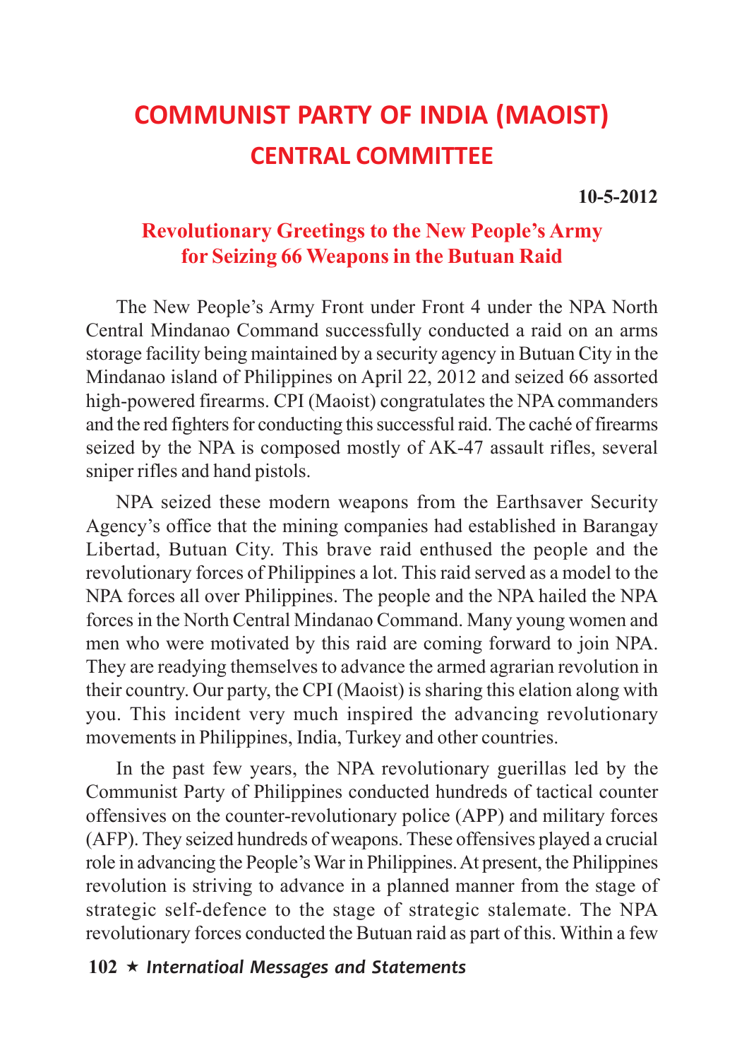# COMMUNIST PARTY OF INDIA (MAOIST)
## CENTRAL COMMITTEE

**10-5-2012**

### Revolutionary Greetings to the New People's Army for Seizing 66 Weapons in the Butuan Raid

The New People's Army Front under Front 4 under the NPA North Central Mindanao Command successfully conducted a raid on an arms storage facility being maintained by a security agency in Butuan City in the Mindanao island of Philippines on April 22, 2012 and seized 66 assorted high-powered firearms. CPI (Maoist) congratulates the NPA commanders and the red fighters for conducting this successful raid. The caché of firearms seized by the NPA is composed mostly of AK-47 assault rifles, several sniper rifles and hand pistols.

NPA seized these modern weapons from the Earthsaver Security Agency's office that the mining companies had established in Barangay Libertad, Butuan City. This brave raid enthused the people and the revolutionary forces of Philippines a lot. This raid served as a model to the NPA forces all over Philippines. The people and the NPA hailed the NPA forces in the North Central Mindanao Command. Many young women and men who were motivated by this raid are coming forward to join NPA. They are readying themselves to advance the armed agrarian revolution in their country. Our party, the CPI (Maoist) is sharing this elation along with you. This incident very much inspired the advancing revolutionary movements in Philippines, India, Turkey and other countries.

In the past few years, the NPA revolutionary guerillas led by the Communist Party of Philippines conducted hundreds of tactical counter offensives on the counter-revolutionary police (APP) and military forces (AFP). They seized hundreds of weapons. These offensives played a crucial role in advancing the People's War in Philippines. At present, the Philippines revolution is striving to advance in a planned manner from the stage of strategic self-defence to the stage of strategic stalemate. The NPA revolutionary forces conducted the Butuan raid as part of this. Within a few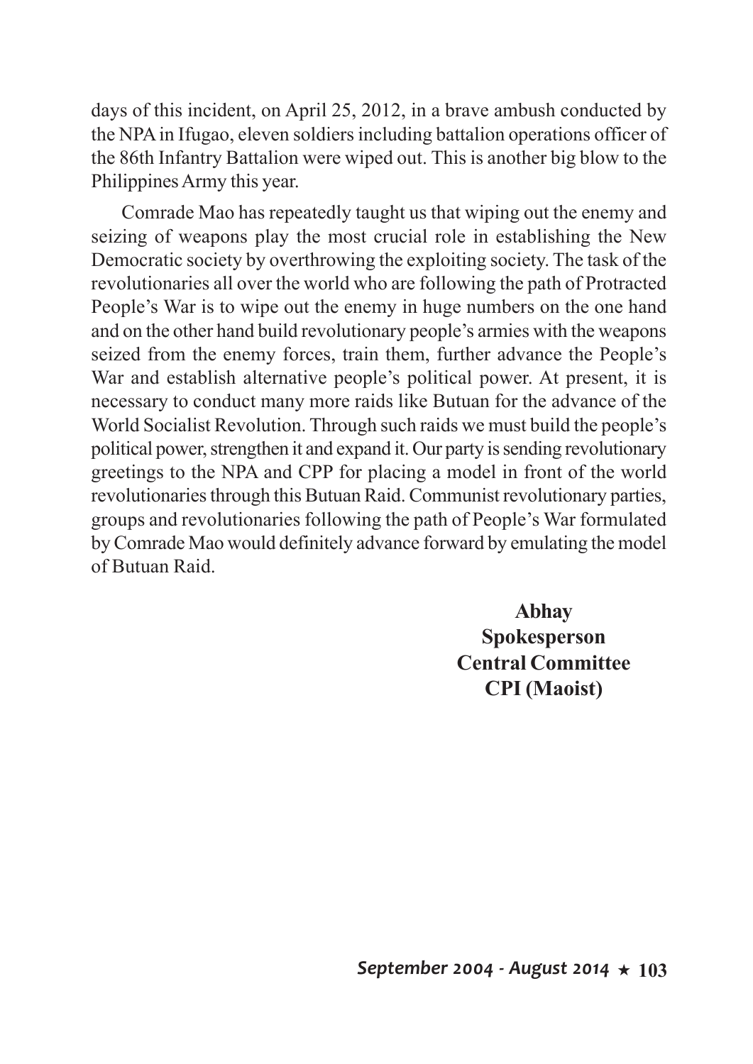days of this incident, on April 25, 2012, in a brave ambush conducted by the NPA in Ifugao, eleven soldiers including battalion operations officer of the 86th Infantry Battalion were wiped out. This is another big blow to the Philippines Army this year.

Comrade Mao has repeatedly taught us that wiping out the enemy and seizing of weapons play the most crucial role in establishing the New Democratic society by overthrowing the exploiting society. The task of the revolutionaries all over the world who are following the path of Protracted People's War is to wipe out the enemy in huge numbers on the one hand and on the other hand build revolutionary people's armies with the weapons seized from the enemy forces, train them, further advance the People's War and establish alternative people's political power. At present, it is necessary to conduct many more raids like Butuan for the advance of the World Socialist Revolution. Through such raids we must build the people's political power, strengthen it and expand it. Our party is sending revolutionary greetings to the NPA and CPP for placing a model in front of the world revolutionaries through this Butuan Raid. Communist revolutionary parties, groups and revolutionaries following the path of People's War formulated by Comrade Mao would definitely advance forward by emulating the model of Butuan Raid.

**Abhay**
**Spokesperson**
**Central Committee**
**CPI (Maoist)**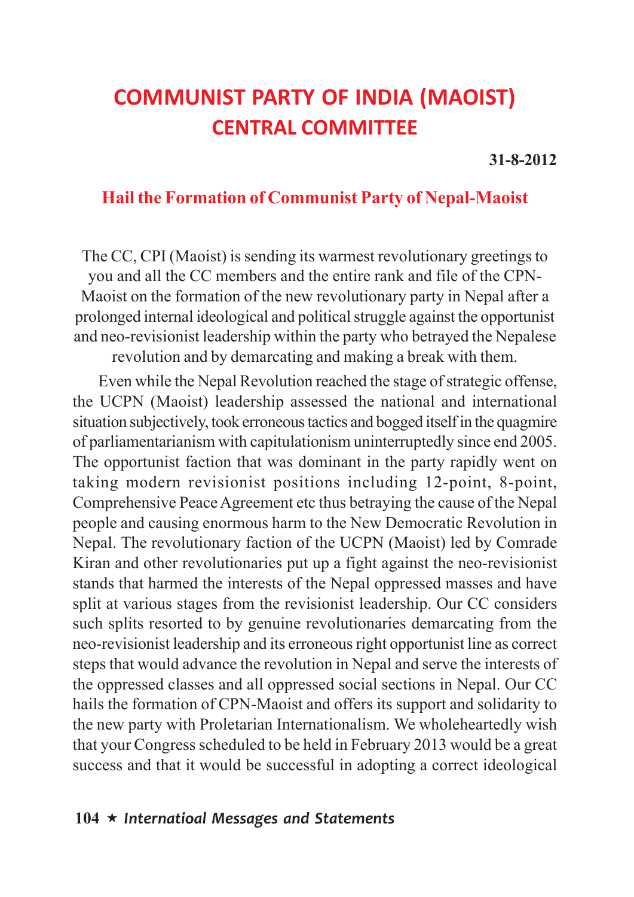# COMMUNIST PARTY OF INDIA (MAOIST)
## CENTRAL COMMITTEE

**31-8-2012**

### Hail the Formation of Communist Party of Nepal-Maoist

The CC, CPI (Maoist) is sending its warmest revolutionary greetings to you and all the CC members and the entire rank and file of the CPN-Maoist on the formation of the new revolutionary party in Nepal after a prolonged internal ideological and political struggle against the opportunist and neo-revisionist leadership within the party who betrayed the Nepalese revolution and by demarcating and making a break with them.

Even while the Nepal Revolution reached the stage of strategic offense, the UCPN (Maoist) leadership assessed the national and international situation subjectively, took erroneous tactics and bogged itself in the quagmire of parliamentarianism with capitulationism uninterruptedly since end 2005. The opportunist faction that was dominant in the party rapidly went on taking modern revisionist positions including 12-point, 8-point, Comprehensive Peace Agreement etc thus betraying the cause of the Nepal people and causing enormous harm to the New Democratic Revolution in Nepal. The revolutionary faction of the UCPN (Maoist) led by Comrade Kiran and other revolutionaries put up a fight against the neo-revisionist stands that harmed the interests of the Nepal oppressed masses and have split at various stages from the revisionist leadership. Our CC considers such splits resorted to by genuine revolutionaries demarcating from the neo-revisionist leadership and its erroneous right opportunist line as correct steps that would advance the revolution in Nepal and serve the interests of the oppressed classes and all oppressed social sections in Nepal. Our CC hails the formation of CPN-Maoist and offers its support and solidarity to the new party with Proletarian Internationalism. We wholeheartedly wish that your Congress scheduled to be held in February 2013 would be a great success and that it would be successful in adopting a correct ideological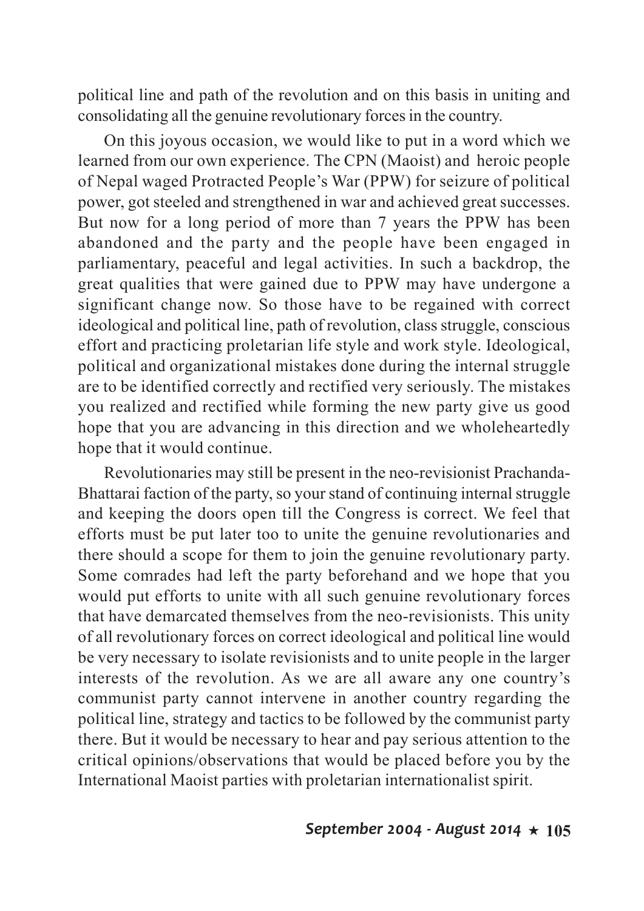political line and path of the revolution and on this basis in uniting and consolidating all the genuine revolutionary forces in the country.

On this joyous occasion, we would like to put in a word which we learned from our own experience. The CPN (Maoist) and heroic people of Nepal waged Protracted People's War (PPW) for seizure of political power, got steeled and strengthened in war and achieved great successes. But now for a long period of more than 7 years the PPW has been abandoned and the party and the people have been engaged in parliamentary, peaceful and legal activities. In such a backdrop, the great qualities that were gained due to PPW may have undergone a significant change now. So those have to be regained with correct ideological and political line, path of revolution, class struggle, conscious effort and practicing proletarian life style and work style. Ideological, political and organizational mistakes done during the internal struggle are to be identified correctly and rectified very seriously. The mistakes you realized and rectified while forming the new party give us good hope that you are advancing in this direction and we wholeheartedly hope that it would continue.

Revolutionaries may still be present in the neo-revisionist Prachanda-Bhattarai faction of the party, so your stand of continuing internal struggle and keeping the doors open till the Congress is correct. We feel that efforts must be put later too to unite the genuine revolutionaries and there should a scope for them to join the genuine revolutionary party. Some comrades had left the party beforehand and we hope that you would put efforts to unite with all such genuine revolutionary forces that have demarcated themselves from the neo-revisionists. This unity of all revolutionary forces on correct ideological and political line would be very necessary to isolate revisionists and to unite people in the larger interests of the revolution. As we are all aware any one country's communist party cannot intervene in another country regarding the political line, strategy and tactics to be followed by the communist party there. But it would be necessary to hear and pay serious attention to the critical opinions/observations that would be placed before you by the International Maoist parties with proletarian internationalist spirit.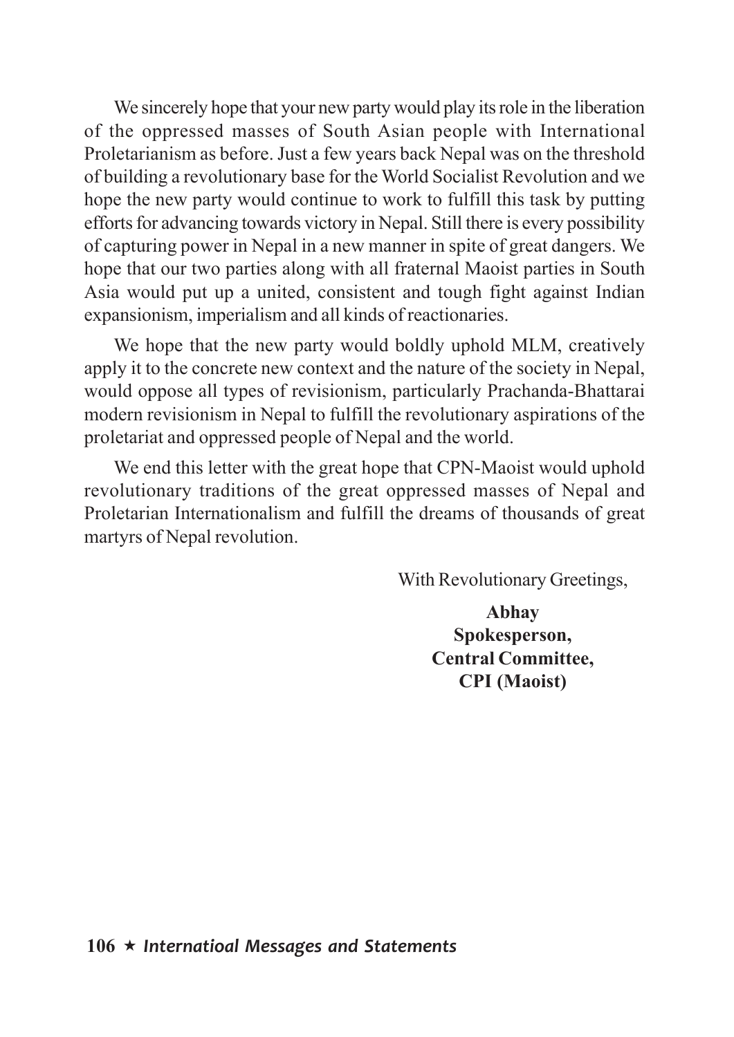We sincerely hope that your new party would play its role in the liberation of the oppressed masses of South Asian people with International Proletarianism as before. Just a few years back Nepal was on the threshold of building a revolutionary base for the World Socialist Revolution and we hope the new party would continue to work to fulfill this task by putting efforts for advancing towards victory in Nepal. Still there is every possibility of capturing power in Nepal in a new manner in spite of great dangers. We hope that our two parties along with all fraternal Maoist parties in South Asia would put up a united, consistent and tough fight against Indian expansionism, imperialism and all kinds of reactionaries.

We hope that the new party would boldly uphold MLM, creatively apply it to the concrete new context and the nature of the society in Nepal, would oppose all types of revisionism, particularly Prachanda-Bhattarai modern revisionism in Nepal to fulfill the revolutionary aspirations of the proletariat and oppressed people of Nepal and the world.

We end this letter with the great hope that CPN-Maoist would uphold revolutionary traditions of the great oppressed masses of Nepal and Proletarian Internationalism and fulfill the dreams of thousands of great martyrs of Nepal revolution.

With Revolutionary Greetings,

**Abhay**
**Spokesperson,**
**Central Committee,**
**CPI (Maoist)**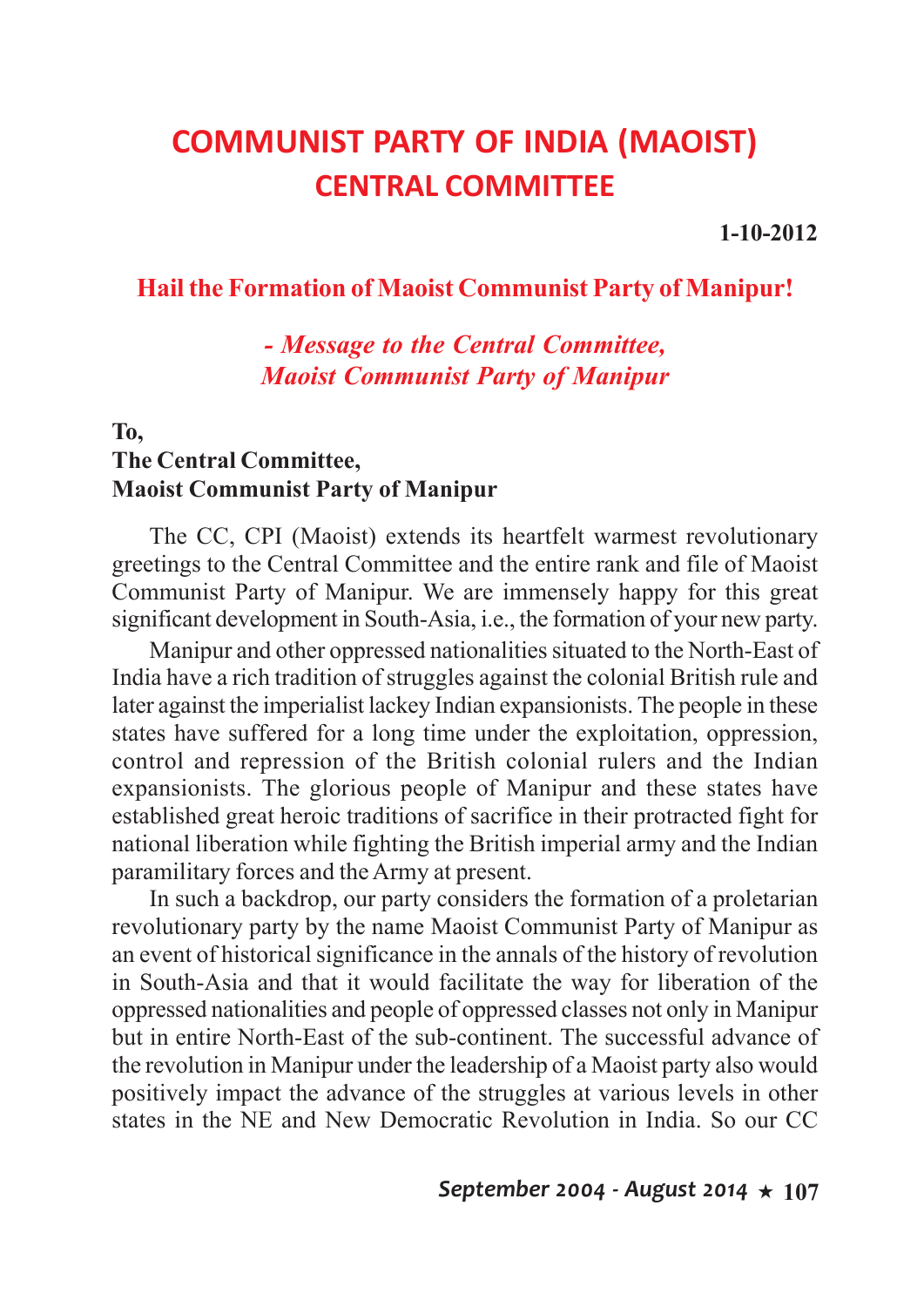# COMMUNIST PARTY OF INDIA (MAOIST)
## CENTRAL COMMITTEE

**1-10-2012**

### Hail the Formation of Maoist Communist Party of Manipur!

***- Message to the Central Committee, Maoist Communist Party of Manipur***

**To,**
**The Central Committee,**
**Maoist Communist Party of Manipur**

The CC, CPI (Maoist) extends its heartfelt warmest revolutionary greetings to the Central Committee and the entire rank and file of Maoist Communist Party of Manipur. We are immensely happy for this great significant development in South-Asia, i.e., the formation of your new party.

Manipur and other oppressed nationalities situated to the North-East of India have a rich tradition of struggles against the colonial British rule and later against the imperialist lackey Indian expansionists. The people in these states have suffered for a long time under the exploitation, oppression, control and repression of the British colonial rulers and the Indian expansionists. The glorious people of Manipur and these states have established great heroic traditions of sacrifice in their protracted fight for national liberation while fighting the British imperial army and the Indian paramilitary forces and the Army at present.

In such a backdrop, our party considers the formation of a proletarian revolutionary party by the name Maoist Communist Party of Manipur as an event of historical significance in the annals of the history of revolution in South-Asia and that it would facilitate the way for liberation of the oppressed nationalities and people of oppressed classes not only in Manipur but in entire North-East of the sub-continent. The successful advance of the revolution in Manipur under the leadership of a Maoist party also would positively impact the advance of the struggles at various levels in other states in the NE and New Democratic Revolution in India. So our CC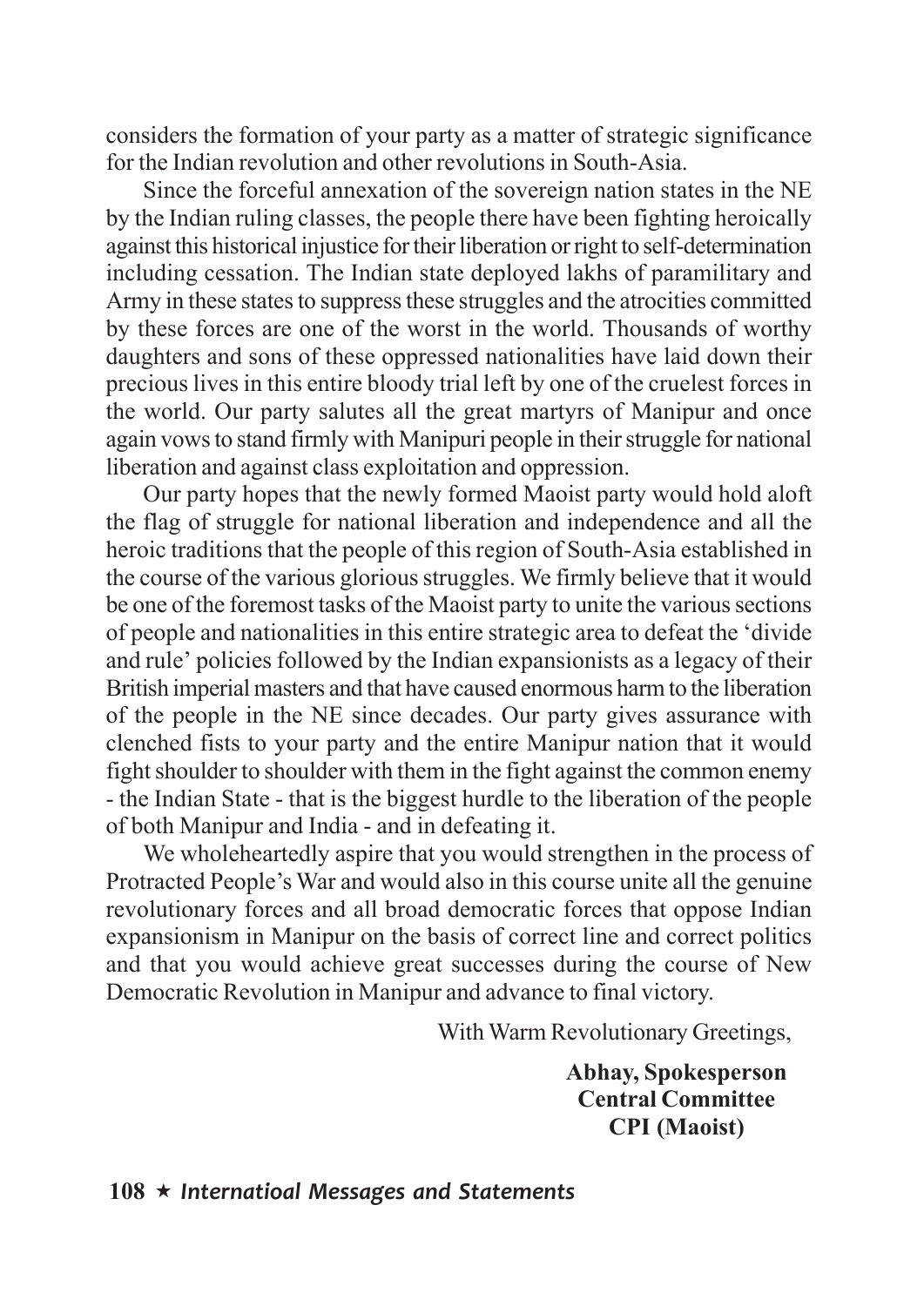considers the formation of your party as a matter of strategic significance for the Indian revolution and other revolutions in South-Asia.

Since the forceful annexation of the sovereign nation states in the NE by the Indian ruling classes, the people there have been fighting heroically against this historical injustice for their liberation or right to self-determination including cessation. The Indian state deployed lakhs of paramilitary and Army in these states to suppress these struggles and the atrocities committed by these forces are one of the worst in the world. Thousands of worthy daughters and sons of these oppressed nationalities have laid down their precious lives in this entire bloody trial left by one of the cruelest forces in the world. Our party salutes all the great martyrs of Manipur and once again vows to stand firmly with Manipuri people in their struggle for national liberation and against class exploitation and oppression.

Our party hopes that the newly formed Maoist party would hold aloft the flag of struggle for national liberation and independence and all the heroic traditions that the people of this region of South-Asia established in the course of the various glorious struggles. We firmly believe that it would be one of the foremost tasks of the Maoist party to unite the various sections of people and nationalities in this entire strategic area to defeat the 'divide and rule' policies followed by the Indian expansionists as a legacy of their British imperial masters and that have caused enormous harm to the liberation of the people in the NE since decades. Our party gives assurance with clenched fists to your party and the entire Manipur nation that it would fight shoulder to shoulder with them in the fight against the common enemy - the Indian State - that is the biggest hurdle to the liberation of the people of both Manipur and India - and in defeating it.

We wholeheartedly aspire that you would strengthen in the process of Protracted People's War and would also in this course unite all the genuine revolutionary forces and all broad democratic forces that oppose Indian expansionism in Manipur on the basis of correct line and correct politics and that you would achieve great successes during the course of New Democratic Revolution in Manipur and advance to final victory.

With Warm Revolutionary Greetings,

**Abhay, Spokesperson**
**Central Committee**
**CPI (Maoist)**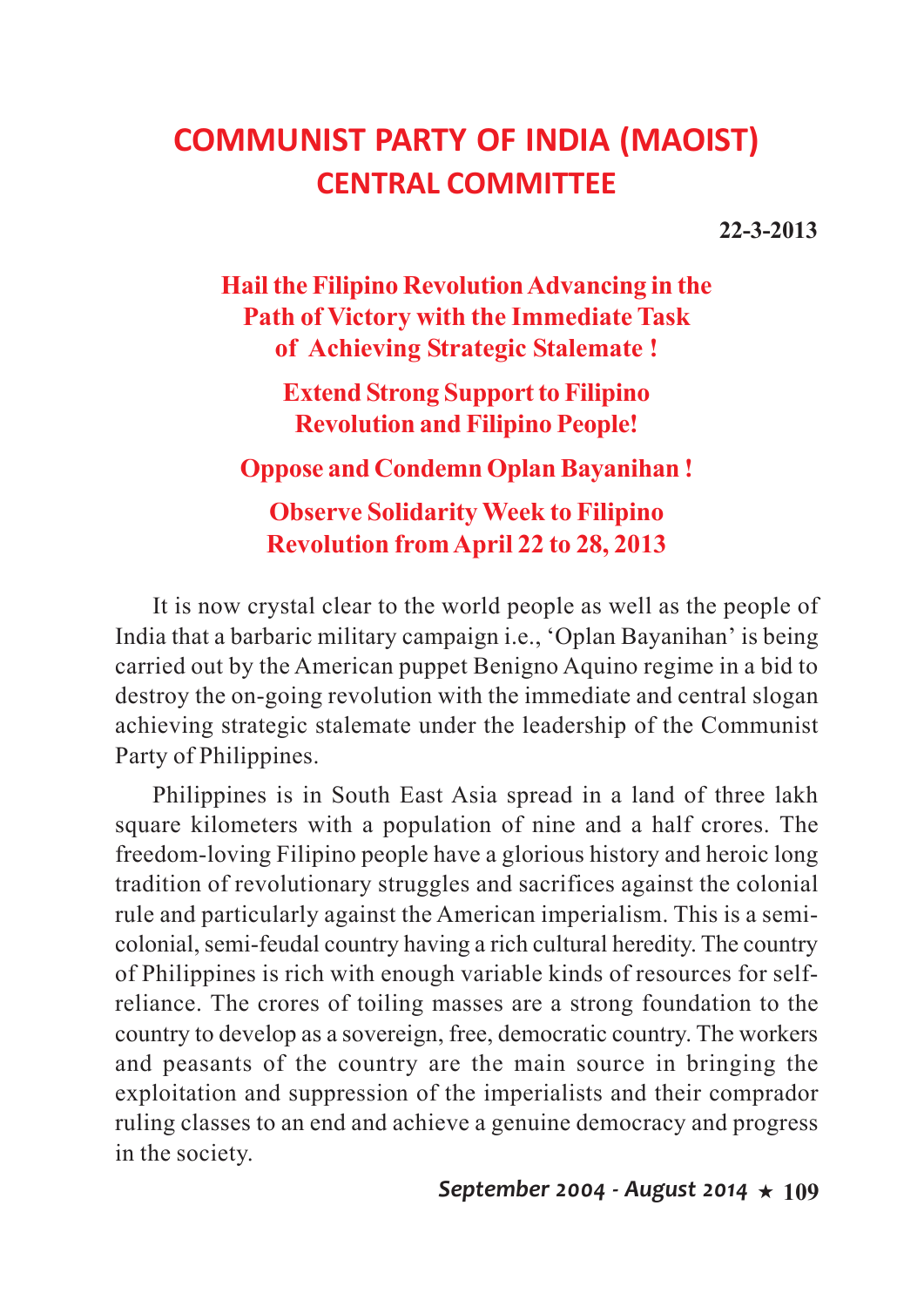# COMMUNIST PARTY OF INDIA (MAOIST)
## CENTRAL COMMITTEE

**22-3-2013**

### Hail the Filipino Revolution Advancing in the Path of Victory with the Immediate Task of Achieving Strategic Stalemate !

### Extend Strong Support to Filipino Revolution and Filipino People!

### Oppose and Condemn Oplan Bayanihan !

### Observe Solidarity Week to Filipino Revolution from April 22 to 28, 2013

It is now crystal clear to the world people as well as the people of India that a barbaric military campaign i.e., 'Oplan Bayanihan' is being carried out by the American puppet Benigno Aquino regime in a bid to destroy the on-going revolution with the immediate and central slogan achieving strategic stalemate under the leadership of the Communist Party of Philippines.

Philippines is in South East Asia spread in a land of three lakh square kilometers with a population of nine and a half crores. The freedom-loving Filipino people have a glorious history and heroic long tradition of revolutionary struggles and sacrifices against the colonial rule and particularly against the American imperialism. This is a semi-colonial, semi-feudal country having a rich cultural heredity. The country of Philippines is rich with enough variable kinds of resources for self-reliance. The crores of toiling masses are a strong foundation to the country to develop as a sovereign, free, democratic country. The workers and peasants of the country are the main source in bringing the exploitation and suppression of the imperialists and their comprador ruling classes to an end and achieve a genuine democracy and progress in the society.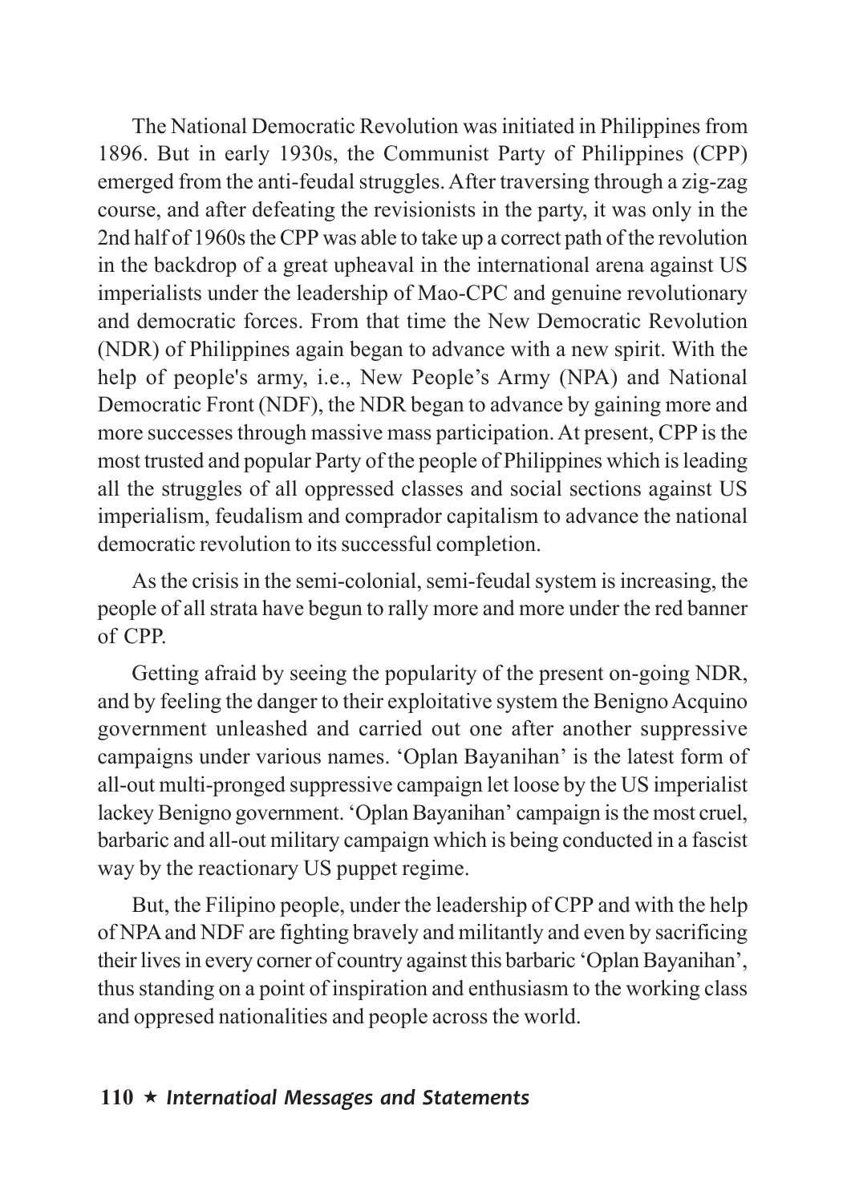The National Democratic Revolution was initiated in Philippines from 1896. But in early 1930s, the Communist Party of Philippines (CPP) emerged from the anti-feudal struggles. After traversing through a zig-zag course, and after defeating the revisionists in the party, it was only in the 2nd half of 1960s the CPP was able to take up a correct path of the revolution in the backdrop of a great upheaval in the international arena against US imperialists under the leadership of Mao-CPC and genuine revolutionary and democratic forces. From that time the New Democratic Revolution (NDR) of Philippines again began to advance with a new spirit. With the help of people's army, i.e., New People's Army (NPA) and National Democratic Front (NDF), the NDR began to advance by gaining more and more successes through massive mass participation. At present, CPP is the most trusted and popular Party of the people of Philippines which is leading all the struggles of all oppressed classes and social sections against US imperialism, feudalism and comprador capitalism to advance the national democratic revolution to its successful completion.

As the crisis in the semi-colonial, semi-feudal system is increasing, the people of all strata have begun to rally more and more under the red banner of CPP.

Getting afraid by seeing the popularity of the present on-going NDR, and by feeling the danger to their exploitative system the Benigno Acquino government unleashed and carried out one after another suppressive campaigns under various names. 'Oplan Bayanihan' is the latest form of all-out multi-pronged suppressive campaign let loose by the US imperialist lackey Benigno government. 'Oplan Bayanihan' campaign is the most cruel, barbaric and all-out military campaign which is being conducted in a fascist way by the reactionary US puppet regime.

But, the Filipino people, under the leadership of CPP and with the help of NPA and NDF are fighting bravely and militantly and even by sacrificing their lives in every corner of country against this barbaric 'Oplan Bayanihan', thus standing on a point of inspiration and enthusiasm to the working class and oppresed nationalities and people across the world.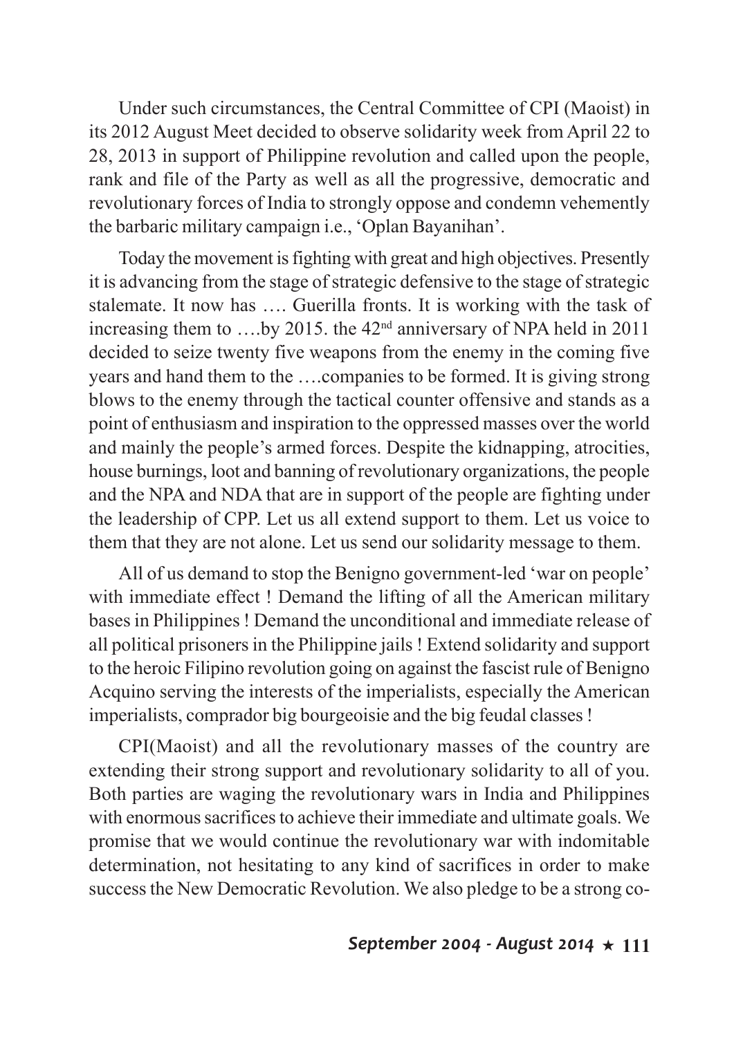Under such circumstances, the Central Committee of CPI (Maoist) in its 2012 August Meet decided to observe solidarity week from April 22 to 28, 2013 in support of Philippine revolution and called upon the people, rank and file of the Party as well as all the progressive, democratic and revolutionary forces of India to strongly oppose and condemn vehemently the barbaric military campaign i.e., 'Oplan Bayanihan'.

Today the movement is fighting with great and high objectives. Presently it is advancing from the stage of strategic defensive to the stage of strategic stalemate. It now has …. Guerilla fronts. It is working with the task of increasing them to ….by 2015. the 42nd anniversary of NPA held in 2011 decided to seize twenty five weapons from the enemy in the coming five years and hand them to the ….companies to be formed. It is giving strong blows to the enemy through the tactical counter offensive and stands as a point of enthusiasm and inspiration to the oppressed masses over the world and mainly the people's armed forces. Despite the kidnapping, atrocities, house burnings, loot and banning of revolutionary organizations, the people and the NPA and NDA that are in support of the people are fighting under the leadership of CPP. Let us all extend support to them. Let us voice to them that they are not alone. Let us send our solidarity message to them.

All of us demand to stop the Benigno government-led 'war on people' with immediate effect ! Demand the lifting of all the American military bases in Philippines ! Demand the unconditional and immediate release of all political prisoners in the Philippine jails ! Extend solidarity and support to the heroic Filipino revolution going on against the fascist rule of Benigno Acquino serving the interests of the imperialists, especially the American imperialists, comprador big bourgeoisie and the big feudal classes !

CPI(Maoist) and all the revolutionary masses of the country are extending their strong support and revolutionary solidarity to all of you. Both parties are waging the revolutionary wars in India and Philippines with enormous sacrifices to achieve their immediate and ultimate goals. We promise that we would continue the revolutionary war with indomitable determination, not hesitating to any kind of sacrifices in order to make success the New Democratic Revolution. We also pledge to be a strong co-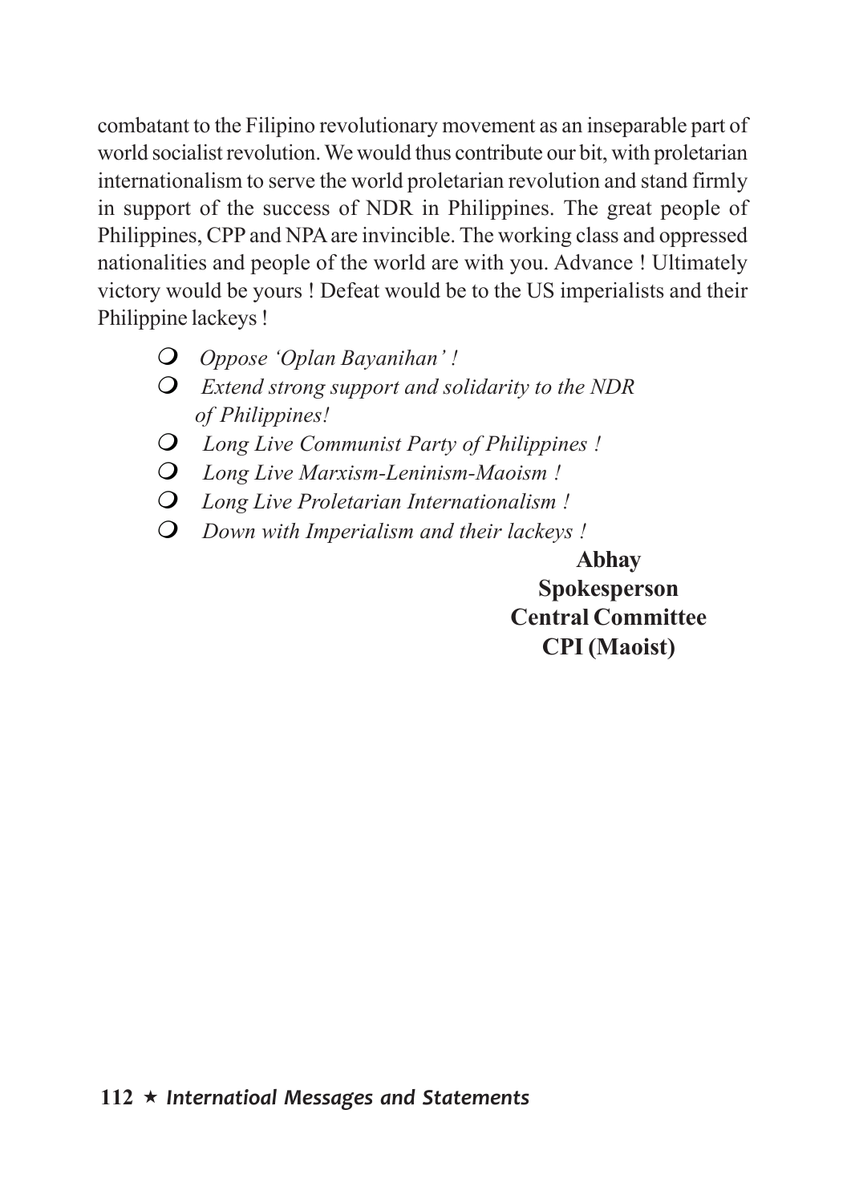combatant to the Filipino revolutionary movement as an inseparable part of world socialist revolution. We would thus contribute our bit, with proletarian internationalism to serve the world proletarian revolution and stand firmly in support of the success of NDR in Philippines. The great people of Philippines, CPP and NPA are invincible. The working class and oppressed nationalities and people of the world are with you. Advance ! Ultimately victory would be yours ! Defeat would be to the US imperialists and their Philippine lackeys !

- *Oppose 'Oplan Bayanihan' !*
- *Extend strong support and solidarity to the NDR of Philippines!*
- *Long Live Communist Party of Philippines !*
- *Long Live Marxism-Leninism-Maoism !*
- *Long Live Proletarian Internationalism !*
- *Down with Imperialism and their lackeys !*

**Abhay**
**Spokesperson**
**Central Committee**
**CPI (Maoist)**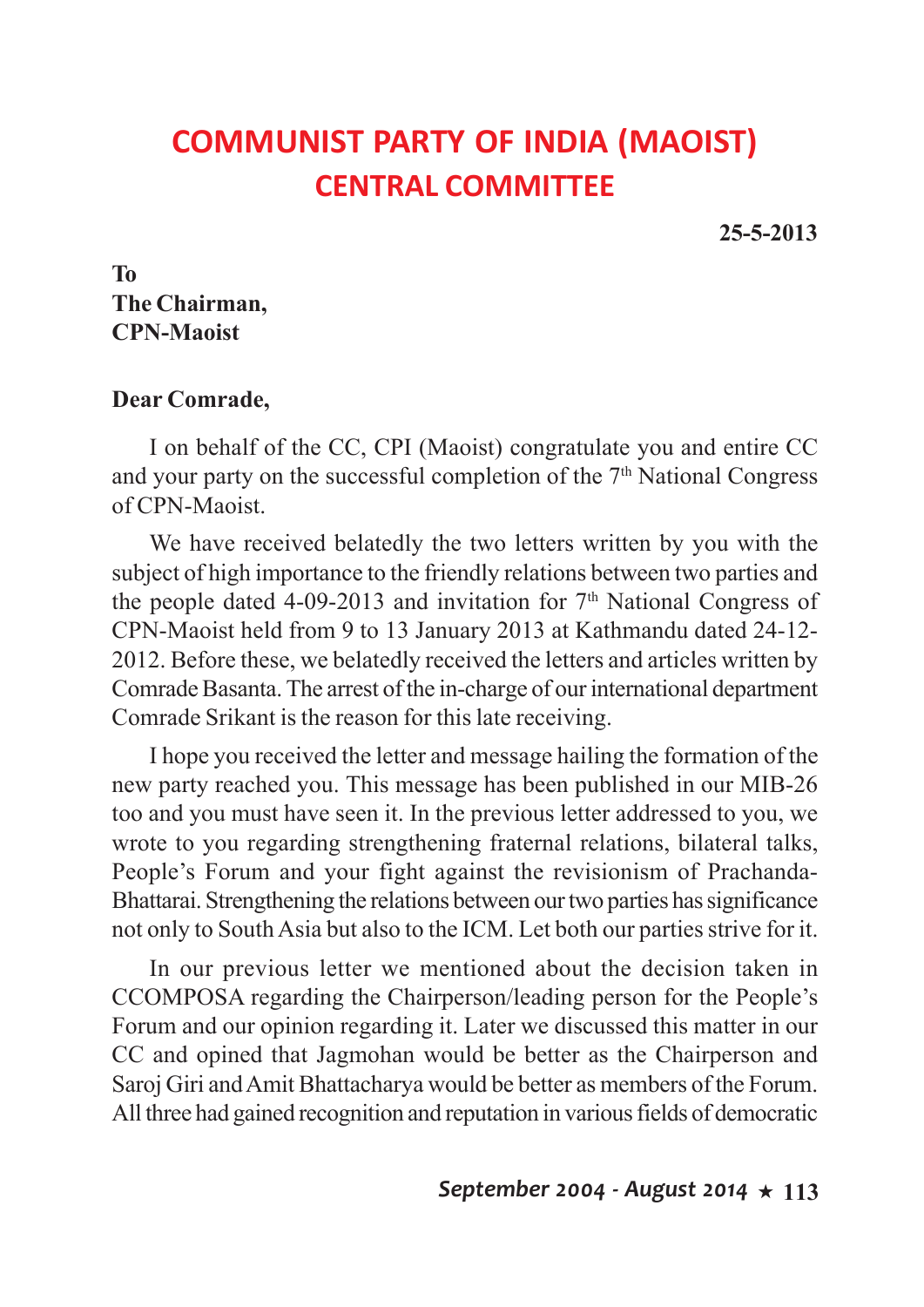# COMMUNIST PARTY OF INDIA (MAOIST)
## CENTRAL COMMITTEE

**25-5-2013**

**To**
**The Chairman,**
**CPN-Maoist**

**Dear Comrade,**

I on behalf of the CC, CPI (Maoist) congratulate you and entire CC and your party on the successful completion of the 7th National Congress of CPN-Maoist.

We have received belatedly the two letters written by you with the subject of high importance to the friendly relations between two parties and the people dated 4-09-2013 and invitation for 7th National Congress of CPN-Maoist held from 9 to 13 January 2013 at Kathmandu dated 24-12-2012. Before these, we belatedly received the letters and articles written by Comrade Basanta. The arrest of the in-charge of our international department Comrade Srikant is the reason for this late receiving.

I hope you received the letter and message hailing the formation of the new party reached you. This message has been published in our MIB-26 too and you must have seen it. In the previous letter addressed to you, we wrote to you regarding strengthening fraternal relations, bilateral talks, People's Forum and your fight against the revisionism of Prachanda-Bhattarai. Strengthening the relations between our two parties has significance not only to South Asia but also to the ICM. Let both our parties strive for it.

In our previous letter we mentioned about the decision taken in CCOMPOSA regarding the Chairperson/leading person for the People's Forum and our opinion regarding it. Later we discussed this matter in our CC and opined that Jagmohan would be better as the Chairperson and Saroj Giri and Amit Bhattacharya would be better as members of the Forum. All three had gained recognition and reputation in various fields of democratic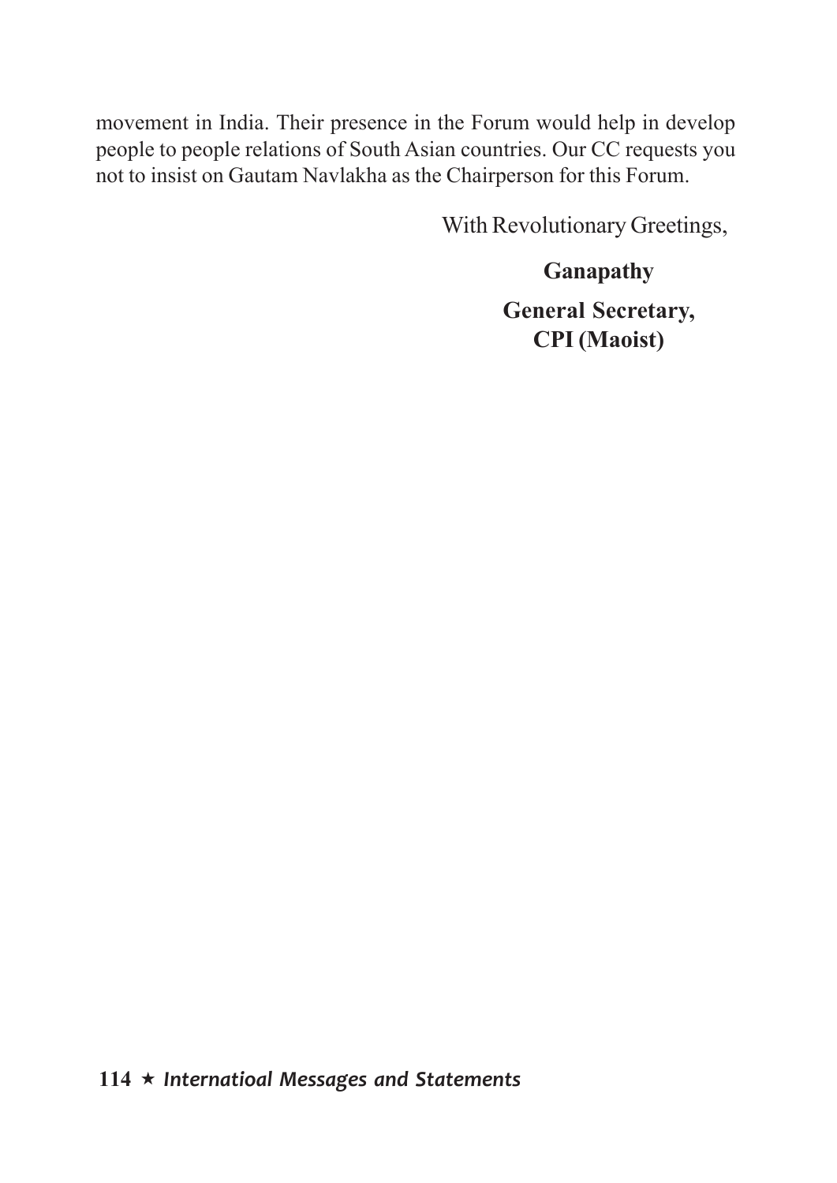movement in India. Their presence in the Forum would help in develop people to people relations of South Asian countries. Our CC requests you not to insist on Gautam Navlakha as the Chairperson for this Forum.

With Revolutionary Greetings,

**Ganapathy**

**General Secretary,**
**CPI (Maoist)**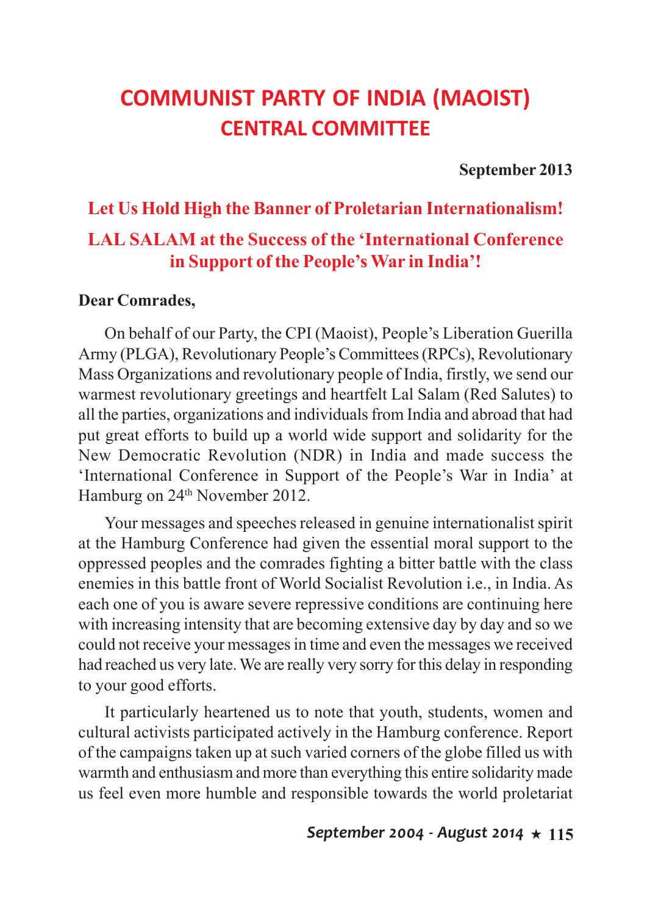# COMMUNIST PARTY OF INDIA (MAOIST)
## CENTRAL COMMITTEE

**September 2013**

### Let Us Hold High the Banner of Proletarian Internationalism!

### LAL SALAM at the Success of the 'International Conference in Support of the People's War in India'!

**Dear Comrades,**

On behalf of our Party, the CPI (Maoist), People's Liberation Guerilla Army (PLGA), Revolutionary People's Committees (RPCs), Revolutionary Mass Organizations and revolutionary people of India, firstly, we send our warmest revolutionary greetings and heartfelt Lal Salam (Red Salutes) to all the parties, organizations and individuals from India and abroad that had put great efforts to build up a world wide support and solidarity for the New Democratic Revolution (NDR) in India and made success the 'International Conference in Support of the People's War in India' at Hamburg on 24th November 2012.

Your messages and speeches released in genuine internationalist spirit at the Hamburg Conference had given the essential moral support to the oppressed peoples and the comrades fighting a bitter battle with the class enemies in this battle front of World Socialist Revolution i.e., in India. As each one of you is aware severe repressive conditions are continuing here with increasing intensity that are becoming extensive day by day and so we could not receive your messages in time and even the messages we received had reached us very late. We are really very sorry for this delay in responding to your good efforts.

It particularly heartened us to note that youth, students, women and cultural activists participated actively in the Hamburg conference. Report of the campaigns taken up at such varied corners of the globe filled us with warmth and enthusiasm and more than everything this entire solidarity made us feel even more humble and responsible towards the world proletariat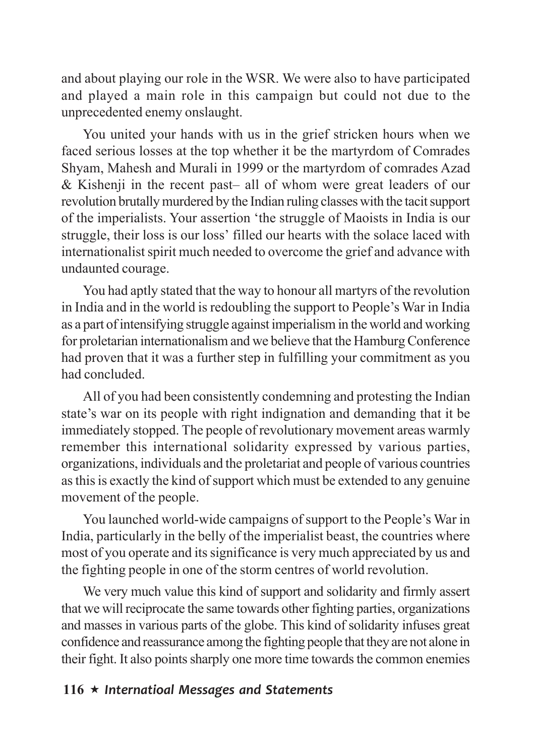and about playing our role in the WSR. We were also to have participated and played a main role in this campaign but could not due to the unprecedented enemy onslaught.

You united your hands with us in the grief stricken hours when we faced serious losses at the top whether it be the martyrdom of Comrades Shyam, Mahesh and Murali in 1999 or the martyrdom of comrades Azad & Kishenji in the recent past– all of whom were great leaders of our revolution brutally murdered by the Indian ruling classes with the tacit support of the imperialists. Your assertion 'the struggle of Maoists in India is our struggle, their loss is our loss' filled our hearts with the solace laced with internationalist spirit much needed to overcome the grief and advance with undaunted courage.

You had aptly stated that the way to honour all martyrs of the revolution in India and in the world is redoubling the support to People's War in India as a part of intensifying struggle against imperialism in the world and working for proletarian internationalism and we believe that the Hamburg Conference had proven that it was a further step in fulfilling your commitment as you had concluded.

All of you had been consistently condemning and protesting the Indian state's war on its people with right indignation and demanding that it be immediately stopped. The people of revolutionary movement areas warmly remember this international solidarity expressed by various parties, organizations, individuals and the proletariat and people of various countries as this is exactly the kind of support which must be extended to any genuine movement of the people.

You launched world-wide campaigns of support to the People's War in India, particularly in the belly of the imperialist beast, the countries where most of you operate and its significance is very much appreciated by us and the fighting people in one of the storm centres of world revolution.

We very much value this kind of support and solidarity and firmly assert that we will reciprocate the same towards other fighting parties, organizations and masses in various parts of the globe. This kind of solidarity infuses great confidence and reassurance among the fighting people that they are not alone in their fight. It also points sharply one more time towards the common enemies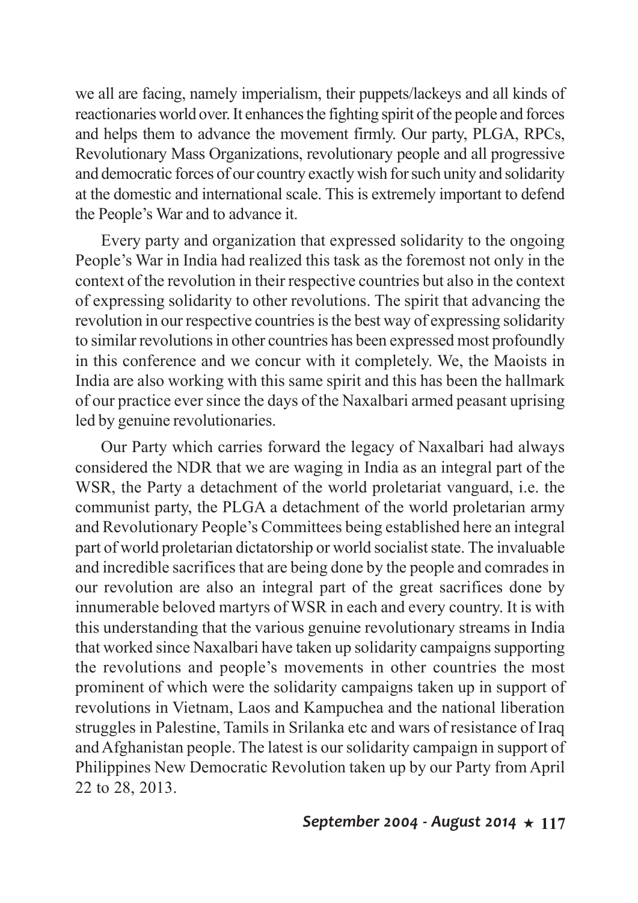we all are facing, namely imperialism, their puppets/lackeys and all kinds of reactionaries world over. It enhances the fighting spirit of the people and forces and helps them to advance the movement firmly. Our party, PLGA, RPCs, Revolutionary Mass Organizations, revolutionary people and all progressive and democratic forces of our country exactly wish for such unity and solidarity at the domestic and international scale. This is extremely important to defend the People's War and to advance it.

Every party and organization that expressed solidarity to the ongoing People's War in India had realized this task as the foremost not only in the context of the revolution in their respective countries but also in the context of expressing solidarity to other revolutions. The spirit that advancing the revolution in our respective countries is the best way of expressing solidarity to similar revolutions in other countries has been expressed most profoundly in this conference and we concur with it completely. We, the Maoists in India are also working with this same spirit and this has been the hallmark of our practice ever since the days of the Naxalbari armed peasant uprising led by genuine revolutionaries.

Our Party which carries forward the legacy of Naxalbari had always considered the NDR that we are waging in India as an integral part of the WSR, the Party a detachment of the world proletariat vanguard, i.e. the communist party, the PLGA a detachment of the world proletarian army and Revolutionary People's Committees being established here an integral part of world proletarian dictatorship or world socialist state. The invaluable and incredible sacrifices that are being done by the people and comrades in our revolution are also an integral part of the great sacrifices done by innumerable beloved martyrs of WSR in each and every country. It is with this understanding that the various genuine revolutionary streams in India that worked since Naxalbari have taken up solidarity campaigns supporting the revolutions and people's movements in other countries the most prominent of which were the solidarity campaigns taken up in support of revolutions in Vietnam, Laos and Kampuchea and the national liberation struggles in Palestine, Tamils in Srilanka etc and wars of resistance of Iraq and Afghanistan people. The latest is our solidarity campaign in support of Philippines New Democratic Revolution taken up by our Party from April 22 to 28, 2013.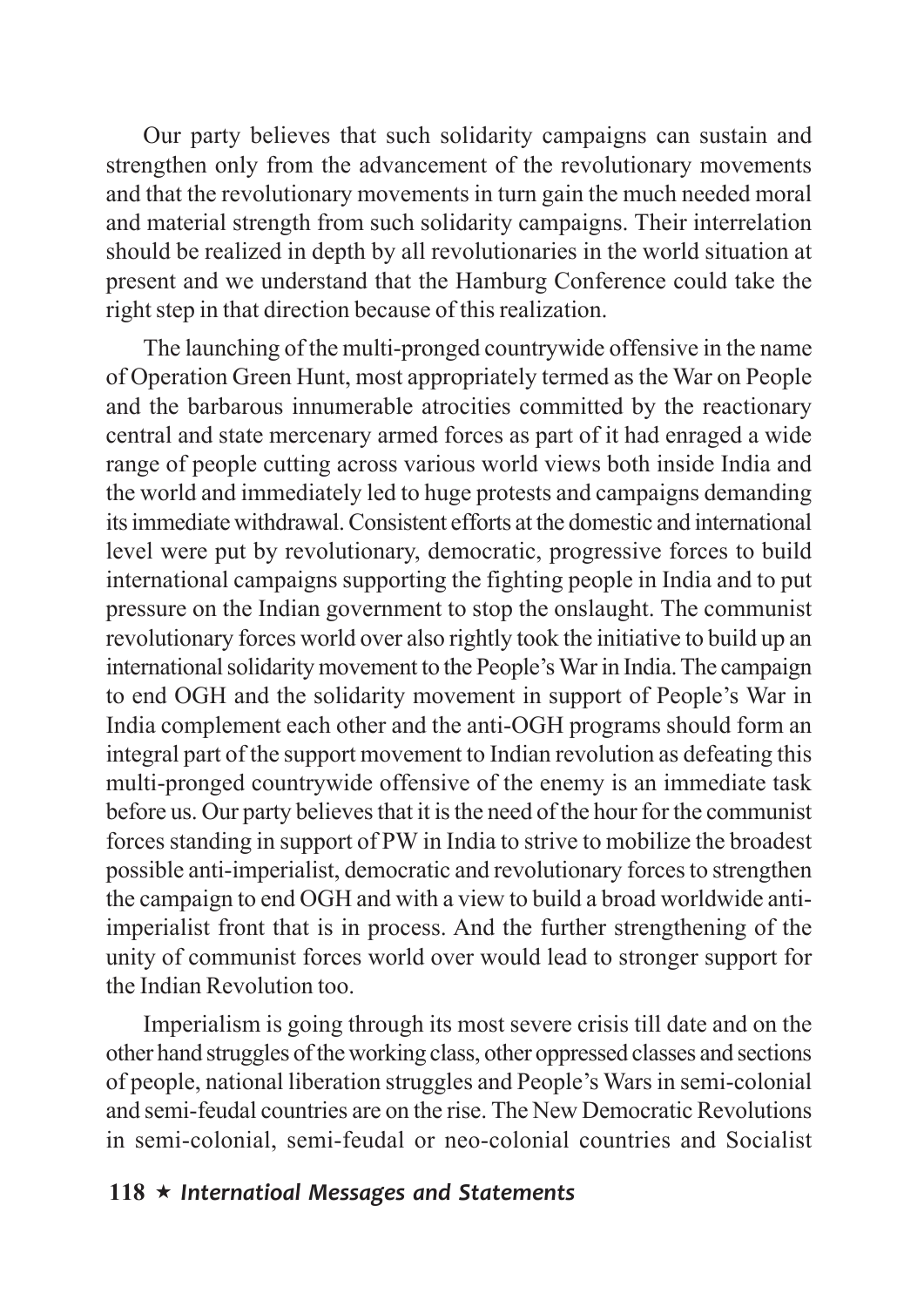Our party believes that such solidarity campaigns can sustain and strengthen only from the advancement of the revolutionary movements and that the revolutionary movements in turn gain the much needed moral and material strength from such solidarity campaigns. Their interrelation should be realized in depth by all revolutionaries in the world situation at present and we understand that the Hamburg Conference could take the right step in that direction because of this realization.

The launching of the multi-pronged countrywide offensive in the name of Operation Green Hunt, most appropriately termed as the War on People and the barbarous innumerable atrocities committed by the reactionary central and state mercenary armed forces as part of it had enraged a wide range of people cutting across various world views both inside India and the world and immediately led to huge protests and campaigns demanding its immediate withdrawal. Consistent efforts at the domestic and international level were put by revolutionary, democratic, progressive forces to build international campaigns supporting the fighting people in India and to put pressure on the Indian government to stop the onslaught. The communist revolutionary forces world over also rightly took the initiative to build up an international solidarity movement to the People's War in India. The campaign to end OGH and the solidarity movement in support of People's War in India complement each other and the anti-OGH programs should form an integral part of the support movement to Indian revolution as defeating this multi-pronged countrywide offensive of the enemy is an immediate task before us. Our party believes that it is the need of the hour for the communist forces standing in support of PW in India to strive to mobilize the broadest possible anti-imperialist, democratic and revolutionary forces to strengthen the campaign to end OGH and with a view to build a broad worldwide anti-imperialist front that is in process. And the further strengthening of the unity of communist forces world over would lead to stronger support for the Indian Revolution too.

Imperialism is going through its most severe crisis till date and on the other hand struggles of the working class, other oppressed classes and sections of people, national liberation struggles and People's Wars in semi-colonial and semi-feudal countries are on the rise. The New Democratic Revolutions in semi-colonial, semi-feudal or neo-colonial countries and Socialist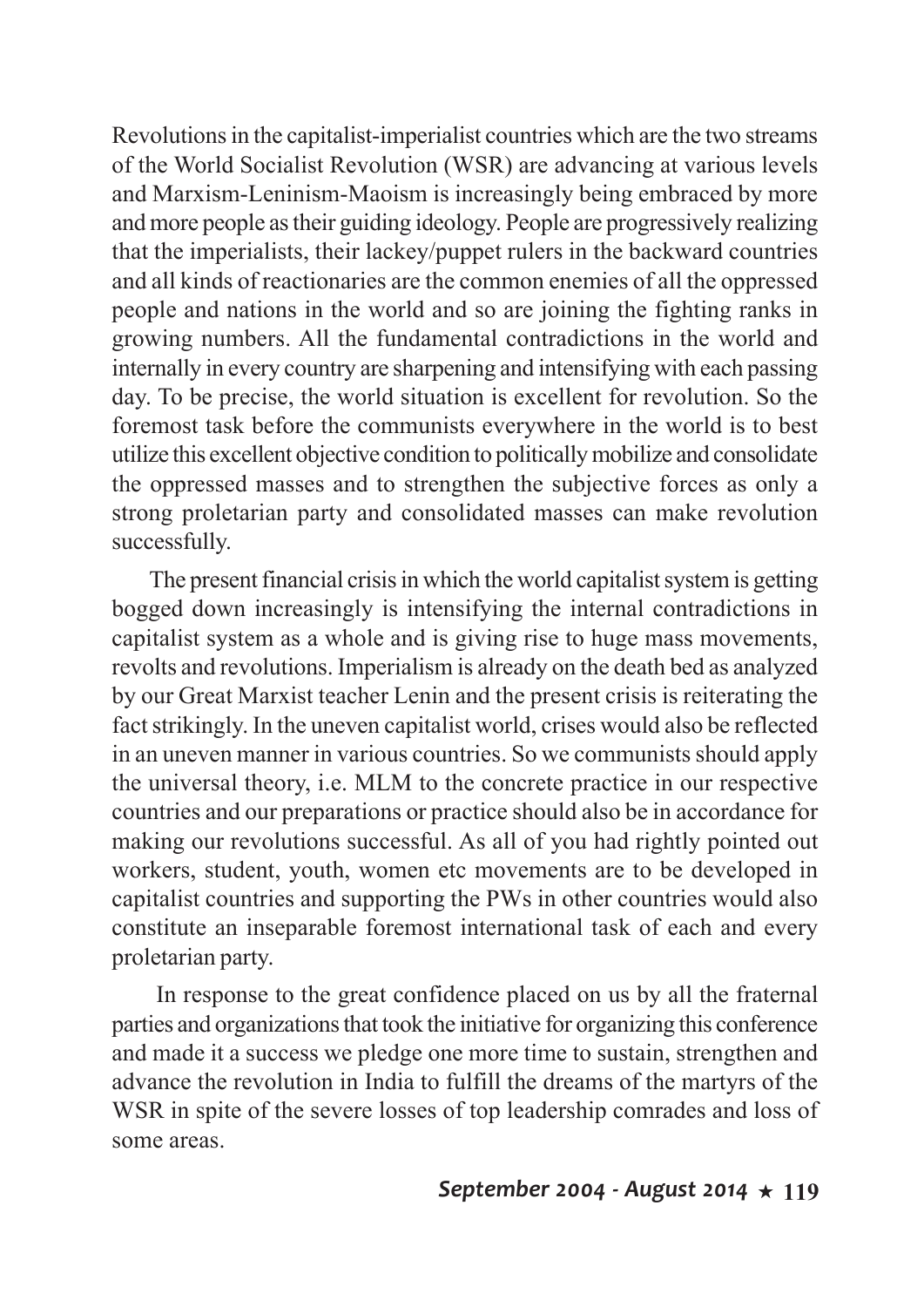Revolutions in the capitalist-imperialist countries which are the two streams of the World Socialist Revolution (WSR) are advancing at various levels and Marxism-Leninism-Maoism is increasingly being embraced by more and more people as their guiding ideology. People are progressively realizing that the imperialists, their lackey/puppet rulers in the backward countries and all kinds of reactionaries are the common enemies of all the oppressed people and nations in the world and so are joining the fighting ranks in growing numbers. All the fundamental contradictions in the world and internally in every country are sharpening and intensifying with each passing day. To be precise, the world situation is excellent for revolution. So the foremost task before the communists everywhere in the world is to best utilize this excellent objective condition to politically mobilize and consolidate the oppressed masses and to strengthen the subjective forces as only a strong proletarian party and consolidated masses can make revolution successfully.

The present financial crisis in which the world capitalist system is getting bogged down increasingly is intensifying the internal contradictions in capitalist system as a whole and is giving rise to huge mass movements, revolts and revolutions. Imperialism is already on the death bed as analyzed by our Great Marxist teacher Lenin and the present crisis is reiterating the fact strikingly. In the uneven capitalist world, crises would also be reflected in an uneven manner in various countries. So we communists should apply the universal theory, i.e. MLM to the concrete practice in our respective countries and our preparations or practice should also be in accordance for making our revolutions successful. As all of you had rightly pointed out workers, student, youth, women etc movements are to be developed in capitalist countries and supporting the PWs in other countries would also constitute an inseparable foremost international task of each and every proletarian party.

In response to the great confidence placed on us by all the fraternal parties and organizations that took the initiative for organizing this conference and made it a success we pledge one more time to sustain, strengthen and advance the revolution in India to fulfill the dreams of the martyrs of the WSR in spite of the severe losses of top leadership comrades and loss of some areas.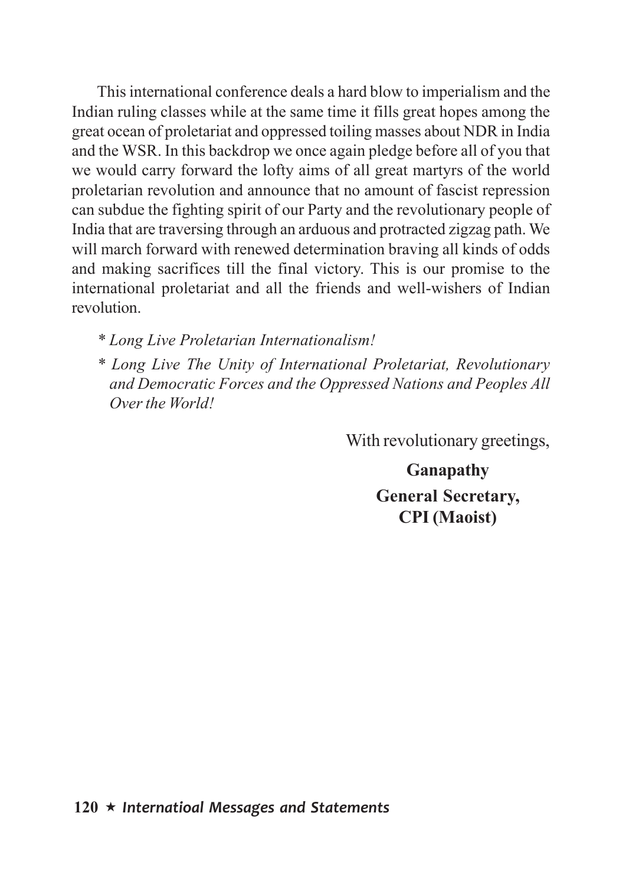This international conference deals a hard blow to imperialism and the Indian ruling classes while at the same time it fills great hopes among the great ocean of proletariat and oppressed toiling masses about NDR in India and the WSR. In this backdrop we once again pledge before all of you that we would carry forward the lofty aims of all great martyrs of the world proletarian revolution and announce that no amount of fascist repression can subdue the fighting spirit of our Party and the revolutionary people of India that are traversing through an arduous and protracted zigzag path. We will march forward with renewed determination braving all kinds of odds and making sacrifices till the final victory. This is our promise to the international proletariat and all the friends and well-wishers of Indian revolution.

* *Long Live Proletarian Internationalism!*
* *Long Live The Unity of International Proletariat, Revolutionary and Democratic Forces and the Oppressed Nations and Peoples All Over the World!*

With revolutionary greetings,

**Ganapathy**
**General Secretary,**
**CPI (Maoist)**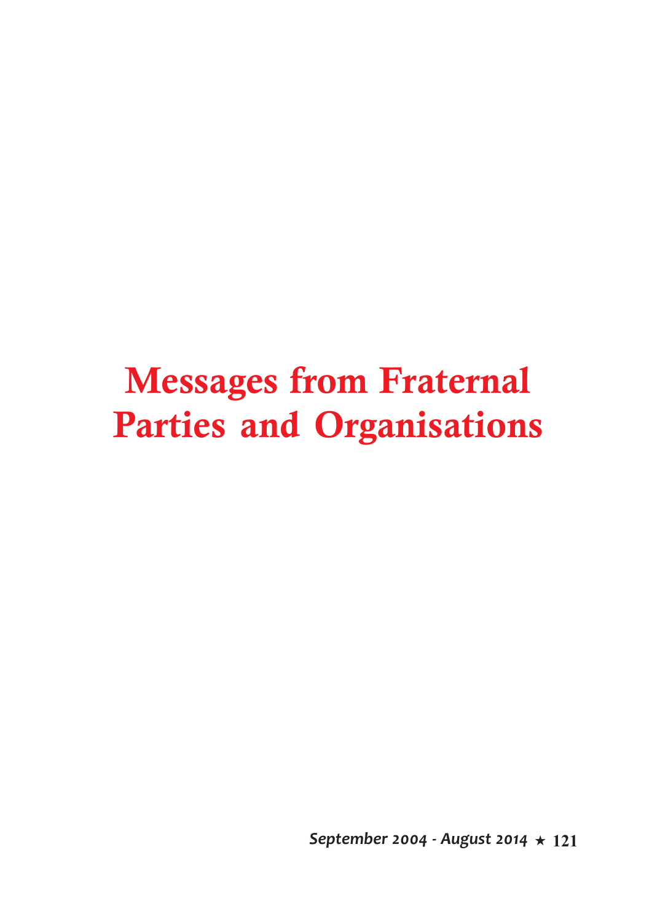# Messages from Fraternal Parties and Organisations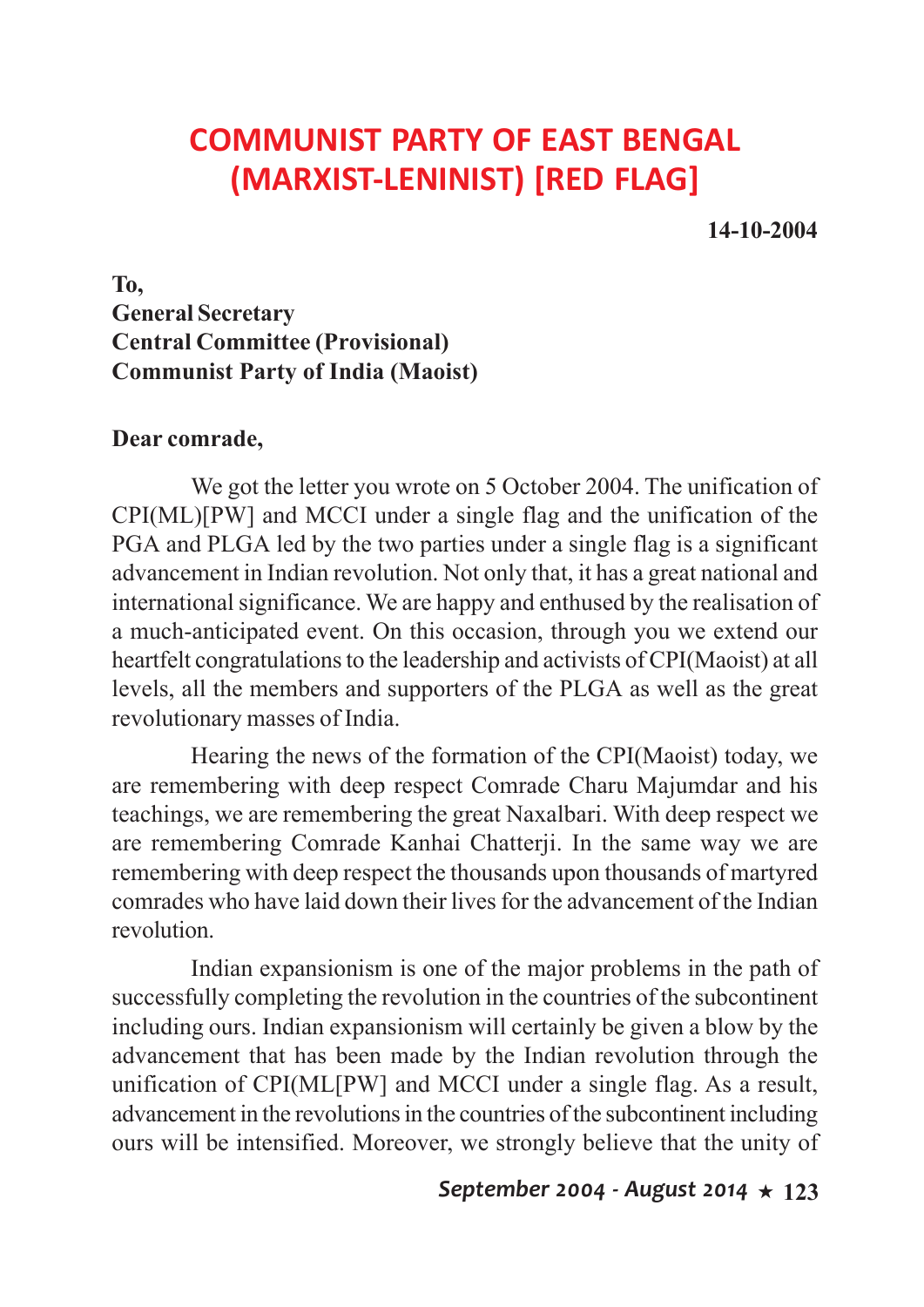# COMMUNIST PARTY OF EAST BENGAL (MARXIST-LENINIST) [RED FLAG]

**14-10-2004**

**To,**
**General Secretary**
**Central Committee (Provisional)**
**Communist Party of India (Maoist)**

**Dear comrade,**

We got the letter you wrote on 5 October 2004. The unification of CPI(ML)[PW] and MCCI under a single flag and the unification of the PGA and PLGA led by the two parties under a single flag is a significant advancement in Indian revolution. Not only that, it has a great national and international significance. We are happy and enthused by the realisation of a much-anticipated event. On this occasion, through you we extend our heartfelt congratulations to the leadership and activists of CPI(Maoist) at all levels, all the members and supporters of the PLGA as well as the great revolutionary masses of India.

Hearing the news of the formation of the CPI(Maoist) today, we are remembering with deep respect Comrade Charu Majumdar and his teachings, we are remembering the great Naxalbari. With deep respect we are remembering Comrade Kanhai Chatterji. In the same way we are remembering with deep respect the thousands upon thousands of martyred comrades who have laid down their lives for the advancement of the Indian revolution.

Indian expansionism is one of the major problems in the path of successfully completing the revolution in the countries of the subcontinent including ours. Indian expansionism will certainly be given a blow by the advancement that has been made by the Indian revolution through the unification of CPI(ML[PW] and MCCI under a single flag. As a result, advancement in the revolutions in the countries of the subcontinent including ours will be intensified. Moreover, we strongly believe that the unity of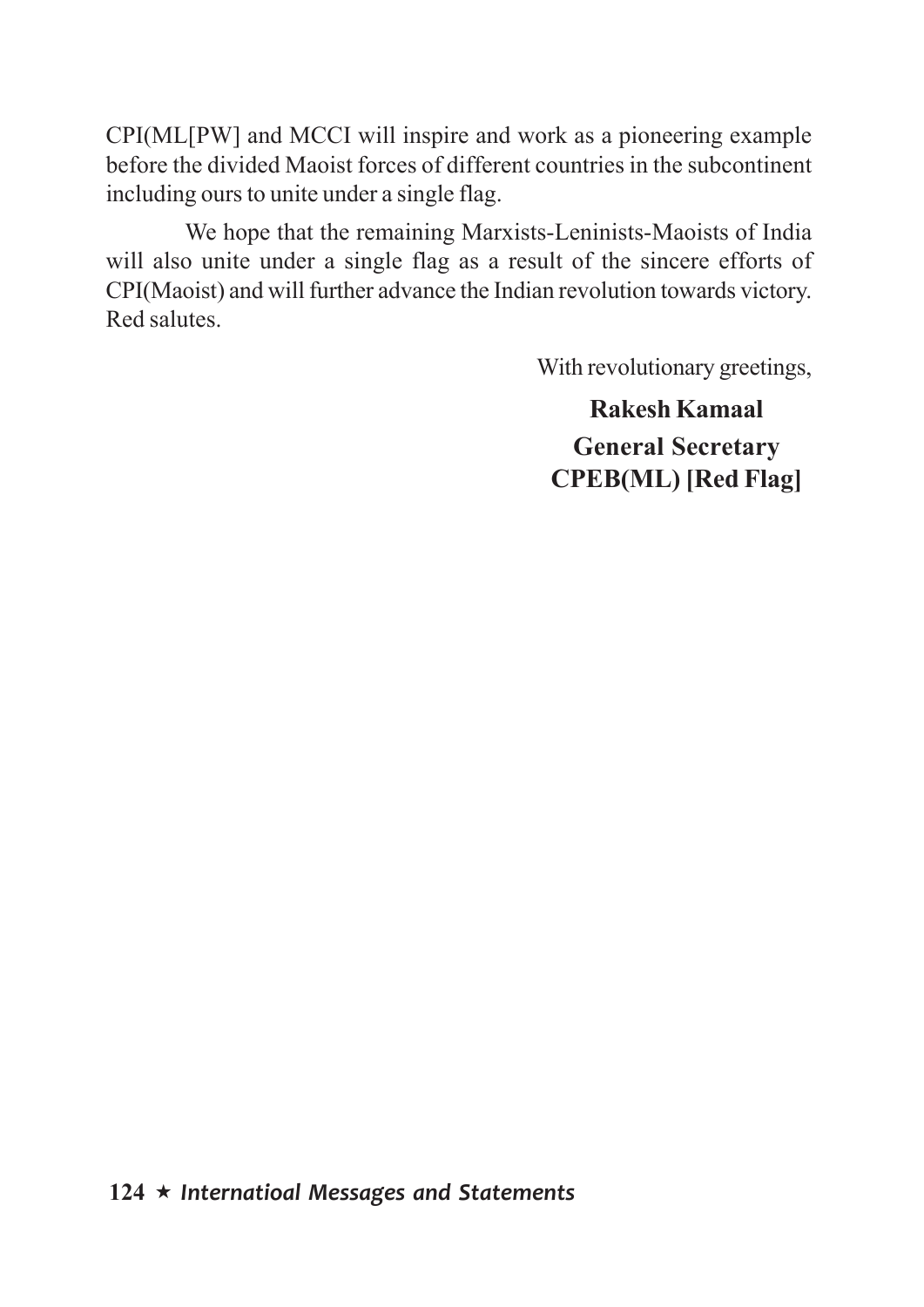CPI(ML[PW] and MCCI will inspire and work as a pioneering example before the divided Maoist forces of different countries in the subcontinent including ours to unite under a single flag.

We hope that the remaining Marxists-Leninists-Maoists of India will also unite under a single flag as a result of the sincere efforts of CPI(Maoist) and will further advance the Indian revolution towards victory. Red salutes.

With revolutionary greetings,

**Rakesh Kamaal**
**General Secretary**
**CPEB(ML) [Red Flag]**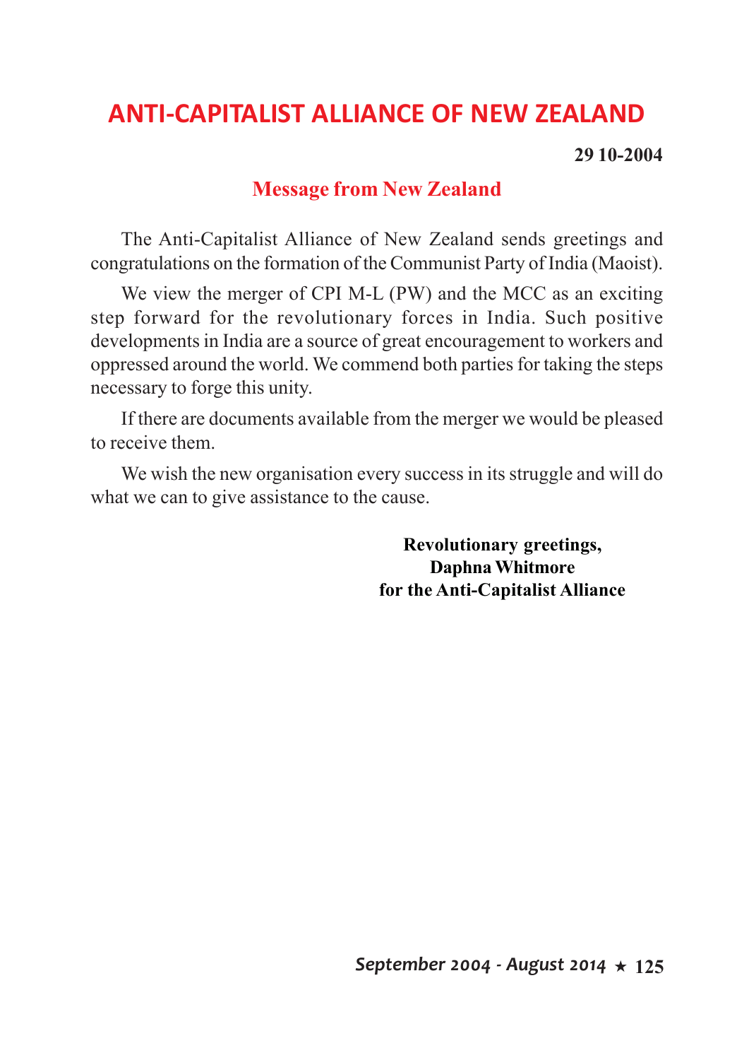# ANTI-CAPITALIST ALLIANCE OF NEW ZEALAND

**29 10-2004**

## Message from New Zealand

The Anti-Capitalist Alliance of New Zealand sends greetings and congratulations on the formation of the Communist Party of India (Maoist).

We view the merger of CPI M-L (PW) and the MCC as an exciting step forward for the revolutionary forces in India. Such positive developments in India are a source of great encouragement to workers and oppressed around the world. We commend both parties for taking the steps necessary to forge this unity.

If there are documents available from the merger we would be pleased to receive them.

We wish the new organisation every success in its struggle and will do what we can to give assistance to the cause.

**Revolutionary greetings,**
**Daphna Whitmore**
**for the Anti-Capitalist Alliance**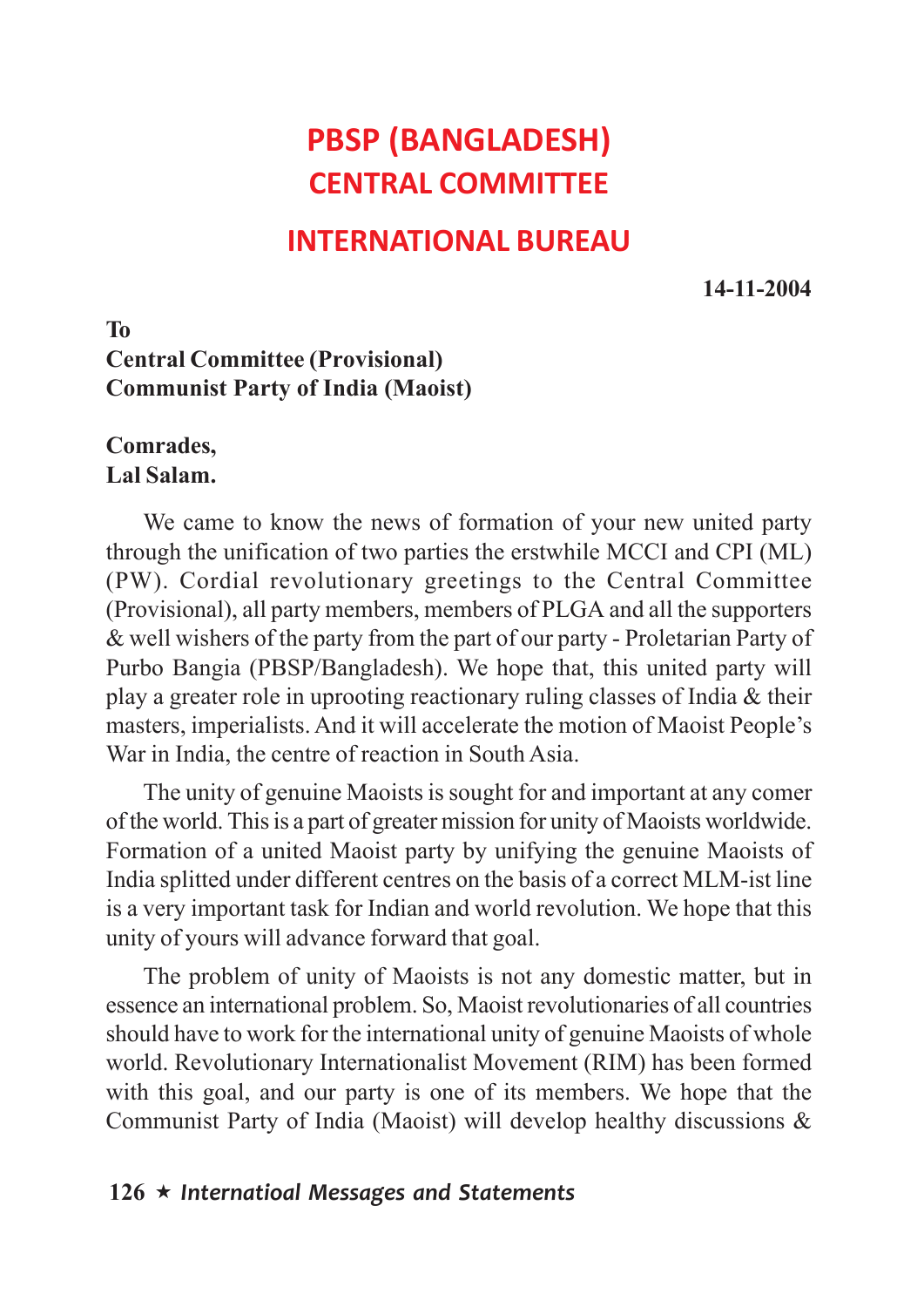# PBSP (BANGLADESH)
## CENTRAL COMMITTEE
## INTERNATIONAL BUREAU

**14-11-2004**

**To**
**Central Committee (Provisional)**
**Communist Party of India (Maoist)**

**Comrades,**
**Lal Salam.**

We came to know the news of formation of your new united party through the unification of two parties the erstwhile MCCI and CPI (ML) (PW). Cordial revolutionary greetings to the Central Committee (Provisional), all party members, members of PLGA and all the supporters & well wishers of the party from the part of our party - Proletarian Party of Purbo Bangia (PBSP/Bangladesh). We hope that, this united party will play a greater role in uprooting reactionary ruling classes of India & their masters, imperialists. And it will accelerate the motion of Maoist People's War in India, the centre of reaction in South Asia.

The unity of genuine Maoists is sought for and important at any comer of the world. This is a part of greater mission for unity of Maoists worldwide. Formation of a united Maoist party by unifying the genuine Maoists of India splitted under different centres on the basis of a correct MLM-ist line is a very important task for Indian and world revolution. We hope that this unity of yours will advance forward that goal.

The problem of unity of Maoists is not any domestic matter, but in essence an international problem. So, Maoist revolutionaries of all countries should have to work for the international unity of genuine Maoists of whole world. Revolutionary Internationalist Movement (RIM) has been formed with this goal, and our party is one of its members. We hope that the Communist Party of India (Maoist) will develop healthy discussions &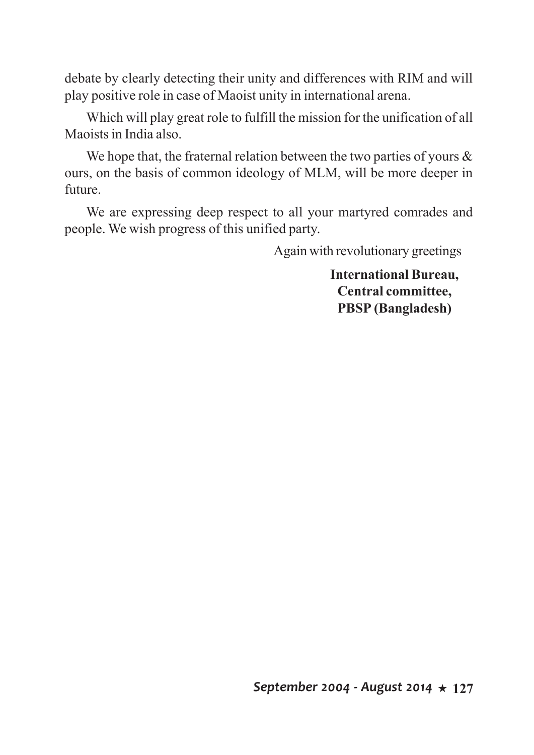debate by clearly detecting their unity and differences with RIM and will play positive role in case of Maoist unity in international arena.

Which will play great role to fulfill the mission for the unification of all Maoists in India also.

We hope that, the fraternal relation between the two parties of yours & ours, on the basis of common ideology of MLM, will be more deeper in future.

We are expressing deep respect to all your martyred comrades and people. We wish progress of this unified party.

Again with revolutionary greetings

**International Bureau,**
**Central committee,**
**PBSP (Bangladesh)**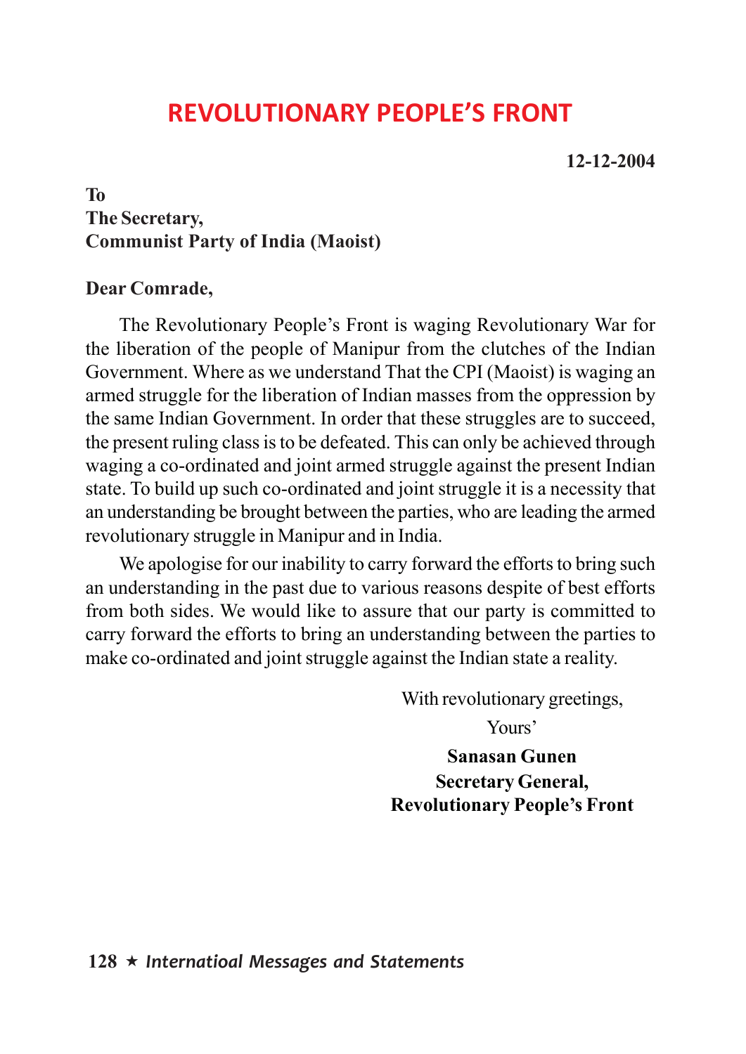# REVOLUTIONARY PEOPLE'S FRONT

**12-12-2004**

**To**
**The Secretary,**
**Communist Party of India (Maoist)**

**Dear Comrade,**

The Revolutionary People's Front is waging Revolutionary War for the liberation of the people of Manipur from the clutches of the Indian Government. Where as we understand That the CPI (Maoist) is waging an armed struggle for the liberation of Indian masses from the oppression by the same Indian Government. In order that these struggles are to succeed, the present ruling class is to be defeated. This can only be achieved through waging a co-ordinated and joint armed struggle against the present Indian state. To build up such co-ordinated and joint struggle it is a necessity that an understanding be brought between the parties, who are leading the armed revolutionary struggle in Manipur and in India.

We apologise for our inability to carry forward the efforts to bring such an understanding in the past due to various reasons despite of best efforts from both sides. We would like to assure that our party is committed to carry forward the efforts to bring an understanding between the parties to make co-ordinated and joint struggle against the Indian state a reality.

With revolutionary greetings,

Yours'

**Sanasan Gunen**
**Secretary General,**
**Revolutionary People's Front**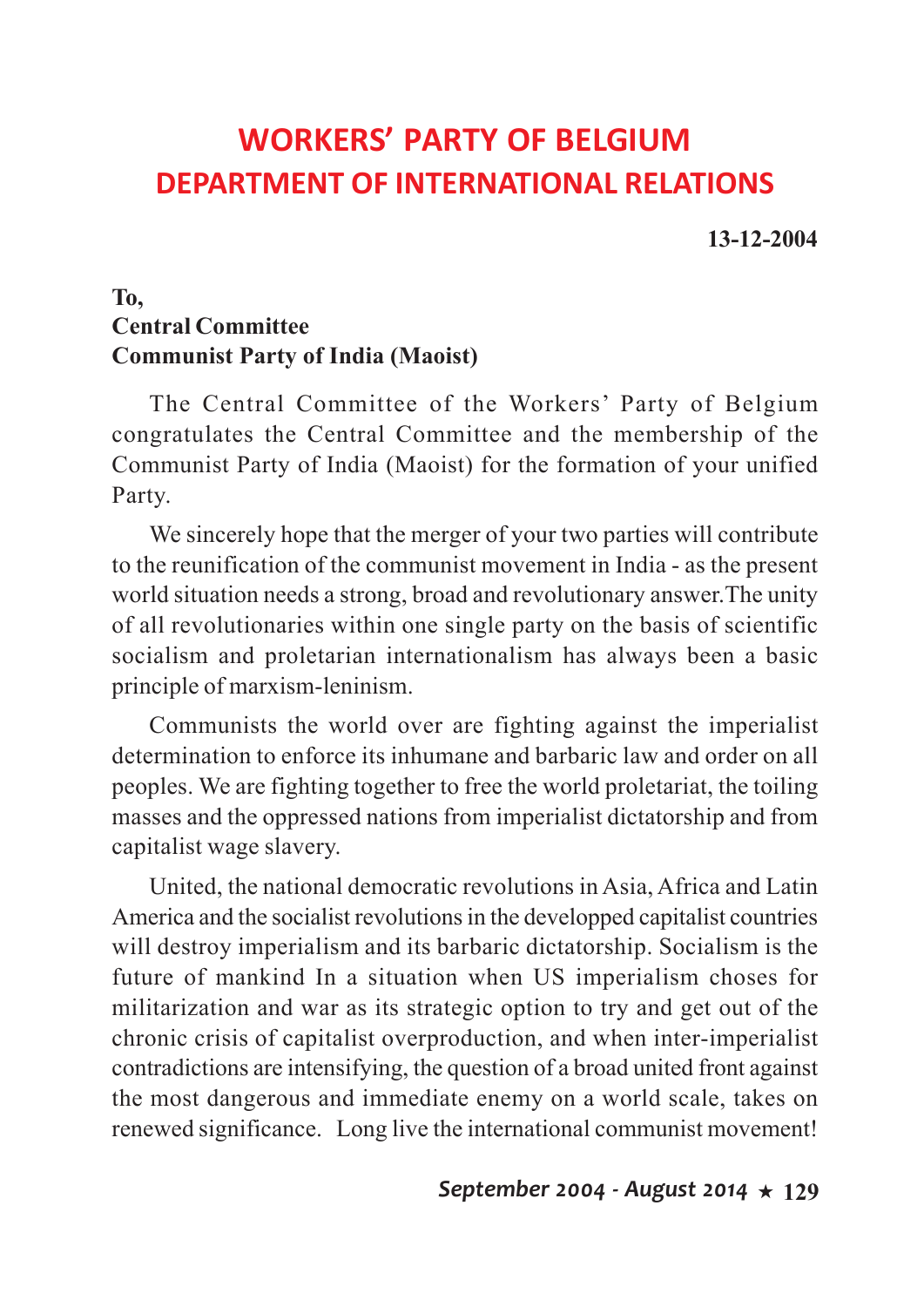# WORKERS' PARTY OF BELGIUM
## DEPARTMENT OF INTERNATIONAL RELATIONS

**13-12-2004**

**To,**
**Central Committee**
**Communist Party of India (Maoist)**

The Central Committee of the Workers' Party of Belgium congratulates the Central Committee and the membership of the Communist Party of India (Maoist) for the formation of your unified Party.

We sincerely hope that the merger of your two parties will contribute to the reunification of the communist movement in India - as the present world situation needs a strong, broad and revolutionary answer.The unity of all revolutionaries within one single party on the basis of scientific socialism and proletarian internationalism has always been a basic principle of marxism-leninism.

Communists the world over are fighting against the imperialist determination to enforce its inhumane and barbaric law and order on all peoples. We are fighting together to free the world proletariat, the toiling masses and the oppressed nations from imperialist dictatorship and from capitalist wage slavery.

United, the national democratic revolutions in Asia, Africa and Latin America and the socialist revolutions in the developped capitalist countries will destroy imperialism and its barbaric dictatorship. Socialism is the future of mankind In a situation when US imperialism choses for militarization and war as its strategic option to try and get out of the chronic crisis of capitalist overproduction, and when inter-imperialist contradictions are intensifying, the question of a broad united front against the most dangerous and immediate enemy on a world scale, takes on renewed significance. Long live the international communist movement!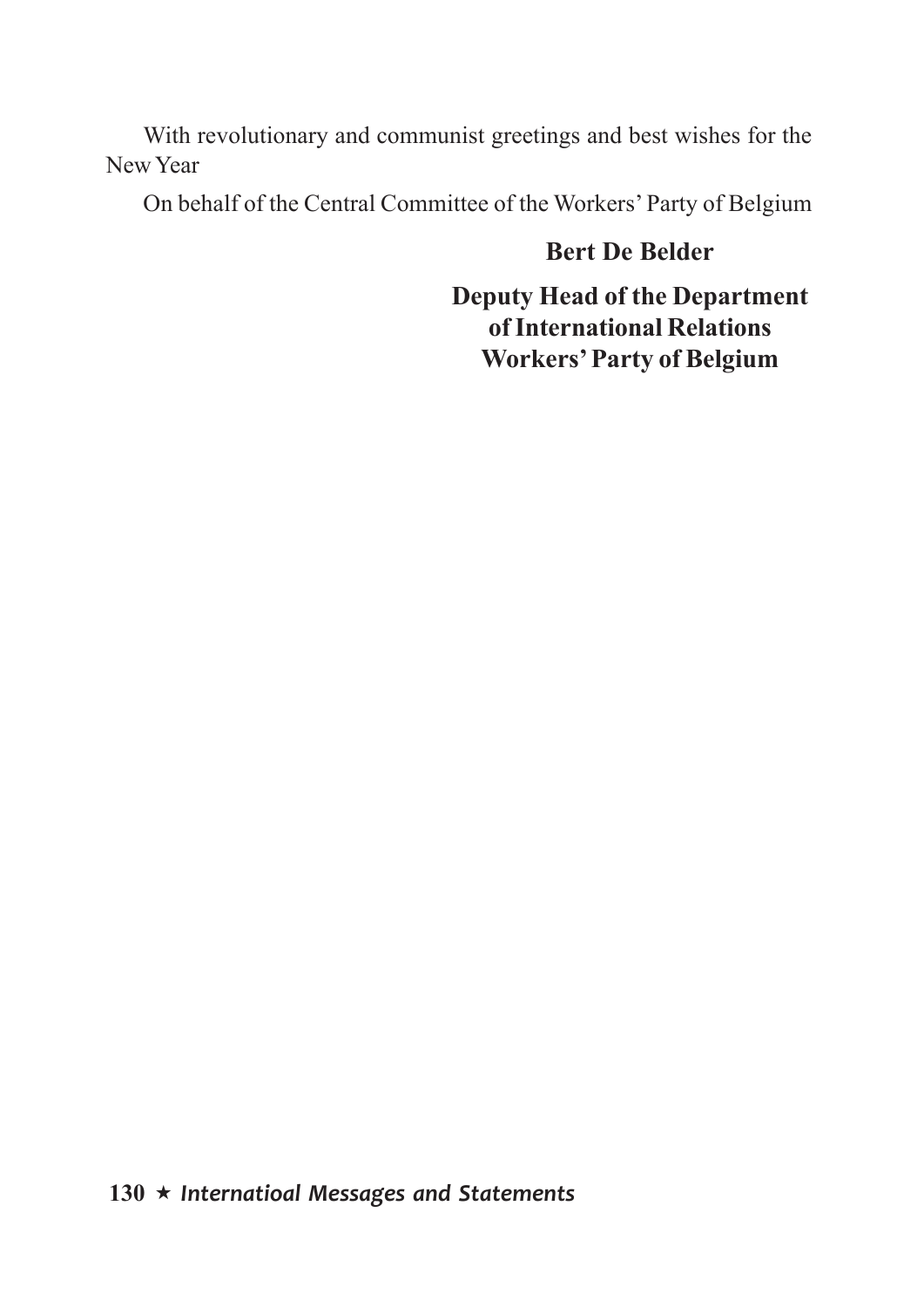With revolutionary and communist greetings and best wishes for the New Year

On behalf of the Central Committee of the Workers' Party of Belgium

**Bert De Belder**

**Deputy Head of the Department of International Relations Workers' Party of Belgium**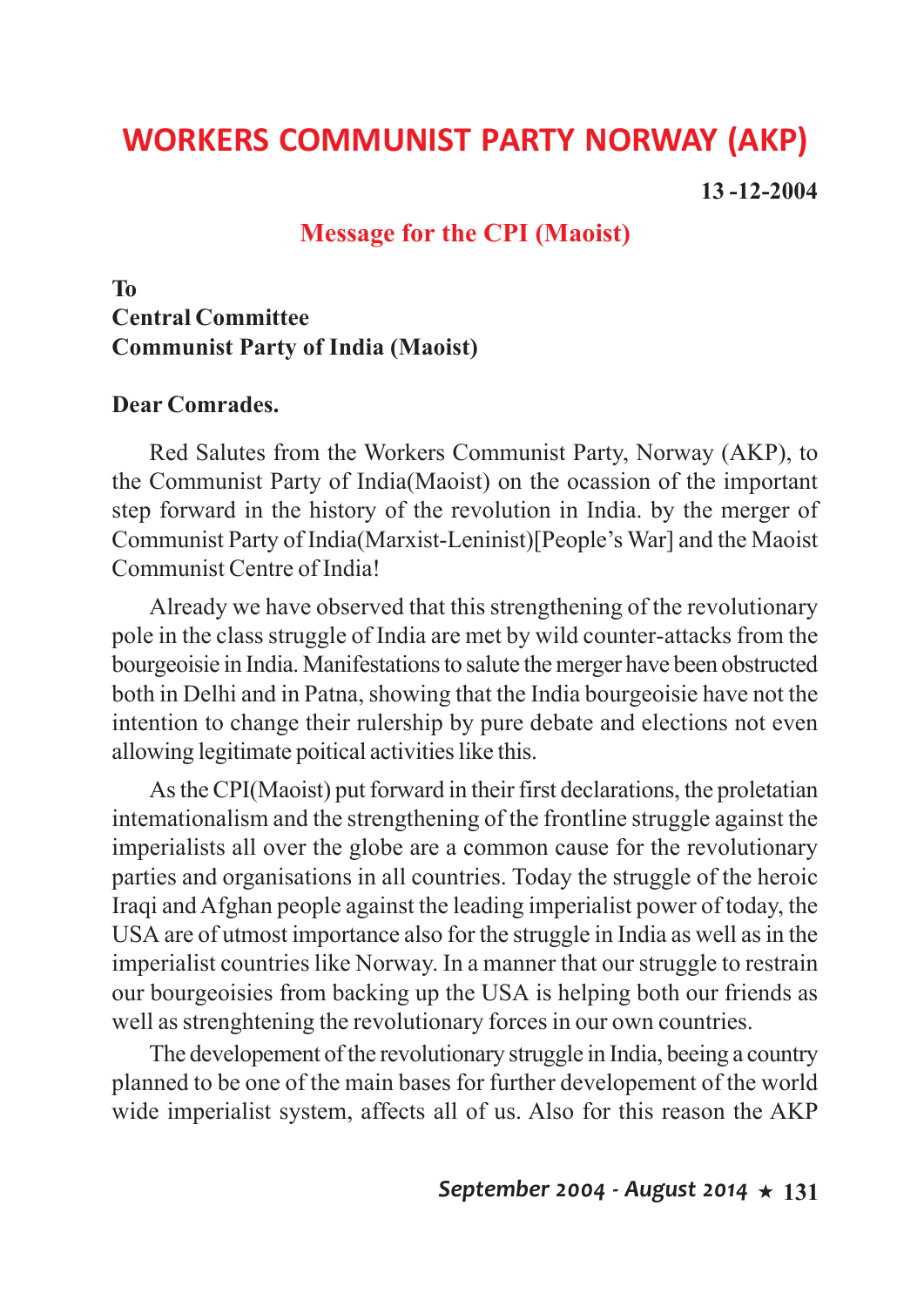# WORKERS COMMUNIST PARTY NORWAY (AKP)

**13 -12-2004**

## Message for the CPI (Maoist)

**To**
**Central Committee**
**Communist Party of India (Maoist)**

**Dear Comrades.**

Red Salutes from the Workers Communist Party, Norway (AKP), to the Communist Party of India(Maoist) on the ocassion of the important step forward in the history of the revolution in India. by the merger of Communist Party of India(Marxist-Leninist)[People's War] and the Maoist Communist Centre of India!

Already we have observed that this strengthening of the revolutionary pole in the class struggle of India are met by wild counter-attacks from the bourgeoisie in India. Manifestations to salute the merger have been obstructed both in Delhi and in Patna, showing that the India bourgeoisie have not the intention to change their rulership by pure debate and elections not even allowing legitimate poitical activities like this.

As the CPI(Maoist) put forward in their first declarations, the proletatian intemationalism and the strengthening of the frontline struggle against the imperialists all over the globe are a common cause for the revolutionary parties and organisations in all countries. Today the struggle of the heroic Iraqi and Afghan people against the leading imperialist power of today, the USA are of utmost importance also for the struggle in India as well as in the imperialist countries like Norway. In a manner that our struggle to restrain our bourgeoisies from backing up the USA is helping both our friends as well as strenghtening the revolutionary forces in our own countries.

The developement of the revolutionary struggle in India, beeing a country planned to be one of the main bases for further developement of the world wide imperialist system, affects all of us. Also for this reason the AKP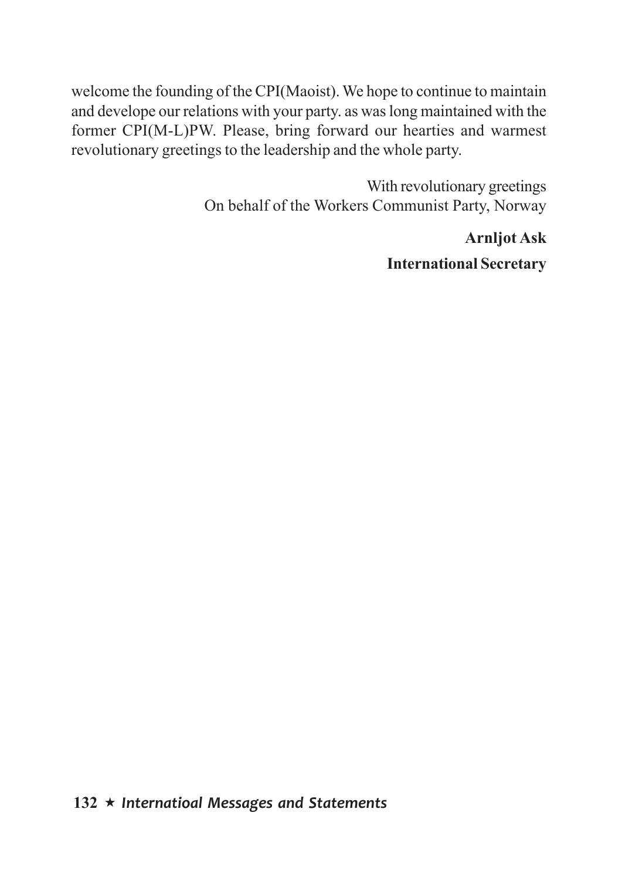welcome the founding of the CPI(Maoist). We hope to continue to maintain and develope our relations with your party. as was long maintained with the former CPI(M-L)PW. Please, bring forward our hearties and warmest revolutionary greetings to the leadership and the whole party.

With revolutionary greetings
On behalf of the Workers Communist Party, Norway

**Arnljot Ask**

**International Secretary**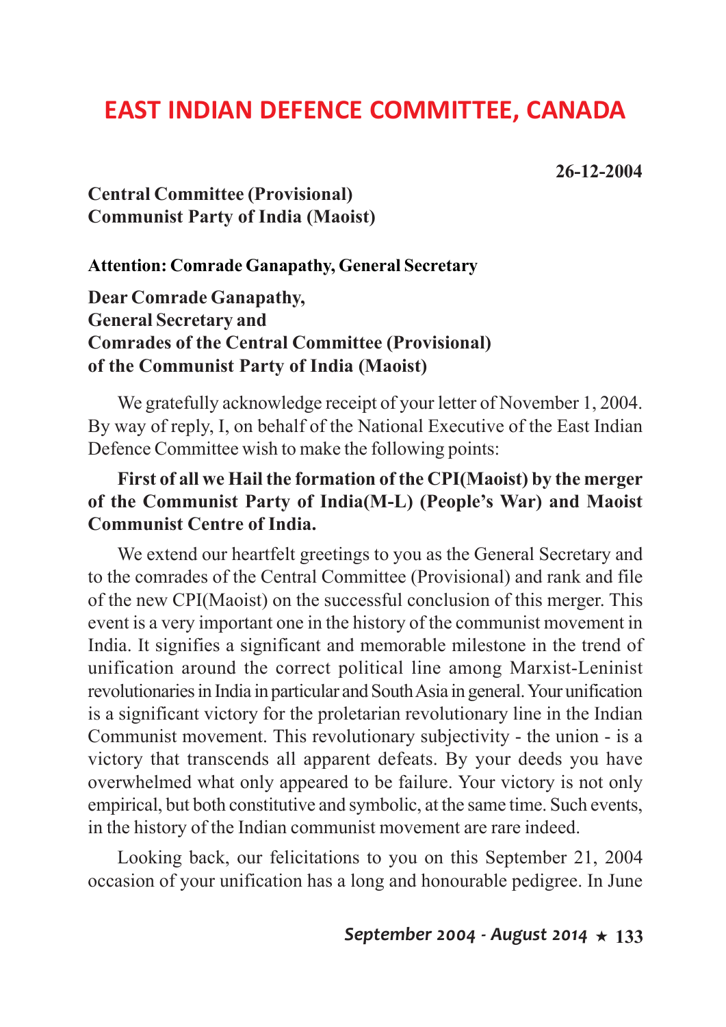# EAST INDIAN DEFENCE COMMITTEE, CANADA

**26-12-2004**

**Central Committee (Provisional)**
**Communist Party of India (Maoist)**

**Attention: Comrade Ganapathy, General Secretary**

**Dear Comrade Ganapathy,**
**General Secretary and**
**Comrades of the Central Committee (Provisional)**
**of the Communist Party of India (Maoist)**

We gratefully acknowledge receipt of your letter of November 1, 2004. By way of reply, I, on behalf of the National Executive of the East Indian Defence Committee wish to make the following points:

**First of all we Hail the formation of the CPI(Maoist) by the merger of the Communist Party of India(M-L) (People's War) and Maoist Communist Centre of India.**

We extend our heartfelt greetings to you as the General Secretary and to the comrades of the Central Committee (Provisional) and rank and file of the new CPI(Maoist) on the successful conclusion of this merger. This event is a very important one in the history of the communist movement in India. It signifies a significant and memorable milestone in the trend of unification around the correct political line among Marxist-Leninist revolutionaries in India in particular and South Asia in general. Your unification is a significant victory for the proletarian revolutionary line in the Indian Communist movement. This revolutionary subjectivity - the union - is a victory that transcends all apparent defeats. By your deeds you have overwhelmed what only appeared to be failure. Your victory is not only empirical, but both constitutive and symbolic, at the same time. Such events, in the history of the Indian communist movement are rare indeed.

Looking back, our felicitations to you on this September 21, 2004 occasion of your unification has a long and honourable pedigree. In June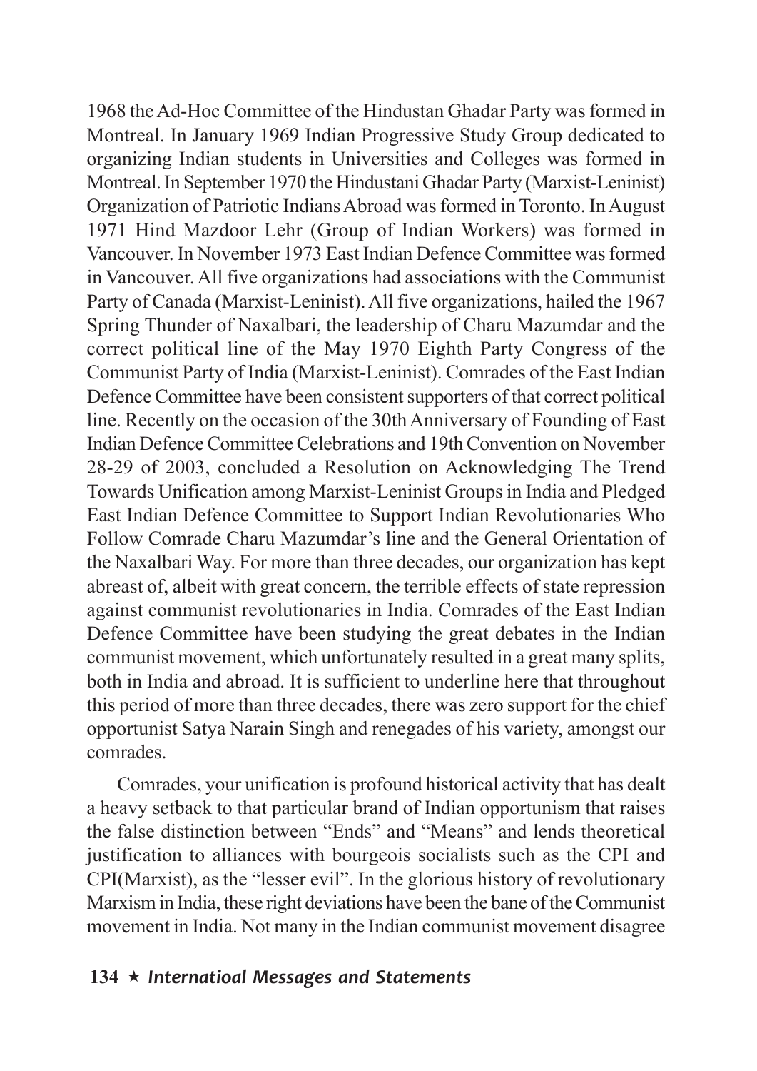1968 the Ad-Hoc Committee of the Hindustan Ghadar Party was formed in Montreal. In January 1969 Indian Progressive Study Group dedicated to organizing Indian students in Universities and Colleges was formed in Montreal. In September 1970 the Hindustani Ghadar Party (Marxist-Leninist) Organization of Patriotic Indians Abroad was formed in Toronto. In August 1971 Hind Mazdoor Lehr (Group of Indian Workers) was formed in Vancouver. In November 1973 East Indian Defence Committee was formed in Vancouver. All five organizations had associations with the Communist Party of Canada (Marxist-Leninist). All five organizations, hailed the 1967 Spring Thunder of Naxalbari, the leadership of Charu Mazumdar and the correct political line of the May 1970 Eighth Party Congress of the Communist Party of India (Marxist-Leninist). Comrades of the East Indian Defence Committee have been consistent supporters of that correct political line. Recently on the occasion of the 30th Anniversary of Founding of East Indian Defence Committee Celebrations and 19th Convention on November 28-29 of 2003, concluded a Resolution on Acknowledging The Trend Towards Unification among Marxist-Leninist Groups in India and Pledged East Indian Defence Committee to Support Indian Revolutionaries Who Follow Comrade Charu Mazumdar's line and the General Orientation of the Naxalbari Way. For more than three decades, our organization has kept abreast of, albeit with great concern, the terrible effects of state repression against communist revolutionaries in India. Comrades of the East Indian Defence Committee have been studying the great debates in the Indian communist movement, which unfortunately resulted in a great many splits, both in India and abroad. It is sufficient to underline here that throughout this period of more than three decades, there was zero support for the chief opportunist Satya Narain Singh and renegades of his variety, amongst our comrades.

Comrades, your unification is profound historical activity that has dealt a heavy setback to that particular brand of Indian opportunism that raises the false distinction between "Ends" and "Means" and lends theoretical justification to alliances with bourgeois socialists such as the CPI and CPI(Marxist), as the "lesser evil". In the glorious history of revolutionary Marxism in India, these right deviations have been the bane of the Communist movement in India. Not many in the Indian communist movement disagree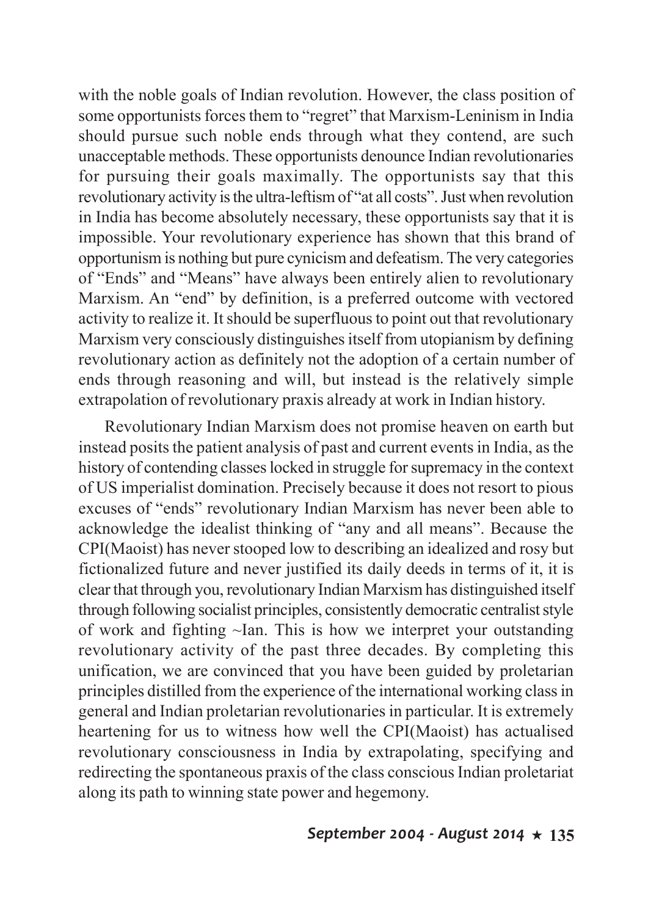with the noble goals of Indian revolution. However, the class position of some opportunists forces them to "regret" that Marxism-Leninism in India should pursue such noble ends through what they contend, are such unacceptable methods. These opportunists denounce Indian revolutionaries for pursuing their goals maximally. The opportunists say that this revolutionary activity is the ultra-leftism of "at all costs". Just when revolution in India has become absolutely necessary, these opportunists say that it is impossible. Your revolutionary experience has shown that this brand of opportunism is nothing but pure cynicism and defeatism. The very categories of "Ends" and "Means" have always been entirely alien to revolutionary Marxism. An "end" by definition, is a preferred outcome with vectored activity to realize it. It should be superfluous to point out that revolutionary Marxism very consciously distinguishes itself from utopianism by defining revolutionary action as definitely not the adoption of a certain number of ends through reasoning and will, but instead is the relatively simple extrapolation of revolutionary praxis already at work in Indian history.

Revolutionary Indian Marxism does not promise heaven on earth but instead posits the patient analysis of past and current events in India, as the history of contending classes locked in struggle for supremacy in the context of US imperialist domination. Precisely because it does not resort to pious excuses of "ends" revolutionary Indian Marxism has never been able to acknowledge the idealist thinking of "any and all means". Because the CPI(Maoist) has never stooped low to describing an idealized and rosy but fictionalized future and never justified its daily deeds in terms of it, it is clear that through you, revolutionary Indian Marxism has distinguished itself through following socialist principles, consistently democratic centralist style of work and fighting ~Ian. This is how we interpret your outstanding revolutionary activity of the past three decades. By completing this unification, we are convinced that you have been guided by proletarian principles distilled from the experience of the international working class in general and Indian proletarian revolutionaries in particular. It is extremely heartening for us to witness how well the CPI(Maoist) has actualised revolutionary consciousness in India by extrapolating, specifying and redirecting the spontaneous praxis of the class conscious Indian proletariat along its path to winning state power and hegemony.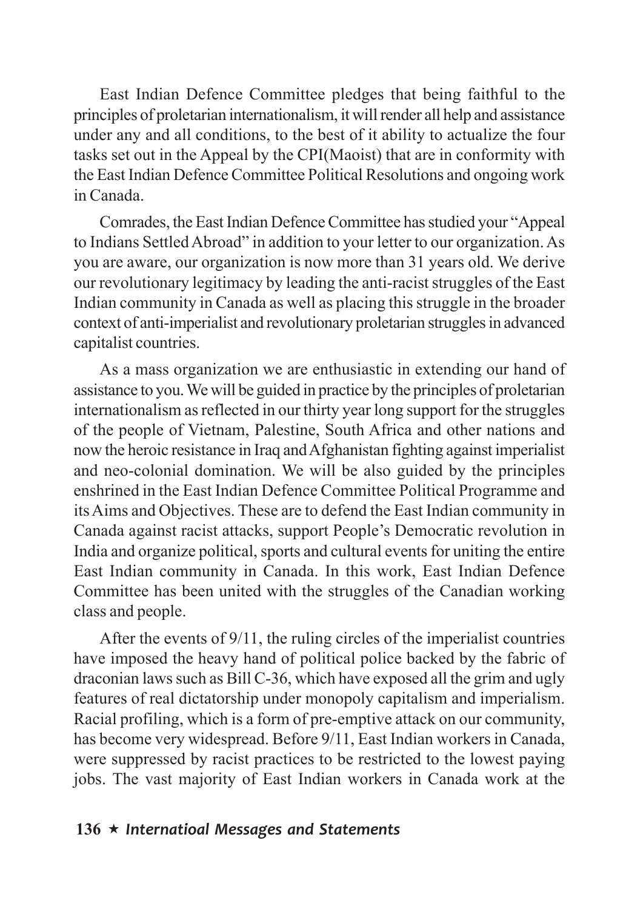East Indian Defence Committee pledges that being faithful to the principles of proletarian internationalism, it will render all help and assistance under any and all conditions, to the best of it ability to actualize the four tasks set out in the Appeal by the CPI(Maoist) that are in conformity with the East Indian Defence Committee Political Resolutions and ongoing work in Canada.

Comrades, the East Indian Defence Committee has studied your "Appeal to Indians Settled Abroad" in addition to your letter to our organization. As you are aware, our organization is now more than 31 years old. We derive our revolutionary legitimacy by leading the anti-racist struggles of the East Indian community in Canada as well as placing this struggle in the broader context of anti-imperialist and revolutionary proletarian struggles in advanced capitalist countries.

As a mass organization we are enthusiastic in extending our hand of assistance to you. We will be guided in practice by the principles of proletarian internationalism as reflected in our thirty year long support for the struggles of the people of Vietnam, Palestine, South Africa and other nations and now the heroic resistance in Iraq and Afghanistan fighting against imperialist and neo-colonial domination. We will be also guided by the principles enshrined in the East Indian Defence Committee Political Programme and its Aims and Objectives. These are to defend the East Indian community in Canada against racist attacks, support People's Democratic revolution in India and organize political, sports and cultural events for uniting the entire East Indian community in Canada. In this work, East Indian Defence Committee has been united with the struggles of the Canadian working class and people.

After the events of 9/11, the ruling circles of the imperialist countries have imposed the heavy hand of political police backed by the fabric of draconian laws such as Bill C-36, which have exposed all the grim and ugly features of real dictatorship under monopoly capitalism and imperialism. Racial profiling, which is a form of pre-emptive attack on our community, has become very widespread. Before 9/11, East Indian workers in Canada, were suppressed by racist practices to be restricted to the lowest paying jobs. The vast majority of East Indian workers in Canada work at the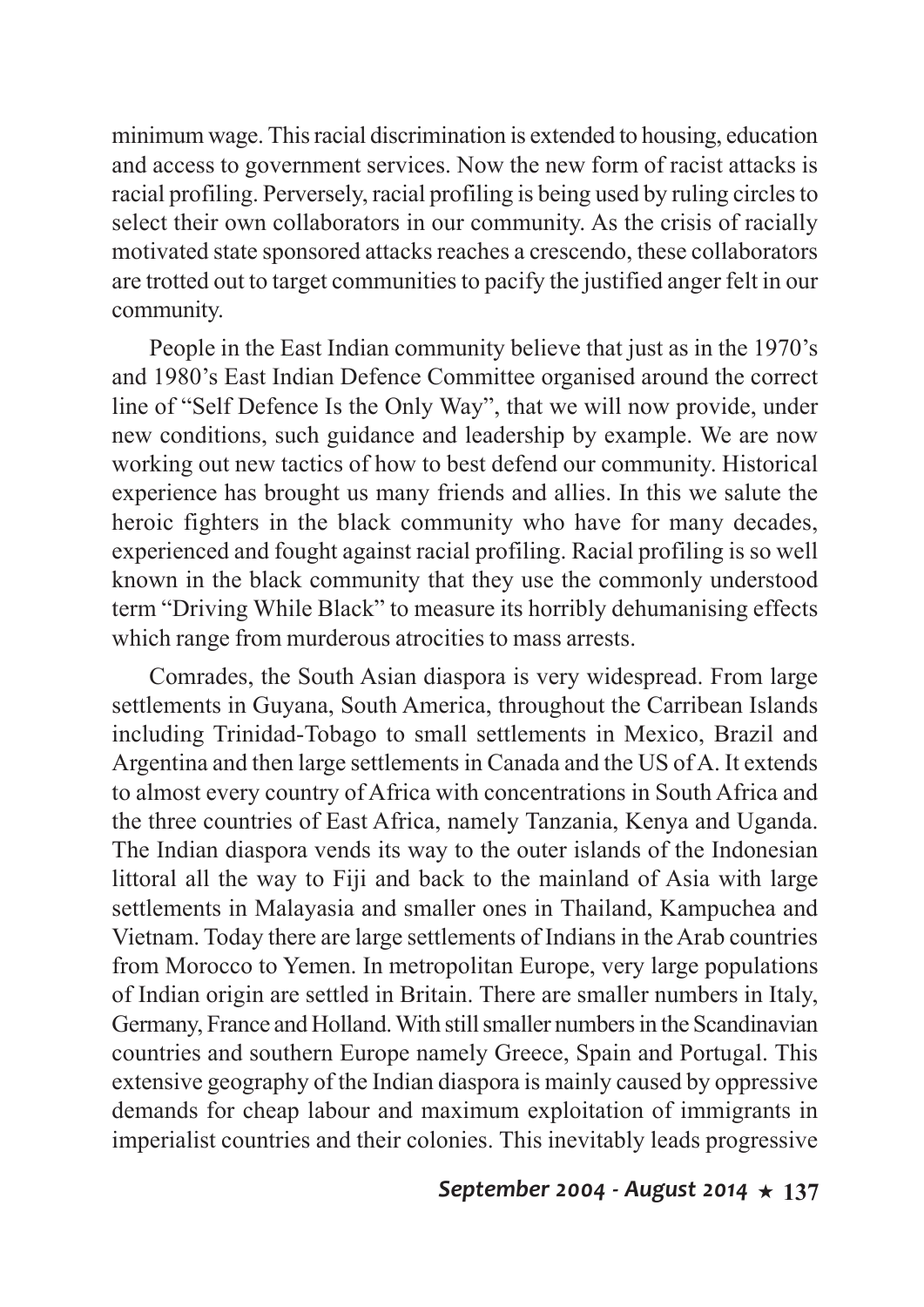minimum wage. This racial discrimination is extended to housing, education and access to government services. Now the new form of racist attacks is racial profiling. Perversely, racial profiling is being used by ruling circles to select their own collaborators in our community. As the crisis of racially motivated state sponsored attacks reaches a crescendo, these collaborators are trotted out to target communities to pacify the justified anger felt in our community.

People in the East Indian community believe that just as in the 1970's and 1980's East Indian Defence Committee organised around the correct line of "Self Defence Is the Only Way", that we will now provide, under new conditions, such guidance and leadership by example. We are now working out new tactics of how to best defend our community. Historical experience has brought us many friends and allies. In this we salute the heroic fighters in the black community who have for many decades, experienced and fought against racial profiling. Racial profiling is so well known in the black community that they use the commonly understood term "Driving While Black" to measure its horribly dehumanising effects which range from murderous atrocities to mass arrests.

Comrades, the South Asian diaspora is very widespread. From large settlements in Guyana, South America, throughout the Carribean Islands including Trinidad-Tobago to small settlements in Mexico, Brazil and Argentina and then large settlements in Canada and the US of A. It extends to almost every country of Africa with concentrations in South Africa and the three countries of East Africa, namely Tanzania, Kenya and Uganda. The Indian diaspora vends its way to the outer islands of the Indonesian littoral all the way to Fiji and back to the mainland of Asia with large settlements in Malayasia and smaller ones in Thailand, Kampuchea and Vietnam. Today there are large settlements of Indians in the Arab countries from Morocco to Yemen. In metropolitan Europe, very large populations of Indian origin are settled in Britain. There are smaller numbers in Italy, Germany, France and Holland. With still smaller numbers in the Scandinavian countries and southern Europe namely Greece, Spain and Portugal. This extensive geography of the Indian diaspora is mainly caused by oppressive demands for cheap labour and maximum exploitation of immigrants in imperialist countries and their colonies. This inevitably leads progressive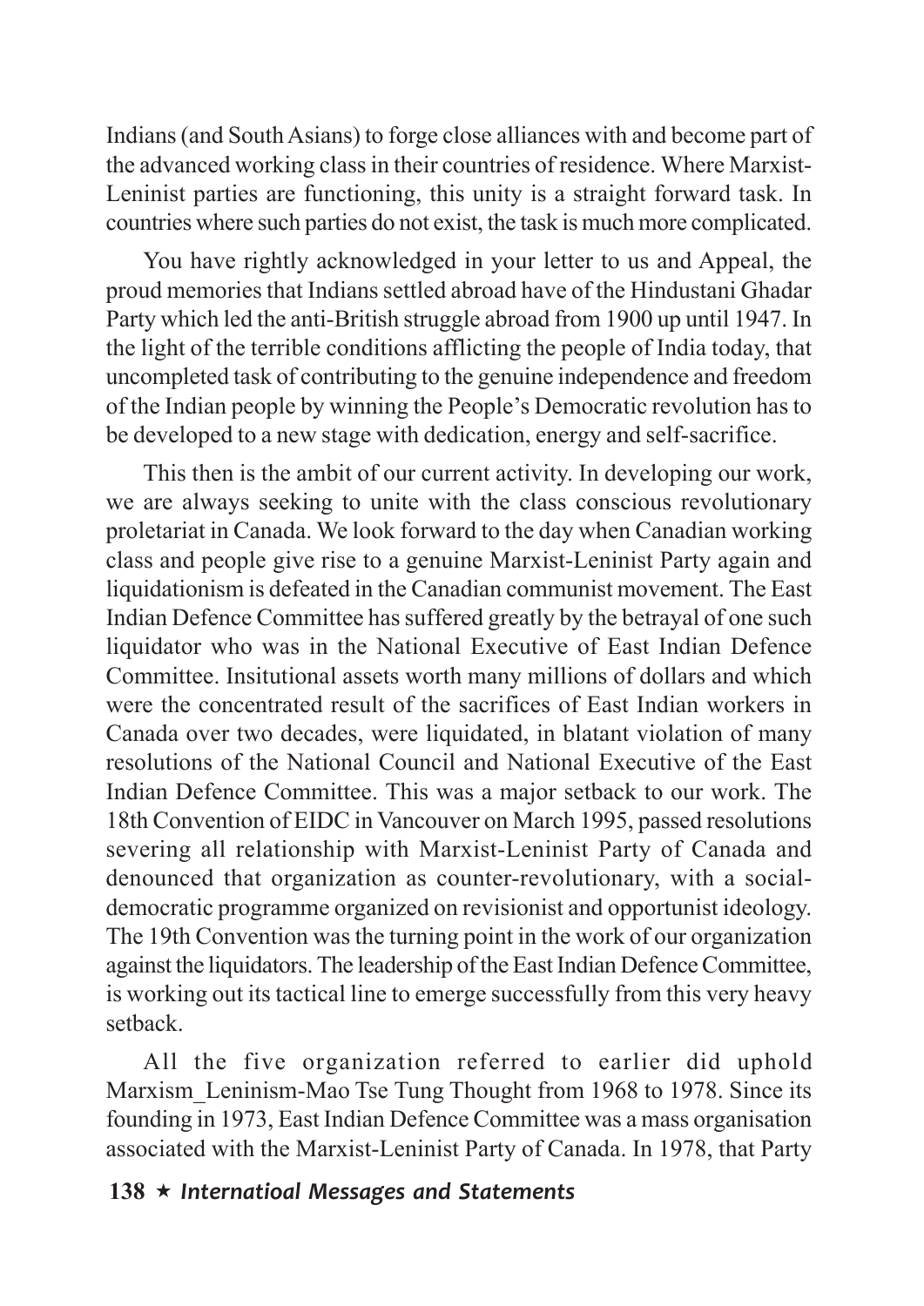Indians (and South Asians) to forge close alliances with and become part of the advanced working class in their countries of residence. Where Marxist-Leninist parties are functioning, this unity is a straight forward task. In countries where such parties do not exist, the task is much more complicated.

You have rightly acknowledged in your letter to us and Appeal, the proud memories that Indians settled abroad have of the Hindustani Ghadar Party which led the anti-British struggle abroad from 1900 up until 1947. In the light of the terrible conditions afflicting the people of India today, that uncompleted task of contributing to the genuine independence and freedom of the Indian people by winning the People's Democratic revolution has to be developed to a new stage with dedication, energy and self-sacrifice.

This then is the ambit of our current activity. In developing our work, we are always seeking to unite with the class conscious revolutionary proletariat in Canada. We look forward to the day when Canadian working class and people give rise to a genuine Marxist-Leninist Party again and liquidationism is defeated in the Canadian communist movement. The East Indian Defence Committee has suffered greatly by the betrayal of one such liquidator who was in the National Executive of East Indian Defence Committee. Insitutional assets worth many millions of dollars and which were the concentrated result of the sacrifices of East Indian workers in Canada over two decades, were liquidated, in blatant violation of many resolutions of the National Council and National Executive of the East Indian Defence Committee. This was a major setback to our work. The 18th Convention of EIDC in Vancouver on March 1995, passed resolutions severing all relationship with Marxist-Leninist Party of Canada and denounced that organization as counter-revolutionary, with a social-democratic programme organized on revisionist and opportunist ideology. The 19th Convention was the turning point in the work of our organization against the liquidators. The leadership of the East Indian Defence Committee, is working out its tactical line to emerge successfully from this very heavy setback.

All the five organization referred to earlier did uphold Marxism_Leninism-Mao Tse Tung Thought from 1968 to 1978. Since its founding in 1973, East Indian Defence Committee was a mass organisation associated with the Marxist-Leninist Party of Canada. In 1978, that Party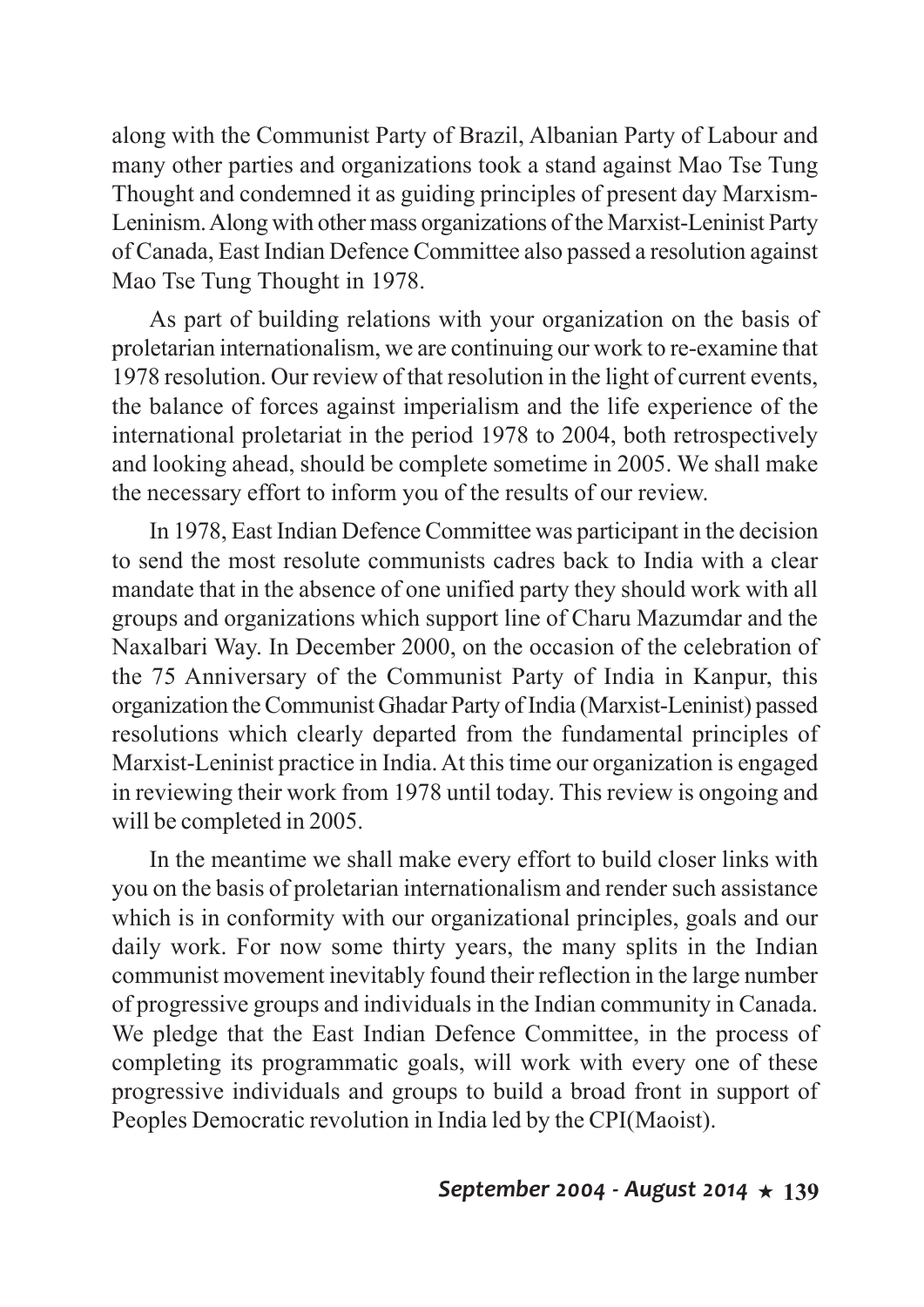along with the Communist Party of Brazil, Albanian Party of Labour and many other parties and organizations took a stand against Mao Tse Tung Thought and condemned it as guiding principles of present day Marxism-Leninism. Along with other mass organizations of the Marxist-Leninist Party of Canada, East Indian Defence Committee also passed a resolution against Mao Tse Tung Thought in 1978.

As part of building relations with your organization on the basis of proletarian internationalism, we are continuing our work to re-examine that 1978 resolution. Our review of that resolution in the light of current events, the balance of forces against imperialism and the life experience of the international proletariat in the period 1978 to 2004, both retrospectively and looking ahead, should be complete sometime in 2005. We shall make the necessary effort to inform you of the results of our review.

In 1978, East Indian Defence Committee was participant in the decision to send the most resolute communists cadres back to India with a clear mandate that in the absence of one unified party they should work with all groups and organizations which support line of Charu Mazumdar and the Naxalbari Way. In December 2000, on the occasion of the celebration of the 75 Anniversary of the Communist Party of India in Kanpur, this organization the Communist Ghadar Party of India (Marxist-Leninist) passed resolutions which clearly departed from the fundamental principles of Marxist-Leninist practice in India. At this time our organization is engaged in reviewing their work from 1978 until today. This review is ongoing and will be completed in 2005.

In the meantime we shall make every effort to build closer links with you on the basis of proletarian internationalism and render such assistance which is in conformity with our organizational principles, goals and our daily work. For now some thirty years, the many splits in the Indian communist movement inevitably found their reflection in the large number of progressive groups and individuals in the Indian community in Canada. We pledge that the East Indian Defence Committee, in the process of completing its programmatic goals, will work with every one of these progressive individuals and groups to build a broad front in support of Peoples Democratic revolution in India led by the CPI(Maoist).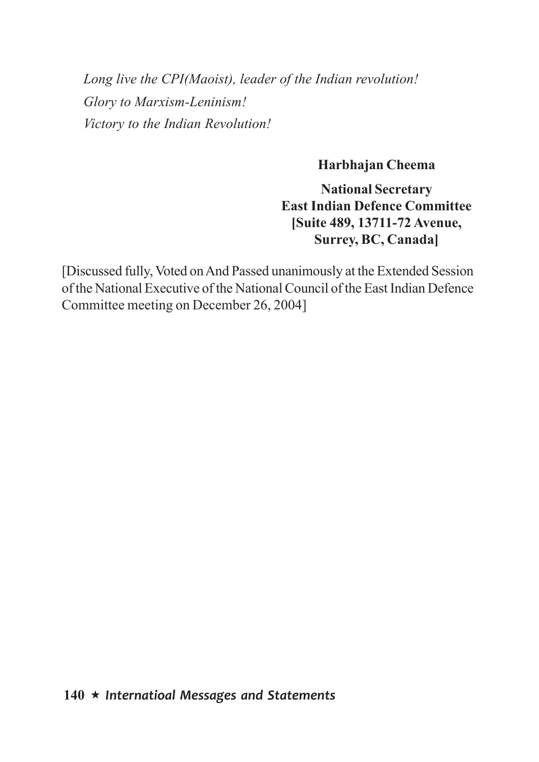*Long live the CPI(Maoist), leader of the Indian revolution!*
*Glory to Marxism-Leninism!*
*Victory to the Indian Revolution!*

**Harbhajan Cheema**

**National Secretary**
**East Indian Defence Committee**
**[Suite 489, 13711-72 Avenue,**
**Surrey, BC, Canada]**

[Discussed fully, Voted on And Passed unanimously at the Extended Session of the National Executive of the National Council of the East Indian Defence Committee meeting on December 26, 2004]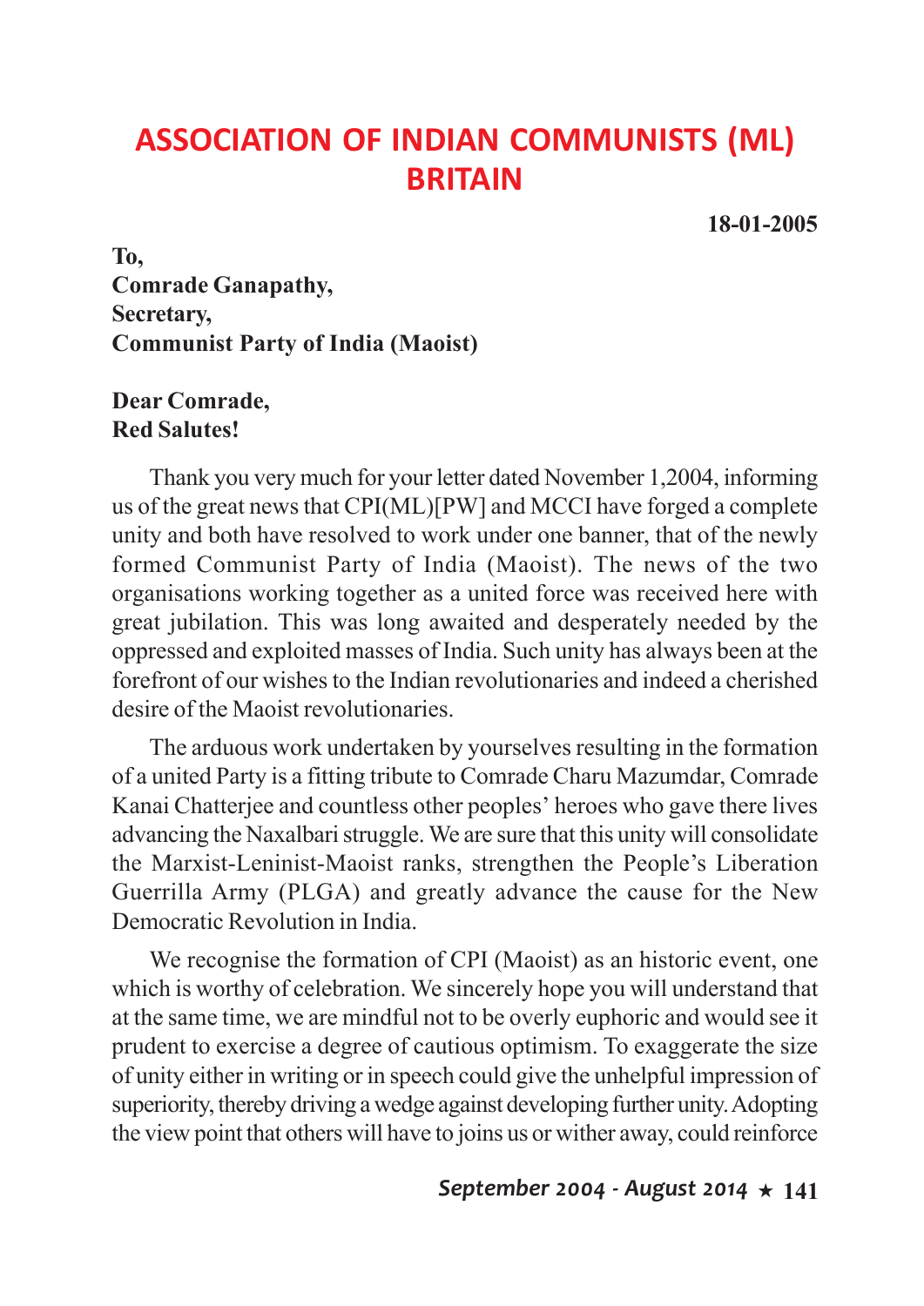# ASSOCIATION OF INDIAN COMMUNISTS (ML) BRITAIN

**18-01-2005**

**To,**
**Comrade Ganapathy,**
**Secretary,**
**Communist Party of India (Maoist)**

**Dear Comrade,**
**Red Salutes!**

Thank you very much for your letter dated November 1,2004, informing us of the great news that CPI(ML)[PW] and MCCI have forged a complete unity and both have resolved to work under one banner, that of the newly formed Communist Party of India (Maoist). The news of the two organisations working together as a united force was received here with great jubilation. This was long awaited and desperately needed by the oppressed and exploited masses of India. Such unity has always been at the forefront of our wishes to the Indian revolutionaries and indeed a cherished desire of the Maoist revolutionaries.

The arduous work undertaken by yourselves resulting in the formation of a united Party is a fitting tribute to Comrade Charu Mazumdar, Comrade Kanai Chatterjee and countless other peoples' heroes who gave there lives advancing the Naxalbari struggle. We are sure that this unity will consolidate the Marxist-Leninist-Maoist ranks, strengthen the People's Liberation Guerrilla Army (PLGA) and greatly advance the cause for the New Democratic Revolution in India.

We recognise the formation of CPI (Maoist) as an historic event, one which is worthy of celebration. We sincerely hope you will understand that at the same time, we are mindful not to be overly euphoric and would see it prudent to exercise a degree of cautious optimism. To exaggerate the size of unity either in writing or in speech could give the unhelpful impression of superiority, thereby driving a wedge against developing further unity. Adopting the view point that others will have to joins us or wither away, could reinforce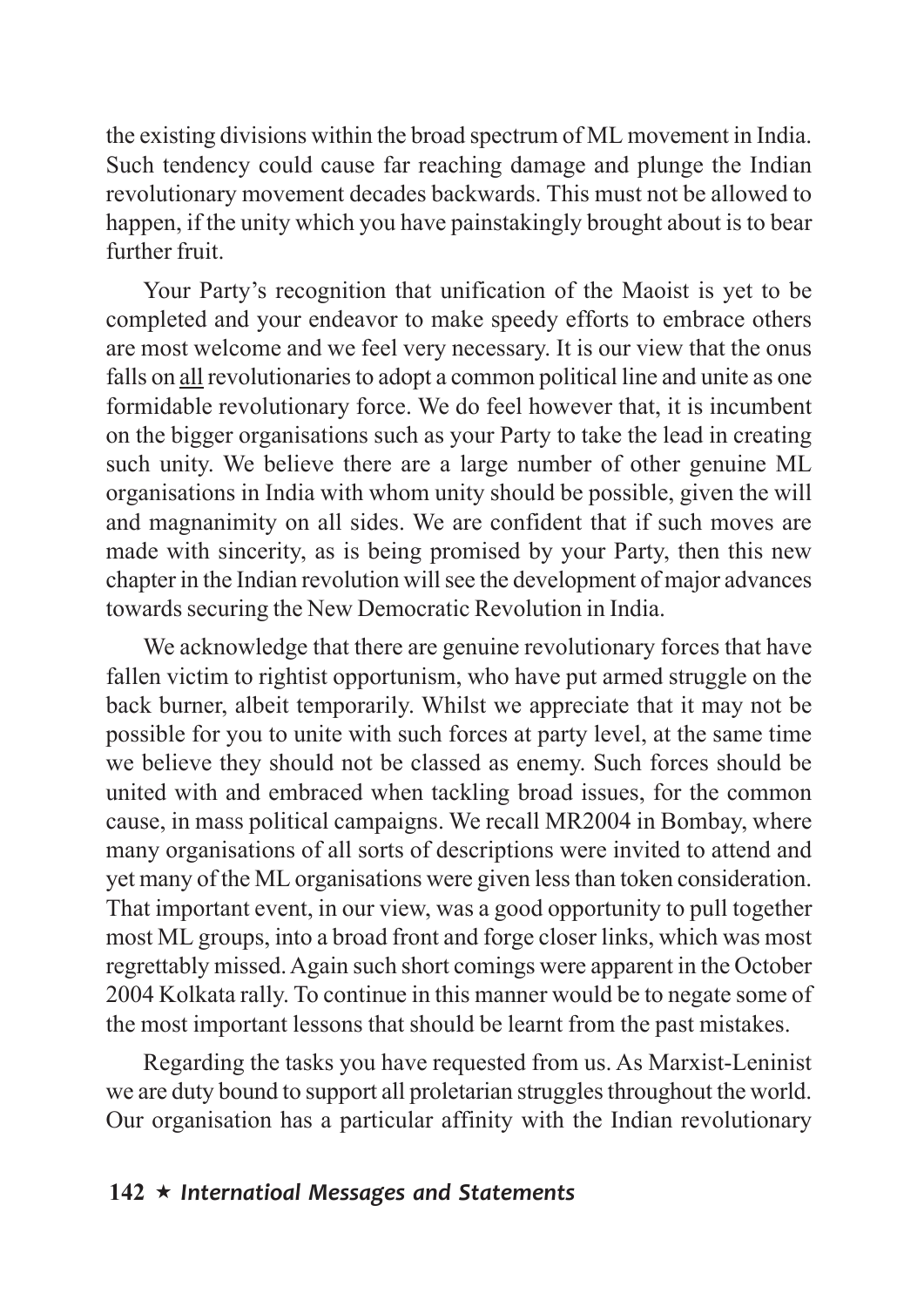the existing divisions within the broad spectrum of ML movement in India. Such tendency could cause far reaching damage and plunge the Indian revolutionary movement decades backwards. This must not be allowed to happen, if the unity which you have painstakingly brought about is to bear further fruit.

Your Party's recognition that unification of the Maoist is yet to be completed and your endeavor to make speedy efforts to embrace others are most welcome and we feel very necessary. It is our view that the onus falls on <u>all</u> revolutionaries to adopt a common political line and unite as one formidable revolutionary force. We do feel however that, it is incumbent on the bigger organisations such as your Party to take the lead in creating such unity. We believe there are a large number of other genuine ML organisations in India with whom unity should be possible, given the will and magnanimity on all sides. We are confident that if such moves are made with sincerity, as is being promised by your Party, then this new chapter in the Indian revolution will see the development of major advances towards securing the New Democratic Revolution in India.

We acknowledge that there are genuine revolutionary forces that have fallen victim to rightist opportunism, who have put armed struggle on the back burner, albeit temporarily. Whilst we appreciate that it may not be possible for you to unite with such forces at party level, at the same time we believe they should not be classed as enemy. Such forces should be united with and embraced when tackling broad issues, for the common cause, in mass political campaigns. We recall MR2004 in Bombay, where many organisations of all sorts of descriptions were invited to attend and yet many of the ML organisations were given less than token consideration. That important event, in our view, was a good opportunity to pull together most ML groups, into a broad front and forge closer links, which was most regrettably missed. Again such short comings were apparent in the October 2004 Kolkata rally. To continue in this manner would be to negate some of the most important lessons that should be learnt from the past mistakes.

Regarding the tasks you have requested from us. As Marxist-Leninist we are duty bound to support all proletarian struggles throughout the world. Our organisation has a particular affinity with the Indian revolutionary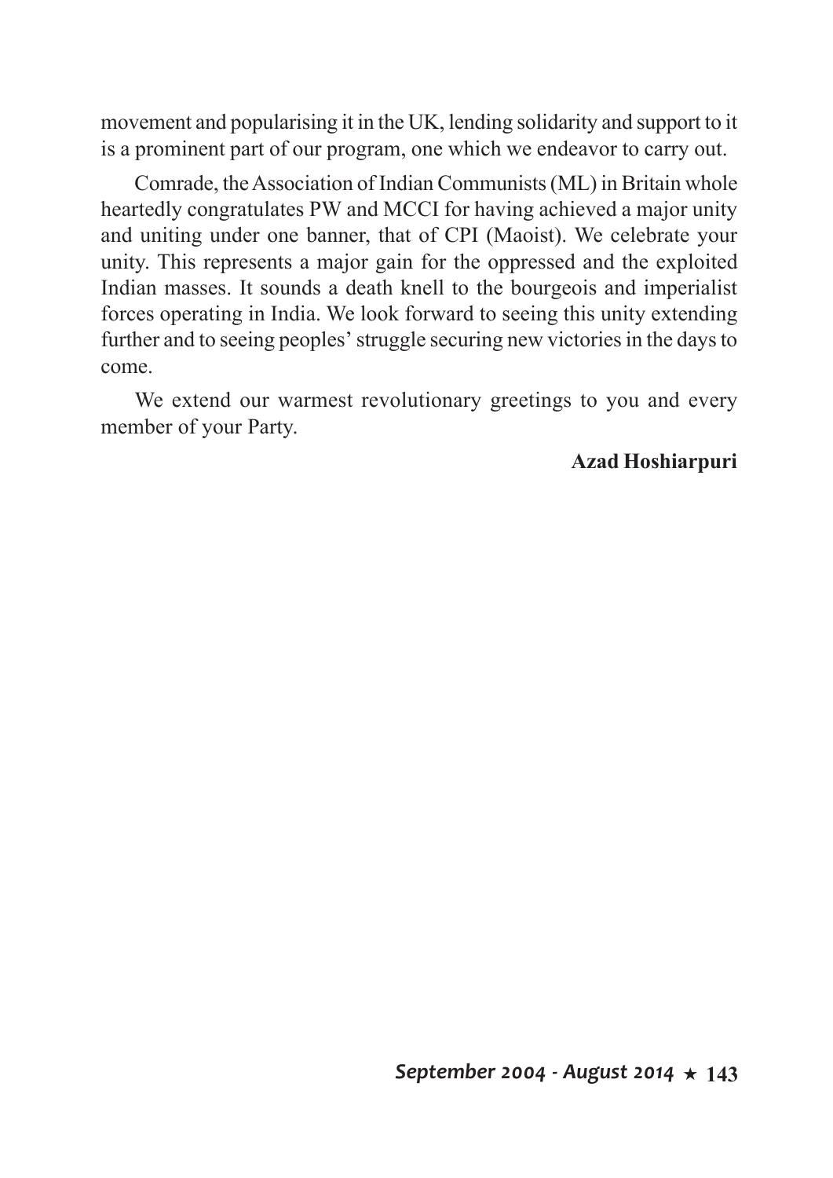movement and popularising it in the UK, lending solidarity and support to it is a prominent part of our program, one which we endeavor to carry out.

Comrade, the Association of Indian Communists (ML) in Britain whole heartedly congratulates PW and MCCI for having achieved a major unity and uniting under one banner, that of CPI (Maoist). We celebrate your unity. This represents a major gain for the oppressed and the exploited Indian masses. It sounds a death knell to the bourgeois and imperialist forces operating in India. We look forward to seeing this unity extending further and to seeing peoples' struggle securing new victories in the days to come.

We extend our warmest revolutionary greetings to you and every member of your Party.

**Azad Hoshiarpuri**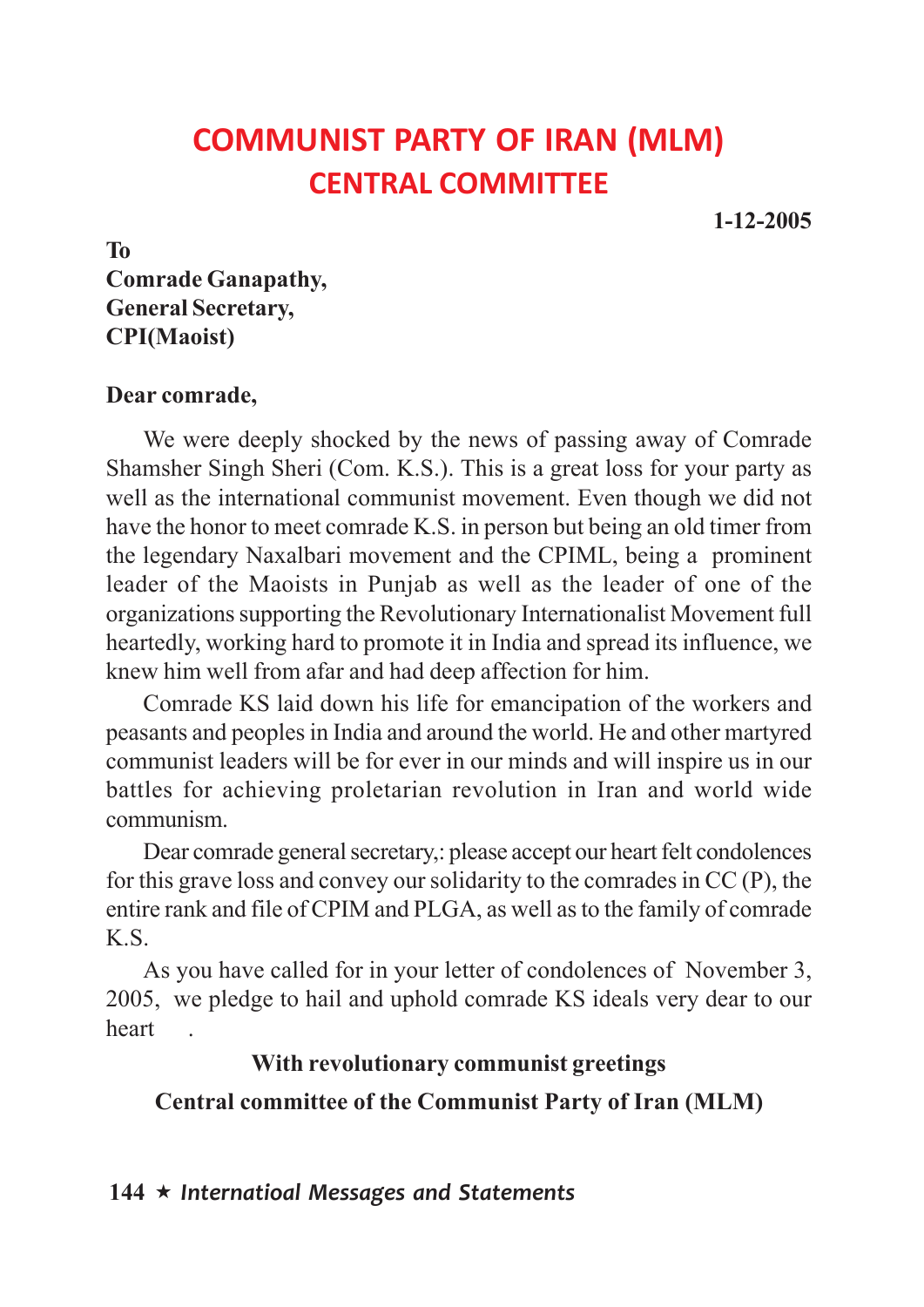# COMMUNIST PARTY OF IRAN (MLM)
## CENTRAL COMMITTEE

**1-12-2005**

**To**
**Comrade Ganapathy,**
**General Secretary,**
**CPI(Maoist)**

**Dear comrade,**

We were deeply shocked by the news of passing away of Comrade Shamsher Singh Sheri (Com. K.S.). This is a great loss for your party as well as the international communist movement. Even though we did not have the honor to meet comrade K.S. in person but being an old timer from the legendary Naxalbari movement and the CPIML, being a prominent leader of the Maoists in Punjab as well as the leader of one of the organizations supporting the Revolutionary Internationalist Movement full heartedly, working hard to promote it in India and spread its influence, we knew him well from afar and had deep affection for him.

Comrade KS laid down his life for emancipation of the workers and peasants and peoples in India and around the world. He and other martyred communist leaders will be for ever in our minds and will inspire us in our battles for achieving proletarian revolution in Iran and world wide communism.

Dear comrade general secretary,: please accept our heart felt condolences for this grave loss and convey our solidarity to the comrades in CC (P), the entire rank and file of CPIM and PLGA, as well as to the family of comrade K.S.

As you have called for in your letter of condolences of November 3, 2005, we pledge to hail and uphold comrade KS ideals very dear to our heart .

**With revolutionary communist greetings**

**Central committee of the Communist Party of Iran (MLM)**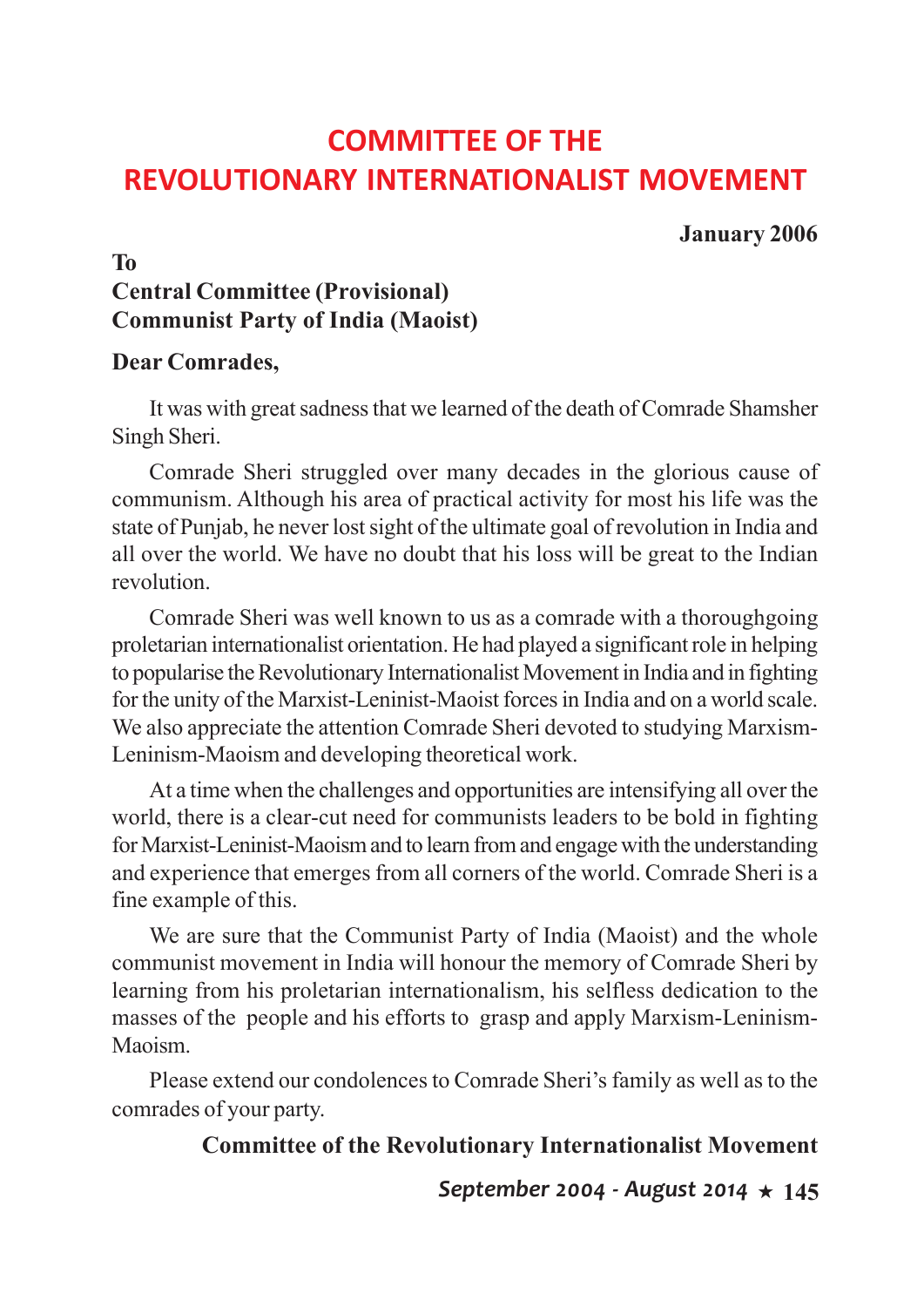# COMMITTEE OF THE REVOLUTIONARY INTERNATIONALIST MOVEMENT

**January 2006**

**To**
**Central Committee (Provisional)**
**Communist Party of India (Maoist)**

**Dear Comrades,**

It was with great sadness that we learned of the death of Comrade Shamsher Singh Sheri.

Comrade Sheri struggled over many decades in the glorious cause of communism. Although his area of practical activity for most his life was the state of Punjab, he never lost sight of the ultimate goal of revolution in India and all over the world. We have no doubt that his loss will be great to the Indian revolution.

Comrade Sheri was well known to us as a comrade with a thoroughgoing proletarian internationalist orientation. He had played a significant role in helping to popularise the Revolutionary Internationalist Movement in India and in fighting for the unity of the Marxist-Leninist-Maoist forces in India and on a world scale. We also appreciate the attention Comrade Sheri devoted to studying Marxism-Leninism-Maoism and developing theoretical work.

At a time when the challenges and opportunities are intensifying all over the world, there is a clear-cut need for communists leaders to be bold in fighting for Marxist-Leninist-Maoism and to learn from and engage with the understanding and experience that emerges from all corners of the world. Comrade Sheri is a fine example of this.

We are sure that the Communist Party of India (Maoist) and the whole communist movement in India will honour the memory of Comrade Sheri by learning from his proletarian internationalism, his selfless dedication to the masses of the people and his efforts to grasp and apply Marxism-Leninism-Maoism.

Please extend our condolences to Comrade Sheri's family as well as to the comrades of your party.

**Committee of the Revolutionary Internationalist Movement**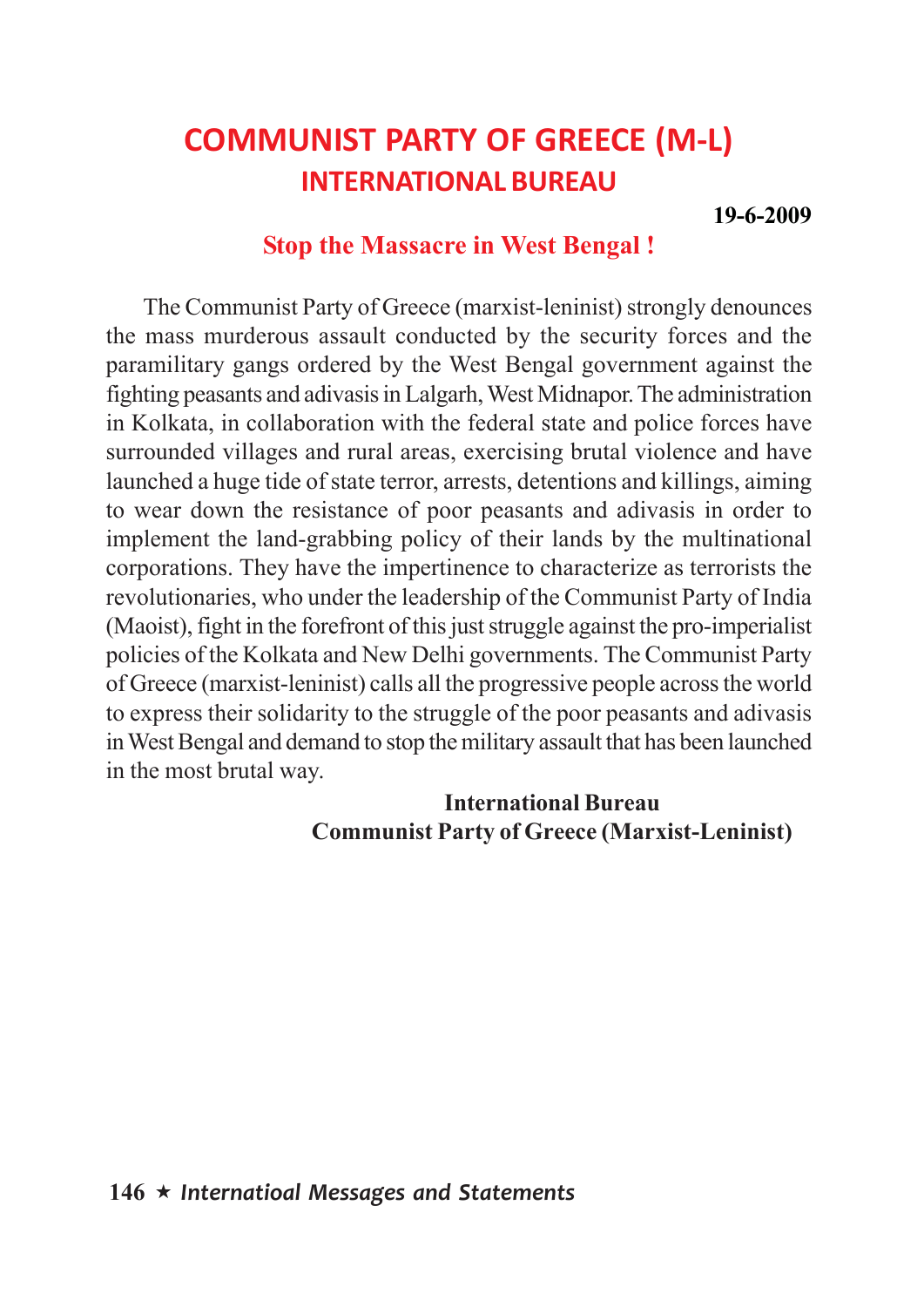# COMMUNIST PARTY OF GREECE (M-L)

## INTERNATIONAL BUREAU

**19-6-2009**

### Stop the Massacre in West Bengal !

The Communist Party of Greece (marxist-leninist) strongly denounces the mass murderous assault conducted by the security forces and the paramilitary gangs ordered by the West Bengal government against the fighting peasants and adivasis in Lalgarh, West Midnapor. The administration in Kolkata, in collaboration with the federal state and police forces have surrounded villages and rural areas, exercising brutal violence and have launched a huge tide of state terror, arrests, detentions and killings, aiming to wear down the resistance of poor peasants and adivasis in order to implement the land-grabbing policy of their lands by the multinational corporations. They have the impertinence to characterize as terrorists the revolutionaries, who under the leadership of the Communist Party of India (Maoist), fight in the forefront of this just struggle against the pro-imperialist policies of the Kolkata and New Delhi governments. The Communist Party of Greece (marxist-leninist) calls all the progressive people across the world to express their solidarity to the struggle of the poor peasants and adivasis in West Bengal and demand to stop the military assault that has been launched in the most brutal way.

**International Bureau**
**Communist Party of Greece (Marxist-Leninist)**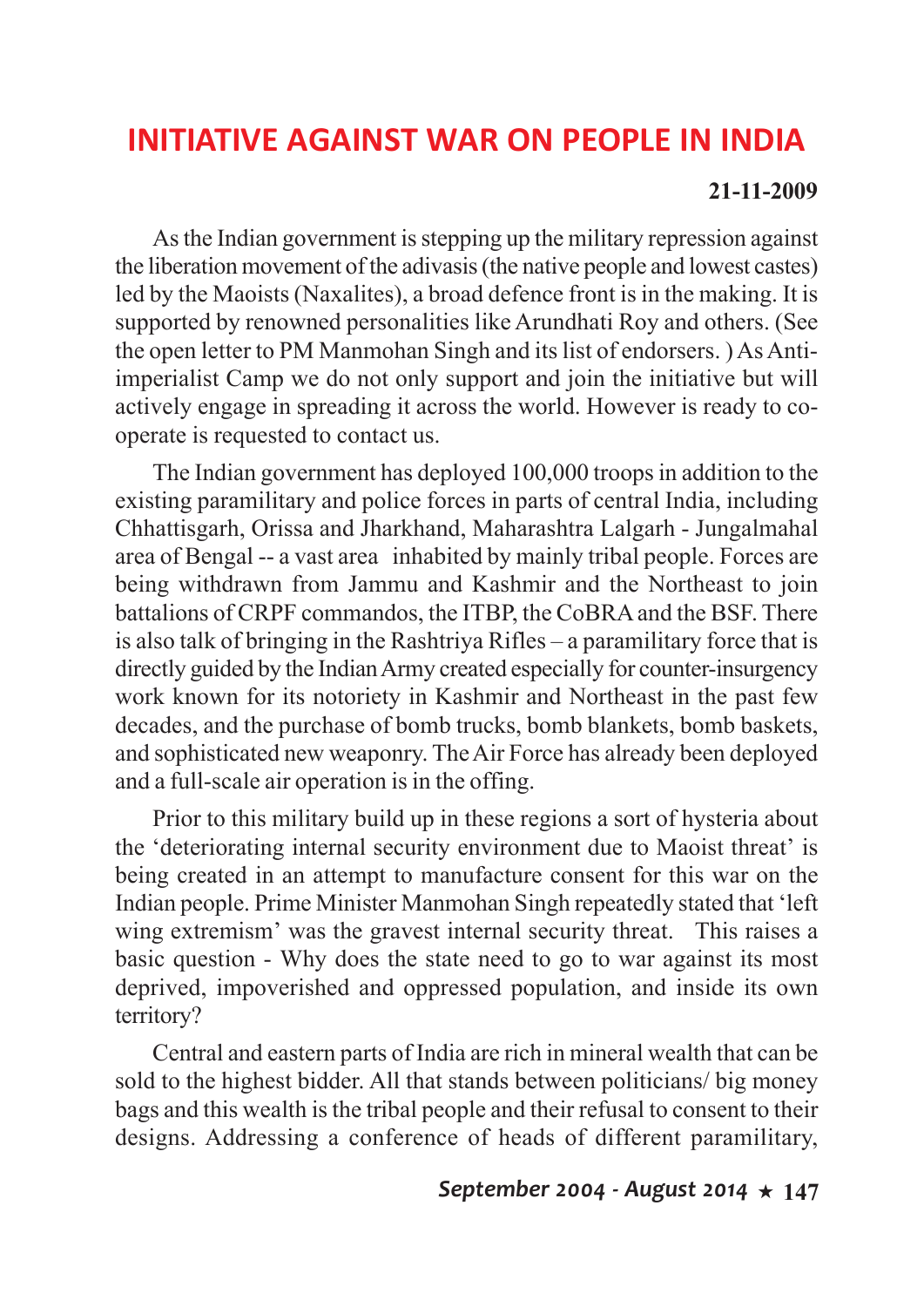# INITIATIVE AGAINST WAR ON PEOPLE IN INDIA

**21-11-2009**

As the Indian government is stepping up the military repression against the liberation movement of the adivasis (the native people and lowest castes) led by the Maoists (Naxalites), a broad defence front is in the making. It is supported by renowned personalities like Arundhati Roy and others. (See the open letter to PM Manmohan Singh and its list of endorsers. ) As Anti-imperialist Camp we do not only support and join the initiative but will actively engage in spreading it across the world. However is ready to co-operate is requested to contact us.

The Indian government has deployed 100,000 troops in addition to the existing paramilitary and police forces in parts of central India, including Chhattisgarh, Orissa and Jharkhand, Maharashtra Lalgarh - Jungalmahal area of Bengal -- a vast area inhabited by mainly tribal people. Forces are being withdrawn from Jammu and Kashmir and the Northeast to join battalions of CRPF commandos, the ITBP, the CoBRA and the BSF. There is also talk of bringing in the Rashtriya Rifles – a paramilitary force that is directly guided by the Indian Army created especially for counter-insurgency work known for its notoriety in Kashmir and Northeast in the past few decades, and the purchase of bomb trucks, bomb blankets, bomb baskets, and sophisticated new weaponry. The Air Force has already been deployed and a full-scale air operation is in the offing.

Prior to this military build up in these regions a sort of hysteria about the 'deteriorating internal security environment due to Maoist threat' is being created in an attempt to manufacture consent for this war on the Indian people. Prime Minister Manmohan Singh repeatedly stated that 'left wing extremism' was the gravest internal security threat. This raises a basic question - Why does the state need to go to war against its most deprived, impoverished and oppressed population, and inside its own territory?

Central and eastern parts of India are rich in mineral wealth that can be sold to the highest bidder. All that stands between politicians/ big money bags and this wealth is the tribal people and their refusal to consent to their designs. Addressing a conference of heads of different paramilitary,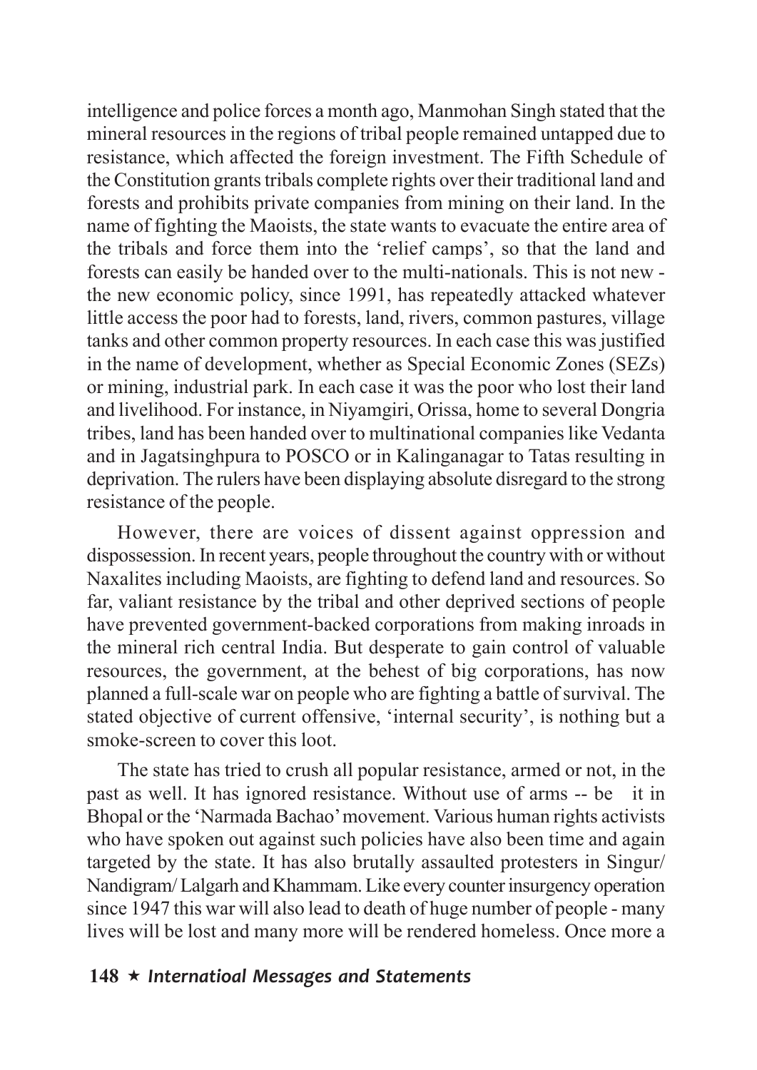intelligence and police forces a month ago, Manmohan Singh stated that the mineral resources in the regions of tribal people remained untapped due to resistance, which affected the foreign investment. The Fifth Schedule of the Constitution grants tribals complete rights over their traditional land and forests and prohibits private companies from mining on their land. In the name of fighting the Maoists, the state wants to evacuate the entire area of the tribals and force them into the 'relief camps', so that the land and forests can easily be handed over to the multi-nationals. This is not new - the new economic policy, since 1991, has repeatedly attacked whatever little access the poor had to forests, land, rivers, common pastures, village tanks and other common property resources. In each case this was justified in the name of development, whether as Special Economic Zones (SEZs) or mining, industrial park. In each case it was the poor who lost their land and livelihood. For instance, in Niyamgiri, Orissa, home to several Dongria tribes, land has been handed over to multinational companies like Vedanta and in Jagatsinghpura to POSCO or in Kalinganagar to Tatas resulting in deprivation. The rulers have been displaying absolute disregard to the strong resistance of the people.

However, there are voices of dissent against oppression and dispossession. In recent years, people throughout the country with or without Naxalites including Maoists, are fighting to defend land and resources. So far, valiant resistance by the tribal and other deprived sections of people have prevented government-backed corporations from making inroads in the mineral rich central India. But desperate to gain control of valuable resources, the government, at the behest of big corporations, has now planned a full-scale war on people who are fighting a battle of survival. The stated objective of current offensive, 'internal security', is nothing but a smoke-screen to cover this loot.

The state has tried to crush all popular resistance, armed or not, in the past as well. It has ignored resistance. Without use of arms -- be it in Bhopal or the 'Narmada Bachao' movement. Various human rights activists who have spoken out against such policies have also been time and again targeted by the state. It has also brutally assaulted protesters in Singur/ Nandigram/ Lalgarh and Khammam. Like every counter insurgency operation since 1947 this war will also lead to death of huge number of people - many lives will be lost and many more will be rendered homeless. Once more a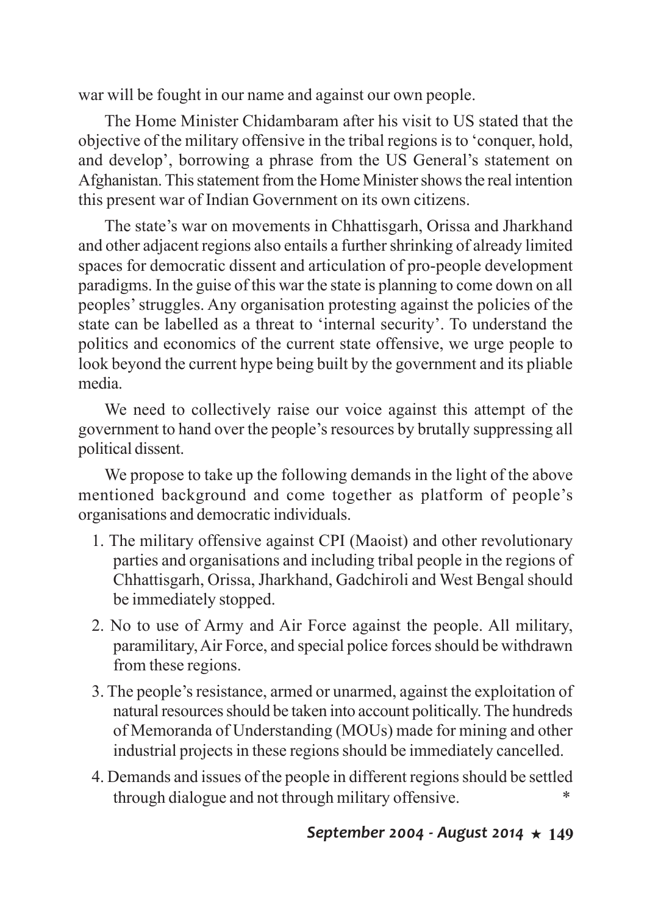war will be fought in our name and against our own people.

The Home Minister Chidambaram after his visit to US stated that the objective of the military offensive in the tribal regions is to 'conquer, hold, and develop', borrowing a phrase from the US General's statement on Afghanistan. This statement from the Home Minister shows the real intention this present war of Indian Government on its own citizens.

The state's war on movements in Chhattisgarh, Orissa and Jharkhand and other adjacent regions also entails a further shrinking of already limited spaces for democratic dissent and articulation of pro-people development paradigms. In the guise of this war the state is planning to come down on all peoples' struggles. Any organisation protesting against the policies of the state can be labelled as a threat to 'internal security'. To understand the politics and economics of the current state offensive, we urge people to look beyond the current hype being built by the government and its pliable media.

We need to collectively raise our voice against this attempt of the government to hand over the people's resources by brutally suppressing all political dissent.

We propose to take up the following demands in the light of the above mentioned background and come together as platform of people's organisations and democratic individuals.

1. The military offensive against CPI (Maoist) and other revolutionary parties and organisations and including tribal people in the regions of Chhattisgarh, Orissa, Jharkhand, Gadchiroli and West Bengal should be immediately stopped.
2. No to use of Army and Air Force against the people. All military, paramilitary, Air Force, and special police forces should be withdrawn from these regions.
3. The people's resistance, armed or unarmed, against the exploitation of natural resources should be taken into account politically. The hundreds of Memoranda of Understanding (MOUs) made for mining and other industrial projects in these regions should be immediately cancelled.
4. Demands and issues of the people in different regions should be settled through dialogue and not through military offensive. *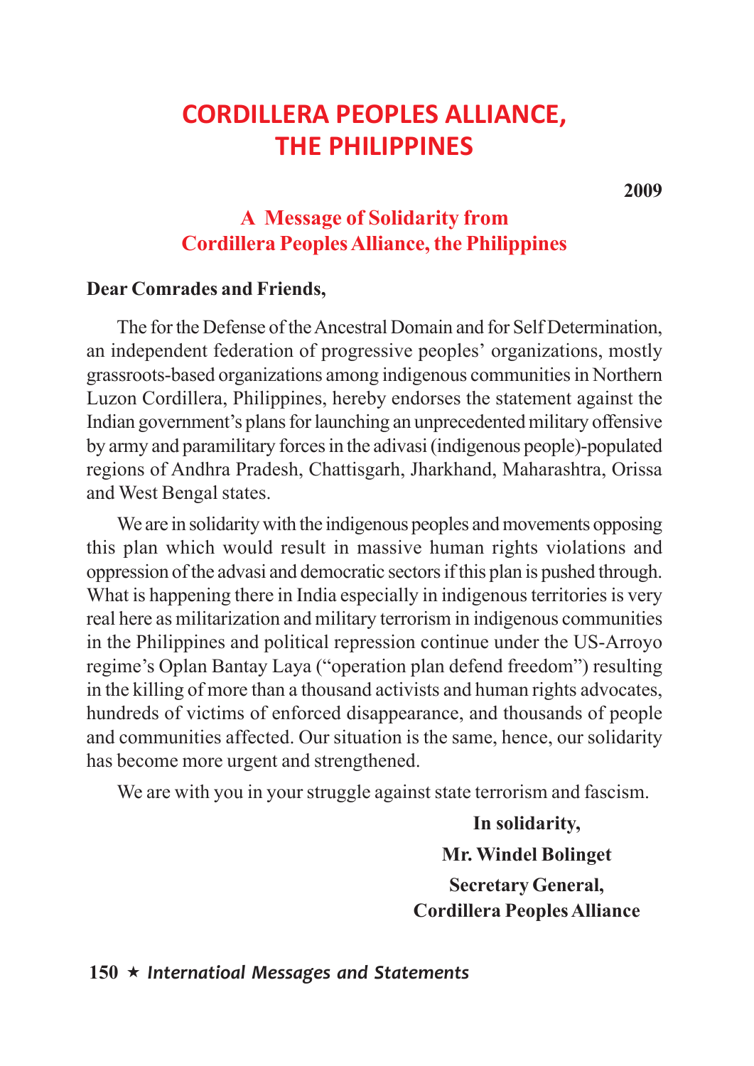# CORDILLERA PEOPLES ALLIANCE, THE PHILIPPINES

**2009**

## A Message of Solidarity from Cordillera Peoples Alliance, the Philippines

**Dear Comrades and Friends,**

The for the Defense of the Ancestral Domain and for Self Determination, an independent federation of progressive peoples' organizations, mostly grassroots-based organizations among indigenous communities in Northern Luzon Cordillera, Philippines, hereby endorses the statement against the Indian government's plans for launching an unprecedented military offensive by army and paramilitary forces in the adivasi (indigenous people)-populated regions of Andhra Pradesh, Chattisgarh, Jharkhand, Maharashtra, Orissa and West Bengal states.

We are in solidarity with the indigenous peoples and movements opposing this plan which would result in massive human rights violations and oppression of the advasi and democratic sectors if this plan is pushed through. What is happening there in India especially in indigenous territories is very real here as militarization and military terrorism in indigenous communities in the Philippines and political repression continue under the US-Arroyo regime's Oplan Bantay Laya ("operation plan defend freedom") resulting in the killing of more than a thousand activists and human rights advocates, hundreds of victims of enforced disappearance, and thousands of people and communities affected. Our situation is the same, hence, our solidarity has become more urgent and strengthened.

We are with you in your struggle against state terrorism and fascism.

**In solidarity,**

**Mr. Windel Bolinget**

**Secretary General,**

**Cordillera Peoples Alliance**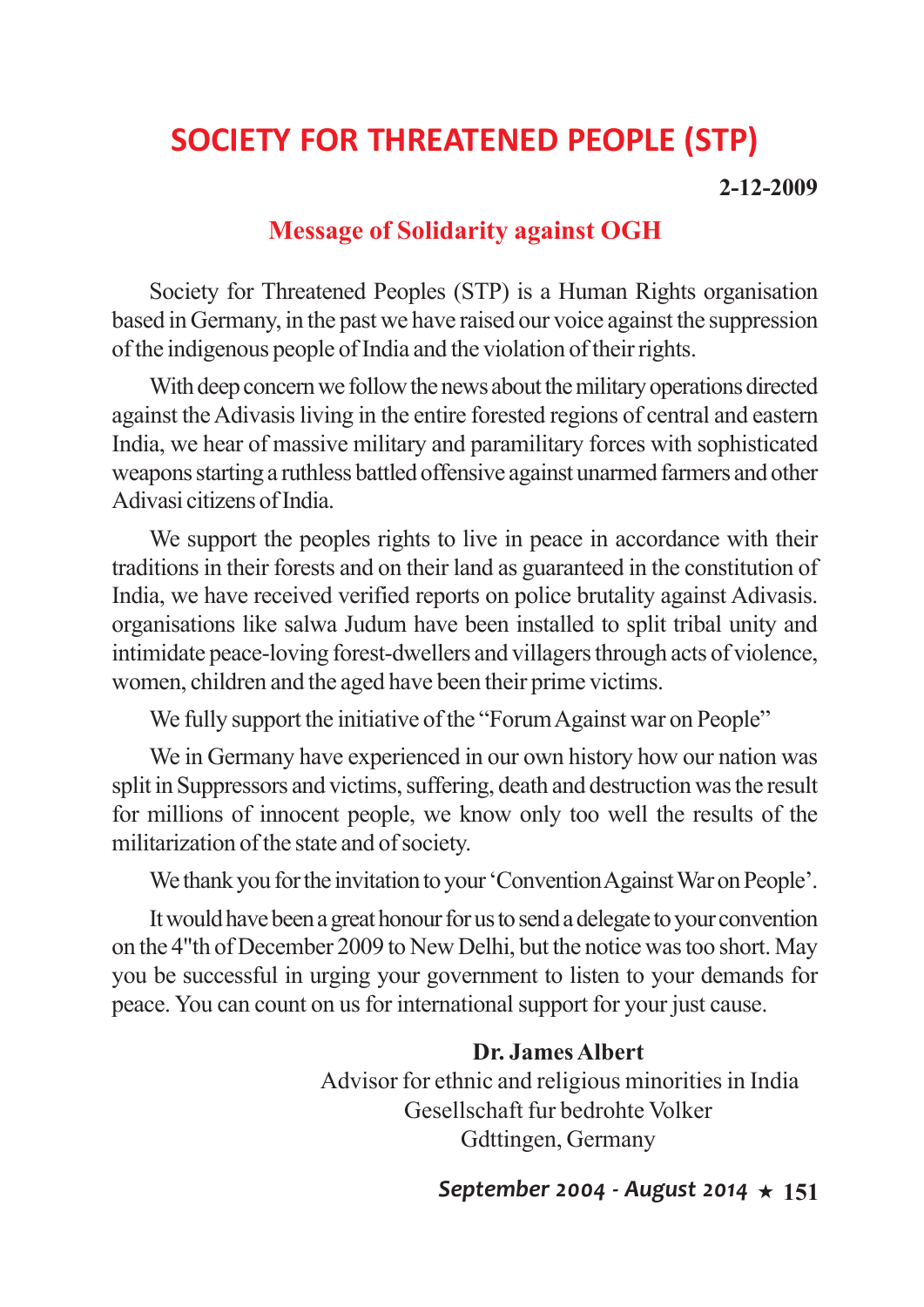# SOCIETY FOR THREATENED PEOPLE (STP)

**2-12-2009**

## Message of Solidarity against OGH

Society for Threatened Peoples (STP) is a Human Rights organisation based in Germany, in the past we have raised our voice against the suppression of the indigenous people of India and the violation of their rights.

With deep concern we follow the news about the military operations directed against the Adivasis living in the entire forested regions of central and eastern India, we hear of massive military and paramilitary forces with sophisticated weapons starting a ruthless battled offensive against unarmed farmers and other Adivasi citizens of India.

We support the peoples rights to live in peace in accordance with their traditions in their forests and on their land as guaranteed in the constitution of India, we have received verified reports on police brutality against Adivasis. organisations like salwa Judum have been installed to split tribal unity and intimidate peace-loving forest-dwellers and villagers through acts of violence, women, children and the aged have been their prime victims.

We fully support the initiative of the "Forum Against war on People"

We in Germany have experienced in our own history how our nation was split in Suppressors and victims, suffering, death and destruction was the result for millions of innocent people, we know only too well the results of the militarization of the state and of society.

We thank you for the invitation to your 'Convention Against War on People'.

It would have been a great honour for us to send a delegate to your convention on the 4"th of December 2009 to New Delhi, but the notice was too short. May you be successful in urging your government to listen to your demands for peace. You can count on us for international support for your just cause.

**Dr. James Albert**
Advisor for ethnic and religious minorities in India
Gesellschaft fur bedrohte Volker
Gdttingen, Germany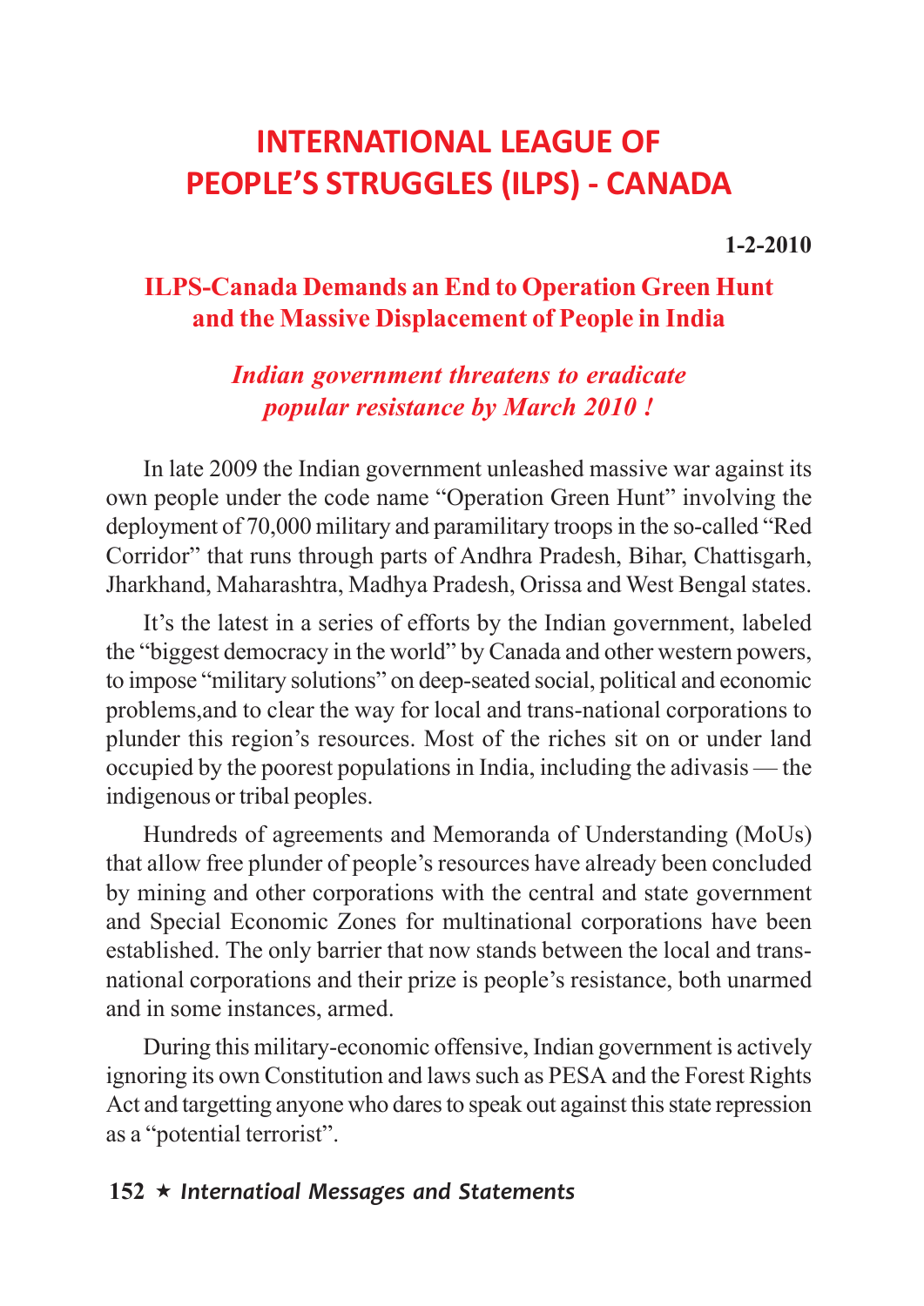# INTERNATIONAL LEAGUE OF PEOPLE'S STRUGGLES (ILPS) - CANADA

**1-2-2010**

## ILPS-Canada Demands an End to Operation Green Hunt and the Massive Displacement of People in India

### *Indian government threatens to eradicate popular resistance by March 2010 !*

In late 2009 the Indian government unleashed massive war against its own people under the code name "Operation Green Hunt" involving the deployment of 70,000 military and paramilitary troops in the so-called "Red Corridor" that runs through parts of Andhra Pradesh, Bihar, Chattisgarh, Jharkhand, Maharashtra, Madhya Pradesh, Orissa and West Bengal states.

It's the latest in a series of efforts by the Indian government, labeled the "biggest democracy in the world" by Canada and other western powers, to impose "military solutions" on deep-seated social, political and economic problems,and to clear the way for local and trans-national corporations to plunder this region's resources. Most of the riches sit on or under land occupied by the poorest populations in India, including the adivasis — the indigenous or tribal peoples.

Hundreds of agreements and Memoranda of Understanding (MoUs) that allow free plunder of people's resources have already been concluded by mining and other corporations with the central and state government and Special Economic Zones for multinational corporations have been established. The only barrier that now stands between the local and trans-national corporations and their prize is people's resistance, both unarmed and in some instances, armed.

During this military-economic offensive, Indian government is actively ignoring its own Constitution and laws such as PESA and the Forest Rights Act and targetting anyone who dares to speak out against this state repression as a "potential terrorist".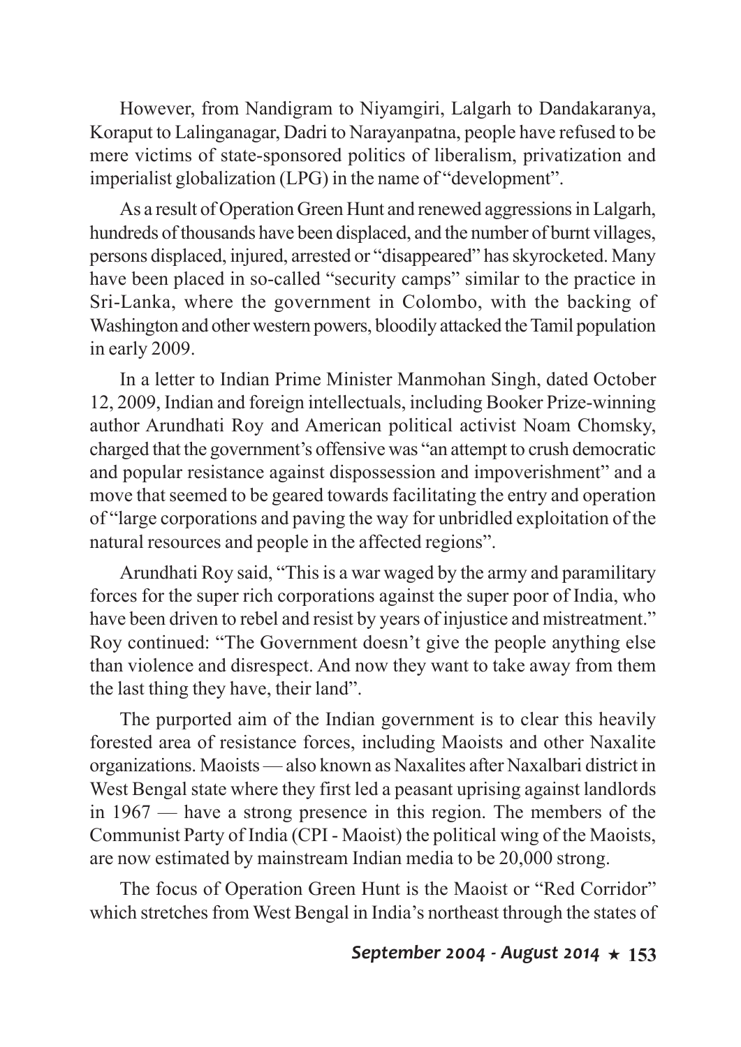However, from Nandigram to Niyamgiri, Lalgarh to Dandakaranya, Koraput to Lalinganagar, Dadri to Narayanpatna, people have refused to be mere victims of state-sponsored politics of liberalism, privatization and imperialist globalization (LPG) in the name of "development".

As a result of Operation Green Hunt and renewed aggressions in Lalgarh, hundreds of thousands have been displaced, and the number of burnt villages, persons displaced, injured, arrested or "disappeared" has skyrocketed. Many have been placed in so-called "security camps" similar to the practice in Sri-Lanka, where the government in Colombo, with the backing of Washington and other western powers, bloodily attacked the Tamil population in early 2009.

In a letter to Indian Prime Minister Manmohan Singh, dated October 12, 2009, Indian and foreign intellectuals, including Booker Prize-winning author Arundhati Roy and American political activist Noam Chomsky, charged that the government's offensive was "an attempt to crush democratic and popular resistance against dispossession and impoverishment" and a move that seemed to be geared towards facilitating the entry and operation of "large corporations and paving the way for unbridled exploitation of the natural resources and people in the affected regions".

Arundhati Roy said, "This is a war waged by the army and paramilitary forces for the super rich corporations against the super poor of India, who have been driven to rebel and resist by years of injustice and mistreatment." Roy continued: "The Government doesn't give the people anything else than violence and disrespect. And now they want to take away from them the last thing they have, their land".

The purported aim of the Indian government is to clear this heavily forested area of resistance forces, including Maoists and other Naxalite organizations. Maoists — also known as Naxalites after Naxalbari district in West Bengal state where they first led a peasant uprising against landlords in 1967 — have a strong presence in this region. The members of the Communist Party of India (CPI - Maoist) the political wing of the Maoists, are now estimated by mainstream Indian media to be 20,000 strong.

The focus of Operation Green Hunt is the Maoist or "Red Corridor" which stretches from West Bengal in India's northeast through the states of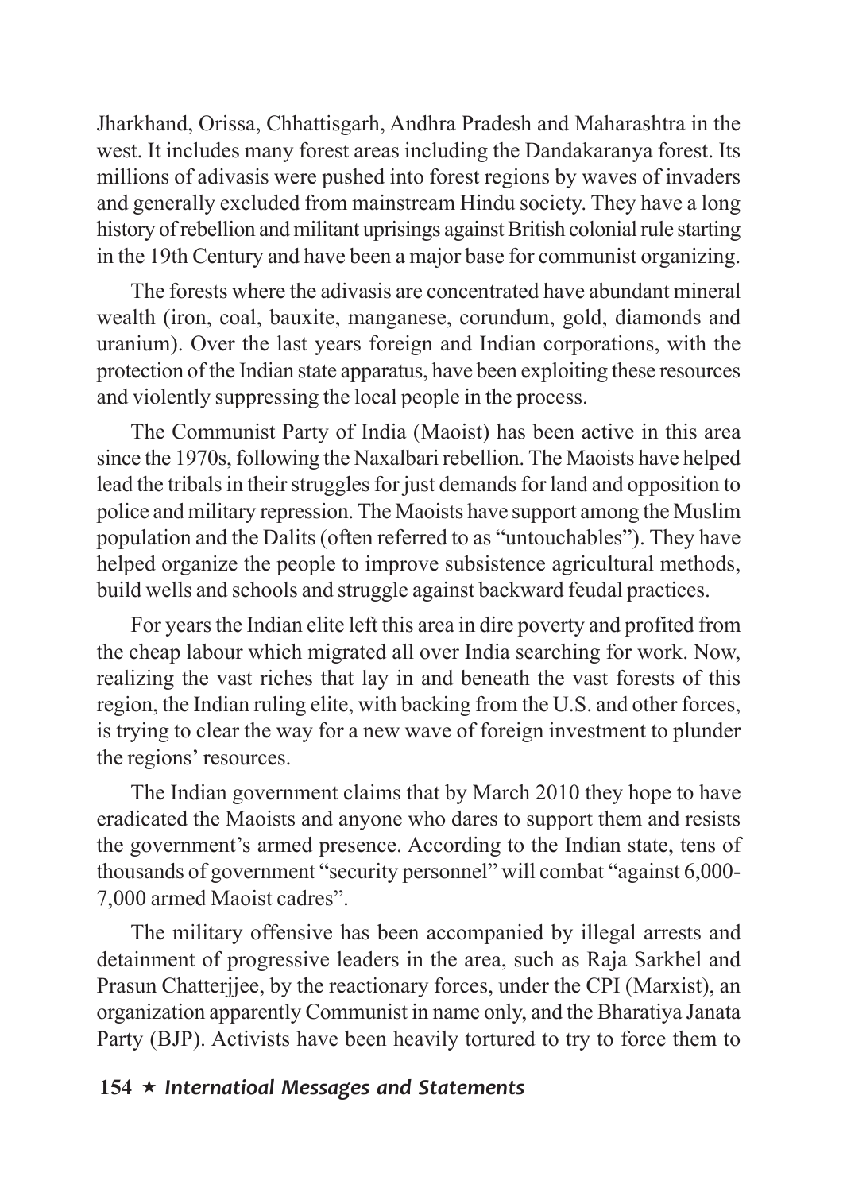Jharkhand, Orissa, Chhattisgarh, Andhra Pradesh and Maharashtra in the west. It includes many forest areas including the Dandakaranya forest. Its millions of adivasis were pushed into forest regions by waves of invaders and generally excluded from mainstream Hindu society. They have a long history of rebellion and militant uprisings against British colonial rule starting in the 19th Century and have been a major base for communist organizing.

The forests where the adivasis are concentrated have abundant mineral wealth (iron, coal, bauxite, manganese, corundum, gold, diamonds and uranium). Over the last years foreign and Indian corporations, with the protection of the Indian state apparatus, have been exploiting these resources and violently suppressing the local people in the process.

The Communist Party of India (Maoist) has been active in this area since the 1970s, following the Naxalbari rebellion. The Maoists have helped lead the tribals in their struggles for just demands for land and opposition to police and military repression. The Maoists have support among the Muslim population and the Dalits (often referred to as "untouchables"). They have helped organize the people to improve subsistence agricultural methods, build wells and schools and struggle against backward feudal practices.

For years the Indian elite left this area in dire poverty and profited from the cheap labour which migrated all over India searching for work. Now, realizing the vast riches that lay in and beneath the vast forests of this region, the Indian ruling elite, with backing from the U.S. and other forces, is trying to clear the way for a new wave of foreign investment to plunder the regions' resources.

The Indian government claims that by March 2010 they hope to have eradicated the Maoists and anyone who dares to support them and resists the government's armed presence. According to the Indian state, tens of thousands of government "security personnel" will combat "against 6,000-7,000 armed Maoist cadres".

The military offensive has been accompanied by illegal arrests and detainment of progressive leaders in the area, such as Raja Sarkhel and Prasun Chatterjjee, by the reactionary forces, under the CPI (Marxist), an organization apparently Communist in name only, and the Bharatiya Janata Party (BJP). Activists have been heavily tortured to try to force them to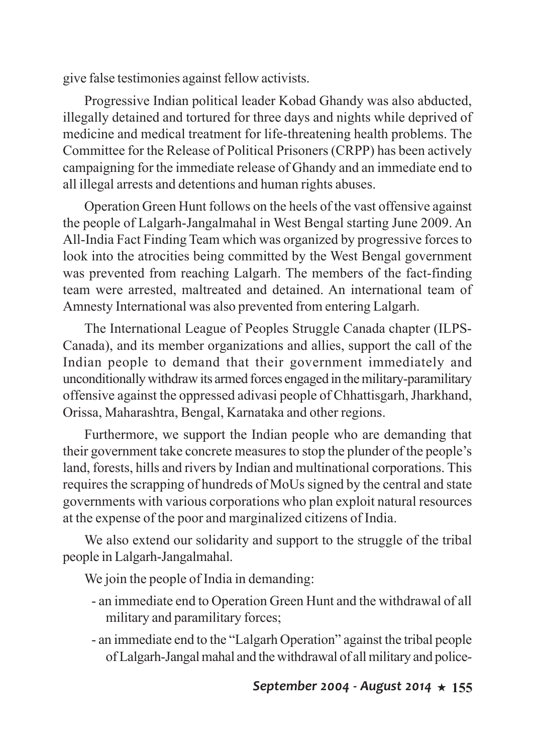give false testimonies against fellow activists.

Progressive Indian political leader Kobad Ghandy was also abducted, illegally detained and tortured for three days and nights while deprived of medicine and medical treatment for life-threatening health problems. The Committee for the Release of Political Prisoners (CRPP) has been actively campaigning for the immediate release of Ghandy and an immediate end to all illegal arrests and detentions and human rights abuses.

Operation Green Hunt follows on the heels of the vast offensive against the people of Lalgarh-Jangalmahal in West Bengal starting June 2009. An All-India Fact Finding Team which was organized by progressive forces to look into the atrocities being committed by the West Bengal government was prevented from reaching Lalgarh. The members of the fact-finding team were arrested, maltreated and detained. An international team of Amnesty International was also prevented from entering Lalgarh.

The International League of Peoples Struggle Canada chapter (ILPS-Canada), and its member organizations and allies, support the call of the Indian people to demand that their government immediately and unconditionally withdraw its armed forces engaged in the military-paramilitary offensive against the oppressed adivasi people of Chhattisgarh, Jharkhand, Orissa, Maharashtra, Bengal, Karnataka and other regions.

Furthermore, we support the Indian people who are demanding that their government take concrete measures to stop the plunder of the people's land, forests, hills and rivers by Indian and multinational corporations. This requires the scrapping of hundreds of MoUs signed by the central and state governments with various corporations who plan exploit natural resources at the expense of the poor and marginalized citizens of India.

We also extend our solidarity and support to the struggle of the tribal people in Lalgarh-Jangalmahal.

We join the people of India in demanding:

- an immediate end to Operation Green Hunt and the withdrawal of all military and paramilitary forces;
- an immediate end to the "Lalgarh Operation" against the tribal people of Lalgarh-Jangal mahal and the withdrawal of all military and police-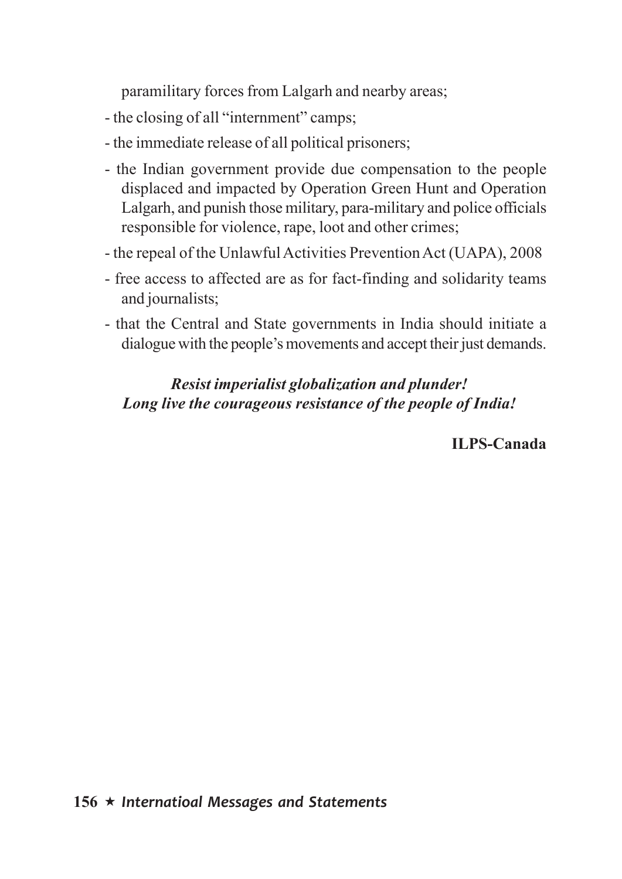paramilitary forces from Lalgarh and nearby areas;

- the closing of all "internment" camps;
- the immediate release of all political prisoners;
- the Indian government provide due compensation to the people displaced and impacted by Operation Green Hunt and Operation Lalgarh, and punish those military, para-military and police officials responsible for violence, rape, loot and other crimes;
- the repeal of the Unlawful Activities Prevention Act (UAPA), 2008
- free access to affected are as for fact-finding and solidarity teams and journalists;
- that the Central and State governments in India should initiate a dialogue with the people's movements and accept their just demands.

***Resist imperialist globalization and plunder!***
***Long live the courageous resistance of the people of India!***

**ILPS-Canada**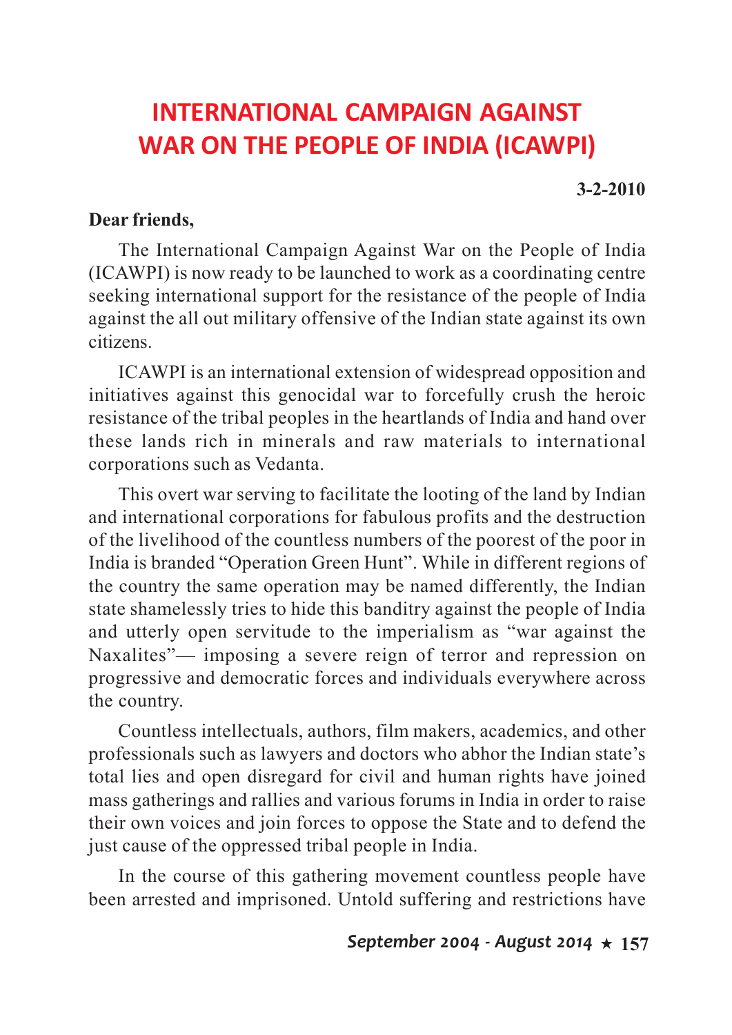# INTERNATIONAL CAMPAIGN AGAINST WAR ON THE PEOPLE OF INDIA (ICAWPI)

**3-2-2010**

**Dear friends,**

The International Campaign Against War on the People of India (ICAWPI) is now ready to be launched to work as a coordinating centre seeking international support for the resistance of the people of India against the all out military offensive of the Indian state against its own citizens.

ICAWPI is an international extension of widespread opposition and initiatives against this genocidal war to forcefully crush the heroic resistance of the tribal peoples in the heartlands of India and hand over these lands rich in minerals and raw materials to international corporations such as Vedanta.

This overt war serving to facilitate the looting of the land by Indian and international corporations for fabulous profits and the destruction of the livelihood of the countless numbers of the poorest of the poor in India is branded "Operation Green Hunt". While in different regions of the country the same operation may be named differently, the Indian state shamelessly tries to hide this banditry against the people of India and utterly open servitude to the imperialism as "war against the Naxalites"— imposing a severe reign of terror and repression on progressive and democratic forces and individuals everywhere across the country.

Countless intellectuals, authors, film makers, academics, and other professionals such as lawyers and doctors who abhor the Indian state's total lies and open disregard for civil and human rights have joined mass gatherings and rallies and various forums in India in order to raise their own voices and join forces to oppose the State and to defend the just cause of the oppressed tribal people in India.

In the course of this gathering movement countless people have been arrested and imprisoned. Untold suffering and restrictions have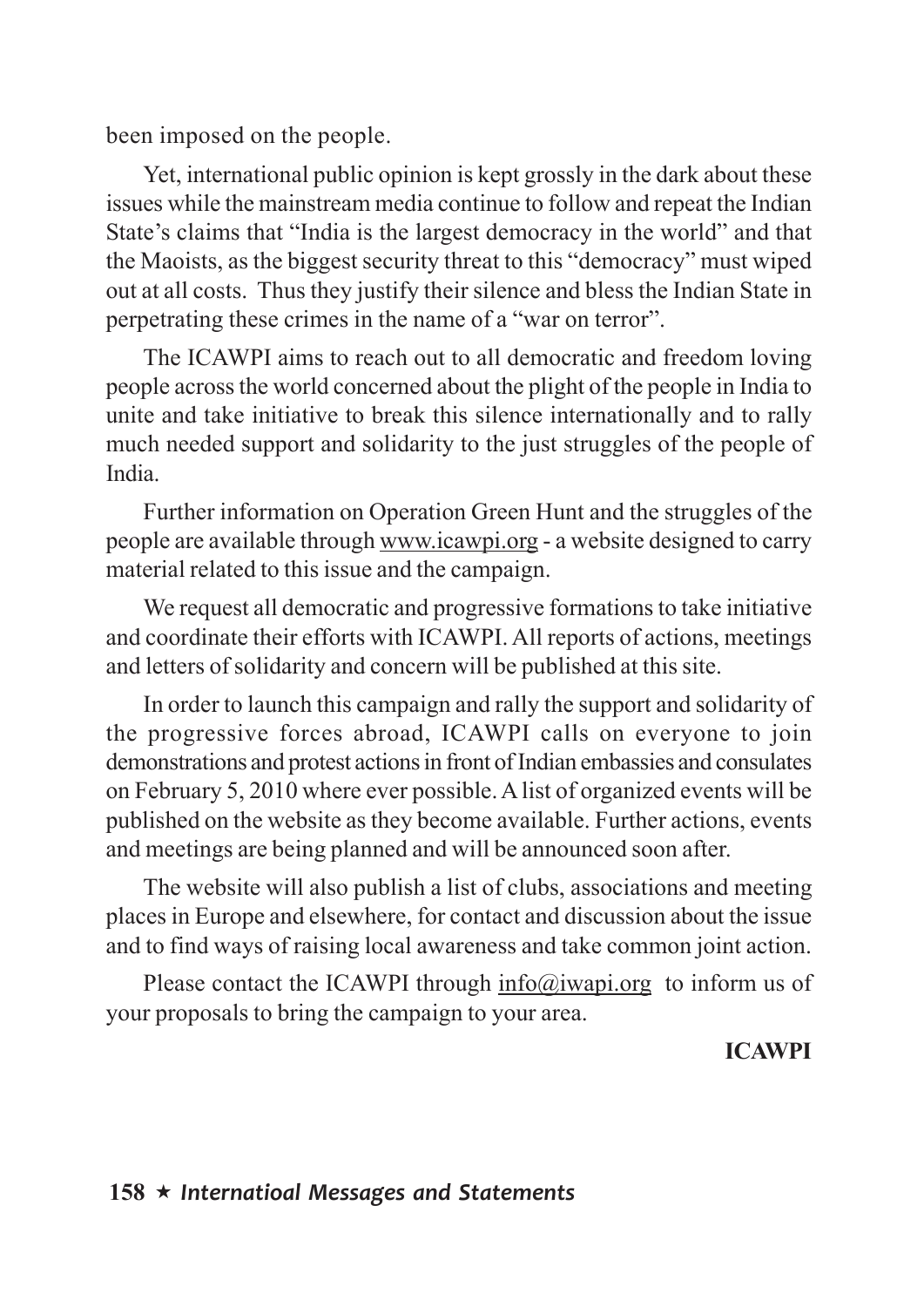been imposed on the people.

Yet, international public opinion is kept grossly in the dark about these issues while the mainstream media continue to follow and repeat the Indian State's claims that "India is the largest democracy in the world" and that the Maoists, as the biggest security threat to this "democracy" must wiped out at all costs. Thus they justify their silence and bless the Indian State in perpetrating these crimes in the name of a "war on terror".

The ICAWPI aims to reach out to all democratic and freedom loving people across the world concerned about the plight of the people in India to unite and take initiative to break this silence internationally and to rally much needed support and solidarity to the just struggles of the people of India.

Further information on Operation Green Hunt and the struggles of the people are available through www.icawpi.org - a website designed to carry material related to this issue and the campaign.

We request all democratic and progressive formations to take initiative and coordinate their efforts with ICAWPI. All reports of actions, meetings and letters of solidarity and concern will be published at this site.

In order to launch this campaign and rally the support and solidarity of the progressive forces abroad, ICAWPI calls on everyone to join demonstrations and protest actions in front of Indian embassies and consulates on February 5, 2010 where ever possible. A list of organized events will be published on the website as they become available. Further actions, events and meetings are being planned and will be announced soon after.

The website will also publish a list of clubs, associations and meeting places in Europe and elsewhere, for contact and discussion about the issue and to find ways of raising local awareness and take common joint action.

Please contact the ICAWPI through info@iwapi.org to inform us of your proposals to bring the campaign to your area.

**ICAWPI**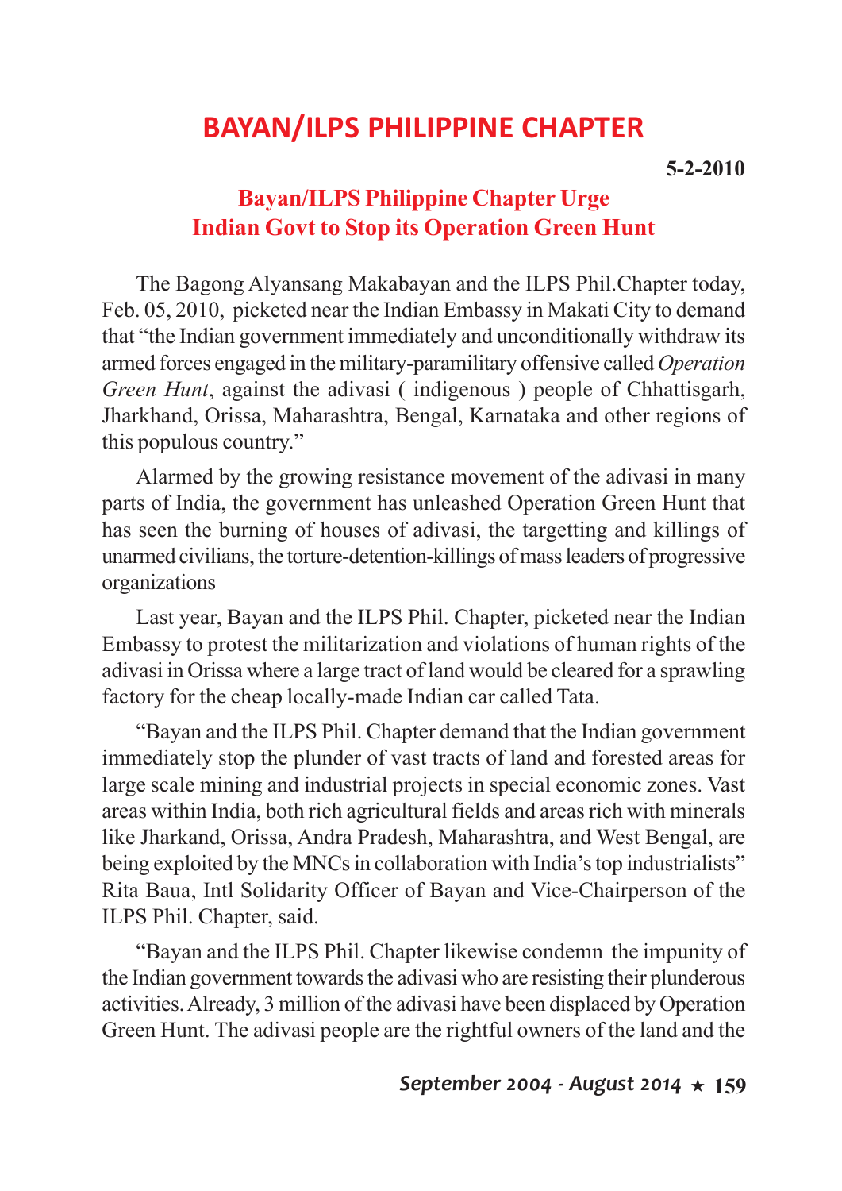# BAYAN/ILPS PHILIPPINE CHAPTER

**5-2-2010**

## Bayan/ILPS Philippine Chapter Urge Indian Govt to Stop its Operation Green Hunt

The Bagong Alyansang Makabayan and the ILPS Phil.Chapter today, Feb. 05, 2010, picketed near the Indian Embassy in Makati City to demand that "the Indian government immediately and unconditionally withdraw its armed forces engaged in the military-paramilitary offensive called *Operation Green Hunt*, against the adivasi ( indigenous ) people of Chhattisgarh, Jharkhand, Orissa, Maharashtra, Bengal, Karnataka and other regions of this populous country."

Alarmed by the growing resistance movement of the adivasi in many parts of India, the government has unleashed Operation Green Hunt that has seen the burning of houses of adivasi, the targetting and killings of unarmed civilians, the torture-detention-killings of mass leaders of progressive organizations

Last year, Bayan and the ILPS Phil. Chapter, picketed near the Indian Embassy to protest the militarization and violations of human rights of the adivasi in Orissa where a large tract of land would be cleared for a sprawling factory for the cheap locally-made Indian car called Tata.

"Bayan and the ILPS Phil. Chapter demand that the Indian government immediately stop the plunder of vast tracts of land and forested areas for large scale mining and industrial projects in special economic zones. Vast areas within India, both rich agricultural fields and areas rich with minerals like Jharkand, Orissa, Andra Pradesh, Maharashtra, and West Bengal, are being exploited by the MNCs in collaboration with India's top industrialists" Rita Baua, Intl Solidarity Officer of Bayan and Vice-Chairperson of the ILPS Phil. Chapter, said.

"Bayan and the ILPS Phil. Chapter likewise condemn the impunity of the Indian government towards the adivasi who are resisting their plunderous activities. Already, 3 million of the adivasi have been displaced by Operation Green Hunt. The adivasi people are the rightful owners of the land and the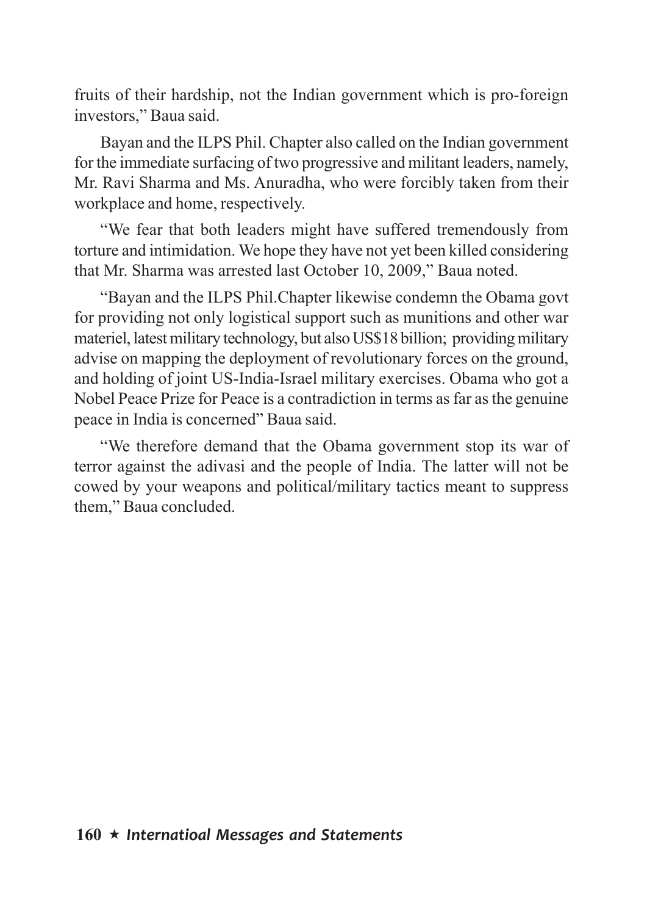fruits of their hardship, not the Indian government which is pro-foreign investors," Baua said.

Bayan and the ILPS Phil. Chapter also called on the Indian government for the immediate surfacing of two progressive and militant leaders, namely, Mr. Ravi Sharma and Ms. Anuradha, who were forcibly taken from their workplace and home, respectively.

"We fear that both leaders might have suffered tremendously from torture and intimidation. We hope they have not yet been killed considering that Mr. Sharma was arrested last October 10, 2009," Baua noted.

"Bayan and the ILPS Phil.Chapter likewise condemn the Obama govt for providing not only logistical support such as munitions and other war materiel, latest military technology, but also US$18 billion; providing military advise on mapping the deployment of revolutionary forces on the ground, and holding of joint US-India-Israel military exercises. Obama who got a Nobel Peace Prize for Peace is a contradiction in terms as far as the genuine peace in India is concerned" Baua said.

"We therefore demand that the Obama government stop its war of terror against the adivasi and the people of India. The latter will not be cowed by your weapons and political/military tactics meant to suppress them," Baua concluded.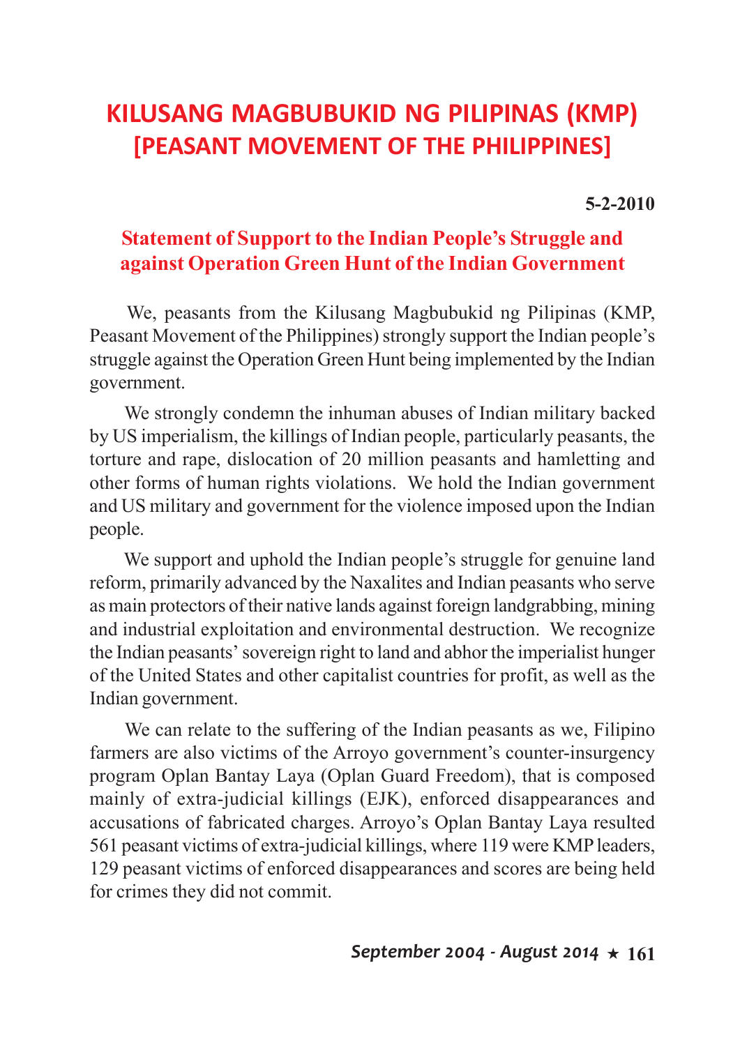# KILUSANG MAGBUBUKID NG PILIPINAS (KMP) [PEASANT MOVEMENT OF THE PHILIPPINES]

**5-2-2010**

## Statement of Support to the Indian People's Struggle and against Operation Green Hunt of the Indian Government

We, peasants from the Kilusang Magbubukid ng Pilipinas (KMP, Peasant Movement of the Philippines) strongly support the Indian people's struggle against the Operation Green Hunt being implemented by the Indian government.

We strongly condemn the inhuman abuses of Indian military backed by US imperialism, the killings of Indian people, particularly peasants, the torture and rape, dislocation of 20 million peasants and hamletting and other forms of human rights violations. We hold the Indian government and US military and government for the violence imposed upon the Indian people.

We support and uphold the Indian people's struggle for genuine land reform, primarily advanced by the Naxalites and Indian peasants who serve as main protectors of their native lands against foreign landgrabbing, mining and industrial exploitation and environmental destruction. We recognize the Indian peasants' sovereign right to land and abhor the imperialist hunger of the United States and other capitalist countries for profit, as well as the Indian government.

We can relate to the suffering of the Indian peasants as we, Filipino farmers are also victims of the Arroyo government's counter-insurgency program Oplan Bantay Laya (Oplan Guard Freedom), that is composed mainly of extra-judicial killings (EJK), enforced disappearances and accusations of fabricated charges. Arroyo's Oplan Bantay Laya resulted 561 peasant victims of extra-judicial killings, where 119 were KMP leaders, 129 peasant victims of enforced disappearances and scores are being held for crimes they did not commit.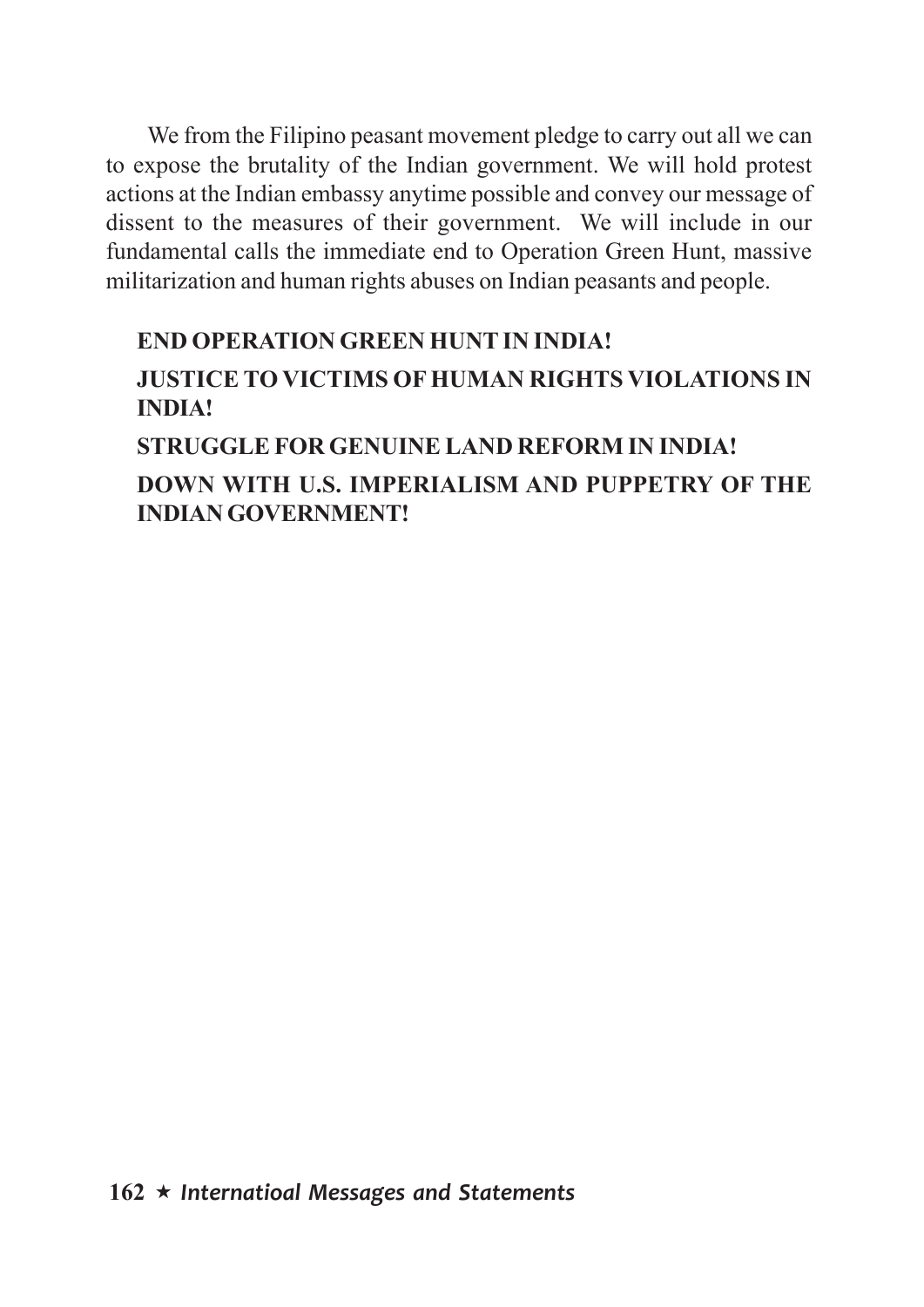We from the Filipino peasant movement pledge to carry out all we can to expose the brutality of the Indian government. We will hold protest actions at the Indian embassy anytime possible and convey our message of dissent to the measures of their government. We will include in our fundamental calls the immediate end to Operation Green Hunt, massive militarization and human rights abuses on Indian peasants and people.

**END OPERATION GREEN HUNT IN INDIA!**

**JUSTICE TO VICTIMS OF HUMAN RIGHTS VIOLATIONS IN INDIA!**

**STRUGGLE FOR GENUINE LAND REFORM IN INDIA!**

**DOWN WITH U.S. IMPERIALISM AND PUPPETRY OF THE INDIAN GOVERNMENT!**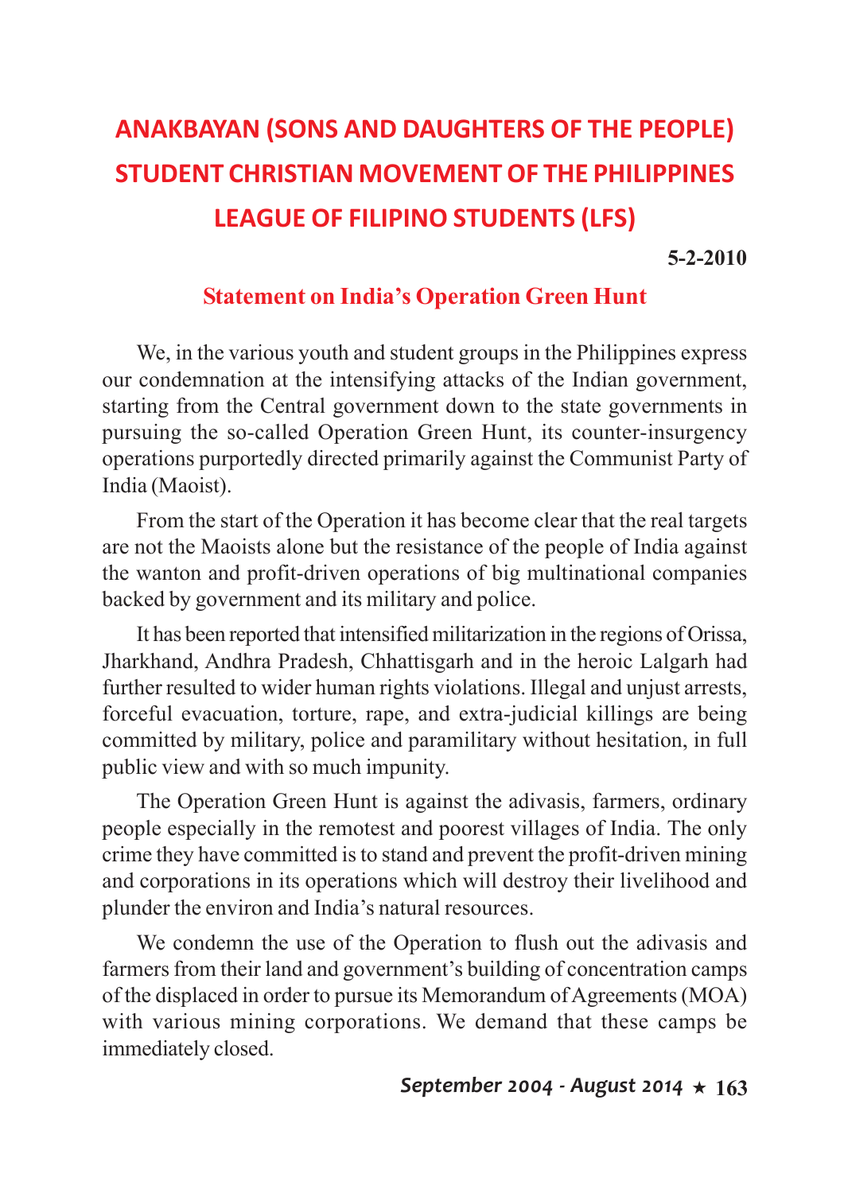# ANAKBAYAN (SONS AND DAUGHTERS OF THE PEOPLE)
# STUDENT CHRISTIAN MOVEMENT OF THE PHILIPPINES
# LEAGUE OF FILIPINO STUDENTS (LFS)

**5-2-2010**

## Statement on India's Operation Green Hunt

We, in the various youth and student groups in the Philippines express our condemnation at the intensifying attacks of the Indian government, starting from the Central government down to the state governments in pursuing the so-called Operation Green Hunt, its counter-insurgency operations purportedly directed primarily against the Communist Party of India (Maoist).

From the start of the Operation it has become clear that the real targets are not the Maoists alone but the resistance of the people of India against the wanton and profit-driven operations of big multinational companies backed by government and its military and police.

It has been reported that intensified militarization in the regions of Orissa, Jharkhand, Andhra Pradesh, Chhattisgarh and in the heroic Lalgarh had further resulted to wider human rights violations. Illegal and unjust arrests, forceful evacuation, torture, rape, and extra-judicial killings are being committed by military, police and paramilitary without hesitation, in full public view and with so much impunity.

The Operation Green Hunt is against the adivasis, farmers, ordinary people especially in the remotest and poorest villages of India. The only crime they have committed is to stand and prevent the profit-driven mining and corporations in its operations which will destroy their livelihood and plunder the environ and India's natural resources.

We condemn the use of the Operation to flush out the adivasis and farmers from their land and government's building of concentration camps of the displaced in order to pursue its Memorandum of Agreements (MOA) with various mining corporations. We demand that these camps be immediately closed.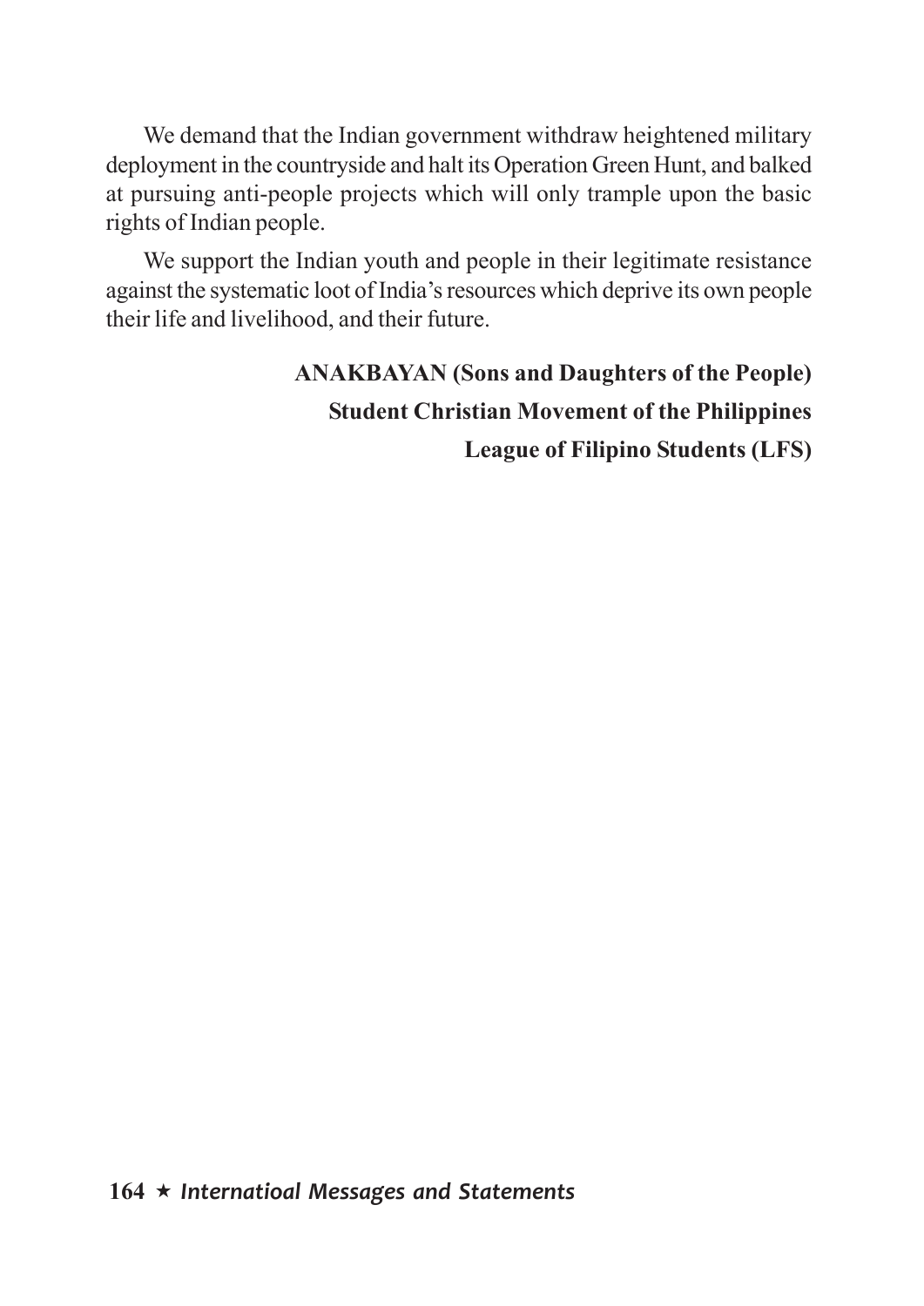We demand that the Indian government withdraw heightened military deployment in the countryside and halt its Operation Green Hunt, and balked at pursuing anti-people projects which will only trample upon the basic rights of Indian people.

We support the Indian youth and people in their legitimate resistance against the systematic loot of India's resources which deprive its own people their life and livelihood, and their future.

**ANAKBAYAN (Sons and Daughters of the People)**
**Student Christian Movement of the Philippines**
**League of Filipino Students (LFS)**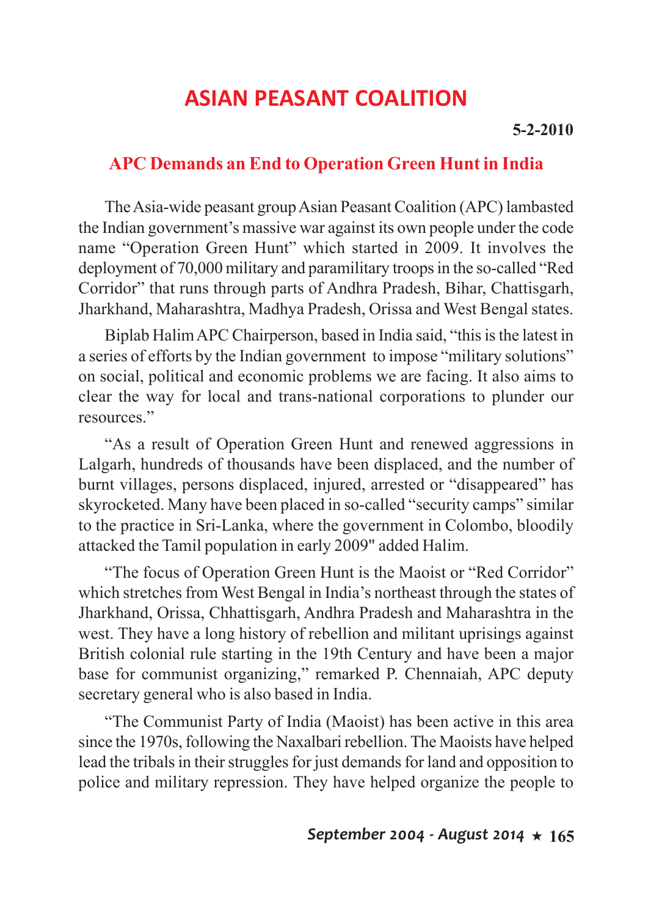# ASIAN PEASANT COALITION

**5-2-2010**

## APC Demands an End to Operation Green Hunt in India

The Asia-wide peasant group Asian Peasant Coalition (APC) lambasted the Indian government's massive war against its own people under the code name "Operation Green Hunt" which started in 2009. It involves the deployment of 70,000 military and paramilitary troops in the so-called "Red Corridor" that runs through parts of Andhra Pradesh, Bihar, Chattisgarh, Jharkhand, Maharashtra, Madhya Pradesh, Orissa and West Bengal states.

Biplab Halim APC Chairperson, based in India said, "this is the latest in a series of efforts by the Indian government to impose "military solutions" on social, political and economic problems we are facing. It also aims to clear the way for local and trans-national corporations to plunder our resources."

"As a result of Operation Green Hunt and renewed aggressions in Lalgarh, hundreds of thousands have been displaced, and the number of burnt villages, persons displaced, injured, arrested or "disappeared" has skyrocketed. Many have been placed in so-called "security camps" similar to the practice in Sri-Lanka, where the government in Colombo, bloodily attacked the Tamil population in early 2009" added Halim.

"The focus of Operation Green Hunt is the Maoist or "Red Corridor" which stretches from West Bengal in India's northeast through the states of Jharkhand, Orissa, Chhattisgarh, Andhra Pradesh and Maharashtra in the west. They have a long history of rebellion and militant uprisings against British colonial rule starting in the 19th Century and have been a major base for communist organizing," remarked P. Chennaiah, APC deputy secretary general who is also based in India.

"The Communist Party of India (Maoist) has been active in this area since the 1970s, following the Naxalbari rebellion. The Maoists have helped lead the tribals in their struggles for just demands for land and opposition to police and military repression. They have helped organize the people to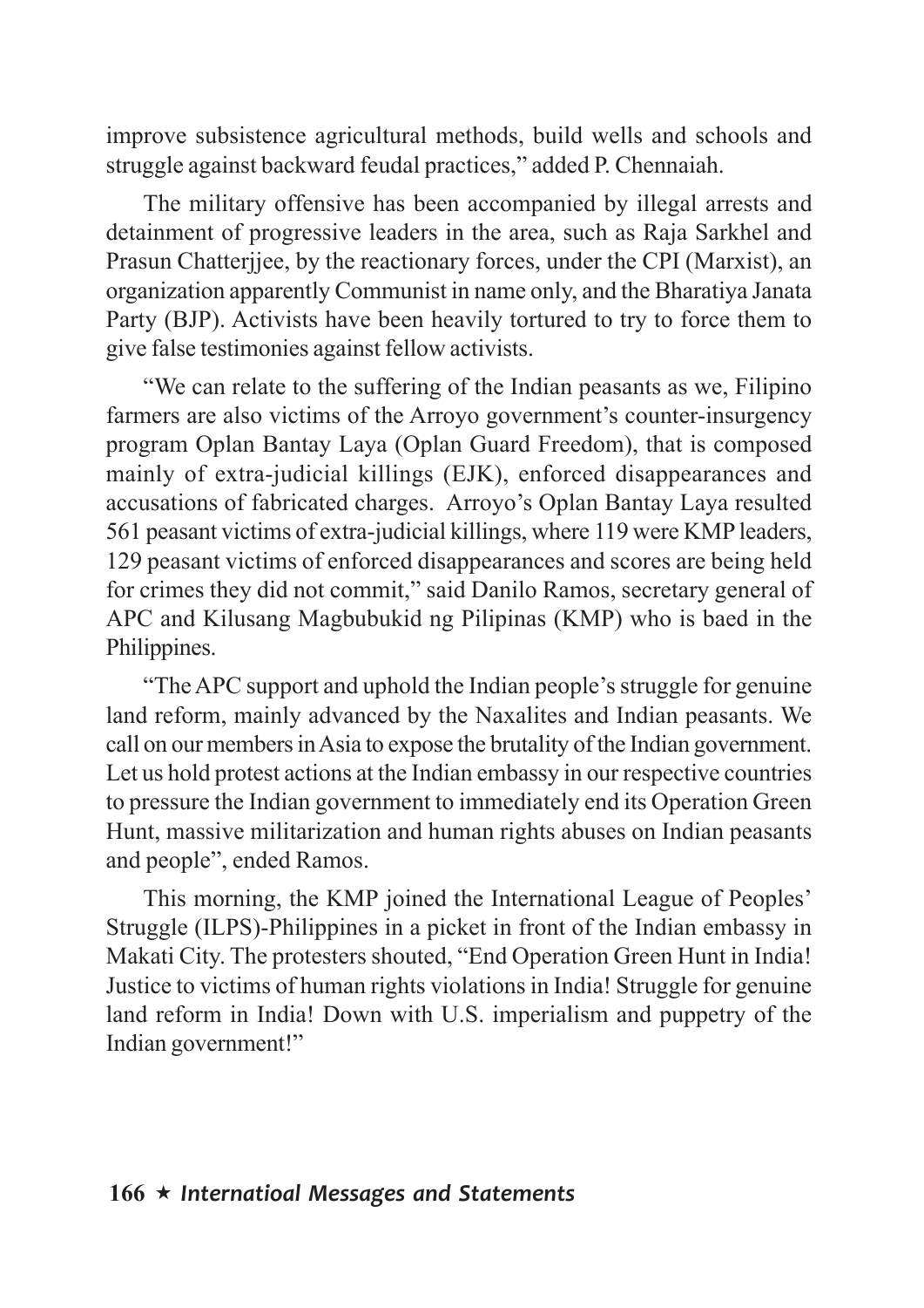improve subsistence agricultural methods, build wells and schools and struggle against backward feudal practices," added P. Chennaiah.

The military offensive has been accompanied by illegal arrests and detainment of progressive leaders in the area, such as Raja Sarkhel and Prasun Chatterjjee, by the reactionary forces, under the CPI (Marxist), an organization apparently Communist in name only, and the Bharatiya Janata Party (BJP). Activists have been heavily tortured to try to force them to give false testimonies against fellow activists.

"We can relate to the suffering of the Indian peasants as we, Filipino farmers are also victims of the Arroyo government's counter-insurgency program Oplan Bantay Laya (Oplan Guard Freedom), that is composed mainly of extra-judicial killings (EJK), enforced disappearances and accusations of fabricated charges. Arroyo's Oplan Bantay Laya resulted 561 peasant victims of extra-judicial killings, where 119 were KMP leaders, 129 peasant victims of enforced disappearances and scores are being held for crimes they did not commit," said Danilo Ramos, secretary general of APC and Kilusang Magbubukid ng Pilipinas (KMP) who is baed in the Philippines.

"The APC support and uphold the Indian people's struggle for genuine land reform, mainly advanced by the Naxalites and Indian peasants. We call on our members in Asia to expose the brutality of the Indian government. Let us hold protest actions at the Indian embassy in our respective countries to pressure the Indian government to immediately end its Operation Green Hunt, massive militarization and human rights abuses on Indian peasants and people", ended Ramos.

This morning, the KMP joined the International League of Peoples' Struggle (ILPS)-Philippines in a picket in front of the Indian embassy in Makati City. The protesters shouted, "End Operation Green Hunt in India! Justice to victims of human rights violations in India! Struggle for genuine land reform in India! Down with U.S. imperialism and puppetry of the Indian government!"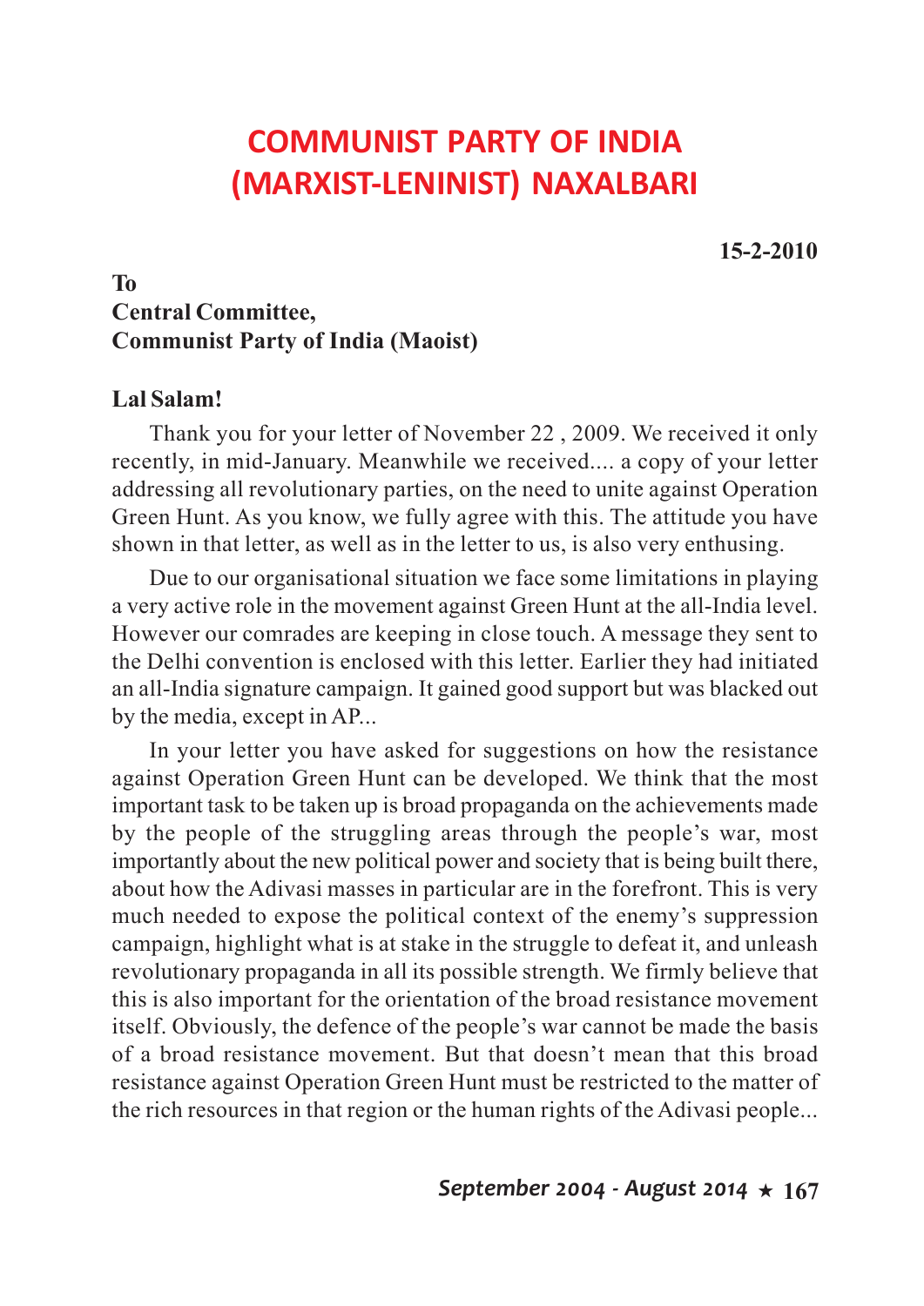# COMMUNIST PARTY OF INDIA (MARXIST-LENINIST) NAXALBARI

**15-2-2010**

**To**
**Central Committee,**
**Communist Party of India (Maoist)**

**Lal Salam!**

Thank you for your letter of November 22 , 2009. We received it only recently, in mid-January. Meanwhile we received.... a copy of your letter addressing all revolutionary parties, on the need to unite against Operation Green Hunt. As you know, we fully agree with this. The attitude you have shown in that letter, as well as in the letter to us, is also very enthusing.

Due to our organisational situation we face some limitations in playing a very active role in the movement against Green Hunt at the all-India level. However our comrades are keeping in close touch. A message they sent to the Delhi convention is enclosed with this letter. Earlier they had initiated an all-India signature campaign. It gained good support but was blacked out by the media, except in AP...

In your letter you have asked for suggestions on how the resistance against Operation Green Hunt can be developed. We think that the most important task to be taken up is broad propaganda on the achievements made by the people of the struggling areas through the people's war, most importantly about the new political power and society that is being built there, about how the Adivasi masses in particular are in the forefront. This is very much needed to expose the political context of the enemy's suppression campaign, highlight what is at stake in the struggle to defeat it, and unleash revolutionary propaganda in all its possible strength. We firmly believe that this is also important for the orientation of the broad resistance movement itself. Obviously, the defence of the people's war cannot be made the basis of a broad resistance movement. But that doesn't mean that this broad resistance against Operation Green Hunt must be restricted to the matter of the rich resources in that region or the human rights of the Adivasi people...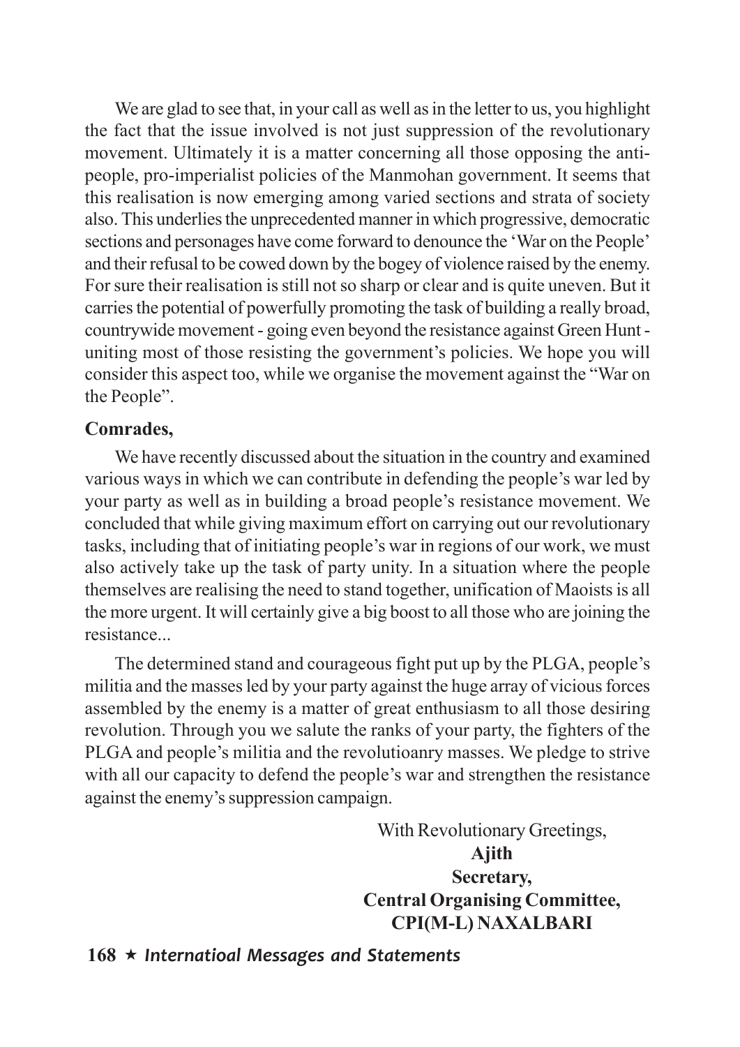We are glad to see that, in your call as well as in the letter to us, you highlight the fact that the issue involved is not just suppression of the revolutionary movement. Ultimately it is a matter concerning all those opposing the anti-people, pro-imperialist policies of the Manmohan government. It seems that this realisation is now emerging among varied sections and strata of society also. This underlies the unprecedented manner in which progressive, democratic sections and personages have come forward to denounce the 'War on the People' and their refusal to be cowed down by the bogey of violence raised by the enemy. For sure their realisation is still not so sharp or clear and is quite uneven. But it carries the potential of powerfully promoting the task of building a really broad, countrywide movement - going even beyond the resistance against Green Hunt - uniting most of those resisting the government's policies. We hope you will consider this aspect too, while we organise the movement against the "War on the People".

**Comrades,**

We have recently discussed about the situation in the country and examined various ways in which we can contribute in defending the people's war led by your party as well as in building a broad people's resistance movement. We concluded that while giving maximum effort on carrying out our revolutionary tasks, including that of initiating people's war in regions of our work, we must also actively take up the task of party unity. In a situation where the people themselves are realising the need to stand together, unification of Maoists is all the more urgent. It will certainly give a big boost to all those who are joining the resistance...

The determined stand and courageous fight put up by the PLGA, people's militia and the masses led by your party against the huge array of vicious forces assembled by the enemy is a matter of great enthusiasm to all those desiring revolution. Through you we salute the ranks of your party, the fighters of the PLGA and people's militia and the revolutioanry masses. We pledge to strive with all our capacity to defend the people's war and strengthen the resistance against the enemy's suppression campaign.

With Revolutionary Greetings,

**Ajith**

**Secretary,**

**Central Organising Committee,**

**CPI(M-L) NAXALBARI**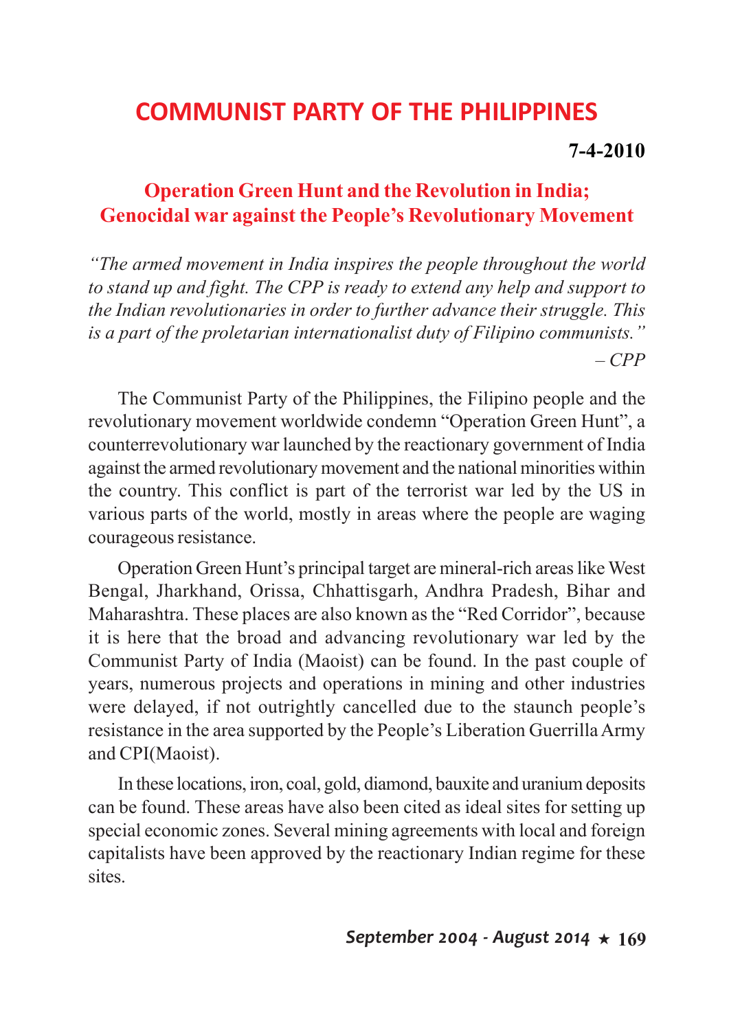# COMMUNIST PARTY OF THE PHILIPPINES

**7-4-2010**

## Operation Green Hunt and the Revolution in India; Genocidal war against the People's Revolutionary Movement

*"The armed movement in India inspires the people throughout the world to stand up and fight. The CPP is ready to extend any help and support to the Indian revolutionaries in order to further advance their struggle. This is a part of the proletarian internationalist duty of Filipino communists."*

*– CPP*

The Communist Party of the Philippines, the Filipino people and the revolutionary movement worldwide condemn "Operation Green Hunt", a counterrevolutionary war launched by the reactionary government of India against the armed revolutionary movement and the national minorities within the country. This conflict is part of the terrorist war led by the US in various parts of the world, mostly in areas where the people are waging courageous resistance.

Operation Green Hunt's principal target are mineral-rich areas like West Bengal, Jharkhand, Orissa, Chhattisgarh, Andhra Pradesh, Bihar and Maharashtra. These places are also known as the "Red Corridor", because it is here that the broad and advancing revolutionary war led by the Communist Party of India (Maoist) can be found. In the past couple of years, numerous projects and operations in mining and other industries were delayed, if not outrightly cancelled due to the staunch people's resistance in the area supported by the People's Liberation Guerrilla Army and CPI(Maoist).

In these locations, iron, coal, gold, diamond, bauxite and uranium deposits can be found. These areas have also been cited as ideal sites for setting up special economic zones. Several mining agreements with local and foreign capitalists have been approved by the reactionary Indian regime for these sites.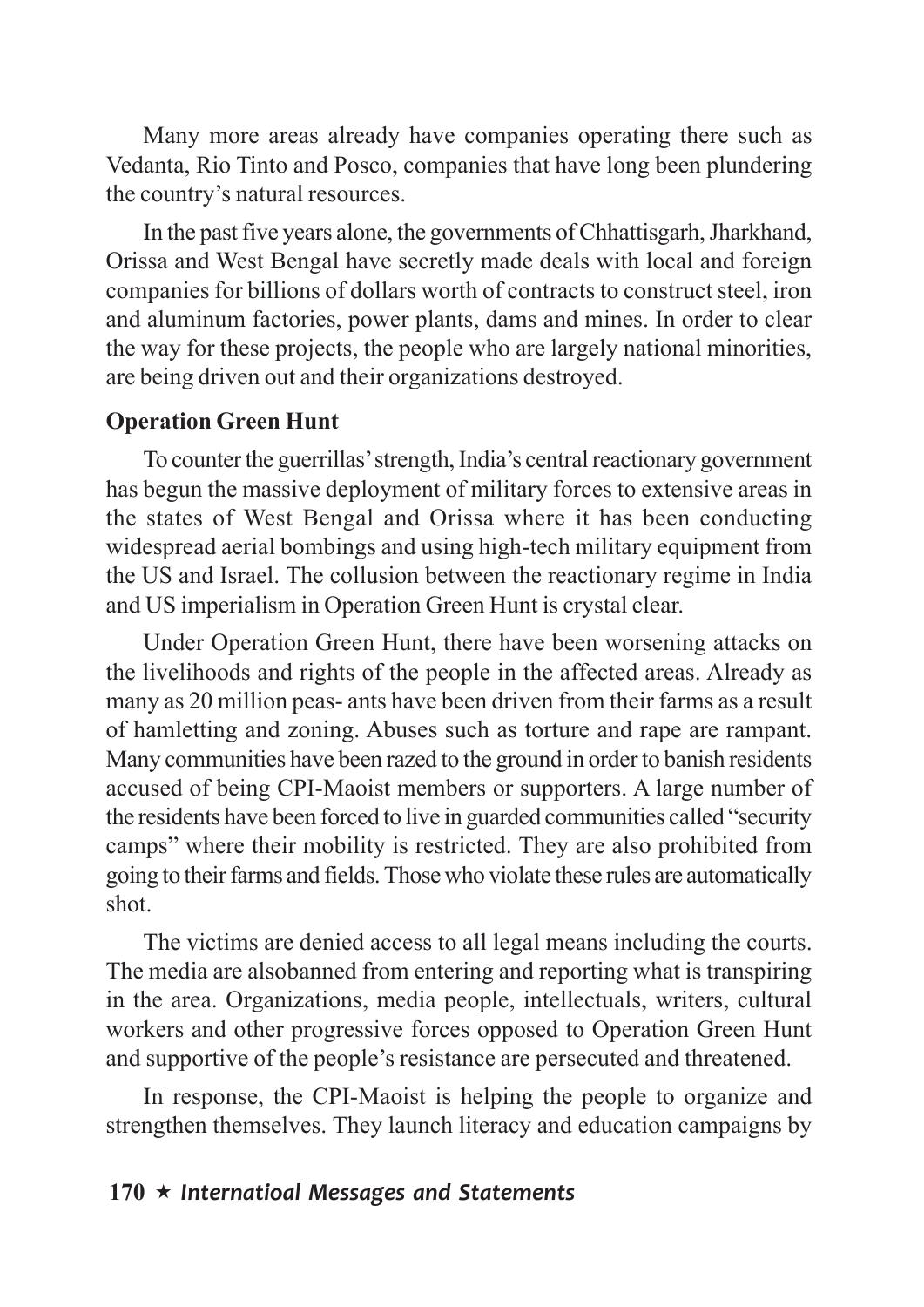Many more areas already have companies operating there such as Vedanta, Rio Tinto and Posco, companies that have long been plundering the country's natural resources.

In the past five years alone, the governments of Chhattisgarh, Jharkhand, Orissa and West Bengal have secretly made deals with local and foreign companies for billions of dollars worth of contracts to construct steel, iron and aluminum factories, power plants, dams and mines. In order to clear the way for these projects, the people who are largely national minorities, are being driven out and their organizations destroyed.

**Operation Green Hunt**

To counter the guerrillas' strength, India's central reactionary government has begun the massive deployment of military forces to extensive areas in the states of West Bengal and Orissa where it has been conducting widespread aerial bombings and using high-tech military equipment from the US and Israel. The collusion between the reactionary regime in India and US imperialism in Operation Green Hunt is crystal clear.

Under Operation Green Hunt, there have been worsening attacks on the livelihoods and rights of the people in the affected areas. Already as many as 20 million peas- ants have been driven from their farms as a result of hamletting and zoning. Abuses such as torture and rape are rampant. Many communities have been razed to the ground in order to banish residents accused of being CPI-Maoist members or supporters. A large number of the residents have been forced to live in guarded communities called "security camps" where their mobility is restricted. They are also prohibited from going to their farms and fields. Those who violate these rules are automatically shot.

The victims are denied access to all legal means including the courts. The media are alsobanned from entering and reporting what is transpiring in the area. Organizations, media people, intellectuals, writers, cultural workers and other progressive forces opposed to Operation Green Hunt and supportive of the people's resistance are persecuted and threatened.

In response, the CPI-Maoist is helping the people to organize and strengthen themselves. They launch literacy and education campaigns by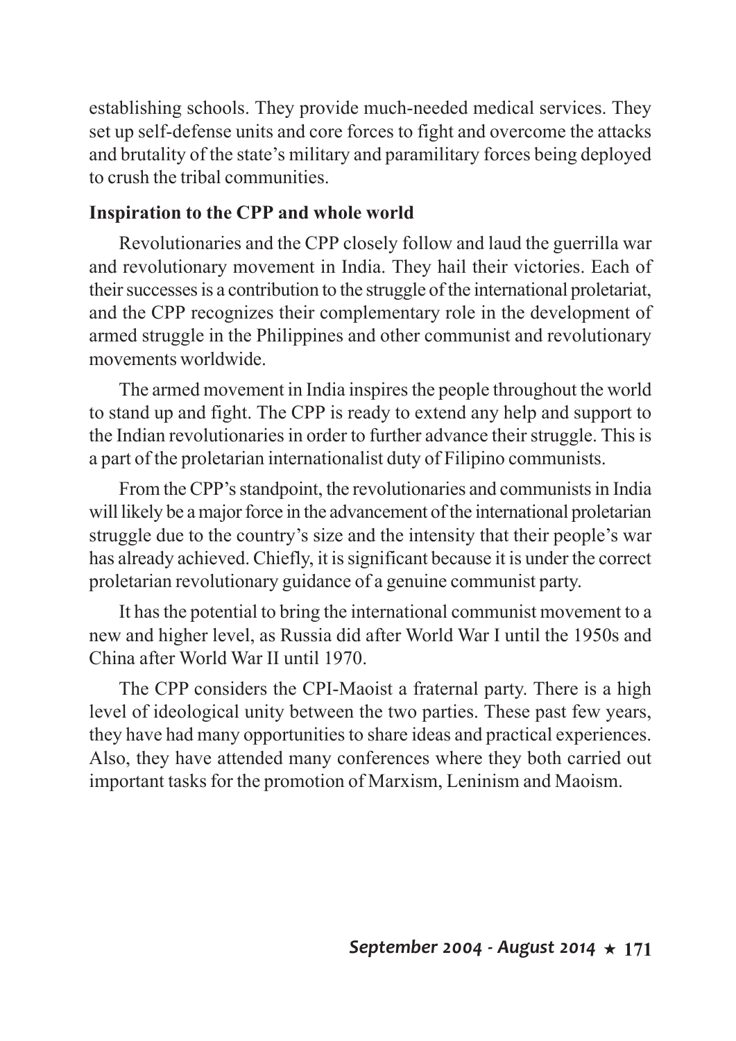establishing schools. They provide much-needed medical services. They set up self-defense units and core forces to fight and overcome the attacks and brutality of the state's military and paramilitary forces being deployed to crush the tribal communities.

**Inspiration to the CPP and whole world**

Revolutionaries and the CPP closely follow and laud the guerrilla war and revolutionary movement in India. They hail their victories. Each of their successes is a contribution to the struggle of the international proletariat, and the CPP recognizes their complementary role in the development of armed struggle in the Philippines and other communist and revolutionary movements worldwide.

The armed movement in India inspires the people throughout the world to stand up and fight. The CPP is ready to extend any help and support to the Indian revolutionaries in order to further advance their struggle. This is a part of the proletarian internationalist duty of Filipino communists.

From the CPP's standpoint, the revolutionaries and communists in India will likely be a major force in the advancement of the international proletarian struggle due to the country's size and the intensity that their people's war has already achieved. Chiefly, it is significant because it is under the correct proletarian revolutionary guidance of a genuine communist party.

It has the potential to bring the international communist movement to a new and higher level, as Russia did after World War I until the 1950s and China after World War II until 1970.

The CPP considers the CPI-Maoist a fraternal party. There is a high level of ideological unity between the two parties. These past few years, they have had many opportunities to share ideas and practical experiences. Also, they have attended many conferences where they both carried out important tasks for the promotion of Marxism, Leninism and Maoism.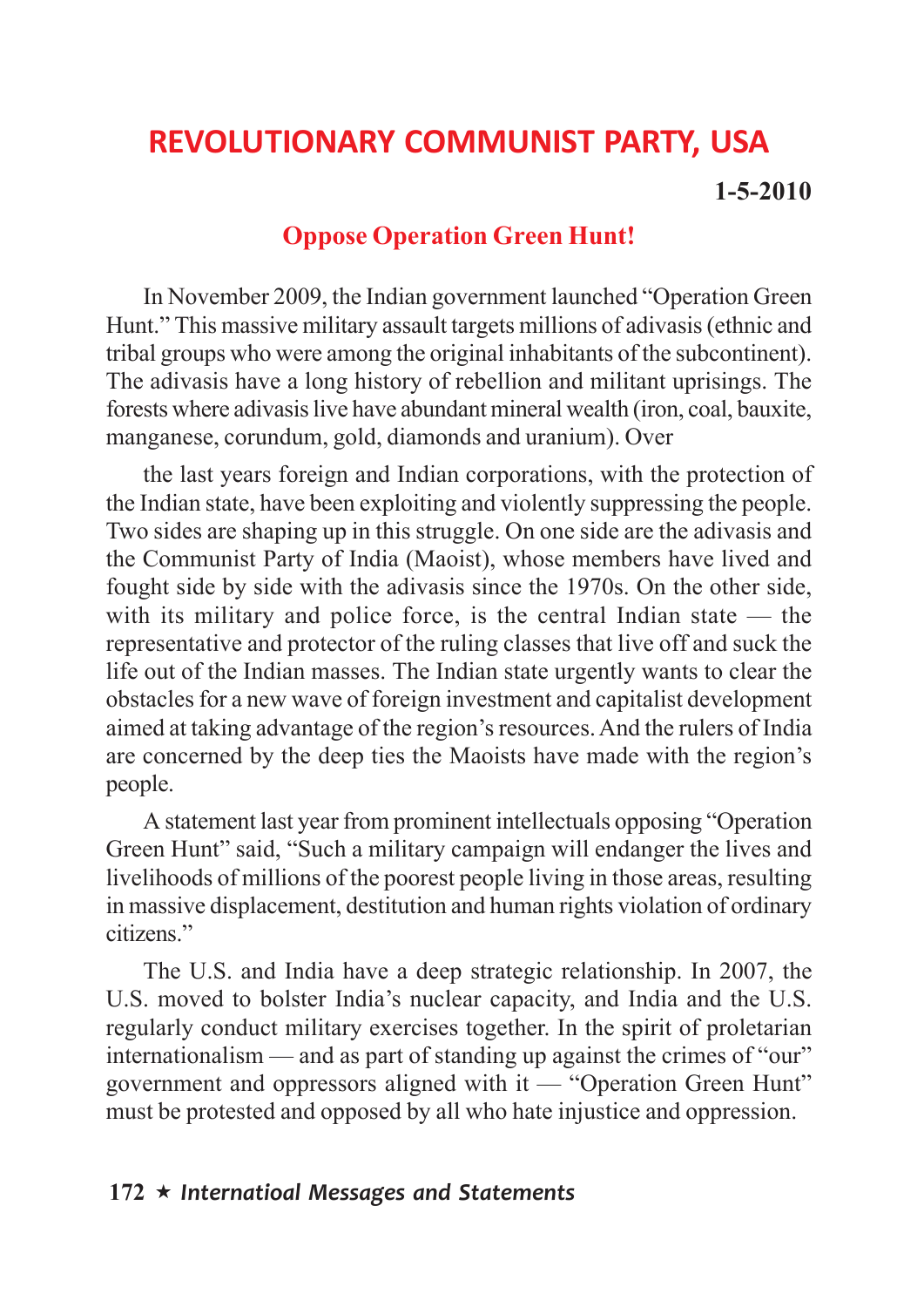# REVOLUTIONARY COMMUNIST PARTY, USA

**1-5-2010**

## Oppose Operation Green Hunt!

In November 2009, the Indian government launched "Operation Green Hunt." This massive military assault targets millions of adivasis (ethnic and tribal groups who were among the original inhabitants of the subcontinent). The adivasis have a long history of rebellion and militant uprisings. The forests where adivasis live have abundant mineral wealth (iron, coal, bauxite, manganese, corundum, gold, diamonds and uranium). Over

the last years foreign and Indian corporations, with the protection of the Indian state, have been exploiting and violently suppressing the people. Two sides are shaping up in this struggle. On one side are the adivasis and the Communist Party of India (Maoist), whose members have lived and fought side by side with the adivasis since the 1970s. On the other side, with its military and police force, is the central Indian state — the representative and protector of the ruling classes that live off and suck the life out of the Indian masses. The Indian state urgently wants to clear the obstacles for a new wave of foreign investment and capitalist development aimed at taking advantage of the region's resources. And the rulers of India are concerned by the deep ties the Maoists have made with the region's people.

A statement last year from prominent intellectuals opposing "Operation Green Hunt" said, "Such a military campaign will endanger the lives and livelihoods of millions of the poorest people living in those areas, resulting in massive displacement, destitution and human rights violation of ordinary citizens."

The U.S. and India have a deep strategic relationship. In 2007, the U.S. moved to bolster India's nuclear capacity, and India and the U.S. regularly conduct military exercises together. In the spirit of proletarian internationalism — and as part of standing up against the crimes of "our" government and oppressors aligned with it — "Operation Green Hunt" must be protested and opposed by all who hate injustice and oppression.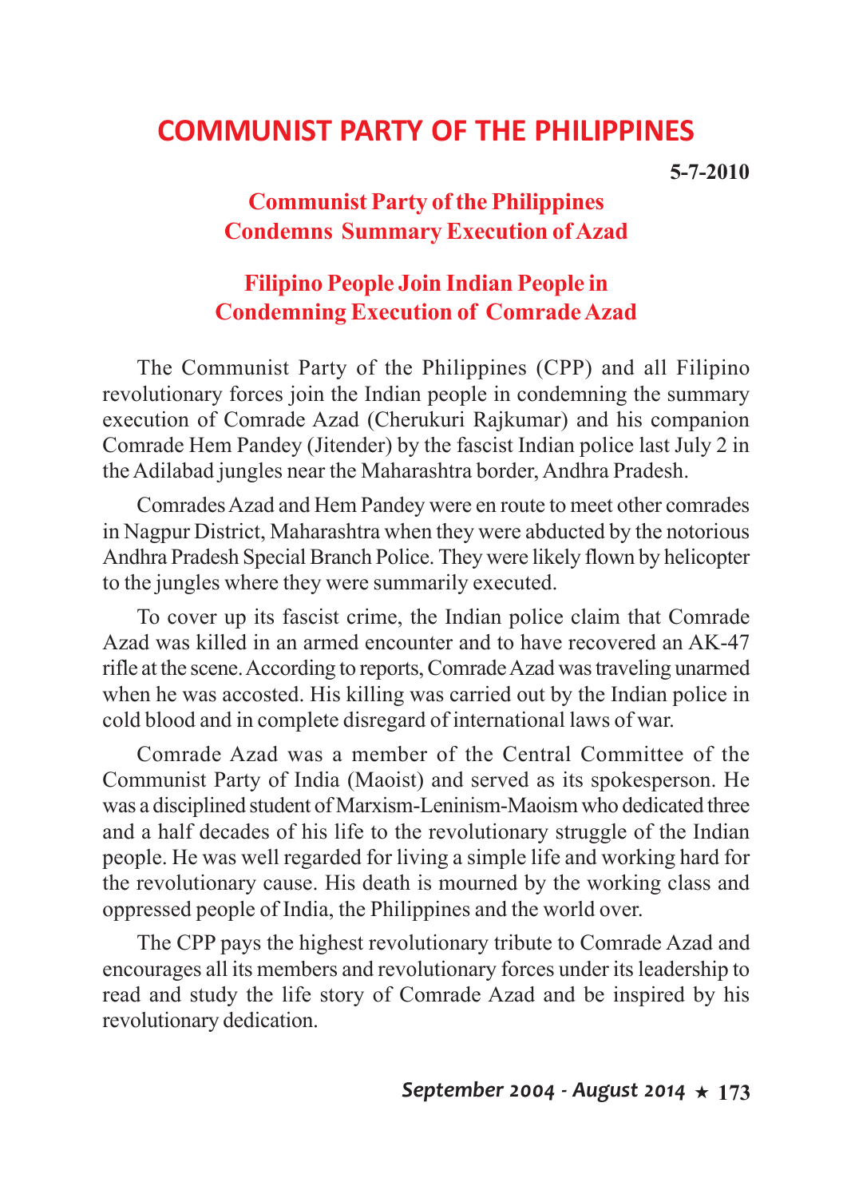# COMMUNIST PARTY OF THE PHILIPPINES

**5-7-2010**

## Communist Party of the Philippines Condemns Summary Execution of Azad

## Filipino People Join Indian People in Condemning Execution of Comrade Azad

The Communist Party of the Philippines (CPP) and all Filipino revolutionary forces join the Indian people in condemning the summary execution of Comrade Azad (Cherukuri Rajkumar) and his companion Comrade Hem Pandey (Jitender) by the fascist Indian police last July 2 in the Adilabad jungles near the Maharashtra border, Andhra Pradesh.

Comrades Azad and Hem Pandey were en route to meet other comrades in Nagpur District, Maharashtra when they were abducted by the notorious Andhra Pradesh Special Branch Police. They were likely flown by helicopter to the jungles where they were summarily executed.

To cover up its fascist crime, the Indian police claim that Comrade Azad was killed in an armed encounter and to have recovered an AK-47 rifle at the scene. According to reports, Comrade Azad was traveling unarmed when he was accosted. His killing was carried out by the Indian police in cold blood and in complete disregard of international laws of war.

Comrade Azad was a member of the Central Committee of the Communist Party of India (Maoist) and served as its spokesperson. He was a disciplined student of Marxism-Leninism-Maoism who dedicated three and a half decades of his life to the revolutionary struggle of the Indian people. He was well regarded for living a simple life and working hard for the revolutionary cause. His death is mourned by the working class and oppressed people of India, the Philippines and the world over.

The CPP pays the highest revolutionary tribute to Comrade Azad and encourages all its members and revolutionary forces under its leadership to read and study the life story of Comrade Azad and be inspired by his revolutionary dedication.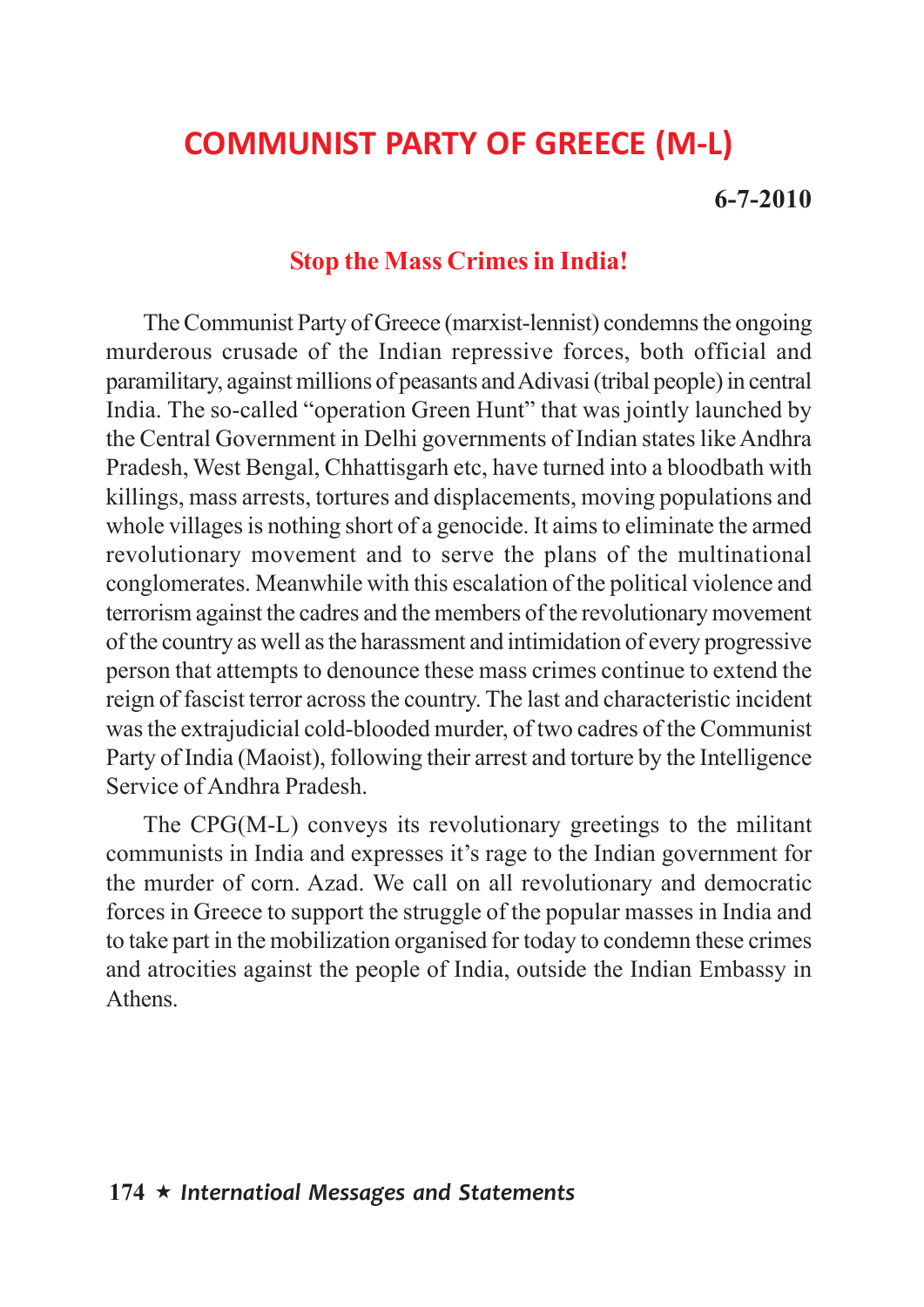# COMMUNIST PARTY OF GREECE (M-L)

**6-7-2010**

## Stop the Mass Crimes in India!

The Communist Party of Greece (marxist-lennist) condemns the ongoing murderous crusade of the Indian repressive forces, both official and paramilitary, against millions of peasants and Adivasi (tribal people) in central India. The so-called "operation Green Hunt" that was jointly launched by the Central Government in Delhi governments of Indian states like Andhra Pradesh, West Bengal, Chhattisgarh etc, have turned into a bloodbath with killings, mass arrests, tortures and displacements, moving populations and whole villages is nothing short of a genocide. It aims to eliminate the armed revolutionary movement and to serve the plans of the multinational conglomerates. Meanwhile with this escalation of the political violence and terrorism against the cadres and the members of the revolutionary movement of the country as well as the harassment and intimidation of every progressive person that attempts to denounce these mass crimes continue to extend the reign of fascist terror across the country. The last and characteristic incident was the extrajudicial cold-blooded murder, of two cadres of the Communist Party of India (Maoist), following their arrest and torture by the Intelligence Service of Andhra Pradesh.

The CPG(M-L) conveys its revolutionary greetings to the militant communists in India and expresses it's rage to the Indian government for the murder of corn. Azad. We call on all revolutionary and democratic forces in Greece to support the struggle of the popular masses in India and to take part in the mobilization organised for today to condemn these crimes and atrocities against the people of India, outside the Indian Embassy in Athens.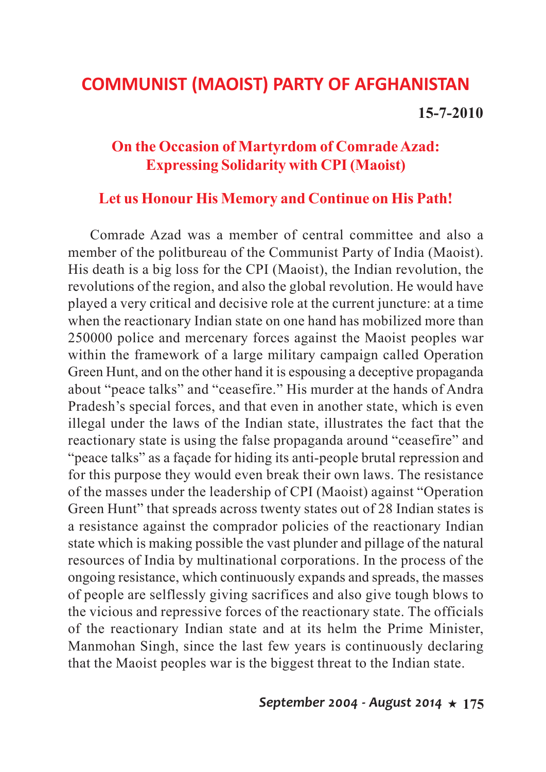## COMMUNIST (MAOIST) PARTY OF AFGHANISTAN

**15-7-2010**

### On the Occasion of Martyrdom of Comrade Azad: Expressing Solidarity with CPI (Maoist)

### Let us Honour His Memory and Continue on His Path!

Comrade Azad was a member of central committee and also a member of the politbureau of the Communist Party of India (Maoist). His death is a big loss for the CPI (Maoist), the Indian revolution, the revolutions of the region, and also the global revolution. He would have played a very critical and decisive role at the current juncture: at a time when the reactionary Indian state on one hand has mobilized more than 250000 police and mercenary forces against the Maoist peoples war within the framework of a large military campaign called Operation Green Hunt, and on the other hand it is espousing a deceptive propaganda about "peace talks" and "ceasefire." His murder at the hands of Andra Pradesh's special forces, and that even in another state, which is even illegal under the laws of the Indian state, illustrates the fact that the reactionary state is using the false propaganda around "ceasefire" and "peace talks" as a façade for hiding its anti-people brutal repression and for this purpose they would even break their own laws. The resistance of the masses under the leadership of CPI (Maoist) against "Operation Green Hunt" that spreads across twenty states out of 28 Indian states is a resistance against the comprador policies of the reactionary Indian state which is making possible the vast plunder and pillage of the natural resources of India by multinational corporations. In the process of the ongoing resistance, which continuously expands and spreads, the masses of people are selflessly giving sacrifices and also give tough blows to the vicious and repressive forces of the reactionary state. The officials of the reactionary Indian state and at its helm the Prime Minister, Manmohan Singh, since the last few years is continuously declaring that the Maoist peoples war is the biggest threat to the Indian state.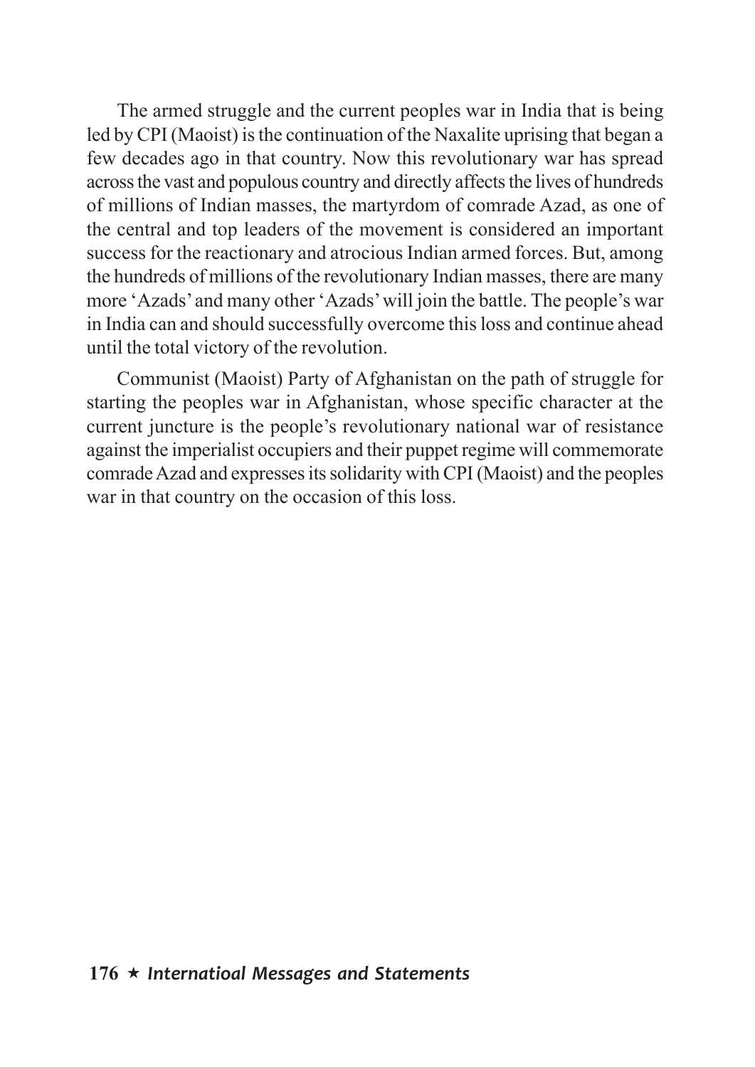The armed struggle and the current peoples war in India that is being led by CPI (Maoist) is the continuation of the Naxalite uprising that began a few decades ago in that country. Now this revolutionary war has spread across the vast and populous country and directly affects the lives of hundreds of millions of Indian masses, the martyrdom of comrade Azad, as one of the central and top leaders of the movement is considered an important success for the reactionary and atrocious Indian armed forces. But, among the hundreds of millions of the revolutionary Indian masses, there are many more 'Azads' and many other 'Azads' will join the battle. The people's war in India can and should successfully overcome this loss and continue ahead until the total victory of the revolution.

Communist (Maoist) Party of Afghanistan on the path of struggle for starting the peoples war in Afghanistan, whose specific character at the current juncture is the people's revolutionary national war of resistance against the imperialist occupiers and their puppet regime will commemorate comrade Azad and expresses its solidarity with CPI (Maoist) and the peoples war in that country on the occasion of this loss.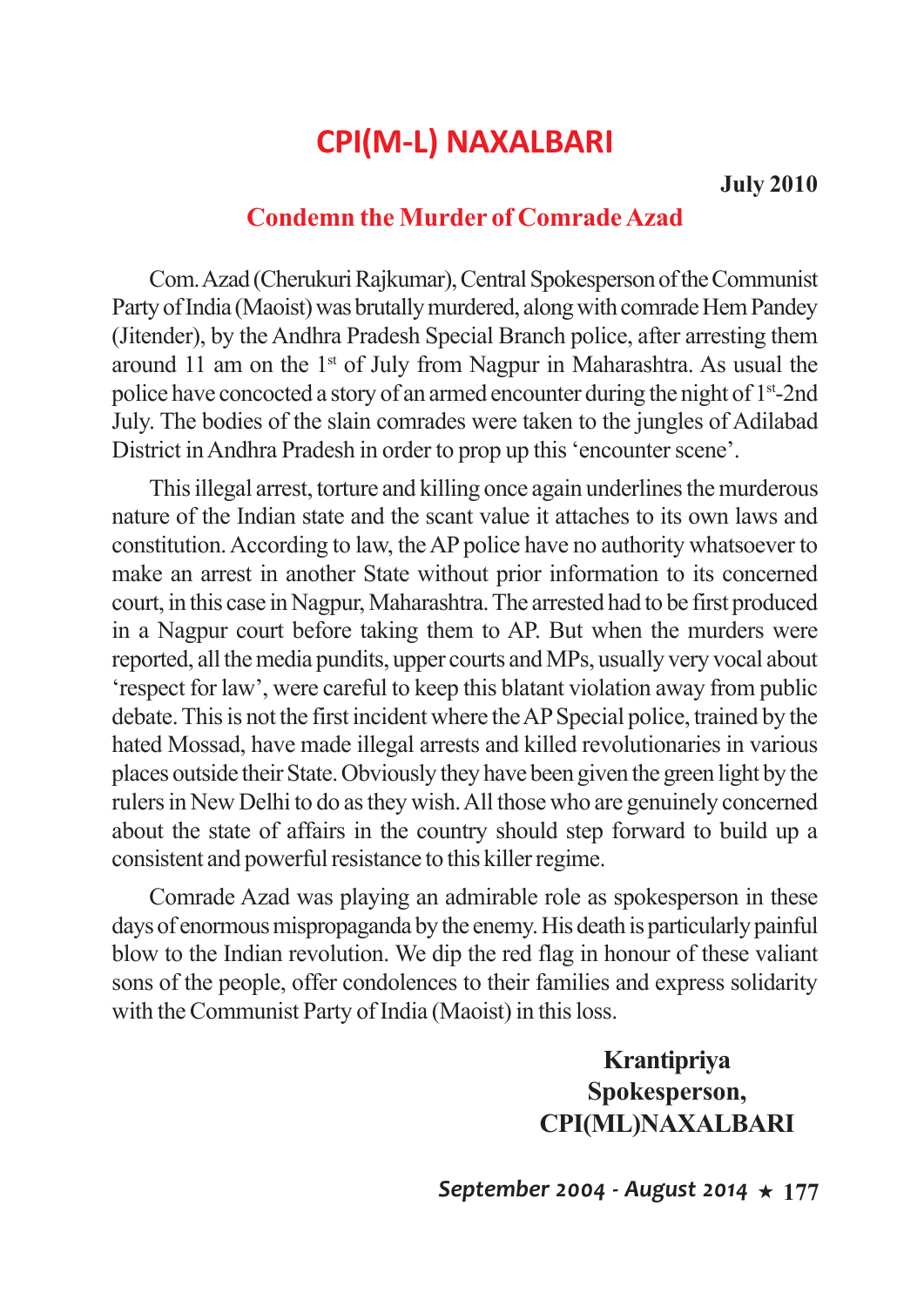# CPI(M-L) NAXALBARI

**July 2010**

## Condemn the Murder of Comrade Azad

Com. Azad (Cherukuri Rajkumar), Central Spokesperson of the Communist Party of India (Maoist) was brutally murdered, along with comrade Hem Pandey (Jitender), by the Andhra Pradesh Special Branch police, after arresting them around 11 am on the 1st of July from Nagpur in Maharashtra. As usual the police have concocted a story of an armed encounter during the night of 1st-2nd July. The bodies of the slain comrades were taken to the jungles of Adilabad District in Andhra Pradesh in order to prop up this 'encounter scene'.

This illegal arrest, torture and killing once again underlines the murderous nature of the Indian state and the scant value it attaches to its own laws and constitution. According to law, the AP police have no authority whatsoever to make an arrest in another State without prior information to its concerned court, in this case in Nagpur, Maharashtra. The arrested had to be first produced in a Nagpur court before taking them to AP. But when the murders were reported, all the media pundits, upper courts and MPs, usually very vocal about 'respect for law', were careful to keep this blatant violation away from public debate. This is not the first incident where the AP Special police, trained by the hated Mossad, have made illegal arrests and killed revolutionaries in various places outside their State. Obviously they have been given the green light by the rulers in New Delhi to do as they wish. All those who are genuinely concerned about the state of affairs in the country should step forward to build up a consistent and powerful resistance to this killer regime.

Comrade Azad was playing an admirable role as spokesperson in these days of enormous mispropaganda by the enemy. His death is particularly painful blow to the Indian revolution. We dip the red flag in honour of these valiant sons of the people, offer condolences to their families and express solidarity with the Communist Party of India (Maoist) in this loss.

**Krantipriya**
**Spokesperson,**
**CPI(ML)NAXALBARI**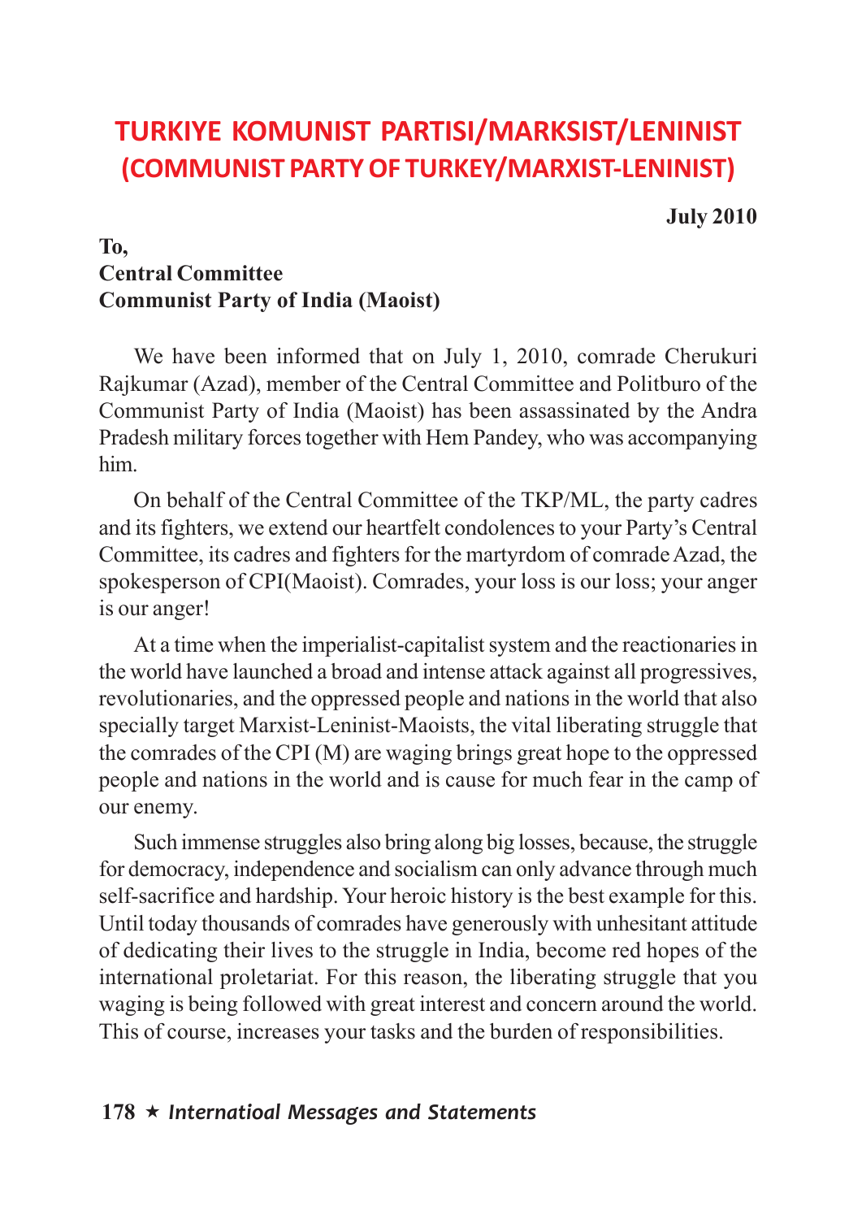# TURKIYE KOMUNIST PARTISI/MARKSIST/LENINIST (COMMUNIST PARTY OF TURKEY/MARXIST-LENINIST)

**July 2010**

**To,**
**Central Committee**
**Communist Party of India (Maoist)**

We have been informed that on July 1, 2010, comrade Cherukuri Rajkumar (Azad), member of the Central Committee and Politburo of the Communist Party of India (Maoist) has been assassinated by the Andra Pradesh military forces together with Hem Pandey, who was accompanying him.

On behalf of the Central Committee of the TKP/ML, the party cadres and its fighters, we extend our heartfelt condolences to your Party's Central Committee, its cadres and fighters for the martyrdom of comrade Azad, the spokesperson of CPI(Maoist). Comrades, your loss is our loss; your anger is our anger!

At a time when the imperialist-capitalist system and the reactionaries in the world have launched a broad and intense attack against all progressives, revolutionaries, and the oppressed people and nations in the world that also specially target Marxist-Leninist-Maoists, the vital liberating struggle that the comrades of the CPI (M) are waging brings great hope to the oppressed people and nations in the world and is cause for much fear in the camp of our enemy.

Such immense struggles also bring along big losses, because, the struggle for democracy, independence and socialism can only advance through much self-sacrifice and hardship. Your heroic history is the best example for this. Until today thousands of comrades have generously with unhesitant attitude of dedicating their lives to the struggle in India, become red hopes of the international proletariat. For this reason, the liberating struggle that you waging is being followed with great interest and concern around the world. This of course, increases your tasks and the burden of responsibilities.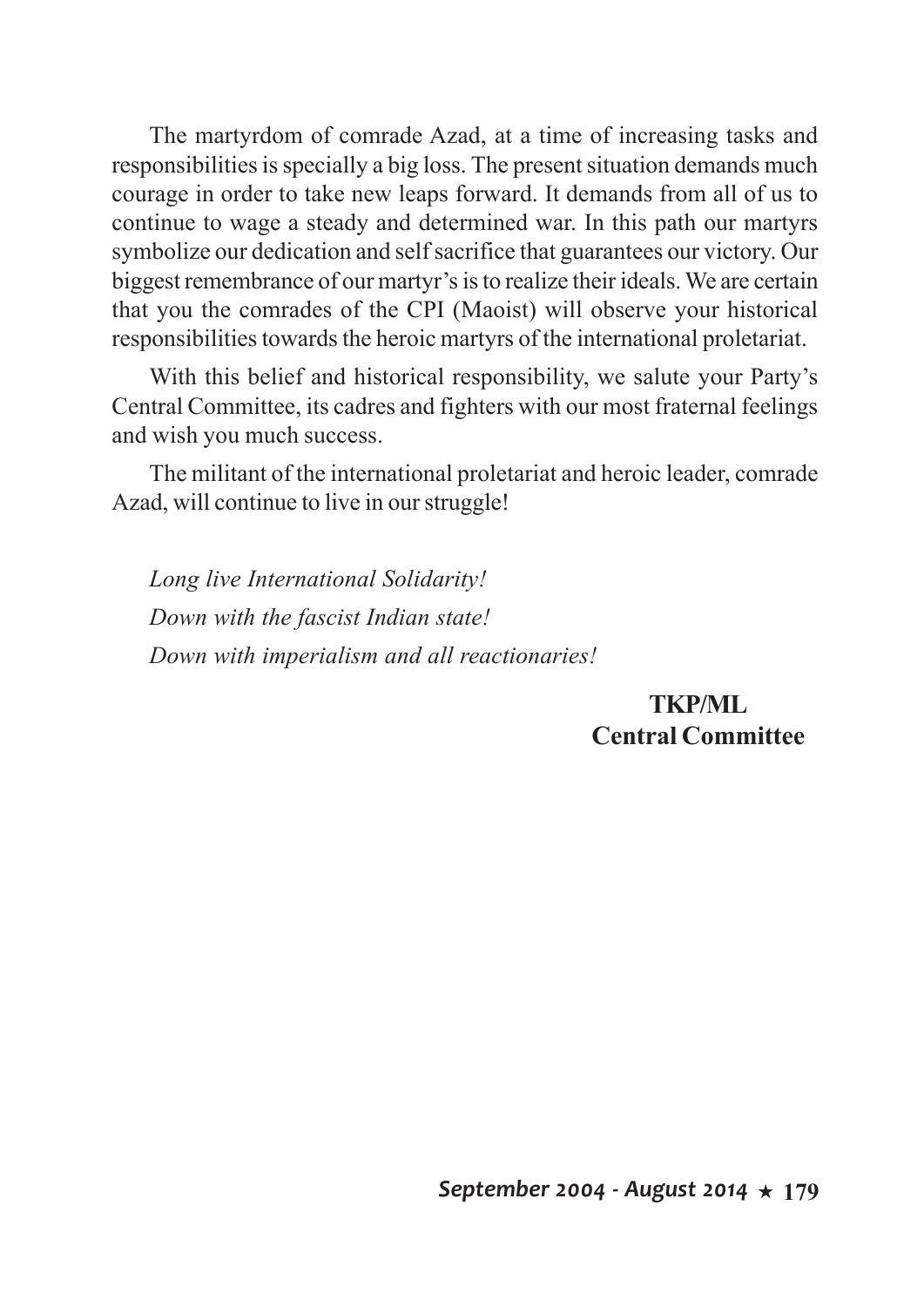The martyrdom of comrade Azad, at a time of increasing tasks and responsibilities is specially a big loss. The present situation demands much courage in order to take new leaps forward. It demands from all of us to continue to wage a steady and determined war. In this path our martyrs symbolize our dedication and self sacrifice that guarantees our victory. Our biggest remembrance of our martyr's is to realize their ideals. We are certain that you the comrades of the CPI (Maoist) will observe your historical responsibilities towards the heroic martyrs of the international proletariat.

With this belief and historical responsibility, we salute your Party's Central Committee, its cadres and fighters with our most fraternal feelings and wish you much success.

The militant of the international proletariat and heroic leader, comrade Azad, will continue to live in our struggle!

*Long live International Solidarity!*

*Down with the fascist Indian state!*

*Down with imperialism and all reactionaries!*

**TKP/ML**
**Central Committee**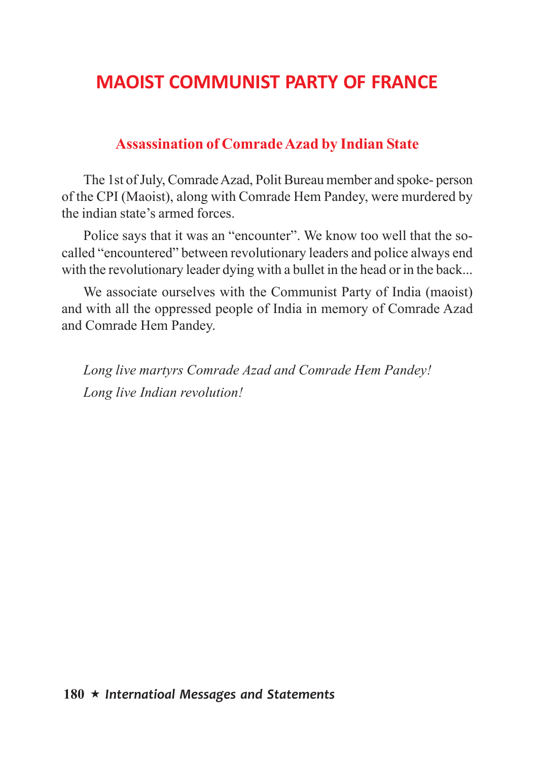# MAOIST COMMUNIST PARTY OF FRANCE

## Assassination of Comrade Azad by Indian State

The 1st of July, Comrade Azad, Polit Bureau member and spoke- person of the CPI (Maoist), along with Comrade Hem Pandey, were murdered by the indian state's armed forces.

Police says that it was an "encounter". We know too well that the so-called "encountered" between revolutionary leaders and police always end with the revolutionary leader dying with a bullet in the head or in the back...

We associate ourselves with the Communist Party of India (maoist) and with all the oppressed people of India in memory of Comrade Azad and Comrade Hem Pandey.

*Long live martyrs Comrade Azad and Comrade Hem Pandey!*

*Long live Indian revolution!*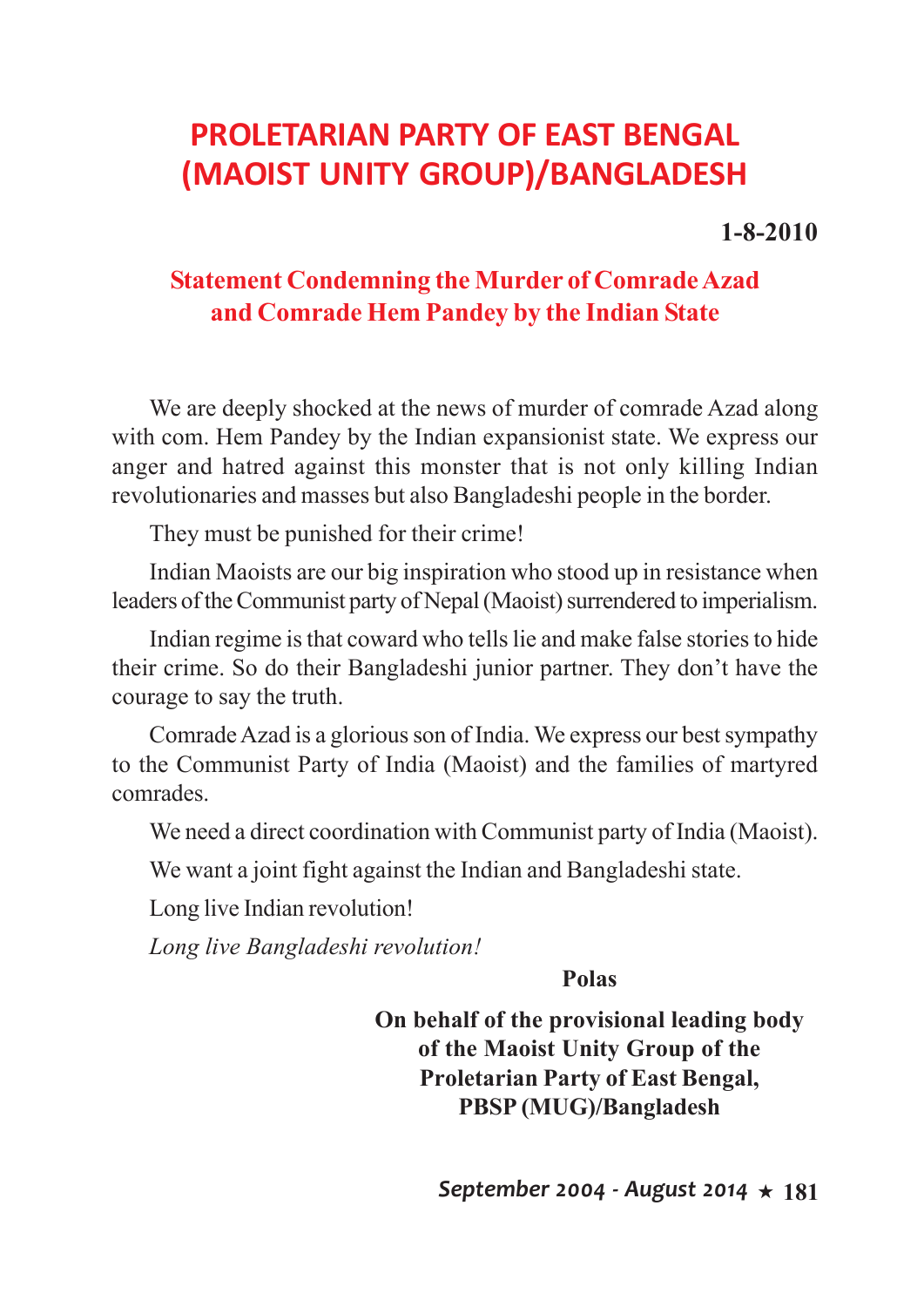# PROLETARIAN PARTY OF EAST BENGAL (MAOIST UNITY GROUP)/BANGLADESH

**1-8-2010**

## Statement Condemning the Murder of Comrade Azad and Comrade Hem Pandey by the Indian State

We are deeply shocked at the news of murder of comrade Azad along with com. Hem Pandey by the Indian expansionist state. We express our anger and hatred against this monster that is not only killing Indian revolutionaries and masses but also Bangladeshi people in the border.

They must be punished for their crime!

Indian Maoists are our big inspiration who stood up in resistance when leaders of the Communist party of Nepal (Maoist) surrendered to imperialism.

Indian regime is that coward who tells lie and make false stories to hide their crime. So do their Bangladeshi junior partner. They don't have the courage to say the truth.

Comrade Azad is a glorious son of India. We express our best sympathy to the Communist Party of India (Maoist) and the families of martyred comrades.

We need a direct coordination with Communist party of India (Maoist).

We want a joint fight against the Indian and Bangladeshi state.

Long live Indian revolution!

*Long live Bangladeshi revolution!*

**Polas**

**On behalf of the provisional leading body of the Maoist Unity Group of the Proletarian Party of East Bengal, PBSP (MUG)/Bangladesh**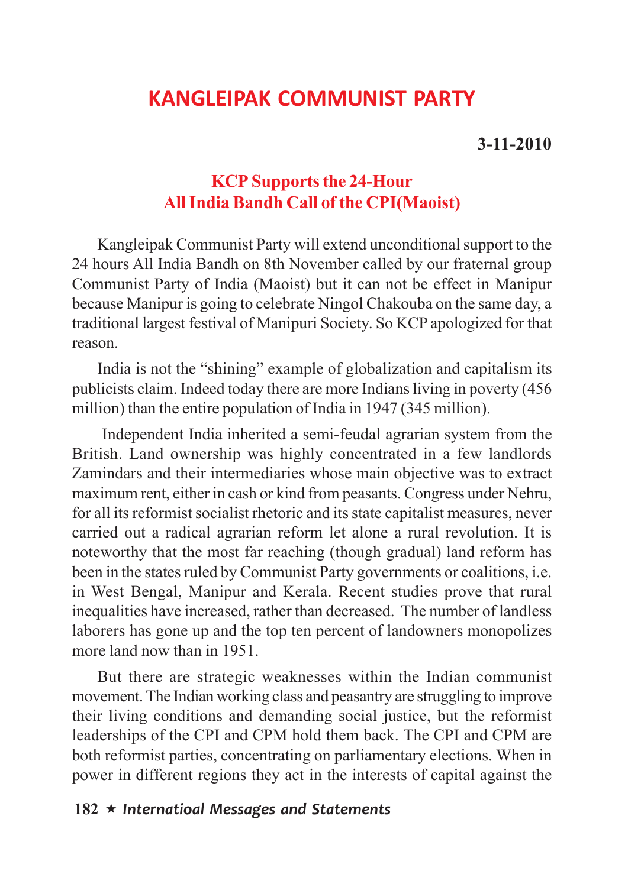# KANGLEIPAK COMMUNIST PARTY

**3-11-2010**

## KCP Supports the 24-Hour All India Bandh Call of the CPI(Maoist)

Kangleipak Communist Party will extend unconditional support to the 24 hours All India Bandh on 8th November called by our fraternal group Communist Party of India (Maoist) but it can not be effect in Manipur because Manipur is going to celebrate Ningol Chakouba on the same day, a traditional largest festival of Manipuri Society. So KCP apologized for that reason.

India is not the "shining" example of globalization and capitalism its publicists claim. Indeed today there are more Indians living in poverty (456 million) than the entire population of India in 1947 (345 million).

Independent India inherited a semi-feudal agrarian system from the British. Land ownership was highly concentrated in a few landlords Zamindars and their intermediaries whose main objective was to extract maximum rent, either in cash or kind from peasants. Congress under Nehru, for all its reformist socialist rhetoric and its state capitalist measures, never carried out a radical agrarian reform let alone a rural revolution. It is noteworthy that the most far reaching (though gradual) land reform has been in the states ruled by Communist Party governments or coalitions, i.e. in West Bengal, Manipur and Kerala. Recent studies prove that rural inequalities have increased, rather than decreased. The number of landless laborers has gone up and the top ten percent of landowners monopolizes more land now than in 1951.

But there are strategic weaknesses within the Indian communist movement. The Indian working class and peasantry are struggling to improve their living conditions and demanding social justice, but the reformist leaderships of the CPI and CPM hold them back. The CPI and CPM are both reformist parties, concentrating on parliamentary elections. When in power in different regions they act in the interests of capital against the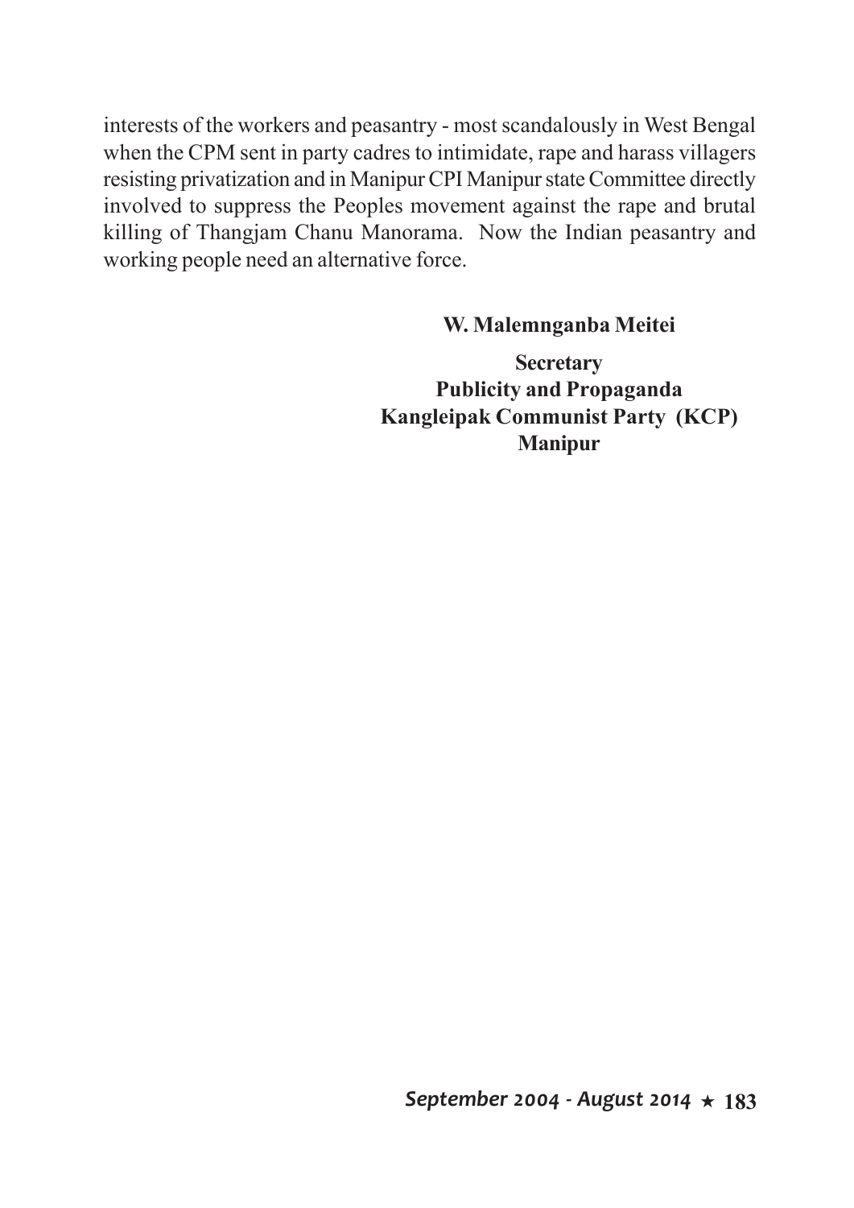interests of the workers and peasantry - most scandalously in West Bengal when the CPM sent in party cadres to intimidate, rape and harass villagers resisting privatization and in Manipur CPI Manipur state Committee directly involved to suppress the Peoples movement against the rape and brutal killing of Thangjam Chanu Manorama. Now the Indian peasantry and working people need an alternative force.

**W. Malemnganba Meitei**

**Secretary**
**Publicity and Propaganda**
**Kangleipak Communist Party (KCP)**
**Manipur**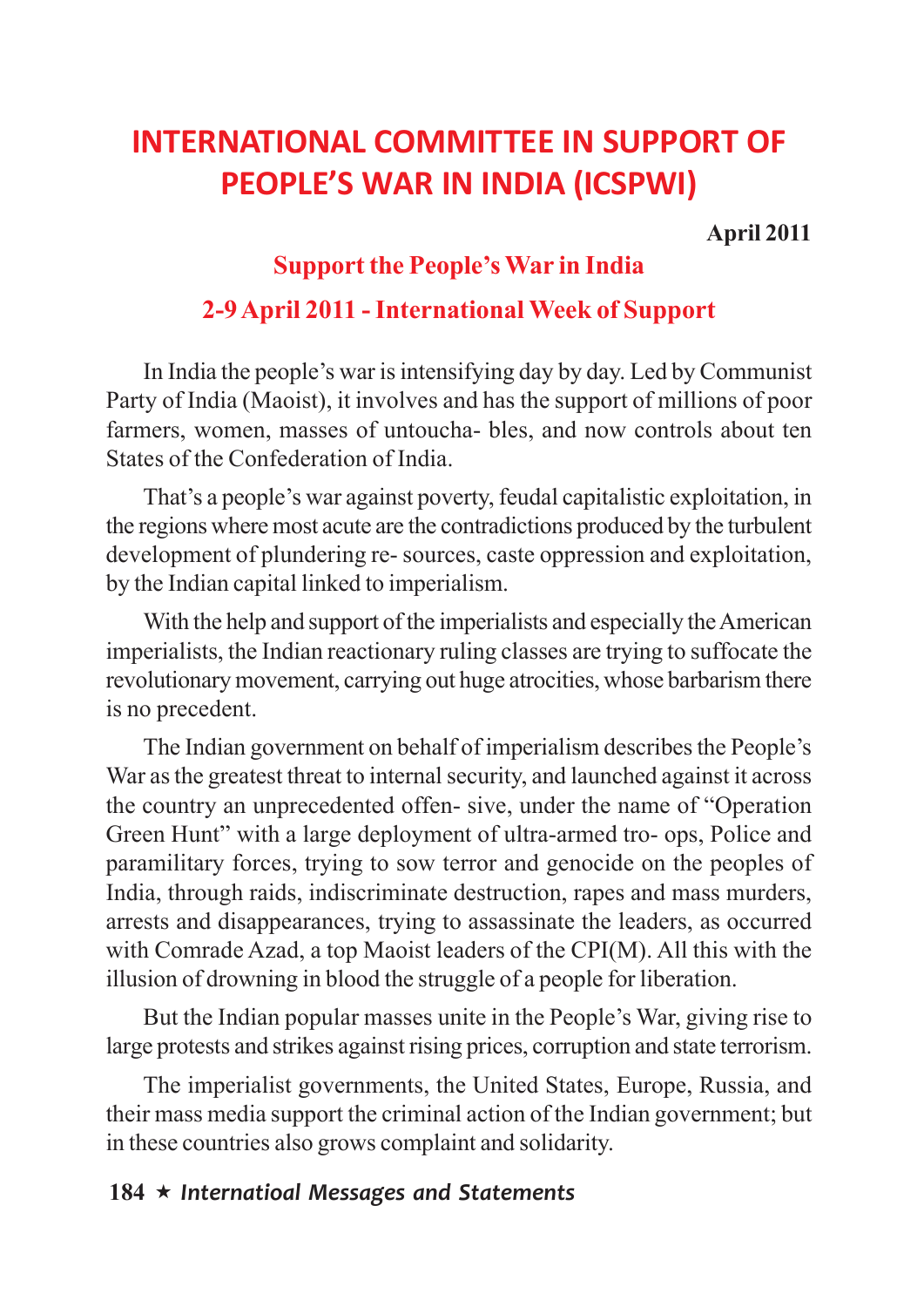# INTERNATIONAL COMMITTEE IN SUPPORT OF PEOPLE'S WAR IN INDIA (ICSPWI)

**April 2011**

## Support the People's War in India

## 2-9 April 2011 - International Week of Support

In India the people's war is intensifying day by day. Led by Communist Party of India (Maoist), it involves and has the support of millions of poor farmers, women, masses of untoucha- bles, and now controls about ten States of the Confederation of India.

That's a people's war against poverty, feudal capitalistic exploitation, in the regions where most acute are the contradictions produced by the turbulent development of plundering re- sources, caste oppression and exploitation, by the Indian capital linked to imperialism.

With the help and support of the imperialists and especially the American imperialists, the Indian reactionary ruling classes are trying to suffocate the revolutionary movement, carrying out huge atrocities, whose barbarism there is no precedent.

The Indian government on behalf of imperialism describes the People's War as the greatest threat to internal security, and launched against it across the country an unprecedented offen- sive, under the name of "Operation Green Hunt" with a large deployment of ultra-armed tro- ops, Police and paramilitary forces, trying to sow terror and genocide on the peoples of India, through raids, indiscriminate destruction, rapes and mass murders, arrests and disappearances, trying to assassinate the leaders, as occurred with Comrade Azad, a top Maoist leaders of the CPI(M). All this with the illusion of drowning in blood the struggle of a people for liberation.

But the Indian popular masses unite in the People's War, giving rise to large protests and strikes against rising prices, corruption and state terrorism.

The imperialist governments, the United States, Europe, Russia, and their mass media support the criminal action of the Indian government; but in these countries also grows complaint and solidarity.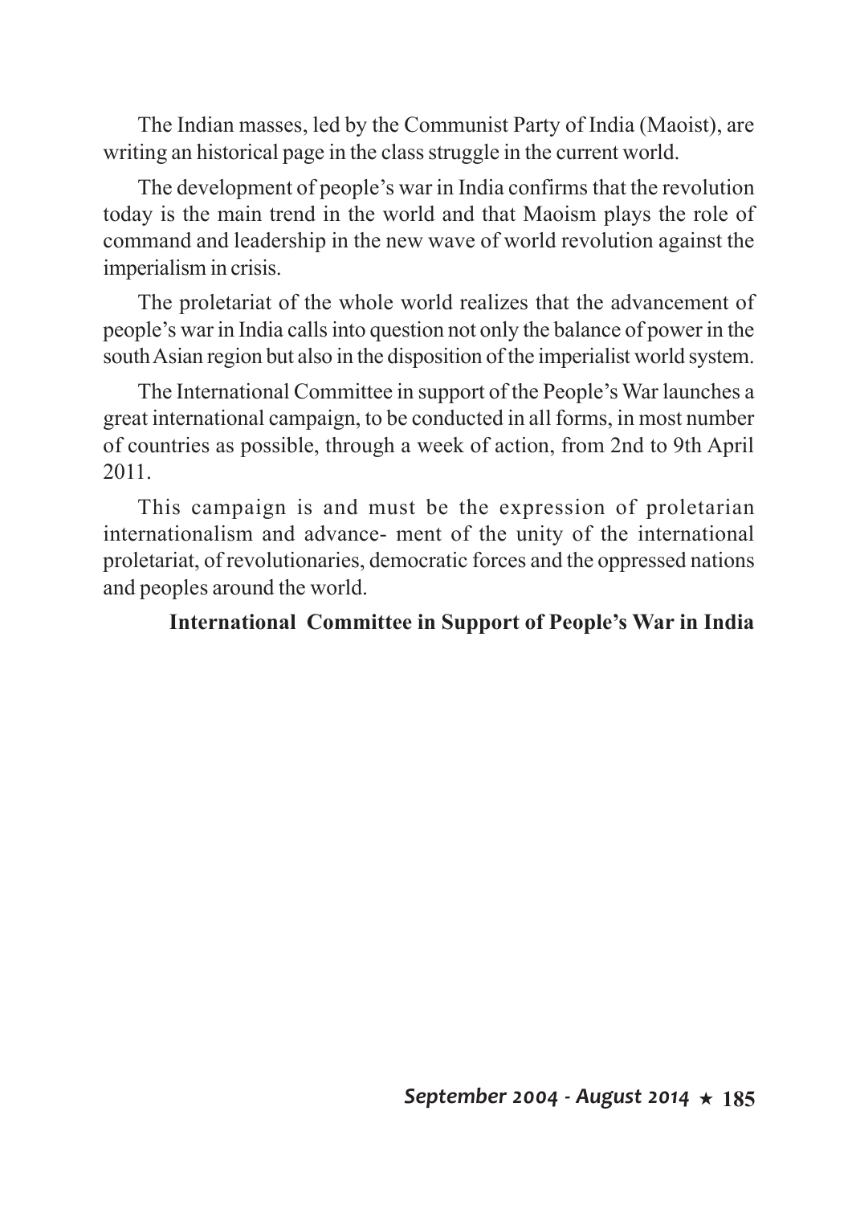The Indian masses, led by the Communist Party of India (Maoist), are writing an historical page in the class struggle in the current world.

The development of people's war in India confirms that the revolution today is the main trend in the world and that Maoism plays the role of command and leadership in the new wave of world revolution against the imperialism in crisis.

The proletariat of the whole world realizes that the advancement of people's war in India calls into question not only the balance of power in the south Asian region but also in the disposition of the imperialist world system.

The International Committee in support of the People's War launches a great international campaign, to be conducted in all forms, in most number of countries as possible, through a week of action, from 2nd to 9th April 2011.

This campaign is and must be the expression of proletarian internationalism and advance- ment of the unity of the international proletariat, of revolutionaries, democratic forces and the oppressed nations and peoples around the world.

**International Committee in Support of People's War in India**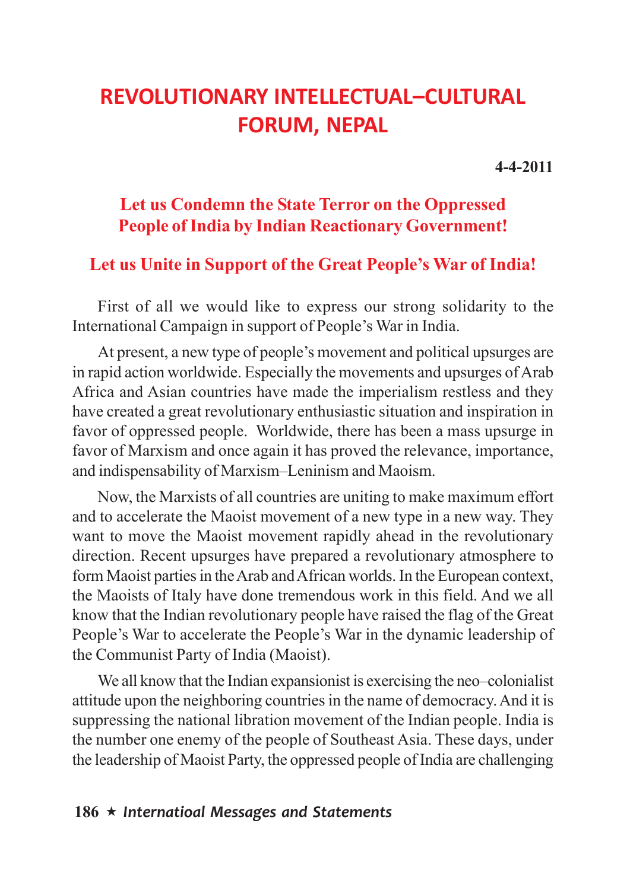# REVOLUTIONARY INTELLECTUAL–CULTURAL FORUM, NEPAL

**4-4-2011**

**Let us Condemn the State Terror on the Oppressed People of India by Indian Reactionary Government!**

**Let us Unite in Support of the Great People's War of India!**

First of all we would like to express our strong solidarity to the International Campaign in support of People's War in India.

At present, a new type of people's movement and political upsurges are in rapid action worldwide. Especially the movements and upsurges of Arab Africa and Asian countries have made the imperialism restless and they have created a great revolutionary enthusiastic situation and inspiration in favor of oppressed people. Worldwide, there has been a mass upsurge in favor of Marxism and once again it has proved the relevance, importance, and indispensability of Marxism–Leninism and Maoism.

Now, the Marxists of all countries are uniting to make maximum effort and to accelerate the Maoist movement of a new type in a new way. They want to move the Maoist movement rapidly ahead in the revolutionary direction. Recent upsurges have prepared a revolutionary atmosphere to form Maoist parties in the Arab and African worlds. In the European context, the Maoists of Italy have done tremendous work in this field. And we all know that the Indian revolutionary people have raised the flag of the Great People's War to accelerate the People's War in the dynamic leadership of the Communist Party of India (Maoist).

We all know that the Indian expansionist is exercising the neo–colonialist attitude upon the neighboring countries in the name of democracy. And it is suppressing the national libration movement of the Indian people. India is the number one enemy of the people of Southeast Asia. These days, under the leadership of Maoist Party, the oppressed people of India are challenging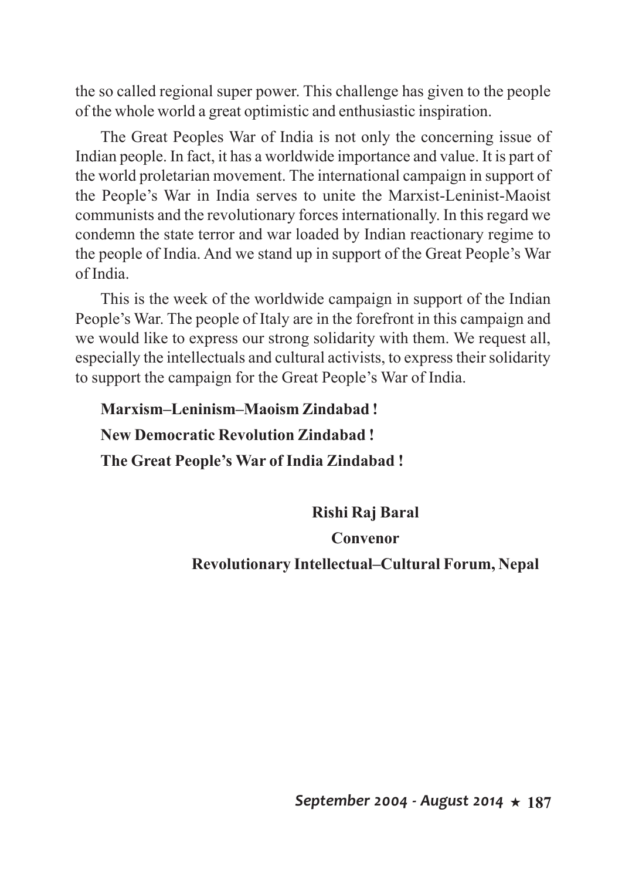the so called regional super power. This challenge has given to the people of the whole world a great optimistic and enthusiastic inspiration.

The Great Peoples War of India is not only the concerning issue of Indian people. In fact, it has a worldwide importance and value. It is part of the world proletarian movement. The international campaign in support of the People's War in India serves to unite the Marxist-Leninist-Maoist communists and the revolutionary forces internationally. In this regard we condemn the state terror and war loaded by Indian reactionary regime to the people of India. And we stand up in support of the Great People's War of India.

This is the week of the worldwide campaign in support of the Indian People's War. The people of Italy are in the forefront in this campaign and we would like to express our strong solidarity with them. We request all, especially the intellectuals and cultural activists, to express their solidarity to support the campaign for the Great People's War of India.

**Marxism–Leninism–Maoism Zindabad !**

**New Democratic Revolution Zindabad !**

**The Great People's War of India Zindabad !**

**Rishi Raj Baral**

**Convenor**

**Revolutionary Intellectual–Cultural Forum, Nepal**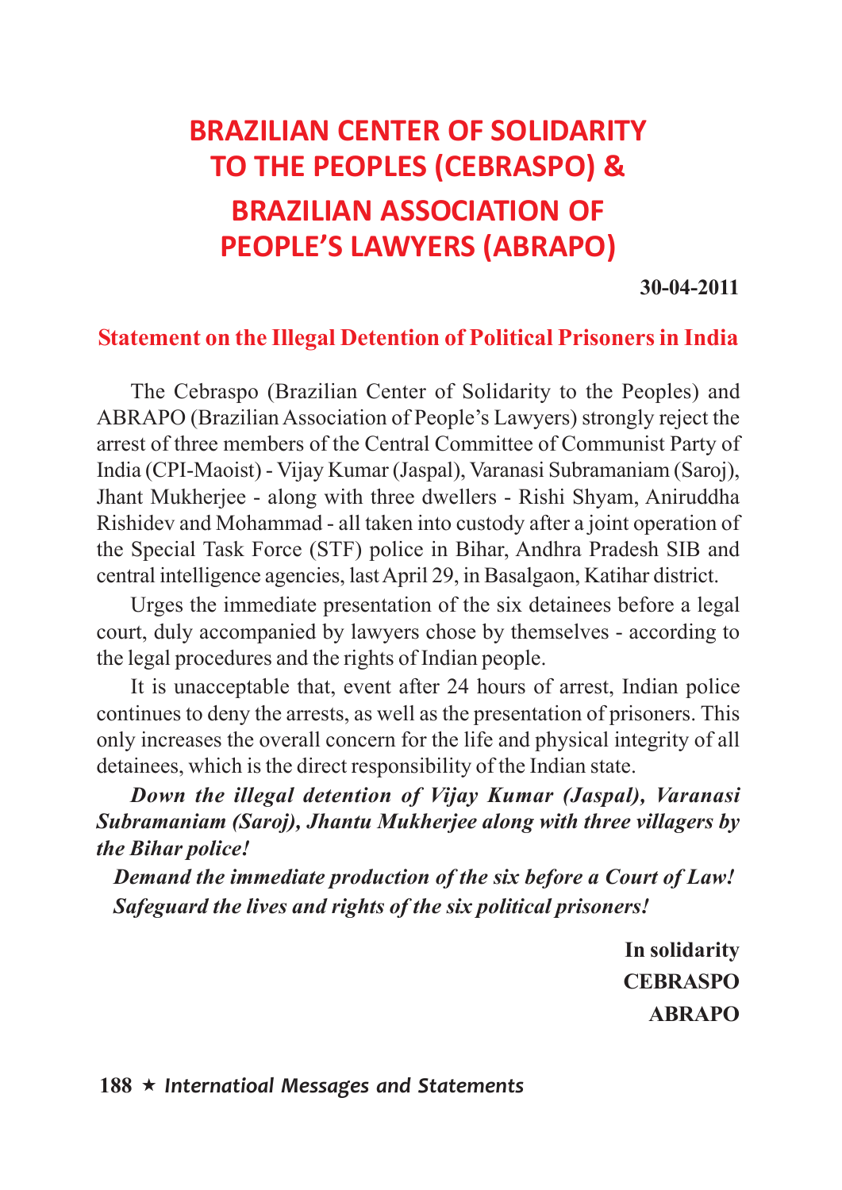# BRAZILIAN CENTER OF SOLIDARITY TO THE PEOPLES (CEBRASPO) & BRAZILIAN ASSOCIATION OF PEOPLE'S LAWYERS (ABRAPO)

**30-04-2011**

## Statement on the Illegal Detention of Political Prisoners in India

The Cebraspo (Brazilian Center of Solidarity to the Peoples) and ABRAPO (Brazilian Association of People's Lawyers) strongly reject the arrest of three members of the Central Committee of Communist Party of India (CPI-Maoist) - Vijay Kumar (Jaspal), Varanasi Subramaniam (Saroj), Jhant Mukherjee - along with three dwellers - Rishi Shyam, Aniruddha Rishidev and Mohammad - all taken into custody after a joint operation of the Special Task Force (STF) police in Bihar, Andhra Pradesh SIB and central intelligence agencies, last April 29, in Basalgaon, Katihar district.

Urges the immediate presentation of the six detainees before a legal court, duly accompanied by lawyers chose by themselves - according to the legal procedures and the rights of Indian people.

It is unacceptable that, event after 24 hours of arrest, Indian police continues to deny the arrests, as well as the presentation of prisoners. This only increases the overall concern for the life and physical integrity of all detainees, which is the direct responsibility of the Indian state.

***Down the illegal detention of Vijay Kumar (Jaspal), Varanasi Subramaniam (Saroj), Jhantu Mukherjee along with three villagers by the Bihar police!***

***Demand the immediate production of the six before a Court of Law!***

***Safeguard the lives and rights of the six political prisoners!***

**In solidarity**
**CEBRASPO**
**ABRAPO**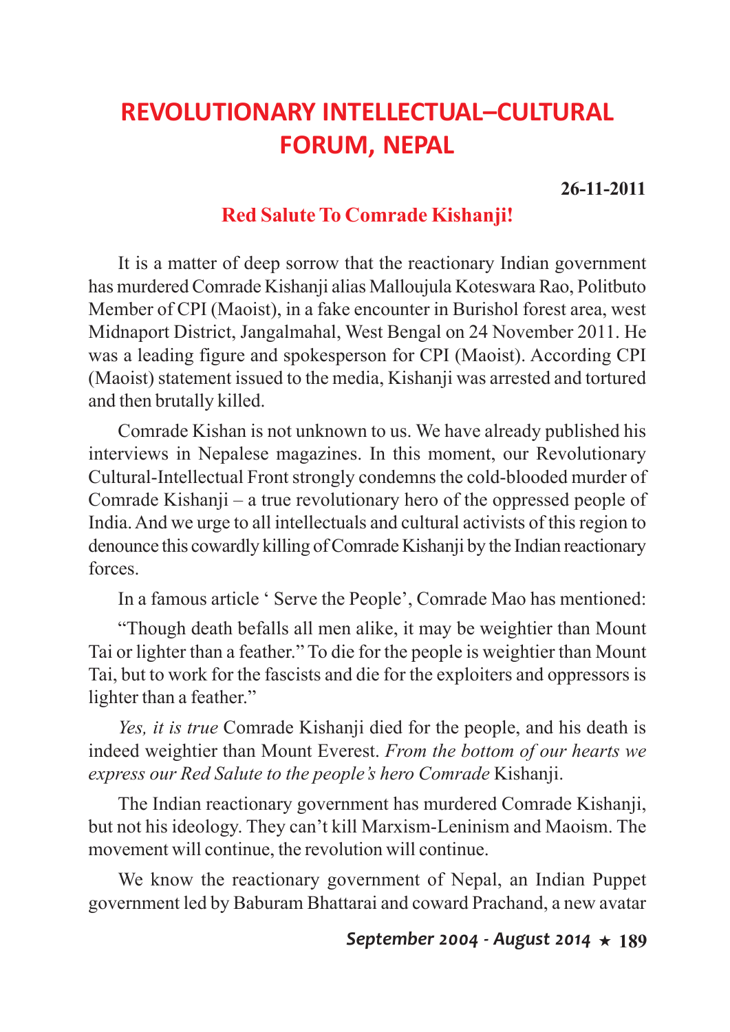# REVOLUTIONARY INTELLECTUAL–CULTURAL FORUM, NEPAL

**26-11-2011**

## Red Salute To Comrade Kishanji!

It is a matter of deep sorrow that the reactionary Indian government has murdered Comrade Kishanji alias Malloujula Koteswara Rao, Politbuto Member of CPI (Maoist), in a fake encounter in Burishol forest area, west Midnaport District, Jangalmahal, West Bengal on 24 November 2011. He was a leading figure and spokesperson for CPI (Maoist). According CPI (Maoist) statement issued to the media, Kishanji was arrested and tortured and then brutally killed.

Comrade Kishan is not unknown to us. We have already published his interviews in Nepalese magazines. In this moment, our Revolutionary Cultural-Intellectual Front strongly condemns the cold-blooded murder of Comrade Kishanji – a true revolutionary hero of the oppressed people of India. And we urge to all intellectuals and cultural activists of this region to denounce this cowardly killing of Comrade Kishanji by the Indian reactionary forces.

In a famous article ' Serve the People', Comrade Mao has mentioned:

"Though death befalls all men alike, it may be weightier than Mount Tai or lighter than a feather." To die for the people is weightier than Mount Tai, but to work for the fascists and die for the exploiters and oppressors is lighter than a feather."

*Yes, it is true* Comrade Kishanji died for the people, and his death is indeed weightier than Mount Everest. *From the bottom of our hearts we express our Red Salute to the people's hero Comrade* Kishanji.

The Indian reactionary government has murdered Comrade Kishanji, but not his ideology. They can't kill Marxism-Leninism and Maoism. The movement will continue, the revolution will continue.

We know the reactionary government of Nepal, an Indian Puppet government led by Baburam Bhattarai and coward Prachand, a new avatar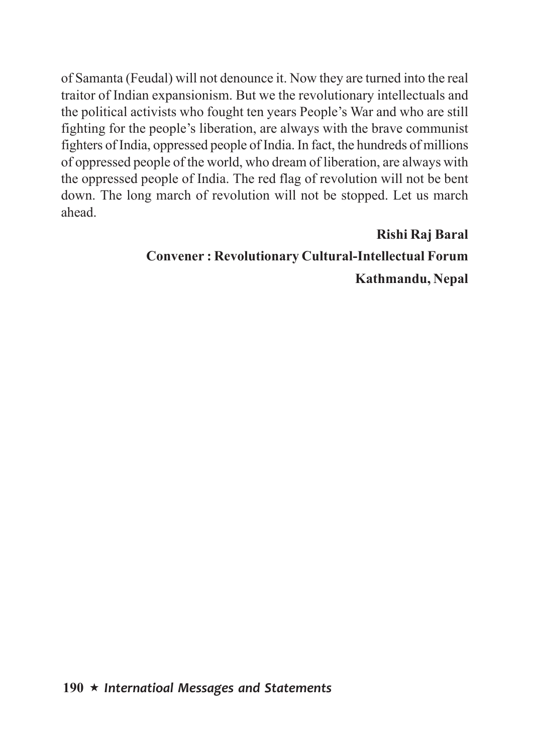of Samanta (Feudal) will not denounce it. Now they are turned into the real traitor of Indian expansionism. But we the revolutionary intellectuals and the political activists who fought ten years People's War and who are still fighting for the people's liberation, are always with the brave communist fighters of India, oppressed people of India. In fact, the hundreds of millions of oppressed people of the world, who dream of liberation, are always with the oppressed people of India. The red flag of revolution will not be bent down. The long march of revolution will not be stopped. Let us march ahead.

**Rishi Raj Baral**

**Convener : Revolutionary Cultural-Intellectual Forum**

**Kathmandu, Nepal**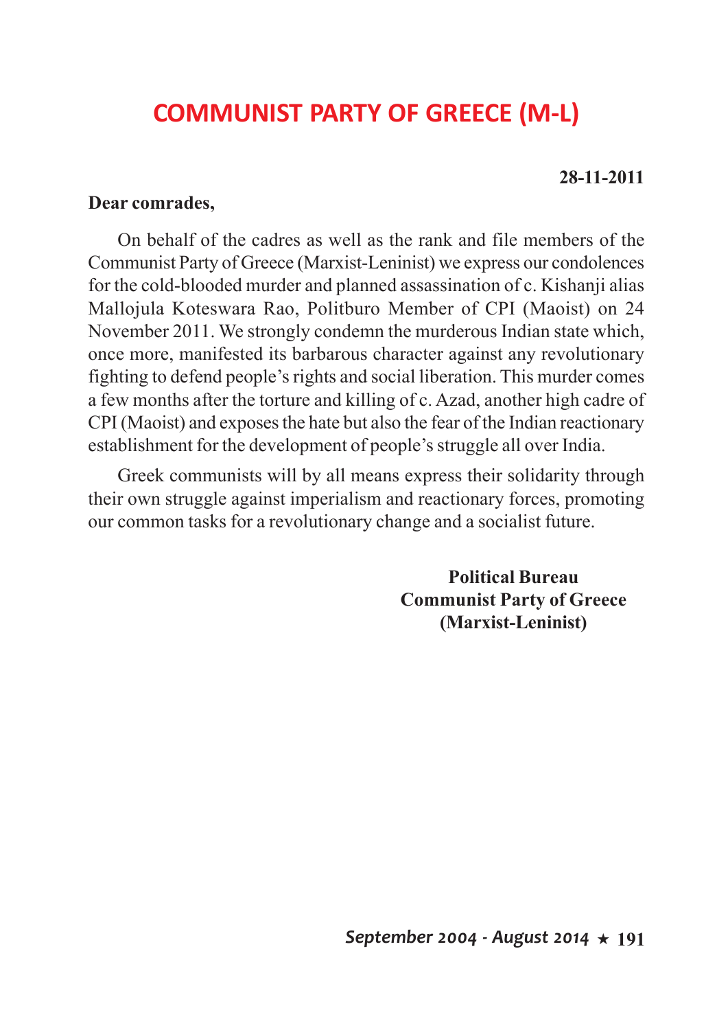# COMMUNIST PARTY OF GREECE (M-L)

**28-11-2011**

**Dear comrades,**

On behalf of the cadres as well as the rank and file members of the Communist Party of Greece (Marxist-Leninist) we express our condolences for the cold-blooded murder and planned assassination of c. Kishanji alias Mallojula Koteswara Rao, Politburo Member of CPI (Maoist) on 24 November 2011. We strongly condemn the murderous Indian state which, once more, manifested its barbarous character against any revolutionary fighting to defend people's rights and social liberation. This murder comes a few months after the torture and killing of c. Azad, another high cadre of CPI (Maoist) and exposes the hate but also the fear of the Indian reactionary establishment for the development of people's struggle all over India.

Greek communists will by all means express their solidarity through their own struggle against imperialism and reactionary forces, promoting our common tasks for a revolutionary change and a socialist future.

**Political Bureau**
**Communist Party of Greece**
**(Marxist-Leninist)**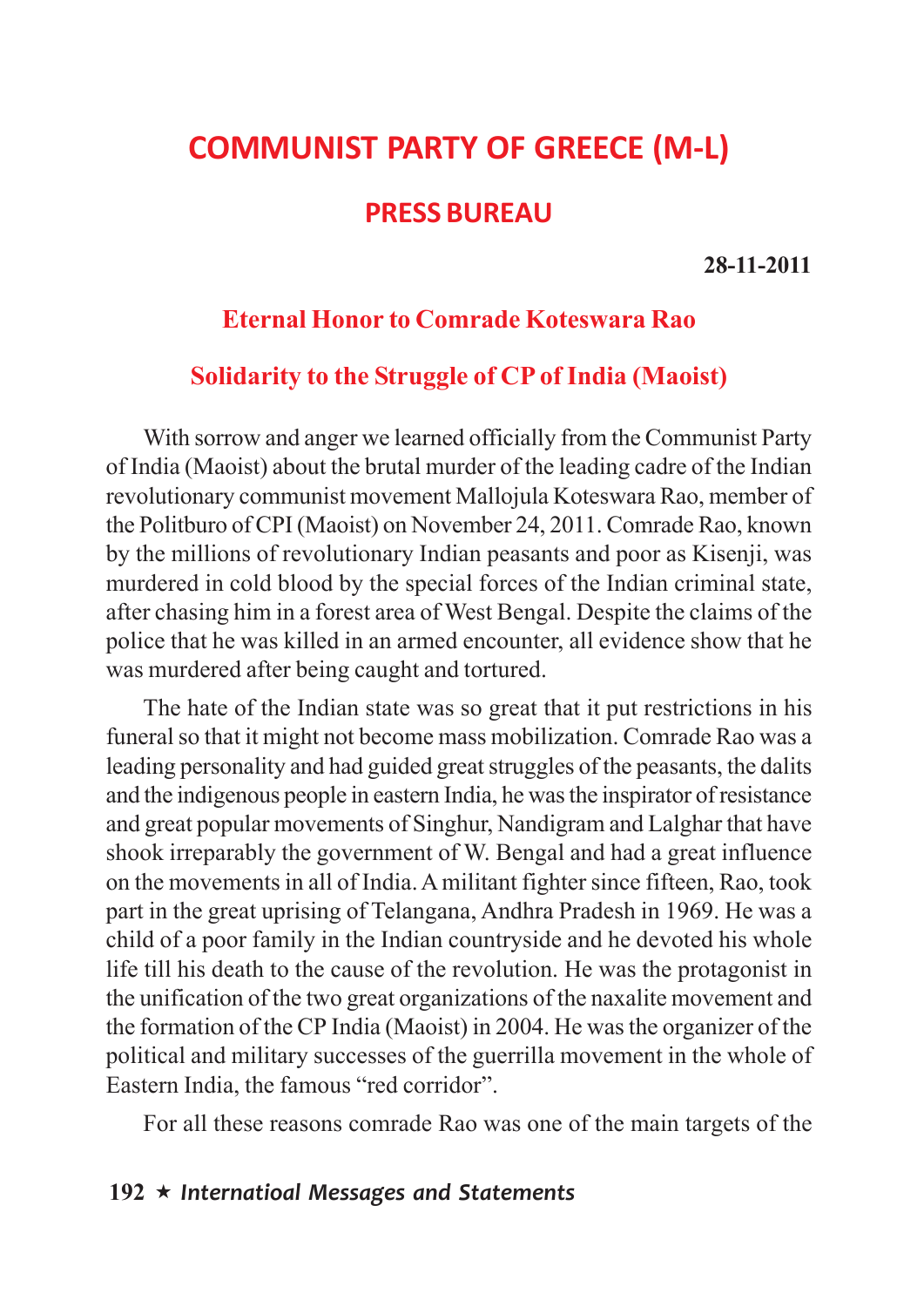# COMMUNIST PARTY OF GREECE (M-L)

## PRESS BUREAU

**28-11-2011**

### Eternal Honor to Comrade Koteswara Rao

### Solidarity to the Struggle of CP of India (Maoist)

With sorrow and anger we learned officially from the Communist Party of India (Maoist) about the brutal murder of the leading cadre of the Indian revolutionary communist movement Mallojula Koteswara Rao, member of the Politburo of CPI (Maoist) on November 24, 2011. Comrade Rao, known by the millions of revolutionary Indian peasants and poor as Kisenji, was murdered in cold blood by the special forces of the Indian criminal state, after chasing him in a forest area of West Bengal. Despite the claims of the police that he was killed in an armed encounter, all evidence show that he was murdered after being caught and tortured.

The hate of the Indian state was so great that it put restrictions in his funeral so that it might not become mass mobilization. Comrade Rao was a leading personality and had guided great struggles of the peasants, the dalits and the indigenous people in eastern India, he was the inspirator of resistance and great popular movements of Singhur, Nandigram and Lalghar that have shook irreparably the government of W. Bengal and had a great influence on the movements in all of India. A militant fighter since fifteen, Rao, took part in the great uprising of Telangana, Andhra Pradesh in 1969. He was a child of a poor family in the Indian countryside and he devoted his whole life till his death to the cause of the revolution. He was the protagonist in the unification of the two great organizations of the naxalite movement and the formation of the CP India (Maoist) in 2004. He was the organizer of the political and military successes of the guerrilla movement in the whole of Eastern India, the famous "red corridor".

For all these reasons comrade Rao was one of the main targets of the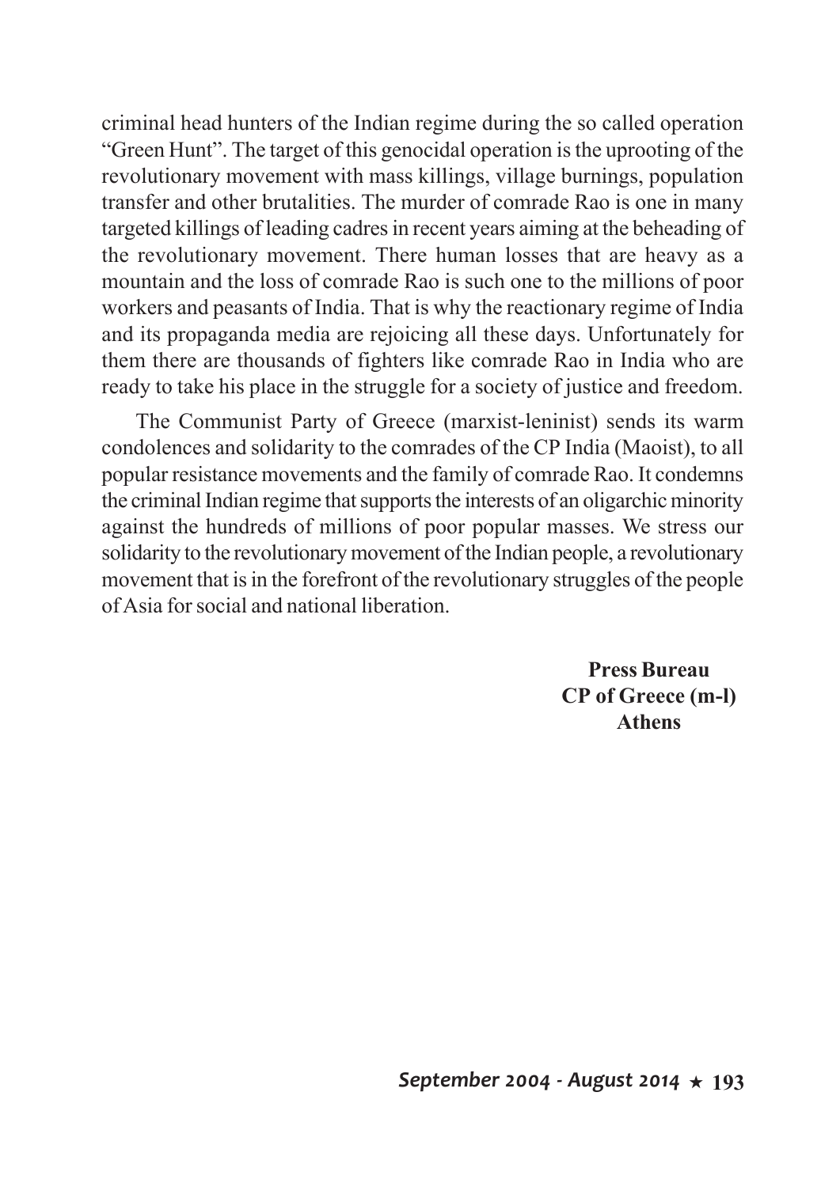criminal head hunters of the Indian regime during the so called operation "Green Hunt". The target of this genocidal operation is the uprooting of the revolutionary movement with mass killings, village burnings, population transfer and other brutalities. The murder of comrade Rao is one in many targeted killings of leading cadres in recent years aiming at the beheading of the revolutionary movement. There human losses that are heavy as a mountain and the loss of comrade Rao is such one to the millions of poor workers and peasants of India. That is why the reactionary regime of India and its propaganda media are rejoicing all these days. Unfortunately for them there are thousands of fighters like comrade Rao in India who are ready to take his place in the struggle for a society of justice and freedom.

The Communist Party of Greece (marxist-leninist) sends its warm condolences and solidarity to the comrades of the CP India (Maoist), to all popular resistance movements and the family of comrade Rao. It condemns the criminal Indian regime that supports the interests of an oligarchic minority against the hundreds of millions of poor popular masses. We stress our solidarity to the revolutionary movement of the Indian people, a revolutionary movement that is in the forefront of the revolutionary struggles of the people of Asia for social and national liberation.

**Press Bureau**
**CP of Greece (m-l)**
**Athens**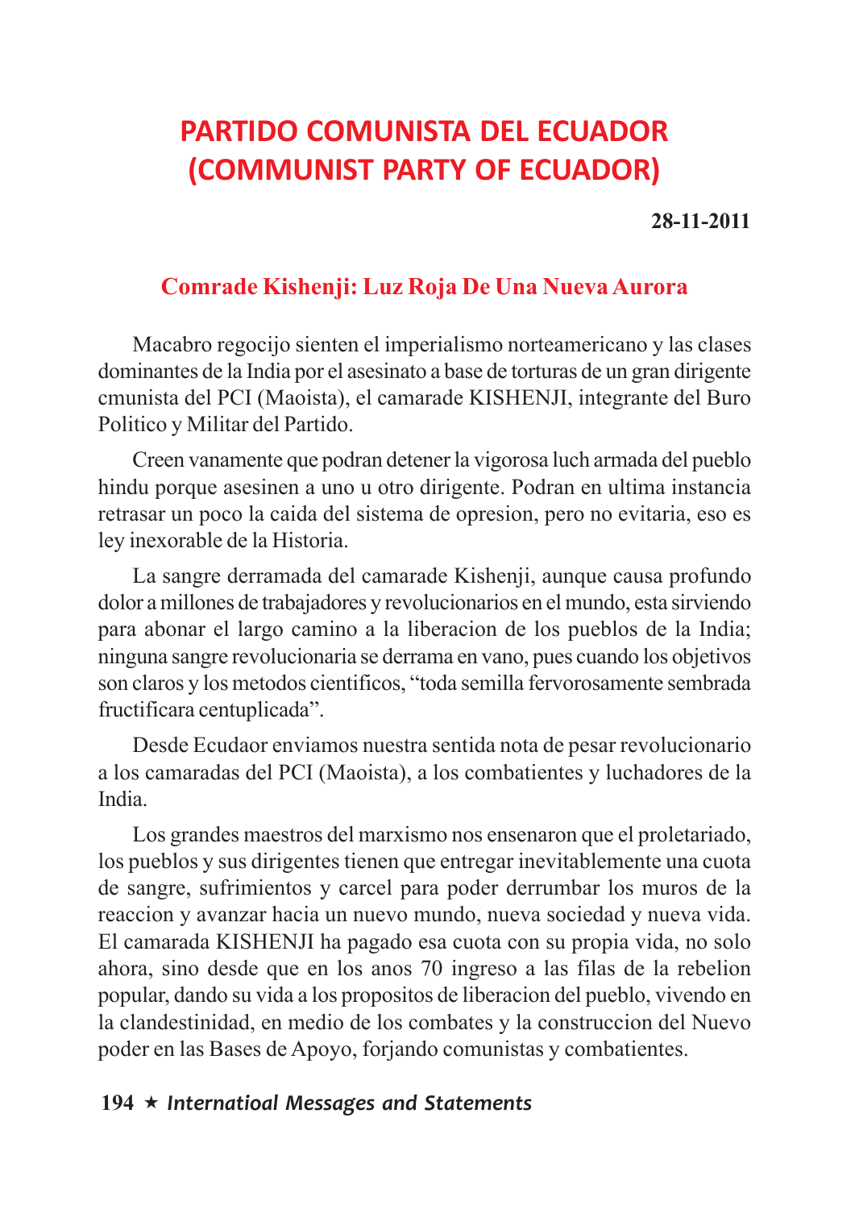# PARTIDO COMUNISTA DEL ECUADOR (COMMUNIST PARTY OF ECUADOR)

**28-11-2011**

## Comrade Kishenji: Luz Roja De Una Nueva Aurora

Macabro regocijo sienten el imperialismo norteamericano y las clases dominantes de la India por el asesinato a base de torturas de un gran dirigente cmunista del PCI (Maoista), el camarade KISHENJI, integrante del Buro Politico y Militar del Partido.

Creen vanamente que podran detener la vigorosa luch armada del pueblo hindu porque asesinen a uno u otro dirigente. Podran en ultima instancia retrasar un poco la caida del sistema de opresion, pero no evitaria, eso es ley inexorable de la Historia.

La sangre derramada del camarade Kishenji, aunque causa profundo dolor a millones de trabajadores y revolucionarios en el mundo, esta sirviendo para abonar el largo camino a la liberacion de los pueblos de la India; ninguna sangre revolucionaria se derrama en vano, pues cuando los objetivos son claros y los metodos cientificos, "toda semilla fervorosamente sembrada fructificara centuplicada".

Desde Ecudaor enviamos nuestra sentida nota de pesar revolucionario a los camaradas del PCI (Maoista), a los combatientes y luchadores de la India.

Los grandes maestros del marxismo nos ensenaron que el proletariado, los pueblos y sus dirigentes tienen que entregar inevitablemente una cuota de sangre, sufrimientos y carcel para poder derrumbar los muros de la reaccion y avanzar hacia un nuevo mundo, nueva sociedad y nueva vida. El camarada KISHENJI ha pagado esa cuota con su propia vida, no solo ahora, sino desde que en los anos 70 ingreso a las filas de la rebelion popular, dando su vida a los propositos de liberacion del pueblo, vivendo en la clandestinidad, en medio de los combates y la construccion del Nuevo poder en las Bases de Apoyo, forjando comunistas y combatientes.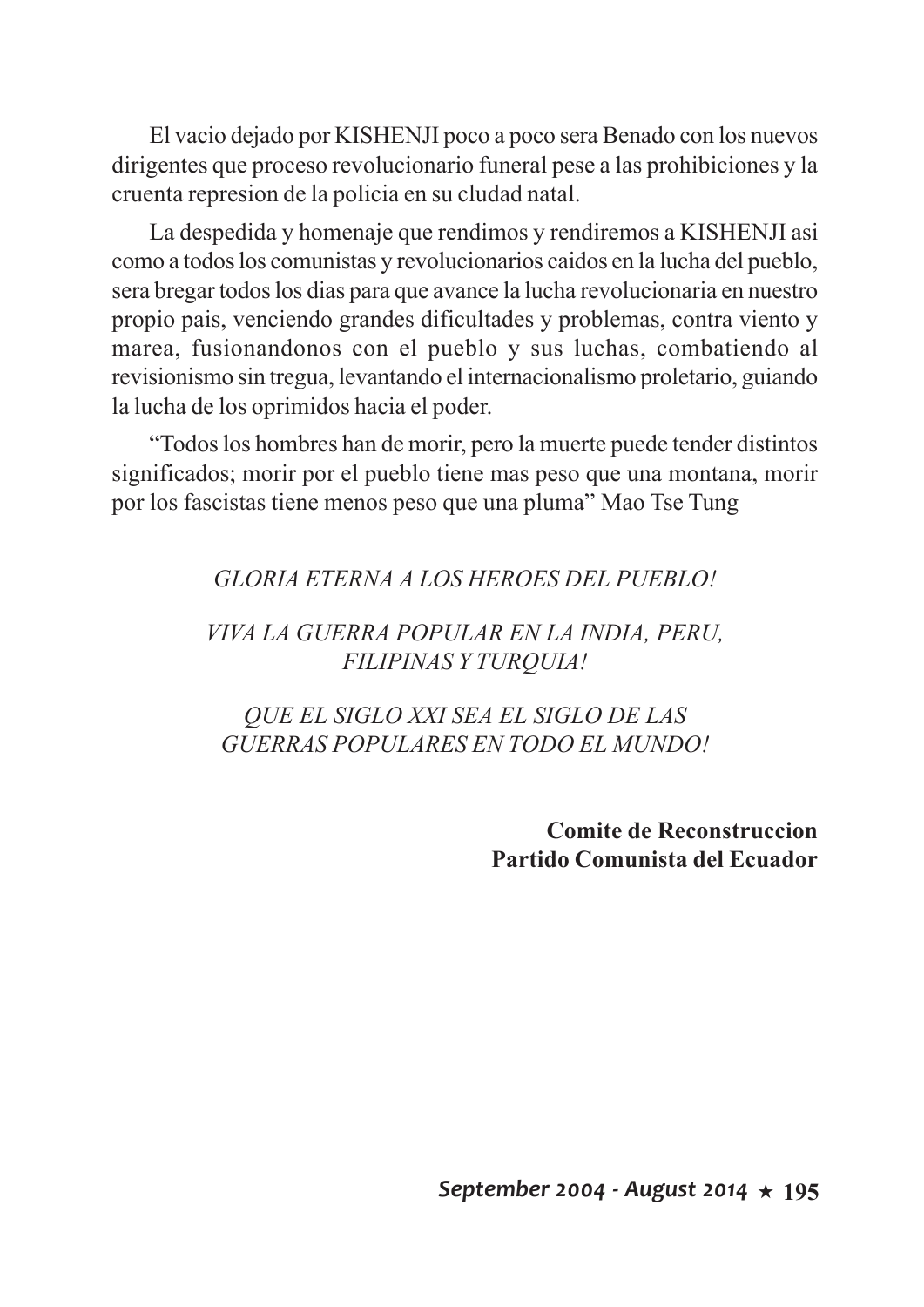El vacio dejado por KISHENJI poco a poco sera Benado con los nuevos dirigentes que proceso revolucionario funeral pese a las prohibiciones y la cruenta represion de la policia en su cludad natal.

La despedida y homenaje que rendimos y rendiremos a KISHENJI asi como a todos los comunistas y revolucionarios caidos en la lucha del pueblo, sera bregar todos los dias para que avance la lucha revolucionaria en nuestro propio pais, venciendo grandes dificultades y problemas, contra viento y marea, fusionandonos con el pueblo y sus luchas, combatiendo al revisionismo sin tregua, levantando el internacionalismo proletario, guiando la lucha de los oprimidos hacia el poder.

"Todos los hombres han de morir, pero la muerte puede tender distintos significados; morir por el pueblo tiene mas peso que una montana, morir por los fascistas tiene menos peso que una pluma" Mao Tse Tung

*GLORIA ETERNA A LOS HEROES DEL PUEBLO!*

*VIVA LA GUERRA POPULAR EN LA INDIA, PERU, FILIPINAS Y TURQUIA!*

*QUE EL SIGLO XXI SEA EL SIGLO DE LAS GUERRAS POPULARES EN TODO EL MUNDO!*

**Comite de Reconstruccion**
**Partido Comunista del Ecuador**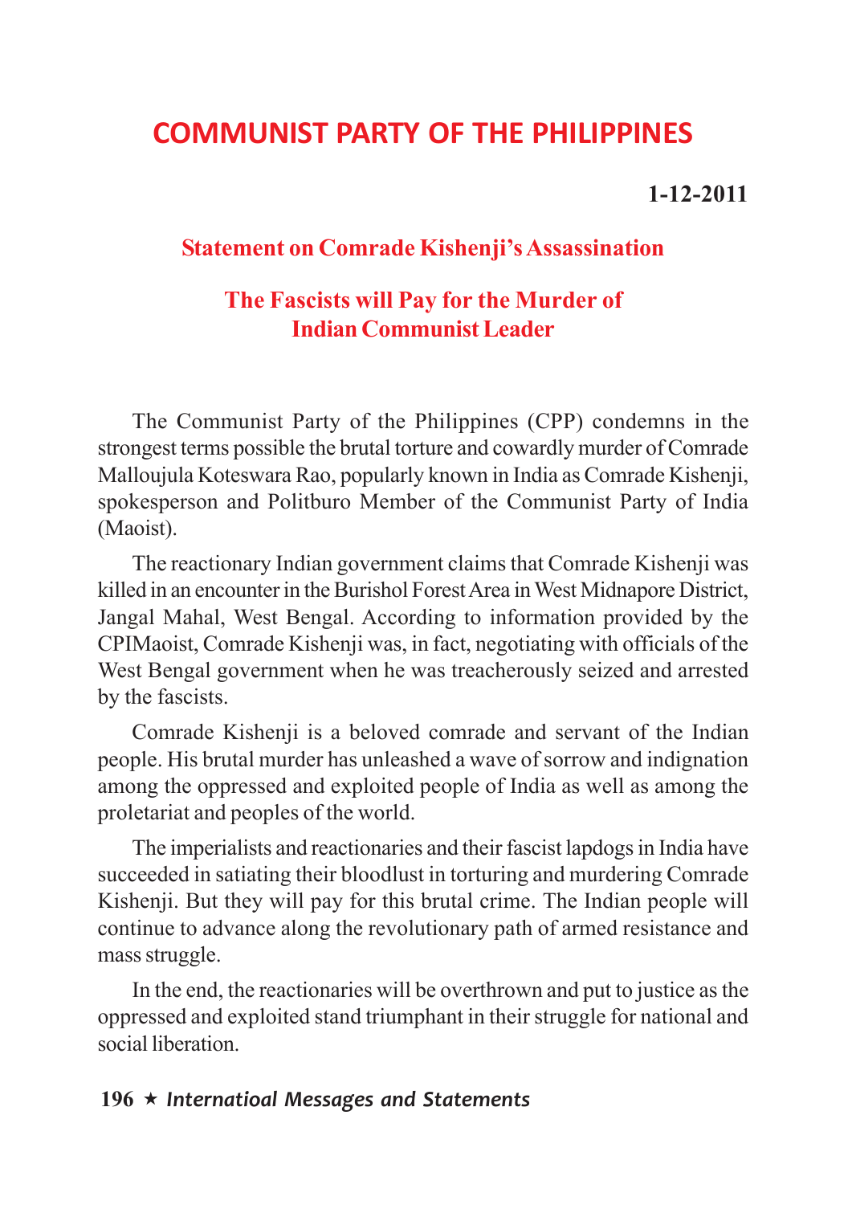# COMMUNIST PARTY OF THE PHILIPPINES

**1-12-2011**

## Statement on Comrade Kishenji's Assassination

## The Fascists will Pay for the Murder of Indian Communist Leader

The Communist Party of the Philippines (CPP) condemns in the strongest terms possible the brutal torture and cowardly murder of Comrade Malloujula Koteswara Rao, popularly known in India as Comrade Kishenji, spokesperson and Politburo Member of the Communist Party of India (Maoist).

The reactionary Indian government claims that Comrade Kishenji was killed in an encounter in the Burishol Forest Area in West Midnapore District, Jangal Mahal, West Bengal. According to information provided by the CPIMaoist, Comrade Kishenji was, in fact, negotiating with officials of the West Bengal government when he was treacherously seized and arrested by the fascists.

Comrade Kishenji is a beloved comrade and servant of the Indian people. His brutal murder has unleashed a wave of sorrow and indignation among the oppressed and exploited people of India as well as among the proletariat and peoples of the world.

The imperialists and reactionaries and their fascist lapdogs in India have succeeded in satiating their bloodlust in torturing and murdering Comrade Kishenji. But they will pay for this brutal crime. The Indian people will continue to advance along the revolutionary path of armed resistance and mass struggle.

In the end, the reactionaries will be overthrown and put to justice as the oppressed and exploited stand triumphant in their struggle for national and social liberation.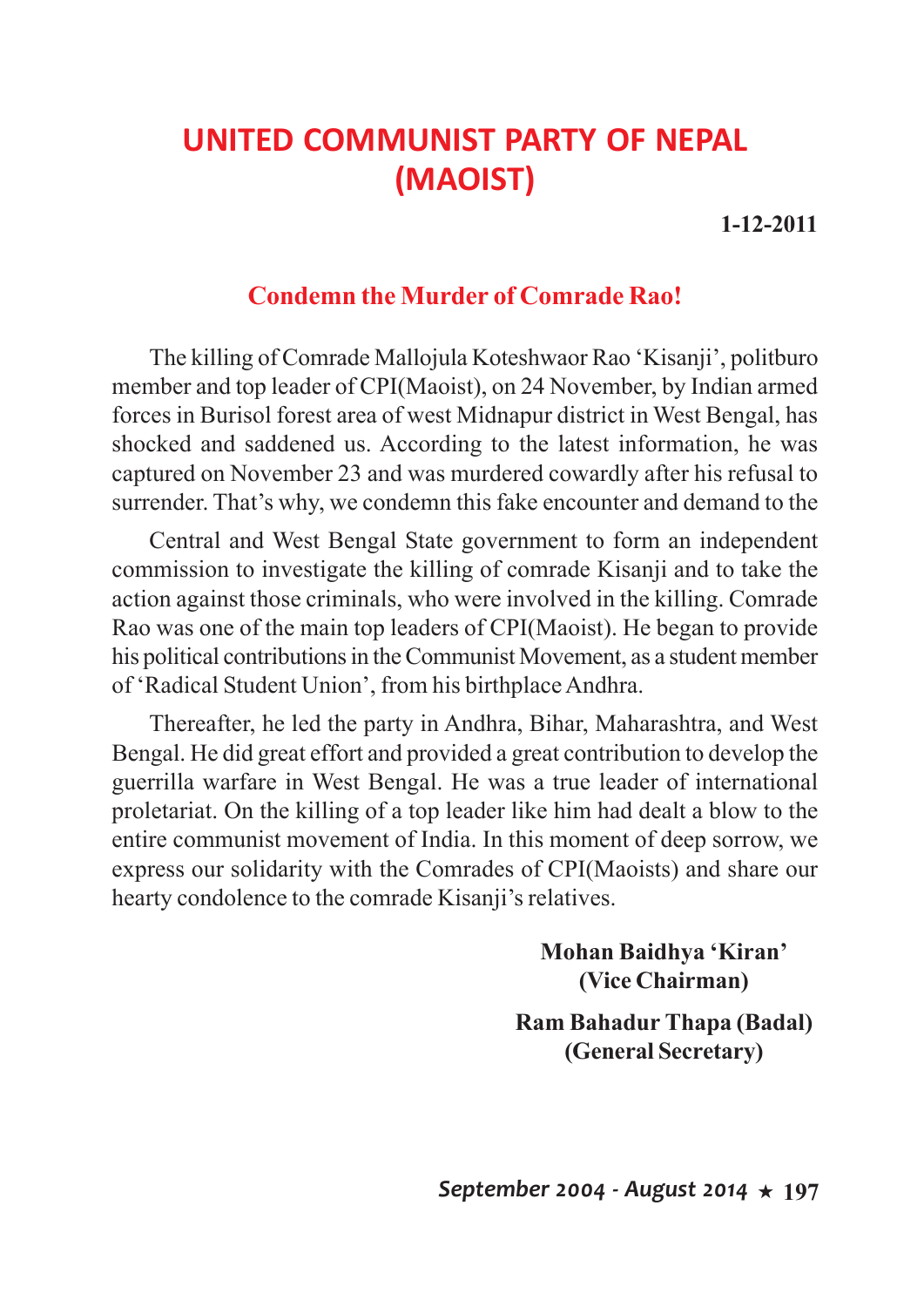# UNITED COMMUNIST PARTY OF NEPAL (MAOIST)

**1-12-2011**

## Condemn the Murder of Comrade Rao!

The killing of Comrade Mallojula Koteshwaor Rao 'Kisanji', politburo member and top leader of CPI(Maoist), on 24 November, by Indian armed forces in Burisol forest area of west Midnapur district in West Bengal, has shocked and saddened us. According to the latest information, he was captured on November 23 and was murdered cowardly after his refusal to surrender. That's why, we condemn this fake encounter and demand to the

Central and West Bengal State government to form an independent commission to investigate the killing of comrade Kisanji and to take the action against those criminals, who were involved in the killing. Comrade Rao was one of the main top leaders of CPI(Maoist). He began to provide his political contributions in the Communist Movement, as a student member of 'Radical Student Union', from his birthplace Andhra.

Thereafter, he led the party in Andhra, Bihar, Maharashtra, and West Bengal. He did great effort and provided a great contribution to develop the guerrilla warfare in West Bengal. He was a true leader of international proletariat. On the killing of a top leader like him had dealt a blow to the entire communist movement of India. In this moment of deep sorrow, we express our solidarity with the Comrades of CPI(Maoists) and share our hearty condolence to the comrade Kisanji's relatives.

**Mohan Baidhya 'Kiran'**
**(Vice Chairman)**

**Ram Bahadur Thapa (Badal)**
**(General Secretary)**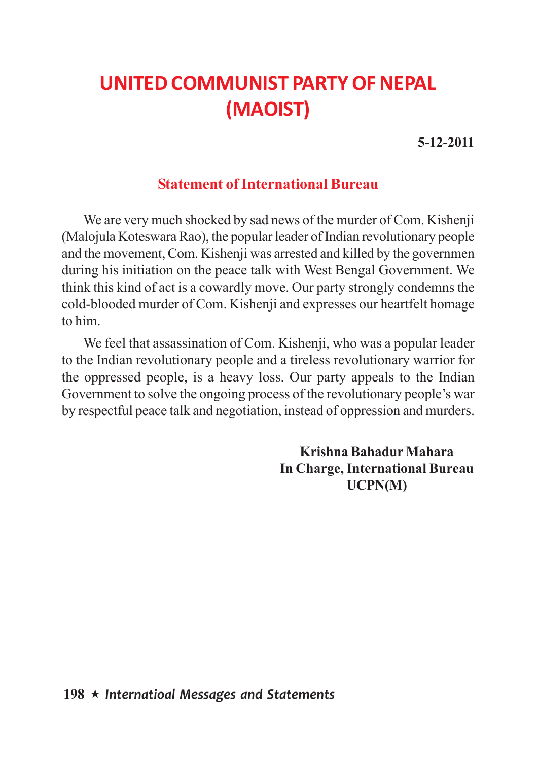# UNITED COMMUNIST PARTY OF NEPAL (MAOIST)

**5-12-2011**

## Statement of International Bureau

We are very much shocked by sad news of the murder of Com. Kishenji (Malojula Koteswara Rao), the popular leader of Indian revolutionary people and the movement, Com. Kishenji was arrested and killed by the governmen during his initiation on the peace talk with West Bengal Government. We think this kind of act is a cowardly move. Our party strongly condemns the cold-blooded murder of Com. Kishenji and expresses our heartfelt homage to him.

We feel that assassination of Com. Kishenji, who was a popular leader to the Indian revolutionary people and a tireless revolutionary warrior for the oppressed people, is a heavy loss. Our party appeals to the Indian Government to solve the ongoing process of the revolutionary people's war by respectful peace talk and negotiation, instead of oppression and murders.

**Krishna Bahadur Mahara**
**In Charge, International Bureau**
**UCPN(M)**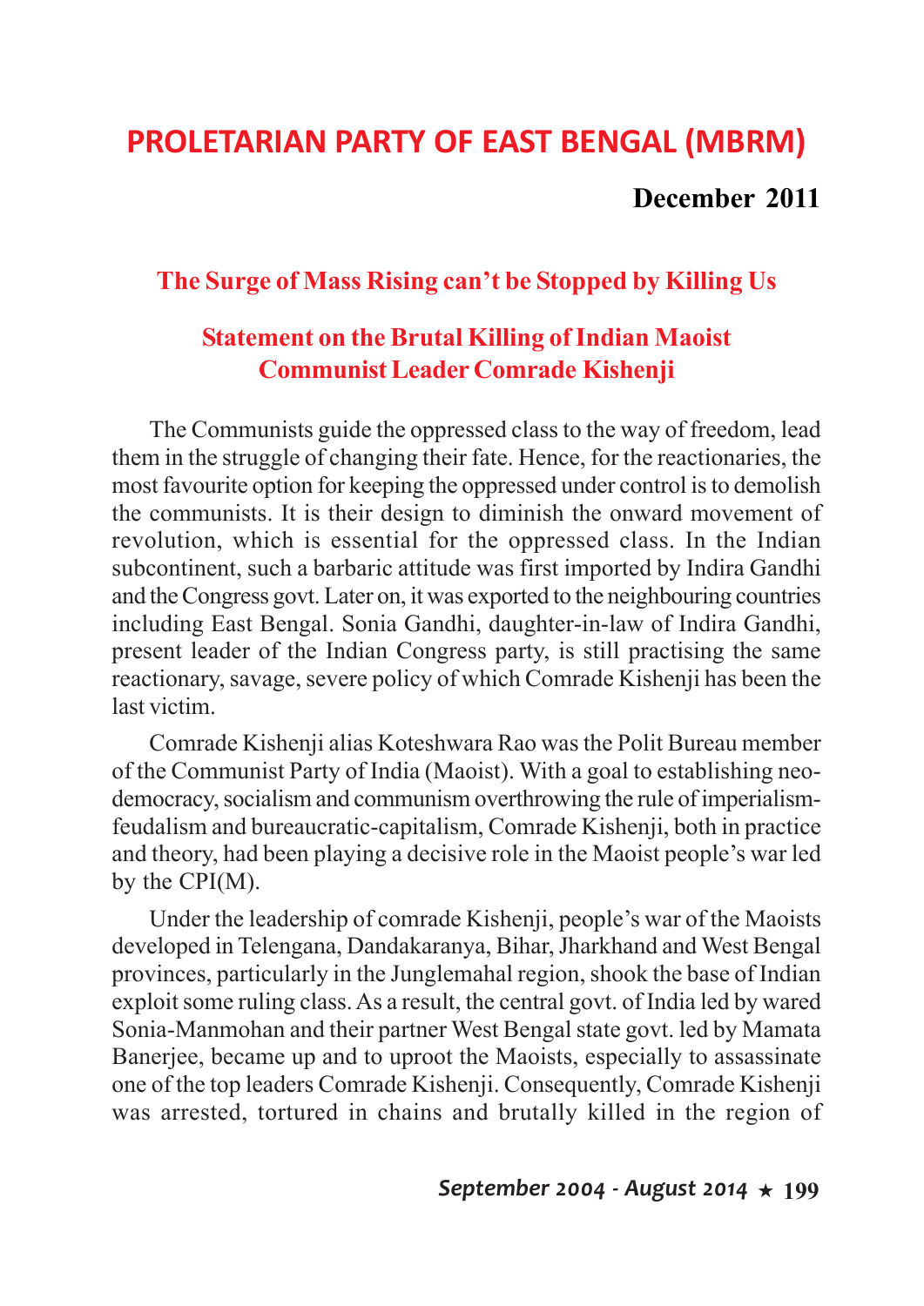# PROLETARIAN PARTY OF EAST BENGAL (MBRM)

**December 2011**

## The Surge of Mass Rising can't be Stopped by Killing Us

## Statement on the Brutal Killing of Indian Maoist Communist Leader Comrade Kishenji

The Communists guide the oppressed class to the way of freedom, lead them in the struggle of changing their fate. Hence, for the reactionaries, the most favourite option for keeping the oppressed under control is to demolish the communists. It is their design to diminish the onward movement of revolution, which is essential for the oppressed class. In the Indian subcontinent, such a barbaric attitude was first imported by Indira Gandhi and the Congress govt. Later on, it was exported to the neighbouring countries including East Bengal. Sonia Gandhi, daughter-in-law of Indira Gandhi, present leader of the Indian Congress party, is still practising the same reactionary, savage, severe policy of which Comrade Kishenji has been the last victim.

Comrade Kishenji alias Koteshwara Rao was the Polit Bureau member of the Communist Party of India (Maoist). With a goal to establishing neo-democracy, socialism and communism overthrowing the rule of imperialism-feudalism and bureaucratic-capitalism, Comrade Kishenji, both in practice and theory, had been playing a decisive role in the Maoist people's war led by the CPI(M).

Under the leadership of comrade Kishenji, people's war of the Maoists developed in Telengana, Dandakaranya, Bihar, Jharkhand and West Bengal provinces, particularly in the Junglemahal region, shook the base of Indian exploit some ruling class. As a result, the central govt. of India led by wared Sonia-Manmohan and their partner West Bengal state govt. led by Mamata Banerjee, became up and to uproot the Maoists, especially to assassinate one of the top leaders Comrade Kishenji. Consequently, Comrade Kishenji was arrested, tortured in chains and brutally killed in the region of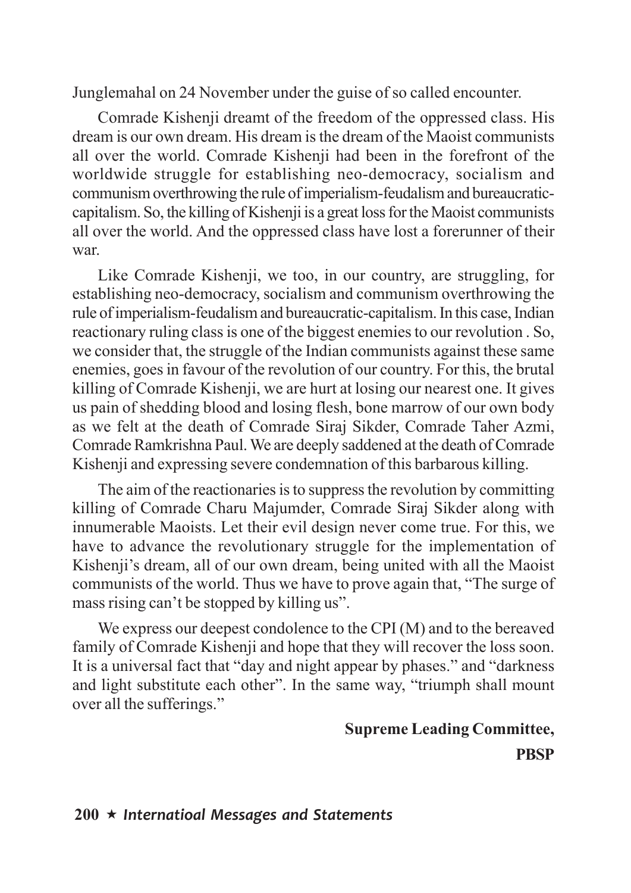Junglemahal on 24 November under the guise of so called encounter.

Comrade Kishenji dreamt of the freedom of the oppressed class. His dream is our own dream. His dream is the dream of the Maoist communists all over the world. Comrade Kishenji had been in the forefront of the worldwide struggle for establishing neo-democracy, socialism and communism overthrowing the rule of imperialism-feudalism and bureaucratic-capitalism. So, the killing of Kishenji is a great loss for the Maoist communists all over the world. And the oppressed class have lost a forerunner of their war.

Like Comrade Kishenji, we too, in our country, are struggling, for establishing neo-democracy, socialism and communism overthrowing the rule of imperialism-feudalism and bureaucratic-capitalism. In this case, Indian reactionary ruling class is one of the biggest enemies to our revolution . So, we consider that, the struggle of the Indian communists against these same enemies, goes in favour of the revolution of our country. For this, the brutal killing of Comrade Kishenji, we are hurt at losing our nearest one. It gives us pain of shedding blood and losing flesh, bone marrow of our own body as we felt at the death of Comrade Siraj Sikder, Comrade Taher Azmi, Comrade Ramkrishna Paul. We are deeply saddened at the death of Comrade Kishenji and expressing severe condemnation of this barbarous killing.

The aim of the reactionaries is to suppress the revolution by committing killing of Comrade Charu Majumder, Comrade Siraj Sikder along with innumerable Maoists. Let their evil design never come true. For this, we have to advance the revolutionary struggle for the implementation of Kishenji's dream, all of our own dream, being united with all the Maoist communists of the world. Thus we have to prove again that, "The surge of mass rising can't be stopped by killing us".

We express our deepest condolence to the CPI (M) and to the bereaved family of Comrade Kishenji and hope that they will recover the loss soon. It is a universal fact that "day and night appear by phases." and "darkness and light substitute each other". In the same way, "triumph shall mount over all the sufferings."

**Supreme Leading Committee,**

**PBSP**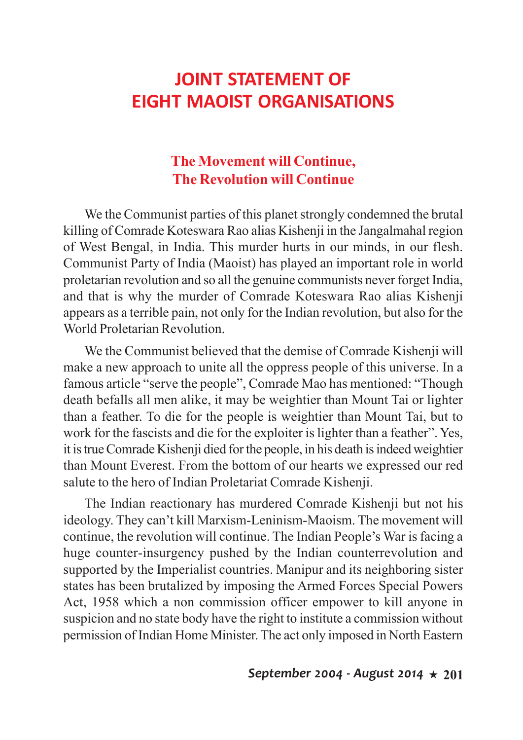# JOINT STATEMENT OF EIGHT MAOIST ORGANISATIONS

## The Movement will Continue, The Revolution will Continue

We the Communist parties of this planet strongly condemned the brutal killing of Comrade Koteswara Rao alias Kishenji in the Jangalmahal region of West Bengal, in India. This murder hurts in our minds, in our flesh. Communist Party of India (Maoist) has played an important role in world proletarian revolution and so all the genuine communists never forget India, and that is why the murder of Comrade Koteswara Rao alias Kishenji appears as a terrible pain, not only for the Indian revolution, but also for the World Proletarian Revolution.

We the Communist believed that the demise of Comrade Kishenji will make a new approach to unite all the oppress people of this universe. In a famous article "serve the people", Comrade Mao has mentioned: "Though death befalls all men alike, it may be weightier than Mount Tai or lighter than a feather. To die for the people is weightier than Mount Tai, but to work for the fascists and die for the exploiter is lighter than a feather". Yes, it is true Comrade Kishenji died for the people, in his death is indeed weightier than Mount Everest. From the bottom of our hearts we expressed our red salute to the hero of Indian Proletariat Comrade Kishenji.

The Indian reactionary has murdered Comrade Kishenji but not his ideology. They can't kill Marxism-Leninism-Maoism. The movement will continue, the revolution will continue. The Indian People's War is facing a huge counter-insurgency pushed by the Indian counterrevolution and supported by the Imperialist countries. Manipur and its neighboring sister states has been brutalized by imposing the Armed Forces Special Powers Act, 1958 which a non commission officer empower to kill anyone in suspicion and no state body have the right to institute a commission without permission of Indian Home Minister. The act only imposed in North Eastern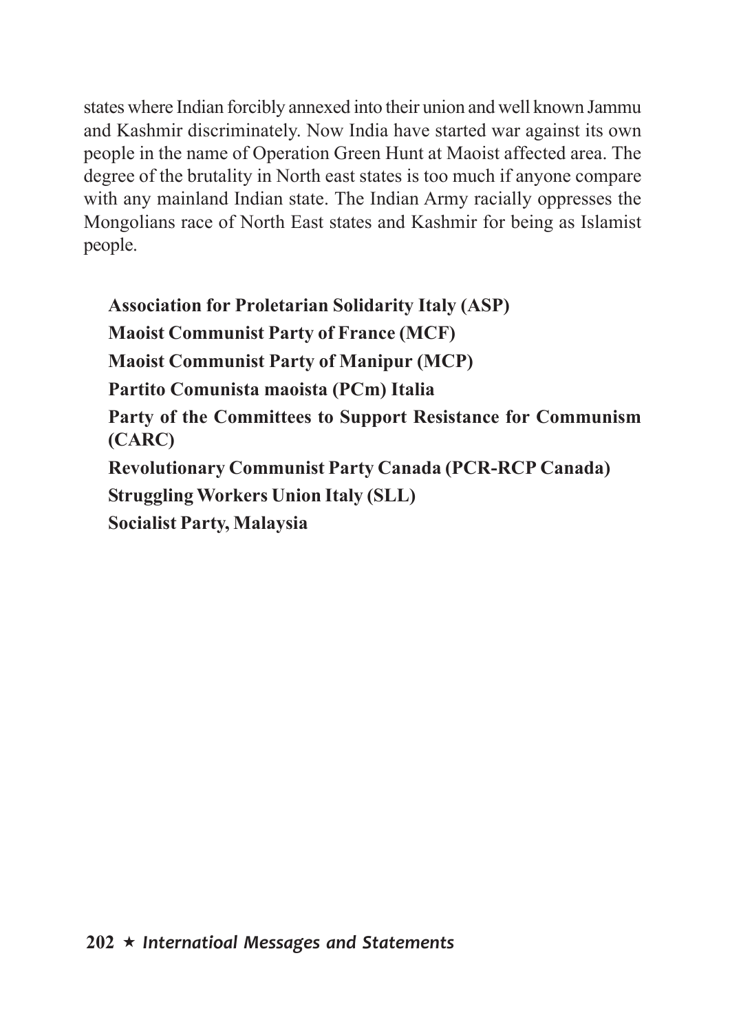states where Indian forcibly annexed into their union and well known Jammu and Kashmir discriminately. Now India have started war against its own people in the name of Operation Green Hunt at Maoist affected area. The degree of the brutality in North east states is too much if anyone compare with any mainland Indian state. The Indian Army racially oppresses the Mongolians race of North East states and Kashmir for being as Islamist people.

**Association for Proletarian Solidarity Italy (ASP)**
**Maoist Communist Party of France (MCF)**
**Maoist Communist Party of Manipur (MCP)**
**Partito Comunista maoista (PCm) Italia**
**Party of the Committees to Support Resistance for Communism (CARC)**
**Revolutionary Communist Party Canada (PCR-RCP Canada)**
**Struggling Workers Union Italy (SLL)**
**Socialist Party, Malaysia**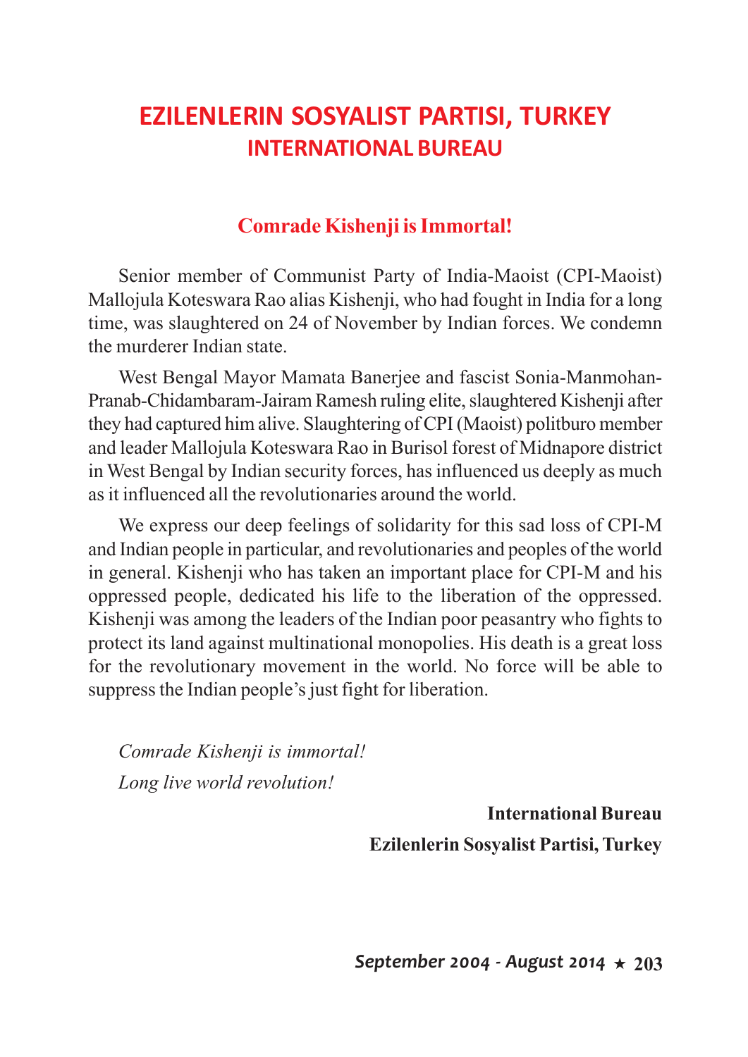# EZILENLERIN SOSYALIST PARTISI, TURKEY
## INTERNATIONAL BUREAU

### Comrade Kishenji is Immortal!

Senior member of Communist Party of India-Maoist (CPI-Maoist) Mallojula Koteswara Rao alias Kishenji, who had fought in India for a long time, was slaughtered on 24 of November by Indian forces. We condemn the murderer Indian state.

West Bengal Mayor Mamata Banerjee and fascist Sonia-Manmohan-Pranab-Chidambaram-Jairam Ramesh ruling elite, slaughtered Kishenji after they had captured him alive. Slaughtering of CPI (Maoist) politburo member and leader Mallojula Koteswara Rao in Burisol forest of Midnapore district in West Bengal by Indian security forces, has influenced us deeply as much as it influenced all the revolutionaries around the world.

We express our deep feelings of solidarity for this sad loss of CPI-M and Indian people in particular, and revolutionaries and peoples of the world in general. Kishenji who has taken an important place for CPI-M and his oppressed people, dedicated his life to the liberation of the oppressed. Kishenji was among the leaders of the Indian poor peasantry who fights to protect its land against multinational monopolies. His death is a great loss for the revolutionary movement in the world. No force will be able to suppress the Indian people's just fight for liberation.

*Comrade Kishenji is immortal!*
*Long live world revolution!*

**International Bureau**
**Ezilenlerin Sosyalist Partisi, Turkey**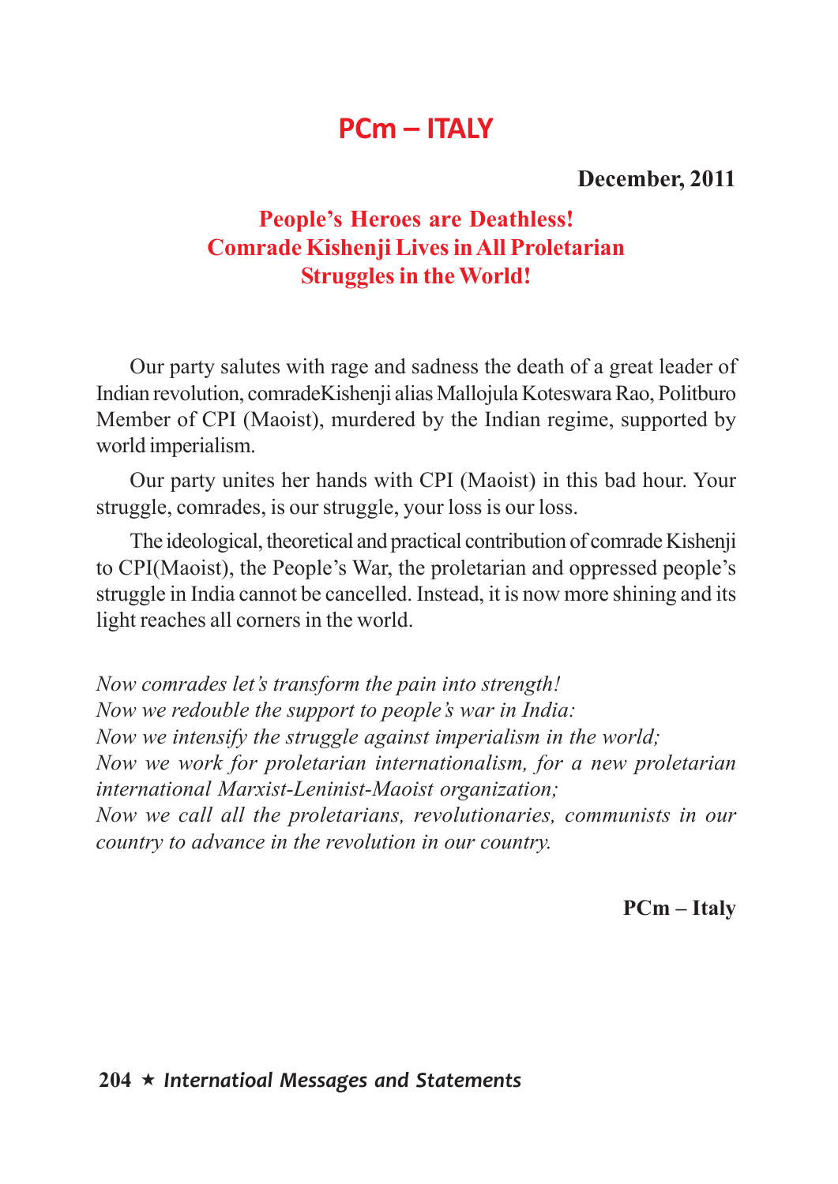# PCm – ITALY

**December, 2011**

## People's Heroes are Deathless! Comrade Kishenji Lives in All Proletarian Struggles in the World!

Our party salutes with rage and sadness the death of a great leader of Indian revolution, comradeKishenji alias Mallojula Koteswara Rao, Politburo Member of CPI (Maoist), murdered by the Indian regime, supported by world imperialism.

Our party unites her hands with CPI (Maoist) in this bad hour. Your struggle, comrades, is our struggle, your loss is our loss.

The ideological, theoretical and practical contribution of comrade Kishenji to CPI(Maoist), the People's War, the proletarian and oppressed people's struggle in India cannot be cancelled. Instead, it is now more shining and its light reaches all corners in the world.

*Now comrades let's transform the pain into strength!*
*Now we redouble the support to people's war in India:*
*Now we intensify the struggle against imperialism in the world;*
*Now we work for proletarian internationalism, for a new proletarian international Marxist-Leninist-Maoist organization;*
*Now we call all the proletarians, revolutionaries, communists in our country to advance in the revolution in our country.*

**PCm – Italy**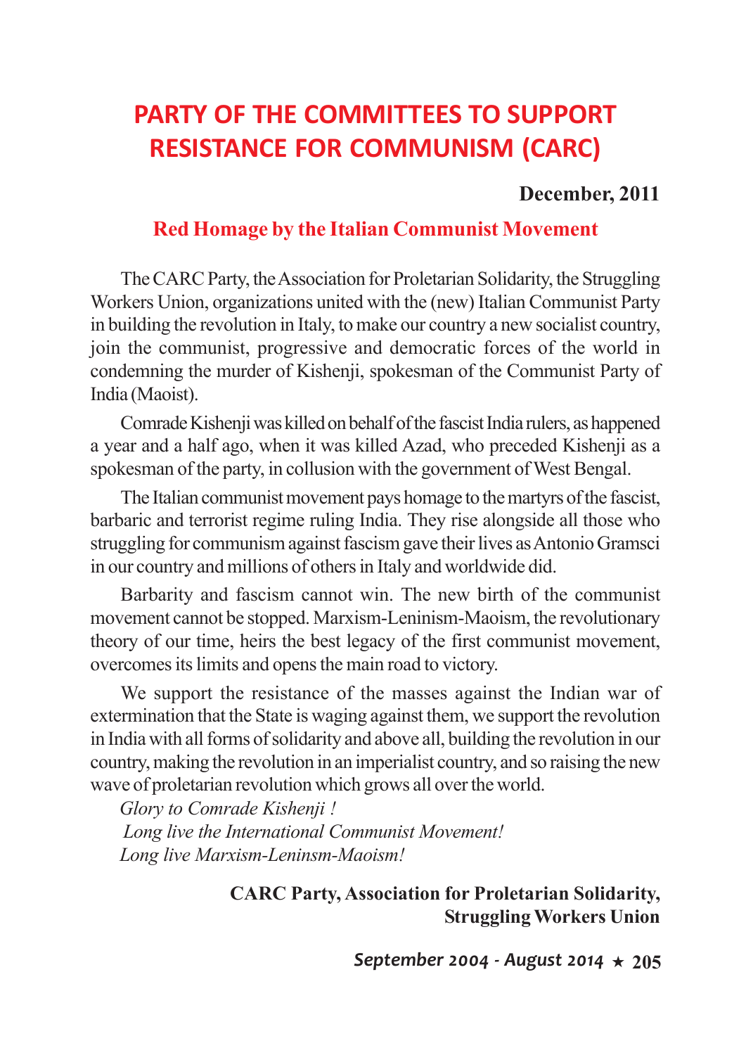# PARTY OF THE COMMITTEES TO SUPPORT RESISTANCE FOR COMMUNISM (CARC)

**December, 2011**

## Red Homage by the Italian Communist Movement

The CARC Party, the Association for Proletarian Solidarity, the Struggling Workers Union, organizations united with the (new) Italian Communist Party in building the revolution in Italy, to make our country a new socialist country, join the communist, progressive and democratic forces of the world in condemning the murder of Kishenji, spokesman of the Communist Party of India (Maoist).

Comrade Kishenji was killed on behalf of the fascist India rulers, as happened a year and a half ago, when it was killed Azad, who preceded Kishenji as a spokesman of the party, in collusion with the government of West Bengal.

The Italian communist movement pays homage to the martyrs of the fascist, barbaric and terrorist regime ruling India. They rise alongside all those who struggling for communism against fascism gave their lives as Antonio Gramsci in our country and millions of others in Italy and worldwide did.

Barbarity and fascism cannot win. The new birth of the communist movement cannot be stopped. Marxism-Leninism-Maoism, the revolutionary theory of our time, heirs the best legacy of the first communist movement, overcomes its limits and opens the main road to victory.

We support the resistance of the masses against the Indian war of extermination that the State is waging against them, we support the revolution in India with all forms of solidarity and above all, building the revolution in our country, making the revolution in an imperialist country, and so raising the new wave of proletarian revolution which grows all over the world.

*Glory to Comrade Kishenji !*
*Long live the International Communist Movement!*
*Long live Marxism-Leninsm-Maoism!*

**CARC Party, Association for Proletarian Solidarity, Struggling Workers Union**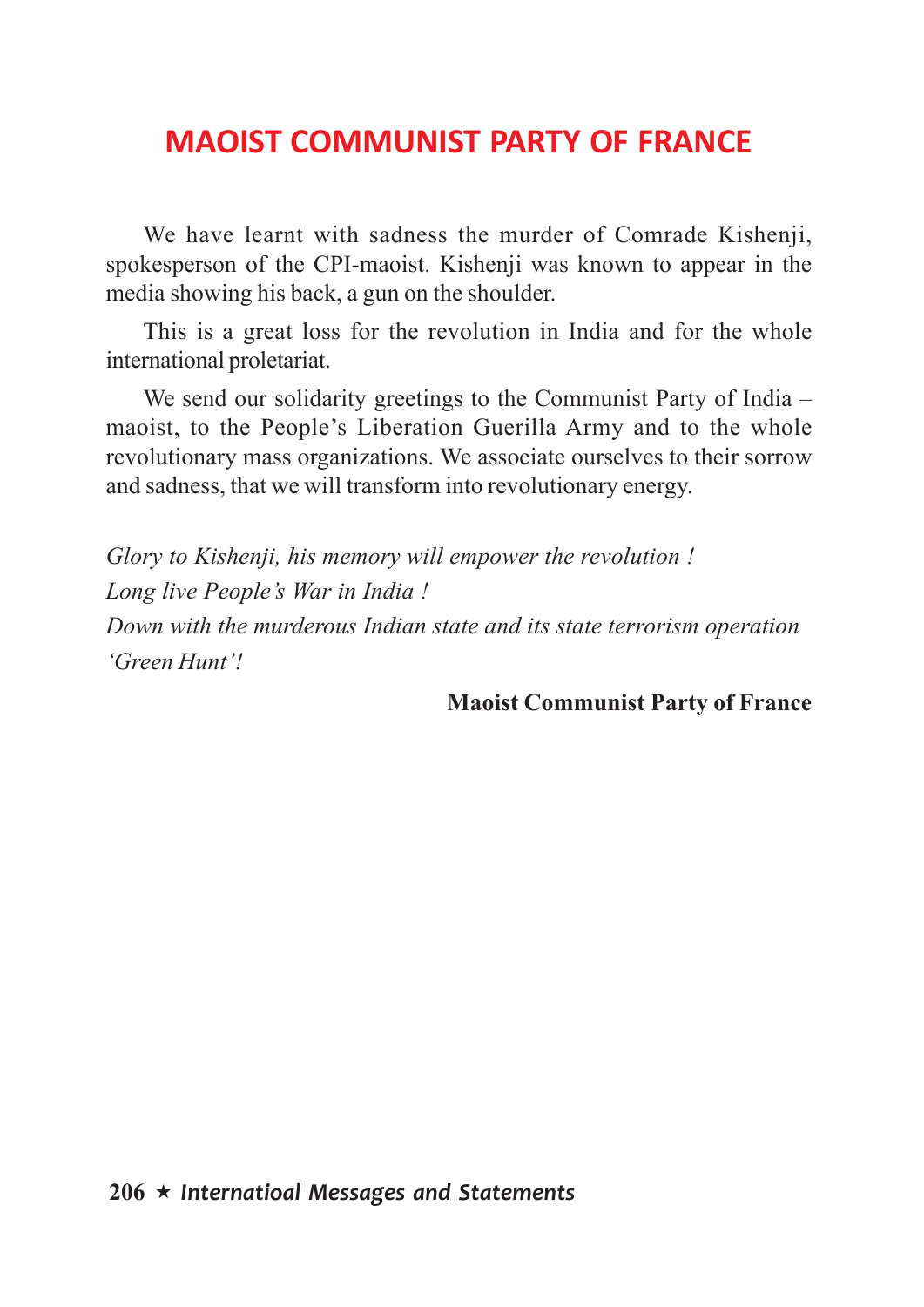# MAOIST COMMUNIST PARTY OF FRANCE

We have learnt with sadness the murder of Comrade Kishenji, spokesperson of the CPI-maoist. Kishenji was known to appear in the media showing his back, a gun on the shoulder.

This is a great loss for the revolution in India and for the whole international proletariat.

We send our solidarity greetings to the Communist Party of India – maoist, to the People's Liberation Guerilla Army and to the whole revolutionary mass organizations. We associate ourselves to their sorrow and sadness, that we will transform into revolutionary energy.

*Glory to Kishenji, his memory will empower the revolution !*
*Long live People's War in India !*
*Down with the murderous Indian state and its state terrorism operation 'Green Hunt'!*

**Maoist Communist Party of France**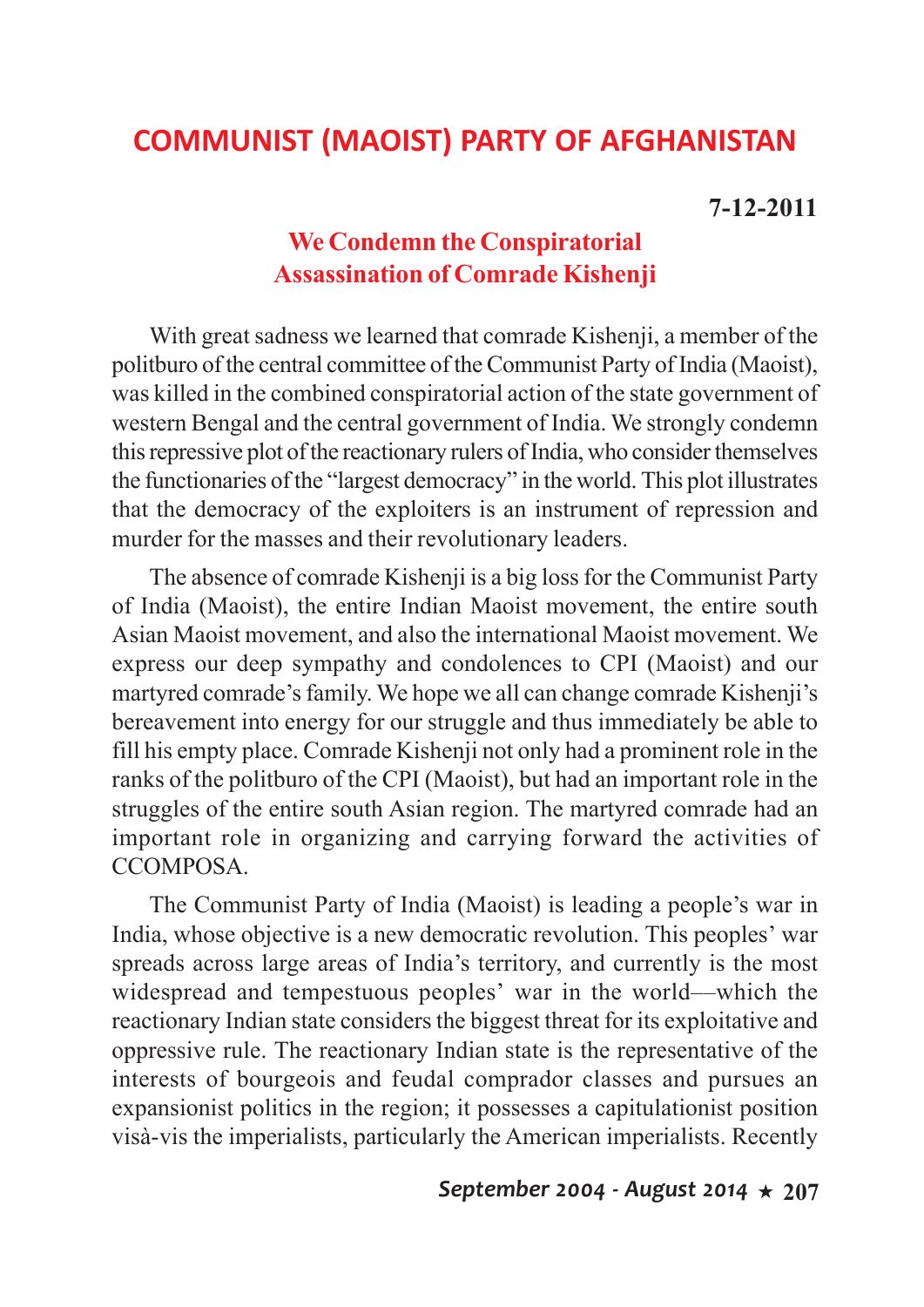# COMMUNIST (MAOIST) PARTY OF AFGHANISTAN

**7-12-2011**

## We Condemn the Conspiratorial Assassination of Comrade Kishenji

With great sadness we learned that comrade Kishenji, a member of the politburo of the central committee of the Communist Party of India (Maoist), was killed in the combined conspiratorial action of the state government of western Bengal and the central government of India. We strongly condemn this repressive plot of the reactionary rulers of India, who consider themselves the functionaries of the "largest democracy" in the world. This plot illustrates that the democracy of the exploiters is an instrument of repression and murder for the masses and their revolutionary leaders.

The absence of comrade Kishenji is a big loss for the Communist Party of India (Maoist), the entire Indian Maoist movement, the entire south Asian Maoist movement, and also the international Maoist movement. We express our deep sympathy and condolences to CPI (Maoist) and our martyred comrade's family. We hope we all can change comrade Kishenji's bereavement into energy for our struggle and thus immediately be able to fill his empty place. Comrade Kishenji not only had a prominent role in the ranks of the politburo of the CPI (Maoist), but had an important role in the struggles of the entire south Asian region. The martyred comrade had an important role in organizing and carrying forward the activities of CCOMPOSA.

The Communist Party of India (Maoist) is leading a people's war in India, whose objective is a new democratic revolution. This peoples' war spreads across large areas of India's territory, and currently is the most widespread and tempestuous peoples' war in the world—which the reactionary Indian state considers the biggest threat for its exploitative and oppressive rule. The reactionary Indian state is the representative of the interests of bourgeois and feudal comprador classes and pursues an expansionist politics in the region; it possesses a capitulationist position visà-vis the imperialists, particularly the American imperialists. Recently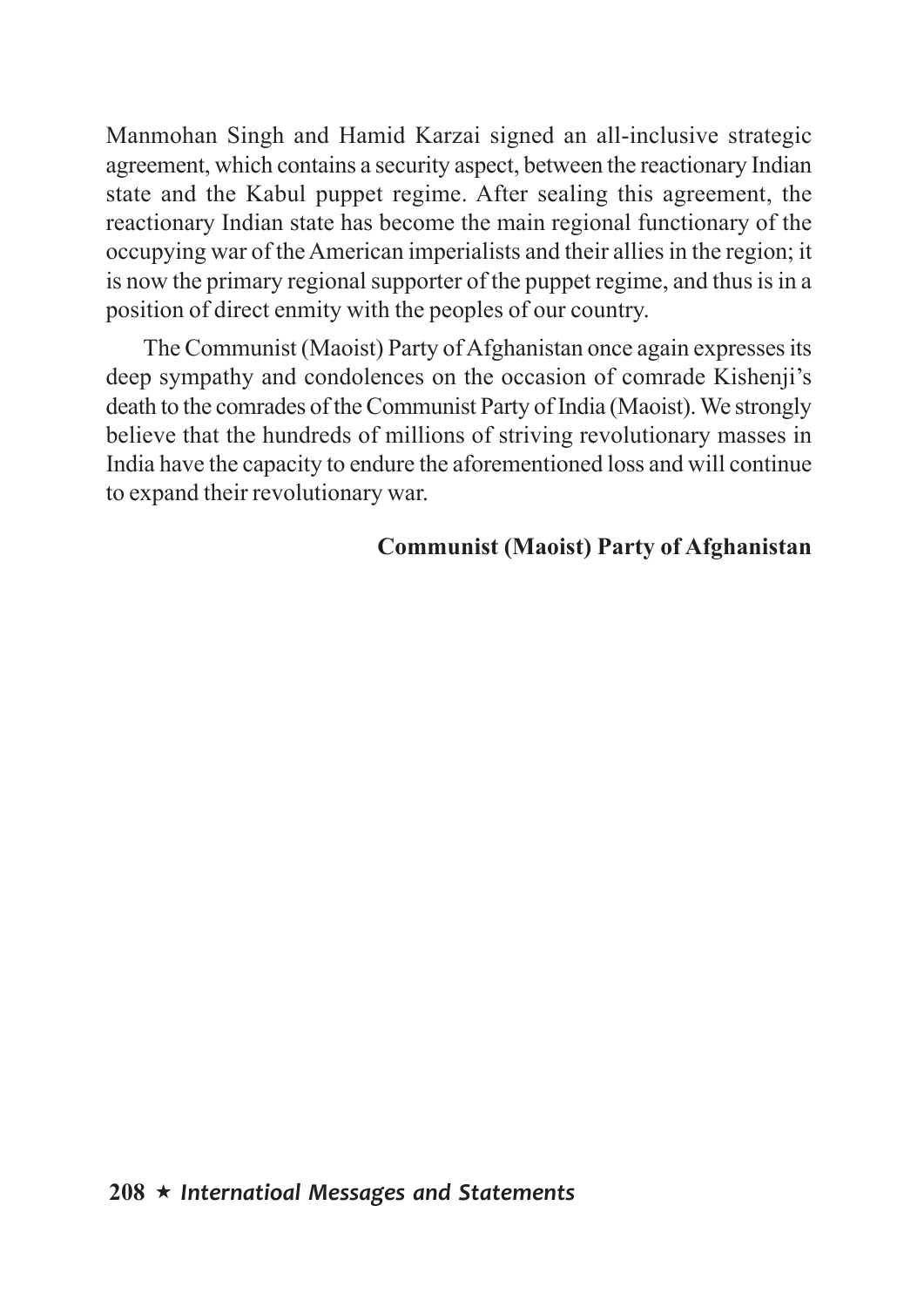Manmohan Singh and Hamid Karzai signed an all-inclusive strategic agreement, which contains a security aspect, between the reactionary Indian state and the Kabul puppet regime. After sealing this agreement, the reactionary Indian state has become the main regional functionary of the occupying war of the American imperialists and their allies in the region; it is now the primary regional supporter of the puppet regime, and thus is in a position of direct enmity with the peoples of our country.

The Communist (Maoist) Party of Afghanistan once again expresses its deep sympathy and condolences on the occasion of comrade Kishenji's death to the comrades of the Communist Party of India (Maoist). We strongly believe that the hundreds of millions of striving revolutionary masses in India have the capacity to endure the aforementioned loss and will continue to expand their revolutionary war.

**Communist (Maoist) Party of Afghanistan**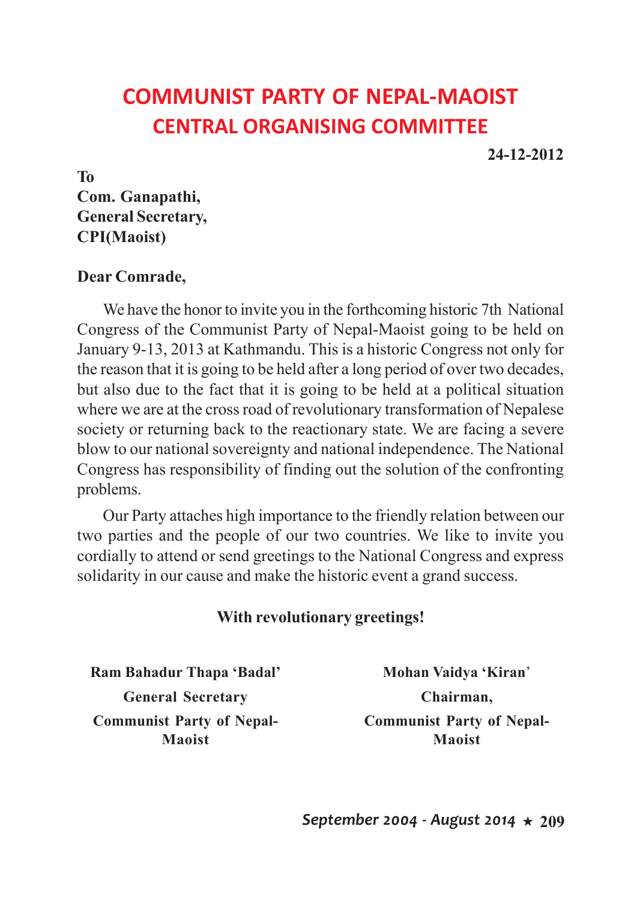# COMMUNIST PARTY OF NEPAL-MAOIST
## CENTRAL ORGANISING COMMITTEE

**24-12-2012**

**To**
**Com. Ganapathi,**
**General Secretary,**
**CPI(Maoist)**

**Dear Comrade,**

We have the honor to invite you in the forthcoming historic 7th National Congress of the Communist Party of Nepal-Maoist going to be held on January 9-13, 2013 at Kathmandu. This is a historic Congress not only for the reason that it is going to be held after a long period of over two decades, but also due to the fact that it is going to be held at a political situation where we are at the cross road of revolutionary transformation of Nepalese society or returning back to the reactionary state. We are facing a severe blow to our national sovereignty and national independence. The National Congress has responsibility of finding out the solution of the confronting problems.

Our Party attaches high importance to the friendly relation between our two parties and the people of our two countries. We like to invite you cordially to attend or send greetings to the National Congress and express solidarity in our cause and make the historic event a grand success.

**With revolutionary greetings!**

**Ram Bahadur Thapa 'Badal'**
**General Secretary**
**Communist Party of Nepal-Maoist**

**Mohan Vaidya 'Kiran'**
**Chairman,**
**Communist Party of Nepal-Maoist**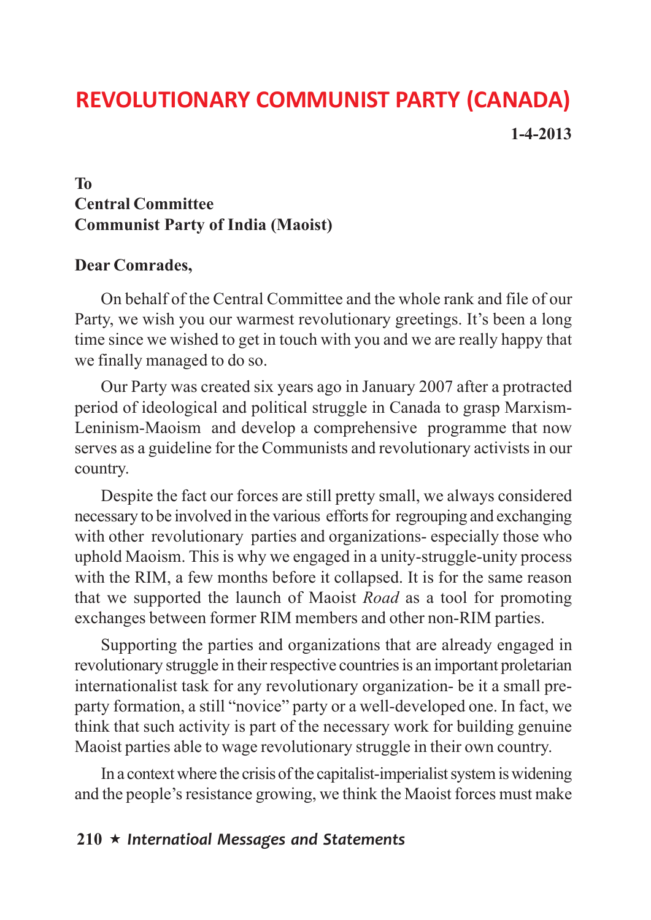# REVOLUTIONARY COMMUNIST PARTY (CANADA)

**1-4-2013**

**To**
**Central Committee**
**Communist Party of India (Maoist)**

**Dear Comrades,**

On behalf of the Central Committee and the whole rank and file of our Party, we wish you our warmest revolutionary greetings. It's been a long time since we wished to get in touch with you and we are really happy that we finally managed to do so.

Our Party was created six years ago in January 2007 after a protracted period of ideological and political struggle in Canada to grasp Marxism-Leninism-Maoism and develop a comprehensive programme that now serves as a guideline for the Communists and revolutionary activists in our country.

Despite the fact our forces are still pretty small, we always considered necessary to be involved in the various efforts for regrouping and exchanging with other revolutionary parties and organizations- especially those who uphold Maoism. This is why we engaged in a unity-struggle-unity process with the RIM, a few months before it collapsed. It is for the same reason that we supported the launch of Maoist *Road* as a tool for promoting exchanges between former RIM members and other non-RIM parties.

Supporting the parties and organizations that are already engaged in revolutionary struggle in their respective countries is an important proletarian internationalist task for any revolutionary organization- be it a small pre-party formation, a still "novice" party or a well-developed one. In fact, we think that such activity is part of the necessary work for building genuine Maoist parties able to wage revolutionary struggle in their own country.

In a context where the crisis of the capitalist-imperialist system is widening and the people's resistance growing, we think the Maoist forces must make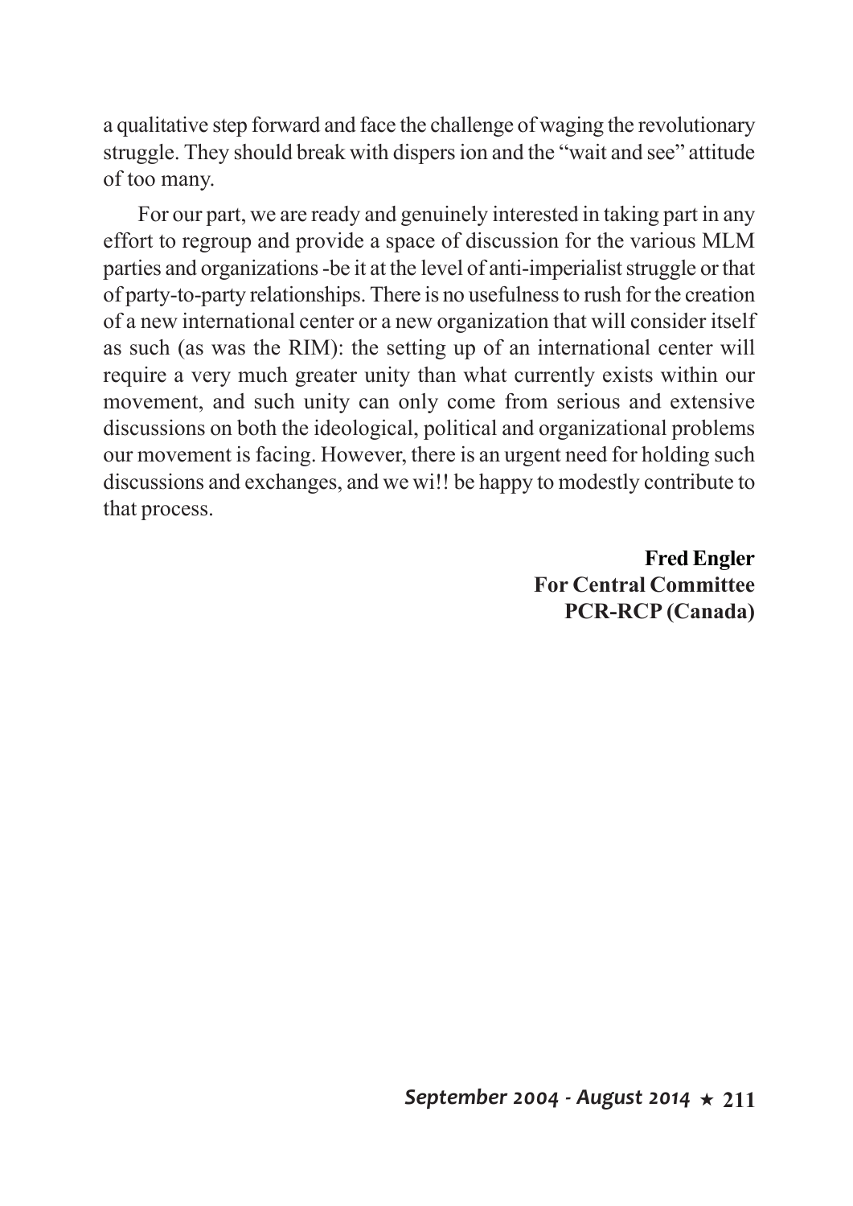a qualitative step forward and face the challenge of waging the revolutionary struggle. They should break with dispers ion and the "wait and see" attitude of too many.

For our part, we are ready and genuinely interested in taking part in any effort to regroup and provide a space of discussion for the various MLM parties and organizations -be it at the level of anti-imperialist struggle or that of party-to-party relationships. There is no usefulness to rush for the creation of a new international center or a new organization that will consider itself as such (as was the RIM): the setting up of an international center will require a very much greater unity than what currently exists within our movement, and such unity can only come from serious and extensive discussions on both the ideological, political and organizational problems our movement is facing. However, there is an urgent need for holding such discussions and exchanges, and we wi!! be happy to modestly contribute to that process.

**Fred Engler**
**For Central Committee**
**PCR-RCP (Canada)**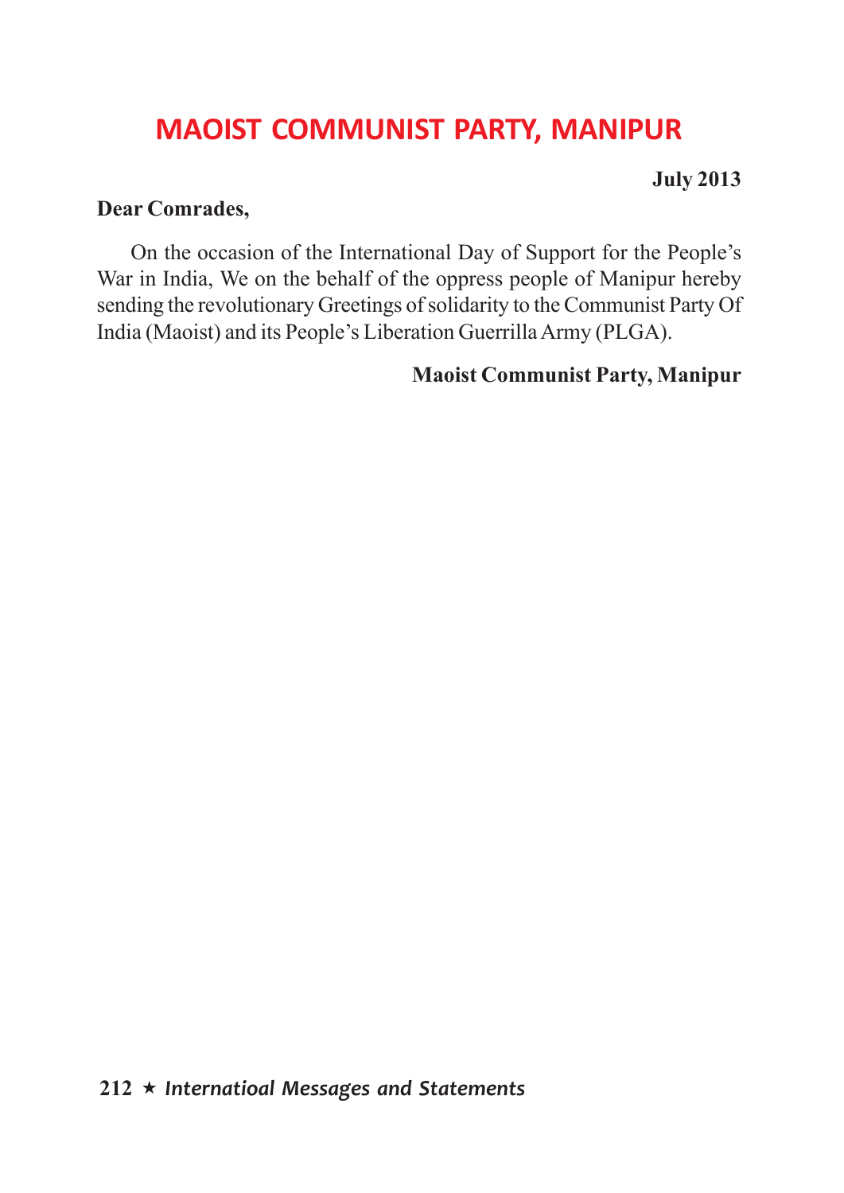# MAOIST COMMUNIST PARTY, MANIPUR

**July 2013**

**Dear Comrades,**

On the occasion of the International Day of Support for the People's War in India, We on the behalf of the oppress people of Manipur hereby sending the revolutionary Greetings of solidarity to the Communist Party Of India (Maoist) and its People's Liberation Guerrilla Army (PLGA).

**Maoist Communist Party, Manipur**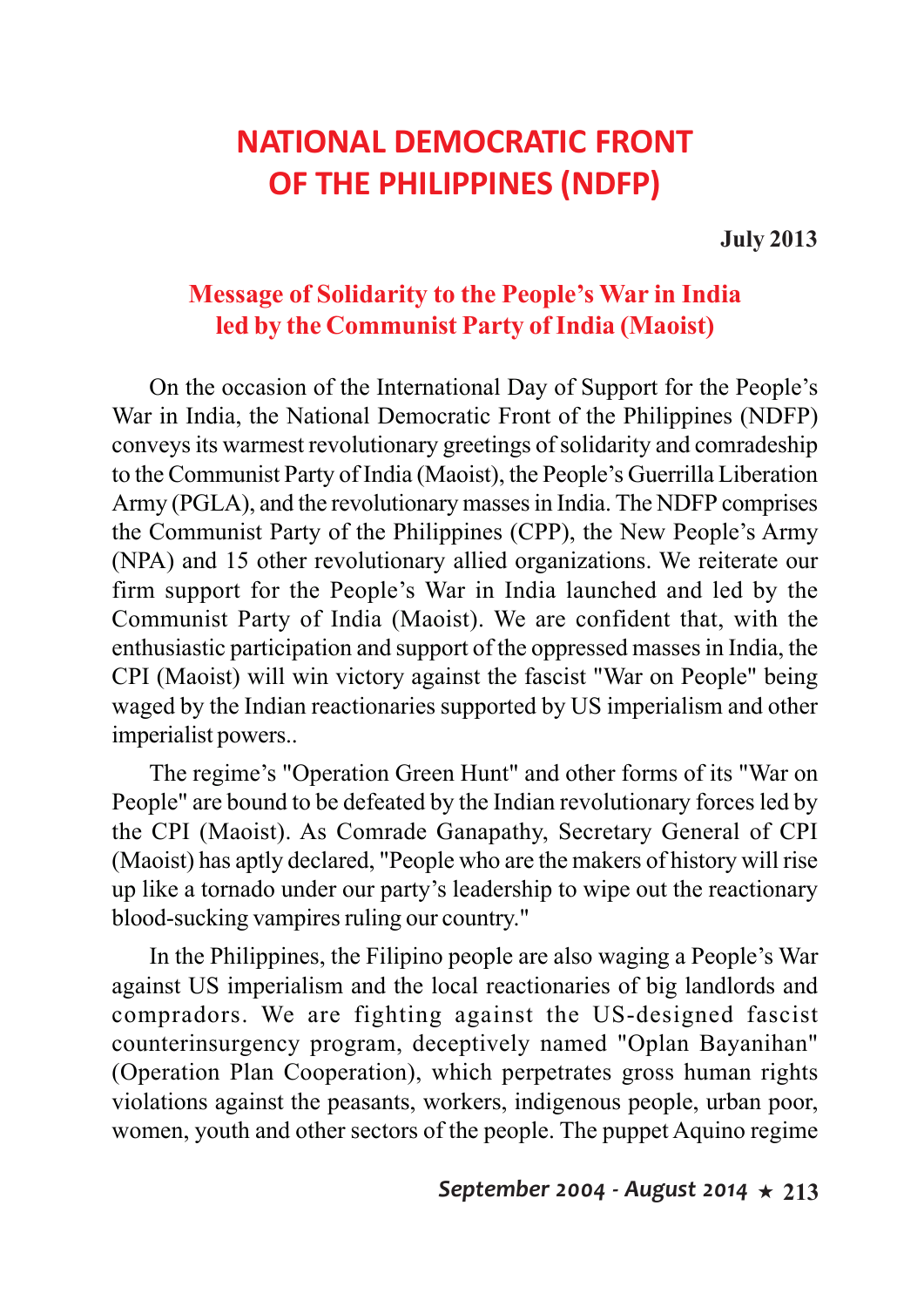# NATIONAL DEMOCRATIC FRONT OF THE PHILIPPINES (NDFP)

**July 2013**

## Message of Solidarity to the People's War in India led by the Communist Party of India (Maoist)

On the occasion of the International Day of Support for the People's War in India, the National Democratic Front of the Philippines (NDFP) conveys its warmest revolutionary greetings of solidarity and comradeship to the Communist Party of India (Maoist), the People's Guerrilla Liberation Army (PGLA), and the revolutionary masses in India. The NDFP comprises the Communist Party of the Philippines (CPP), the New People's Army (NPA) and 15 other revolutionary allied organizations. We reiterate our firm support for the People's War in India launched and led by the Communist Party of India (Maoist). We are confident that, with the enthusiastic participation and support of the oppressed masses in India, the CPI (Maoist) will win victory against the fascist "War on People" being waged by the Indian reactionaries supported by US imperialism and other imperialist powers..

The regime's "Operation Green Hunt" and other forms of its "War on People" are bound to be defeated by the Indian revolutionary forces led by the CPI (Maoist). As Comrade Ganapathy, Secretary General of CPI (Maoist) has aptly declared, "People who are the makers of history will rise up like a tornado under our party's leadership to wipe out the reactionary blood-sucking vampires ruling our country."

In the Philippines, the Filipino people are also waging a People's War against US imperialism and the local reactionaries of big landlords and compradors. We are fighting against the US-designed fascist counterinsurgency program, deceptively named "Oplan Bayanihan" (Operation Plan Cooperation), which perpetrates gross human rights violations against the peasants, workers, indigenous people, urban poor, women, youth and other sectors of the people. The puppet Aquino regime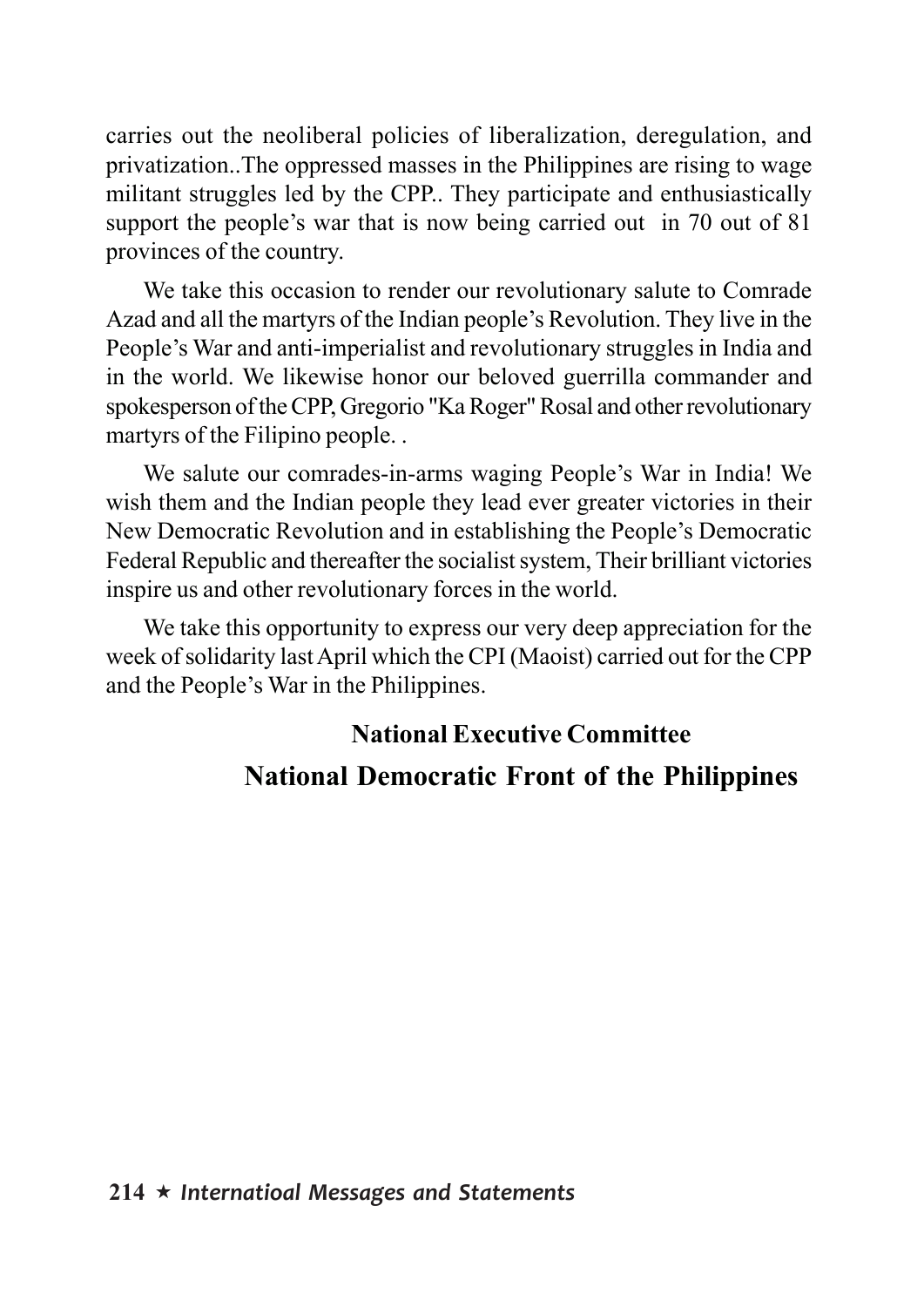carries out the neoliberal policies of liberalization, deregulation, and privatization..The oppressed masses in the Philippines are rising to wage militant struggles led by the CPP.. They participate and enthusiastically support the people's war that is now being carried out in 70 out of 81 provinces of the country.

We take this occasion to render our revolutionary salute to Comrade Azad and all the martyrs of the Indian people's Revolution. They live in the People's War and anti-imperialist and revolutionary struggles in India and in the world. We likewise honor our beloved guerrilla commander and spokesperson of the CPP, Gregorio "Ka Roger" Rosal and other revolutionary martyrs of the Filipino people. .

We salute our comrades-in-arms waging People's War in India! We wish them and the Indian people they lead ever greater victories in their New Democratic Revolution and in establishing the People's Democratic Federal Republic and thereafter the socialist system, Their brilliant victories inspire us and other revolutionary forces in the world.

We take this opportunity to express our very deep appreciation for the week of solidarity last April which the CPI (Maoist) carried out for the CPP and the People's War in the Philippines.

**National Executive Committee**

**National Democratic Front of the Philippines**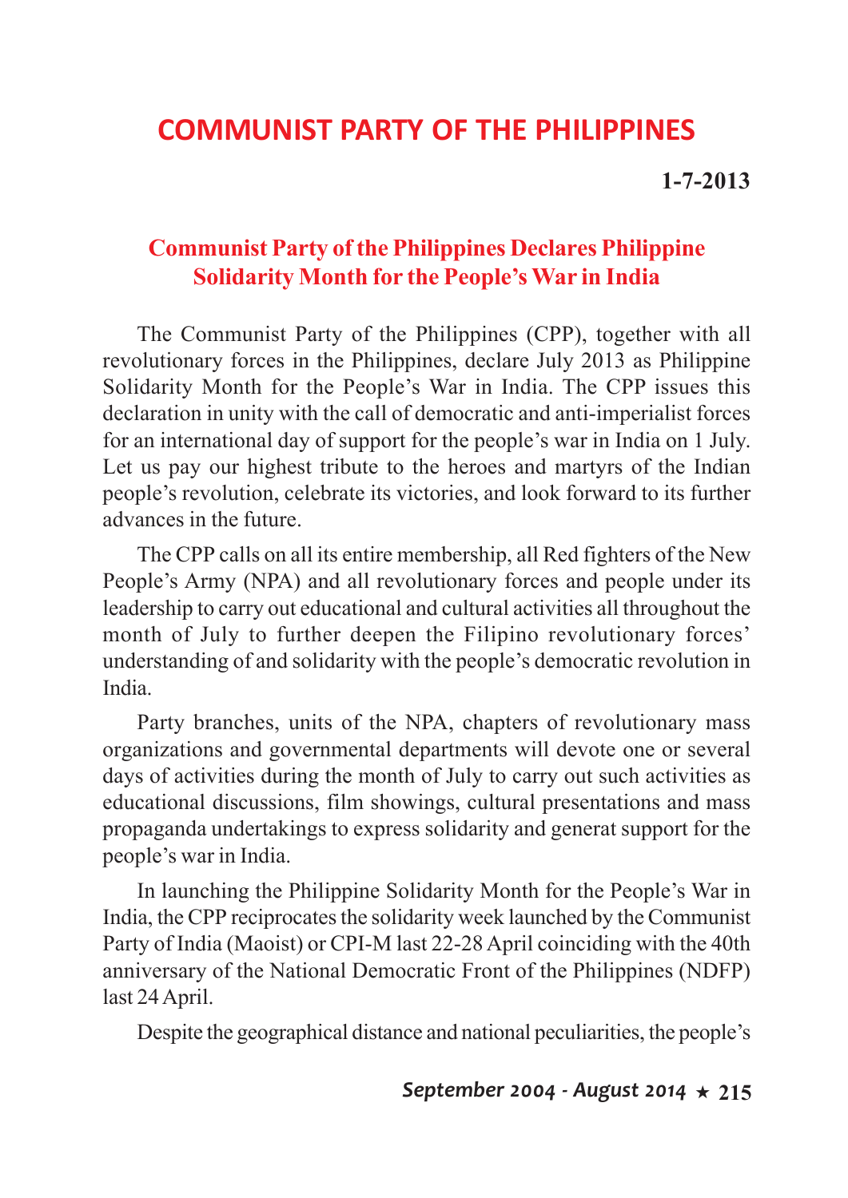# COMMUNIST PARTY OF THE PHILIPPINES

**1-7-2013**

## Communist Party of the Philippines Declares Philippine Solidarity Month for the People's War in India

The Communist Party of the Philippines (CPP), together with all revolutionary forces in the Philippines, declare July 2013 as Philippine Solidarity Month for the People's War in India. The CPP issues this declaration in unity with the call of democratic and anti-imperialist forces for an international day of support for the people's war in India on 1 July. Let us pay our highest tribute to the heroes and martyrs of the Indian people's revolution, celebrate its victories, and look forward to its further advances in the future.

The CPP calls on all its entire membership, all Red fighters of the New People's Army (NPA) and all revolutionary forces and people under its leadership to carry out educational and cultural activities all throughout the month of July to further deepen the Filipino revolutionary forces' understanding of and solidarity with the people's democratic revolution in India.

Party branches, units of the NPA, chapters of revolutionary mass organizations and governmental departments will devote one or several days of activities during the month of July to carry out such activities as educational discussions, film showings, cultural presentations and mass propaganda undertakings to express solidarity and generat support for the people's war in India.

In launching the Philippine Solidarity Month for the People's War in India, the CPP reciprocates the solidarity week launched by the Communist Party of India (Maoist) or CPI-M last 22-28 April coinciding with the 40th anniversary of the National Democratic Front of the Philippines (NDFP) last 24 April.

Despite the geographical distance and national peculiarities, the people's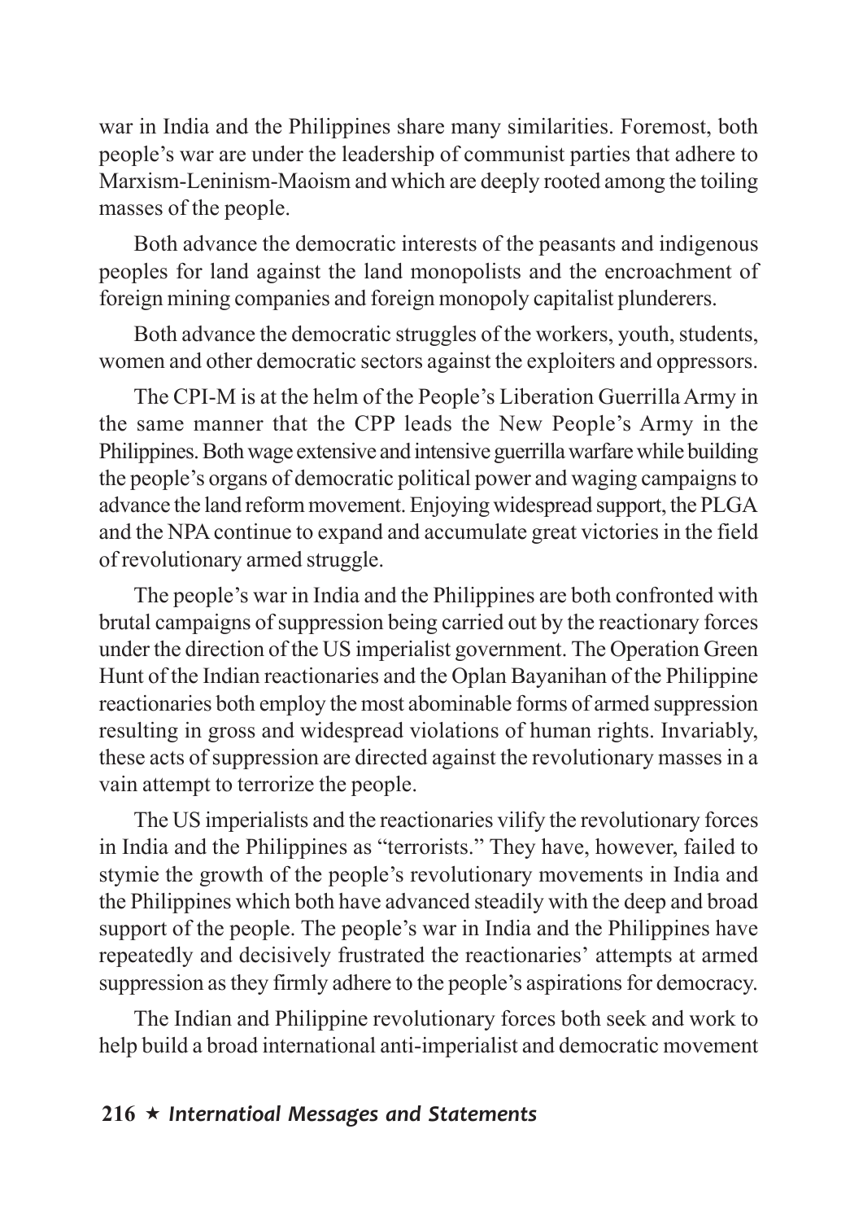war in India and the Philippines share many similarities. Foremost, both people's war are under the leadership of communist parties that adhere to Marxism-Leninism-Maoism and which are deeply rooted among the toiling masses of the people.

Both advance the democratic interests of the peasants and indigenous peoples for land against the land monopolists and the encroachment of foreign mining companies and foreign monopoly capitalist plunderers.

Both advance the democratic struggles of the workers, youth, students, women and other democratic sectors against the exploiters and oppressors.

The CPI-M is at the helm of the People's Liberation Guerrilla Army in the same manner that the CPP leads the New People's Army in the Philippines. Both wage extensive and intensive guerrilla warfare while building the people's organs of democratic political power and waging campaigns to advance the land reform movement. Enjoying widespread support, the PLGA and the NPA continue to expand and accumulate great victories in the field of revolutionary armed struggle.

The people's war in India and the Philippines are both confronted with brutal campaigns of suppression being carried out by the reactionary forces under the direction of the US imperialist government. The Operation Green Hunt of the Indian reactionaries and the Oplan Bayanihan of the Philippine reactionaries both employ the most abominable forms of armed suppression resulting in gross and widespread violations of human rights. Invariably, these acts of suppression are directed against the revolutionary masses in a vain attempt to terrorize the people.

The US imperialists and the reactionaries vilify the revolutionary forces in India and the Philippines as "terrorists." They have, however, failed to stymie the growth of the people's revolutionary movements in India and the Philippines which both have advanced steadily with the deep and broad support of the people. The people's war in India and the Philippines have repeatedly and decisively frustrated the reactionaries' attempts at armed suppression as they firmly adhere to the people's aspirations for democracy.

The Indian and Philippine revolutionary forces both seek and work to help build a broad international anti-imperialist and democratic movement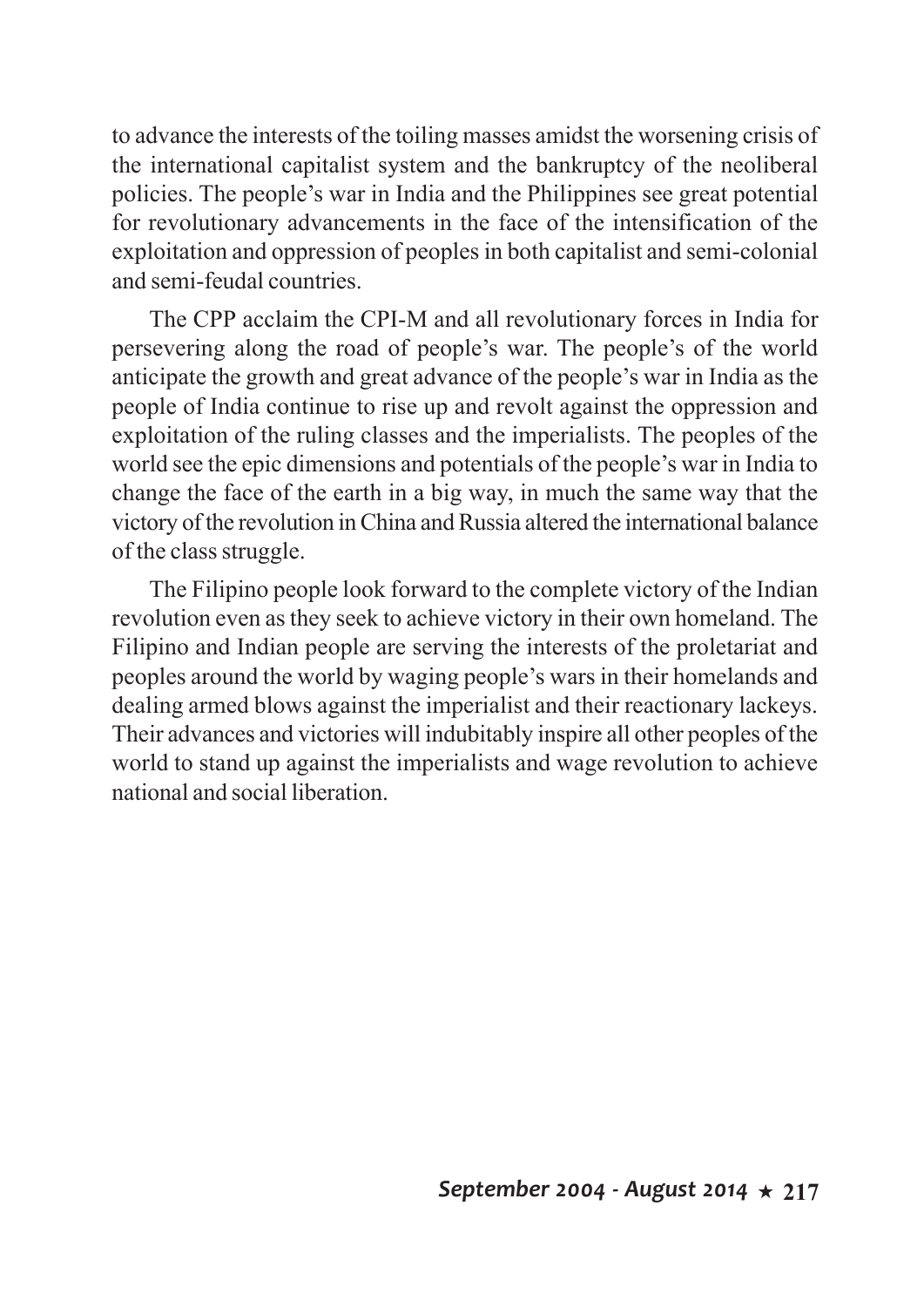to advance the interests of the toiling masses amidst the worsening crisis of the international capitalist system and the bankruptcy of the neoliberal policies. The people's war in India and the Philippines see great potential for revolutionary advancements in the face of the intensification of the exploitation and oppression of peoples in both capitalist and semi-colonial and semi-feudal countries.

The CPP acclaim the CPI-M and all revolutionary forces in India for persevering along the road of people's war. The people's of the world anticipate the growth and great advance of the people's war in India as the people of India continue to rise up and revolt against the oppression and exploitation of the ruling classes and the imperialists. The peoples of the world see the epic dimensions and potentials of the people's war in India to change the face of the earth in a big way, in much the same way that the victory of the revolution in China and Russia altered the international balance of the class struggle.

The Filipino people look forward to the complete victory of the Indian revolution even as they seek to achieve victory in their own homeland. The Filipino and Indian people are serving the interests of the proletariat and peoples around the world by waging people's wars in their homelands and dealing armed blows against the imperialist and their reactionary lackeys. Their advances and victories will indubitably inspire all other peoples of the world to stand up against the imperialists and wage revolution to achieve national and social liberation.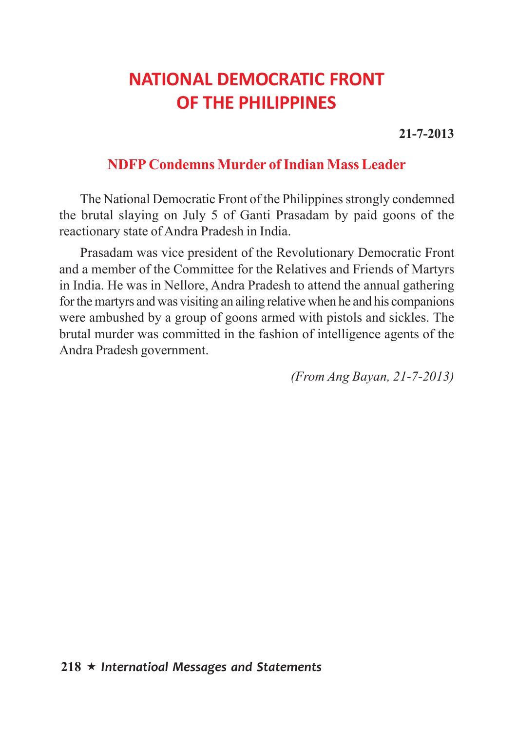# NATIONAL DEMOCRATIC FRONT OF THE PHILIPPINES

**21-7-2013**

## NDFP Condemns Murder of Indian Mass Leader

The National Democratic Front of the Philippines strongly condemned the brutal slaying on July 5 of Ganti Prasadam by paid goons of the reactionary state of Andra Pradesh in India.

Prasadam was vice president of the Revolutionary Democratic Front and a member of the Committee for the Relatives and Friends of Martyrs in India. He was in Nellore, Andra Pradesh to attend the annual gathering for the martyrs and was visiting an ailing relative when he and his companions were ambushed by a group of goons armed with pistols and sickles. The brutal murder was committed in the fashion of intelligence agents of the Andra Pradesh government.

*(From Ang Bayan, 21-7-2013)*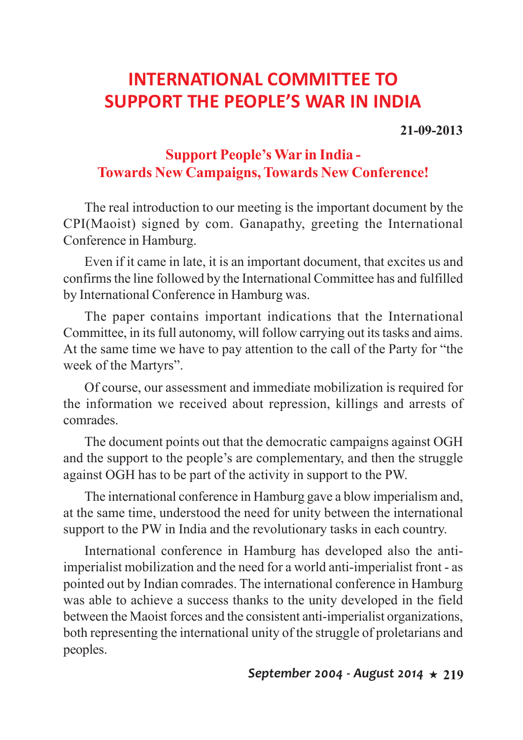# INTERNATIONAL COMMITTEE TO SUPPORT THE PEOPLE'S WAR IN INDIA

**21-09-2013**

## Support People's War in India - Towards New Campaigns, Towards New Conference!

The real introduction to our meeting is the important document by the CPI(Maoist) signed by com. Ganapathy, greeting the International Conference in Hamburg.

Even if it came in late, it is an important document, that excites us and confirms the line followed by the International Committee has and fulfilled by International Conference in Hamburg was.

The paper contains important indications that the International Committee, in its full autonomy, will follow carrying out its tasks and aims. At the same time we have to pay attention to the call of the Party for "the week of the Martyrs".

Of course, our assessment and immediate mobilization is required for the information we received about repression, killings and arrests of comrades.

The document points out that the democratic campaigns against OGH and the support to the people's are complementary, and then the struggle against OGH has to be part of the activity in support to the PW.

The international conference in Hamburg gave a blow imperialism and, at the same time, understood the need for unity between the international support to the PW in India and the revolutionary tasks in each country.

International conference in Hamburg has developed also the anti-imperialist mobilization and the need for a world anti-imperialist front - as pointed out by Indian comrades. The international conference in Hamburg was able to achieve a success thanks to the unity developed in the field between the Maoist forces and the consistent anti-imperialist organizations, both representing the international unity of the struggle of proletarians and peoples.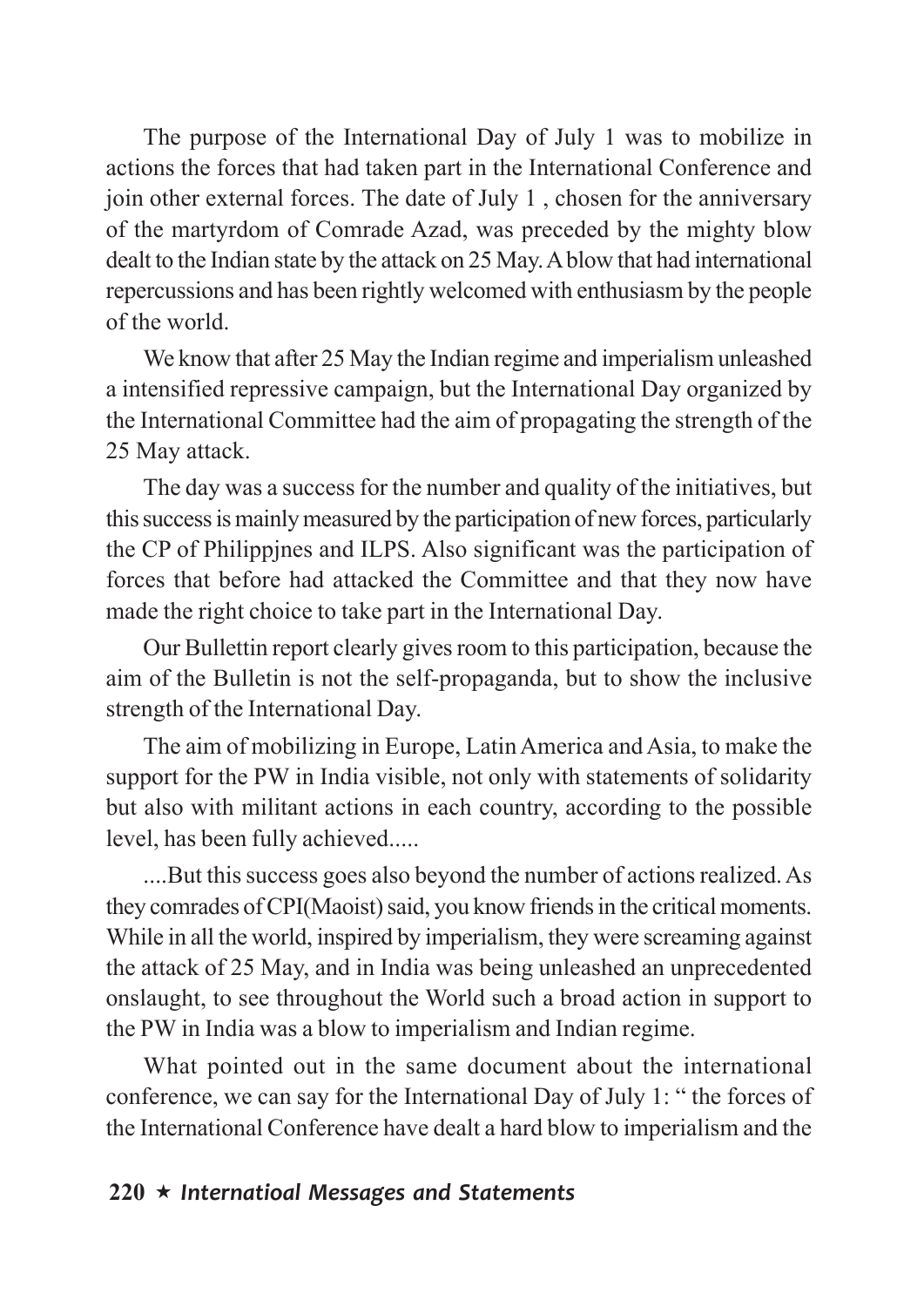The purpose of the International Day of July 1 was to mobilize in actions the forces that had taken part in the International Conference and join other external forces. The date of July 1 , chosen for the anniversary of the martyrdom of Comrade Azad, was preceded by the mighty blow dealt to the Indian state by the attack on 25 May. A blow that had international repercussions and has been rightly welcomed with enthusiasm by the people of the world.

We know that after 25 May the Indian regime and imperialism unleashed a intensified repressive campaign, but the International Day organized by the International Committee had the aim of propagating the strength of the 25 May attack.

The day was a success for the number and quality of the initiatives, but this success is mainly measured by the participation of new forces, particularly the CP of Philippjnes and ILPS. Also significant was the participation of forces that before had attacked the Committee and that they now have made the right choice to take part in the International Day.

Our Bullettin report clearly gives room to this participation, because the aim of the Bulletin is not the self-propaganda, but to show the inclusive strength of the International Day.

The aim of mobilizing in Europe, Latin America and Asia, to make the support for the PW in India visible, not only with statements of solidarity but also with militant actions in each country, according to the possible level, has been fully achieved.....

....But this success goes also beyond the number of actions realized. As they comrades of CPI(Maoist) said, you know friends in the critical moments. While in all the world, inspired by imperialism, they were screaming against the attack of 25 May, and in India was being unleashed an unprecedented onslaught, to see throughout the World such a broad action in support to the PW in India was a blow to imperialism and Indian regime.

What pointed out in the same document about the international conference, we can say for the International Day of July 1: " the forces of the International Conference have dealt a hard blow to imperialism and the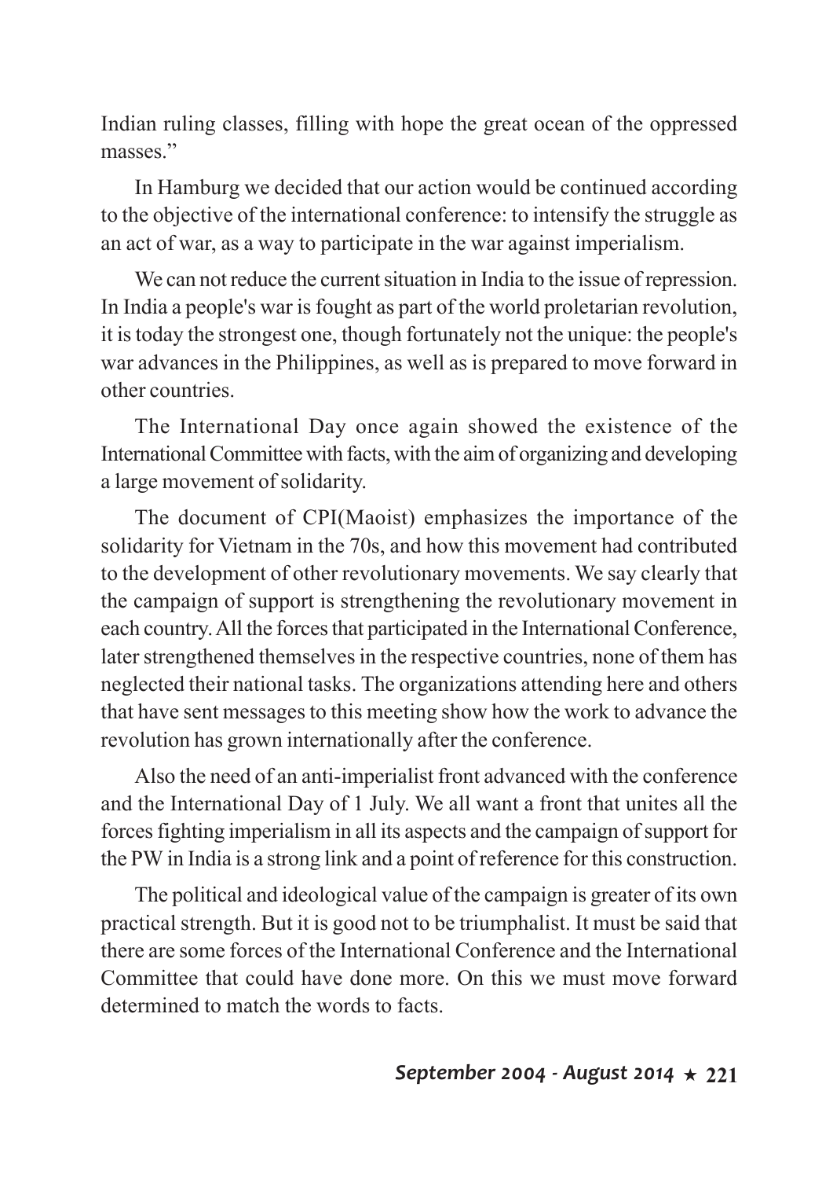Indian ruling classes, filling with hope the great ocean of the oppressed masses."

In Hamburg we decided that our action would be continued according to the objective of the international conference: to intensify the struggle as an act of war, as a way to participate in the war against imperialism.

We can not reduce the current situation in India to the issue of repression. In India a people's war is fought as part of the world proletarian revolution, it is today the strongest one, though fortunately not the unique: the people's war advances in the Philippines, as well as is prepared to move forward in other countries.

The International Day once again showed the existence of the International Committee with facts, with the aim of organizing and developing a large movement of solidarity.

The document of CPI(Maoist) emphasizes the importance of the solidarity for Vietnam in the 70s, and how this movement had contributed to the development of other revolutionary movements. We say clearly that the campaign of support is strengthening the revolutionary movement in each country. All the forces that participated in the International Conference, later strengthened themselves in the respective countries, none of them has neglected their national tasks. The organizations attending here and others that have sent messages to this meeting show how the work to advance the revolution has grown internationally after the conference.

Also the need of an anti-imperialist front advanced with the conference and the International Day of 1 July. We all want a front that unites all the forces fighting imperialism in all its aspects and the campaign of support for the PW in India is a strong link and a point of reference for this construction.

The political and ideological value of the campaign is greater of its own practical strength. But it is good not to be triumphalist. It must be said that there are some forces of the International Conference and the International Committee that could have done more. On this we must move forward determined to match the words to facts.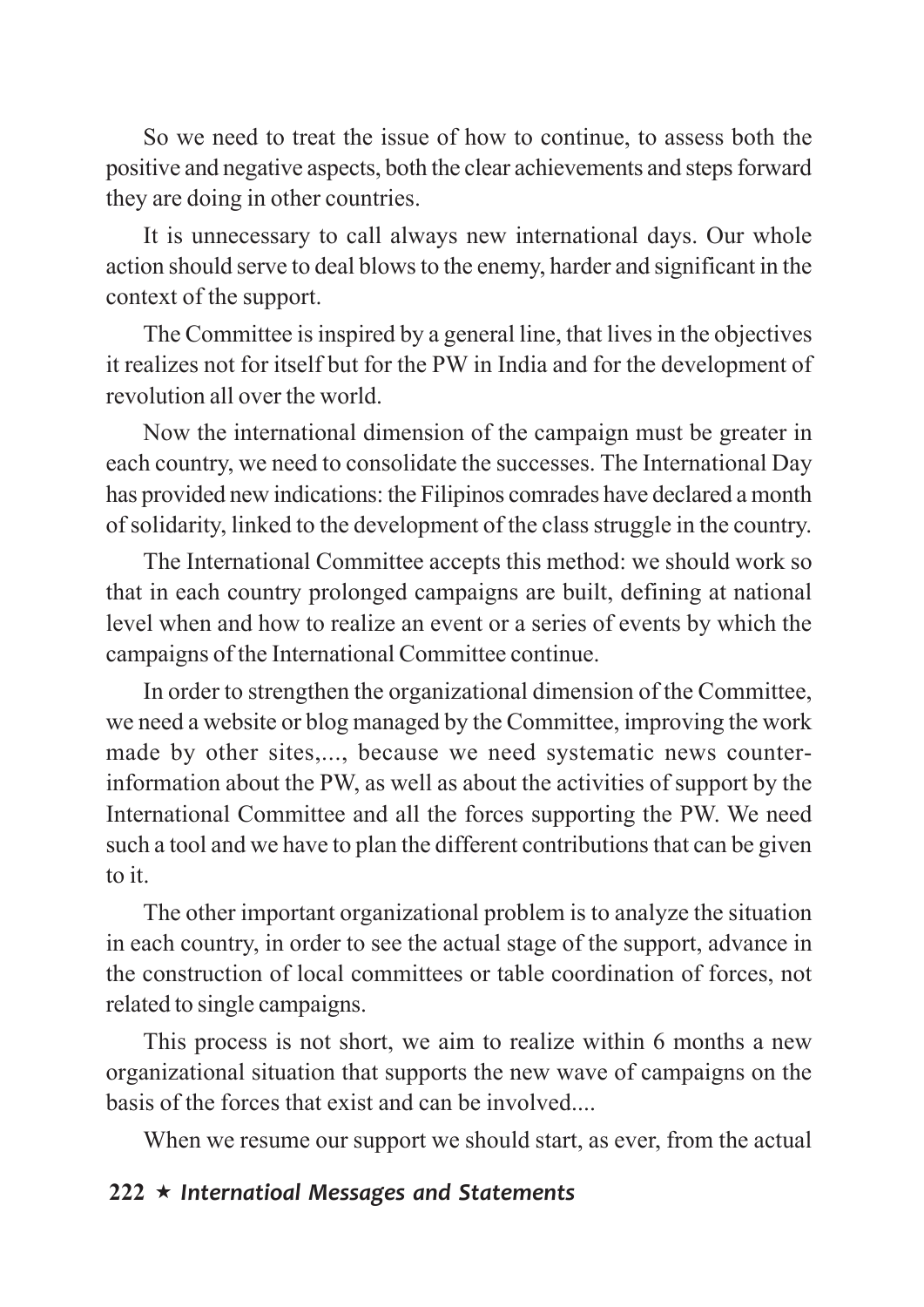So we need to treat the issue of how to continue, to assess both the positive and negative aspects, both the clear achievements and steps forward they are doing in other countries.

It is unnecessary to call always new international days. Our whole action should serve to deal blows to the enemy, harder and significant in the context of the support.

The Committee is inspired by a general line, that lives in the objectives it realizes not for itself but for the PW in India and for the development of revolution all over the world.

Now the international dimension of the campaign must be greater in each country, we need to consolidate the successes. The International Day has provided new indications: the Filipinos comrades have declared a month of solidarity, linked to the development of the class struggle in the country.

The International Committee accepts this method: we should work so that in each country prolonged campaigns are built, defining at national level when and how to realize an event or a series of events by which the campaigns of the International Committee continue.

In order to strengthen the organizational dimension of the Committee, we need a website or blog managed by the Committee, improving the work made by other sites,..., because we need systematic news counter-information about the PW, as well as about the activities of support by the International Committee and all the forces supporting the PW. We need such a tool and we have to plan the different contributions that can be given to it.

The other important organizational problem is to analyze the situation in each country, in order to see the actual stage of the support, advance in the construction of local committees or table coordination of forces, not related to single campaigns.

This process is not short, we aim to realize within 6 months a new organizational situation that supports the new wave of campaigns on the basis of the forces that exist and can be involved....

When we resume our support we should start, as ever, from the actual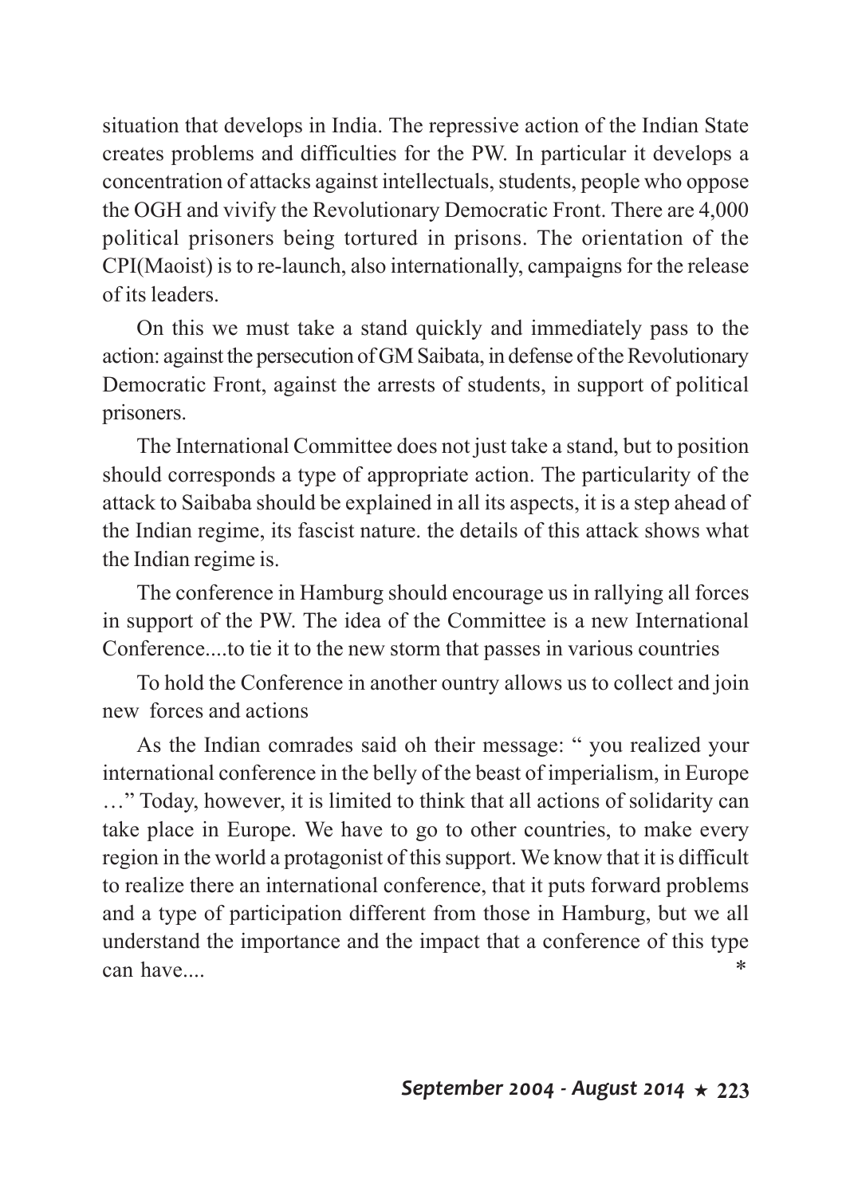situation that develops in India. The repressive action of the Indian State creates problems and difficulties for the PW. In particular it develops a concentration of attacks against intellectuals, students, people who oppose the OGH and vivify the Revolutionary Democratic Front. There are 4,000 political prisoners being tortured in prisons. The orientation of the CPI(Maoist) is to re-launch, also internationally, campaigns for the release of its leaders.

On this we must take a stand quickly and immediately pass to the action: against the persecution of GM Saibata, in defense of the Revolutionary Democratic Front, against the arrests of students, in support of political prisoners.

The International Committee does not just take a stand, but to position should corresponds a type of appropriate action. The particularity of the attack to Saibaba should be explained in all its aspects, it is a step ahead of the Indian regime, its fascist nature. the details of this attack shows what the Indian regime is.

The conference in Hamburg should encourage us in rallying all forces in support of the PW. The idea of the Committee is a new International Conference....to tie it to the new storm that passes in various countries

To hold the Conference in another ountry allows us to collect and join new forces and actions

As the Indian comrades said oh their message: " you realized your international conference in the belly of the beast of imperialism, in Europe …" Today, however, it is limited to think that all actions of solidarity can take place in Europe. We have to go to other countries, to make every region in the world a protagonist of this support. We know that it is difficult to realize there an international conference, that it puts forward problems and a type of participation different from those in Hamburg, but we all understand the importance and the impact that a conference of this type can have.... *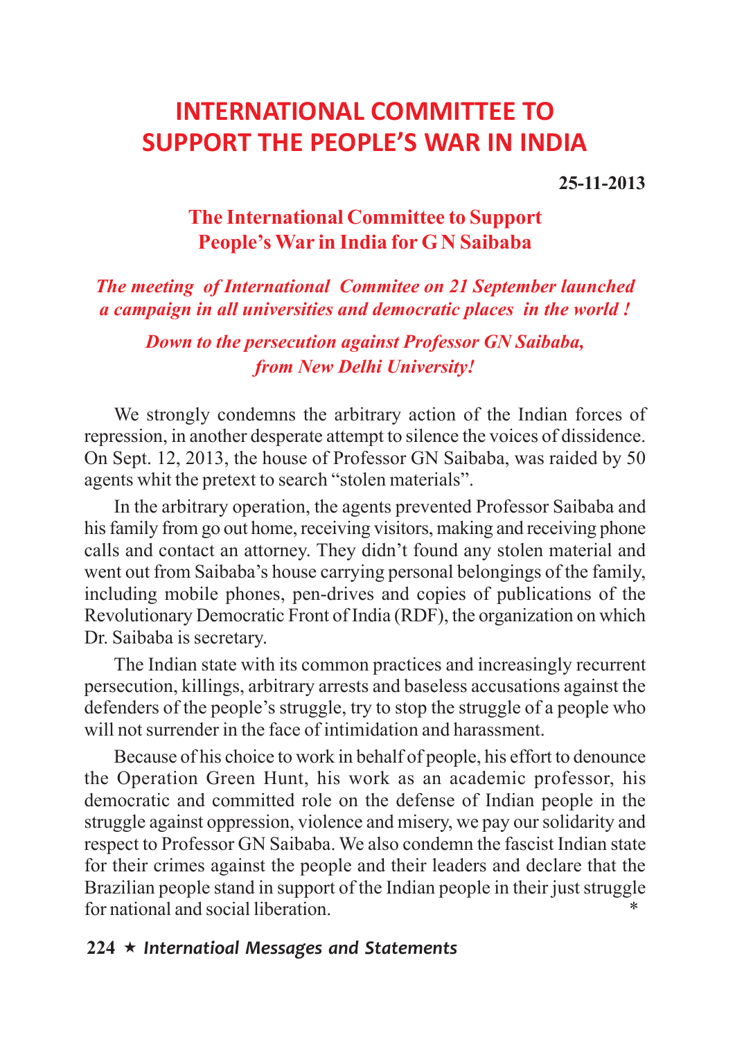# INTERNATIONAL COMMITTEE TO SUPPORT THE PEOPLE'S WAR IN INDIA

**25-11-2013**

## The International Committee to Support People's War in India for G N Saibaba

***The meeting of International Commitee on 21 September launched a campaign in all universities and democratic places in the world !***

***Down to the persecution against Professor GN Saibaba, from New Delhi University!***

We strongly condemns the arbitrary action of the Indian forces of repression, in another desperate attempt to silence the voices of dissidence. On Sept. 12, 2013, the house of Professor GN Saibaba, was raided by 50 agents whit the pretext to search "stolen materials".

In the arbitrary operation, the agents prevented Professor Saibaba and his family from go out home, receiving visitors, making and receiving phone calls and contact an attorney. They didn't found any stolen material and went out from Saibaba's house carrying personal belongings of the family, including mobile phones, pen-drives and copies of publications of the Revolutionary Democratic Front of India (RDF), the organization on which Dr. Saibaba is secretary.

The Indian state with its common practices and increasingly recurrent persecution, killings, arbitrary arrests and baseless accusations against the defenders of the people's struggle, try to stop the struggle of a people who will not surrender in the face of intimidation and harassment.

Because of his choice to work in behalf of people, his effort to denounce the Operation Green Hunt, his work as an academic professor, his democratic and committed role on the defense of Indian people in the struggle against oppression, violence and misery, we pay our solidarity and respect to Professor GN Saibaba. We also condemn the fascist Indian state for their crimes against the people and their leaders and declare that the Brazilian people stand in support of the Indian people in their just struggle for national and social liberation.

*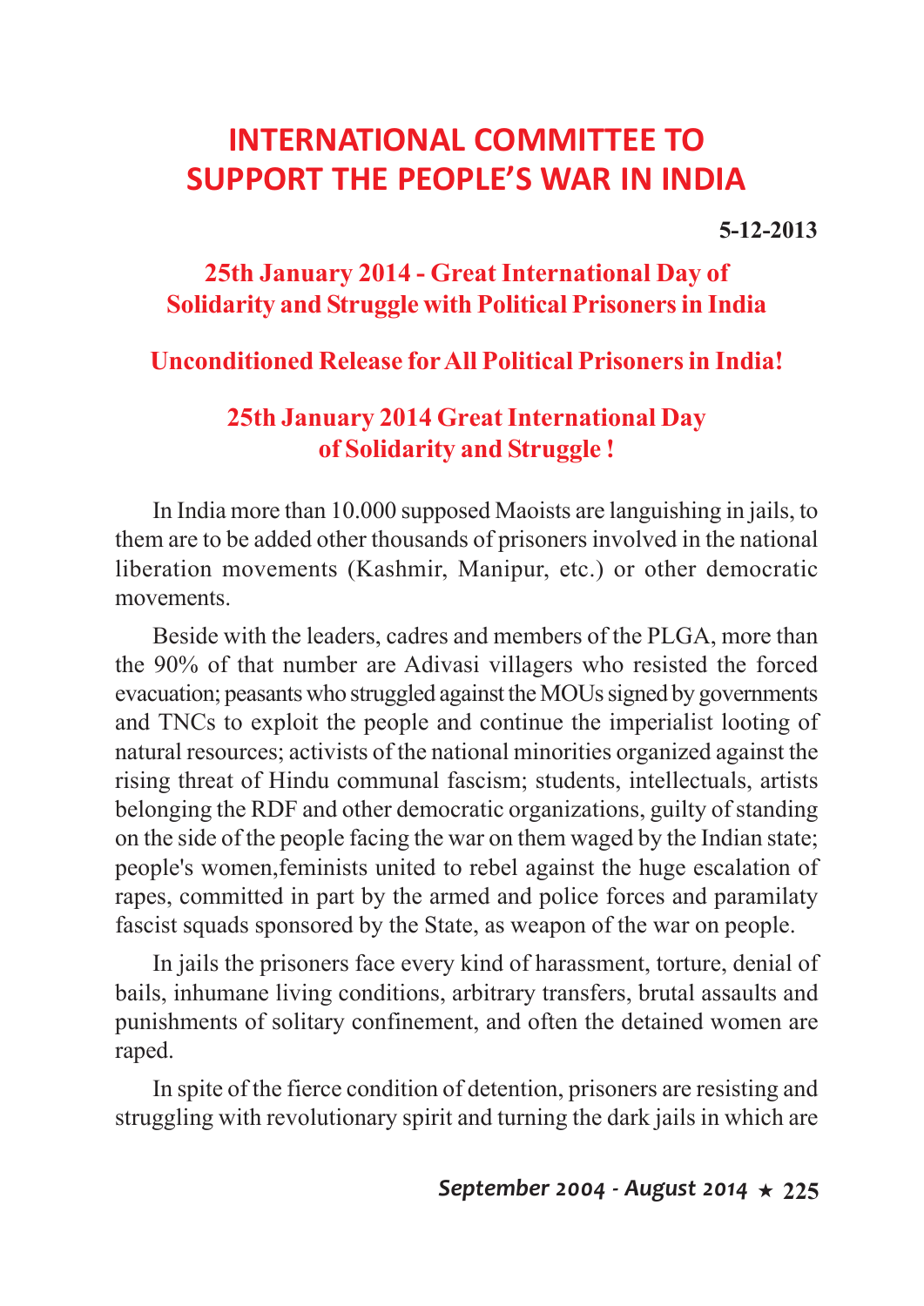# INTERNATIONAL COMMITTEE TO SUPPORT THE PEOPLE'S WAR IN INDIA

**5-12-2013**

## 25th January 2014 - Great International Day of Solidarity and Struggle with Political Prisoners in India

### Unconditioned Release for All Political Prisoners in India!

### 25th January 2014 Great International Day of Solidarity and Struggle !

In India more than 10.000 supposed Maoists are languishing in jails, to them are to be added other thousands of prisoners involved in the national liberation movements (Kashmir, Manipur, etc.) or other democratic movements.

Beside with the leaders, cadres and members of the PLGA, more than the 90% of that number are Adivasi villagers who resisted the forced evacuation; peasants who struggled against the MOUs signed by governments and TNCs to exploit the people and continue the imperialist looting of natural resources; activists of the national minorities organized against the rising threat of Hindu communal fascism; students, intellectuals, artists belonging the RDF and other democratic organizations, guilty of standing on the side of the people facing the war on them waged by the Indian state; people's women,feminists united to rebel against the huge escalation of rapes, committed in part by the armed and police forces and paramilaty fascist squads sponsored by the State, as weapon of the war on people.

In jails the prisoners face every kind of harassment, torture, denial of bails, inhumane living conditions, arbitrary transfers, brutal assaults and punishments of solitary confinement, and often the detained women are raped.

In spite of the fierce condition of detention, prisoners are resisting and struggling with revolutionary spirit and turning the dark jails in which are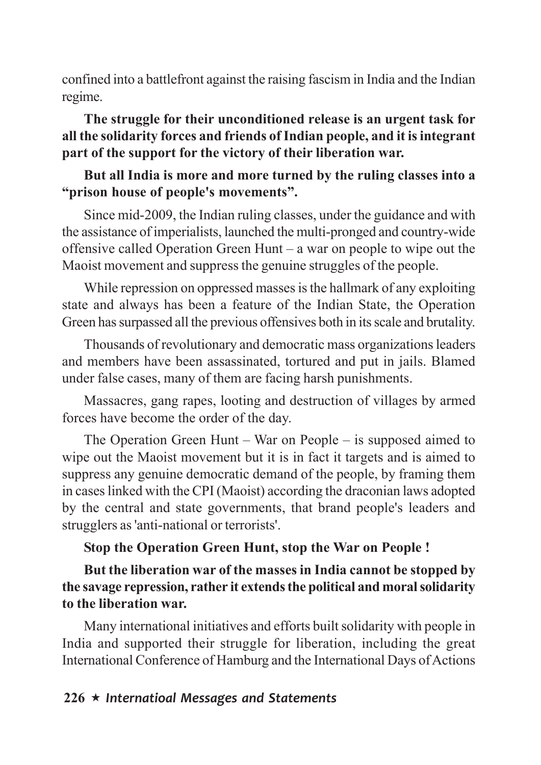confined into a battlefront against the raising fascism in India and the Indian regime.

**The struggle for their unconditioned release is an urgent task for all the solidarity forces and friends of Indian people, and it is integrant part of the support for the victory of their liberation war.**

**But all India is more and more turned by the ruling classes into a "prison house of people's movements".**

Since mid-2009, the Indian ruling classes, under the guidance and with the assistance of imperialists, launched the multi-pronged and country-wide offensive called Operation Green Hunt – a war on people to wipe out the Maoist movement and suppress the genuine struggles of the people.

While repression on oppressed masses is the hallmark of any exploiting state and always has been a feature of the Indian State, the Operation Green has surpassed all the previous offensives both in its scale and brutality.

Thousands of revolutionary and democratic mass organizations leaders and members have been assassinated, tortured and put in jails. Blamed under false cases, many of them are facing harsh punishments.

Massacres, gang rapes, looting and destruction of villages by armed forces have become the order of the day.

The Operation Green Hunt – War on People – is supposed aimed to wipe out the Maoist movement but it is in fact it targets and is aimed to suppress any genuine democratic demand of the people, by framing them in cases linked with the CPI (Maoist) according the draconian laws adopted by the central and state governments, that brand people's leaders and strugglers as 'anti-national or terrorists'.

**Stop the Operation Green Hunt, stop the War on People !**

**But the liberation war of the masses in India cannot be stopped by the savage repression, rather it extends the political and moral solidarity to the liberation war.**

Many international initiatives and efforts built solidarity with people in India and supported their struggle for liberation, including the great International Conference of Hamburg and the International Days of Actions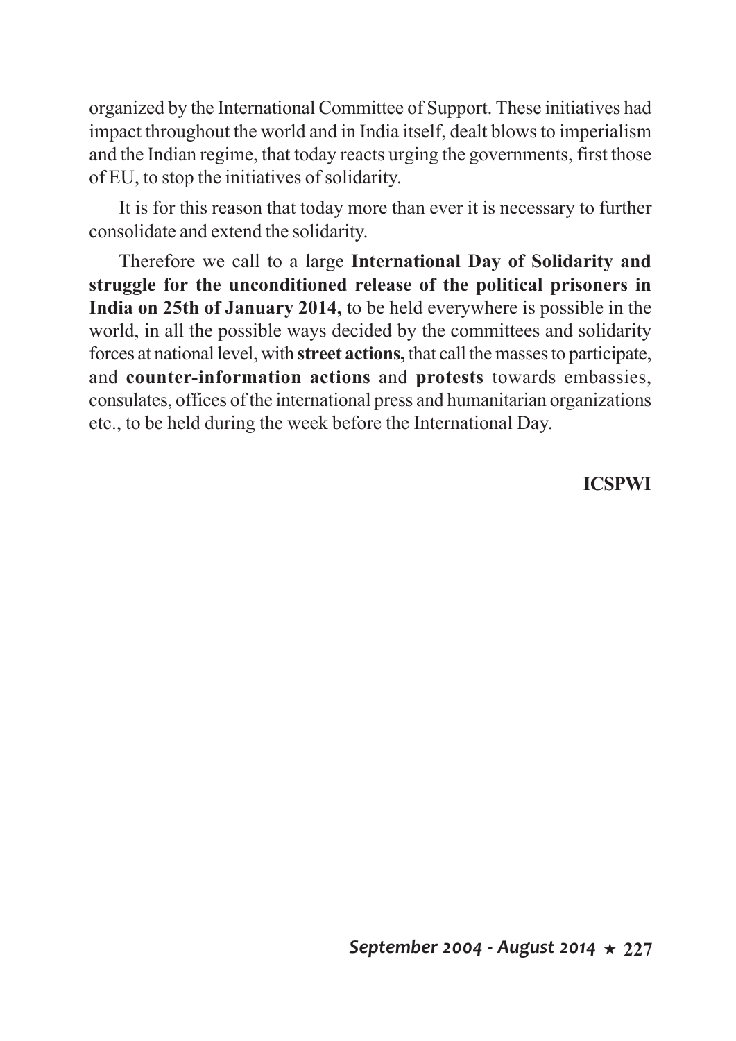organized by the International Committee of Support. These initiatives had impact throughout the world and in India itself, dealt blows to imperialism and the Indian regime, that today reacts urging the governments, first those of EU, to stop the initiatives of solidarity.

It is for this reason that today more than ever it is necessary to further consolidate and extend the solidarity.

Therefore we call to a large **International Day of Solidarity and struggle for the unconditioned release of the political prisoners in India on 25th of January 2014,** to be held everywhere is possible in the world, in all the possible ways decided by the committees and solidarity forces at national level, with **street actions,** that call the masses to participate, and **counter-information actions** and **protests** towards embassies, consulates, offices of the international press and humanitarian organizations etc., to be held during the week before the International Day.

**ICSPWI**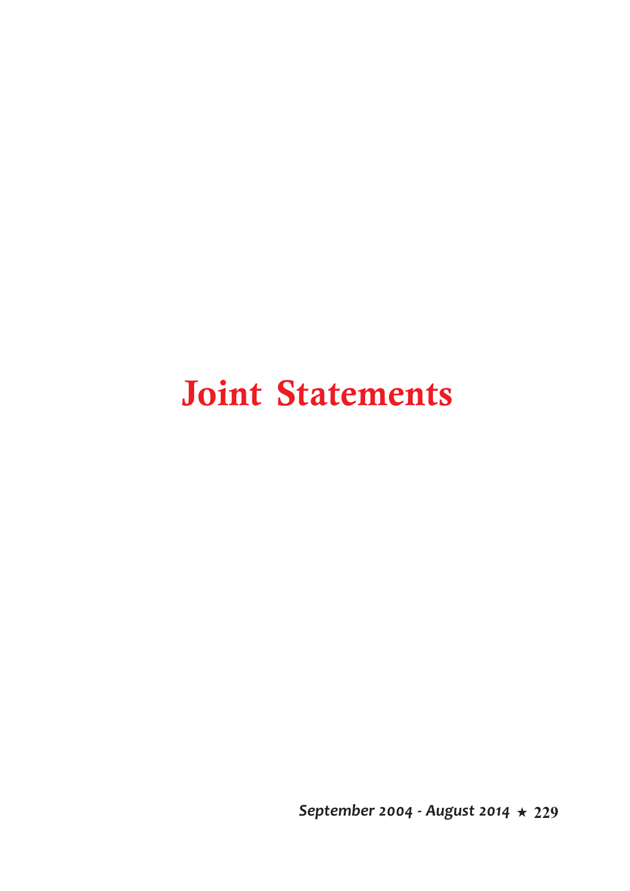# Joint Statements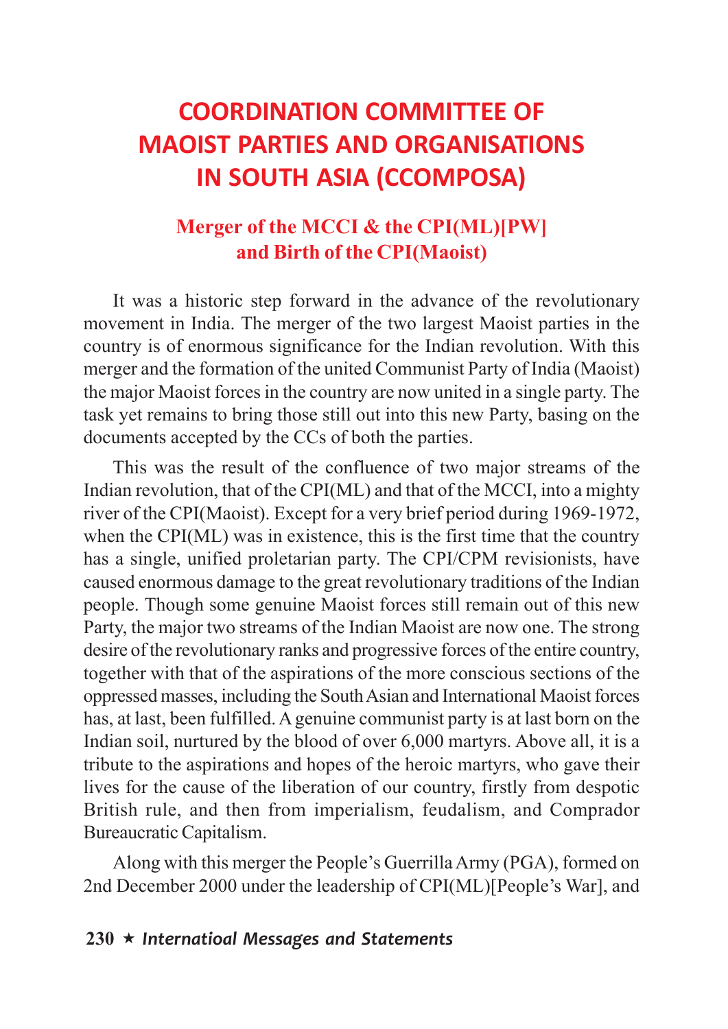# COORDINATION COMMITTEE OF MAOIST PARTIES AND ORGANISATIONS IN SOUTH ASIA (CCOMPOSA)

## Merger of the MCCI & the CPI(ML)[PW] and Birth of the CPI(Maoist)

It was a historic step forward in the advance of the revolutionary movement in India. The merger of the two largest Maoist parties in the country is of enormous significance for the Indian revolution. With this merger and the formation of the united Communist Party of India (Maoist) the major Maoist forces in the country are now united in a single party. The task yet remains to bring those still out into this new Party, basing on the documents accepted by the CCs of both the parties.

This was the result of the confluence of two major streams of the Indian revolution, that of the CPI(ML) and that of the MCCI, into a mighty river of the CPI(Maoist). Except for a very brief period during 1969-1972, when the CPI(ML) was in existence, this is the first time that the country has a single, unified proletarian party. The CPI/CPM revisionists, have caused enormous damage to the great revolutionary traditions of the Indian people. Though some genuine Maoist forces still remain out of this new Party, the major two streams of the Indian Maoist are now one. The strong desire of the revolutionary ranks and progressive forces of the entire country, together with that of the aspirations of the more conscious sections of the oppressed masses, including the South Asian and International Maoist forces has, at last, been fulfilled. A genuine communist party is at last born on the Indian soil, nurtured by the blood of over 6,000 martyrs. Above all, it is a tribute to the aspirations and hopes of the heroic martyrs, who gave their lives for the cause of the liberation of our country, firstly from despotic British rule, and then from imperialism, feudalism, and Comprador Bureaucratic Capitalism.

Along with this merger the People's Guerrilla Army (PGA), formed on 2nd December 2000 under the leadership of CPI(ML)[People's War], and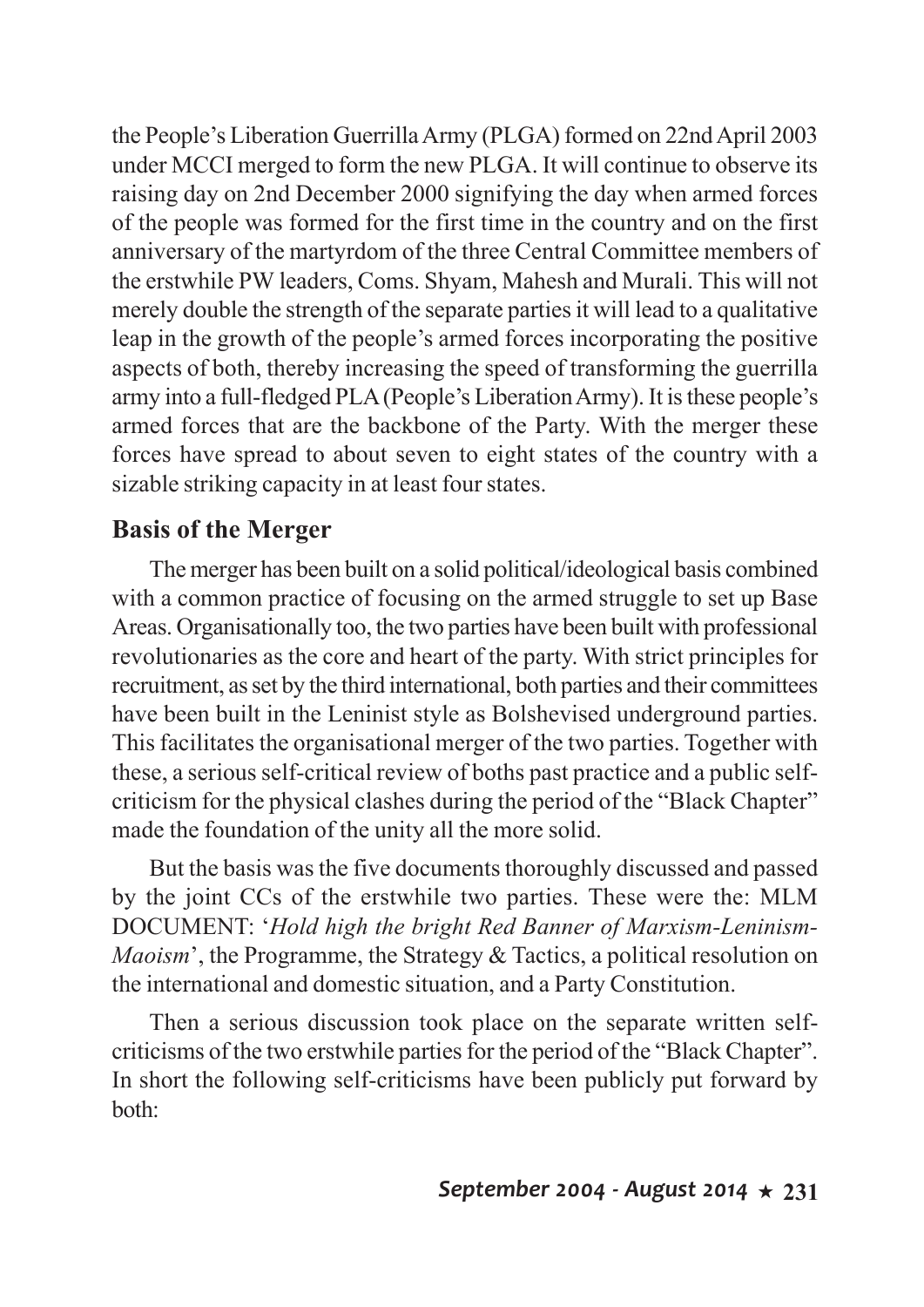the People's Liberation Guerrilla Army (PLGA) formed on 22nd April 2003 under MCCI merged to form the new PLGA. It will continue to observe its raising day on 2nd December 2000 signifying the day when armed forces of the people was formed for the first time in the country and on the first anniversary of the martyrdom of the three Central Committee members of the erstwhile PW leaders, Coms. Shyam, Mahesh and Murali. This will not merely double the strength of the separate parties it will lead to a qualitative leap in the growth of the people's armed forces incorporating the positive aspects of both, thereby increasing the speed of transforming the guerrilla army into a full-fledged PLA (People's Liberation Army). It is these people's armed forces that are the backbone of the Party. With the merger these forces have spread to about seven to eight states of the country with a sizable striking capacity in at least four states.

## Basis of the Merger

The merger has been built on a solid political/ideological basis combined with a common practice of focusing on the armed struggle to set up Base Areas. Organisationally too, the two parties have been built with professional revolutionaries as the core and heart of the party. With strict principles for recruitment, as set by the third international, both parties and their committees have been built in the Leninist style as Bolshevised underground parties. This facilitates the organisational merger of the two parties. Together with these, a serious self-critical review of boths past practice and a public self-criticism for the physical clashes during the period of the "Black Chapter" made the foundation of the unity all the more solid.

But the basis was the five documents thoroughly discussed and passed by the joint CCs of the erstwhile two parties. These were the: MLM DOCUMENT: '*Hold high the bright Red Banner of Marxism-Leninism-Maoism*', the Programme, the Strategy & Tactics, a political resolution on the international and domestic situation, and a Party Constitution.

Then a serious discussion took place on the separate written self-criticisms of the two erstwhile parties for the period of the "Black Chapter". In short the following self-criticisms have been publicly put forward by both: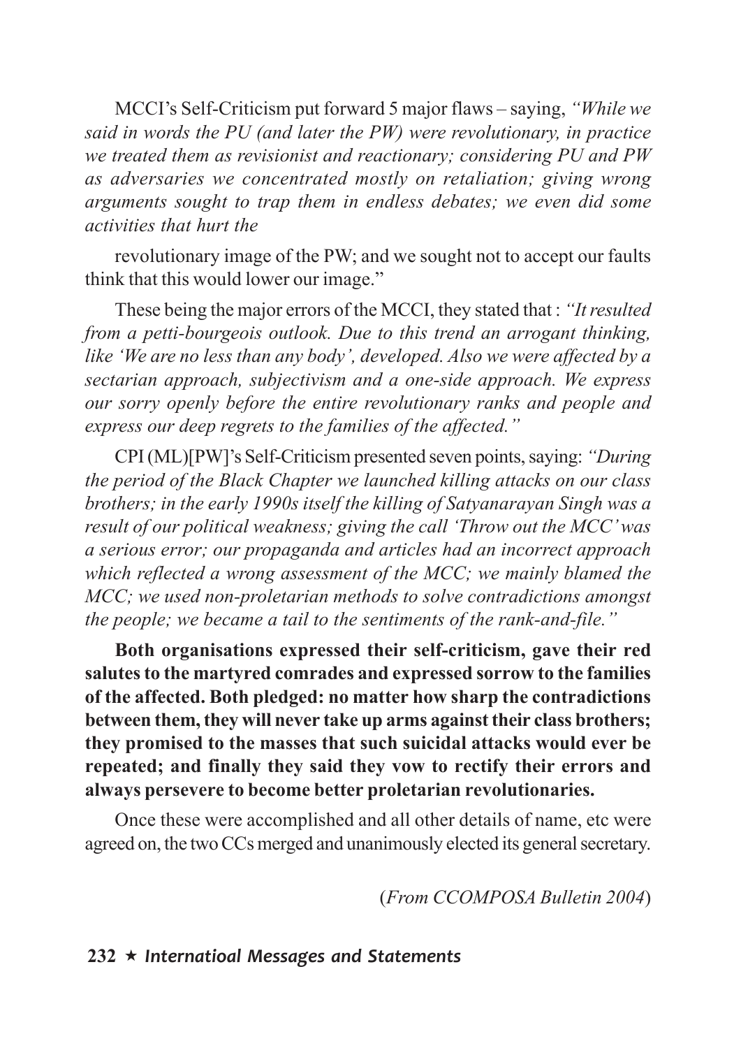MCCI's Self-Criticism put forward 5 major flaws – saying, *"While we said in words the PU (and later the PW) were revolutionary, in practice we treated them as revisionist and reactionary; considering PU and PW as adversaries we concentrated mostly on retaliation; giving wrong arguments sought to trap them in endless debates; we even did some activities that hurt the*

revolutionary image of the PW; and we sought not to accept our faults think that this would lower our image."

These being the major errors of the MCCI, they stated that : *"It resulted from a petti-bourgeois outlook. Due to this trend an arrogant thinking, like 'We are no less than any body', developed. Also we were affected by a sectarian approach, subjectivism and a one-side approach. We express our sorry openly before the entire revolutionary ranks and people and express our deep regrets to the families of the affected."*

CPI (ML)[PW]'s Self-Criticism presented seven points, saying: *"During the period of the Black Chapter we launched killing attacks on our class brothers; in the early 1990s itself the killing of Satyanarayan Singh was a result of our political weakness; giving the call 'Throw out the MCC' was a serious error; our propaganda and articles had an incorrect approach which reflected a wrong assessment of the MCC; we mainly blamed the MCC; we used non-proletarian methods to solve contradictions amongst the people; we became a tail to the sentiments of the rank-and-file."*

**Both organisations expressed their self-criticism, gave their red salutes to the martyred comrades and expressed sorrow to the families of the affected. Both pledged: no matter how sharp the contradictions between them, they will never take up arms against their class brothers; they promised to the masses that such suicidal attacks would ever be repeated; and finally they said they vow to rectify their errors and always persevere to become better proletarian revolutionaries.**

Once these were accomplished and all other details of name, etc were agreed on, the two CCs merged and unanimously elected its general secretary.

(*From CCOMPOSA Bulletin 2004*)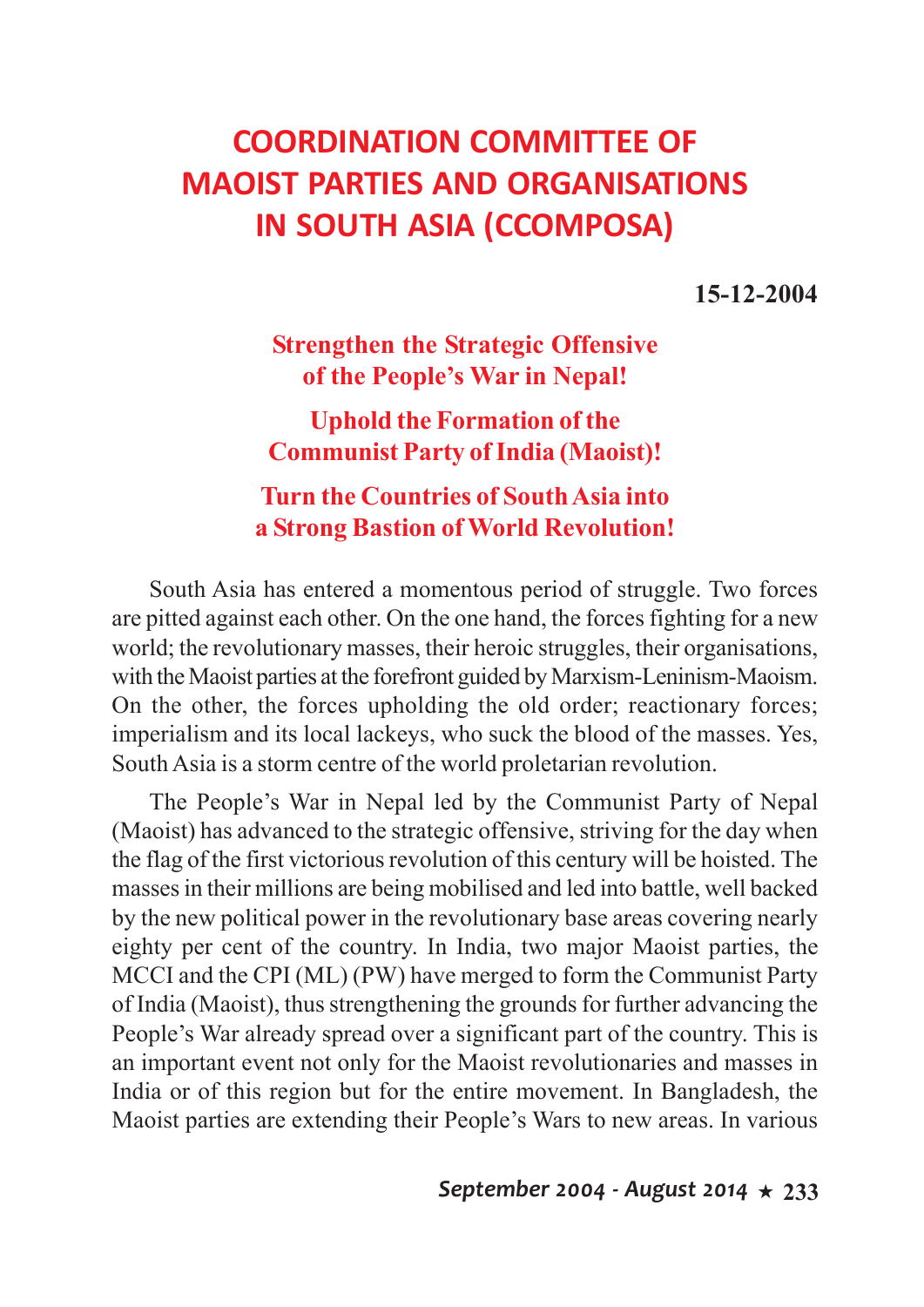# COORDINATION COMMITTEE OF MAOIST PARTIES AND ORGANISATIONS IN SOUTH ASIA (CCOMPOSA)

**15-12-2004**

## Strengthen the Strategic Offensive of the People's War in Nepal!

## Uphold the Formation of the Communist Party of India (Maoist)!

## Turn the Countries of South Asia into a Strong Bastion of World Revolution!

South Asia has entered a momentous period of struggle. Two forces are pitted against each other. On the one hand, the forces fighting for a new world; the revolutionary masses, their heroic struggles, their organisations, with the Maoist parties at the forefront guided by Marxism-Leninism-Maoism. On the other, the forces upholding the old order; reactionary forces; imperialism and its local lackeys, who suck the blood of the masses. Yes, South Asia is a storm centre of the world proletarian revolution.

The People's War in Nepal led by the Communist Party of Nepal (Maoist) has advanced to the strategic offensive, striving for the day when the flag of the first victorious revolution of this century will be hoisted. The masses in their millions are being mobilised and led into battle, well backed by the new political power in the revolutionary base areas covering nearly eighty per cent of the country. In India, two major Maoist parties, the MCCI and the CPI (ML) (PW) have merged to form the Communist Party of India (Maoist), thus strengthening the grounds for further advancing the People's War already spread over a significant part of the country. This is an important event not only for the Maoist revolutionaries and masses in India or of this region but for the entire movement. In Bangladesh, the Maoist parties are extending their People's Wars to new areas. In various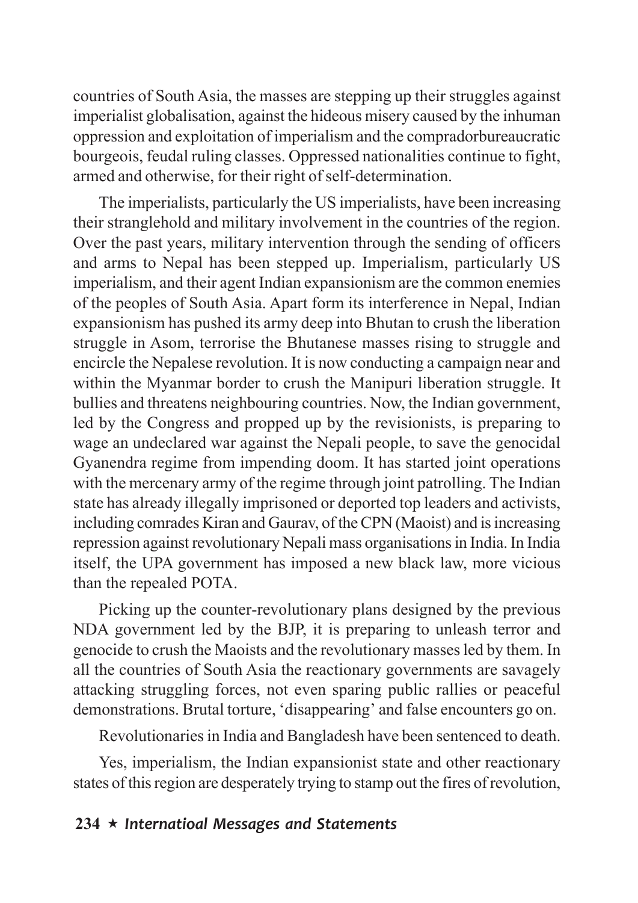countries of South Asia, the masses are stepping up their struggles against imperialist globalisation, against the hideous misery caused by the inhuman oppression and exploitation of imperialism and the compradorbureaucratic bourgeois, feudal ruling classes. Oppressed nationalities continue to fight, armed and otherwise, for their right of self-determination.

The imperialists, particularly the US imperialists, have been increasing their stranglehold and military involvement in the countries of the region. Over the past years, military intervention through the sending of officers and arms to Nepal has been stepped up. Imperialism, particularly US imperialism, and their agent Indian expansionism are the common enemies of the peoples of South Asia. Apart form its interference in Nepal, Indian expansionism has pushed its army deep into Bhutan to crush the liberation struggle in Asom, terrorise the Bhutanese masses rising to struggle and encircle the Nepalese revolution. It is now conducting a campaign near and within the Myanmar border to crush the Manipuri liberation struggle. It bullies and threatens neighbouring countries. Now, the Indian government, led by the Congress and propped up by the revisionists, is preparing to wage an undeclared war against the Nepali people, to save the genocidal Gyanendra regime from impending doom. It has started joint operations with the mercenary army of the regime through joint patrolling. The Indian state has already illegally imprisoned or deported top leaders and activists, including comrades Kiran and Gaurav, of the CPN (Maoist) and is increasing repression against revolutionary Nepali mass organisations in India. In India itself, the UPA government has imposed a new black law, more vicious than the repealed POTA.

Picking up the counter-revolutionary plans designed by the previous NDA government led by the BJP, it is preparing to unleash terror and genocide to crush the Maoists and the revolutionary masses led by them. In all the countries of South Asia the reactionary governments are savagely attacking struggling forces, not even sparing public rallies or peaceful demonstrations. Brutal torture, 'disappearing' and false encounters go on.

Revolutionaries in India and Bangladesh have been sentenced to death.

Yes, imperialism, the Indian expansionist state and other reactionary states of this region are desperately trying to stamp out the fires of revolution,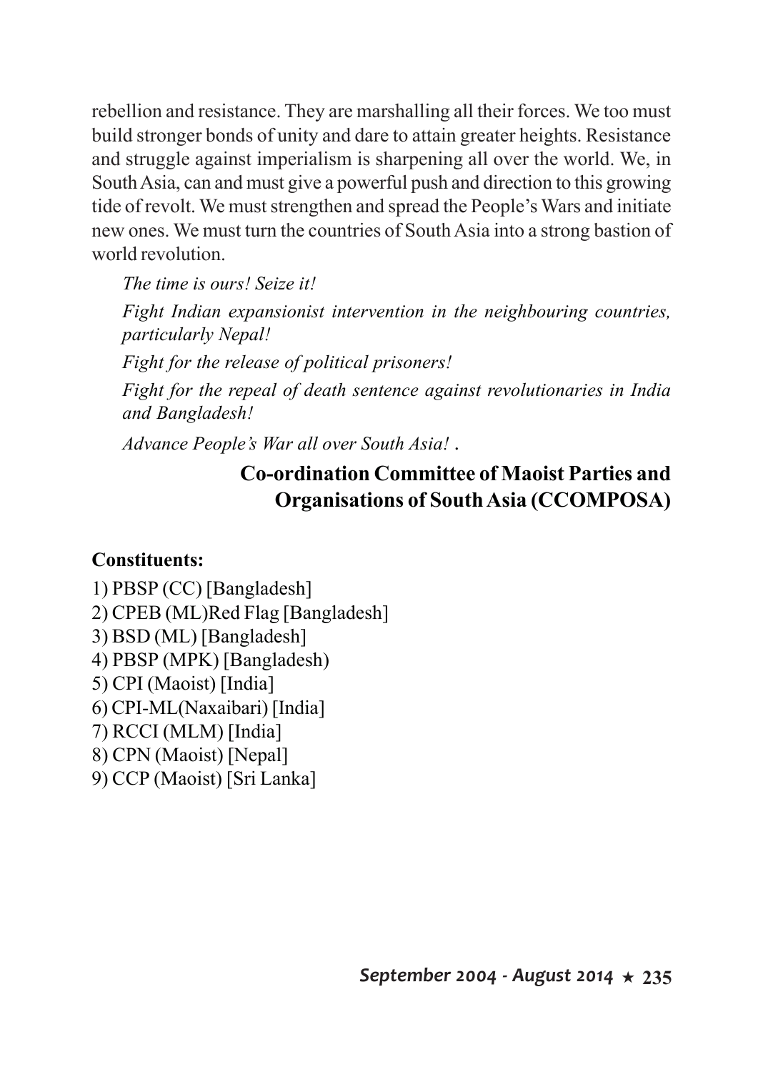rebellion and resistance. They are marshalling all their forces. We too must build stronger bonds of unity and dare to attain greater heights. Resistance and struggle against imperialism is sharpening all over the world. We, in South Asia, can and must give a powerful push and direction to this growing tide of revolt. We must strengthen and spread the People's Wars and initiate new ones. We must turn the countries of South Asia into a strong bastion of world revolution.

*The time is ours! Seize it!*

*Fight Indian expansionist intervention in the neighbouring countries, particularly Nepal!*

*Fight for the release of political prisoners!*

*Fight for the repeal of death sentence against revolutionaries in India and Bangladesh!*

*Advance People's War all over South Asia!* .

**Co-ordination Committee of Maoist Parties and Organisations of South Asia (CCOMPOSA)**

**Constituents:**

1) PBSP (CC) [Bangladesh]
2) CPEB (ML)Red Flag [Bangladesh]
3) BSD (ML) [Bangladesh]
4) PBSP (MPK) [Bangladesh)
5) CPI (Maoist) [India]
6) CPI-ML(Naxaibari) [India]
7) RCCI (MLM) [India]
8) CPN (Maoist) [Nepal]
9) CCP (Maoist) [Sri Lanka]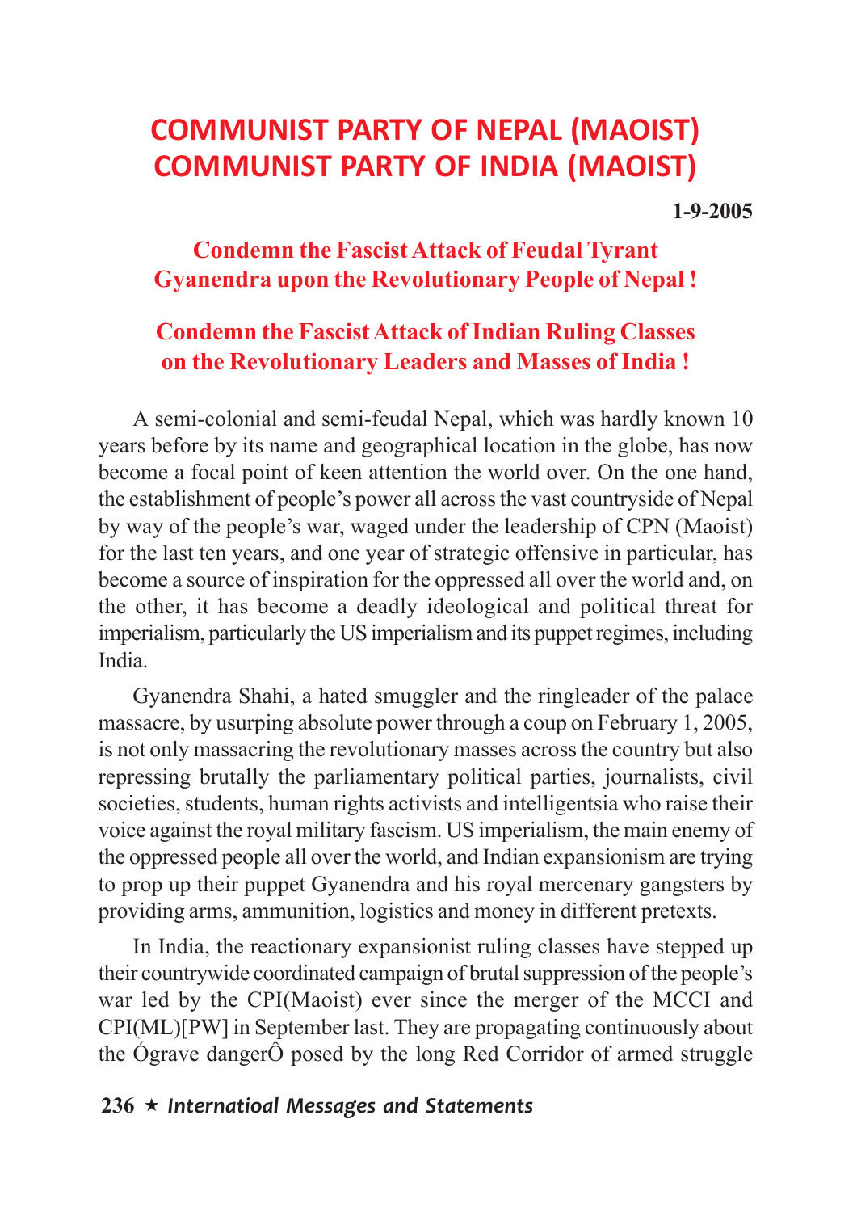# COMMUNIST PARTY OF NEPAL (MAOIST) COMMUNIST PARTY OF INDIA (MAOIST)

**1-9-2005**

## Condemn the Fascist Attack of Feudal Tyrant Gyanendra upon the Revolutionary People of Nepal !

## Condemn the Fascist Attack of Indian Ruling Classes on the Revolutionary Leaders and Masses of India !

A semi-colonial and semi-feudal Nepal, which was hardly known 10 years before by its name and geographical location in the globe, has now become a focal point of keen attention the world over. On the one hand, the establishment of people's power all across the vast countryside of Nepal by way of the people's war, waged under the leadership of CPN (Maoist) for the last ten years, and one year of strategic offensive in particular, has become a source of inspiration for the oppressed all over the world and, on the other, it has become a deadly ideological and political threat for imperialism, particularly the US imperialism and its puppet regimes, including India.

Gyanendra Shahi, a hated smuggler and the ringleader of the palace massacre, by usurping absolute power through a coup on February 1, 2005, is not only massacring the revolutionary masses across the country but also repressing brutally the parliamentary political parties, journalists, civil societies, students, human rights activists and intelligentsia who raise their voice against the royal military fascism. US imperialism, the main enemy of the oppressed people all over the world, and Indian expansionism are trying to prop up their puppet Gyanendra and his royal mercenary gangsters by providing arms, ammunition, logistics and money in different pretexts.

In India, the reactionary expansionist ruling classes have stepped up their countrywide coordinated campaign of brutal suppression of the people's war led by the CPI(Maoist) ever since the merger of the MCCI and CPI(ML)[PW] in September last. They are propagating continuously about the Ógrave dangerÔ posed by the long Red Corridor of armed struggle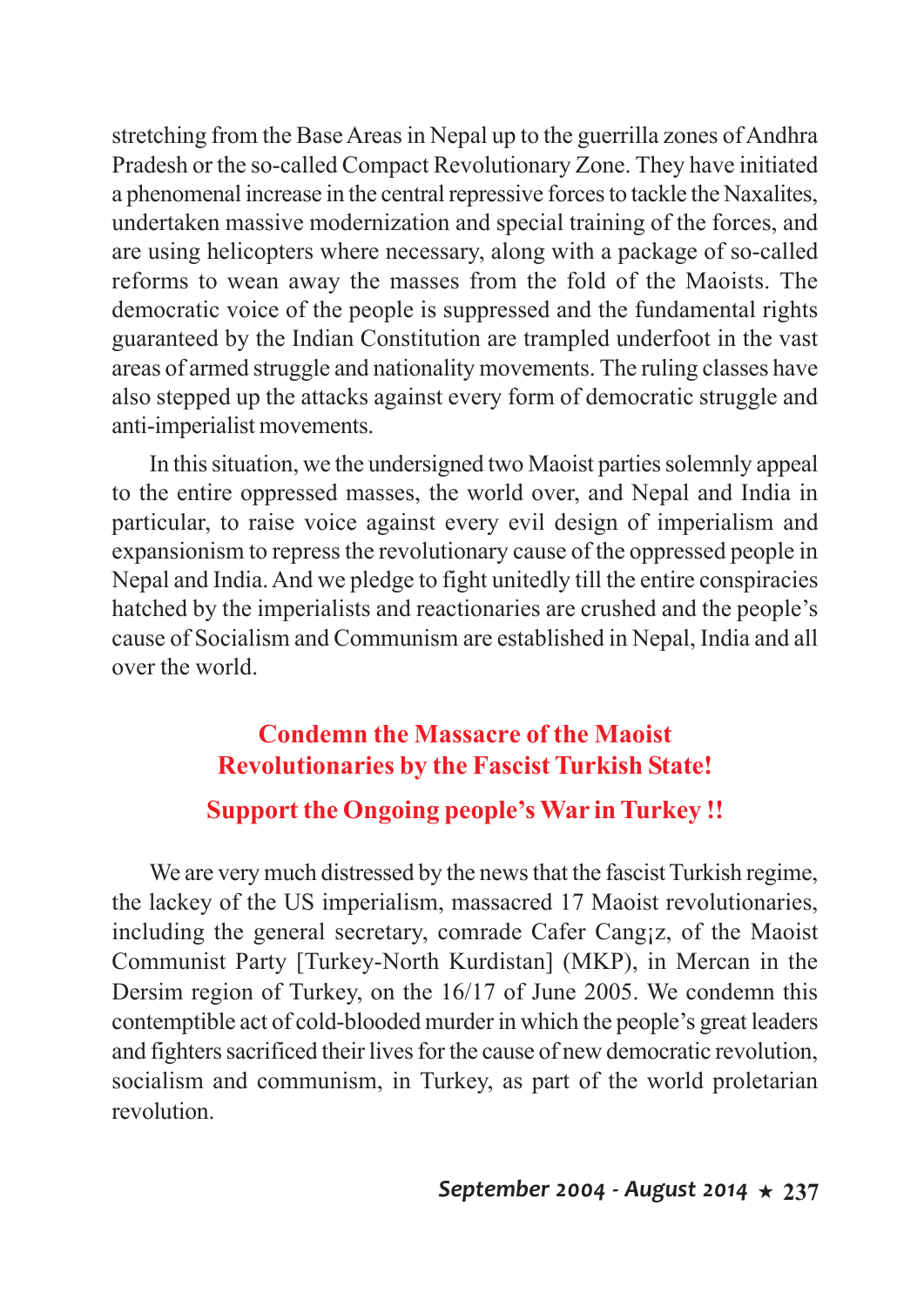stretching from the Base Areas in Nepal up to the guerrilla zones of Andhra Pradesh or the so-called Compact Revolutionary Zone. They have initiated a phenomenal increase in the central repressive forces to tackle the Naxalites, undertaken massive modernization and special training of the forces, and are using helicopters where necessary, along with a package of so-called reforms to wean away the masses from the fold of the Maoists. The democratic voice of the people is suppressed and the fundamental rights guaranteed by the Indian Constitution are trampled underfoot in the vast areas of armed struggle and nationality movements. The ruling classes have also stepped up the attacks against every form of democratic struggle and anti-imperialist movements.

In this situation, we the undersigned two Maoist parties solemnly appeal to the entire oppressed masses, the world over, and Nepal and India in particular, to raise voice against every evil design of imperialism and expansionism to repress the revolutionary cause of the oppressed people in Nepal and India. And we pledge to fight unitedly till the entire conspiracies hatched by the imperialists and reactionaries are crushed and the people's cause of Socialism and Communism are established in Nepal, India and all over the world.

## Condemn the Massacre of the Maoist Revolutionaries by the Fascist Turkish State!

## Support the Ongoing people's War in Turkey !!

We are very much distressed by the news that the fascist Turkish regime, the lackey of the US imperialism, massacred 17 Maoist revolutionaries, including the general secretary, comrade Cafer Cang¡z, of the Maoist Communist Party [Turkey-North Kurdistan] (MKP), in Mercan in the Dersim region of Turkey, on the 16/17 of June 2005. We condemn this contemptible act of cold-blooded murder in which the people's great leaders and fighters sacrificed their lives for the cause of new democratic revolution, socialism and communism, in Turkey, as part of the world proletarian revolution.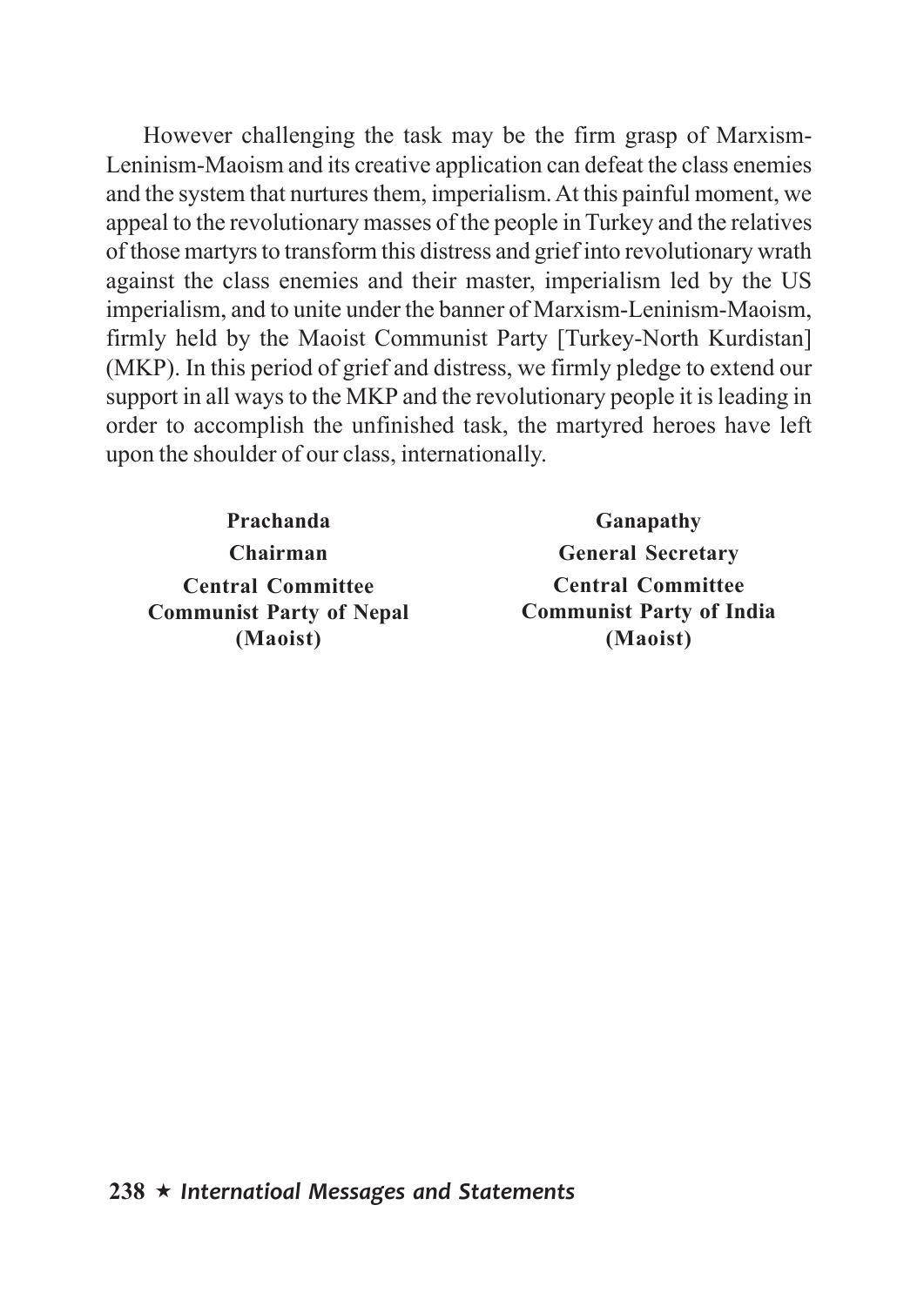However challenging the task may be the firm grasp of Marxism-Leninism-Maoism and its creative application can defeat the class enemies and the system that nurtures them, imperialism. At this painful moment, we appeal to the revolutionary masses of the people in Turkey and the relatives of those martyrs to transform this distress and grief into revolutionary wrath against the class enemies and their master, imperialism led by the US imperialism, and to unite under the banner of Marxism-Leninism-Maoism, firmly held by the Maoist Communist Party [Turkey-North Kurdistan] (MKP). In this period of grief and distress, we firmly pledge to extend our support in all ways to the MKP and the revolutionary people it is leading in order to accomplish the unfinished task, the martyred heroes have left upon the shoulder of our class, internationally.

| | |
|---|---|
| **Prachanda** | **Ganapathy** |
| **Chairman** | **General Secretary** |
| **Central Committee** | **Central Committee** |
| **Communist Party of Nepal (Maoist)** | **Communist Party of India (Maoist)** |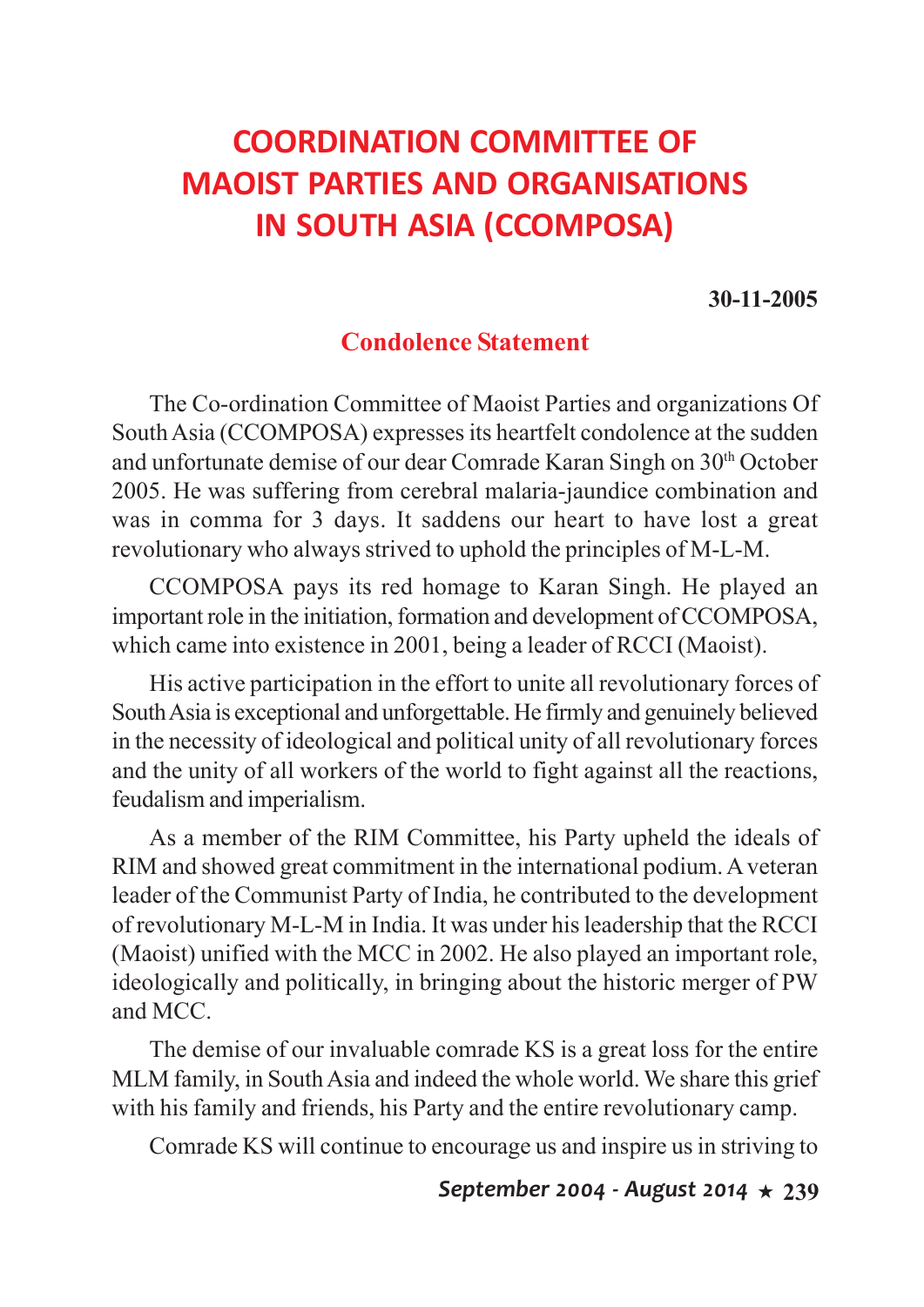# COORDINATION COMMITTEE OF MAOIST PARTIES AND ORGANISATIONS IN SOUTH ASIA (CCOMPOSA)

**30-11-2005**

## Condolence Statement

The Co-ordination Committee of Maoist Parties and organizations Of South Asia (CCOMPOSA) expresses its heartfelt condolence at the sudden and unfortunate demise of our dear Comrade Karan Singh on 30th October 2005. He was suffering from cerebral malaria-jaundice combination and was in comma for 3 days. It saddens our heart to have lost a great revolutionary who always strived to uphold the principles of M-L-M.

CCOMPOSA pays its red homage to Karan Singh. He played an important role in the initiation, formation and development of CCOMPOSA, which came into existence in 2001, being a leader of RCCI (Maoist).

His active participation in the effort to unite all revolutionary forces of South Asia is exceptional and unforgettable. He firmly and genuinely believed in the necessity of ideological and political unity of all revolutionary forces and the unity of all workers of the world to fight against all the reactions, feudalism and imperialism.

As a member of the RIM Committee, his Party upheld the ideals of RIM and showed great commitment in the international podium. A veteran leader of the Communist Party of India, he contributed to the development of revolutionary M-L-M in India. It was under his leadership that the RCCI (Maoist) unified with the MCC in 2002. He also played an important role, ideologically and politically, in bringing about the historic merger of PW and MCC.

The demise of our invaluable comrade KS is a great loss for the entire MLM family, in South Asia and indeed the whole world. We share this grief with his family and friends, his Party and the entire revolutionary camp.

Comrade KS will continue to encourage us and inspire us in striving to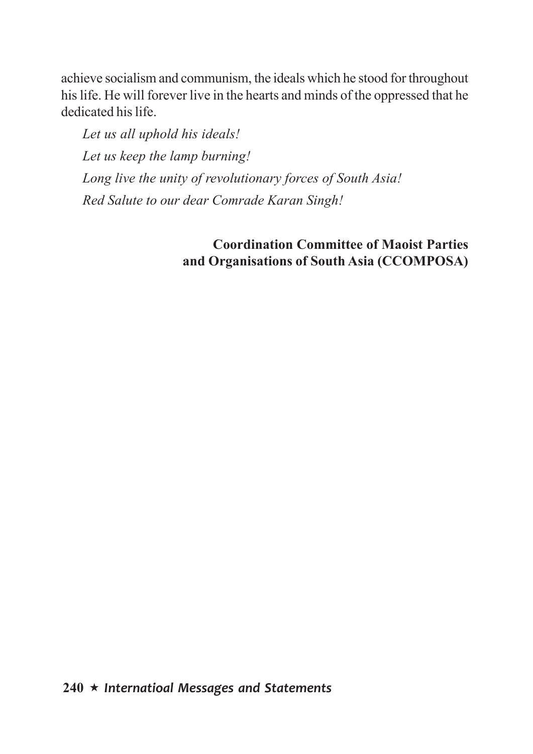achieve socialism and communism, the ideals which he stood for throughout his life. He will forever live in the hearts and minds of the oppressed that he dedicated his life.

*Let us all uphold his ideals!*

*Let us keep the lamp burning!*

*Long live the unity of revolutionary forces of South Asia!*

*Red Salute to our dear Comrade Karan Singh!*

**Coordination Committee of Maoist Parties and Organisations of South Asia (CCOMPOSA)**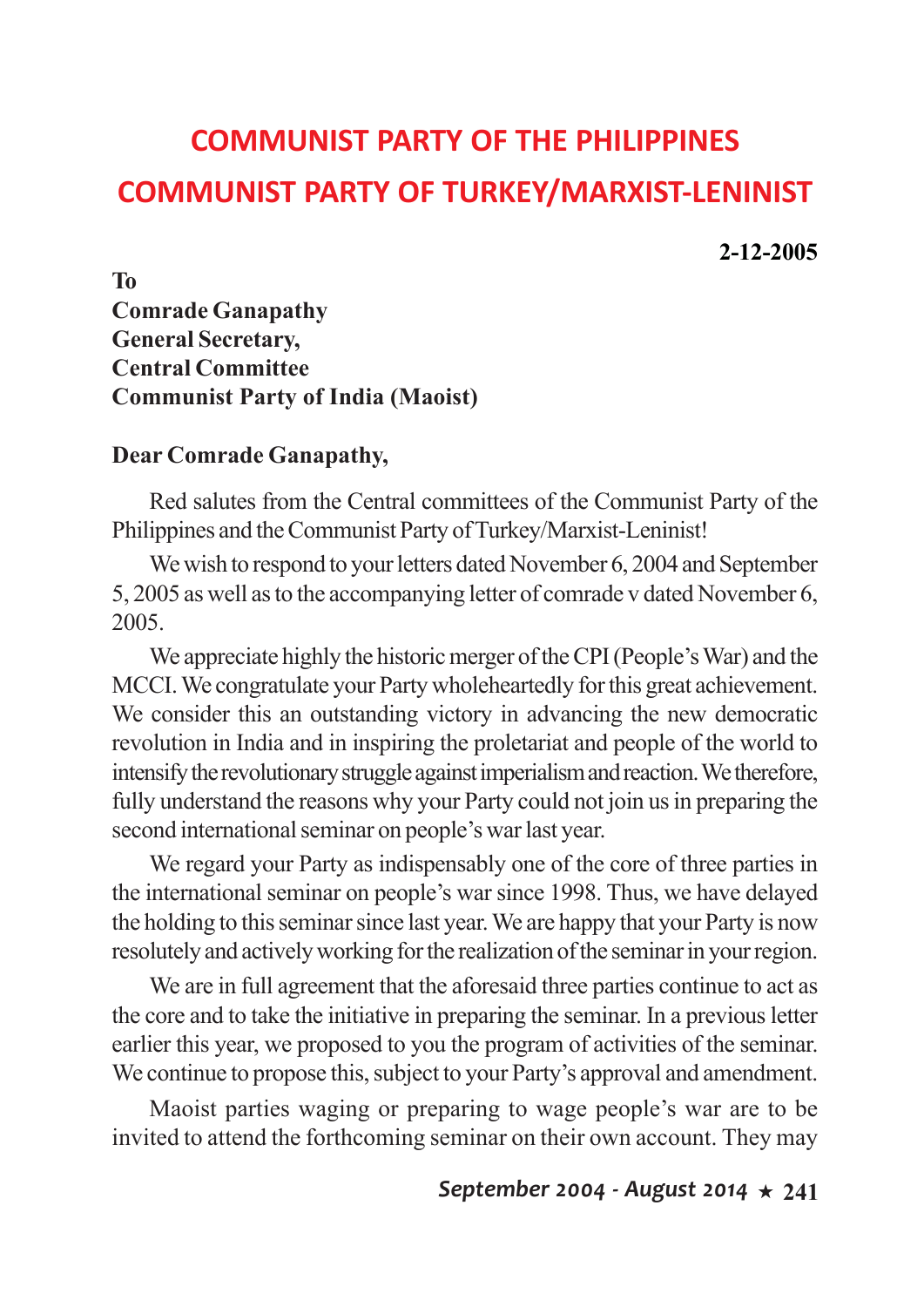# COMMUNIST PARTY OF THE PHILIPPINES
# COMMUNIST PARTY OF TURKEY/MARXIST-LENINIST

**2-12-2005**

**To**
**Comrade Ganapathy**
**General Secretary,**
**Central Committee**
**Communist Party of India (Maoist)**

**Dear Comrade Ganapathy,**

Red salutes from the Central committees of the Communist Party of the Philippines and the Communist Party of Turkey/Marxist-Leninist!

We wish to respond to your letters dated November 6, 2004 and September 5, 2005 as well as to the accompanying letter of comrade v dated November 6, 2005.

We appreciate highly the historic merger of the CPI (People's War) and the MCCI. We congratulate your Party wholeheartedly for this great achievement. We consider this an outstanding victory in advancing the new democratic revolution in India and in inspiring the proletariat and people of the world to intensify the revolutionary struggle against imperialism and reaction. We therefore, fully understand the reasons why your Party could not join us in preparing the second international seminar on people's war last year.

We regard your Party as indispensably one of the core of three parties in the international seminar on people's war since 1998. Thus, we have delayed the holding to this seminar since last year. We are happy that your Party is now resolutely and actively working for the realization of the seminar in your region.

We are in full agreement that the aforesaid three parties continue to act as the core and to take the initiative in preparing the seminar. In a previous letter earlier this year, we proposed to you the program of activities of the seminar. We continue to propose this, subject to your Party's approval and amendment.

Maoist parties waging or preparing to wage people's war are to be invited to attend the forthcoming seminar on their own account. They may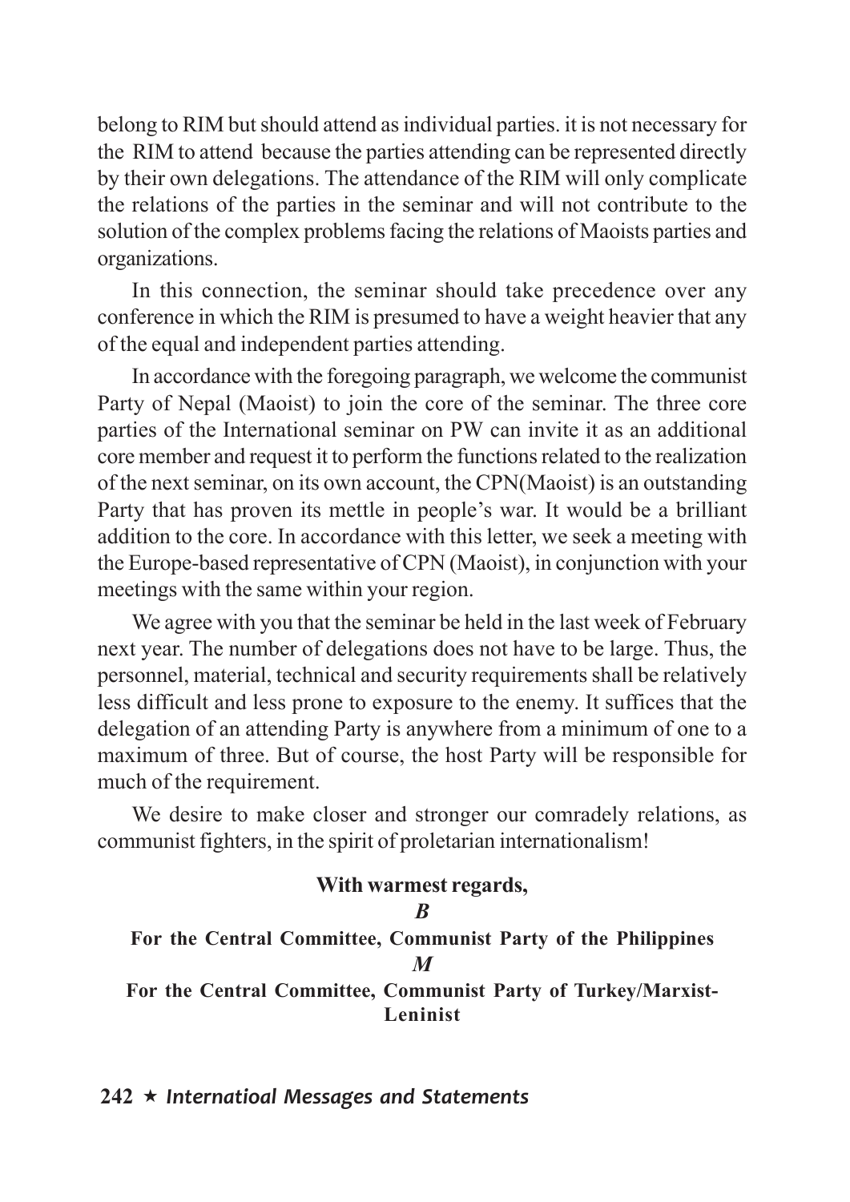belong to RIM but should attend as individual parties. it is not necessary for the RIM to attend because the parties attending can be represented directly by their own delegations. The attendance of the RIM will only complicate the relations of the parties in the seminar and will not contribute to the solution of the complex problems facing the relations of Maoists parties and organizations.

In this connection, the seminar should take precedence over any conference in which the RIM is presumed to have a weight heavier that any of the equal and independent parties attending.

In accordance with the foregoing paragraph, we welcome the communist Party of Nepal (Maoist) to join the core of the seminar. The three core parties of the International seminar on PW can invite it as an additional core member and request it to perform the functions related to the realization of the next seminar, on its own account, the CPN(Maoist) is an outstanding Party that has proven its mettle in people's war. It would be a brilliant addition to the core. In accordance with this letter, we seek a meeting with the Europe-based representative of CPN (Maoist), in conjunction with your meetings with the same within your region.

We agree with you that the seminar be held in the last week of February next year. The number of delegations does not have to be large. Thus, the personnel, material, technical and security requirements shall be relatively less difficult and less prone to exposure to the enemy. It suffices that the delegation of an attending Party is anywhere from a minimum of one to a maximum of three. But of course, the host Party will be responsible for much of the requirement.

We desire to make closer and stronger our comradely relations, as communist fighters, in the spirit of proletarian internationalism!

**With warmest regards,**

***B***

**For the Central Committee, Communist Party of the Philippines**

***M***

**For the Central Committee, Communist Party of Turkey/Marxist-Leninist**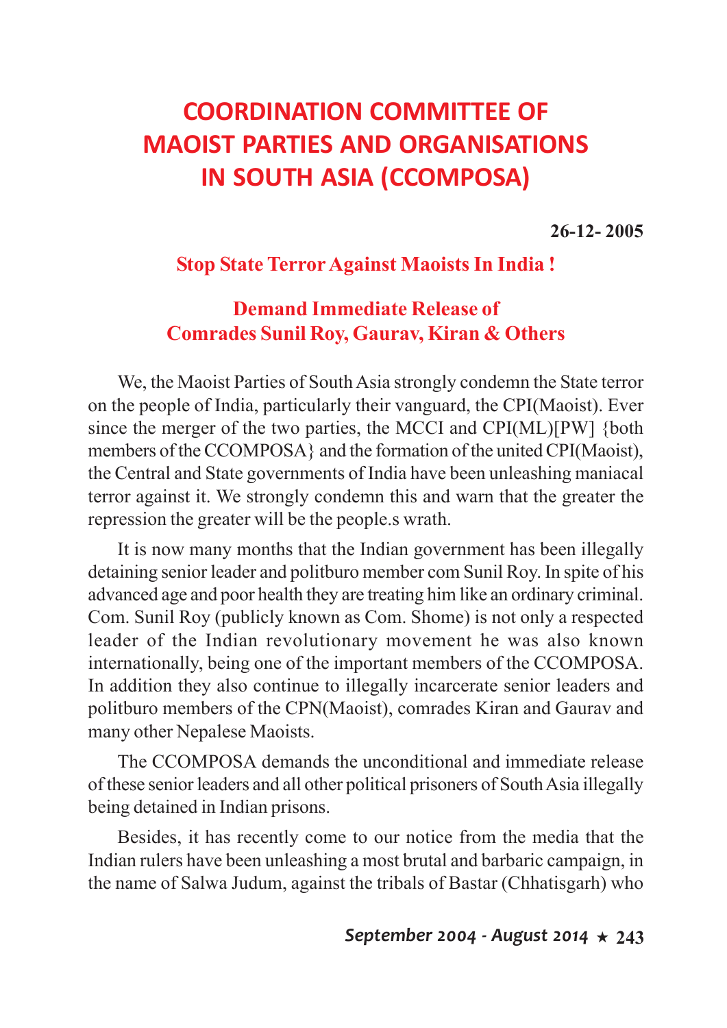# COORDINATION COMMITTEE OF MAOIST PARTIES AND ORGANISATIONS IN SOUTH ASIA (CCOMPOSA)

**26-12- 2005**

## Stop State Terror Against Maoists In India !

## Demand Immediate Release of Comrades Sunil Roy, Gaurav, Kiran & Others

We, the Maoist Parties of South Asia strongly condemn the State terror on the people of India, particularly their vanguard, the CPI(Maoist). Ever since the merger of the two parties, the MCCI and CPI(ML)[PW] {both members of the CCOMPOSA} and the formation of the united CPI(Maoist), the Central and State governments of India have been unleashing maniacal terror against it. We strongly condemn this and warn that the greater the repression the greater will be the people.s wrath.

It is now many months that the Indian government has been illegally detaining senior leader and politburo member com Sunil Roy. In spite of his advanced age and poor health they are treating him like an ordinary criminal. Com. Sunil Roy (publicly known as Com. Shome) is not only a respected leader of the Indian revolutionary movement he was also known internationally, being one of the important members of the CCOMPOSA. In addition they also continue to illegally incarcerate senior leaders and politburo members of the CPN(Maoist), comrades Kiran and Gaurav and many other Nepalese Maoists.

The CCOMPOSA demands the unconditional and immediate release of these senior leaders and all other political prisoners of South Asia illegally being detained in Indian prisons.

Besides, it has recently come to our notice from the media that the Indian rulers have been unleashing a most brutal and barbaric campaign, in the name of Salwa Judum, against the tribals of Bastar (Chhatisgarh) who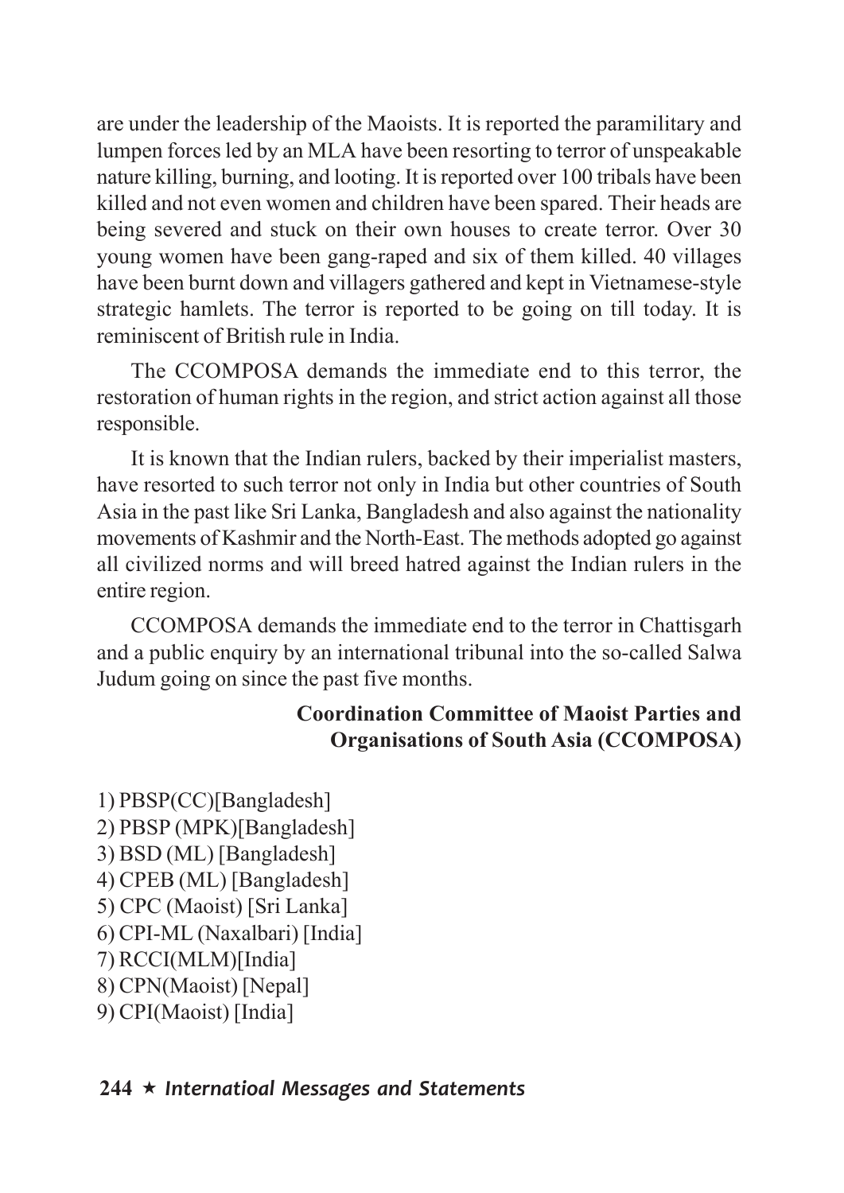are under the leadership of the Maoists. It is reported the paramilitary and lumpen forces led by an MLA have been resorting to terror of unspeakable nature killing, burning, and looting. It is reported over 100 tribals have been killed and not even women and children have been spared. Their heads are being severed and stuck on their own houses to create terror. Over 30 young women have been gang-raped and six of them killed. 40 villages have been burnt down and villagers gathered and kept in Vietnamese-style strategic hamlets. The terror is reported to be going on till today. It is reminiscent of British rule in India.

The CCOMPOSA demands the immediate end to this terror, the restoration of human rights in the region, and strict action against all those responsible.

It is known that the Indian rulers, backed by their imperialist masters, have resorted to such terror not only in India but other countries of South Asia in the past like Sri Lanka, Bangladesh and also against the nationality movements of Kashmir and the North-East. The methods adopted go against all civilized norms and will breed hatred against the Indian rulers in the entire region.

CCOMPOSA demands the immediate end to the terror in Chattisgarh and a public enquiry by an international tribunal into the so-called Salwa Judum going on since the past five months.

**Coordination Committee of Maoist Parties and Organisations of South Asia (CCOMPOSA)**

1) PBSP(CC)[Bangladesh]
2) PBSP (MPK)[Bangladesh]
3) BSD (ML) [Bangladesh]
4) CPEB (ML) [Bangladesh]
5) CPC (Maoist) [Sri Lanka]
6) CPI-ML (Naxalbari) [India]
7) RCCI(MLM)[India]
8) CPN(Maoist) [Nepal]
9) CPI(Maoist) [India]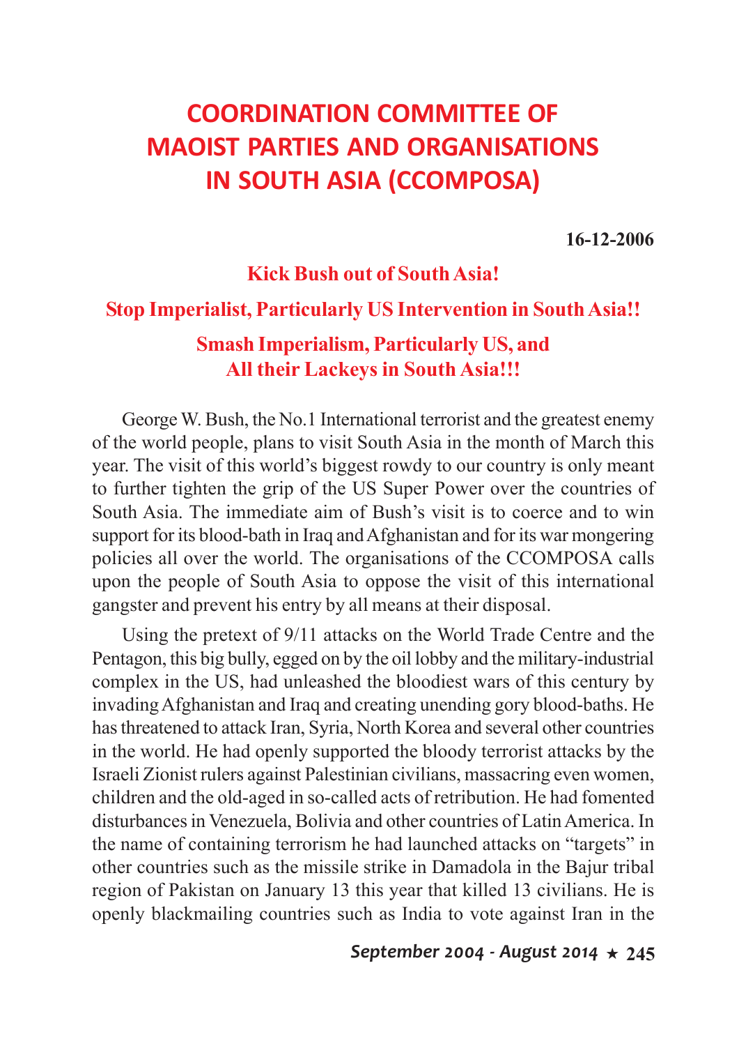# COORDINATION COMMITTEE OF MAOIST PARTIES AND ORGANISATIONS IN SOUTH ASIA (CCOMPOSA)

**16-12-2006**

## Kick Bush out of South Asia!

## Stop Imperialist, Particularly US Intervention in South Asia!!

## Smash Imperialism, Particularly US, and All their Lackeys in South Asia!!!

George W. Bush, the No.1 International terrorist and the greatest enemy of the world people, plans to visit South Asia in the month of March this year. The visit of this world's biggest rowdy to our country is only meant to further tighten the grip of the US Super Power over the countries of South Asia. The immediate aim of Bush's visit is to coerce and to win support for its blood-bath in Iraq and Afghanistan and for its war mongering policies all over the world. The organisations of the CCOMPOSA calls upon the people of South Asia to oppose the visit of this international gangster and prevent his entry by all means at their disposal.

Using the pretext of 9/11 attacks on the World Trade Centre and the Pentagon, this big bully, egged on by the oil lobby and the military-industrial complex in the US, had unleashed the bloodiest wars of this century by invading Afghanistan and Iraq and creating unending gory blood-baths. He has threatened to attack Iran, Syria, North Korea and several other countries in the world. He had openly supported the bloody terrorist attacks by the Israeli Zionist rulers against Palestinian civilians, massacring even women, children and the old-aged in so-called acts of retribution. He had fomented disturbances in Venezuela, Bolivia and other countries of Latin America. In the name of containing terrorism he had launched attacks on "targets" in other countries such as the missile strike in Damadola in the Bajur tribal region of Pakistan on January 13 this year that killed 13 civilians. He is openly blackmailing countries such as India to vote against Iran in the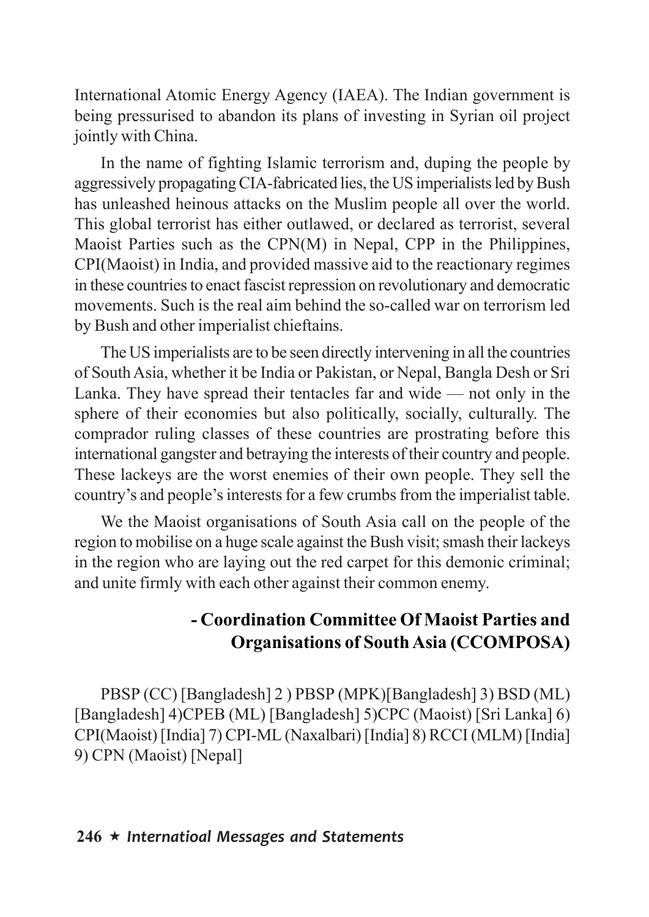International Atomic Energy Agency (IAEA). The Indian government is being pressurised to abandon its plans of investing in Syrian oil project jointly with China.

In the name of fighting Islamic terrorism and, duping the people by aggressively propagating CIA-fabricated lies, the US imperialists led by Bush has unleashed heinous attacks on the Muslim people all over the world. This global terrorist has either outlawed, or declared as terrorist, several Maoist Parties such as the CPN(M) in Nepal, CPP in the Philippines, CPI(Maoist) in India, and provided massive aid to the reactionary regimes in these countries to enact fascist repression on revolutionary and democratic movements. Such is the real aim behind the so-called war on terrorism led by Bush and other imperialist chieftains.

The US imperialists are to be seen directly intervening in all the countries of South Asia, whether it be India or Pakistan, or Nepal, Bangla Desh or Sri Lanka. They have spread their tentacles far and wide — not only in the sphere of their economies but also politically, socially, culturally. The comprador ruling classes of these countries are prostrating before this international gangster and betraying the interests of their country and people. These lackeys are the worst enemies of their own people. They sell the country's and people's interests for a few crumbs from the imperialist table.

We the Maoist organisations of South Asia call on the people of the region to mobilise on a huge scale against the Bush visit; smash their lackeys in the region who are laying out the red carpet for this demonic criminal; and unite firmly with each other against their common enemy.

**- Coordination Committee Of Maoist Parties and Organisations of South Asia (CCOMPOSA)**

PBSP (CC) [Bangladesh] 2 ) PBSP (MPK)[Bangladesh] 3) BSD (ML) [Bangladesh] 4)CPEB (ML) [Bangladesh] 5)CPC (Maoist) [Sri Lanka] 6) CPI(Maoist) [India] 7) CPI-ML (Naxalbari) [India] 8) RCCI (MLM) [India] 9) CPN (Maoist) [Nepal]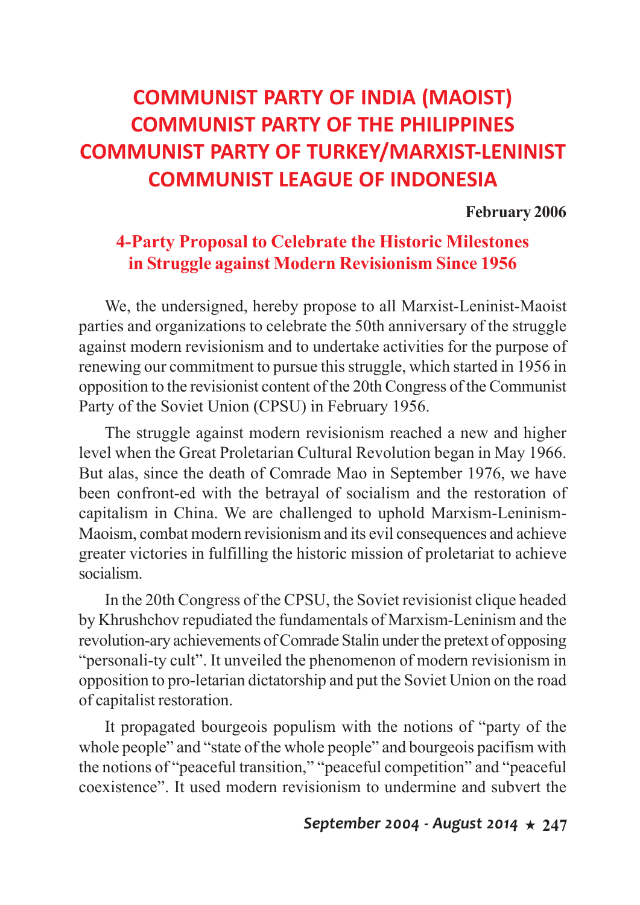# COMMUNIST PARTY OF INDIA (MAOIST)
# COMMUNIST PARTY OF THE PHILIPPINES
# COMMUNIST PARTY OF TURKEY/MARXIST-LENINIST
# COMMUNIST LEAGUE OF INDONESIA

**February 2006**

## 4-Party Proposal to Celebrate the Historic Milestones in Struggle against Modern Revisionism Since 1956

We, the undersigned, hereby propose to all Marxist-Leninist-Maoist parties and organizations to celebrate the 50th anniversary of the struggle against modern revisionism and to undertake activities for the purpose of renewing our commitment to pursue this struggle, which started in 1956 in opposition to the revisionist content of the 20th Congress of the Communist Party of the Soviet Union (CPSU) in February 1956.

The struggle against modern revisionism reached a new and higher level when the Great Proletarian Cultural Revolution began in May 1966. But alas, since the death of Comrade Mao in September 1976, we have been confront-ed with the betrayal of socialism and the restoration of capitalism in China. We are challenged to uphold Marxism-Leninism-Maoism, combat modern revisionism and its evil consequences and achieve greater victories in fulfilling the historic mission of proletariat to achieve socialism.

In the 20th Congress of the CPSU, the Soviet revisionist clique headed by Khrushchov repudiated the fundamentals of Marxism-Leninism and the revolution-ary achievements of Comrade Stalin under the pretext of opposing "personali-ty cult". It unveiled the phenomenon of modern revisionism in opposition to pro-letarian dictatorship and put the Soviet Union on the road of capitalist restoration.

It propagated bourgeois populism with the notions of "party of the whole people" and "state of the whole people" and bourgeois pacifism with the notions of "peaceful transition," "peaceful competition" and "peaceful coexistence". It used modern revisionism to undermine and subvert the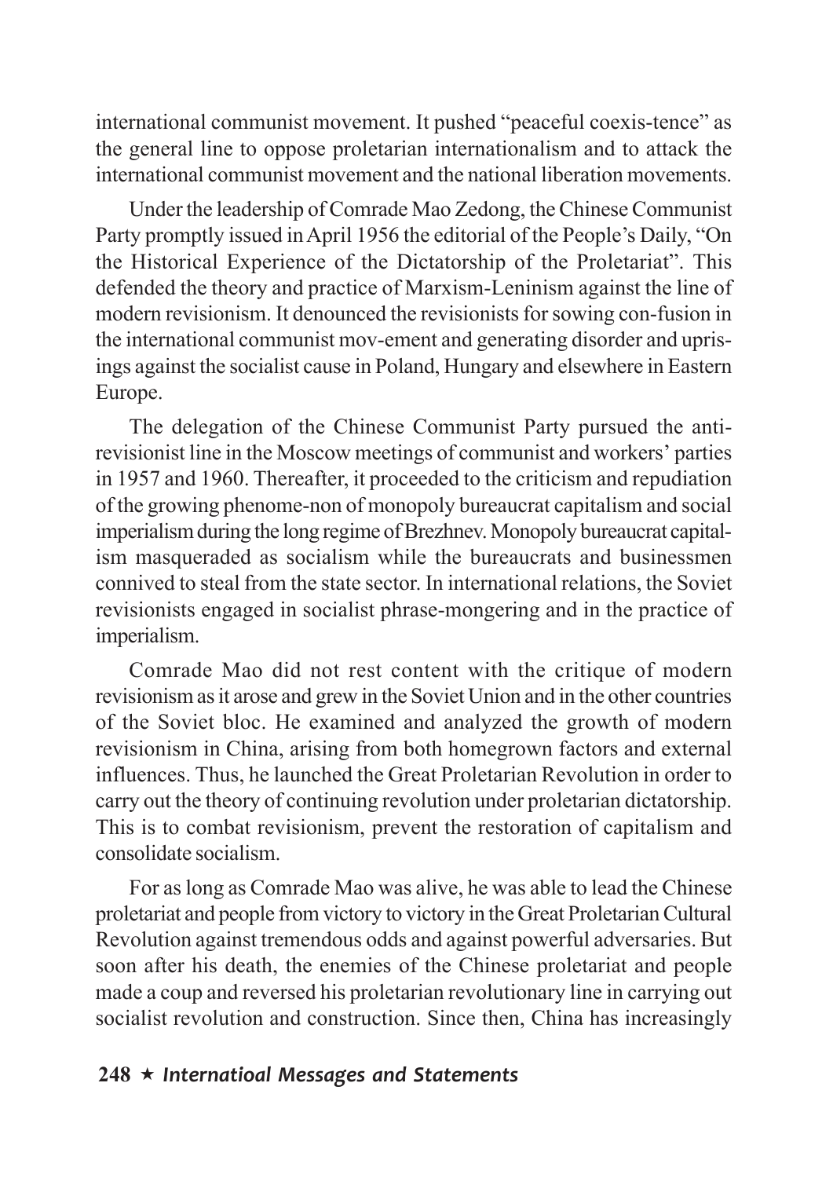international communist movement. It pushed "peaceful coexis-tence" as the general line to oppose proletarian internationalism and to attack the international communist movement and the national liberation movements.

Under the leadership of Comrade Mao Zedong, the Chinese Communist Party promptly issued in April 1956 the editorial of the People's Daily, "On the Historical Experience of the Dictatorship of the Proletariat". This defended the theory and practice of Marxism-Leninism against the line of modern revisionism. It denounced the revisionists for sowing con-fusion in the international communist mov-ement and generating disorder and uprisings against the socialist cause in Poland, Hungary and elsewhere in Eastern Europe.

The delegation of the Chinese Communist Party pursued the anti-revisionist line in the Moscow meetings of communist and workers' parties in 1957 and 1960. Thereafter, it proceeded to the criticism and repudiation of the growing phenome-non of monopoly bureaucrat capitalism and social imperialism during the long regime of Brezhnev. Monopoly bureaucrat capitalism masqueraded as socialism while the bureaucrats and businessmen connived to steal from the state sector. In international relations, the Soviet revisionists engaged in socialist phrase-mongering and in the practice of imperialism.

Comrade Mao did not rest content with the critique of modern revisionism as it arose and grew in the Soviet Union and in the other countries of the Soviet bloc. He examined and analyzed the growth of modern revisionism in China, arising from both homegrown factors and external influences. Thus, he launched the Great Proletarian Revolution in order to carry out the theory of continuing revolution under proletarian dictatorship. This is to combat revisionism, prevent the restoration of capitalism and consolidate socialism.

For as long as Comrade Mao was alive, he was able to lead the Chinese proletariat and people from victory to victory in the Great Proletarian Cultural Revolution against tremendous odds and against powerful adversaries. But soon after his death, the enemies of the Chinese proletariat and people made a coup and reversed his proletarian revolutionary line in carrying out socialist revolution and construction. Since then, China has increasingly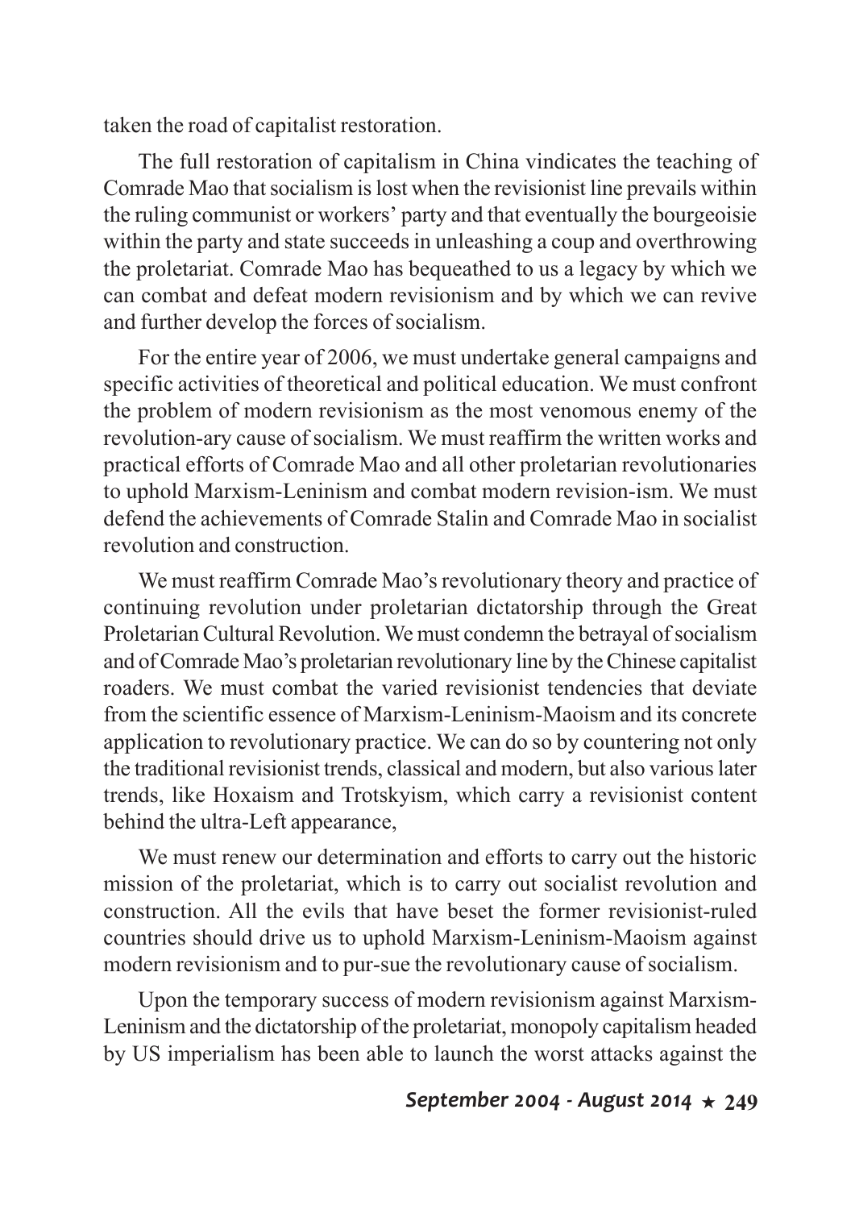taken the road of capitalist restoration.

The full restoration of capitalism in China vindicates the teaching of Comrade Mao that socialism is lost when the revisionist line prevails within the ruling communist or workers' party and that eventually the bourgeoisie within the party and state succeeds in unleashing a coup and overthrowing the proletariat. Comrade Mao has bequeathed to us a legacy by which we can combat and defeat modern revisionism and by which we can revive and further develop the forces of socialism.

For the entire year of 2006, we must undertake general campaigns and specific activities of theoretical and political education. We must confront the problem of modern revisionism as the most venomous enemy of the revolution-ary cause of socialism. We must reaffirm the written works and practical efforts of Comrade Mao and all other proletarian revolutionaries to uphold Marxism-Leninism and combat modern revision-ism. We must defend the achievements of Comrade Stalin and Comrade Mao in socialist revolution and construction.

We must reaffirm Comrade Mao's revolutionary theory and practice of continuing revolution under proletarian dictatorship through the Great Proletarian Cultural Revolution. We must condemn the betrayal of socialism and of Comrade Mao's proletarian revolutionary line by the Chinese capitalist roaders. We must combat the varied revisionist tendencies that deviate from the scientific essence of Marxism-Leninism-Maoism and its concrete application to revolutionary practice. We can do so by countering not only the traditional revisionist trends, classical and modern, but also various later trends, like Hoxaism and Trotskyism, which carry a revisionist content behind the ultra-Left appearance,

We must renew our determination and efforts to carry out the historic mission of the proletariat, which is to carry out socialist revolution and construction. All the evils that have beset the former revisionist-ruled countries should drive us to uphold Marxism-Leninism-Maoism against modern revisionism and to pur-sue the revolutionary cause of socialism.

Upon the temporary success of modern revisionism against Marxism-Leninism and the dictatorship of the proletariat, monopoly capitalism headed by US imperialism has been able to launch the worst attacks against the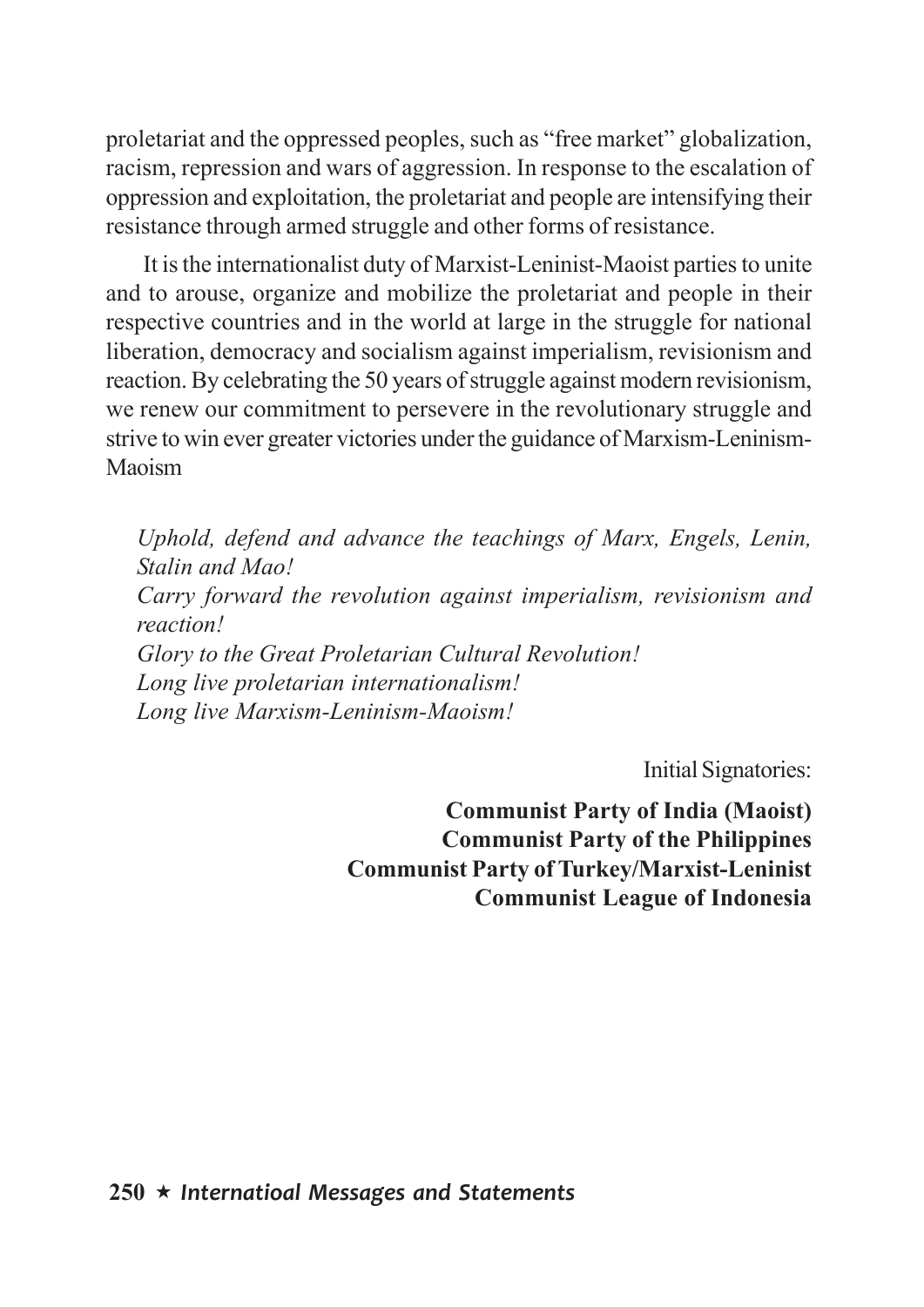proletariat and the oppressed peoples, such as "free market" globalization, racism, repression and wars of aggression. In response to the escalation of oppression and exploitation, the proletariat and people are intensifying their resistance through armed struggle and other forms of resistance.

It is the internationalist duty of Marxist-Leninist-Maoist parties to unite and to arouse, organize and mobilize the proletariat and people in their respective countries and in the world at large in the struggle for national liberation, democracy and socialism against imperialism, revisionism and reaction. By celebrating the 50 years of struggle against modern revisionism, we renew our commitment to persevere in the revolutionary struggle and strive to win ever greater victories under the guidance of Marxism-Leninism-Maoism

*Uphold, defend and advance the teachings of Marx, Engels, Lenin, Stalin and Mao!*
*Carry forward the revolution against imperialism, revisionism and reaction!*
*Glory to the Great Proletarian Cultural Revolution!*
*Long live proletarian internationalism!*
*Long live Marxism-Leninism-Maoism!*

Initial Signatories:

**Communist Party of India (Maoist)**
**Communist Party of the Philippines**
**Communist Party of Turkey/Marxist-Leninist**
**Communist League of Indonesia**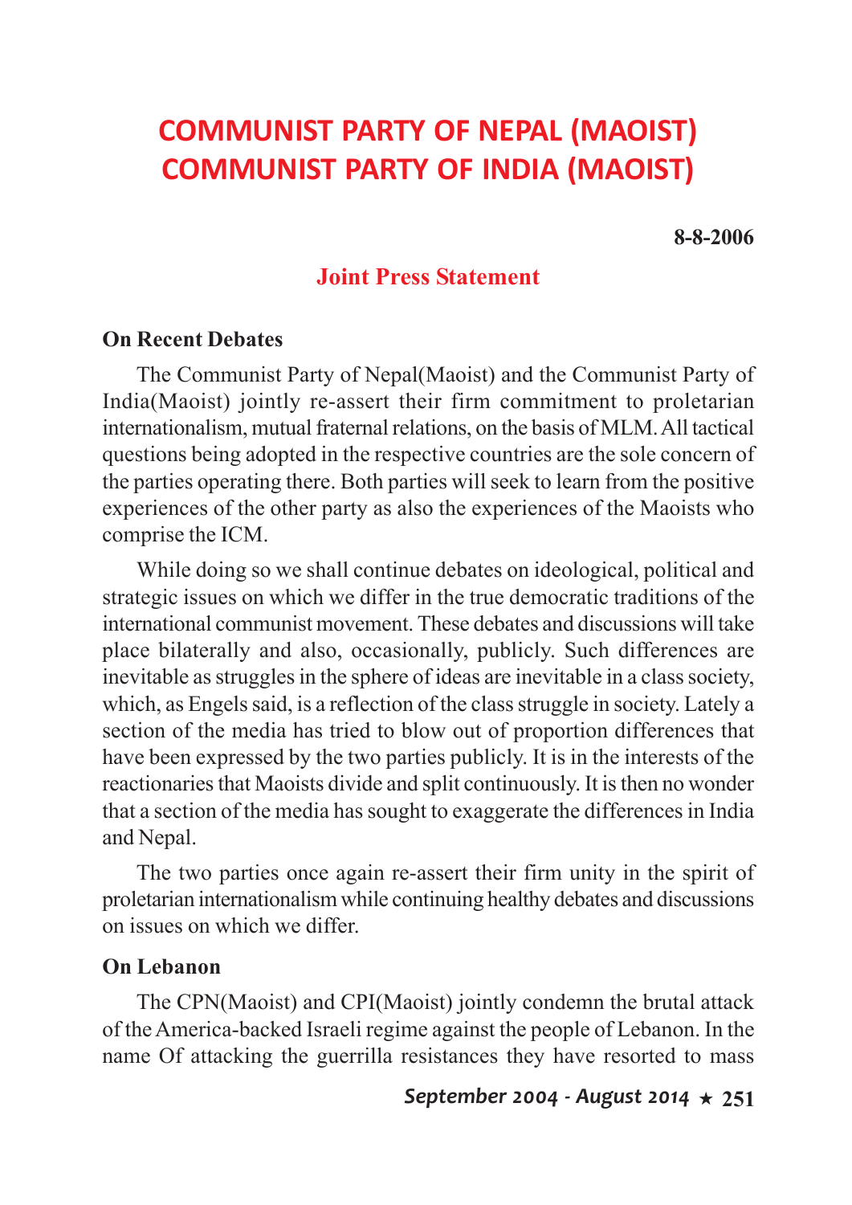# COMMUNIST PARTY OF NEPAL (MAOIST)
# COMMUNIST PARTY OF INDIA (MAOIST)

**8-8-2006**

## Joint Press Statement

### On Recent Debates

The Communist Party of Nepal(Maoist) and the Communist Party of India(Maoist) jointly re-assert their firm commitment to proletarian internationalism, mutual fraternal relations, on the basis of MLM. All tactical questions being adopted in the respective countries are the sole concern of the parties operating there. Both parties will seek to learn from the positive experiences of the other party as also the experiences of the Maoists who comprise the ICM.

While doing so we shall continue debates on ideological, political and strategic issues on which we differ in the true democratic traditions of the international communist movement. These debates and discussions will take place bilaterally and also, occasionally, publicly. Such differences are inevitable as struggles in the sphere of ideas are inevitable in a class society, which, as Engels said, is a reflection of the class struggle in society. Lately a section of the media has tried to blow out of proportion differences that have been expressed by the two parties publicly. It is in the interests of the reactionaries that Maoists divide and split continuously. It is then no wonder that a section of the media has sought to exaggerate the differences in India and Nepal.

The two parties once again re-assert their firm unity in the spirit of proletarian internationalism while continuing healthy debates and discussions on issues on which we differ.

### On Lebanon

The CPN(Maoist) and CPI(Maoist) jointly condemn the brutal attack of the America-backed Israeli regime against the people of Lebanon. In the name Of attacking the guerrilla resistances they have resorted to mass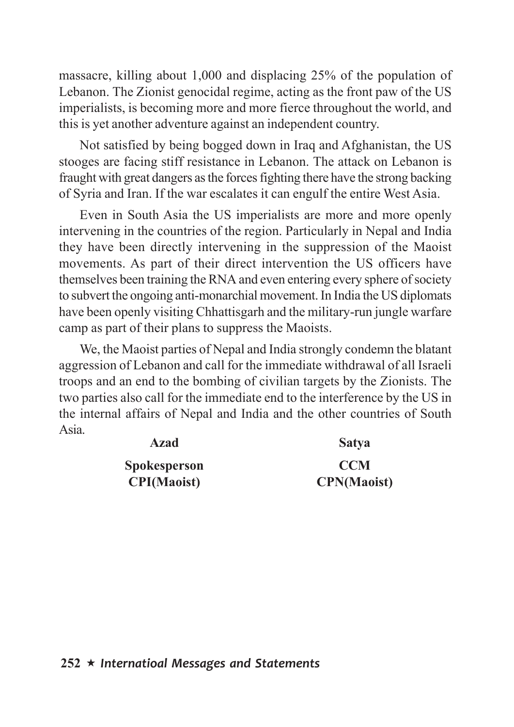massacre, killing about 1,000 and displacing 25% of the population of Lebanon. The Zionist genocidal regime, acting as the front paw of the US imperialists, is becoming more and more fierce throughout the world, and this is yet another adventure against an independent country.

Not satisfied by being bogged down in Iraq and Afghanistan, the US stooges are facing stiff resistance in Lebanon. The attack on Lebanon is fraught with great dangers as the forces fighting there have the strong backing of Syria and Iran. If the war escalates it can engulf the entire West Asia.

Even in South Asia the US imperialists are more and more openly intervening in the countries of the region. Particularly in Nepal and India they have been directly intervening in the suppression of the Maoist movements. As part of their direct intervention the US officers have themselves been training the RNA and even entering every sphere of society to subvert the ongoing anti-monarchial movement. In India the US diplomats have been openly visiting Chhattisgarh and the military-run jungle warfare camp as part of their plans to suppress the Maoists.

We, the Maoist parties of Nepal and India strongly condemn the blatant aggression of Lebanon and call for the immediate withdrawal of all Israeli troops and an end to the bombing of civilian targets by the Zionists. The two parties also call for the immediate end to the interference by the US in the internal affairs of Nepal and India and the other countries of South Asia.

| **Azad** | **Satya** |
|---|---|
| **Spokesperson** | **CCM** |
| **CPI(Maoist)** | **CPN(Maoist)** |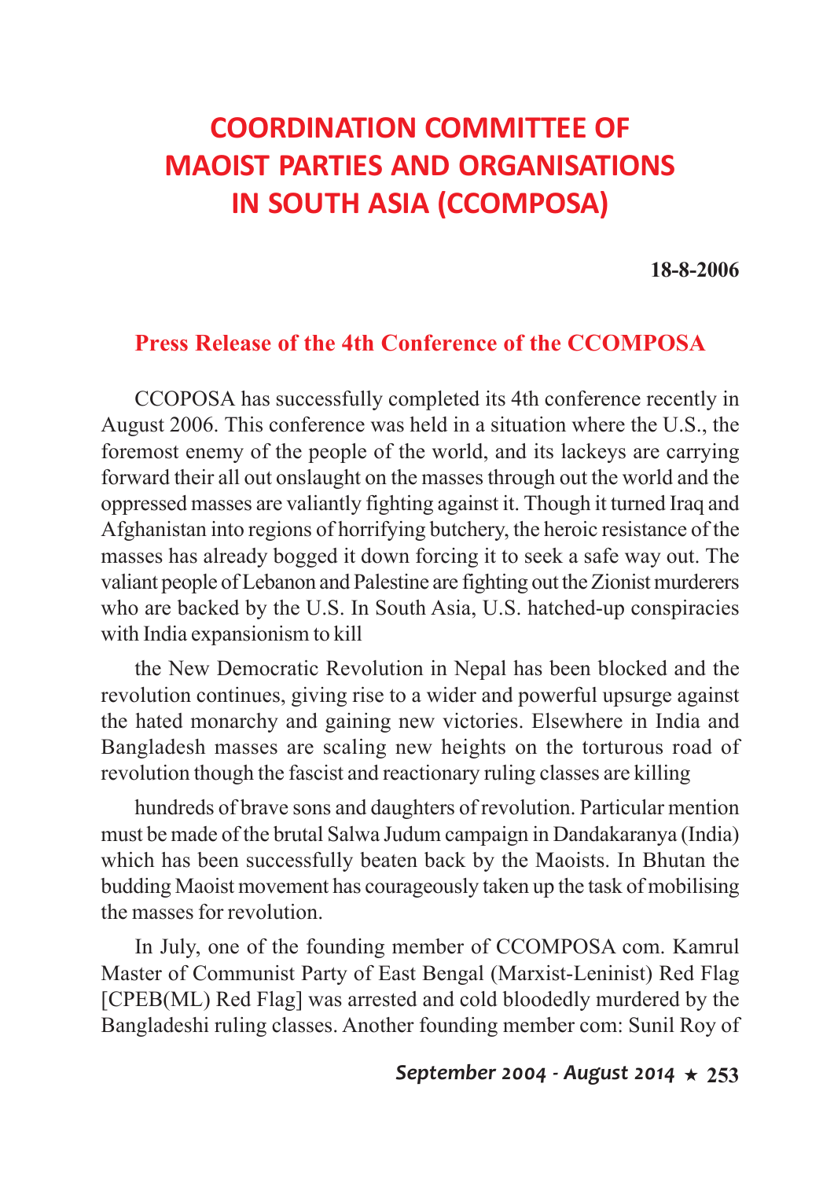# COORDINATION COMMITTEE OF MAOIST PARTIES AND ORGANISATIONS IN SOUTH ASIA (CCOMPOSA)

**18-8-2006**

## Press Release of the 4th Conference of the CCOMPOSA

CCOPOSA has successfully completed its 4th conference recently in August 2006. This conference was held in a situation where the U.S., the foremost enemy of the people of the world, and its lackeys are carrying forward their all out onslaught on the masses through out the world and the oppressed masses are valiantly fighting against it. Though it turned Iraq and Afghanistan into regions of horrifying butchery, the heroic resistance of the masses has already bogged it down forcing it to seek a safe way out. The valiant people of Lebanon and Palestine are fighting out the Zionist murderers who are backed by the U.S. In South Asia, U.S. hatched-up conspiracies with India expansionism to kill

the New Democratic Revolution in Nepal has been blocked and the revolution continues, giving rise to a wider and powerful upsurge against the hated monarchy and gaining new victories. Elsewhere in India and Bangladesh masses are scaling new heights on the torturous road of revolution though the fascist and reactionary ruling classes are killing

hundreds of brave sons and daughters of revolution. Particular mention must be made of the brutal Salwa Judum campaign in Dandakaranya (India) which has been successfully beaten back by the Maoists. In Bhutan the budding Maoist movement has courageously taken up the task of mobilising the masses for revolution.

In July, one of the founding member of CCOMPOSA com. Kamrul Master of Communist Party of East Bengal (Marxist-Leninist) Red Flag [CPEB(ML) Red Flag] was arrested and cold bloodedly murdered by the Bangladeshi ruling classes. Another founding member com: Sunil Roy of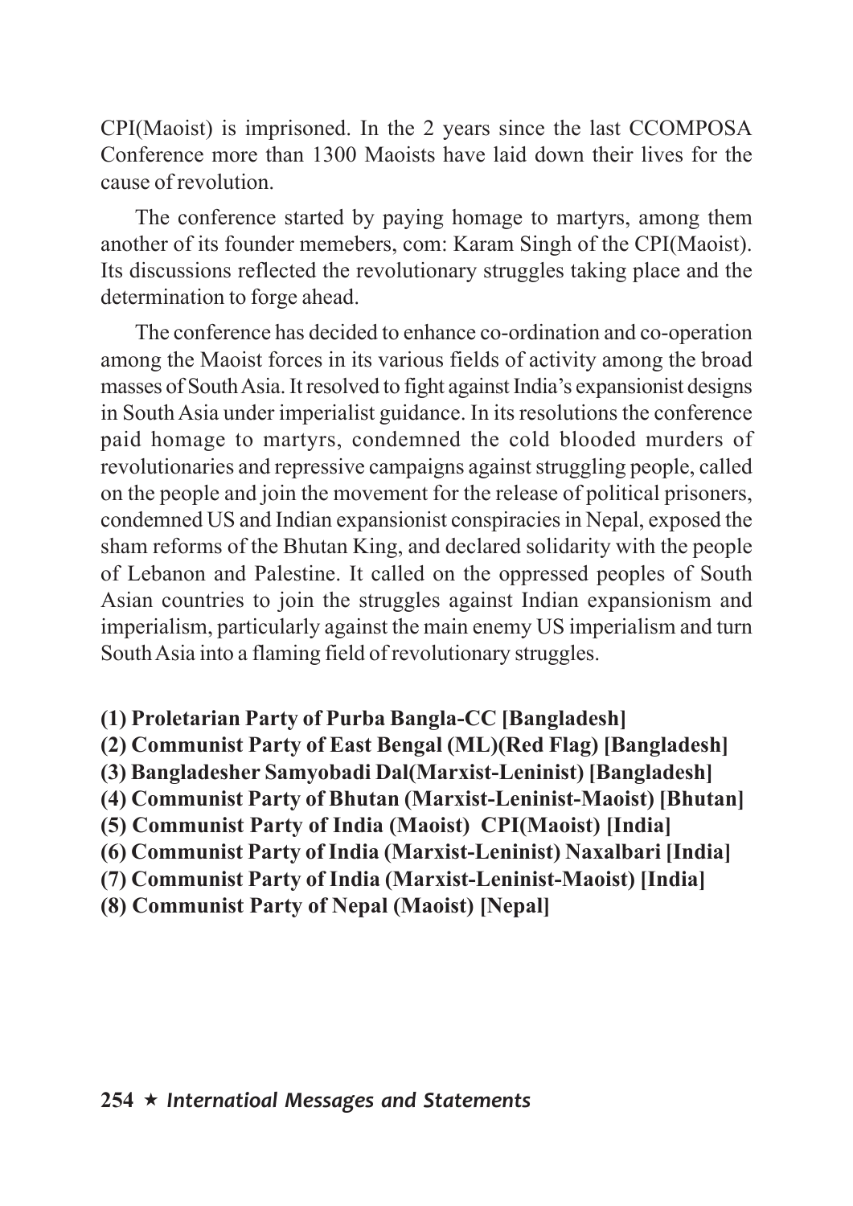CPI(Maoist) is imprisoned. In the 2 years since the last CCOMPOSA Conference more than 1300 Maoists have laid down their lives for the cause of revolution.

The conference started by paying homage to martyrs, among them another of its founder memebers, com: Karam Singh of the CPI(Maoist). Its discussions reflected the revolutionary struggles taking place and the determination to forge ahead.

The conference has decided to enhance co-ordination and co-operation among the Maoist forces in its various fields of activity among the broad masses of South Asia. It resolved to fight against India's expansionist designs in South Asia under imperialist guidance. In its resolutions the conference paid homage to martyrs, condemned the cold blooded murders of revolutionaries and repressive campaigns against struggling people, called on the people and join the movement for the release of political prisoners, condemned US and Indian expansionist conspiracies in Nepal, exposed the sham reforms of the Bhutan King, and declared solidarity with the people of Lebanon and Palestine. It called on the oppressed peoples of South Asian countries to join the struggles against Indian expansionism and imperialism, particularly against the main enemy US imperialism and turn South Asia into a flaming field of revolutionary struggles.

**(1) Proletarian Party of Purba Bangla-CC [Bangladesh]**
**(2) Communist Party of East Bengal (ML)(Red Flag) [Bangladesh]**
**(3) Bangladesher Samyobadi Dal(Marxist-Leninist) [Bangladesh]**
**(4) Communist Party of Bhutan (Marxist-Leninist-Maoist) [Bhutan]**
**(5) Communist Party of India (Maoist) CPI(Maoist) [India]**
**(6) Communist Party of India (Marxist-Leninist) Naxalbari [India]**
**(7) Communist Party of India (Marxist-Leninist-Maoist) [India]**
**(8) Communist Party of Nepal (Maoist) [Nepal]**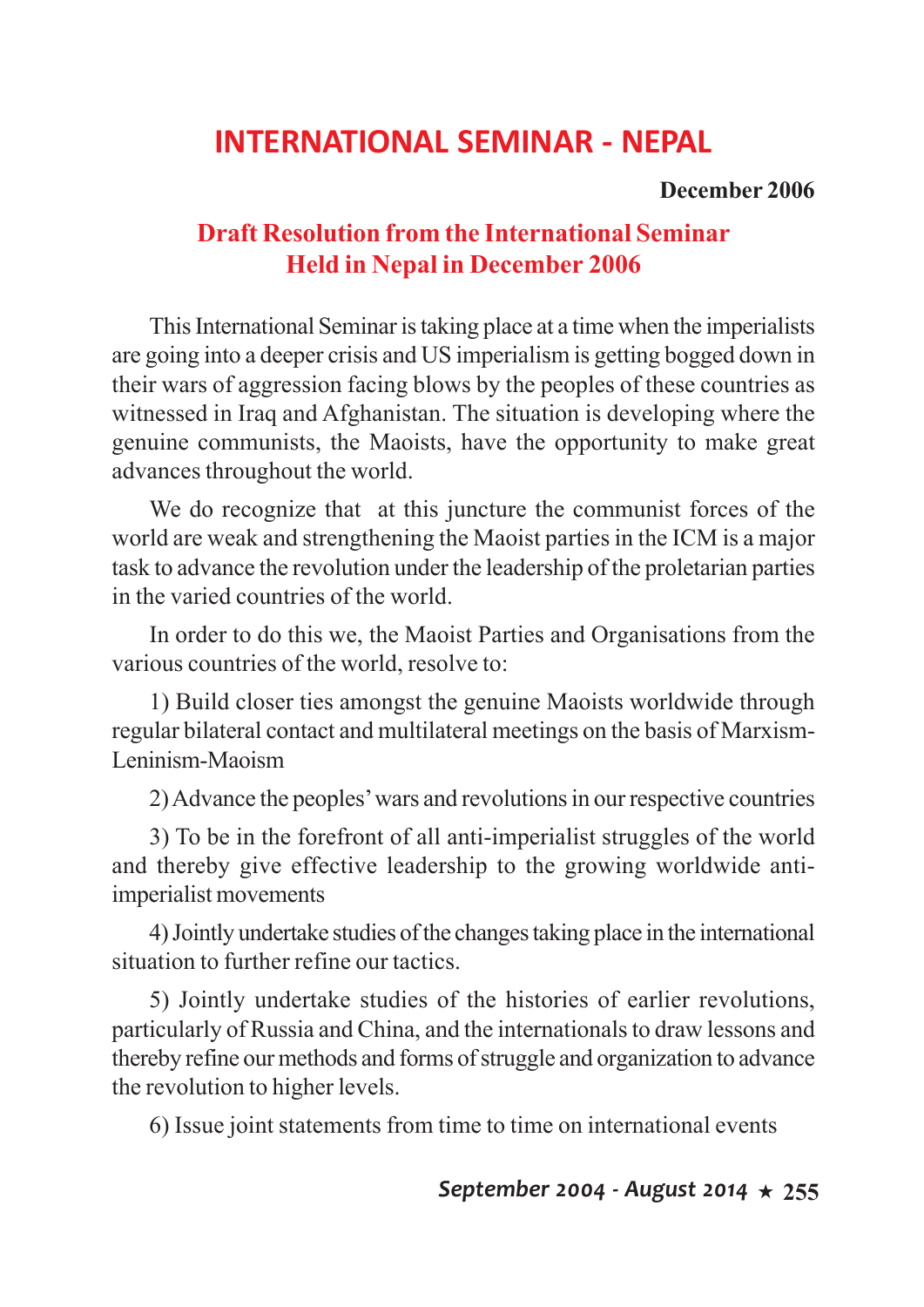# INTERNATIONAL SEMINAR - NEPAL

**December 2006**

## Draft Resolution from the International Seminar Held in Nepal in December 2006

This International Seminar is taking place at a time when the imperialists are going into a deeper crisis and US imperialism is getting bogged down in their wars of aggression facing blows by the peoples of these countries as witnessed in Iraq and Afghanistan. The situation is developing where the genuine communists, the Maoists, have the opportunity to make great advances throughout the world.

We do recognize that at this juncture the communist forces of the world are weak and strengthening the Maoist parties in the ICM is a major task to advance the revolution under the leadership of the proletarian parties in the varied countries of the world.

In order to do this we, the Maoist Parties and Organisations from the various countries of the world, resolve to:

1) Build closer ties amongst the genuine Maoists worldwide through regular bilateral contact and multilateral meetings on the basis of Marxism-Leninism-Maoism

2) Advance the peoples' wars and revolutions in our respective countries

3) To be in the forefront of all anti-imperialist struggles of the world and thereby give effective leadership to the growing worldwide anti-imperialist movements

4) Jointly undertake studies of the changes taking place in the international situation to further refine our tactics.

5) Jointly undertake studies of the histories of earlier revolutions, particularly of Russia and China, and the internationals to draw lessons and thereby refine our methods and forms of struggle and organization to advance the revolution to higher levels.

6) Issue joint statements from time to time on international events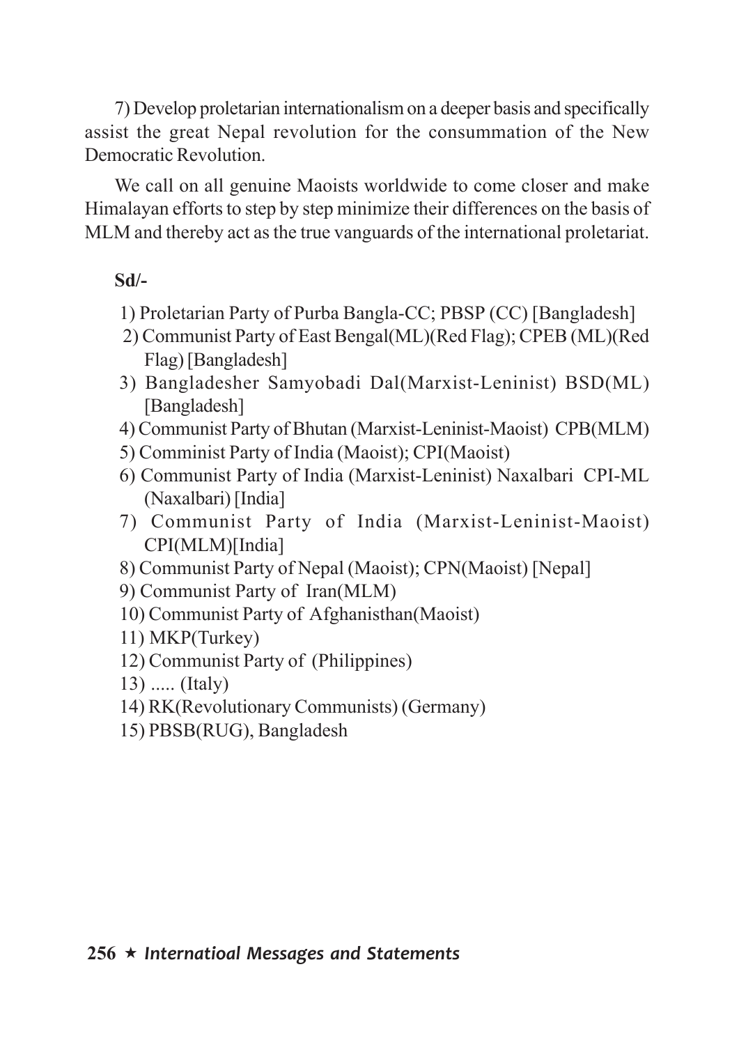7) Develop proletarian internationalism on a deeper basis and specifically assist the great Nepal revolution for the consummation of the New Democratic Revolution.

We call on all genuine Maoists worldwide to come closer and make Himalayan efforts to step by step minimize their differences on the basis of MLM and thereby act as the true vanguards of the international proletariat.

**Sd/-**

1) Proletarian Party of Purba Bangla-CC; PBSP (CC) [Bangladesh]
2) Communist Party of East Bengal(ML)(Red Flag); CPEB (ML)(Red Flag) [Bangladesh]
3) Bangladesher Samyobadi Dal(Marxist-Leninist) BSD(ML) [Bangladesh]
4) Communist Party of Bhutan (Marxist-Leninist-Maoist) CPB(MLM)
5) Comminist Party of India (Maoist); CPI(Maoist)
6) Communist Party of India (Marxist-Leninist) Naxalbari CPI-ML (Naxalbari) [India]
7) Communist Party of India (Marxist-Leninist-Maoist) CPI(MLM)[India]
8) Communist Party of Nepal (Maoist); CPN(Maoist) [Nepal]
9) Communist Party of Iran(MLM)
10) Communist Party of Afghanisthan(Maoist)
11) MKP(Turkey)
12) Communist Party of (Philippines)
13) ..... (Italy)
14) RK(Revolutionary Communists) (Germany)
15) PBSB(RUG), Bangladesh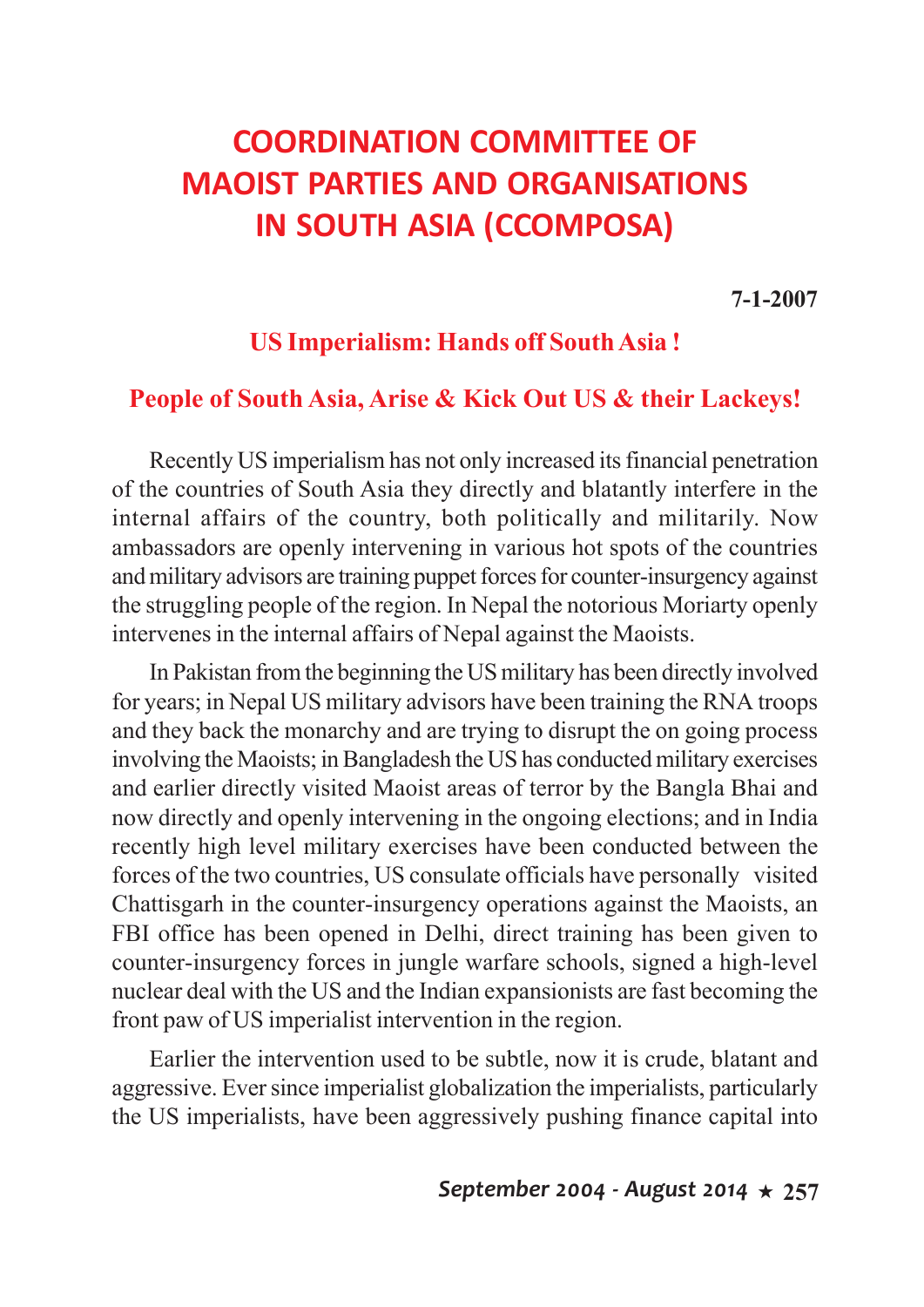# COORDINATION COMMITTEE OF MAOIST PARTIES AND ORGANISATIONS IN SOUTH ASIA (CCOMPOSA)

**7-1-2007**

## US Imperialism: Hands off South Asia !

## People of South Asia, Arise & Kick Out US & their Lackeys!

Recently US imperialism has not only increased its financial penetration of the countries of South Asia they directly and blatantly interfere in the internal affairs of the country, both politically and militarily. Now ambassadors are openly intervening in various hot spots of the countries and military advisors are training puppet forces for counter-insurgency against the struggling people of the region. In Nepal the notorious Moriarty openly intervenes in the internal affairs of Nepal against the Maoists.

In Pakistan from the beginning the US military has been directly involved for years; in Nepal US military advisors have been training the RNA troops and they back the monarchy and are trying to disrupt the on going process involving the Maoists; in Bangladesh the US has conducted military exercises and earlier directly visited Maoist areas of terror by the Bangla Bhai and now directly and openly intervening in the ongoing elections; and in India recently high level military exercises have been conducted between the forces of the two countries, US consulate officials have personally visited Chattisgarh in the counter-insurgency operations against the Maoists, an FBI office has been opened in Delhi, direct training has been given to counter-insurgency forces in jungle warfare schools, signed a high-level nuclear deal with the US and the Indian expansionists are fast becoming the front paw of US imperialist intervention in the region.

Earlier the intervention used to be subtle, now it is crude, blatant and aggressive. Ever since imperialist globalization the imperialists, particularly the US imperialists, have been aggressively pushing finance capital into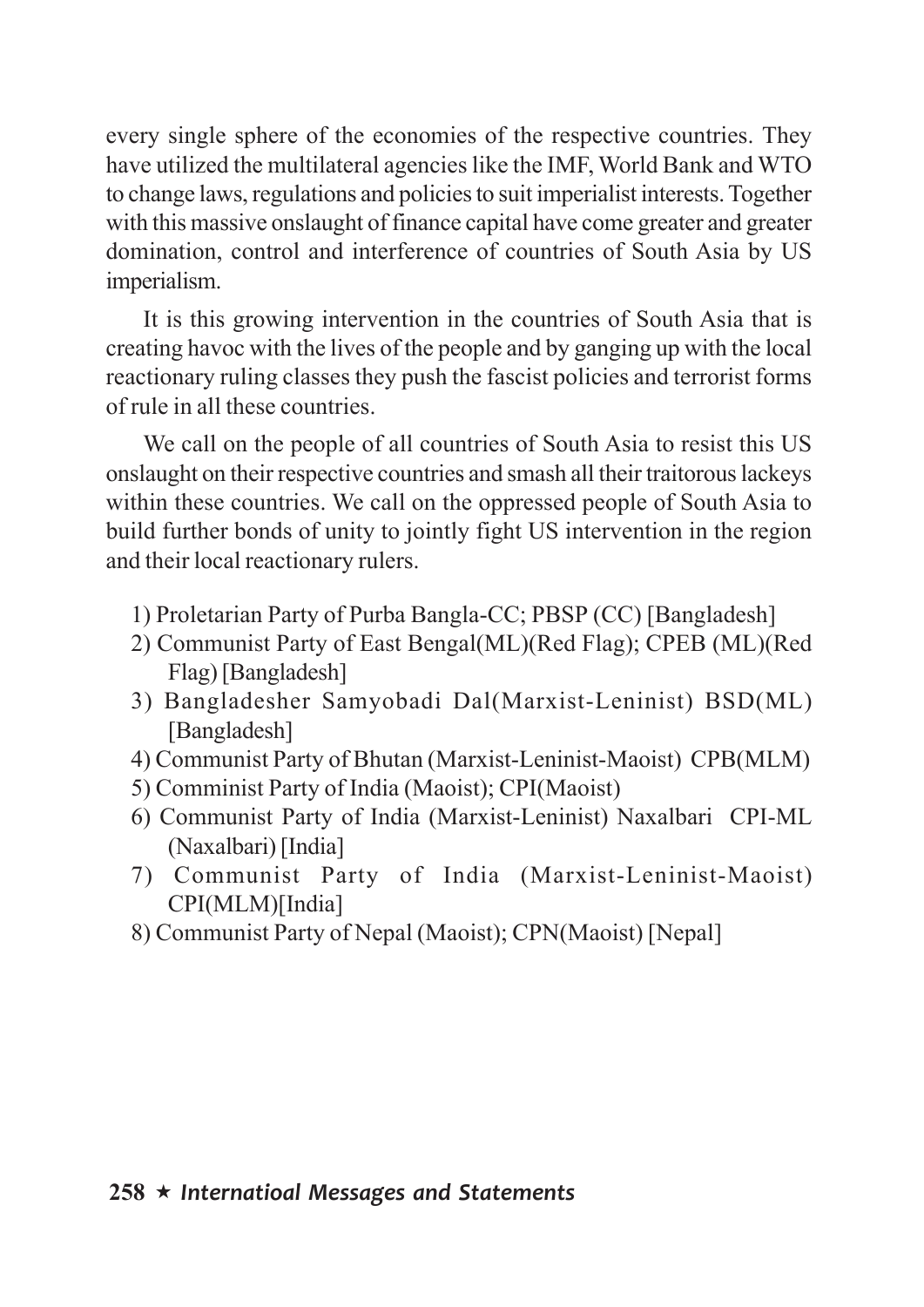every single sphere of the economies of the respective countries. They have utilized the multilateral agencies like the IMF, World Bank and WTO to change laws, regulations and policies to suit imperialist interests. Together with this massive onslaught of finance capital have come greater and greater domination, control and interference of countries of South Asia by US imperialism.

It is this growing intervention in the countries of South Asia that is creating havoc with the lives of the people and by ganging up with the local reactionary ruling classes they push the fascist policies and terrorist forms of rule in all these countries.

We call on the people of all countries of South Asia to resist this US onslaught on their respective countries and smash all their traitorous lackeys within these countries. We call on the oppressed people of South Asia to build further bonds of unity to jointly fight US intervention in the region and their local reactionary rulers.

1) Proletarian Party of Purba Bangla-CC; PBSP (CC) [Bangladesh]
2) Communist Party of East Bengal(ML)(Red Flag); CPEB (ML)(Red Flag) [Bangladesh]
3) Bangladesher Samyobadi Dal(Marxist-Leninist) BSD(ML) [Bangladesh]
4) Communist Party of Bhutan (Marxist-Leninist-Maoist) CPB(MLM)
5) Comminist Party of India (Maoist); CPI(Maoist)
6) Communist Party of India (Marxist-Leninist) Naxalbari CPI-ML (Naxalbari) [India]
7) Communist Party of India (Marxist-Leninist-Maoist) CPI(MLM)[India]
8) Communist Party of Nepal (Maoist); CPN(Maoist) [Nepal]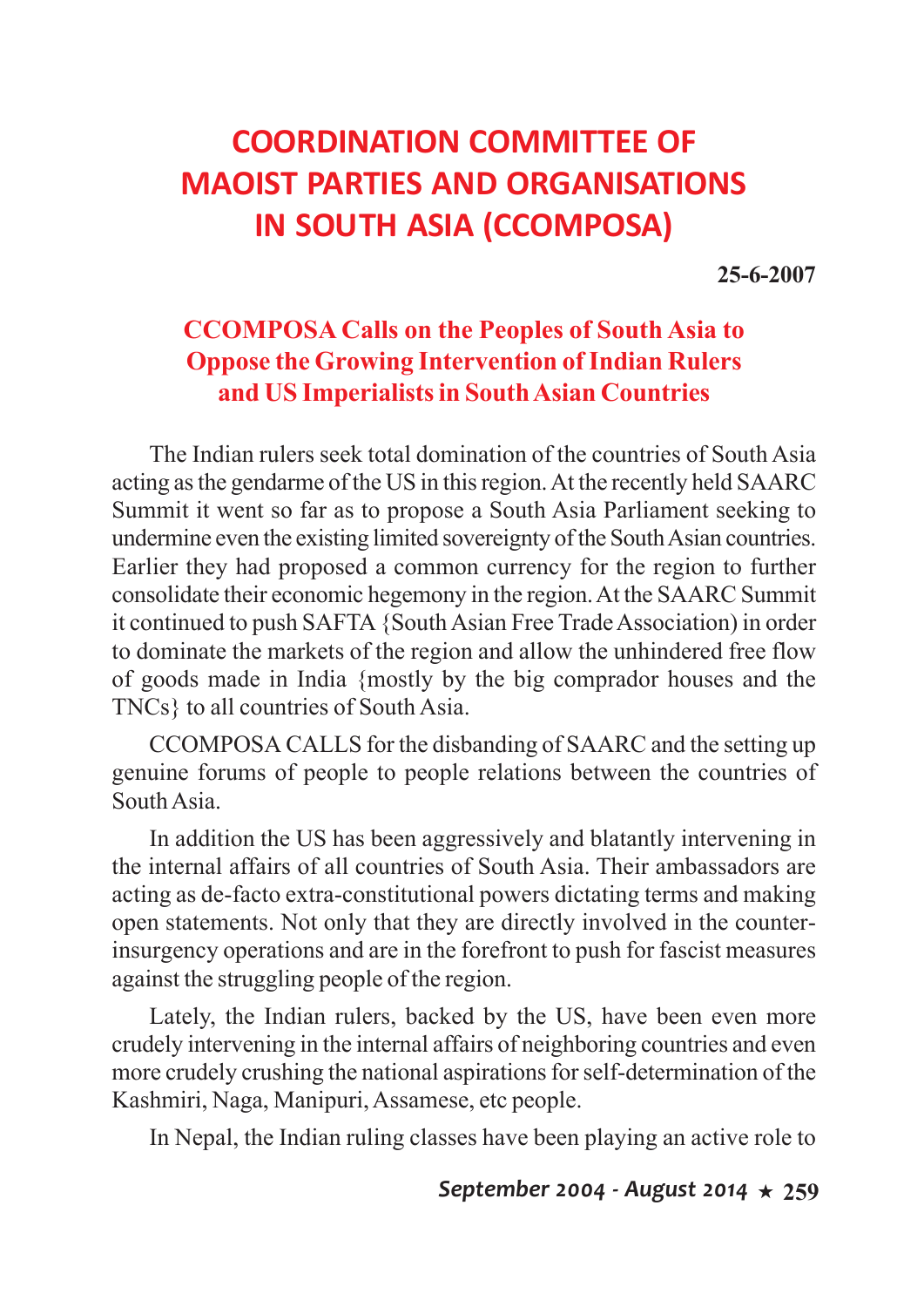# COORDINATION COMMITTEE OF MAOIST PARTIES AND ORGANISATIONS IN SOUTH ASIA (CCOMPOSA)

**25-6-2007**

## CCOMPOSA Calls on the Peoples of South Asia to Oppose the Growing Intervention of Indian Rulers and US Imperialists in South Asian Countries

The Indian rulers seek total domination of the countries of South Asia acting as the gendarme of the US in this region. At the recently held SAARC Summit it went so far as to propose a South Asia Parliament seeking to undermine even the existing limited sovereignty of the South Asian countries. Earlier they had proposed a common currency for the region to further consolidate their economic hegemony in the region. At the SAARC Summit it continued to push SAFTA {South Asian Free Trade Association) in order to dominate the markets of the region and allow the unhindered free flow of goods made in India {mostly by the big comprador houses and the TNCs} to all countries of South Asia.

CCOMPOSA CALLS for the disbanding of SAARC and the setting up genuine forums of people to people relations between the countries of South Asia.

In addition the US has been aggressively and blatantly intervening in the internal affairs of all countries of South Asia. Their ambassadors are acting as de-facto extra-constitutional powers dictating terms and making open statements. Not only that they are directly involved in the counter-insurgency operations and are in the forefront to push for fascist measures against the struggling people of the region.

Lately, the Indian rulers, backed by the US, have been even more crudely intervening in the internal affairs of neighboring countries and even more crudely crushing the national aspirations for self-determination of the Kashmiri, Naga, Manipuri, Assamese, etc people.

In Nepal, the Indian ruling classes have been playing an active role to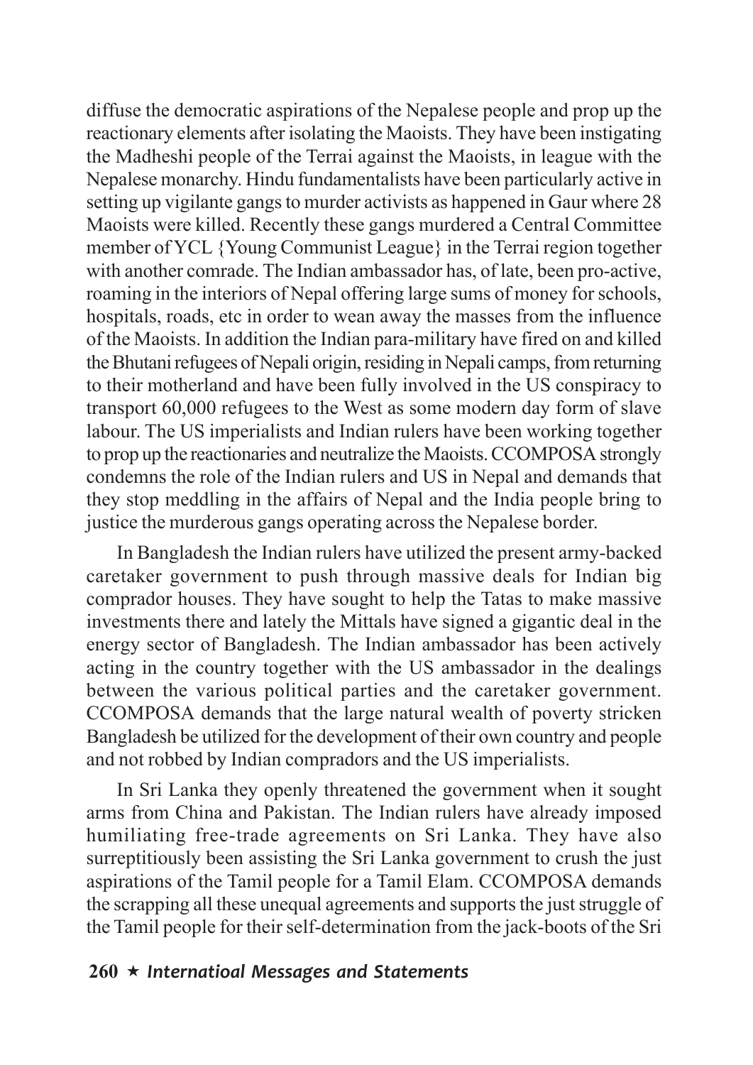diffuse the democratic aspirations of the Nepalese people and prop up the reactionary elements after isolating the Maoists. They have been instigating the Madheshi people of the Terrai against the Maoists, in league with the Nepalese monarchy. Hindu fundamentalists have been particularly active in setting up vigilante gangs to murder activists as happened in Gaur where 28 Maoists were killed. Recently these gangs murdered a Central Committee member of YCL {Young Communist League} in the Terrai region together with another comrade. The Indian ambassador has, of late, been pro-active, roaming in the interiors of Nepal offering large sums of money for schools, hospitals, roads, etc in order to wean away the masses from the influence of the Maoists. In addition the Indian para-military have fired on and killed the Bhutani refugees of Nepali origin, residing in Nepali camps, from returning to their motherland and have been fully involved in the US conspiracy to transport 60,000 refugees to the West as some modern day form of slave labour. The US imperialists and Indian rulers have been working together to prop up the reactionaries and neutralize the Maoists. CCOMPOSA strongly condemns the role of the Indian rulers and US in Nepal and demands that they stop meddling in the affairs of Nepal and the India people bring to justice the murderous gangs operating across the Nepalese border.

In Bangladesh the Indian rulers have utilized the present army-backed caretaker government to push through massive deals for Indian big comprador houses. They have sought to help the Tatas to make massive investments there and lately the Mittals have signed a gigantic deal in the energy sector of Bangladesh. The Indian ambassador has been actively acting in the country together with the US ambassador in the dealings between the various political parties and the caretaker government. CCOMPOSA demands that the large natural wealth of poverty stricken Bangladesh be utilized for the development of their own country and people and not robbed by Indian compradors and the US imperialists.

In Sri Lanka they openly threatened the government when it sought arms from China and Pakistan. The Indian rulers have already imposed humiliating free-trade agreements on Sri Lanka. They have also surreptitiously been assisting the Sri Lanka government to crush the just aspirations of the Tamil people for a Tamil Elam. CCOMPOSA demands the scrapping all these unequal agreements and supports the just struggle of the Tamil people for their self-determination from the jack-boots of the Sri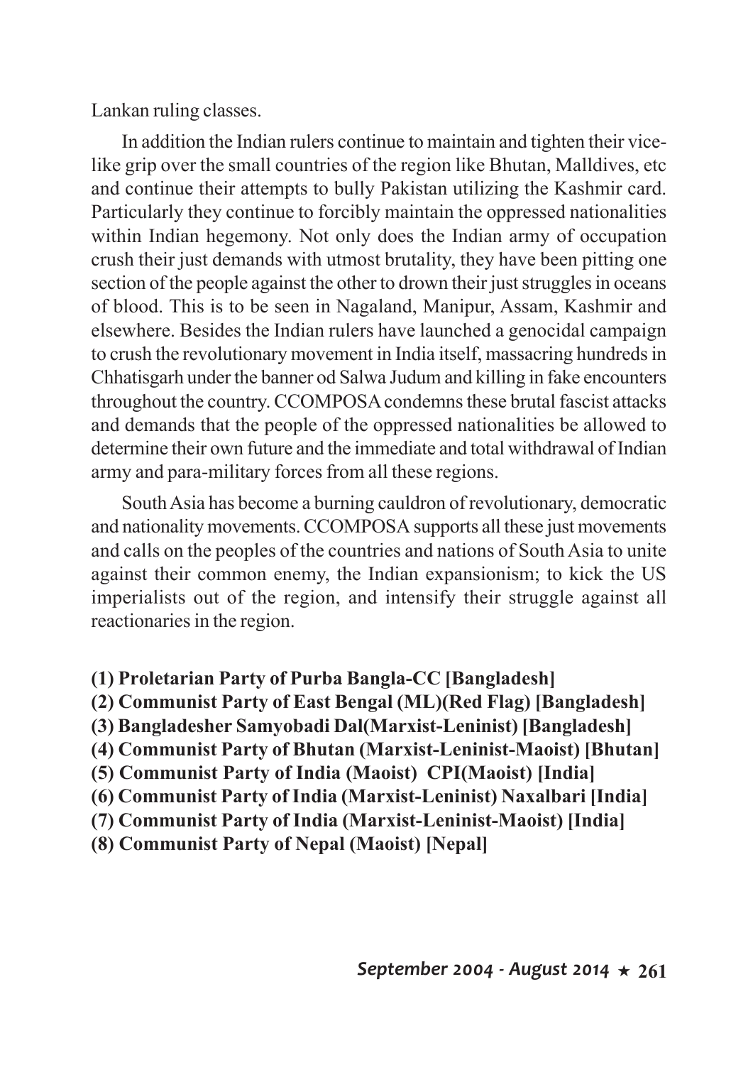Lankan ruling classes.

In addition the Indian rulers continue to maintain and tighten their vice-like grip over the small countries of the region like Bhutan, Malldives, etc and continue their attempts to bully Pakistan utilizing the Kashmir card. Particularly they continue to forcibly maintain the oppressed nationalities within Indian hegemony. Not only does the Indian army of occupation crush their just demands with utmost brutality, they have been pitting one section of the people against the other to drown their just struggles in oceans of blood. This is to be seen in Nagaland, Manipur, Assam, Kashmir and elsewhere. Besides the Indian rulers have launched a genocidal campaign to crush the revolutionary movement in India itself, massacring hundreds in Chhatisgarh under the banner od Salwa Judum and killing in fake encounters throughout the country. CCOMPOSA condemns these brutal fascist attacks and demands that the people of the oppressed nationalities be allowed to determine their own future and the immediate and total withdrawal of Indian army and para-military forces from all these regions.

South Asia has become a burning cauldron of revolutionary, democratic and nationality movements. CCOMPOSA supports all these just movements and calls on the peoples of the countries and nations of South Asia to unite against their common enemy, the Indian expansionism; to kick the US imperialists out of the region, and intensify their struggle against all reactionaries in the region.

**(1) Proletarian Party of Purba Bangla-CC [Bangladesh]**
**(2) Communist Party of East Bengal (ML)(Red Flag) [Bangladesh]**
**(3) Bangladesher Samyobadi Dal(Marxist-Leninist) [Bangladesh]**
**(4) Communist Party of Bhutan (Marxist-Leninist-Maoist) [Bhutan]**
**(5) Communist Party of India (Maoist) CPI(Maoist) [India]**
**(6) Communist Party of India (Marxist-Leninist) Naxalbari [India]**
**(7) Communist Party of India (Marxist-Leninist-Maoist) [India]**
**(8) Communist Party of Nepal (Maoist) [Nepal]**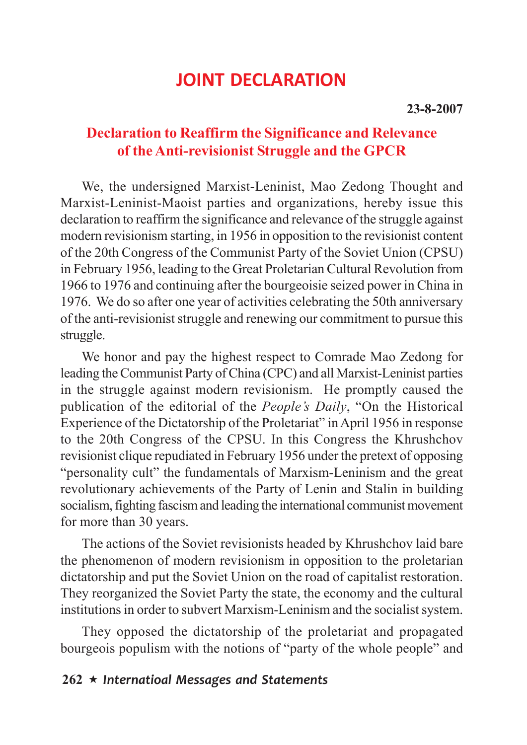# JOINT DECLARATION

**23-8-2007**

## Declaration to Reaffirm the Significance and Relevance of the Anti-revisionist Struggle and the GPCR

We, the undersigned Marxist-Leninist, Mao Zedong Thought and Marxist-Leninist-Maoist parties and organizations, hereby issue this declaration to reaffirm the significance and relevance of the struggle against modern revisionism starting, in 1956 in opposition to the revisionist content of the 20th Congress of the Communist Party of the Soviet Union (CPSU) in February 1956, leading to the Great Proletarian Cultural Revolution from 1966 to 1976 and continuing after the bourgeoisie seized power in China in 1976. We do so after one year of activities celebrating the 50th anniversary of the anti-revisionist struggle and renewing our commitment to pursue this struggle.

We honor and pay the highest respect to Comrade Mao Zedong for leading the Communist Party of China (CPC) and all Marxist-Leninist parties in the struggle against modern revisionism. He promptly caused the publication of the editorial of the *People's Daily*, "On the Historical Experience of the Dictatorship of the Proletariat" in April 1956 in response to the 20th Congress of the CPSU. In this Congress the Khrushchov revisionist clique repudiated in February 1956 under the pretext of opposing "personality cult" the fundamentals of Marxism-Leninism and the great revolutionary achievements of the Party of Lenin and Stalin in building socialism, fighting fascism and leading the international communist movement for more than 30 years.

The actions of the Soviet revisionists headed by Khrushchov laid bare the phenomenon of modern revisionism in opposition to the proletarian dictatorship and put the Soviet Union on the road of capitalist restoration. They reorganized the Soviet Party the state, the economy and the cultural institutions in order to subvert Marxism-Leninism and the socialist system.

They opposed the dictatorship of the proletariat and propagated bourgeois populism with the notions of "party of the whole people" and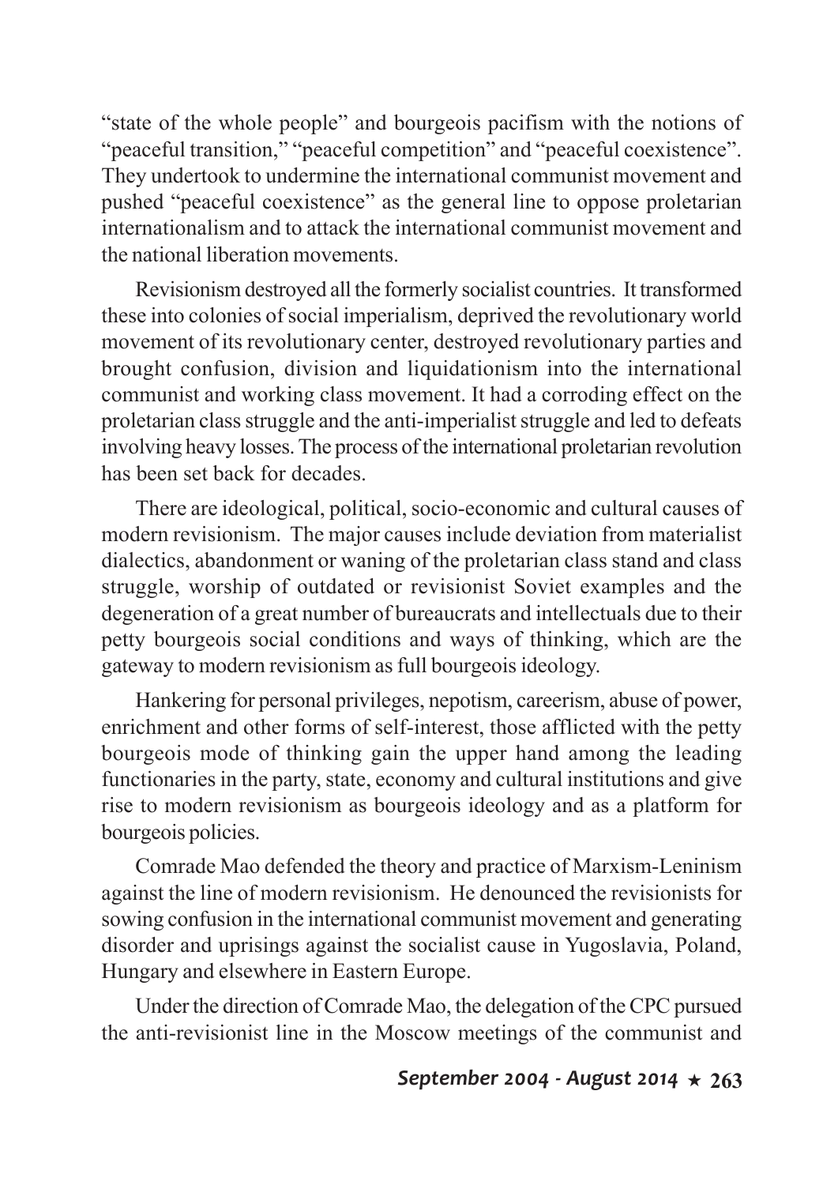"state of the whole people" and bourgeois pacifism with the notions of "peaceful transition," "peaceful competition" and "peaceful coexistence". They undertook to undermine the international communist movement and pushed "peaceful coexistence" as the general line to oppose proletarian internationalism and to attack the international communist movement and the national liberation movements.

Revisionism destroyed all the formerly socialist countries. It transformed these into colonies of social imperialism, deprived the revolutionary world movement of its revolutionary center, destroyed revolutionary parties and brought confusion, division and liquidationism into the international communist and working class movement. It had a corroding effect on the proletarian class struggle and the anti-imperialist struggle and led to defeats involving heavy losses. The process of the international proletarian revolution has been set back for decades.

There are ideological, political, socio-economic and cultural causes of modern revisionism. The major causes include deviation from materialist dialectics, abandonment or waning of the proletarian class stand and class struggle, worship of outdated or revisionist Soviet examples and the degeneration of a great number of bureaucrats and intellectuals due to their petty bourgeois social conditions and ways of thinking, which are the gateway to modern revisionism as full bourgeois ideology.

Hankering for personal privileges, nepotism, careerism, abuse of power, enrichment and other forms of self-interest, those afflicted with the petty bourgeois mode of thinking gain the upper hand among the leading functionaries in the party, state, economy and cultural institutions and give rise to modern revisionism as bourgeois ideology and as a platform for bourgeois policies.

Comrade Mao defended the theory and practice of Marxism-Leninism against the line of modern revisionism. He denounced the revisionists for sowing confusion in the international communist movement and generating disorder and uprisings against the socialist cause in Yugoslavia, Poland, Hungary and elsewhere in Eastern Europe.

Under the direction of Comrade Mao, the delegation of the CPC pursued the anti-revisionist line in the Moscow meetings of the communist and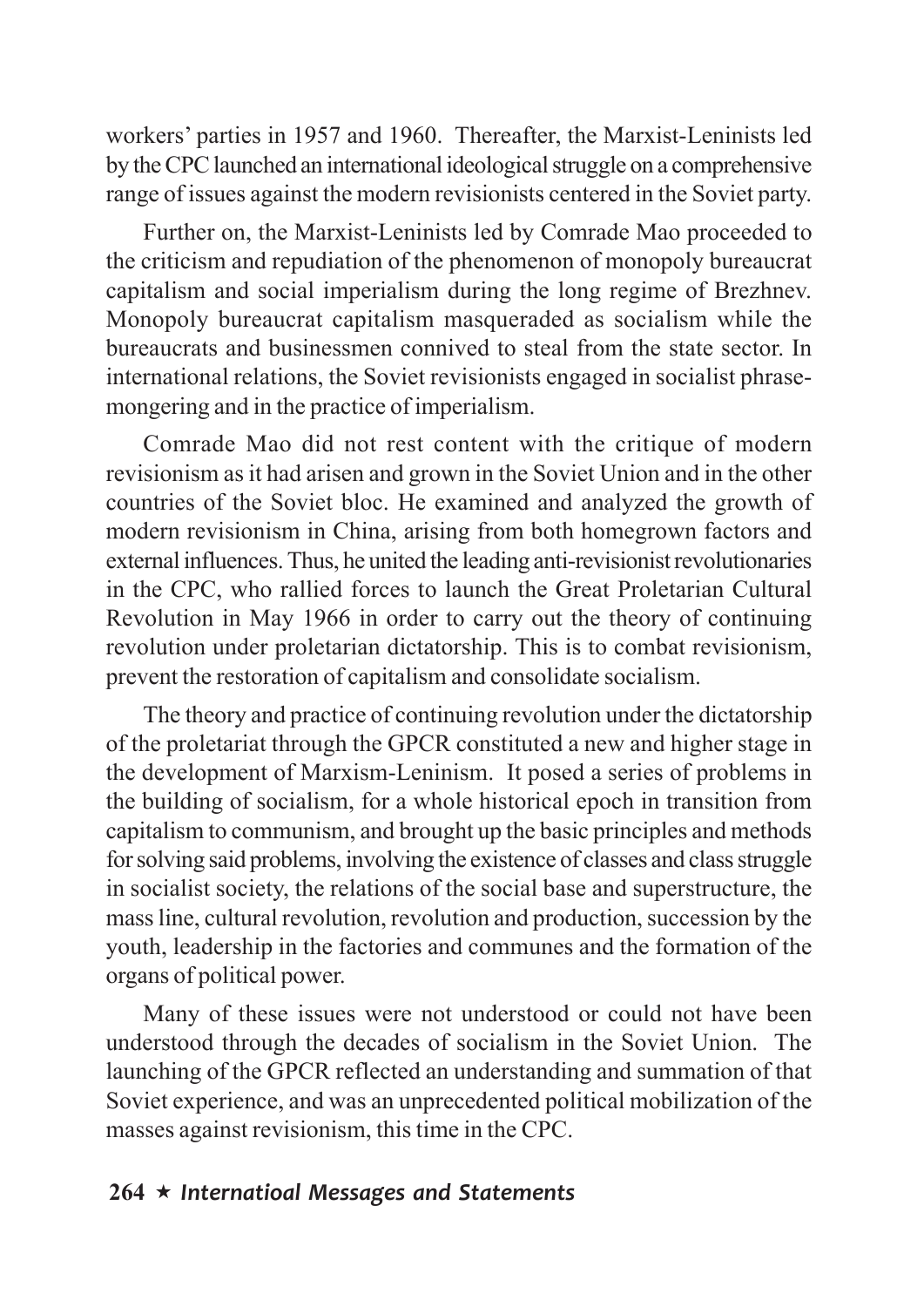workers' parties in 1957 and 1960. Thereafter, the Marxist-Leninists led by the CPC launched an international ideological struggle on a comprehensive range of issues against the modern revisionists centered in the Soviet party.

Further on, the Marxist-Leninists led by Comrade Mao proceeded to the criticism and repudiation of the phenomenon of monopoly bureaucrat capitalism and social imperialism during the long regime of Brezhnev. Monopoly bureaucrat capitalism masqueraded as socialism while the bureaucrats and businessmen connived to steal from the state sector. In international relations, the Soviet revisionists engaged in socialist phrase-mongering and in the practice of imperialism.

Comrade Mao did not rest content with the critique of modern revisionism as it had arisen and grown in the Soviet Union and in the other countries of the Soviet bloc. He examined and analyzed the growth of modern revisionism in China, arising from both homegrown factors and external influences. Thus, he united the leading anti-revisionist revolutionaries in the CPC, who rallied forces to launch the Great Proletarian Cultural Revolution in May 1966 in order to carry out the theory of continuing revolution under proletarian dictatorship. This is to combat revisionism, prevent the restoration of capitalism and consolidate socialism.

The theory and practice of continuing revolution under the dictatorship of the proletariat through the GPCR constituted a new and higher stage in the development of Marxism-Leninism. It posed a series of problems in the building of socialism, for a whole historical epoch in transition from capitalism to communism, and brought up the basic principles and methods for solving said problems, involving the existence of classes and class struggle in socialist society, the relations of the social base and superstructure, the mass line, cultural revolution, revolution and production, succession by the youth, leadership in the factories and communes and the formation of the organs of political power.

Many of these issues were not understood or could not have been understood through the decades of socialism in the Soviet Union. The launching of the GPCR reflected an understanding and summation of that Soviet experience, and was an unprecedented political mobilization of the masses against revisionism, this time in the CPC.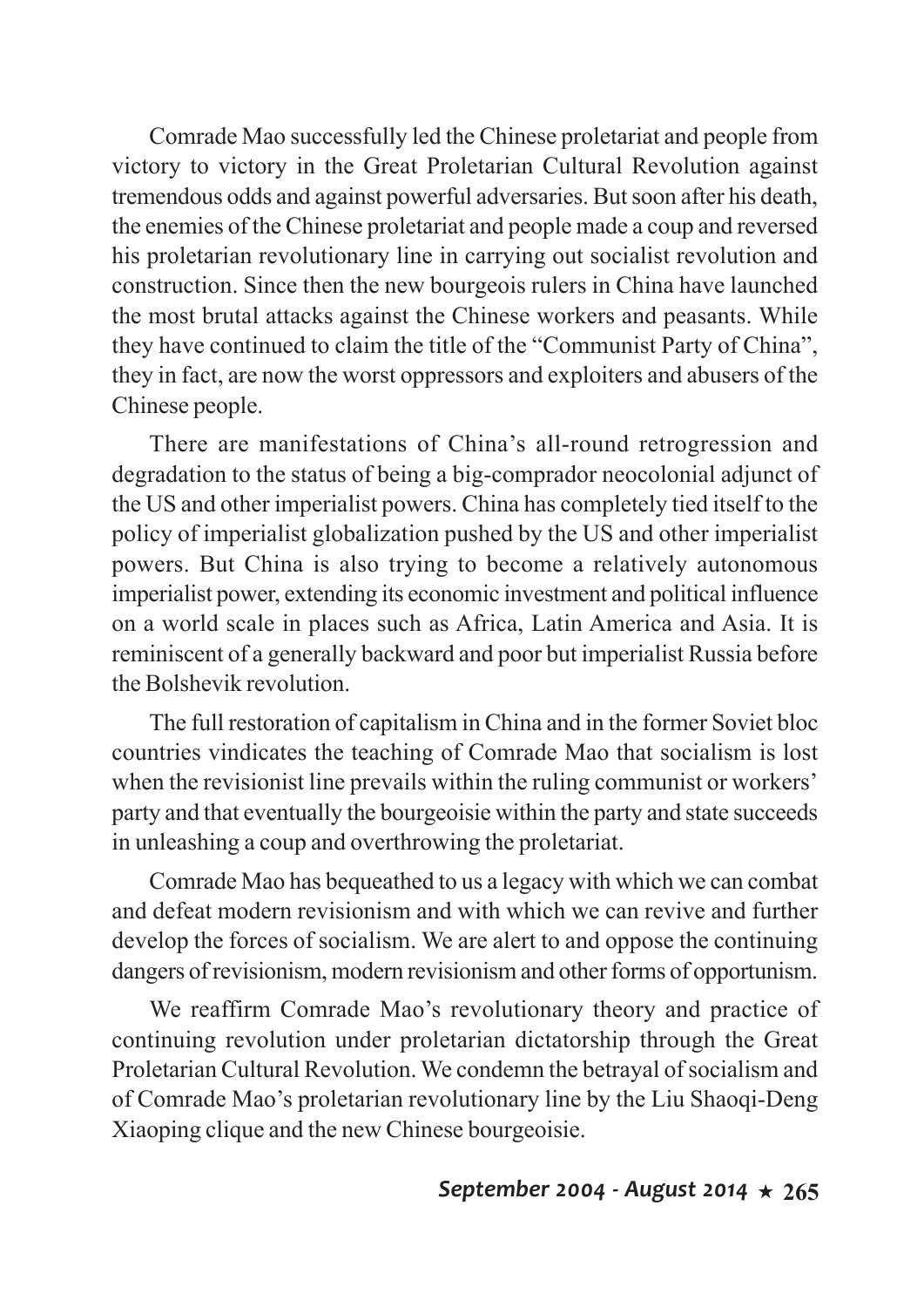Comrade Mao successfully led the Chinese proletariat and people from victory to victory in the Great Proletarian Cultural Revolution against tremendous odds and against powerful adversaries. But soon after his death, the enemies of the Chinese proletariat and people made a coup and reversed his proletarian revolutionary line in carrying out socialist revolution and construction. Since then the new bourgeois rulers in China have launched the most brutal attacks against the Chinese workers and peasants. While they have continued to claim the title of the "Communist Party of China", they in fact, are now the worst oppressors and exploiters and abusers of the Chinese people.

There are manifestations of China's all-round retrogression and degradation to the status of being a big-comprador neocolonial adjunct of the US and other imperialist powers. China has completely tied itself to the policy of imperialist globalization pushed by the US and other imperialist powers. But China is also trying to become a relatively autonomous imperialist power, extending its economic investment and political influence on a world scale in places such as Africa, Latin America and Asia. It is reminiscent of a generally backward and poor but imperialist Russia before the Bolshevik revolution.

The full restoration of capitalism in China and in the former Soviet bloc countries vindicates the teaching of Comrade Mao that socialism is lost when the revisionist line prevails within the ruling communist or workers' party and that eventually the bourgeoisie within the party and state succeeds in unleashing a coup and overthrowing the proletariat.

Comrade Mao has bequeathed to us a legacy with which we can combat and defeat modern revisionism and with which we can revive and further develop the forces of socialism. We are alert to and oppose the continuing dangers of revisionism, modern revisionism and other forms of opportunism.

We reaffirm Comrade Mao's revolutionary theory and practice of continuing revolution under proletarian dictatorship through the Great Proletarian Cultural Revolution. We condemn the betrayal of socialism and of Comrade Mao's proletarian revolutionary line by the Liu Shaoqi-Deng Xiaoping clique and the new Chinese bourgeoisie.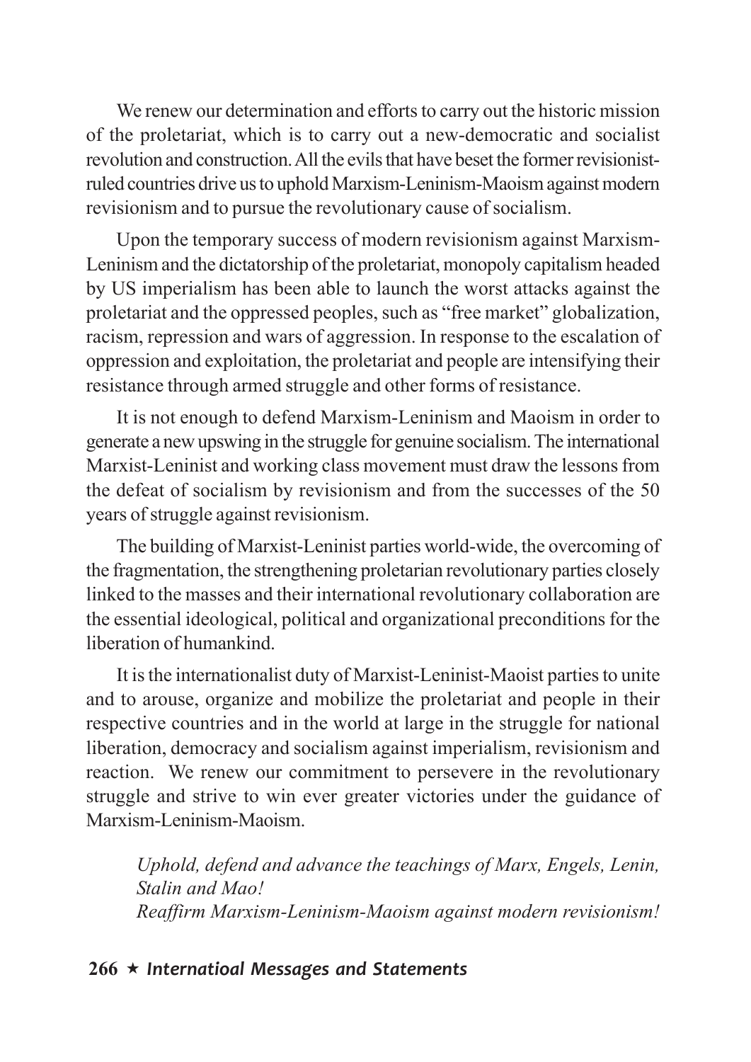We renew our determination and efforts to carry out the historic mission of the proletariat, which is to carry out a new-democratic and socialist revolution and construction. All the evils that have beset the former revisionist-ruled countries drive us to uphold Marxism-Leninism-Maoism against modern revisionism and to pursue the revolutionary cause of socialism.

Upon the temporary success of modern revisionism against Marxism-Leninism and the dictatorship of the proletariat, monopoly capitalism headed by US imperialism has been able to launch the worst attacks against the proletariat and the oppressed peoples, such as "free market" globalization, racism, repression and wars of aggression. In response to the escalation of oppression and exploitation, the proletariat and people are intensifying their resistance through armed struggle and other forms of resistance.

It is not enough to defend Marxism-Leninism and Maoism in order to generate a new upswing in the struggle for genuine socialism. The international Marxist-Leninist and working class movement must draw the lessons from the defeat of socialism by revisionism and from the successes of the 50 years of struggle against revisionism.

The building of Marxist-Leninist parties world-wide, the overcoming of the fragmentation, the strengthening proletarian revolutionary parties closely linked to the masses and their international revolutionary collaboration are the essential ideological, political and organizational preconditions for the liberation of humankind.

It is the internationalist duty of Marxist-Leninist-Maoist parties to unite and to arouse, organize and mobilize the proletariat and people in their respective countries and in the world at large in the struggle for national liberation, democracy and socialism against imperialism, revisionism and reaction. We renew our commitment to persevere in the revolutionary struggle and strive to win ever greater victories under the guidance of Marxism-Leninism-Maoism.

*Uphold, defend and advance the teachings of Marx, Engels, Lenin, Stalin and Mao!*
*Reaffirm Marxism-Leninism-Maoism against modern revisionism!*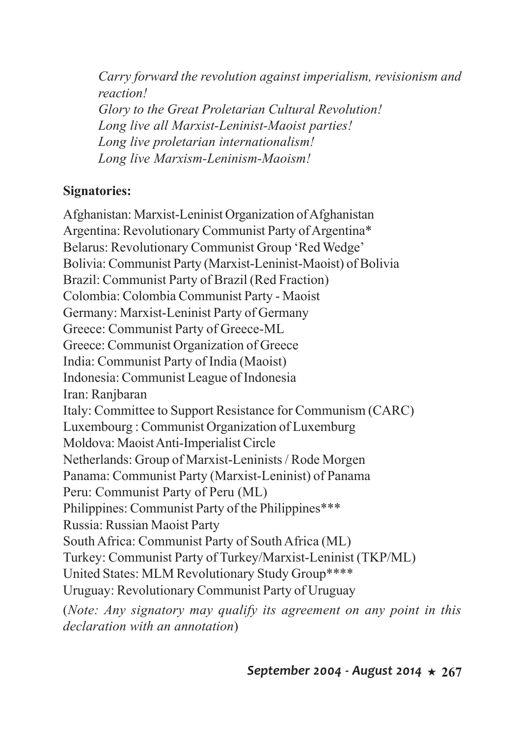*Carry forward the revolution against imperialism, revisionism and reaction!*
*Glory to the Great Proletarian Cultural Revolution!*
*Long live all Marxist-Leninist-Maoist parties!*
*Long live proletarian internationalism!*
*Long live Marxism-Leninism-Maoism!*

**Signatories:**

Afghanistan: Marxist-Leninist Organization of Afghanistan
Argentina: Revolutionary Communist Party of Argentina*
Belarus: Revolutionary Communist Group 'Red Wedge'
Bolivia: Communist Party (Marxist-Leninist-Maoist) of Bolivia
Brazil: Communist Party of Brazil (Red Fraction)
Colombia: Colombia Communist Party - Maoist
Germany: Marxist-Leninist Party of Germany
Greece: Communist Party of Greece-ML
Greece: Communist Organization of Greece
India: Communist Party of India (Maoist)
Indonesia: Communist League of Indonesia
Iran: Ranjbaran
Italy: Committee to Support Resistance for Communism (CARC)
Luxembourg : Communist Organization of Luxemburg
Moldova: Maoist Anti-Imperialist Circle
Netherlands: Group of Marxist-Leninists / Rode Morgen
Panama: Communist Party (Marxist-Leninist) of Panama
Peru: Communist Party of Peru (ML)
Philippines: Communist Party of the Philippines***
Russia: Russian Maoist Party
South Africa: Communist Party of South Africa (ML)
Turkey: Communist Party of Turkey/Marxist-Leninist (TKP/ML)
United States: MLM Revolutionary Study Group****
Uruguay: Revolutionary Communist Party of Uruguay

(*Note: Any signatory may qualify its agreement on any point in this declaration with an annotation*)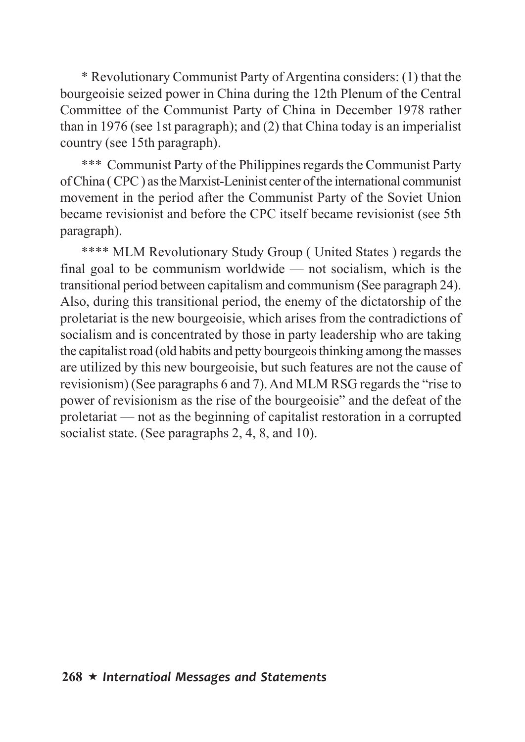* Revolutionary Communist Party of Argentina considers: (1) that the bourgeoisie seized power in China during the 12th Plenum of the Central Committee of the Communist Party of China in December 1978 rather than in 1976 (see 1st paragraph); and (2) that China today is an imperialist country (see 15th paragraph).

*** Communist Party of the Philippines regards the Communist Party of China ( CPC ) as the Marxist-Leninist center of the international communist movement in the period after the Communist Party of the Soviet Union became revisionist and before the CPC itself became revisionist (see 5th paragraph).

**** MLM Revolutionary Study Group ( United States ) regards the final goal to be communism worldwide — not socialism, which is the transitional period between capitalism and communism (See paragraph 24). Also, during this transitional period, the enemy of the dictatorship of the proletariat is the new bourgeoisie, which arises from the contradictions of socialism and is concentrated by those in party leadership who are taking the capitalist road (old habits and petty bourgeois thinking among the masses are utilized by this new bourgeoisie, but such features are not the cause of revisionism) (See paragraphs 6 and 7). And MLM RSG regards the "rise to power of revisionism as the rise of the bourgeoisie" and the defeat of the proletariat — not as the beginning of capitalist restoration in a corrupted socialist state. (See paragraphs 2, 4, 8, and 10).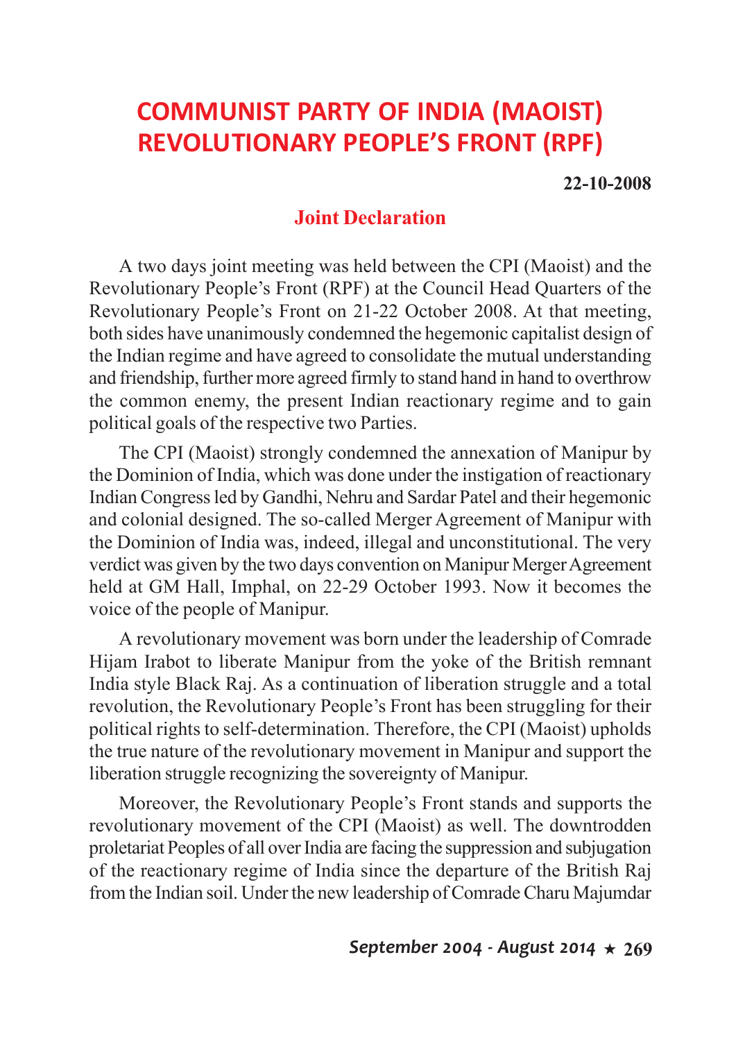# COMMUNIST PARTY OF INDIA (MAOIST)
# REVOLUTIONARY PEOPLE'S FRONT (RPF)

**22-10-2008**

## Joint Declaration

A two days joint meeting was held between the CPI (Maoist) and the Revolutionary People's Front (RPF) at the Council Head Quarters of the Revolutionary People's Front on 21-22 October 2008. At that meeting, both sides have unanimously condemned the hegemonic capitalist design of the Indian regime and have agreed to consolidate the mutual understanding and friendship, further more agreed firmly to stand hand in hand to overthrow the common enemy, the present Indian reactionary regime and to gain political goals of the respective two Parties.

The CPI (Maoist) strongly condemned the annexation of Manipur by the Dominion of India, which was done under the instigation of reactionary Indian Congress led by Gandhi, Nehru and Sardar Patel and their hegemonic and colonial designed. The so-called Merger Agreement of Manipur with the Dominion of India was, indeed, illegal and unconstitutional. The very verdict was given by the two days convention on Manipur Merger Agreement held at GM Hall, Imphal, on 22-29 October 1993. Now it becomes the voice of the people of Manipur.

A revolutionary movement was born under the leadership of Comrade Hijam Irabot to liberate Manipur from the yoke of the British remnant India style Black Raj. As a continuation of liberation struggle and a total revolution, the Revolutionary People's Front has been struggling for their political rights to self-determination. Therefore, the CPI (Maoist) upholds the true nature of the revolutionary movement in Manipur and support the liberation struggle recognizing the sovereignty of Manipur.

Moreover, the Revolutionary People's Front stands and supports the revolutionary movement of the CPI (Maoist) as well. The downtrodden proletariat Peoples of all over India are facing the suppression and subjugation of the reactionary regime of India since the departure of the British Raj from the Indian soil. Under the new leadership of Comrade Charu Majumdar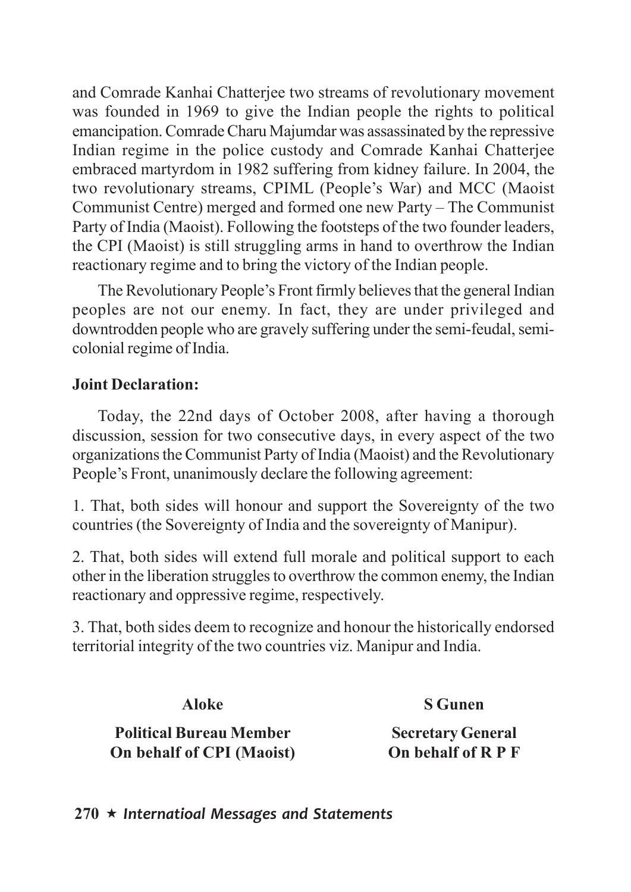and Comrade Kanhai Chatterjee two streams of revolutionary movement was founded in 1969 to give the Indian people the rights to political emancipation. Comrade Charu Majumdar was assassinated by the repressive Indian regime in the police custody and Comrade Kanhai Chatterjee embraced martyrdom in 1982 suffering from kidney failure. In 2004, the two revolutionary streams, CPIML (People's War) and MCC (Maoist Communist Centre) merged and formed one new Party – The Communist Party of India (Maoist). Following the footsteps of the two founder leaders, the CPI (Maoist) is still struggling arms in hand to overthrow the Indian reactionary regime and to bring the victory of the Indian people.

The Revolutionary People's Front firmly believes that the general Indian peoples are not our enemy. In fact, they are under privileged and downtrodden people who are gravely suffering under the semi-feudal, semi-colonial regime of India.

**Joint Declaration:**

Today, the 22nd days of October 2008, after having a thorough discussion, session for two consecutive days, in every aspect of the two organizations the Communist Party of India (Maoist) and the Revolutionary People's Front, unanimously declare the following agreement:

1. That, both sides will honour and support the Sovereignty of the two countries (the Sovereignty of India and the sovereignty of Manipur).

2. That, both sides will extend full morale and political support to each other in the liberation struggles to overthrow the common enemy, the Indian reactionary and oppressive regime, respectively.

3. That, both sides deem to recognize and honour the historically endorsed territorial integrity of the two countries viz. Manipur and India.

**Aloke**
**Political Bureau Member**
**On behalf of CPI (Maoist)**

**S Gunen**
**Secretary General**
**On behalf of R P F**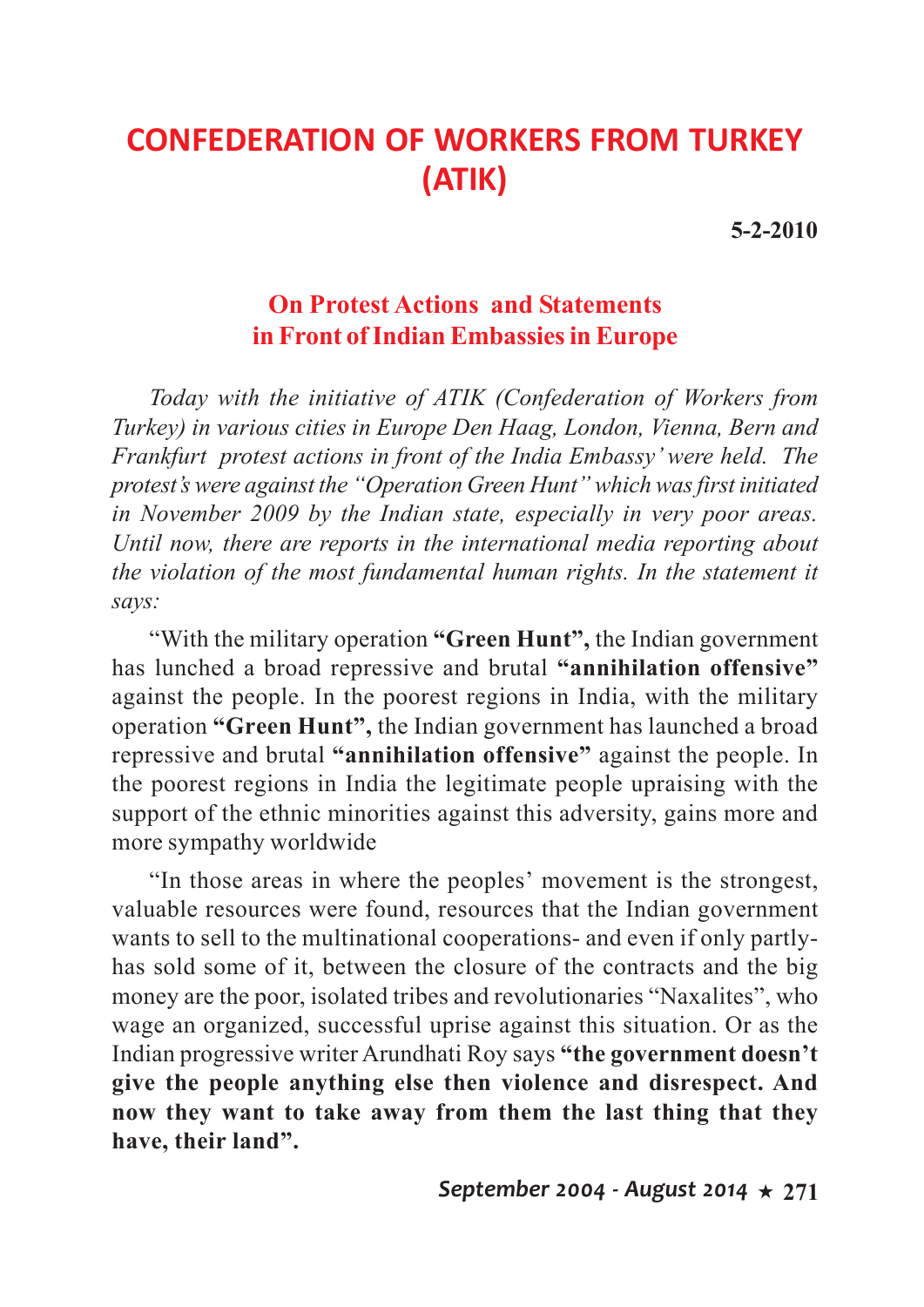# CONFEDERATION OF WORKERS FROM TURKEY (ATIK)

**5-2-2010**

## On Protest Actions and Statements in Front of Indian Embassies in Europe

*Today with the initiative of ATIK (Confederation of Workers from Turkey) in various cities in Europe Den Haag, London, Vienna, Bern and Frankfurt protest actions in front of the India Embassy' were held. The protest's were against the "Operation Green Hunt" which was first initiated in November 2009 by the Indian state, especially in very poor areas. Until now, there are reports in the international media reporting about the violation of the most fundamental human rights. In the statement it says:*

"With the military operation **"Green Hunt",** the Indian government has lunched a broad repressive and brutal **"annihilation offensive"** against the people. In the poorest regions in India, with the military operation **"Green Hunt",** the Indian government has launched a broad repressive and brutal **"annihilation offensive"** against the people. In the poorest regions in India the legitimate people upraising with the support of the ethnic minorities against this adversity, gains more and more sympathy worldwide

"In those areas in where the peoples' movement is the strongest, valuable resources were found, resources that the Indian government wants to sell to the multinational cooperations- and even if only partly- has sold some of it, between the closure of the contracts and the big money are the poor, isolated tribes and revolutionaries "Naxalites", who wage an organized, successful uprise against this situation. Or as the Indian progressive writer Arundhati Roy says **"the government doesn't give the people anything else then violence and disrespect. And now they want to take away from them the last thing that they have, their land".**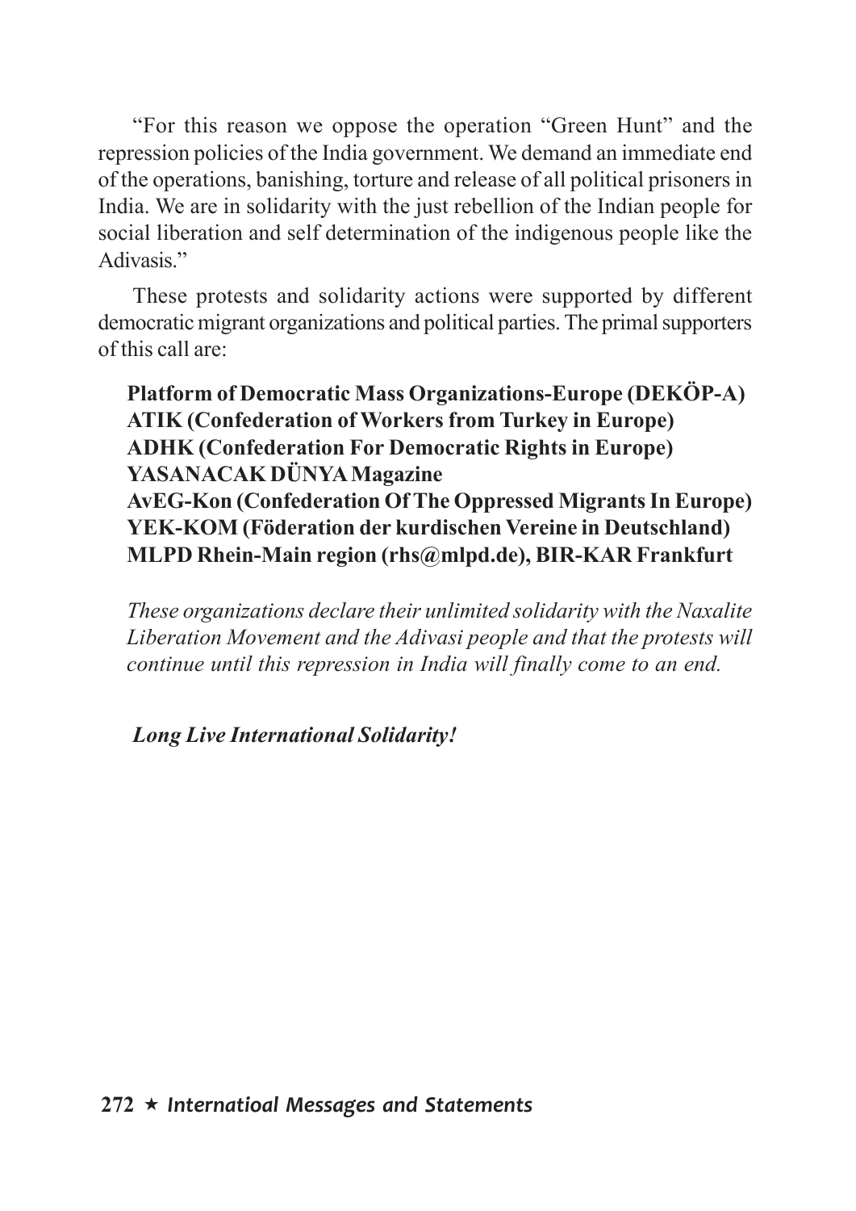"For this reason we oppose the operation "Green Hunt" and the repression policies of the India government. We demand an immediate end of the operations, banishing, torture and release of all political prisoners in India. We are in solidarity with the just rebellion of the Indian people for social liberation and self determination of the indigenous people like the Adivasis."

These protests and solidarity actions were supported by different democratic migrant organizations and political parties. The primal supporters of this call are:

**Platform of Democratic Mass Organizations-Europe (DEKÖP-A)**
**ATIK (Confederation of Workers from Turkey in Europe)**
**ADHK (Confederation For Democratic Rights in Europe)**
**YASANACAK DÜNYA Magazine**
**AvEG-Kon (Confederation Of The Oppressed Migrants In Europe)**
**YEK-KOM (Föderation der kurdischen Vereine in Deutschland)**
**MLPD Rhein-Main region (rhs@mlpd.de), BIR-KAR Frankfurt**

*These organizations declare their unlimited solidarity with the Naxalite Liberation Movement and the Adivasi people and that the protests will continue until this repression in India will finally come to an end.*

***Long Live International Solidarity!***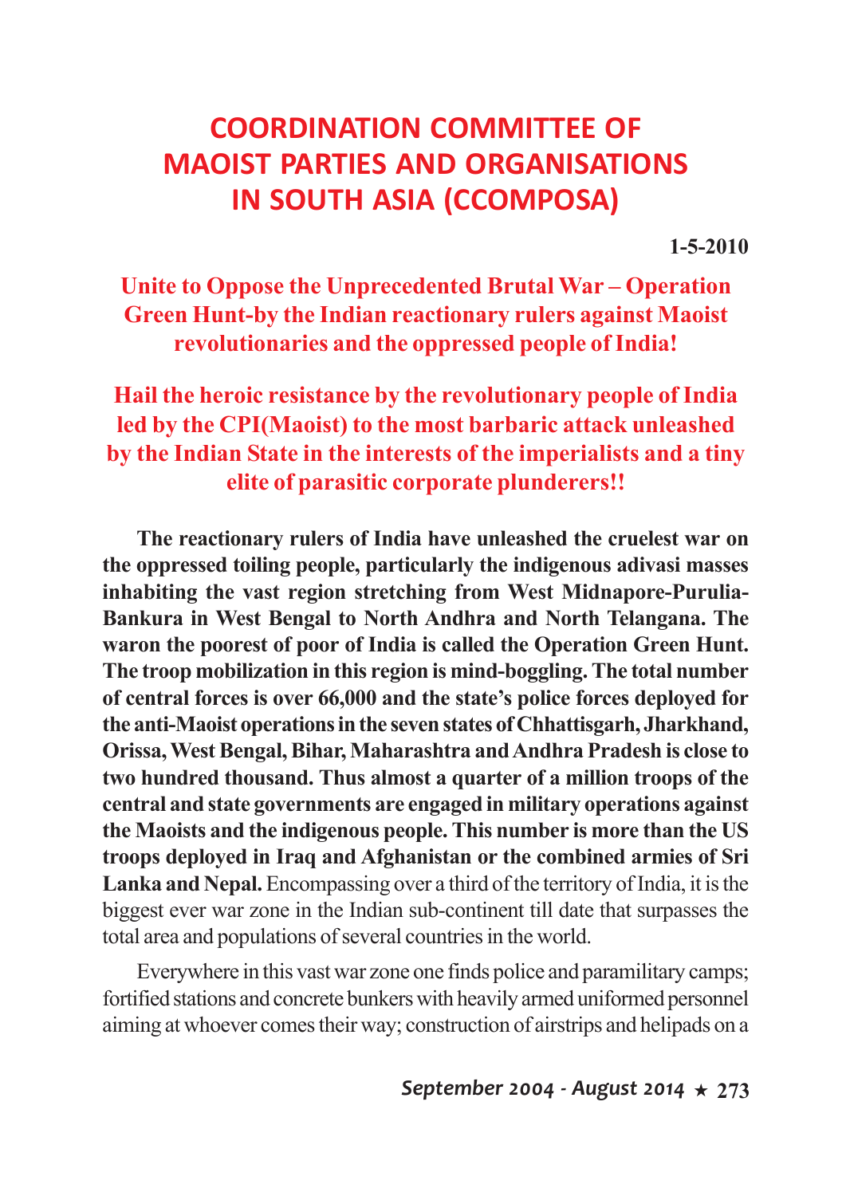# COORDINATION COMMITTEE OF MAOIST PARTIES AND ORGANISATIONS IN SOUTH ASIA (CCOMPOSA)

**1-5-2010**

## Unite to Oppose the Unprecedented Brutal War – Operation Green Hunt-by the Indian reactionary rulers against Maoist revolutionaries and the oppressed people of India!

## Hail the heroic resistance by the revolutionary people of India led by the CPI(Maoist) to the most barbaric attack unleashed by the Indian State in the interests of the imperialists and a tiny elite of parasitic corporate plunderers!!

**The reactionary rulers of India have unleashed the cruelest war on the oppressed toiling people, particularly the indigenous adivasi masses inhabiting the vast region stretching from West Midnapore-Purulia-Bankura in West Bengal to North Andhra and North Telangana. The waron the poorest of poor of India is called the Operation Green Hunt. The troop mobilization in this region is mind-boggling. The total number of central forces is over 66,000 and the state's police forces deployed for the anti-Maoist operations in the seven states of Chhattisgarh, Jharkhand, Orissa, West Bengal, Bihar, Maharashtra and Andhra Pradesh is close to two hundred thousand. Thus almost a quarter of a million troops of the central and state governments are engaged in military operations against the Maoists and the indigenous people. This number is more than the US troops deployed in Iraq and Afghanistan or the combined armies of Sri Lanka and Nepal.** Encompassing over a third of the territory of India, it is the biggest ever war zone in the Indian sub-continent till date that surpasses the total area and populations of several countries in the world.

Everywhere in this vast war zone one finds police and paramilitary camps; fortified stations and concrete bunkers with heavily armed uniformed personnel aiming at whoever comes their way; construction of airstrips and helipads on a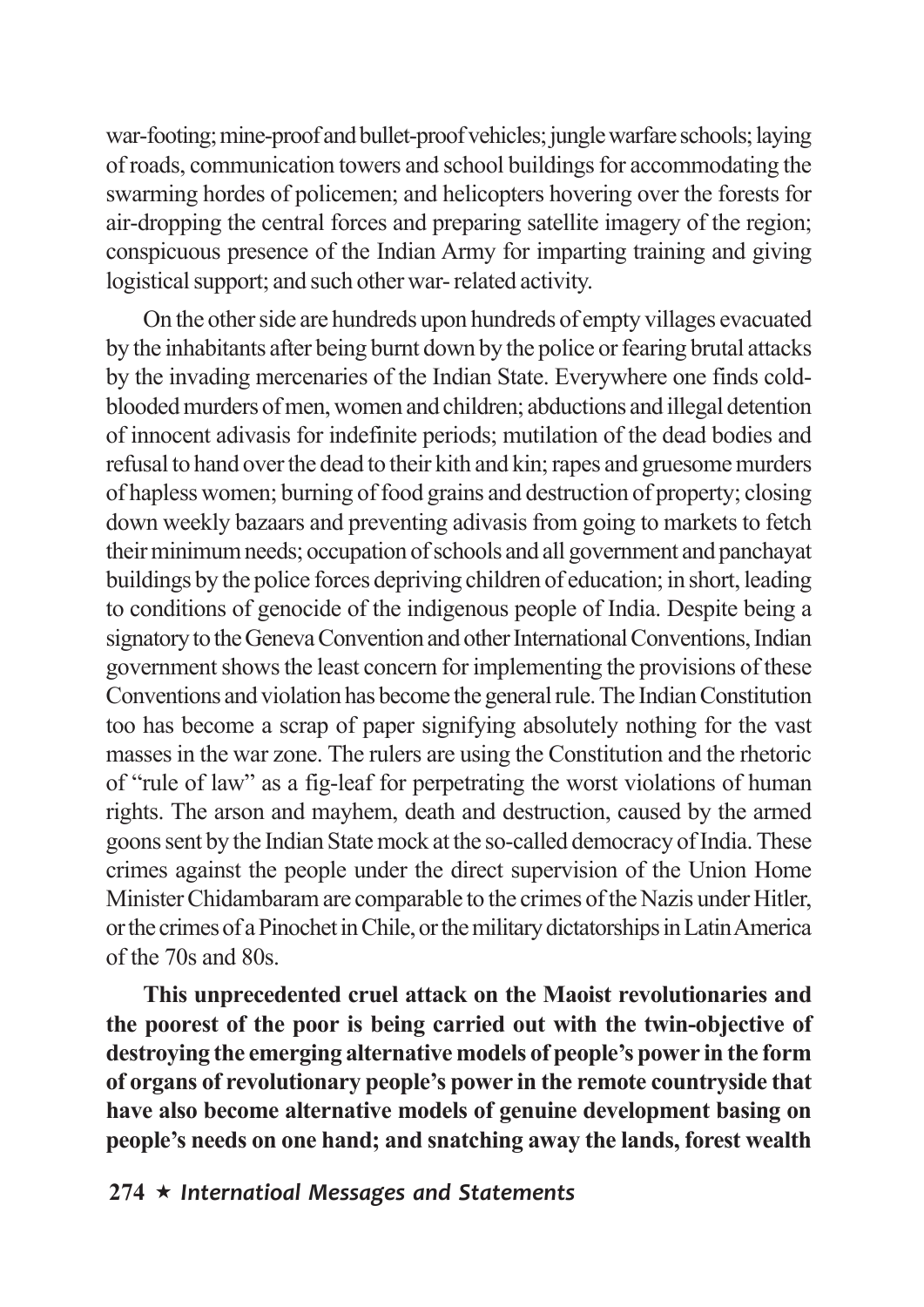war-footing; mine-proof and bullet-proof vehicles; jungle warfare schools; laying of roads, communication towers and school buildings for accommodating the swarming hordes of policemen; and helicopters hovering over the forests for air-dropping the central forces and preparing satellite imagery of the region; conspicuous presence of the Indian Army for imparting training and giving logistical support; and such other war- related activity.

On the other side are hundreds upon hundreds of empty villages evacuated by the inhabitants after being burnt down by the police or fearing brutal attacks by the invading mercenaries of the Indian State. Everywhere one finds cold-blooded murders of men, women and children; abductions and illegal detention of innocent adivasis for indefinite periods; mutilation of the dead bodies and refusal to hand over the dead to their kith and kin; rapes and gruesome murders of hapless women; burning of food grains and destruction of property; closing down weekly bazaars and preventing adivasis from going to markets to fetch their minimum needs; occupation of schools and all government and panchayat buildings by the police forces depriving children of education; in short, leading to conditions of genocide of the indigenous people of India. Despite being a signatory to the Geneva Convention and other International Conventions, Indian government shows the least concern for implementing the provisions of these Conventions and violation has become the general rule. The Indian Constitution too has become a scrap of paper signifying absolutely nothing for the vast masses in the war zone. The rulers are using the Constitution and the rhetoric of "rule of law" as a fig-leaf for perpetrating the worst violations of human rights. The arson and mayhem, death and destruction, caused by the armed goons sent by the Indian State mock at the so-called democracy of India. These crimes against the people under the direct supervision of the Union Home Minister Chidambaram are comparable to the crimes of the Nazis under Hitler, or the crimes of a Pinochet in Chile, or the military dictatorships in Latin America of the 70s and 80s.

**This unprecedented cruel attack on the Maoist revolutionaries and the poorest of the poor is being carried out with the twin-objective of destroying the emerging alternative models of people's power in the form of organs of revolutionary people's power in the remote countryside that have also become alternative models of genuine development basing on people's needs on one hand; and snatching away the lands, forest wealth**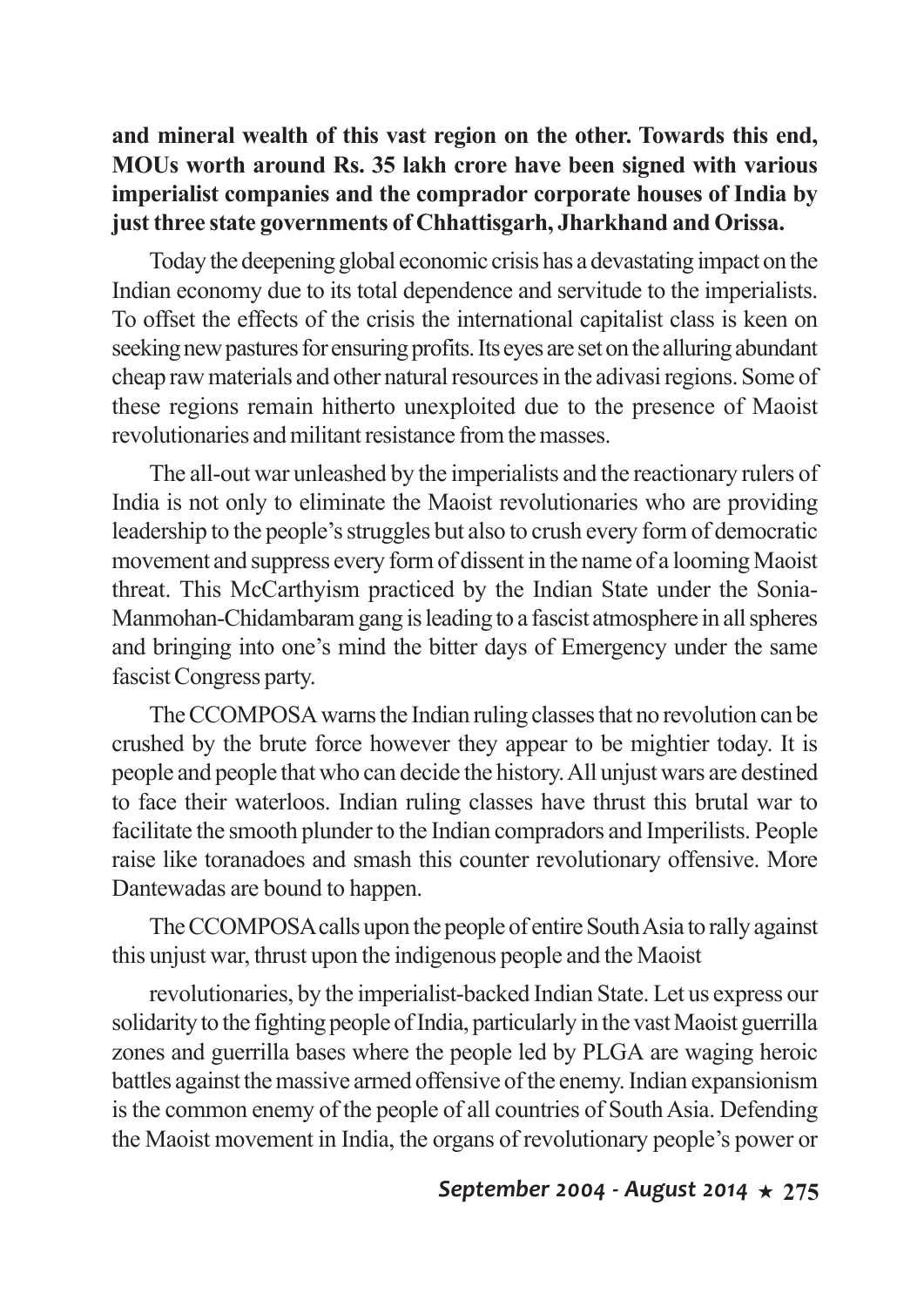**and mineral wealth of this vast region on the other. Towards this end, MOUs worth around Rs. 35 lakh crore have been signed with various imperialist companies and the comprador corporate houses of India by just three state governments of Chhattisgarh, Jharkhand and Orissa.**

Today the deepening global economic crisis has a devastating impact on the Indian economy due to its total dependence and servitude to the imperialists. To offset the effects of the crisis the international capitalist class is keen on seeking new pastures for ensuring profits. Its eyes are set on the alluring abundant cheap raw materials and other natural resources in the adivasi regions. Some of these regions remain hitherto unexploited due to the presence of Maoist revolutionaries and militant resistance from the masses.

The all-out war unleashed by the imperialists and the reactionary rulers of India is not only to eliminate the Maoist revolutionaries who are providing leadership to the people's struggles but also to crush every form of democratic movement and suppress every form of dissent in the name of a looming Maoist threat. This McCarthyism practiced by the Indian State under the Sonia-Manmohan-Chidambaram gang is leading to a fascist atmosphere in all spheres and bringing into one's mind the bitter days of Emergency under the same fascist Congress party.

The CCOMPOSA warns the Indian ruling classes that no revolution can be crushed by the brute force however they appear to be mightier today. It is people and people that who can decide the history. All unjust wars are destined to face their waterloos. Indian ruling classes have thrust this brutal war to facilitate the smooth plunder to the Indian compradors and Imperilists. People raise like toranadoes and smash this counter revolutionary offensive. More Dantewadas are bound to happen.

The CCOMPOSA calls upon the people of entire South Asia to rally against this unjust war, thrust upon the indigenous people and the Maoist

revolutionaries, by the imperialist-backed Indian State. Let us express our solidarity to the fighting people of India, particularly in the vast Maoist guerrilla zones and guerrilla bases where the people led by PLGA are waging heroic battles against the massive armed offensive of the enemy. Indian expansionism is the common enemy of the people of all countries of South Asia. Defending the Maoist movement in India, the organs of revolutionary people's power or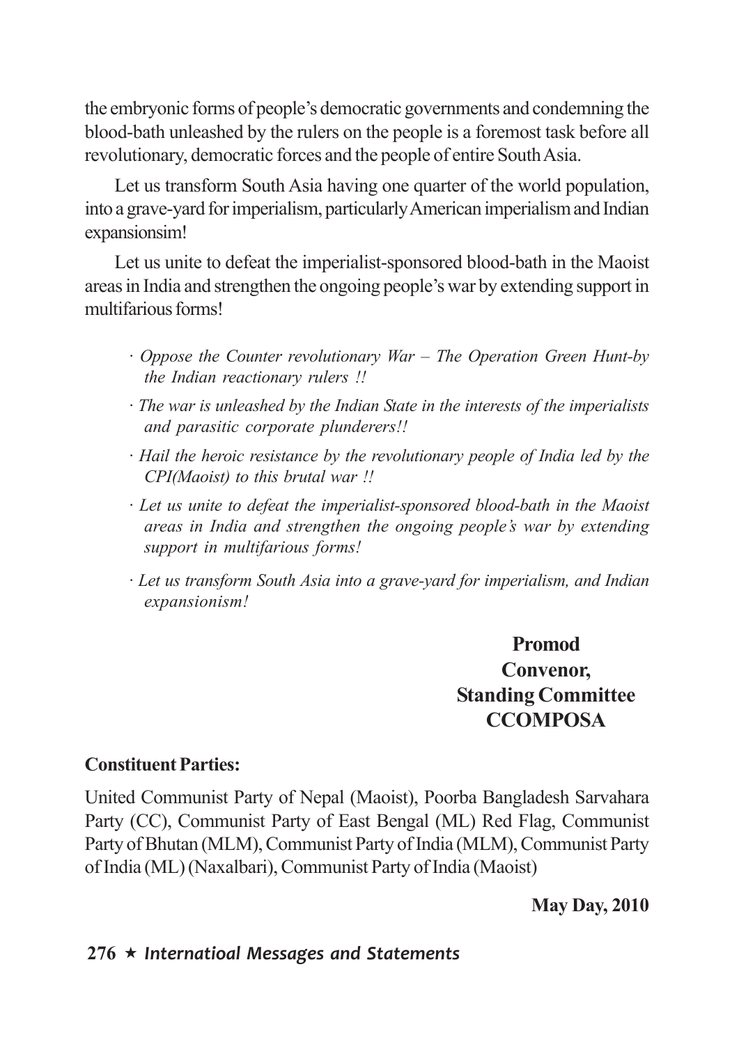the embryonic forms of people's democratic governments and condemning the blood-bath unleashed by the rulers on the people is a foremost task before all revolutionary, democratic forces and the people of entire South Asia.

Let us transform South Asia having one quarter of the world population, into a grave-yard for imperialism, particularly American imperialism and Indian expansionsim!

Let us unite to defeat the imperialist-sponsored blood-bath in the Maoist areas in India and strengthen the ongoing people's war by extending support in multifarious forms!

- *Oppose the Counter revolutionary War – The Operation Green Hunt-by the Indian reactionary rulers !!*
- *The war is unleashed by the Indian State in the interests of the imperialists and parasitic corporate plunderers!!*
- *Hail the heroic resistance by the revolutionary people of India led by the CPI(Maoist) to this brutal war !!*
- *Let us unite to defeat the imperialist-sponsored blood-bath in the Maoist areas in India and strengthen the ongoing people's war by extending support in multifarious forms!*
- *Let us transform South Asia into a grave-yard for imperialism, and Indian expansionism!*

**Promod**
**Convenor,**
**Standing Committee**
**CCOMPOSA**

**Constituent Parties:**

United Communist Party of Nepal (Maoist), Poorba Bangladesh Sarvahara Party (CC), Communist Party of East Bengal (ML) Red Flag, Communist Party of Bhutan (MLM), Communist Party of India (MLM), Communist Party of India (ML) (Naxalbari), Communist Party of India (Maoist)

**May Day, 2010**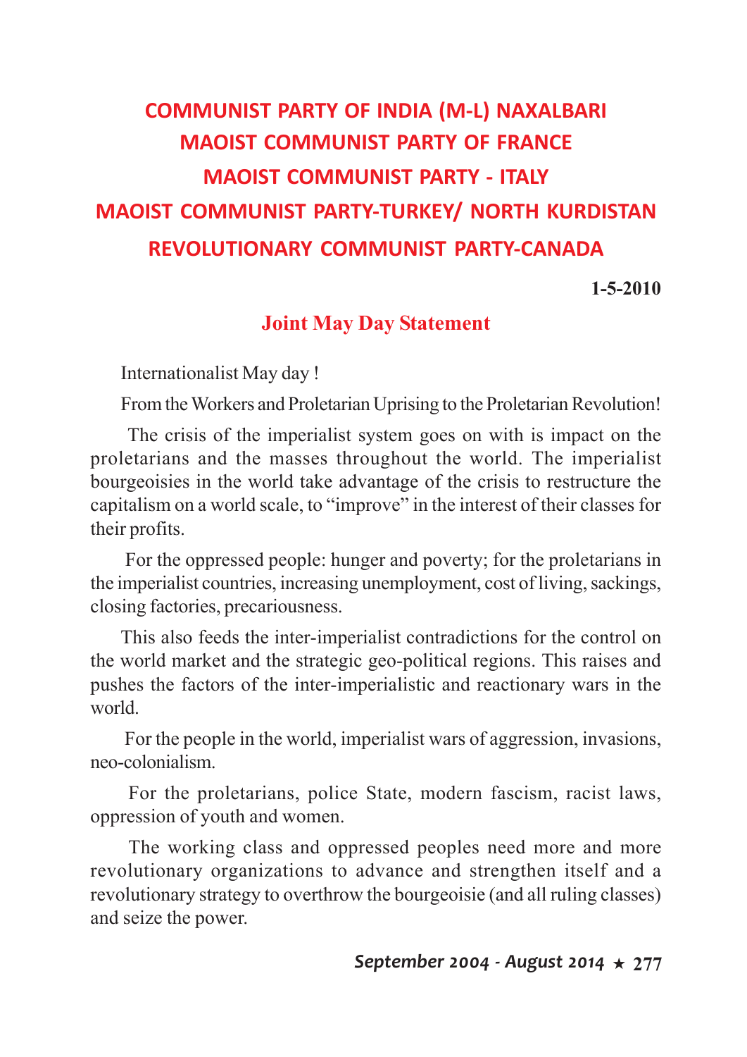**COMMUNIST PARTY OF INDIA (M-L) NAXALBARI**
**MAOIST COMMUNIST PARTY OF FRANCE**
**MAOIST COMMUNIST PARTY - ITALY**
**MAOIST COMMUNIST PARTY-TURKEY/ NORTH KURDISTAN**
**REVOLUTIONARY COMMUNIST PARTY-CANADA**

**1-5-2010**

## Joint May Day Statement

Internationalist May day !

From the Workers and Proletarian Uprising to the Proletarian Revolution!

The crisis of the imperialist system goes on with is impact on the proletarians and the masses throughout the world. The imperialist bourgeoisies in the world take advantage of the crisis to restructure the capitalism on a world scale, to "improve" in the interest of their classes for their profits.

For the oppressed people: hunger and poverty; for the proletarians in the imperialist countries, increasing unemployment, cost of living, sackings, closing factories, precariousness.

This also feeds the inter-imperialist contradictions for the control on the world market and the strategic geo-political regions. This raises and pushes the factors of the inter-imperialistic and reactionary wars in the world.

For the people in the world, imperialist wars of aggression, invasions, neo-colonialism.

For the proletarians, police State, modern fascism, racist laws, oppression of youth and women.

The working class and oppressed peoples need more and more revolutionary organizations to advance and strengthen itself and a revolutionary strategy to overthrow the bourgeoisie (and all ruling classes) and seize the power.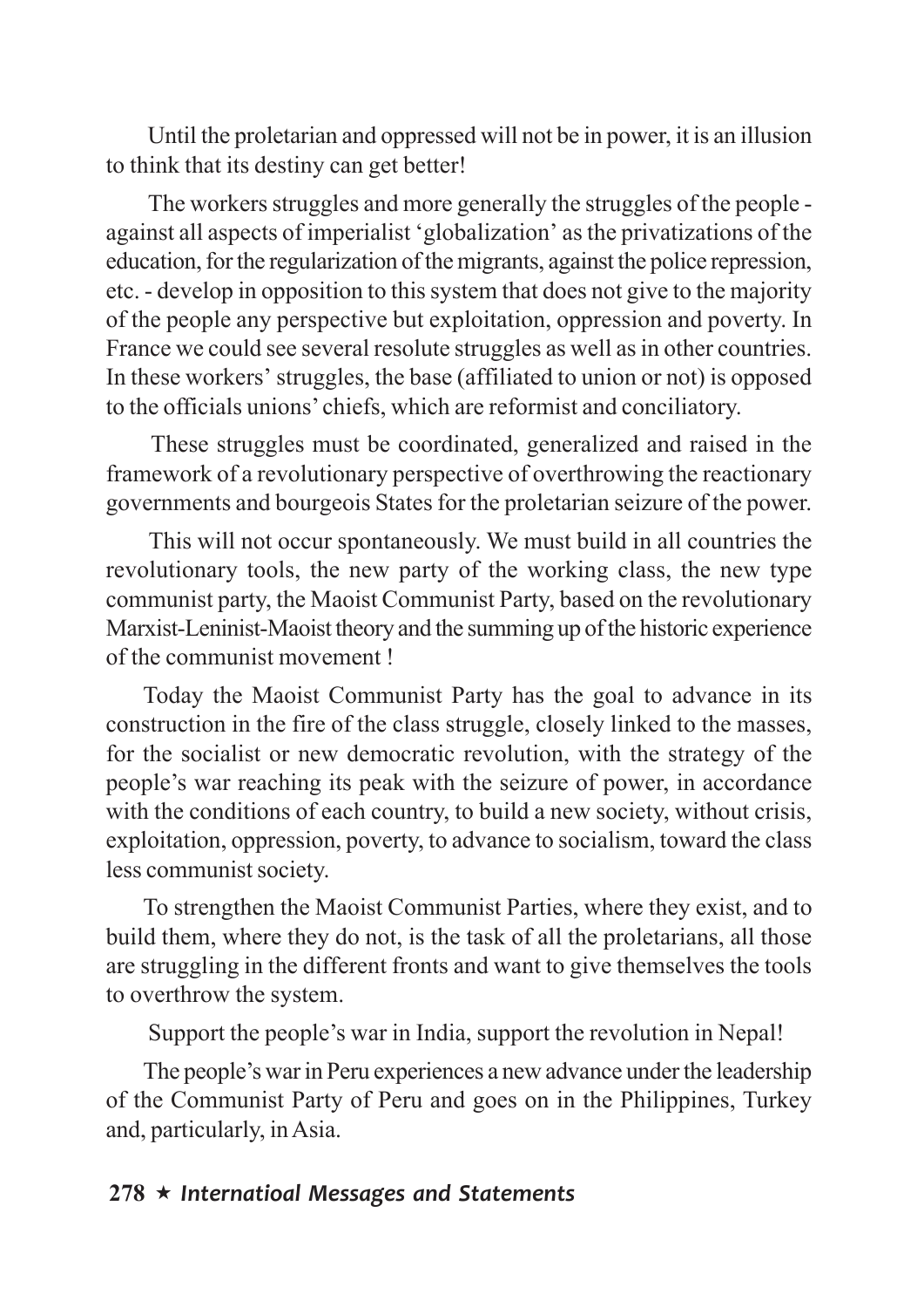Until the proletarian and oppressed will not be in power, it is an illusion to think that its destiny can get better!

The workers struggles and more generally the struggles of the people - against all aspects of imperialist 'globalization' as the privatizations of the education, for the regularization of the migrants, against the police repression, etc. - develop in opposition to this system that does not give to the majority of the people any perspective but exploitation, oppression and poverty. In France we could see several resolute struggles as well as in other countries. In these workers' struggles, the base (affiliated to union or not) is opposed to the officials unions' chiefs, which are reformist and conciliatory.

These struggles must be coordinated, generalized and raised in the framework of a revolutionary perspective of overthrowing the reactionary governments and bourgeois States for the proletarian seizure of the power.

This will not occur spontaneously. We must build in all countries the revolutionary tools, the new party of the working class, the new type communist party, the Maoist Communist Party, based on the revolutionary Marxist-Leninist-Maoist theory and the summing up of the historic experience of the communist movement !

Today the Maoist Communist Party has the goal to advance in its construction in the fire of the class struggle, closely linked to the masses, for the socialist or new democratic revolution, with the strategy of the people's war reaching its peak with the seizure of power, in accordance with the conditions of each country, to build a new society, without crisis, exploitation, oppression, poverty, to advance to socialism, toward the class less communist society.

To strengthen the Maoist Communist Parties, where they exist, and to build them, where they do not, is the task of all the proletarians, all those are struggling in the different fronts and want to give themselves the tools to overthrow the system.

Support the people's war in India, support the revolution in Nepal!

The people's war in Peru experiences a new advance under the leadership of the Communist Party of Peru and goes on in the Philippines, Turkey and, particularly, in Asia.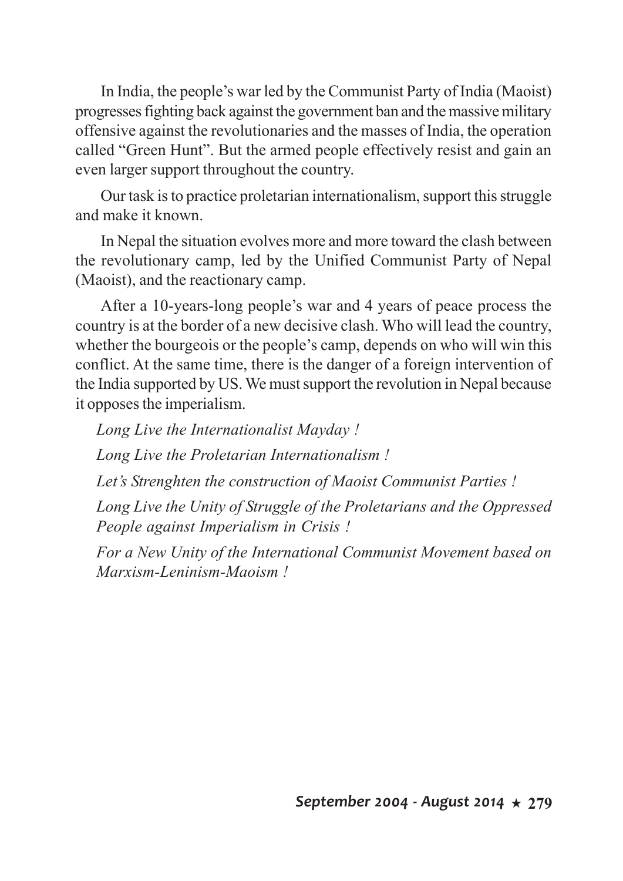In India, the people's war led by the Communist Party of India (Maoist) progresses fighting back against the government ban and the massive military offensive against the revolutionaries and the masses of India, the operation called "Green Hunt". But the armed people effectively resist and gain an even larger support throughout the country.

Our task is to practice proletarian internationalism, support this struggle and make it known.

In Nepal the situation evolves more and more toward the clash between the revolutionary camp, led by the Unified Communist Party of Nepal (Maoist), and the reactionary camp.

After a 10-years-long people's war and 4 years of peace process the country is at the border of a new decisive clash. Who will lead the country, whether the bourgeois or the people's camp, depends on who will win this conflict. At the same time, there is the danger of a foreign intervention of the India supported by US. We must support the revolution in Nepal because it opposes the imperialism.

*Long Live the Internationalist Mayday !*

*Long Live the Proletarian Internationalism !*

*Let's Strenghten the construction of Maoist Communist Parties !*

*Long Live the Unity of Struggle of the Proletarians and the Oppressed People against Imperialism in Crisis !*

*For a New Unity of the International Communist Movement based on Marxism-Leninism-Maoism !*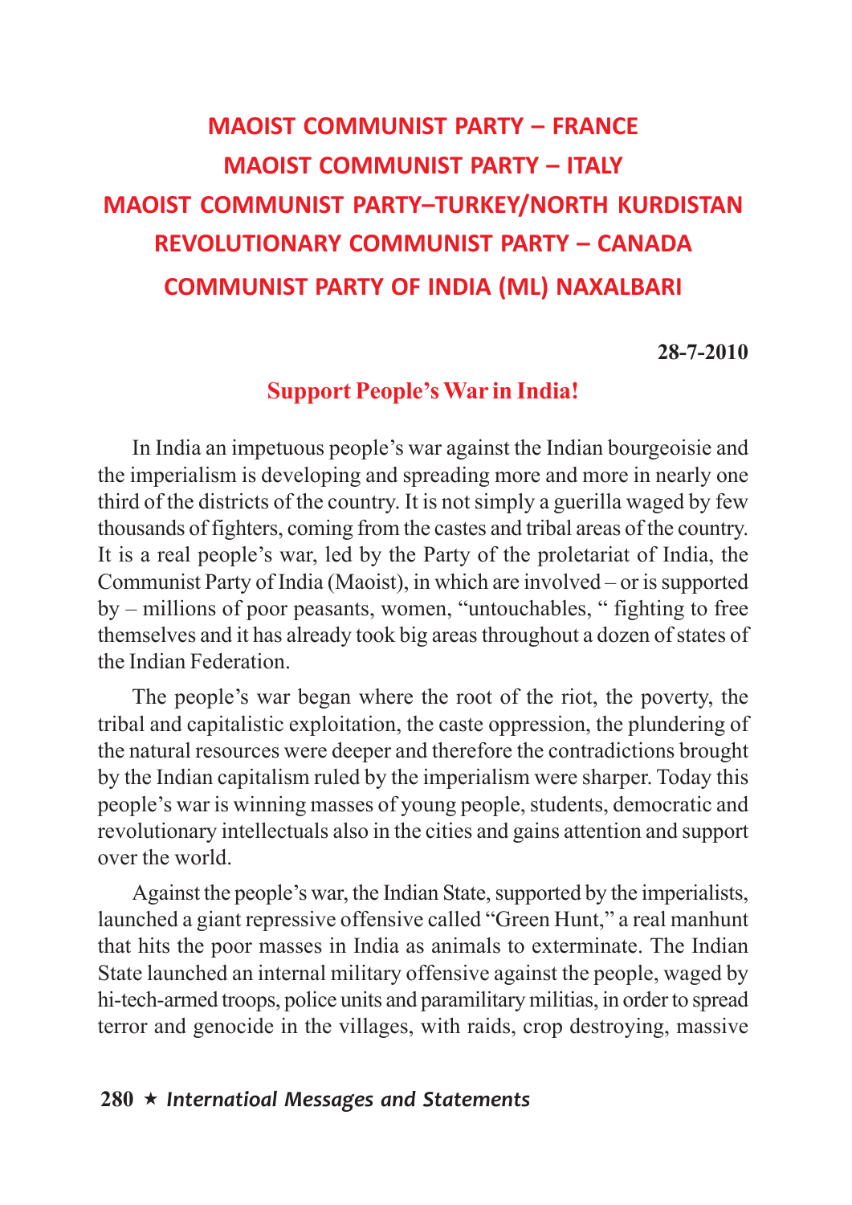# MAOIST COMMUNIST PARTY – FRANCE
# MAOIST COMMUNIST PARTY – ITALY
# MAOIST COMMUNIST PARTY–TURKEY/NORTH KURDISTAN
# REVOLUTIONARY COMMUNIST PARTY – CANADA
# COMMUNIST PARTY OF INDIA (ML) NAXALBARI

**28-7-2010**

## Support People's War in India!

In India an impetuous people's war against the Indian bourgeoisie and the imperialism is developing and spreading more and more in nearly one third of the districts of the country. It is not simply a guerilla waged by few thousands of fighters, coming from the castes and tribal areas of the country. It is a real people's war, led by the Party of the proletariat of India, the Communist Party of India (Maoist), in which are involved – or is supported by – millions of poor peasants, women, "untouchables, " fighting to free themselves and it has already took big areas throughout a dozen of states of the Indian Federation.

The people's war began where the root of the riot, the poverty, the tribal and capitalistic exploitation, the caste oppression, the plundering of the natural resources were deeper and therefore the contradictions brought by the Indian capitalism ruled by the imperialism were sharper. Today this people's war is winning masses of young people, students, democratic and revolutionary intellectuals also in the cities and gains attention and support over the world.

Against the people's war, the Indian State, supported by the imperialists, launched a giant repressive offensive called "Green Hunt," a real manhunt that hits the poor masses in India as animals to exterminate. The Indian State launched an internal military offensive against the people, waged by hi-tech-armed troops, police units and paramilitary militias, in order to spread terror and genocide in the villages, with raids, crop destroying, massive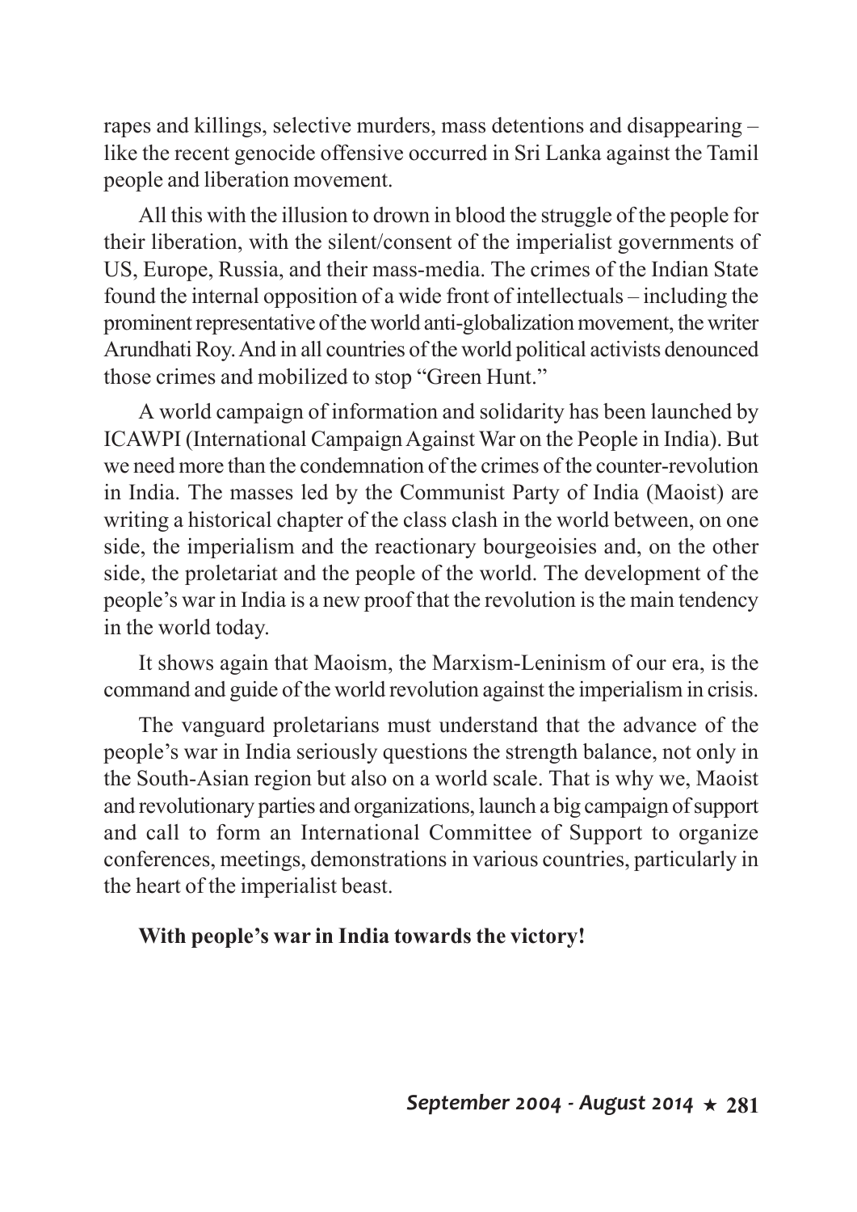rapes and killings, selective murders, mass detentions and disappearing – like the recent genocide offensive occurred in Sri Lanka against the Tamil people and liberation movement.

All this with the illusion to drown in blood the struggle of the people for their liberation, with the silent/consent of the imperialist governments of US, Europe, Russia, and their mass-media. The crimes of the Indian State found the internal opposition of a wide front of intellectuals – including the prominent representative of the world anti-globalization movement, the writer Arundhati Roy. And in all countries of the world political activists denounced those crimes and mobilized to stop "Green Hunt."

A world campaign of information and solidarity has been launched by ICAWPI (International Campaign Against War on the People in India). But we need more than the condemnation of the crimes of the counter-revolution in India. The masses led by the Communist Party of India (Maoist) are writing a historical chapter of the class clash in the world between, on one side, the imperialism and the reactionary bourgeoisies and, on the other side, the proletariat and the people of the world. The development of the people's war in India is a new proof that the revolution is the main tendency in the world today.

It shows again that Maoism, the Marxism-Leninism of our era, is the command and guide of the world revolution against the imperialism in crisis.

The vanguard proletarians must understand that the advance of the people's war in India seriously questions the strength balance, not only in the South-Asian region but also on a world scale. That is why we, Maoist and revolutionary parties and organizations, launch a big campaign of support and call to form an International Committee of Support to organize conferences, meetings, demonstrations in various countries, particularly in the heart of the imperialist beast.

**With people's war in India towards the victory!**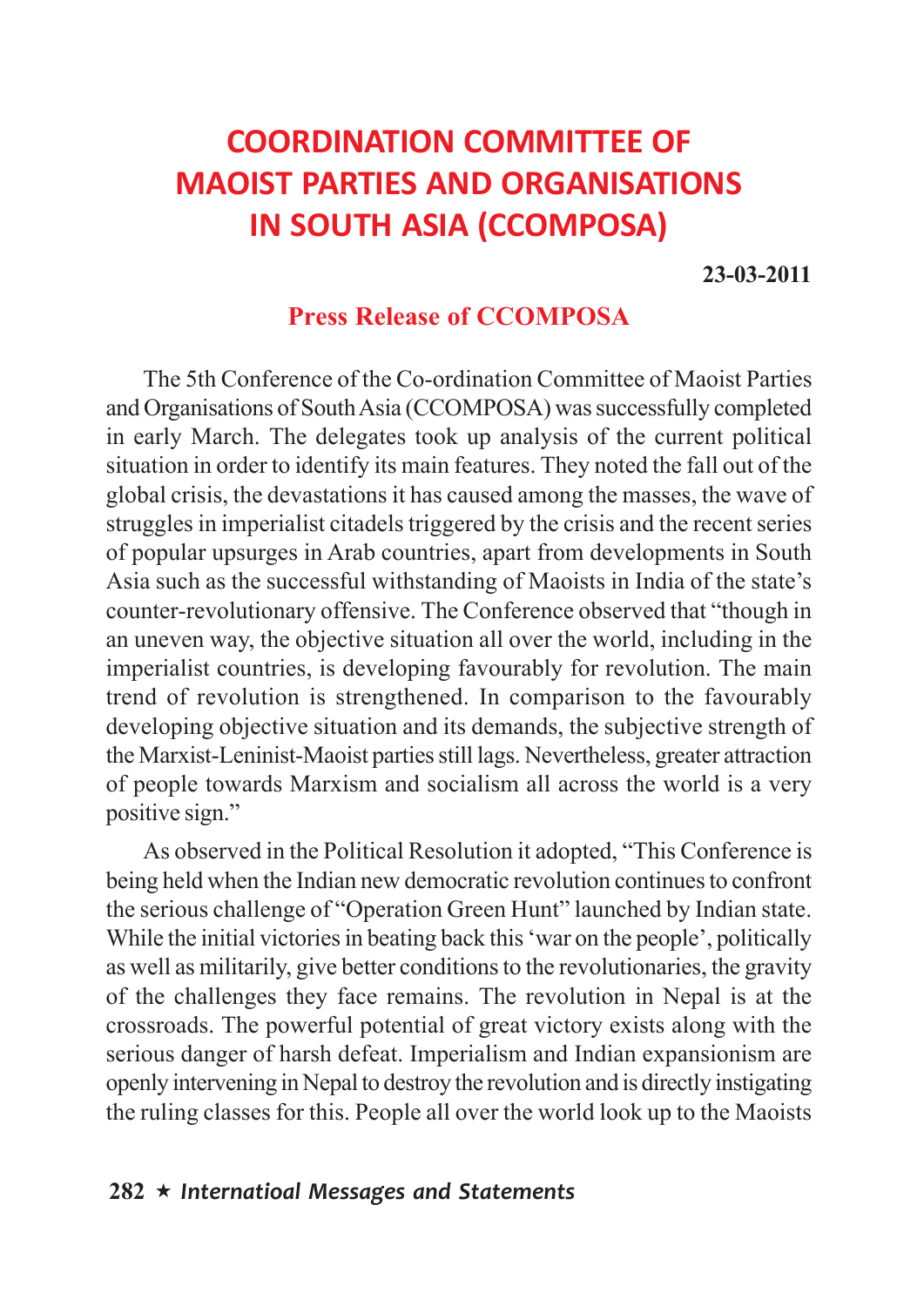# COORDINATION COMMITTEE OF MAOIST PARTIES AND ORGANISATIONS IN SOUTH ASIA (CCOMPOSA)

**23-03-2011**

## Press Release of CCOMPOSA

The 5th Conference of the Co-ordination Committee of Maoist Parties and Organisations of South Asia (CCOMPOSA) was successfully completed in early March. The delegates took up analysis of the current political situation in order to identify its main features. They noted the fall out of the global crisis, the devastations it has caused among the masses, the wave of struggles in imperialist citadels triggered by the crisis and the recent series of popular upsurges in Arab countries, apart from developments in South Asia such as the successful withstanding of Maoists in India of the state's counter-revolutionary offensive. The Conference observed that "though in an uneven way, the objective situation all over the world, including in the imperialist countries, is developing favourably for revolution. The main trend of revolution is strengthened. In comparison to the favourably developing objective situation and its demands, the subjective strength of the Marxist-Leninist-Maoist parties still lags. Nevertheless, greater attraction of people towards Marxism and socialism all across the world is a very positive sign."

As observed in the Political Resolution it adopted, "This Conference is being held when the Indian new democratic revolution continues to confront the serious challenge of "Operation Green Hunt" launched by Indian state. While the initial victories in beating back this 'war on the people', politically as well as militarily, give better conditions to the revolutionaries, the gravity of the challenges they face remains. The revolution in Nepal is at the crossroads. The powerful potential of great victory exists along with the serious danger of harsh defeat. Imperialism and Indian expansionism are openly intervening in Nepal to destroy the revolution and is directly instigating the ruling classes for this. People all over the world look up to the Maoists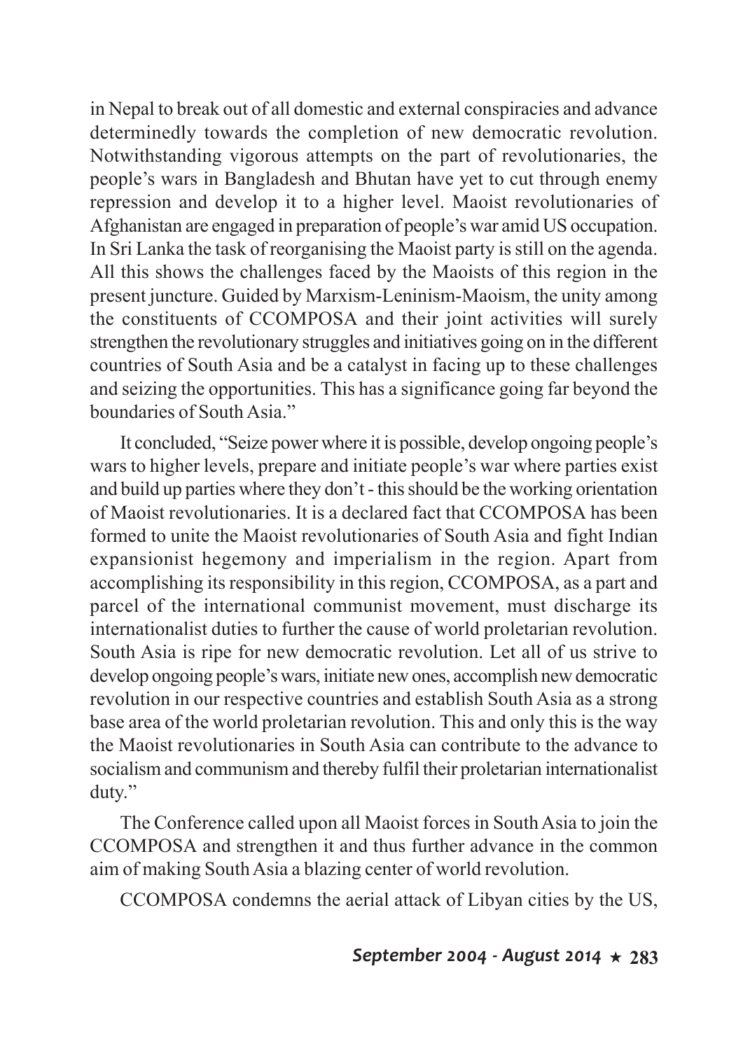in Nepal to break out of all domestic and external conspiracies and advance determinedly towards the completion of new democratic revolution. Notwithstanding vigorous attempts on the part of revolutionaries, the people's wars in Bangladesh and Bhutan have yet to cut through enemy repression and develop it to a higher level. Maoist revolutionaries of Afghanistan are engaged in preparation of people's war amid US occupation. In Sri Lanka the task of reorganising the Maoist party is still on the agenda. All this shows the challenges faced by the Maoists of this region in the present juncture. Guided by Marxism-Leninism-Maoism, the unity among the constituents of CCOMPOSA and their joint activities will surely strengthen the revolutionary struggles and initiatives going on in the different countries of South Asia and be a catalyst in facing up to these challenges and seizing the opportunities. This has a significance going far beyond the boundaries of South Asia."

It concluded, "Seize power where it is possible, develop ongoing people's wars to higher levels, prepare and initiate people's war where parties exist and build up parties where they don't - this should be the working orientation of Maoist revolutionaries. It is a declared fact that CCOMPOSA has been formed to unite the Maoist revolutionaries of South Asia and fight Indian expansionist hegemony and imperialism in the region. Apart from accomplishing its responsibility in this region, CCOMPOSA, as a part and parcel of the international communist movement, must discharge its internationalist duties to further the cause of world proletarian revolution. South Asia is ripe for new democratic revolution. Let all of us strive to develop ongoing people's wars, initiate new ones, accomplish new democratic revolution in our respective countries and establish South Asia as a strong base area of the world proletarian revolution. This and only this is the way the Maoist revolutionaries in South Asia can contribute to the advance to socialism and communism and thereby fulfil their proletarian internationalist duty."

The Conference called upon all Maoist forces in South Asia to join the CCOMPOSA and strengthen it and thus further advance in the common aim of making South Asia a blazing center of world revolution.

CCOMPOSA condemns the aerial attack of Libyan cities by the US,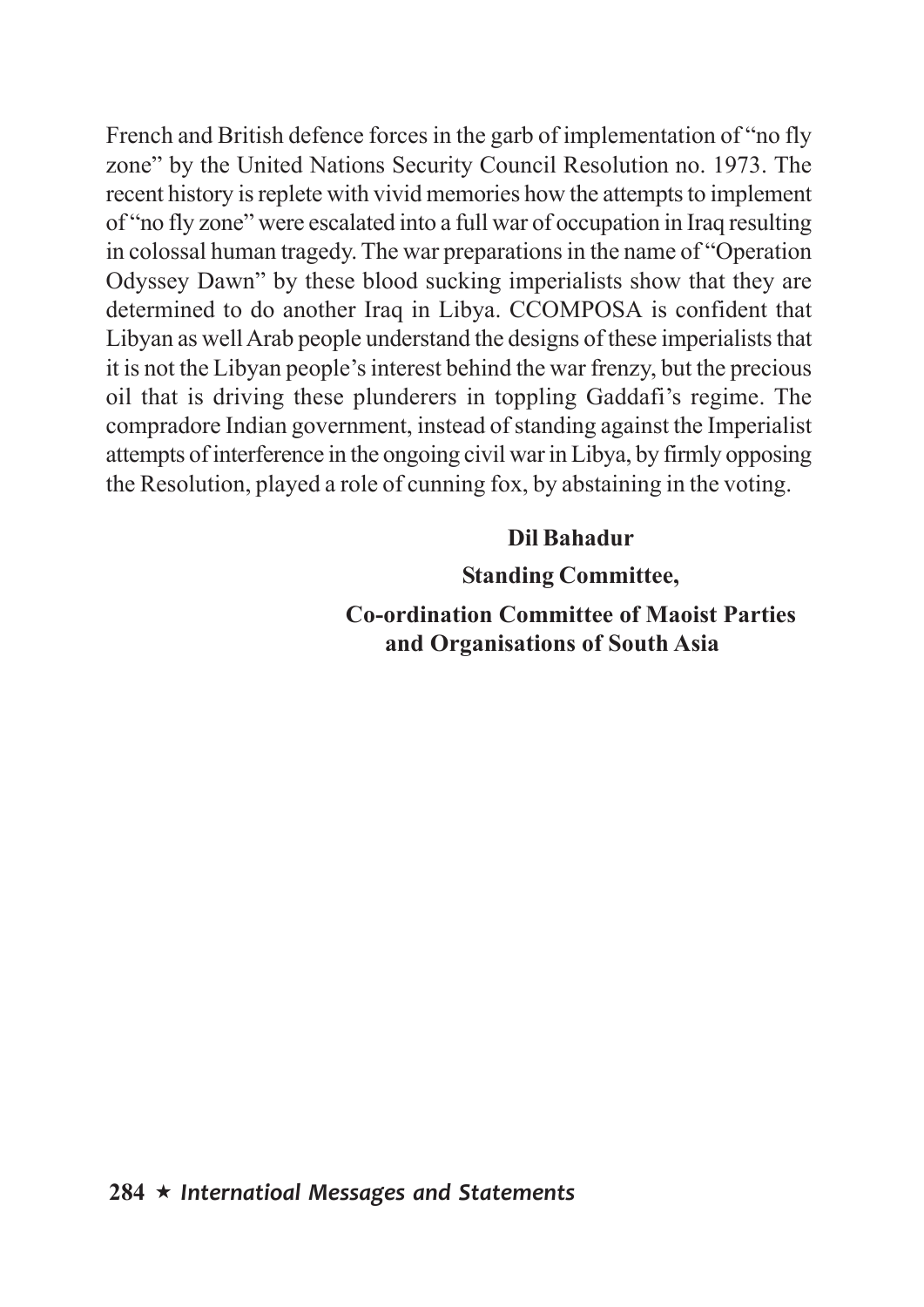French and British defence forces in the garb of implementation of "no fly zone" by the United Nations Security Council Resolution no. 1973. The recent history is replete with vivid memories how the attempts to implement of "no fly zone" were escalated into a full war of occupation in Iraq resulting in colossal human tragedy. The war preparations in the name of "Operation Odyssey Dawn" by these blood sucking imperialists show that they are determined to do another Iraq in Libya. CCOMPOSA is confident that Libyan as well Arab people understand the designs of these imperialists that it is not the Libyan people's interest behind the war frenzy, but the precious oil that is driving these plunderers in toppling Gaddafi's regime. The compradore Indian government, instead of standing against the Imperialist attempts of interference in the ongoing civil war in Libya, by firmly opposing the Resolution, played a role of cunning fox, by abstaining in the voting.

**Dil Bahadur**

**Standing Committee,**

**Co-ordination Committee of Maoist Parties and Organisations of South Asia**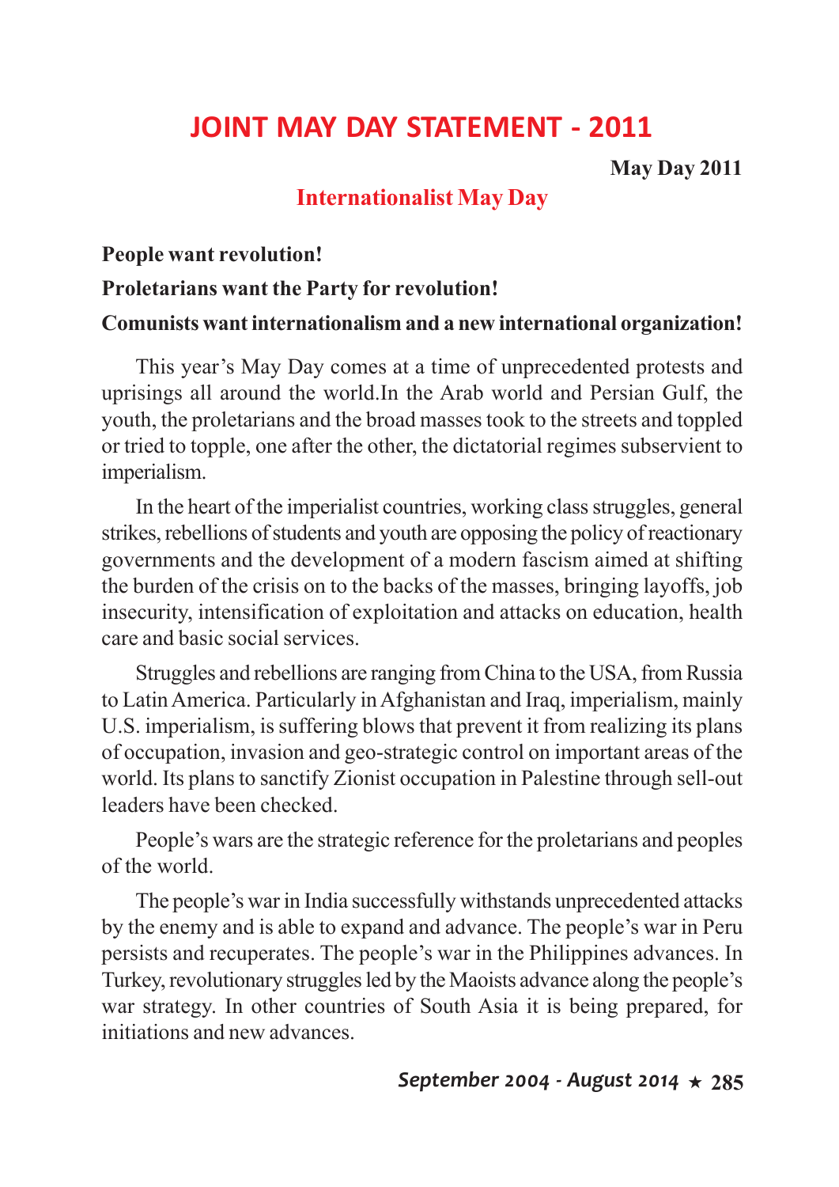# JOINT MAY DAY STATEMENT - 2011

**May Day 2011**

## Internationalist May Day

**People want revolution!**

**Proletarians want the Party for revolution!**

**Comunists want internationalism and a new international organization!**

This year's May Day comes at a time of unprecedented protests and uprisings all around the world.In the Arab world and Persian Gulf, the youth, the proletarians and the broad masses took to the streets and toppled or tried to topple, one after the other, the dictatorial regimes subservient to imperialism.

In the heart of the imperialist countries, working class struggles, general strikes, rebellions of students and youth are opposing the policy of reactionary governments and the development of a modern fascism aimed at shifting the burden of the crisis on to the backs of the masses, bringing layoffs, job insecurity, intensification of exploitation and attacks on education, health care and basic social services.

Struggles and rebellions are ranging from China to the USA, from Russia to Latin America. Particularly in Afghanistan and Iraq, imperialism, mainly U.S. imperialism, is suffering blows that prevent it from realizing its plans of occupation, invasion and geo-strategic control on important areas of the world. Its plans to sanctify Zionist occupation in Palestine through sell-out leaders have been checked.

People's wars are the strategic reference for the proletarians and peoples of the world.

The people's war in India successfully withstands unprecedented attacks by the enemy and is able to expand and advance. The people's war in Peru persists and recuperates. The people's war in the Philippines advances. In Turkey, revolutionary struggles led by the Maoists advance along the people's war strategy. In other countries of South Asia it is being prepared, for initiations and new advances.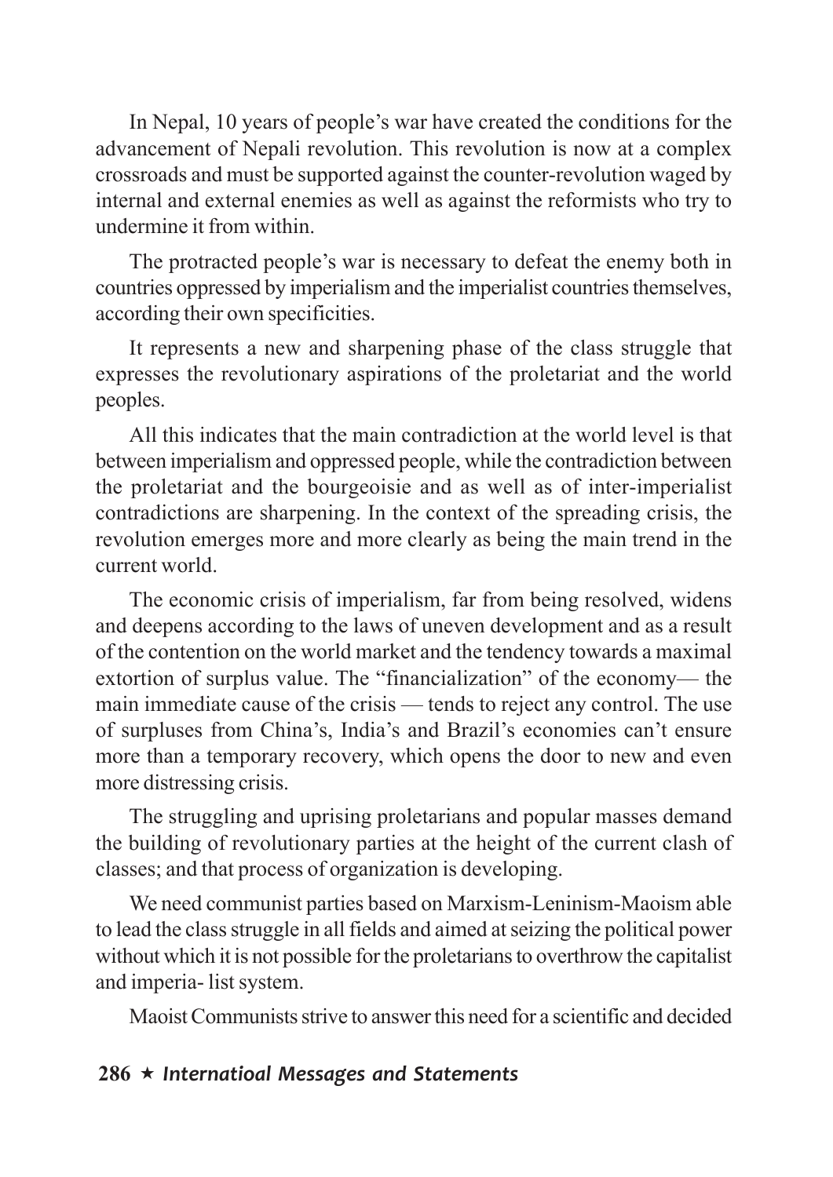In Nepal, 10 years of people's war have created the conditions for the advancement of Nepali revolution. This revolution is now at a complex crossroads and must be supported against the counter-revolution waged by internal and external enemies as well as against the reformists who try to undermine it from within.

The protracted people's war is necessary to defeat the enemy both in countries oppressed by imperialism and the imperialist countries themselves, according their own specificities.

It represents a new and sharpening phase of the class struggle that expresses the revolutionary aspirations of the proletariat and the world peoples.

All this indicates that the main contradiction at the world level is that between imperialism and oppressed people, while the contradiction between the proletariat and the bourgeoisie and as well as of inter-imperialist contradictions are sharpening. In the context of the spreading crisis, the revolution emerges more and more clearly as being the main trend in the current world.

The economic crisis of imperialism, far from being resolved, widens and deepens according to the laws of uneven development and as a result of the contention on the world market and the tendency towards a maximal extortion of surplus value. The "financialization" of the economy— the main immediate cause of the crisis — tends to reject any control. The use of surpluses from China's, India's and Brazil's economies can't ensure more than a temporary recovery, which opens the door to new and even more distressing crisis.

The struggling and uprising proletarians and popular masses demand the building of revolutionary parties at the height of the current clash of classes; and that process of organization is developing.

We need communist parties based on Marxism-Leninism-Maoism able to lead the class struggle in all fields and aimed at seizing the political power without which it is not possible for the proletarians to overthrow the capitalist and imperia- list system.

Maoist Communists strive to answer this need for a scientific and decided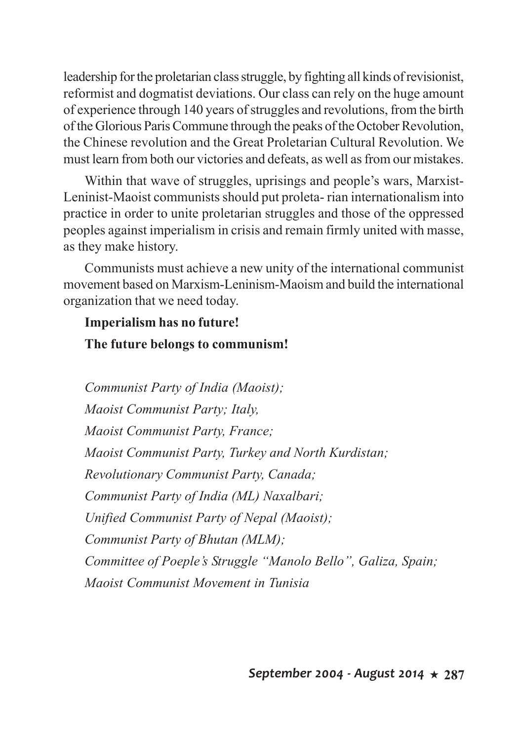leadership for the proletarian class struggle, by fighting all kinds of revisionist, reformist and dogmatist deviations. Our class can rely on the huge amount of experience through 140 years of struggles and revolutions, from the birth of the Glorious Paris Commune through the peaks of the October Revolution, the Chinese revolution and the Great Proletarian Cultural Revolution. We must learn from both our victories and defeats, as well as from our mistakes.

Within that wave of struggles, uprisings and people's wars, Marxist-Leninist-Maoist communists should put proleta- rian internationalism into practice in order to unite proletarian struggles and those of the oppressed peoples against imperialism in crisis and remain firmly united with masse, as they make history.

Communists must achieve a new unity of the international communist movement based on Marxism-Leninism-Maoism and build the international organization that we need today.

**Imperialism has no future!**

**The future belongs to communism!**

*Communist Party of India (Maoist);*

*Maoist Communist Party; Italy,*

*Maoist Communist Party, France;*

*Maoist Communist Party, Turkey and North Kurdistan;*

*Revolutionary Communist Party, Canada;*

*Communist Party of India (ML) Naxalbari;*

*Unified Communist Party of Nepal (Maoist);*

*Communist Party of Bhutan (MLM);*

*Committee of Poeple's Struggle "Manolo Bello", Galiza, Spain;*

*Maoist Communist Movement in Tunisia*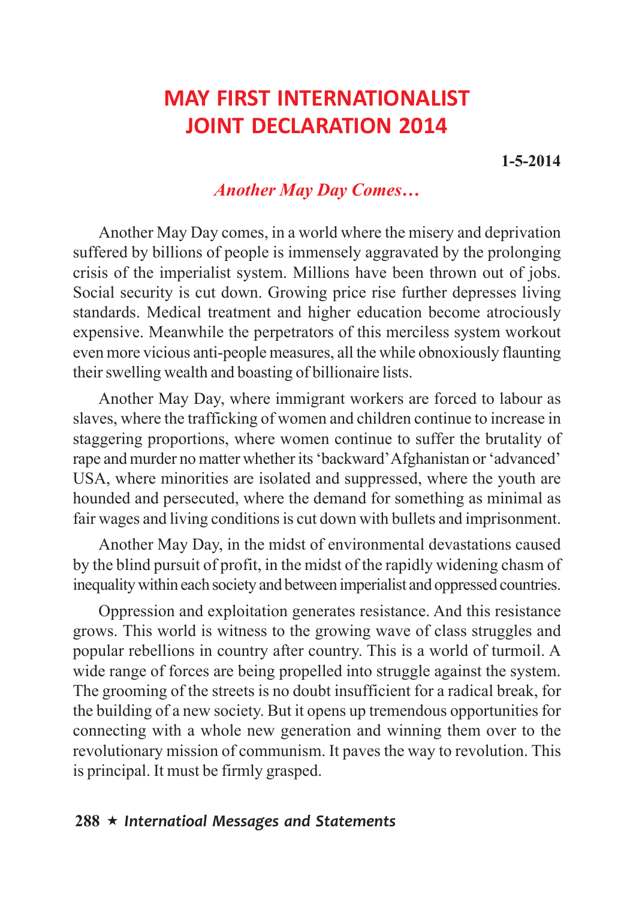# MAY FIRST INTERNATIONALIST JOINT DECLARATION 2014

**1-5-2014**

### *Another May Day Comes…*

Another May Day comes, in a world where the misery and deprivation suffered by billions of people is immensely aggravated by the prolonging crisis of the imperialist system. Millions have been thrown out of jobs. Social security is cut down. Growing price rise further depresses living standards. Medical treatment and higher education become atrociously expensive. Meanwhile the perpetrators of this merciless system workout even more vicious anti-people measures, all the while obnoxiously flaunting their swelling wealth and boasting of billionaire lists.

Another May Day, where immigrant workers are forced to labour as slaves, where the trafficking of women and children continue to increase in staggering proportions, where women continue to suffer the brutality of rape and murder no matter whether its 'backward' Afghanistan or 'advanced' USA, where minorities are isolated and suppressed, where the youth are hounded and persecuted, where the demand for something as minimal as fair wages and living conditions is cut down with bullets and imprisonment.

Another May Day, in the midst of environmental devastations caused by the blind pursuit of profit, in the midst of the rapidly widening chasm of inequality within each society and between imperialist and oppressed countries.

Oppression and exploitation generates resistance. And this resistance grows. This world is witness to the growing wave of class struggles and popular rebellions in country after country. This is a world of turmoil. A wide range of forces are being propelled into struggle against the system. The grooming of the streets is no doubt insufficient for a radical break, for the building of a new society. But it opens up tremendous opportunities for connecting with a whole new generation and winning them over to the revolutionary mission of communism. It paves the way to revolution. This is principal. It must be firmly grasped.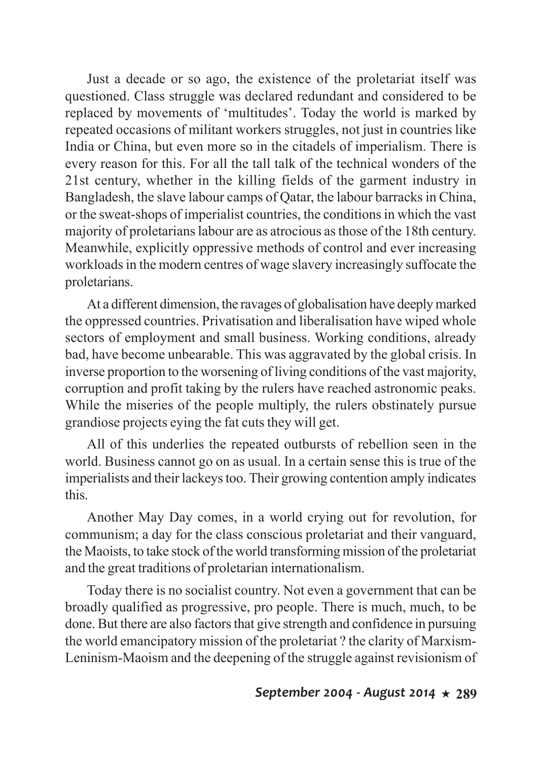Just a decade or so ago, the existence of the proletariat itself was questioned. Class struggle was declared redundant and considered to be replaced by movements of 'multitudes'. Today the world is marked by repeated occasions of militant workers struggles, not just in countries like India or China, but even more so in the citadels of imperialism. There is every reason for this. For all the tall talk of the technical wonders of the 21st century, whether in the killing fields of the garment industry in Bangladesh, the slave labour camps of Qatar, the labour barracks in China, or the sweat-shops of imperialist countries, the conditions in which the vast majority of proletarians labour are as atrocious as those of the 18th century. Meanwhile, explicitly oppressive methods of control and ever increasing workloads in the modern centres of wage slavery increasingly suffocate the proletarians.

At a different dimension, the ravages of globalisation have deeply marked the oppressed countries. Privatisation and liberalisation have wiped whole sectors of employment and small business. Working conditions, already bad, have become unbearable. This was aggravated by the global crisis. In inverse proportion to the worsening of living conditions of the vast majority, corruption and profit taking by the rulers have reached astronomic peaks. While the miseries of the people multiply, the rulers obstinately pursue grandiose projects eying the fat cuts they will get.

All of this underlies the repeated outbursts of rebellion seen in the world. Business cannot go on as usual. In a certain sense this is true of the imperialists and their lackeys too. Their growing contention amply indicates this.

Another May Day comes, in a world crying out for revolution, for communism; a day for the class conscious proletariat and their vanguard, the Maoists, to take stock of the world transforming mission of the proletariat and the great traditions of proletarian internationalism.

Today there is no socialist country. Not even a government that can be broadly qualified as progressive, pro people. There is much, much, to be done. But there are also factors that give strength and confidence in pursuing the world emancipatory mission of the proletariat ? the clarity of Marxism-Leninism-Maoism and the deepening of the struggle against revisionism of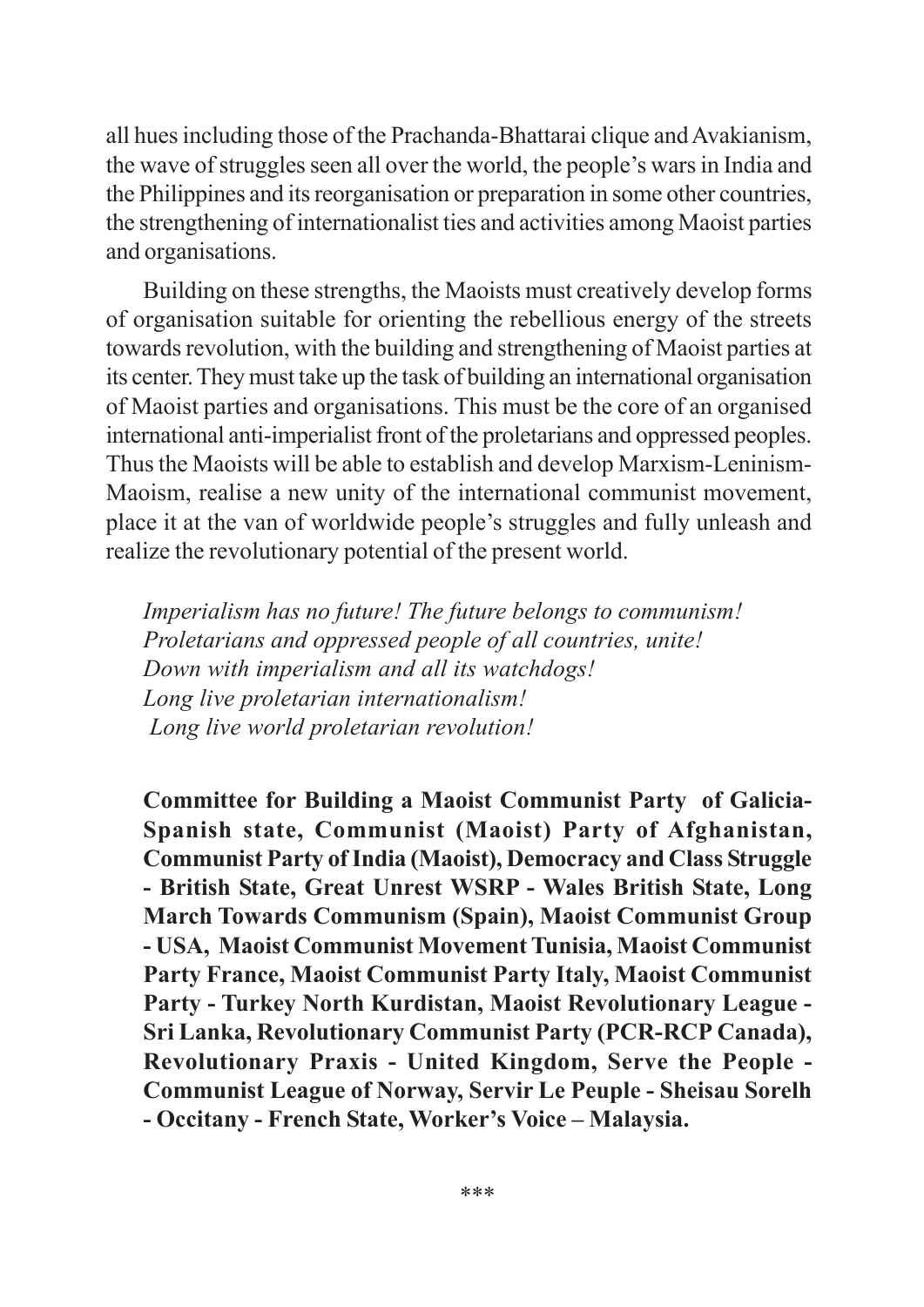all hues including those of the Prachanda-Bhattarai clique and Avakianism, the wave of struggles seen all over the world, the people's wars in India and the Philippines and its reorganisation or preparation in some other countries, the strengthening of internationalist ties and activities among Maoist parties and organisations.

Building on these strengths, the Maoists must creatively develop forms of organisation suitable for orienting the rebellious energy of the streets towards revolution, with the building and strengthening of Maoist parties at its center. They must take up the task of building an international organisation of Maoist parties and organisations. This must be the core of an organised international anti-imperialist front of the proletarians and oppressed peoples. Thus the Maoists will be able to establish and develop Marxism-Leninism-Maoism, realise a new unity of the international communist movement, place it at the van of worldwide people's struggles and fully unleash and realize the revolutionary potential of the present world.

*Imperialism has no future! The future belongs to communism!*
*Proletarians and oppressed people of all countries, unite!*
*Down with imperialism and all its watchdogs!*
*Long live proletarian internationalism!*
*Long live world proletarian revolution!*

**Committee for Building a Maoist Communist Party of Galicia-Spanish state, Communist (Maoist) Party of Afghanistan, Communist Party of India (Maoist), Democracy and Class Struggle - British State, Great Unrest WSRP - Wales British State, Long March Towards Communism (Spain), Maoist Communist Group - USA, Maoist Communist Movement Tunisia, Maoist Communist Party France, Maoist Communist Party Italy, Maoist Communist Party - Turkey North Kurdistan, Maoist Revolutionary League - Sri Lanka, Revolutionary Communist Party (PCR-RCP Canada), Revolutionary Praxis - United Kingdom, Serve the People - Communist League of Norway, Servir Le Peuple - Sheisau Sorelh - Occitany - French State, Worker's Voice – Malaysia.**

\*\*\*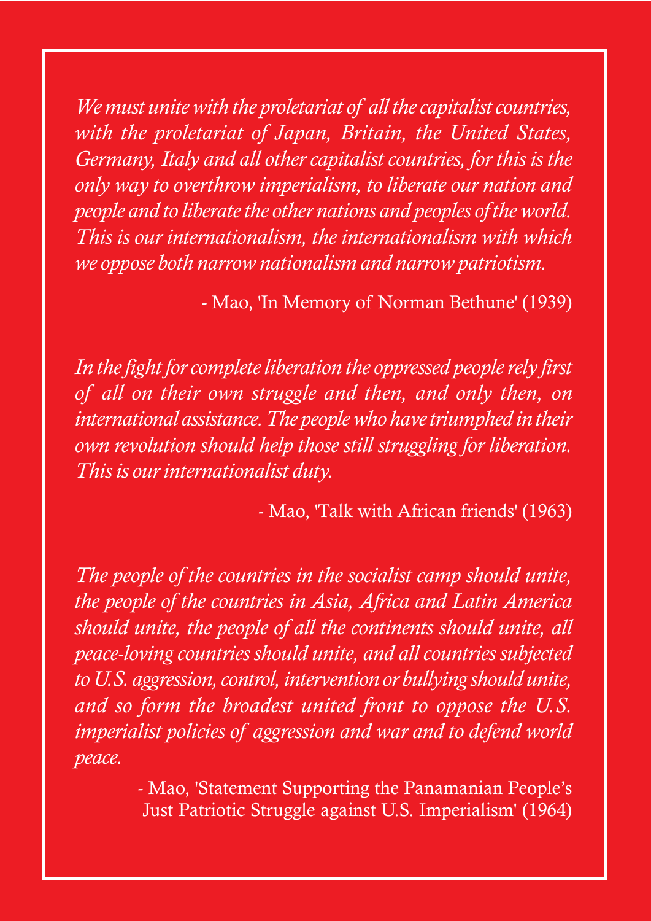*We must unite with the proletariat of all the capitalist countries, with the proletariat of Japan, Britain, the United States, Germany, Italy and all other capitalist countries, for this is the only way to overthrow imperialism, to liberate our nation and people and to liberate the other nations and peoples of the world. This is our internationalism, the internationalism with which we oppose both narrow nationalism and narrow patriotism.*

- Mao, 'In Memory of Norman Bethune' (1939)

*In the fight for complete liberation the oppressed people rely first of all on their own struggle and then, and only then, on international assistance. The people who have triumphed in their own revolution should help those still struggling for liberation. This is our internationalist duty.*

- Mao, 'Talk with African friends' (1963)

*The people of the countries in the socialist camp should unite, the people of the countries in Asia, Africa and Latin America should unite, the people of all the continents should unite, all peace-loving countries should unite, and all countries subjected to U.S. aggression, control, intervention or bullying should unite, and so form the broadest united front to oppose the U.S. imperialist policies of aggression and war and to defend world peace.*

- Mao, 'Statement Supporting the Panamanian People's Just Patriotic Struggle against U.S. Imperialism' (1964)